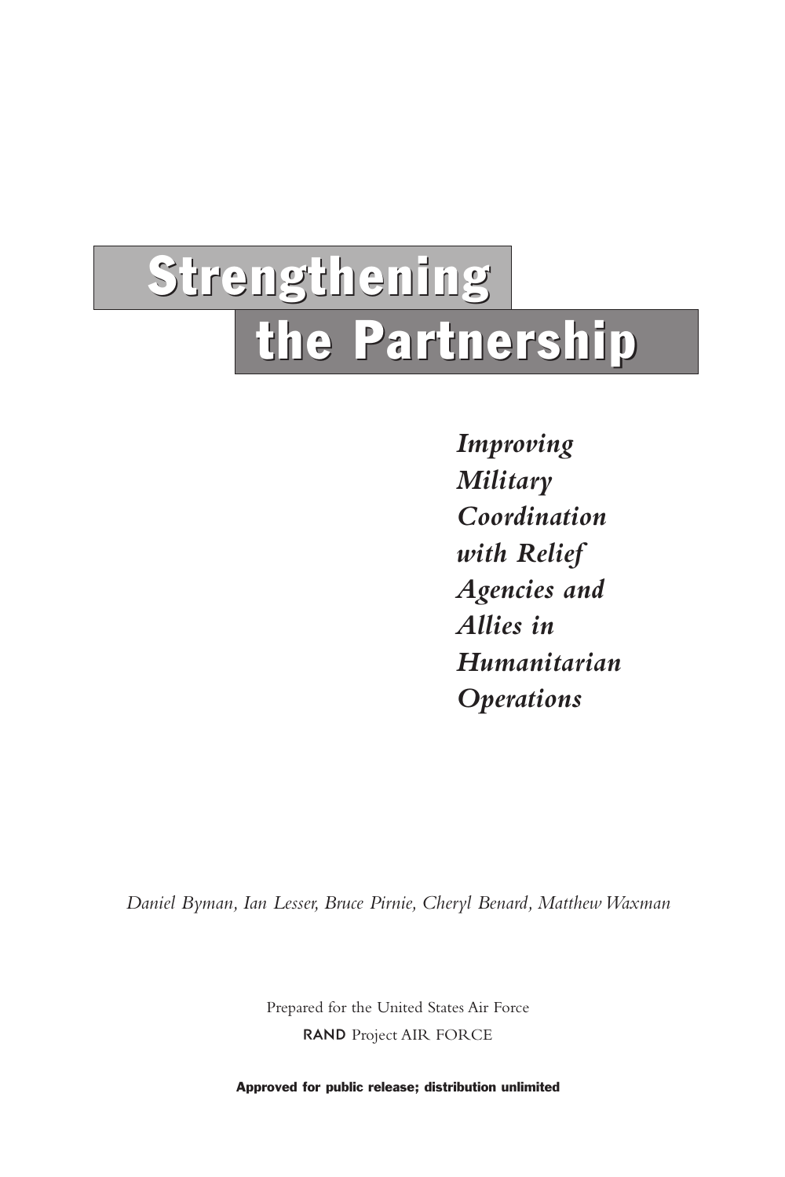# Strengthening the Partnership

***Improving Military Coordination with Relief Agencies and Allies in Humanitarian Operations***

*Daniel Byman, Ian Lesser, Bruce Pirnie, Cheryl Benard, Matthew Waxman*

Prepared for the United States Air Force

RAND Project AIR FORCE

**Approved for public release; distribution unlimited**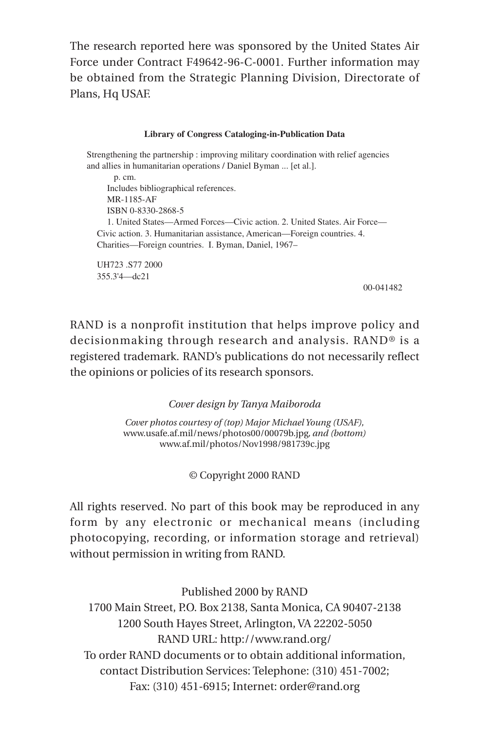The research reported here was sponsored by the United States Air Force under Contract F49642-96-C-0001. Further information may be obtained from the Strategic Planning Division, Directorate of Plans, Hq USAF.

**Library of Congress Cataloging-in-Publication Data**

Strengthening the partnership : improving military coordination with relief agencies and allies in humanitarian operations / Daniel Byman ... [et al.].

p. cm.

Includes bibliographical references.

MR-1185-AF

ISBN 0-8330-2868-5

1. United States—Armed Forces—Civic action. 2. United States. Air Force—Civic action. 3. Humanitarian assistance, American—Foreign countries. 4. Charities—Foreign countries. I. Byman, Daniel, 1967–

UH723 .S77 2000
355.3'4—dc21

00-041482

RAND is a nonprofit institution that helps improve policy and decisionmaking through research and analysis. RAND® is a registered trademark. RAND's publications do not necessarily reflect the opinions or policies of its research sponsors.

*Cover design by Tanya Maiboroda*

*Cover photos courtesy of (top) Major Michael Young (USAF),* www.usafe.af.mil/news/photos00/00079b.jpg*, and (bottom)* www.af.mil/photos/Nov1998/981739c.jpg

© Copyright 2000 RAND

All rights reserved. No part of this book may be reproduced in any form by any electronic or mechanical means (including photocopying, recording, or information storage and retrieval) without permission in writing from RAND.

Published 2000 by RAND
1700 Main Street, P.O. Box 2138, Santa Monica, CA 90407-2138
1200 South Hayes Street, Arlington, VA 22202-5050
RAND URL: http://www.rand.org/
To order RAND documents or to obtain additional information, contact Distribution Services: Telephone: (310) 451-7002; Fax: (310) 451-6915; Internet: order@rand.org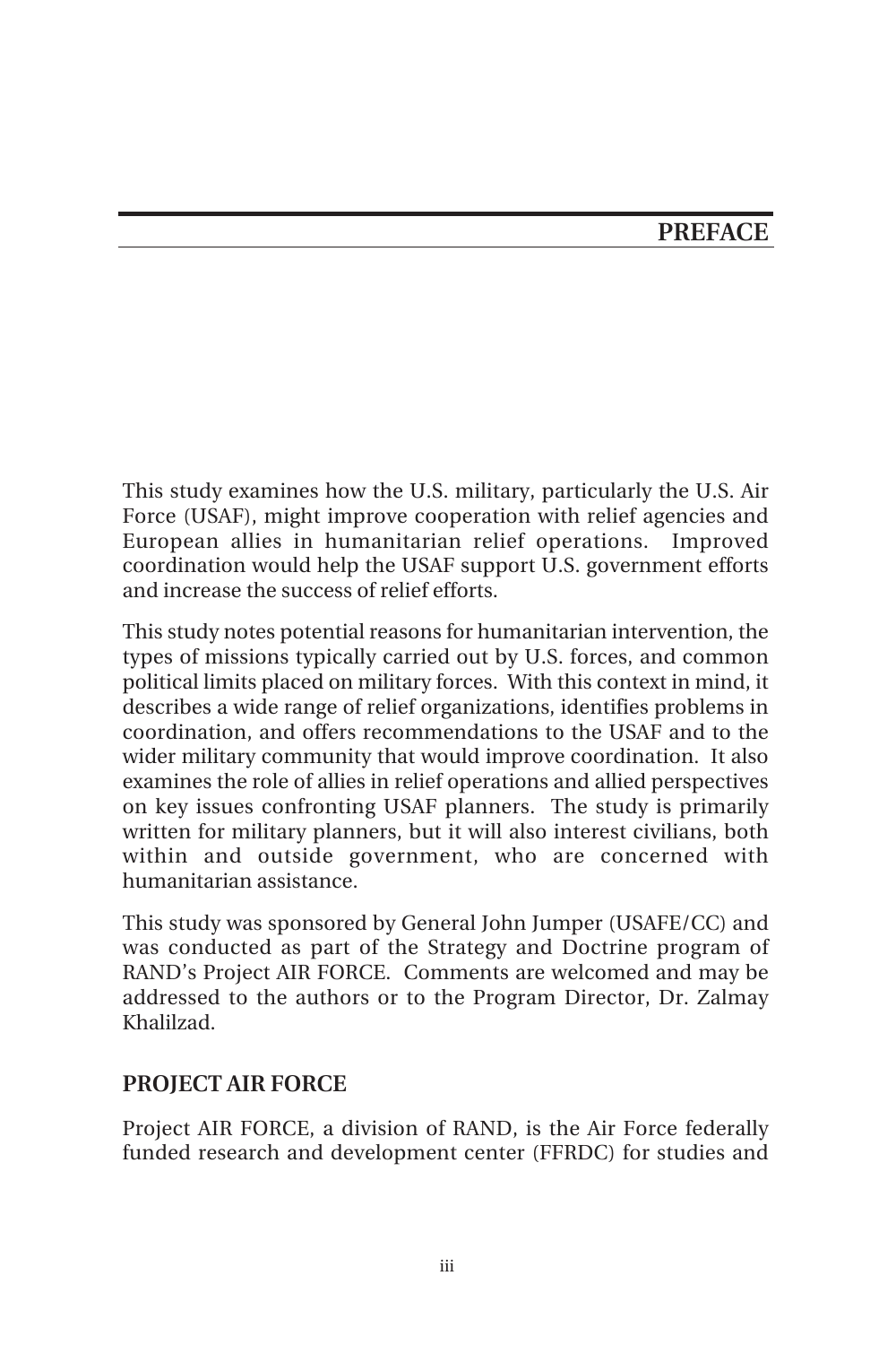# PREFACE

This study examines how the U.S. military, particularly the U.S. Air Force (USAF), might improve cooperation with relief agencies and European allies in humanitarian relief operations. Improved coordination would help the USAF support U.S. government efforts and increase the success of relief efforts.

This study notes potential reasons for humanitarian intervention, the types of missions typically carried out by U.S. forces, and common political limits placed on military forces. With this context in mind, it describes a wide range of relief organizations, identifies problems in coordination, and offers recommendations to the USAF and to the wider military community that would improve coordination. It also examines the role of allies in relief operations and allied perspectives on key issues confronting USAF planners. The study is primarily written for military planners, but it will also interest civilians, both within and outside government, who are concerned with humanitarian assistance.

This study was sponsored by General John Jumper (USAFE/CC) and was conducted as part of the Strategy and Doctrine program of RAND's Project AIR FORCE. Comments are welcomed and may be addressed to the authors or to the Program Director, Dr. Zalmay Khalilzad.

## PROJECT AIR FORCE

Project AIR FORCE, a division of RAND, is the Air Force federally funded research and development center (FFRDC) for studies and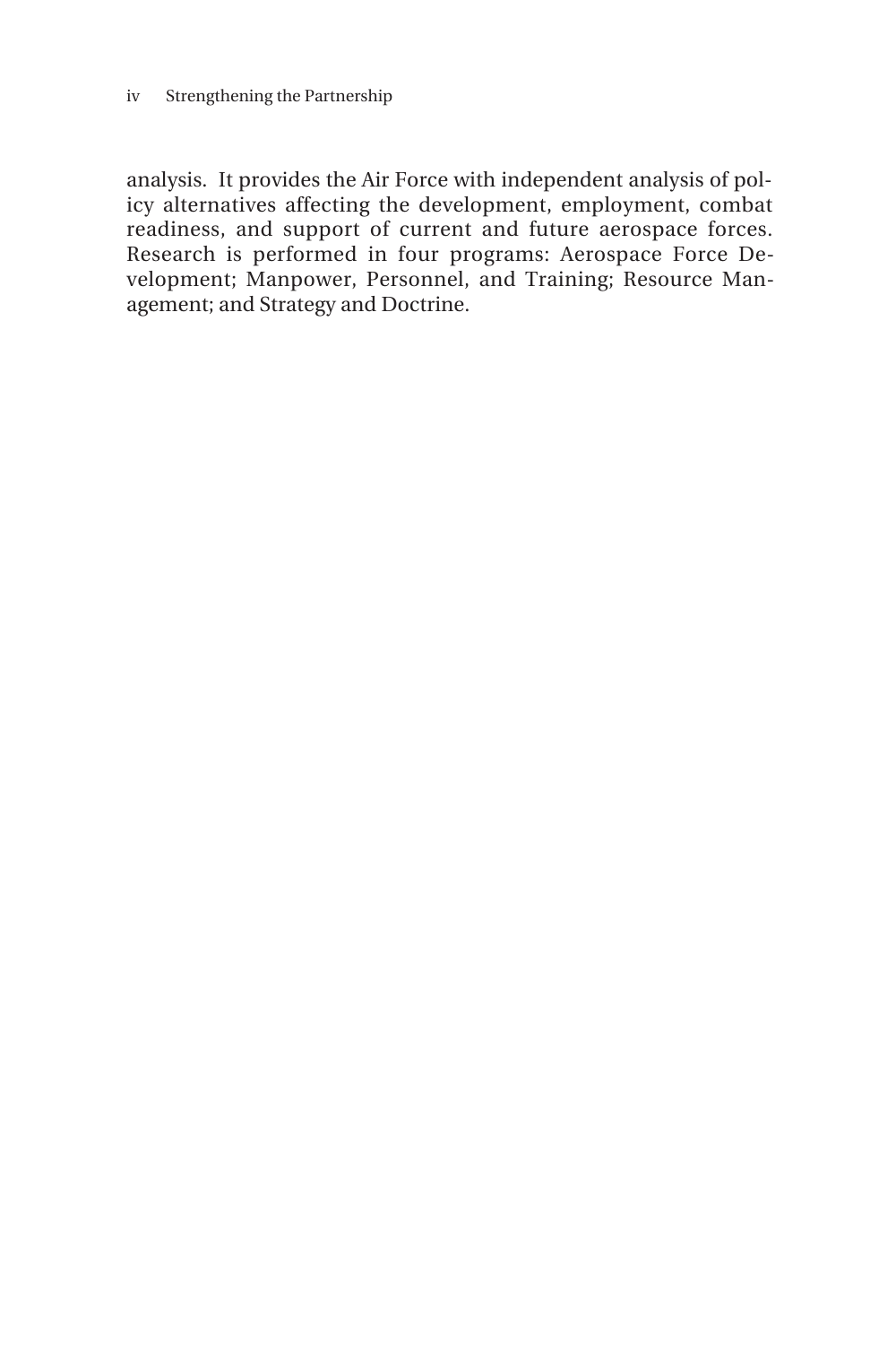analysis. It provides the Air Force with independent analysis of policy alternatives affecting the development, employment, combat readiness, and support of current and future aerospace forces. Research is performed in four programs: Aerospace Force Development; Manpower, Personnel, and Training; Resource Management; and Strategy and Doctrine.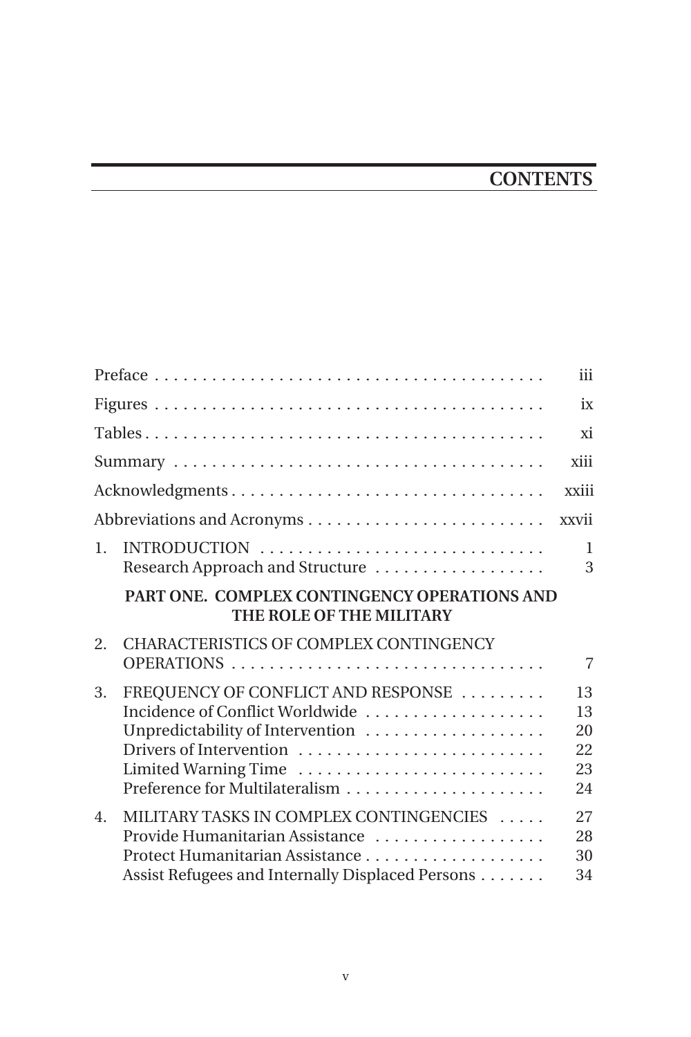# CONTENTS

| | | |
|---|---|---|
| | Preface | iii |
| | Figures | ix |
| | Tables | xi |
| | Summary | xiii |
| | Acknowledgments | xxiii |
| | Abbreviations and Acronyms | xxvii |
| 1. | INTRODUCTION | 1 |
| | Research Approach and Structure | 3 |
| | **PART ONE. COMPLEX CONTINGENCY OPERATIONS AND THE ROLE OF THE MILITARY** | |
| 2. | CHARACTERISTICS OF COMPLEX CONTINGENCY OPERATIONS | 7 |
| 3. | FREQUENCY OF CONFLICT AND RESPONSE | 13 |
| | Incidence of Conflict Worldwide | 13 |
| | Unpredictability of Intervention | 20 |
| | Drivers of Intervention | 22 |
| | Limited Warning Time | 23 |
| | Preference for Multilateralism | 24 |
| 4. | MILITARY TASKS IN COMPLEX CONTINGENCIES | 27 |
| | Provide Humanitarian Assistance | 28 |
| | Protect Humanitarian Assistance | 30 |
| | Assist Refugees and Internally Displaced Persons | 34 |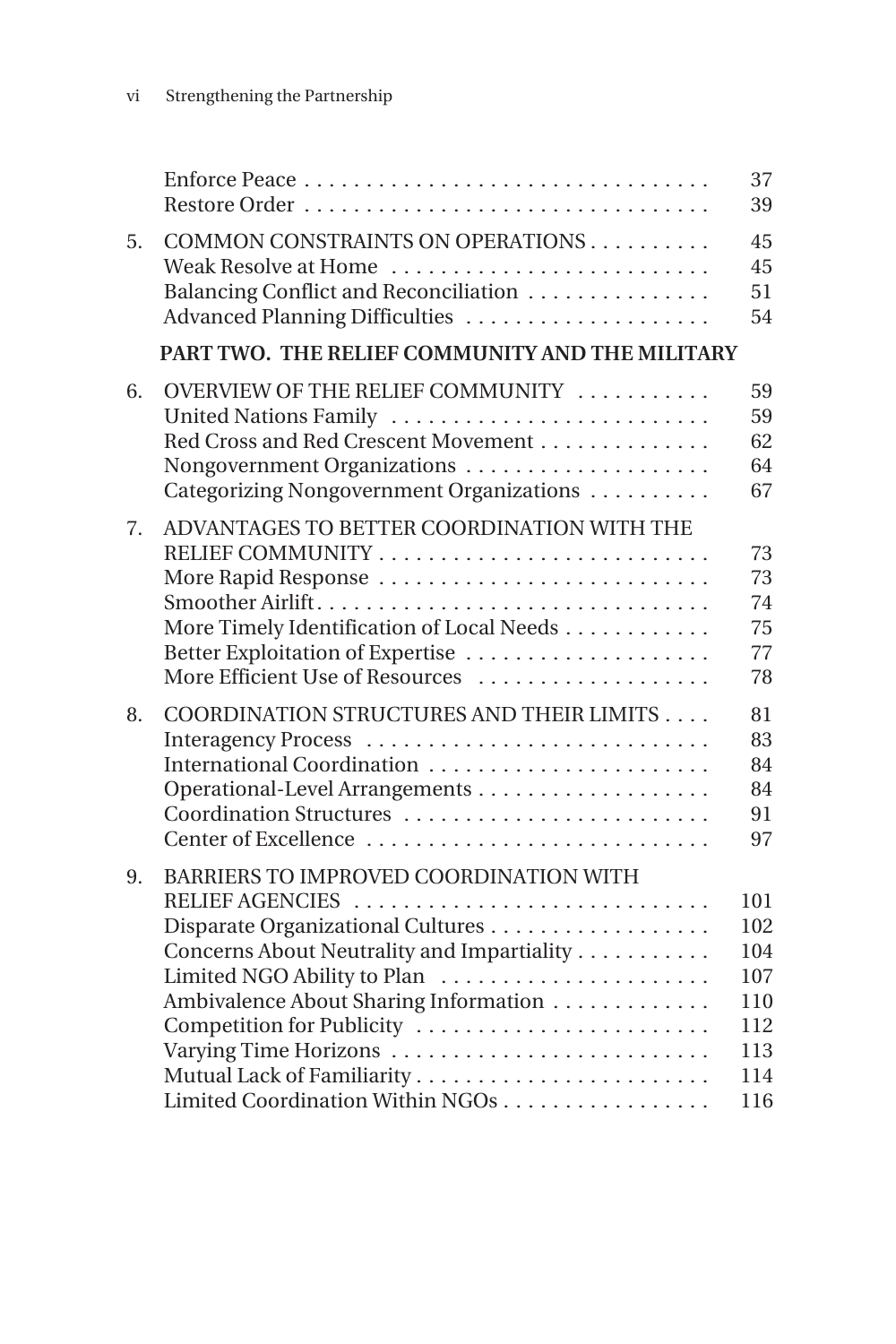| | | |
|---|---|---|
| | Enforce Peace | 37 |
| | Restore Order | 39 |
| 5. | COMMON CONSTRAINTS ON OPERATIONS | 45 |
| | Weak Resolve at Home | 45 |
| | Balancing Conflict and Reconciliation | 51 |
| | Advanced Planning Difficulties | 54 |
| | **PART TWO. THE RELIEF COMMUNITY AND THE MILITARY** | |
| 6. | OVERVIEW OF THE RELIEF COMMUNITY | 59 |
| | United Nations Family | 59 |
| | Red Cross and Red Crescent Movement | 62 |
| | Nongovernment Organizations | 64 |
| | Categorizing Nongovernment Organizations | 67 |
| 7. | ADVANTAGES TO BETTER COORDINATION WITH THE RELIEF COMMUNITY | 73 |
| | More Rapid Response | 73 |
| | Smoother Airlift | 74 |
| | More Timely Identification of Local Needs | 75 |
| | Better Exploitation of Expertise | 77 |
| | More Efficient Use of Resources | 78 |
| 8. | COORDINATION STRUCTURES AND THEIR LIMITS | 81 |
| | Interagency Process | 83 |
| | International Coordination | 84 |
| | Operational-Level Arrangements | 84 |
| | Coordination Structures | 91 |
| | Center of Excellence | 97 |
| 9. | BARRIERS TO IMPROVED COORDINATION WITH RELIEF AGENCIES | 101 |
| | Disparate Organizational Cultures | 102 |
| | Concerns About Neutrality and Impartiality | 104 |
| | Limited NGO Ability to Plan | 107 |
| | Ambivalence About Sharing Information | 110 |
| | Competition for Publicity | 112 |
| | Varying Time Horizons | 113 |
| | Mutual Lack of Familiarity | 114 |
| | Limited Coordination Within NGOs | 116 |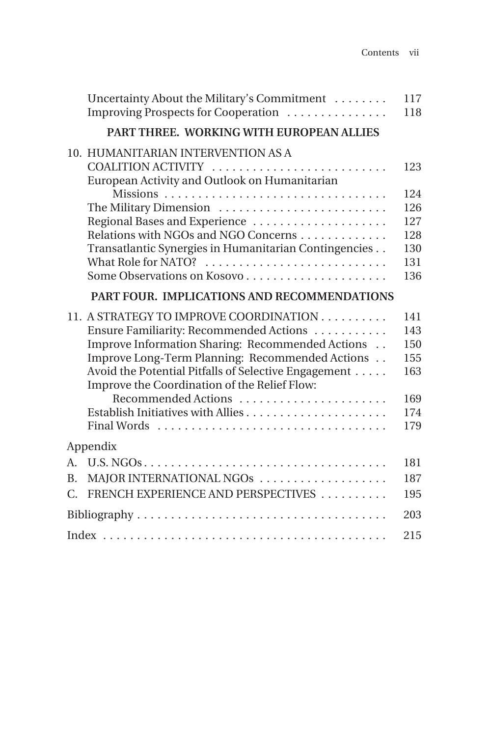Uncertainty About the Military's Commitment . . . . . . . . 117
Improving Prospects for Cooperation . . . . . . . . . . . . . . . 118

**PART THREE. WORKING WITH EUROPEAN ALLIES**

10. HUMANITARIAN INTERVENTION AS A COALITION ACTIVITY . . . . . . . . . . . . . . . . . . . . . . . . . . 123
    - European Activity and Outlook on Humanitarian Missions . . . . . . . . . . . . . . . . . . . . . . . . . . . . . . . . . 124
    - The Military Dimension . . . . . . . . . . . . . . . . . . . . . . . . . 126
    - Regional Bases and Experience . . . . . . . . . . . . . . . . . . . . 127
    - Relations with NGOs and NGO Concerns . . . . . . . . . . . . . 128
    - Transatlantic Synergies in Humanitarian Contingencies . . 130
    - What Role for NATO? . . . . . . . . . . . . . . . . . . . . . . . . . . . 131
    - Some Observations on Kosovo . . . . . . . . . . . . . . . . . . . . . 136

**PART FOUR. IMPLICATIONS AND RECOMMENDATIONS**

11. A STRATEGY TO IMPROVE COORDINATION . . . . . . . . . . 141
    - Ensure Familiarity: Recommended Actions . . . . . . . . . . . 143
    - Improve Information Sharing: Recommended Actions . . 150
    - Improve Long-Term Planning: Recommended Actions . . 155
    - Avoid the Potential Pitfalls of Selective Engagement . . . . . 163
    - Improve the Coordination of the Relief Flow: Recommended Actions . . . . . . . . . . . . . . . . . . . . . . 169
    - Establish Initiatives with Allies . . . . . . . . . . . . . . . . . . . . . 174
    - Final Words . . . . . . . . . . . . . . . . . . . . . . . . . . . . . . . . . . 179

Appendix

A. U.S. NGOs . . . . . . . . . . . . . . . . . . . . . . . . . . . . . . . . . . . . 181
B. MAJOR INTERNATIONAL NGOs . . . . . . . . . . . . . . . . . . . 187
C. FRENCH EXPERIENCE AND PERSPECTIVES . . . . . . . . . . 195

Bibliography . . . . . . . . . . . . . . . . . . . . . . . . . . . . . . . . . . . . . 203

Index . . . . . . . . . . . . . . . . . . . . . . . . . . . . . . . . . . . . . . . . . . 215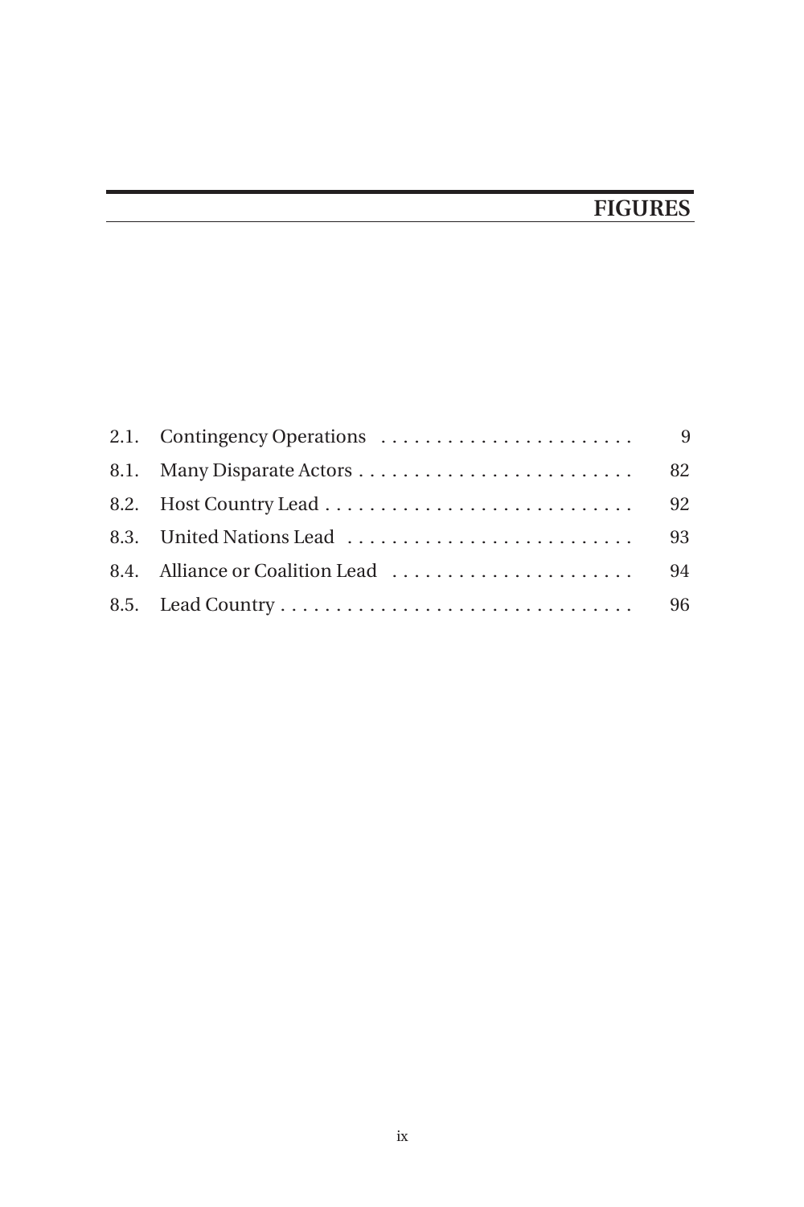# FIGURES

| | | |
|---|---|---|
| 2.1. | Contingency Operations | 9 |
| 8.1. | Many Disparate Actors | 82 |
| 8.2. | Host Country Lead | 92 |
| 8.3. | United Nations Lead | 93 |
| 8.4. | Alliance or Coalition Lead | 94 |
| 8.5. | Lead Country | 96 |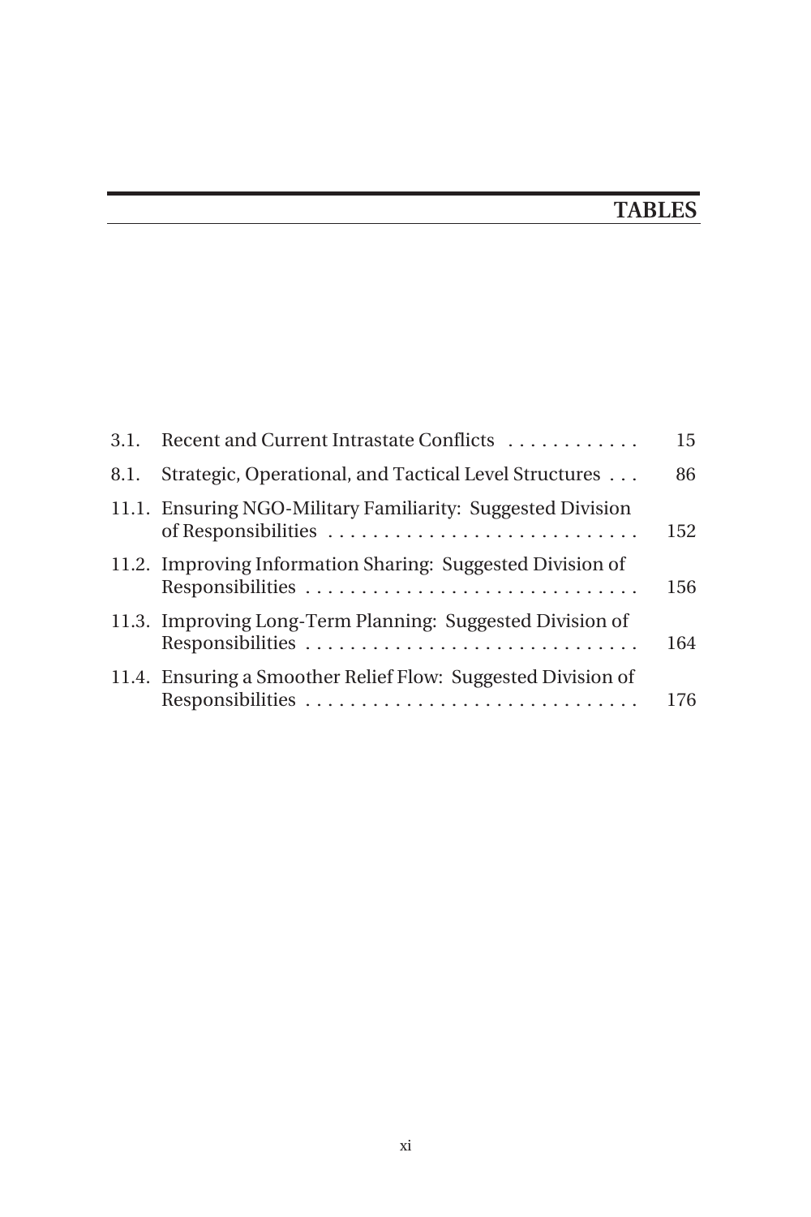# TABLES

| | | |
|---|---|---|
| 3.1. | Recent and Current Intrastate Conflicts | 15 |
| 8.1. | Strategic, Operational, and Tactical Level Structures | 86 |
| 11.1. | Ensuring NGO-Military Familiarity: Suggested Division of Responsibilities | 152 |
| 11.2. | Improving Information Sharing: Suggested Division of Responsibilities | 156 |
| 11.3. | Improving Long-Term Planning: Suggested Division of Responsibilities | 164 |
| 11.4. | Ensuring a Smoother Relief Flow: Suggested Division of Responsibilities | 176 |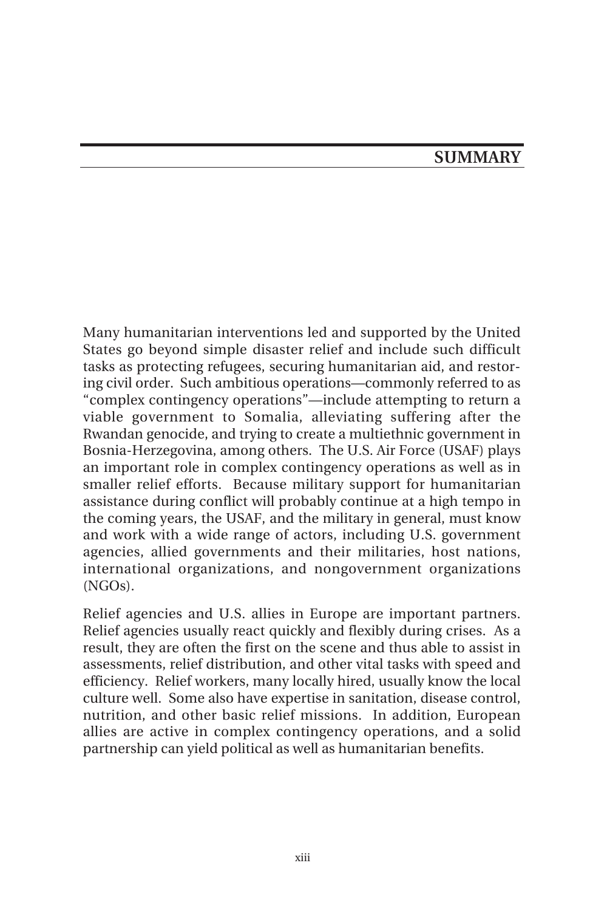# SUMMARY

Many humanitarian interventions led and supported by the United States go beyond simple disaster relief and include such difficult tasks as protecting refugees, securing humanitarian aid, and restoring civil order. Such ambitious operations—commonly referred to as "complex contingency operations"—include attempting to return a viable government to Somalia, alleviating suffering after the Rwandan genocide, and trying to create a multiethnic government in Bosnia-Herzegovina, among others. The U.S. Air Force (USAF) plays an important role in complex contingency operations as well as in smaller relief efforts. Because military support for humanitarian assistance during conflict will probably continue at a high tempo in the coming years, the USAF, and the military in general, must know and work with a wide range of actors, including U.S. government agencies, allied governments and their militaries, host nations, international organizations, and nongovernment organizations (NGOs).

Relief agencies and U.S. allies in Europe are important partners. Relief agencies usually react quickly and flexibly during crises. As a result, they are often the first on the scene and thus able to assist in assessments, relief distribution, and other vital tasks with speed and efficiency. Relief workers, many locally hired, usually know the local culture well. Some also have expertise in sanitation, disease control, nutrition, and other basic relief missions. In addition, European allies are active in complex contingency operations, and a solid partnership can yield political as well as humanitarian benefits.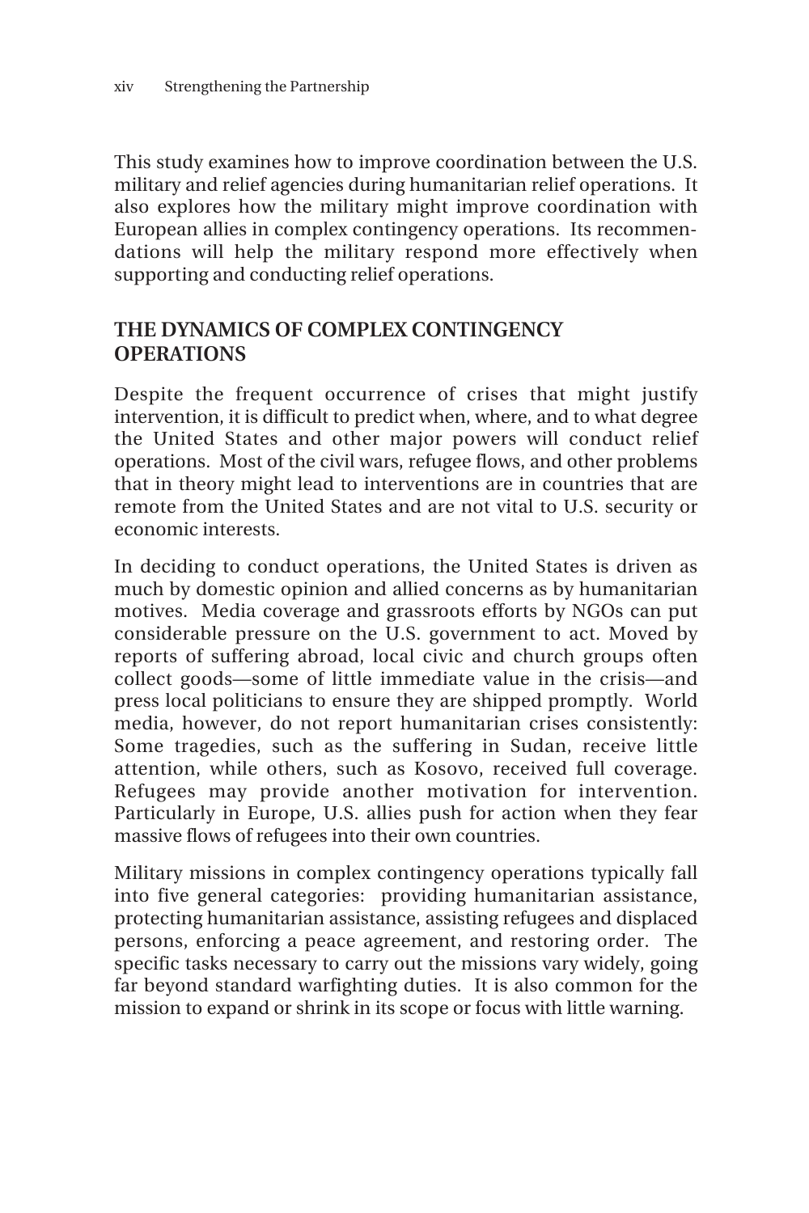This study examines how to improve coordination between the U.S. military and relief agencies during humanitarian relief operations. It also explores how the military might improve coordination with European allies in complex contingency operations. Its recommendations will help the military respond more effectively when supporting and conducting relief operations.

## THE DYNAMICS OF COMPLEX CONTINGENCY OPERATIONS

Despite the frequent occurrence of crises that might justify intervention, it is difficult to predict when, where, and to what degree the United States and other major powers will conduct relief operations. Most of the civil wars, refugee flows, and other problems that in theory might lead to interventions are in countries that are remote from the United States and are not vital to U.S. security or economic interests.

In deciding to conduct operations, the United States is driven as much by domestic opinion and allied concerns as by humanitarian motives. Media coverage and grassroots efforts by NGOs can put considerable pressure on the U.S. government to act. Moved by reports of suffering abroad, local civic and church groups often collect goods—some of little immediate value in the crisis—and press local politicians to ensure they are shipped promptly. World media, however, do not report humanitarian crises consistently: Some tragedies, such as the suffering in Sudan, receive little attention, while others, such as Kosovo, received full coverage. Refugees may provide another motivation for intervention. Particularly in Europe, U.S. allies push for action when they fear massive flows of refugees into their own countries.

Military missions in complex contingency operations typically fall into five general categories: providing humanitarian assistance, protecting humanitarian assistance, assisting refugees and displaced persons, enforcing a peace agreement, and restoring order. The specific tasks necessary to carry out the missions vary widely, going far beyond standard warfighting duties. It is also common for the mission to expand or shrink in its scope or focus with little warning.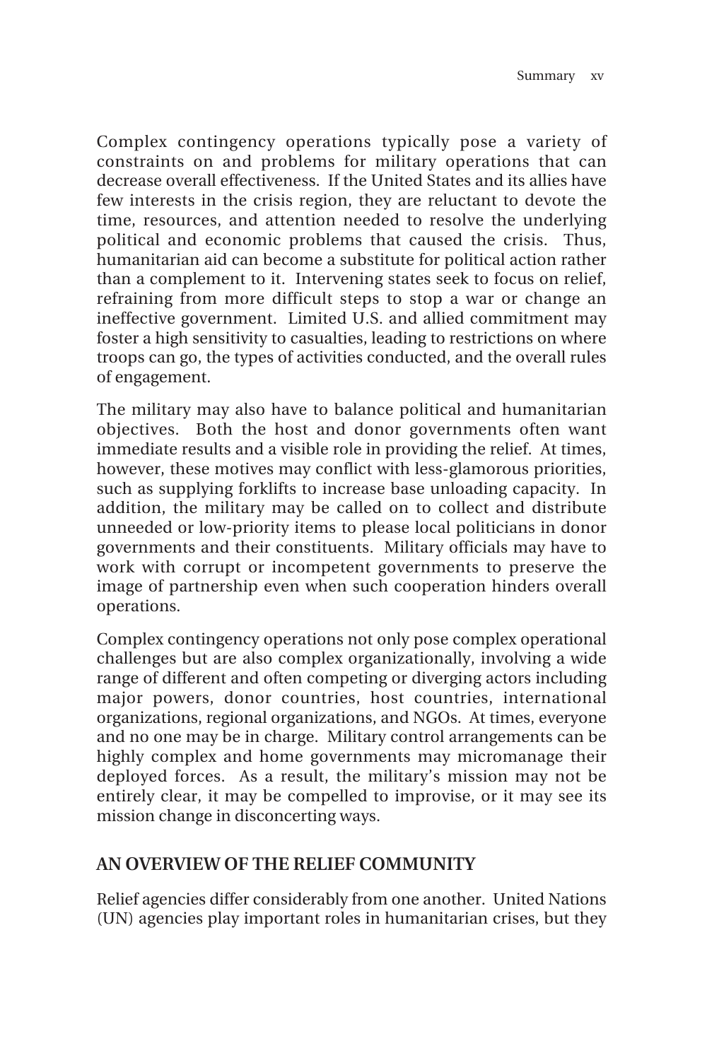Complex contingency operations typically pose a variety of constraints on and problems for military operations that can decrease overall effectiveness. If the United States and its allies have few interests in the crisis region, they are reluctant to devote the time, resources, and attention needed to resolve the underlying political and economic problems that caused the crisis. Thus, humanitarian aid can become a substitute for political action rather than a complement to it. Intervening states seek to focus on relief, refraining from more difficult steps to stop a war or change an ineffective government. Limited U.S. and allied commitment may foster a high sensitivity to casualties, leading to restrictions on where troops can go, the types of activities conducted, and the overall rules of engagement.

The military may also have to balance political and humanitarian objectives. Both the host and donor governments often want immediate results and a visible role in providing the relief. At times, however, these motives may conflict with less-glamorous priorities, such as supplying forklifts to increase base unloading capacity. In addition, the military may be called on to collect and distribute unneeded or low-priority items to please local politicians in donor governments and their constituents. Military officials may have to work with corrupt or incompetent governments to preserve the image of partnership even when such cooperation hinders overall operations.

Complex contingency operations not only pose complex operational challenges but are also complex organizationally, involving a wide range of different and often competing or diverging actors including major powers, donor countries, host countries, international organizations, regional organizations, and NGOs. At times, everyone and no one may be in charge. Military control arrangements can be highly complex and home governments may micromanage their deployed forces. As a result, the military's mission may not be entirely clear, it may be compelled to improvise, or it may see its mission change in disconcerting ways.

## AN OVERVIEW OF THE RELIEF COMMUNITY

Relief agencies differ considerably from one another. United Nations (UN) agencies play important roles in humanitarian crises, but they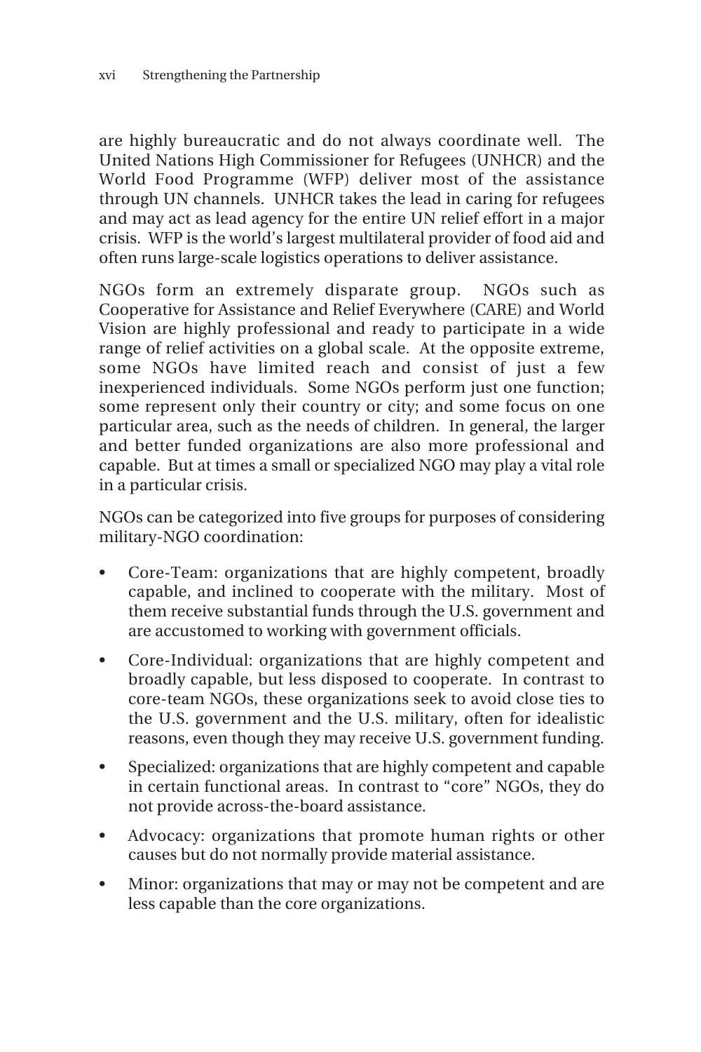are highly bureaucratic and do not always coordinate well. The United Nations High Commissioner for Refugees (UNHCR) and the World Food Programme (WFP) deliver most of the assistance through UN channels. UNHCR takes the lead in caring for refugees and may act as lead agency for the entire UN relief effort in a major crisis. WFP is the world's largest multilateral provider of food aid and often runs large-scale logistics operations to deliver assistance.

NGOs form an extremely disparate group. NGOs such as Cooperative for Assistance and Relief Everywhere (CARE) and World Vision are highly professional and ready to participate in a wide range of relief activities on a global scale. At the opposite extreme, some NGOs have limited reach and consist of just a few inexperienced individuals. Some NGOs perform just one function; some represent only their country or city; and some focus on one particular area, such as the needs of children. In general, the larger and better funded organizations are also more professional and capable. But at times a small or specialized NGO may play a vital role in a particular crisis.

NGOs can be categorized into five groups for purposes of considering military-NGO coordination:

- Core-Team: organizations that are highly competent, broadly capable, and inclined to cooperate with the military. Most of them receive substantial funds through the U.S. government and are accustomed to working with government officials.
- Core-Individual: organizations that are highly competent and broadly capable, but less disposed to cooperate. In contrast to core-team NGOs, these organizations seek to avoid close ties to the U.S. government and the U.S. military, often for idealistic reasons, even though they may receive U.S. government funding.
- Specialized: organizations that are highly competent and capable in certain functional areas. In contrast to "core" NGOs, they do not provide across-the-board assistance.
- Advocacy: organizations that promote human rights or other causes but do not normally provide material assistance.
- Minor: organizations that may or may not be competent and are less capable than the core organizations.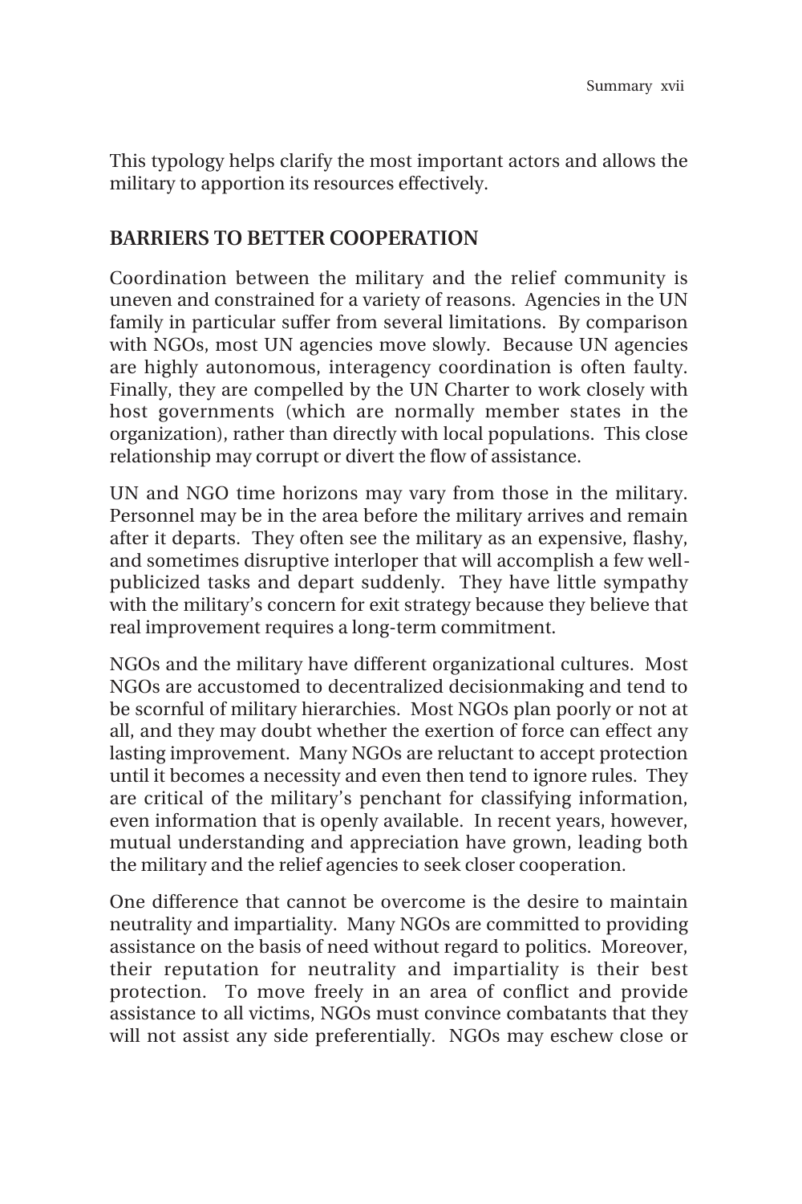This typology helps clarify the most important actors and allows the military to apportion its resources effectively.

## BARRIERS TO BETTER COOPERATION

Coordination between the military and the relief community is uneven and constrained for a variety of reasons. Agencies in the UN family in particular suffer from several limitations. By comparison with NGOs, most UN agencies move slowly. Because UN agencies are highly autonomous, interagency coordination is often faulty. Finally, they are compelled by the UN Charter to work closely with host governments (which are normally member states in the organization), rather than directly with local populations. This close relationship may corrupt or divert the flow of assistance.

UN and NGO time horizons may vary from those in the military. Personnel may be in the area before the military arrives and remain after it departs. They often see the military as an expensive, flashy, and sometimes disruptive interloper that will accomplish a few well-publicized tasks and depart suddenly. They have little sympathy with the military's concern for exit strategy because they believe that real improvement requires a long-term commitment.

NGOs and the military have different organizational cultures. Most NGOs are accustomed to decentralized decisionmaking and tend to be scornful of military hierarchies. Most NGOs plan poorly or not at all, and they may doubt whether the exertion of force can effect any lasting improvement. Many NGOs are reluctant to accept protection until it becomes a necessity and even then tend to ignore rules. They are critical of the military's penchant for classifying information, even information that is openly available. In recent years, however, mutual understanding and appreciation have grown, leading both the military and the relief agencies to seek closer cooperation.

One difference that cannot be overcome is the desire to maintain neutrality and impartiality. Many NGOs are committed to providing assistance on the basis of need without regard to politics. Moreover, their reputation for neutrality and impartiality is their best protection. To move freely in an area of conflict and provide assistance to all victims, NGOs must convince combatants that they will not assist any side preferentially. NGOs may eschew close or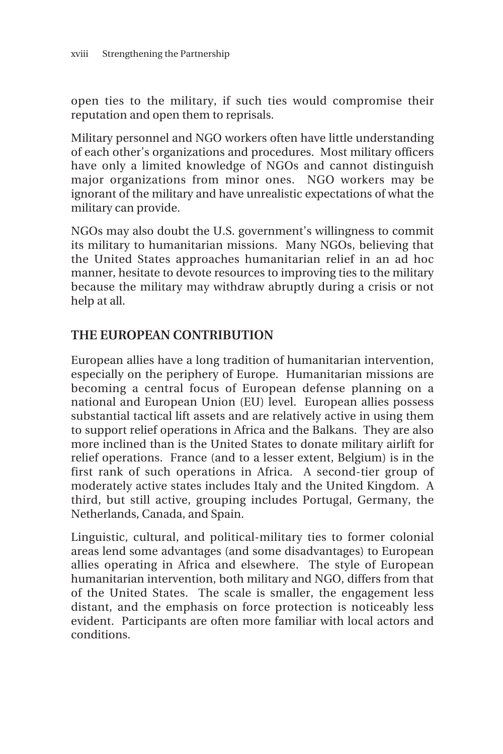open ties to the military, if such ties would compromise their reputation and open them to reprisals.

Military personnel and NGO workers often have little understanding of each other's organizations and procedures. Most military officers have only a limited knowledge of NGOs and cannot distinguish major organizations from minor ones. NGO workers may be ignorant of the military and have unrealistic expectations of what the military can provide.

NGOs may also doubt the U.S. government's willingness to commit its military to humanitarian missions. Many NGOs, believing that the United States approaches humanitarian relief in an ad hoc manner, hesitate to devote resources to improving ties to the military because the military may withdraw abruptly during a crisis or not help at all.

## THE EUROPEAN CONTRIBUTION

European allies have a long tradition of humanitarian intervention, especially on the periphery of Europe. Humanitarian missions are becoming a central focus of European defense planning on a national and European Union (EU) level. European allies possess substantial tactical lift assets and are relatively active in using them to support relief operations in Africa and the Balkans. They are also more inclined than is the United States to donate military airlift for relief operations. France (and to a lesser extent, Belgium) is in the first rank of such operations in Africa. A second-tier group of moderately active states includes Italy and the United Kingdom. A third, but still active, grouping includes Portugal, Germany, the Netherlands, Canada, and Spain.

Linguistic, cultural, and political-military ties to former colonial areas lend some advantages (and some disadvantages) to European allies operating in Africa and elsewhere. The style of European humanitarian intervention, both military and NGO, differs from that of the United States. The scale is smaller, the engagement less distant, and the emphasis on force protection is noticeably less evident. Participants are often more familiar with local actors and conditions.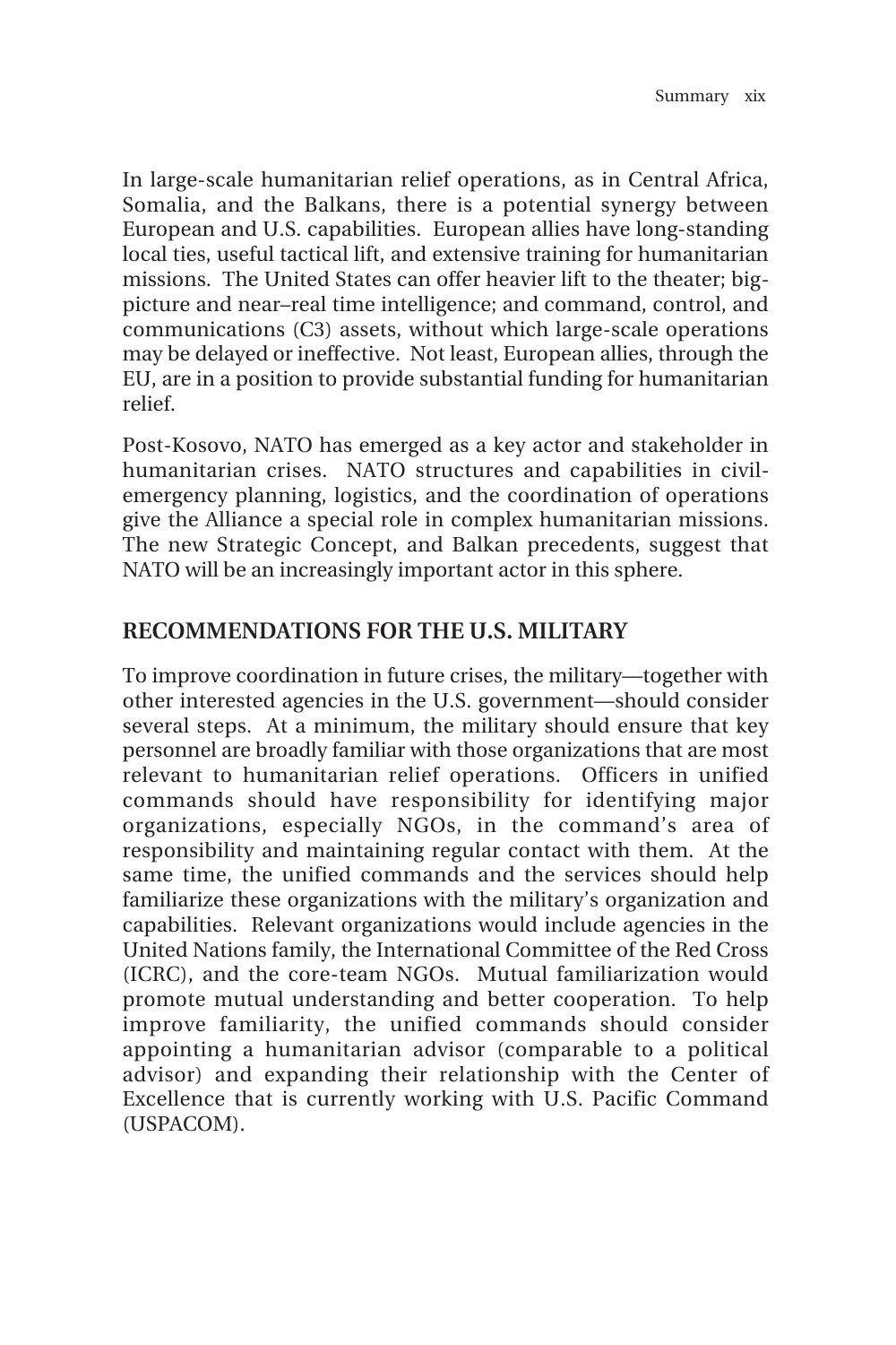In large-scale humanitarian relief operations, as in Central Africa, Somalia, and the Balkans, there is a potential synergy between European and U.S. capabilities. European allies have long-standing local ties, useful tactical lift, and extensive training for humanitarian missions. The United States can offer heavier lift to the theater; big-picture and near–real time intelligence; and command, control, and communications (C3) assets, without which large-scale operations may be delayed or ineffective. Not least, European allies, through the EU, are in a position to provide substantial funding for humanitarian relief.

Post-Kosovo, NATO has emerged as a key actor and stakeholder in humanitarian crises. NATO structures and capabilities in civil-emergency planning, logistics, and the coordination of operations give the Alliance a special role in complex humanitarian missions. The new Strategic Concept, and Balkan precedents, suggest that NATO will be an increasingly important actor in this sphere.

## RECOMMENDATIONS FOR THE U.S. MILITARY

To improve coordination in future crises, the military—together with other interested agencies in the U.S. government—should consider several steps. At a minimum, the military should ensure that key personnel are broadly familiar with those organizations that are most relevant to humanitarian relief operations. Officers in unified commands should have responsibility for identifying major organizations, especially NGOs, in the command's area of responsibility and maintaining regular contact with them. At the same time, the unified commands and the services should help familiarize these organizations with the military's organization and capabilities. Relevant organizations would include agencies in the United Nations family, the International Committee of the Red Cross (ICRC), and the core-team NGOs. Mutual familiarization would promote mutual understanding and better cooperation. To help improve familiarity, the unified commands should consider appointing a humanitarian advisor (comparable to a political advisor) and expanding their relationship with the Center of Excellence that is currently working with U.S. Pacific Command (USPACOM).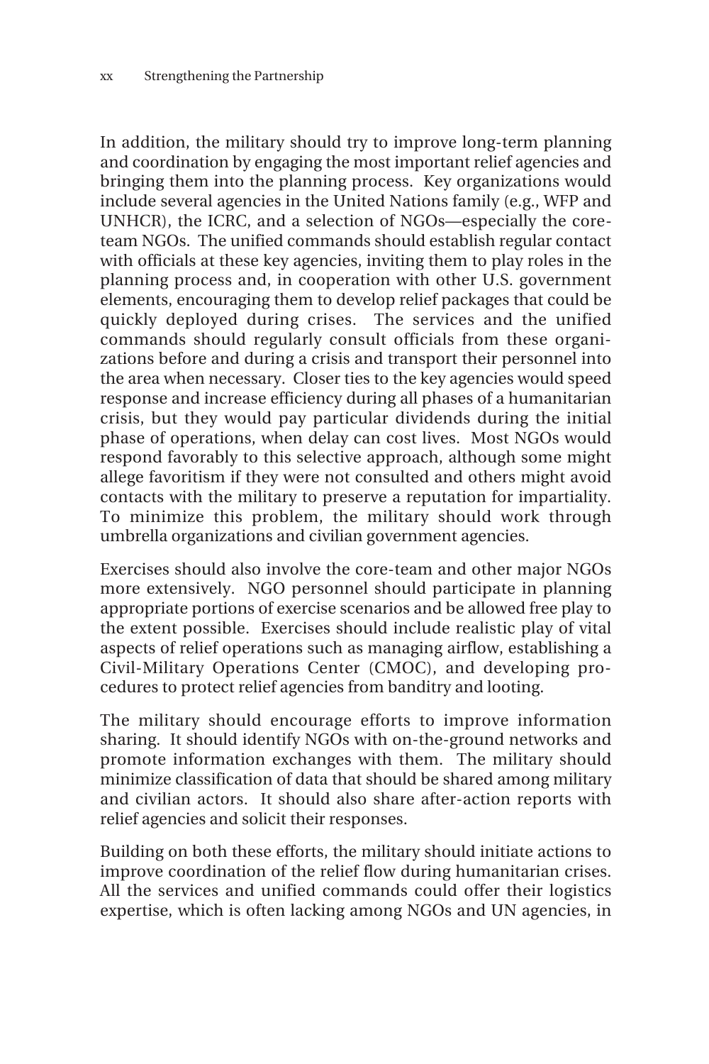In addition, the military should try to improve long-term planning and coordination by engaging the most important relief agencies and bringing them into the planning process. Key organizations would include several agencies in the United Nations family (e.g., WFP and UNHCR), the ICRC, and a selection of NGOs—especially the core-team NGOs. The unified commands should establish regular contact with officials at these key agencies, inviting them to play roles in the planning process and, in cooperation with other U.S. government elements, encouraging them to develop relief packages that could be quickly deployed during crises. The services and the unified commands should regularly consult officials from these organizations before and during a crisis and transport their personnel into the area when necessary. Closer ties to the key agencies would speed response and increase efficiency during all phases of a humanitarian crisis, but they would pay particular dividends during the initial phase of operations, when delay can cost lives. Most NGOs would respond favorably to this selective approach, although some might allege favoritism if they were not consulted and others might avoid contacts with the military to preserve a reputation for impartiality. To minimize this problem, the military should work through umbrella organizations and civilian government agencies.

Exercises should also involve the core-team and other major NGOs more extensively. NGO personnel should participate in planning appropriate portions of exercise scenarios and be allowed free play to the extent possible. Exercises should include realistic play of vital aspects of relief operations such as managing airflow, establishing a Civil-Military Operations Center (CMOC), and developing procedures to protect relief agencies from banditry and looting.

The military should encourage efforts to improve information sharing. It should identify NGOs with on-the-ground networks and promote information exchanges with them. The military should minimize classification of data that should be shared among military and civilian actors. It should also share after-action reports with relief agencies and solicit their responses.

Building on both these efforts, the military should initiate actions to improve coordination of the relief flow during humanitarian crises. All the services and unified commands could offer their logistics expertise, which is often lacking among NGOs and UN agencies, in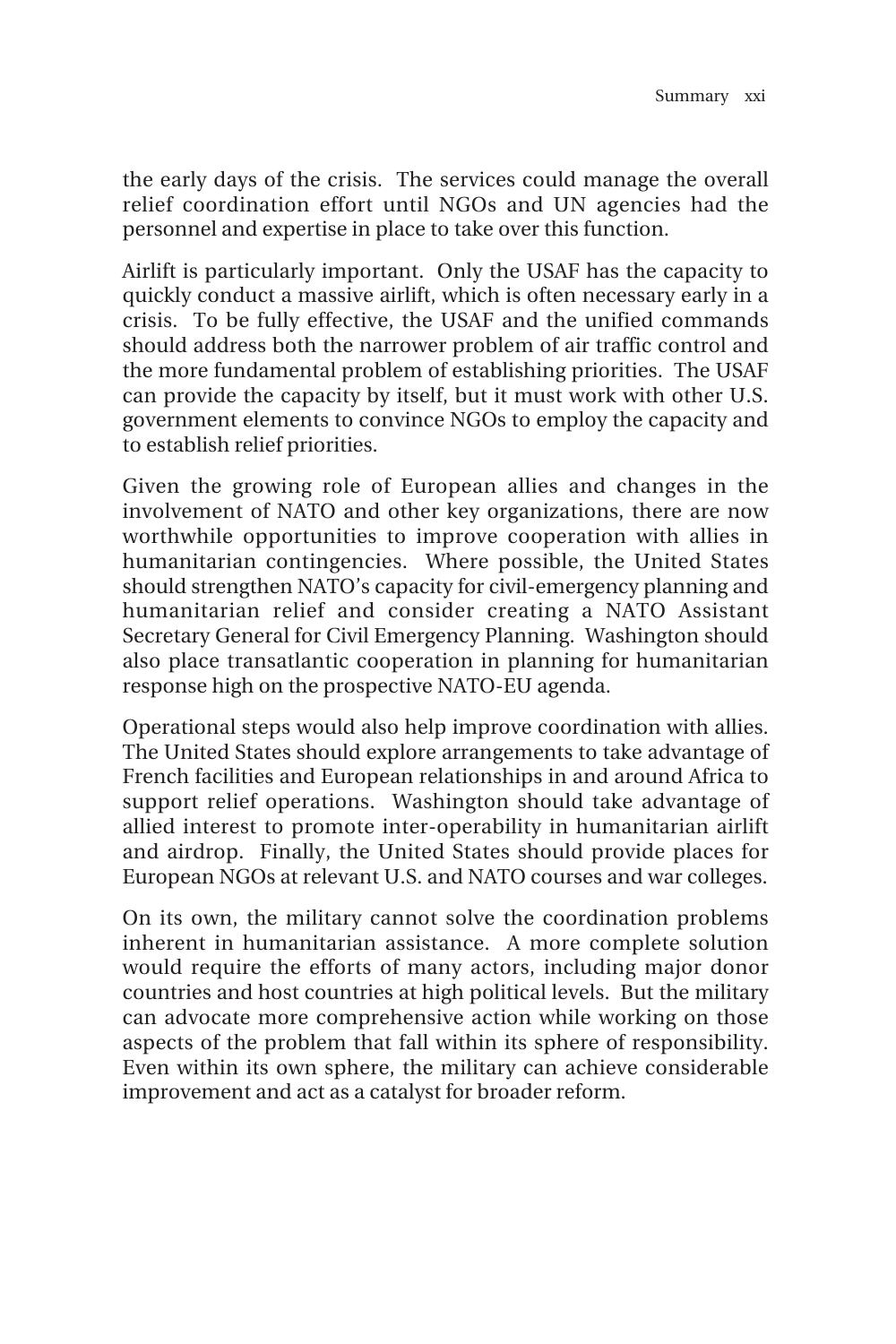the early days of the crisis. The services could manage the overall relief coordination effort until NGOs and UN agencies had the personnel and expertise in place to take over this function.

Airlift is particularly important. Only the USAF has the capacity to quickly conduct a massive airlift, which is often necessary early in a crisis. To be fully effective, the USAF and the unified commands should address both the narrower problem of air traffic control and the more fundamental problem of establishing priorities. The USAF can provide the capacity by itself, but it must work with other U.S. government elements to convince NGOs to employ the capacity and to establish relief priorities.

Given the growing role of European allies and changes in the involvement of NATO and other key organizations, there are now worthwhile opportunities to improve cooperation with allies in humanitarian contingencies. Where possible, the United States should strengthen NATO's capacity for civil-emergency planning and humanitarian relief and consider creating a NATO Assistant Secretary General for Civil Emergency Planning. Washington should also place transatlantic cooperation in planning for humanitarian response high on the prospective NATO-EU agenda.

Operational steps would also help improve coordination with allies. The United States should explore arrangements to take advantage of French facilities and European relationships in and around Africa to support relief operations. Washington should take advantage of allied interest to promote inter-operability in humanitarian airlift and airdrop. Finally, the United States should provide places for European NGOs at relevant U.S. and NATO courses and war colleges.

On its own, the military cannot solve the coordination problems inherent in humanitarian assistance. A more complete solution would require the efforts of many actors, including major donor countries and host countries at high political levels. But the military can advocate more comprehensive action while working on those aspects of the problem that fall within its sphere of responsibility. Even within its own sphere, the military can achieve considerable improvement and act as a catalyst for broader reform.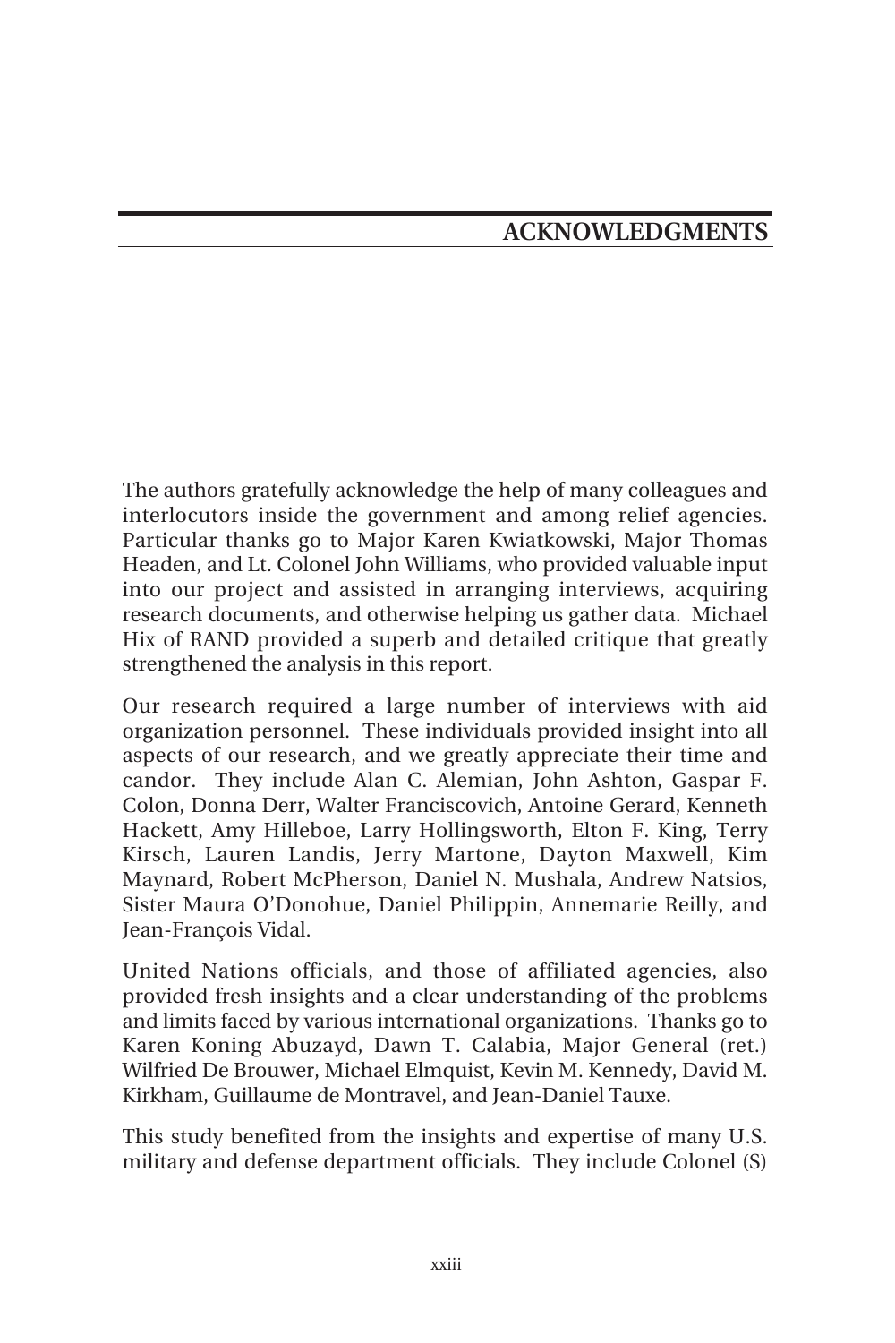# ACKNOWLEDGMENTS

The authors gratefully acknowledge the help of many colleagues and interlocutors inside the government and among relief agencies. Particular thanks go to Major Karen Kwiatkowski, Major Thomas Headen, and Lt. Colonel John Williams, who provided valuable input into our project and assisted in arranging interviews, acquiring research documents, and otherwise helping us gather data. Michael Hix of RAND provided a superb and detailed critique that greatly strengthened the analysis in this report.

Our research required a large number of interviews with aid organization personnel. These individuals provided insight into all aspects of our research, and we greatly appreciate their time and candor. They include Alan C. Alemian, John Ashton, Gaspar F. Colon, Donna Derr, Walter Franciscovich, Antoine Gerard, Kenneth Hackett, Amy Hilleboe, Larry Hollingsworth, Elton F. King, Terry Kirsch, Lauren Landis, Jerry Martone, Dayton Maxwell, Kim Maynard, Robert McPherson, Daniel N. Mushala, Andrew Natsios, Sister Maura O'Donohue, Daniel Philippin, Annemarie Reilly, and Jean-François Vidal.

United Nations officials, and those of affiliated agencies, also provided fresh insights and a clear understanding of the problems and limits faced by various international organizations. Thanks go to Karen Koning Abuzayd, Dawn T. Calabia, Major General (ret.) Wilfried De Brouwer, Michael Elmquist, Kevin M. Kennedy, David M. Kirkham, Guillaume de Montravel, and Jean-Daniel Tauxe.

This study benefited from the insights and expertise of many U.S. military and defense department officials. They include Colonel (S)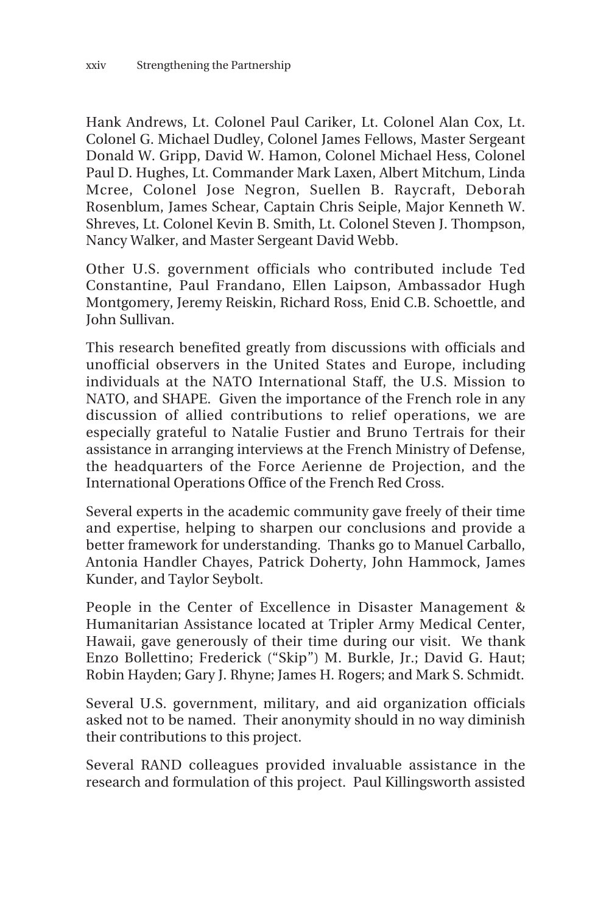Hank Andrews, Lt. Colonel Paul Cariker, Lt. Colonel Alan Cox, Lt. Colonel G. Michael Dudley, Colonel James Fellows, Master Sergeant Donald W. Gripp, David W. Hamon, Colonel Michael Hess, Colonel Paul D. Hughes, Lt. Commander Mark Laxen, Albert Mitchum, Linda Mcree, Colonel Jose Negron, Suellen B. Raycraft, Deborah Rosenblum, James Schear, Captain Chris Seiple, Major Kenneth W. Shreves, Lt. Colonel Kevin B. Smith, Lt. Colonel Steven J. Thompson, Nancy Walker, and Master Sergeant David Webb.

Other U.S. government officials who contributed include Ted Constantine, Paul Frandano, Ellen Laipson, Ambassador Hugh Montgomery, Jeremy Reiskin, Richard Ross, Enid C.B. Schoettle, and John Sullivan.

This research benefited greatly from discussions with officials and unofficial observers in the United States and Europe, including individuals at the NATO International Staff, the U.S. Mission to NATO, and SHAPE. Given the importance of the French role in any discussion of allied contributions to relief operations, we are especially grateful to Natalie Fustier and Bruno Tertrais for their assistance in arranging interviews at the French Ministry of Defense, the headquarters of the Force Aerienne de Projection, and the International Operations Office of the French Red Cross.

Several experts in the academic community gave freely of their time and expertise, helping to sharpen our conclusions and provide a better framework for understanding. Thanks go to Manuel Carballo, Antonia Handler Chayes, Patrick Doherty, John Hammock, James Kunder, and Taylor Seybolt.

People in the Center of Excellence in Disaster Management & Humanitarian Assistance located at Tripler Army Medical Center, Hawaii, gave generously of their time during our visit. We thank Enzo Bollettino; Frederick ("Skip") M. Burkle, Jr.; David G. Haut; Robin Hayden; Gary J. Rhyne; James H. Rogers; and Mark S. Schmidt.

Several U.S. government, military, and aid organization officials asked not to be named. Their anonymity should in no way diminish their contributions to this project.

Several RAND colleagues provided invaluable assistance in the research and formulation of this project. Paul Killingsworth assisted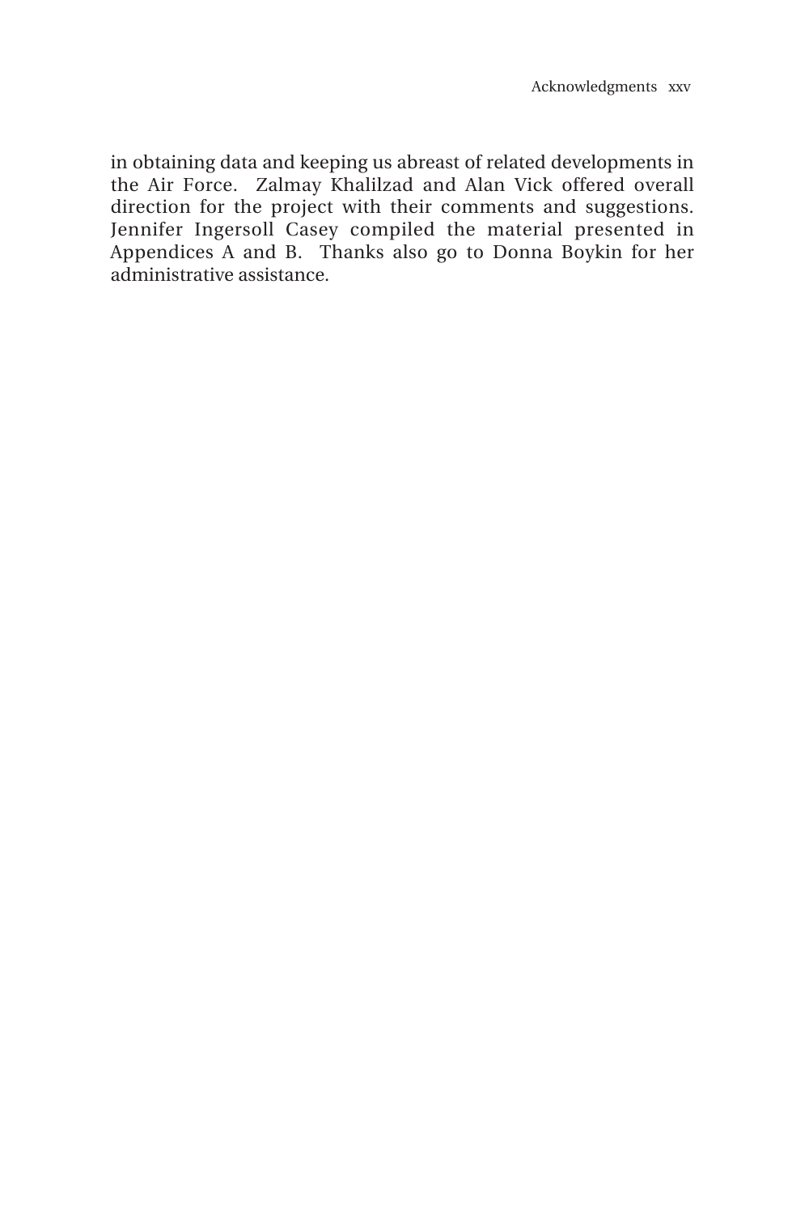in obtaining data and keeping us abreast of related developments in the Air Force. Zalmay Khalilzad and Alan Vick offered overall direction for the project with their comments and suggestions. Jennifer Ingersoll Casey compiled the material presented in Appendices A and B. Thanks also go to Donna Boykin for her administrative assistance.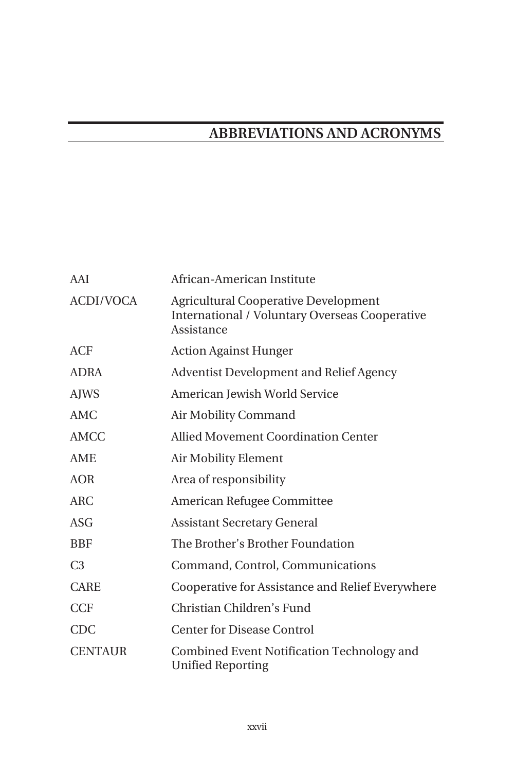## ABBREVIATIONS AND ACRONYMS

| | |
|---|---|
| AAI | African-American Institute |
| ACDI/VOCA | Agricultural Cooperative Development International / Voluntary Overseas Cooperative Assistance |
| ACF | Action Against Hunger |
| ADRA | Adventist Development and Relief Agency |
| AJWS | American Jewish World Service |
| AMC | Air Mobility Command |
| AMCC | Allied Movement Coordination Center |
| AME | Air Mobility Element |
| AOR | Area of responsibility |
| ARC | American Refugee Committee |
| ASG | Assistant Secretary General |
| BBF | The Brother's Brother Foundation |
| C3 | Command, Control, Communications |
| CARE | Cooperative for Assistance and Relief Everywhere |
| CCF | Christian Children's Fund |
| CDC | Center for Disease Control |
| CENTAUR | Combined Event Notification Technology and Unified Reporting |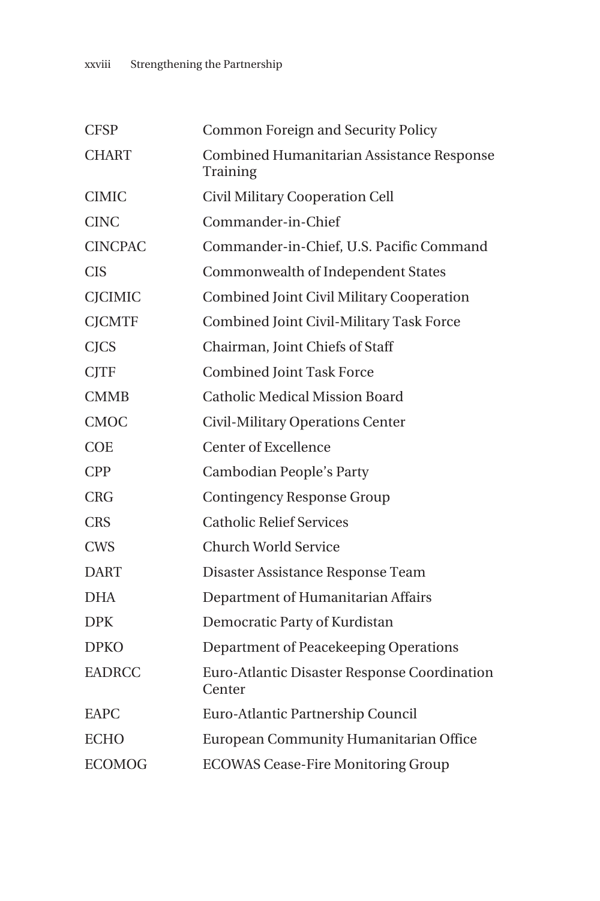| | |
|---|---|
| CFSP | Common Foreign and Security Policy |
| CHART | Combined Humanitarian Assistance Response Training |
| CIMIC | Civil Military Cooperation Cell |
| CINC | Commander-in-Chief |
| CINCPAC | Commander-in-Chief, U.S. Pacific Command |
| CIS | Commonwealth of Independent States |
| CJCIMIC | Combined Joint Civil Military Cooperation |
| CJCMTF | Combined Joint Civil-Military Task Force |
| CJCS | Chairman, Joint Chiefs of Staff |
| CJTF | Combined Joint Task Force |
| CMMB | Catholic Medical Mission Board |
| CMOC | Civil-Military Operations Center |
| COE | Center of Excellence |
| CPP | Cambodian People's Party |
| CRG | Contingency Response Group |
| CRS | Catholic Relief Services |
| CWS | Church World Service |
| DART | Disaster Assistance Response Team |
| DHA | Department of Humanitarian Affairs |
| DPK | Democratic Party of Kurdistan |
| DPKO | Department of Peacekeeping Operations |
| EADRCC | Euro-Atlantic Disaster Response Coordination Center |
| EAPC | Euro-Atlantic Partnership Council |
| ECHO | European Community Humanitarian Office |
| ECOMOG | ECOWAS Cease-Fire Monitoring Group |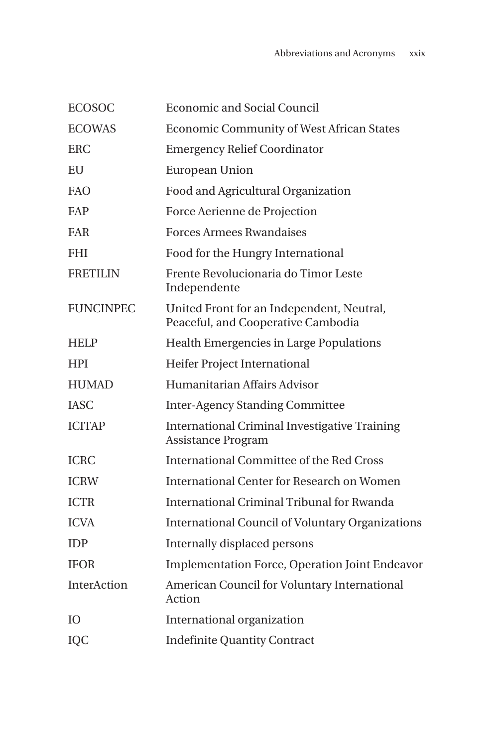| | |
|---|---|
| ECOSOC | Economic and Social Council |
| ECOWAS | Economic Community of West African States |
| ERC | Emergency Relief Coordinator |
| EU | European Union |
| FAO | Food and Agricultural Organization |
| FAP | Force Aerienne de Projection |
| FAR | Forces Armees Rwandaises |
| FHI | Food for the Hungry International |
| FRETILIN | Frente Revolucionaria do Timor Leste Independente |
| FUNCINPEC | United Front for an Independent, Neutral, Peaceful, and Cooperative Cambodia |
| HELP | Health Emergencies in Large Populations |
| HPI | Heifer Project International |
| HUMAD | Humanitarian Affairs Advisor |
| IASC | Inter-Agency Standing Committee |
| ICITAP | International Criminal Investigative Training Assistance Program |
| ICRC | International Committee of the Red Cross |
| ICRW | International Center for Research on Women |
| ICTR | International Criminal Tribunal for Rwanda |
| ICVA | International Council of Voluntary Organizations |
| IDP | Internally displaced persons |
| IFOR | Implementation Force, Operation Joint Endeavor |
| InterAction | American Council for Voluntary International Action |
| IO | International organization |
| IQC | Indefinite Quantity Contract |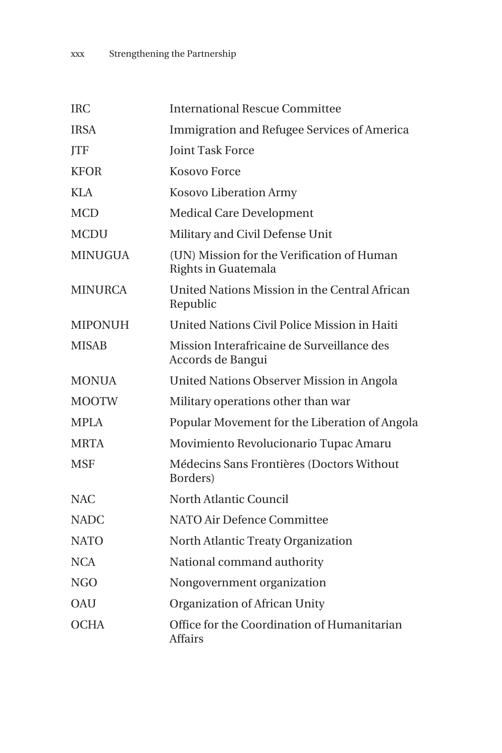| | |
|---|---|
| IRC | International Rescue Committee |
| IRSA | Immigration and Refugee Services of America |
| JTF | Joint Task Force |
| KFOR | Kosovo Force |
| KLA | Kosovo Liberation Army |
| MCD | Medical Care Development |
| MCDU | Military and Civil Defense Unit |
| MINUGUA | (UN) Mission for the Verification of Human Rights in Guatemala |
| MINURCA | United Nations Mission in the Central African Republic |
| MIPONUH | United Nations Civil Police Mission in Haiti |
| MISAB | Mission Interafricaine de Surveillance des Accords de Bangui |
| MONUA | United Nations Observer Mission in Angola |
| MOOTW | Military operations other than war |
| MPLA | Popular Movement for the Liberation of Angola |
| MRTA | Movimiento Revolucionario Tupac Amaru |
| MSF | Médecins Sans Frontières (Doctors Without Borders) |
| NAC | North Atlantic Council |
| NADC | NATO Air Defence Committee |
| NATO | North Atlantic Treaty Organization |
| NCA | National command authority |
| NGO | Nongovernment organization |
| OAU | Organization of African Unity |
| OCHA | Office for the Coordination of Humanitarian Affairs |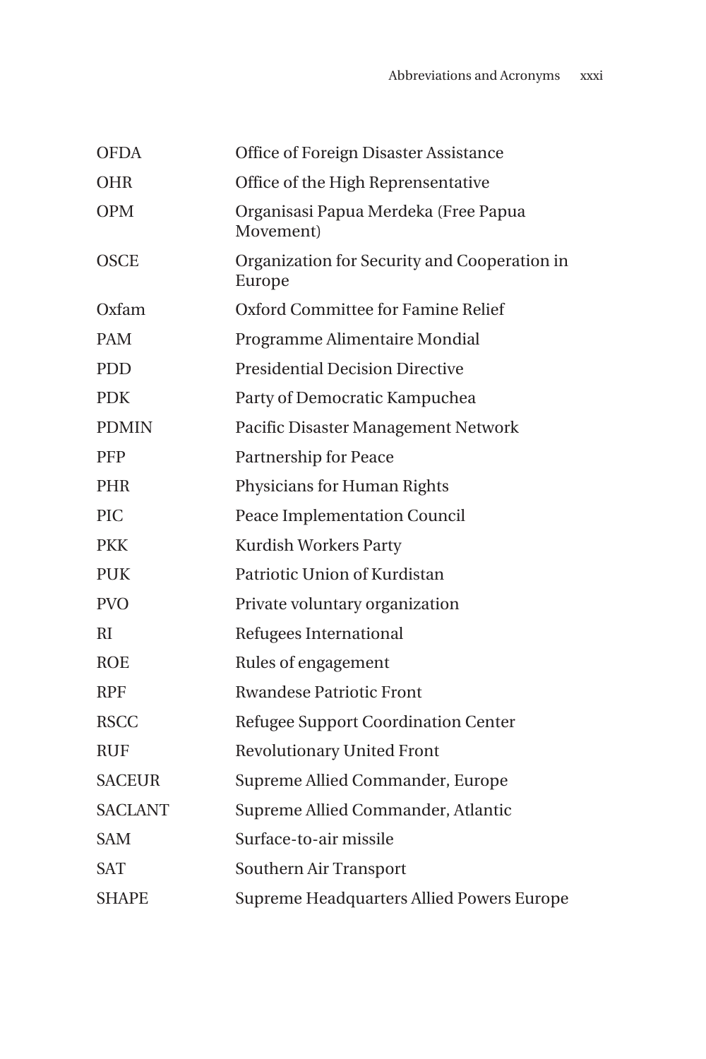| | |
|---|---|
| OFDA | Office of Foreign Disaster Assistance |
| OHR | Office of the High Reprensentative |
| OPM | Organisasi Papua Merdeka (Free Papua Movement) |
| OSCE | Organization for Security and Cooperation in Europe |
| Oxfam | Oxford Committee for Famine Relief |
| PAM | Programme Alimentaire Mondial |
| PDD | Presidential Decision Directive |
| PDK | Party of Democratic Kampuchea |
| PDMIN | Pacific Disaster Management Network |
| PFP | Partnership for Peace |
| PHR | Physicians for Human Rights |
| PIC | Peace Implementation Council |
| PKK | Kurdish Workers Party |
| PUK | Patriotic Union of Kurdistan |
| PVO | Private voluntary organization |
| RI | Refugees International |
| ROE | Rules of engagement |
| RPF | Rwandese Patriotic Front |
| RSCC | Refugee Support Coordination Center |
| RUF | Revolutionary United Front |
| SACEUR | Supreme Allied Commander, Europe |
| SACLANT | Supreme Allied Commander, Atlantic |
| SAM | Surface-to-air missile |
| SAT | Southern Air Transport |
| SHAPE | Supreme Headquarters Allied Powers Europe |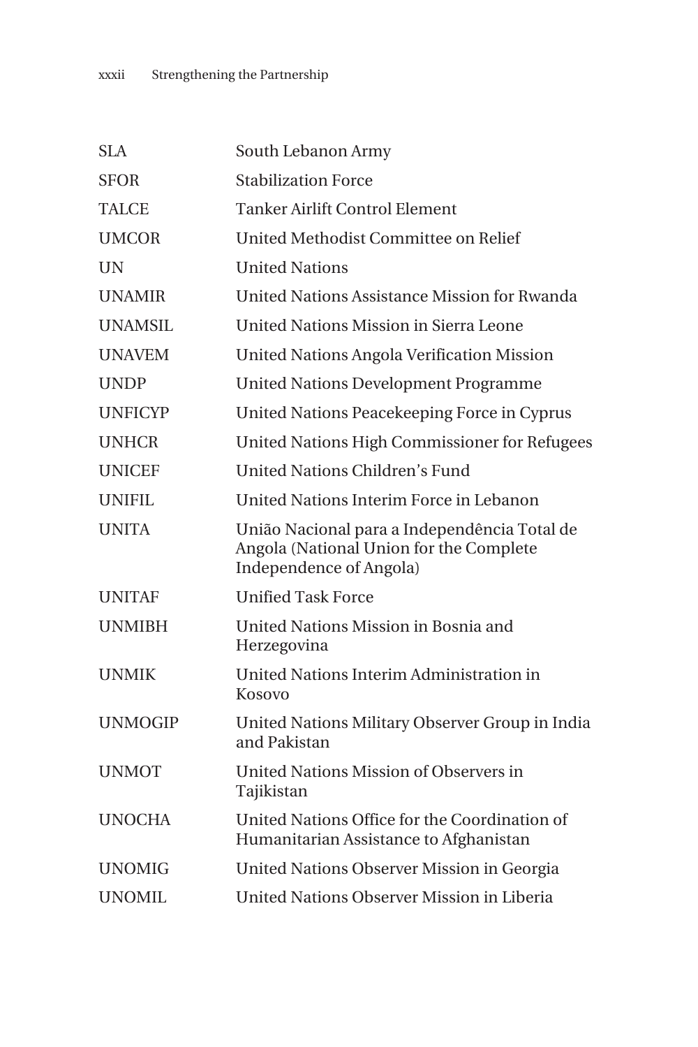| | |
|---|---|
| SLA | South Lebanon Army |
| SFOR | Stabilization Force |
| TALCE | Tanker Airlift Control Element |
| UMCOR | United Methodist Committee on Relief |
| UN | United Nations |
| UNAMIR | United Nations Assistance Mission for Rwanda |
| UNAMSIL | United Nations Mission in Sierra Leone |
| UNAVEM | United Nations Angola Verification Mission |
| UNDP | United Nations Development Programme |
| UNFICYP | United Nations Peacekeeping Force in Cyprus |
| UNHCR | United Nations High Commissioner for Refugees |
| UNICEF | United Nations Children's Fund |
| UNIFIL | United Nations Interim Force in Lebanon |
| UNITA | União Nacional para a Independência Total de Angola (National Union for the Complete Independence of Angola) |
| UNITAF | Unified Task Force |
| UNMIBH | United Nations Mission in Bosnia and Herzegovina |
| UNMIK | United Nations Interim Administration in Kosovo |
| UNMOGIP | United Nations Military Observer Group in India and Pakistan |
| UNMOT | United Nations Mission of Observers in Tajikistan |
| UNOCHA | United Nations Office for the Coordination of Humanitarian Assistance to Afghanistan |
| UNOMIG | United Nations Observer Mission in Georgia |
| UNOMIL | United Nations Observer Mission in Liberia |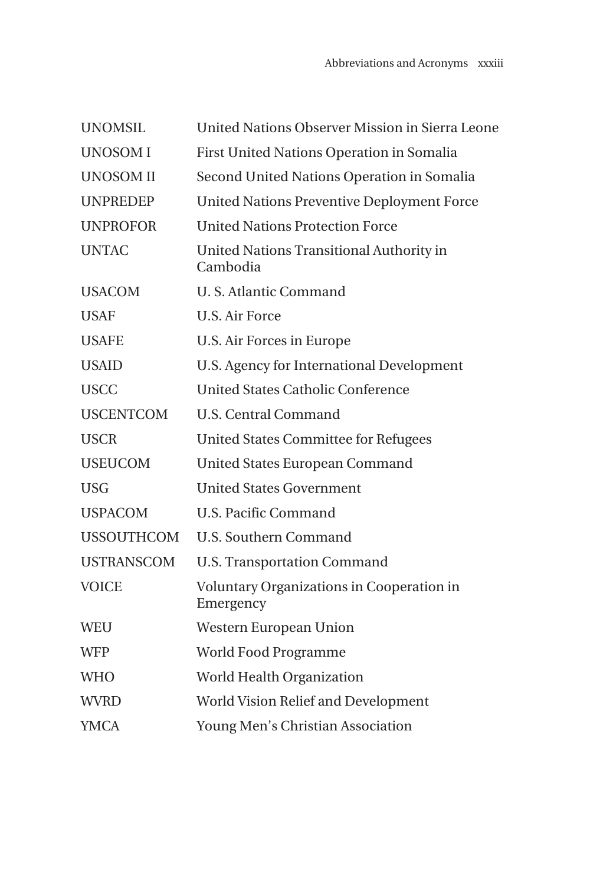| | |
|---|---|
| UNOMSIL | United Nations Observer Mission in Sierra Leone |
| UNOSOM I | First United Nations Operation in Somalia |
| UNOSOM II | Second United Nations Operation in Somalia |
| UNPREDEP | United Nations Preventive Deployment Force |
| UNPROFOR | United Nations Protection Force |
| UNTAC | United Nations Transitional Authority in Cambodia |
| USACOM | U. S. Atlantic Command |
| USAF | U.S. Air Force |
| USAFE | U.S. Air Forces in Europe |
| USAID | U.S. Agency for International Development |
| USCC | United States Catholic Conference |
| USCENTCOM | U.S. Central Command |
| USCR | United States Committee for Refugees |
| USEUCOM | United States European Command |
| USG | United States Government |
| USPACOM | U.S. Pacific Command |
| USSOUTHCOM | U.S. Southern Command |
| USTRANSCOM | U.S. Transportation Command |
| VOICE | Voluntary Organizations in Cooperation in Emergency |
| WEU | Western European Union |
| WFP | World Food Programme |
| WHO | World Health Organization |
| WVRD | World Vision Relief and Development |
| YMCA | Young Men's Christian Association |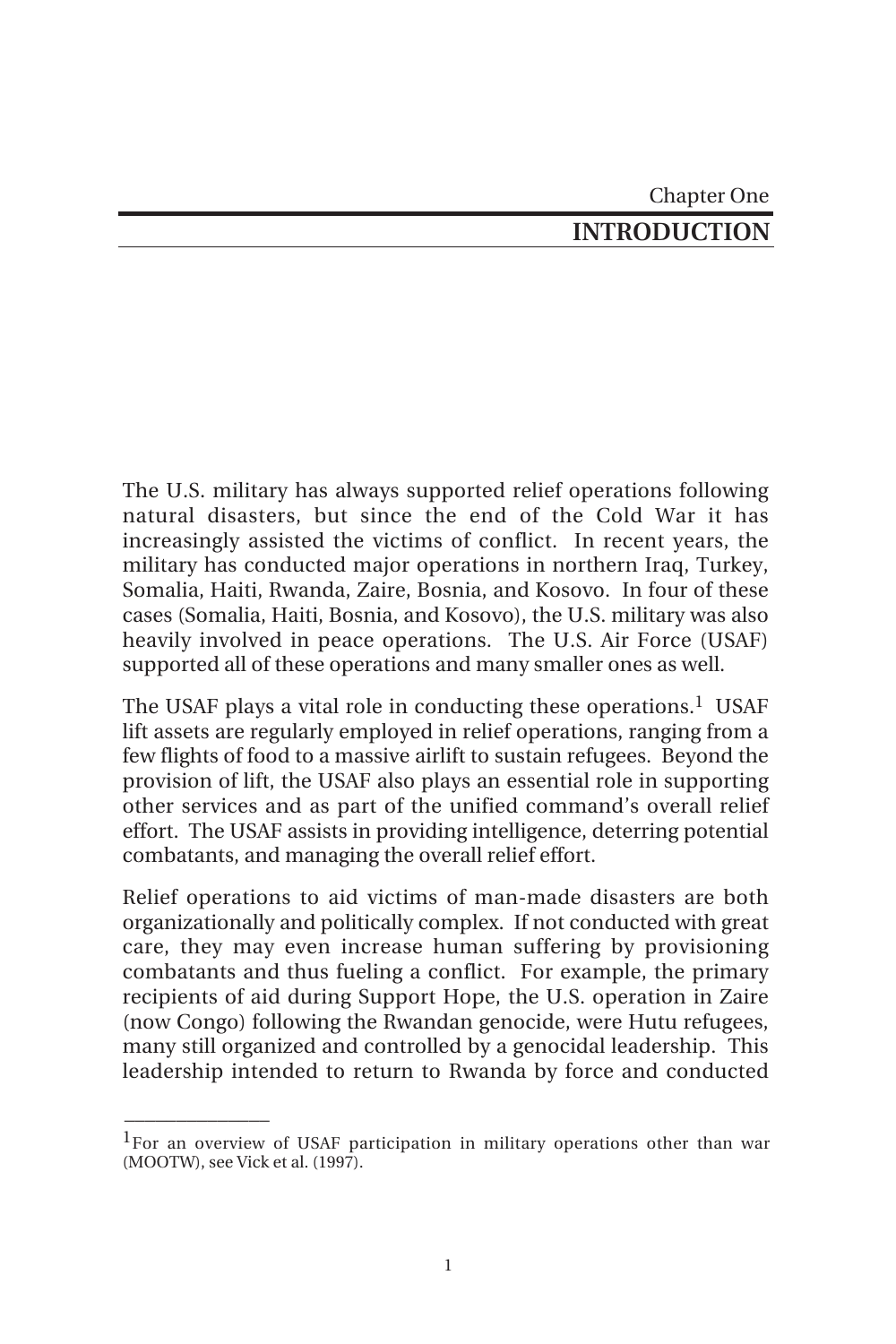Chapter One

# INTRODUCTION

The U.S. military has always supported relief operations following natural disasters, but since the end of the Cold War it has increasingly assisted the victims of conflict. In recent years, the military has conducted major operations in northern Iraq, Turkey, Somalia, Haiti, Rwanda, Zaire, Bosnia, and Kosovo. In four of these cases (Somalia, Haiti, Bosnia, and Kosovo), the U.S. military was also heavily involved in peace operations. The U.S. Air Force (USAF) supported all of these operations and many smaller ones as well.

The USAF plays a vital role in conducting these operations.[1] USAF lift assets are regularly employed in relief operations, ranging from a few flights of food to a massive airlift to sustain refugees. Beyond the provision of lift, the USAF also plays an essential role in supporting other services and as part of the unified command's overall relief effort. The USAF assists in providing intelligence, deterring potential combatants, and managing the overall relief effort.

Relief operations to aid victims of man-made disasters are both organizationally and politically complex. If not conducted with great care, they may even increase human suffering by provisioning combatants and thus fueling a conflict. For example, the primary recipients of aid during Support Hope, the U.S. operation in Zaire (now Congo) following the Rwandan genocide, were Hutu refugees, many still organized and controlled by a genocidal leadership. This leadership intended to return to Rwanda by force and conducted

---

[1] For an overview of USAF participation in military operations other than war (MOOTW), see Vick et al. (1997).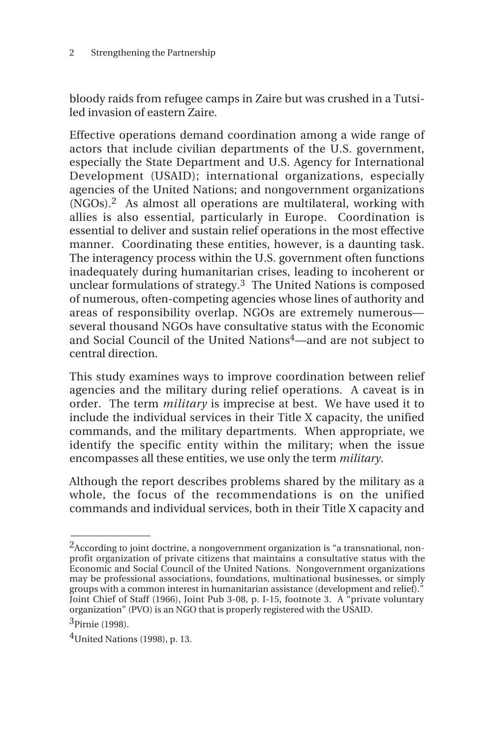bloody raids from refugee camps in Zaire but was crushed in a Tutsi-led invasion of eastern Zaire.

Effective operations demand coordination among a wide range of actors that include civilian departments of the U.S. government, especially the State Department and U.S. Agency for International Development (USAID); international organizations, especially agencies of the United Nations; and nongovernment organizations (NGOs).[2] As almost all operations are multilateral, working with allies is also essential, particularly in Europe. Coordination is essential to deliver and sustain relief operations in the most effective manner. Coordinating these entities, however, is a daunting task. The interagency process within the U.S. government often functions inadequately during humanitarian crises, leading to incoherent or unclear formulations of strategy.[3] The United Nations is composed of numerous, often-competing agencies whose lines of authority and areas of responsibility overlap. NGOs are extremely numerous—several thousand NGOs have consultative status with the Economic and Social Council of the United Nations[4]—and are not subject to central direction.

This study examines ways to improve coordination between relief agencies and the military during relief operations. A caveat is in order. The term *military* is imprecise at best. We have used it to include the individual services in their Title X capacity, the unified commands, and the military departments. When appropriate, we identify the specific entity within the military; when the issue encompasses all these entities, we use only the term *military*.

Although the report describes problems shared by the military as a whole, the focus of the recommendations is on the unified commands and individual services, both in their Title X capacity and

---

[2]According to joint doctrine, a nongovernment organization is "a transnational, non-profit organization of private citizens that maintains a consultative status with the Economic and Social Council of the United Nations. Nongovernment organizations may be professional associations, foundations, multinational businesses, or simply groups with a common interest in humanitarian assistance (development and relief)." Joint Chief of Staff (1966), Joint Pub 3-08, p. I-15, footnote 3. A "private voluntary organization" (PVO) is an NGO that is properly registered with the USAID.

[3]Pirnie (1998).

[4]United Nations (1998), p. 13.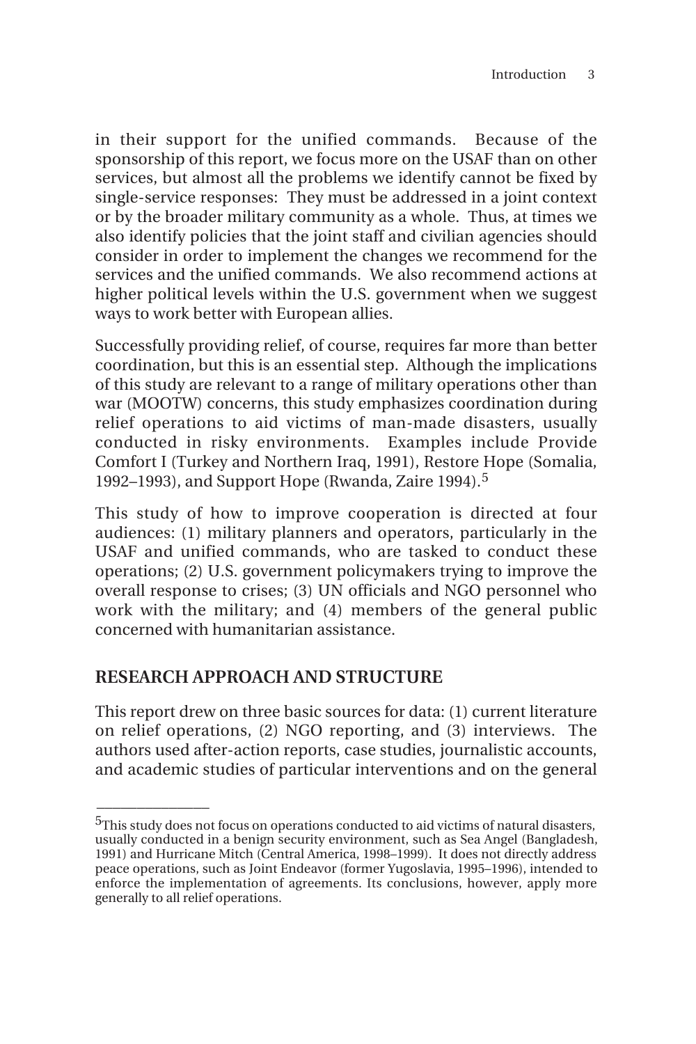in their support for the unified commands. Because of the sponsorship of this report, we focus more on the USAF than on other services, but almost all the problems we identify cannot be fixed by single-service responses: They must be addressed in a joint context or by the broader military community as a whole. Thus, at times we also identify policies that the joint staff and civilian agencies should consider in order to implement the changes we recommend for the services and the unified commands. We also recommend actions at higher political levels within the U.S. government when we suggest ways to work better with European allies.

Successfully providing relief, of course, requires far more than better coordination, but this is an essential step. Although the implications of this study are relevant to a range of military operations other than war (MOOTW) concerns, this study emphasizes coordination during relief operations to aid victims of man-made disasters, usually conducted in risky environments. Examples include Provide Comfort I (Turkey and Northern Iraq, 1991), Restore Hope (Somalia, 1992–1993), and Support Hope (Rwanda, Zaire 1994).[5]

This study of how to improve cooperation is directed at four audiences: (1) military planners and operators, particularly in the USAF and unified commands, who are tasked to conduct these operations; (2) U.S. government policymakers trying to improve the overall response to crises; (3) UN officials and NGO personnel who work with the military; and (4) members of the general public concerned with humanitarian assistance.

## RESEARCH APPROACH AND STRUCTURE

This report drew on three basic sources for data: (1) current literature on relief operations, (2) NGO reporting, and (3) interviews. The authors used after-action reports, case studies, journalistic accounts, and academic studies of particular interventions and on the general

---

[5]This study does not focus on operations conducted to aid victims of natural disasters, usually conducted in a benign security environment, such as Sea Angel (Bangladesh, 1991) and Hurricane Mitch (Central America, 1998–1999). It does not directly address peace operations, such as Joint Endeavor (former Yugoslavia, 1995–1996), intended to enforce the implementation of agreements. Its conclusions, however, apply more generally to all relief operations.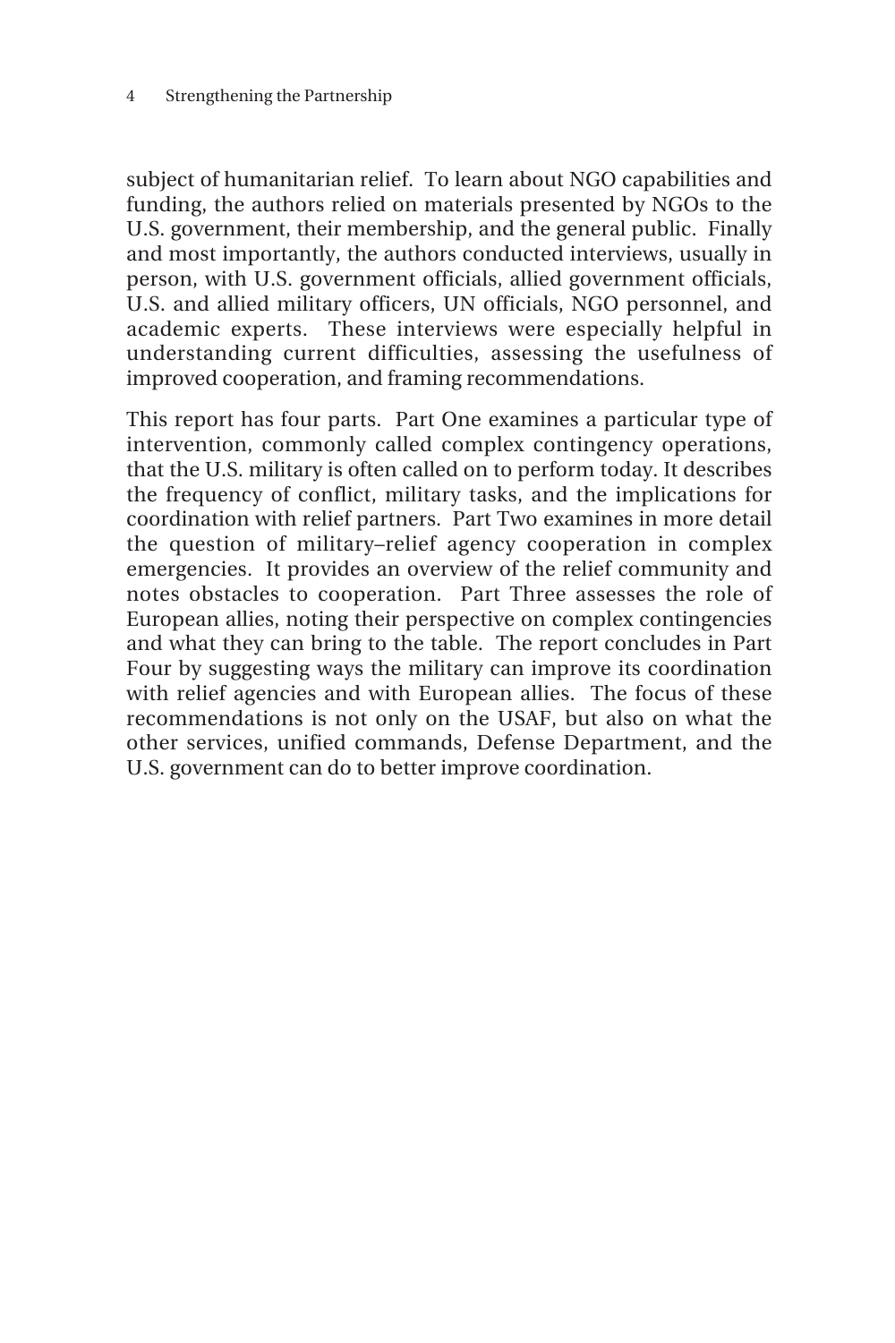subject of humanitarian relief. To learn about NGO capabilities and funding, the authors relied on materials presented by NGOs to the U.S. government, their membership, and the general public. Finally and most importantly, the authors conducted interviews, usually in person, with U.S. government officials, allied government officials, U.S. and allied military officers, UN officials, NGO personnel, and academic experts. These interviews were especially helpful in understanding current difficulties, assessing the usefulness of improved cooperation, and framing recommendations.

This report has four parts. Part One examines a particular type of intervention, commonly called complex contingency operations, that the U.S. military is often called on to perform today. It describes the frequency of conflict, military tasks, and the implications for coordination with relief partners. Part Two examines in more detail the question of military–relief agency cooperation in complex emergencies. It provides an overview of the relief community and notes obstacles to cooperation. Part Three assesses the role of European allies, noting their perspective on complex contingencies and what they can bring to the table. The report concludes in Part Four by suggesting ways the military can improve its coordination with relief agencies and with European allies. The focus of these recommendations is not only on the USAF, but also on what the other services, unified commands, Defense Department, and the U.S. government can do to better improve coordination.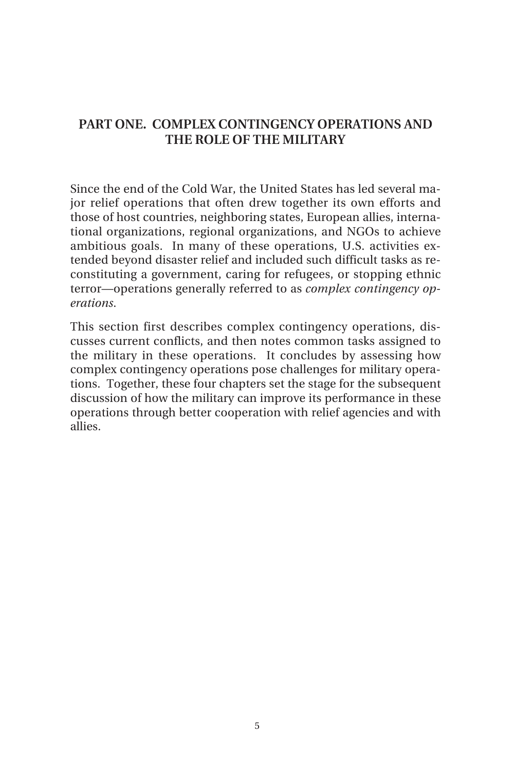# PART ONE. COMPLEX CONTINGENCY OPERATIONS AND THE ROLE OF THE MILITARY

Since the end of the Cold War, the United States has led several major relief operations that often drew together its own efforts and those of host countries, neighboring states, European allies, international organizations, regional organizations, and NGOs to achieve ambitious goals. In many of these operations, U.S. activities extended beyond disaster relief and included such difficult tasks as reconstituting a government, caring for refugees, or stopping ethnic terror—operations generally referred to as *complex contingency operations*.

This section first describes complex contingency operations, discusses current conflicts, and then notes common tasks assigned to the military in these operations. It concludes by assessing how complex contingency operations pose challenges for military operations. Together, these four chapters set the stage for the subsequent discussion of how the military can improve its performance in these operations through better cooperation with relief agencies and with allies.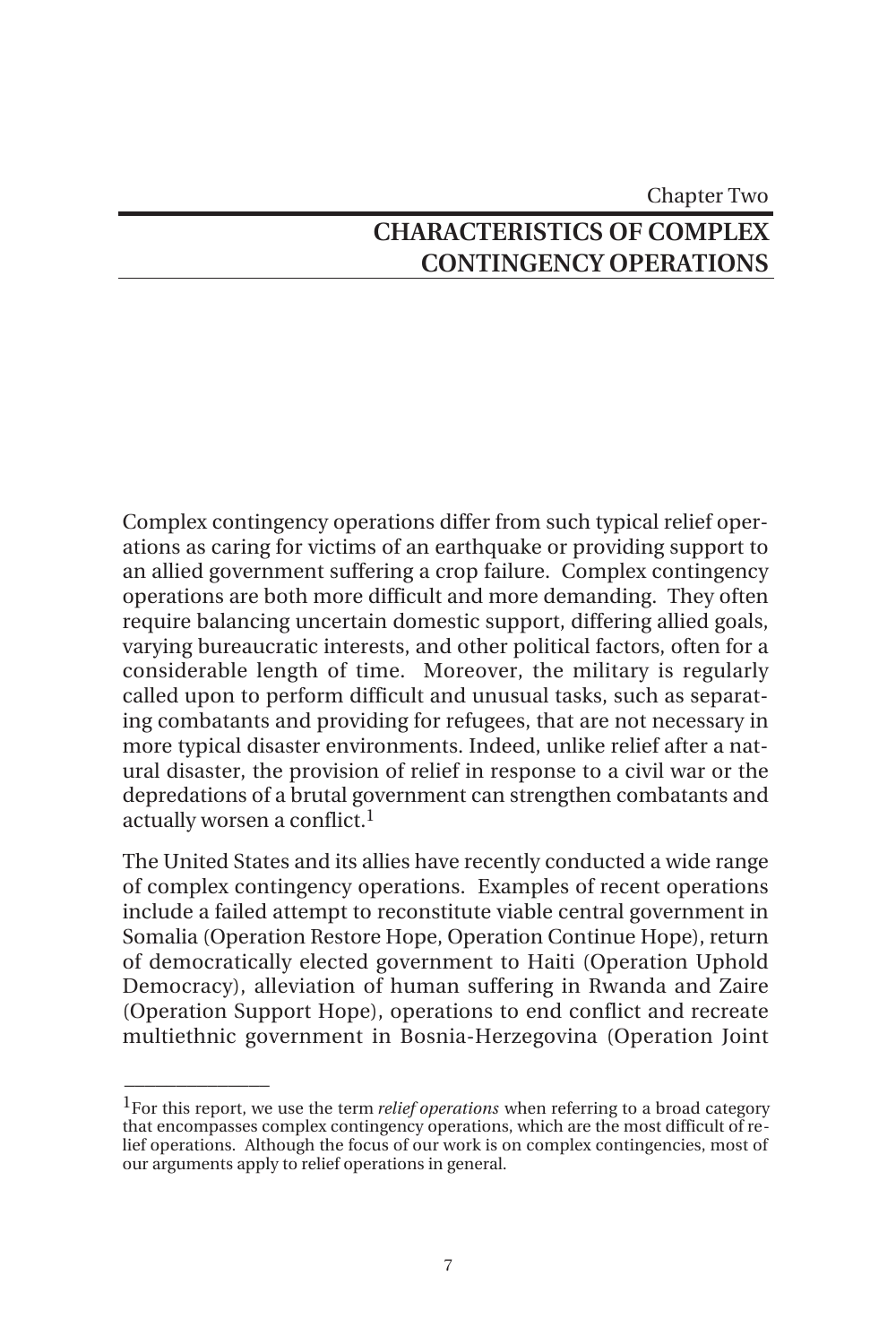Chapter Two

# CHARACTERISTICS OF COMPLEX CONTINGENCY OPERATIONS

Complex contingency operations differ from such typical relief operations as caring for victims of an earthquake or providing support to an allied government suffering a crop failure. Complex contingency operations are both more difficult and more demanding. They often require balancing uncertain domestic support, differing allied goals, varying bureaucratic interests, and other political factors, often for a considerable length of time. Moreover, the military is regularly called upon to perform difficult and unusual tasks, such as separating combatants and providing for refugees, that are not necessary in more typical disaster environments. Indeed, unlike relief after a natural disaster, the provision of relief in response to a civil war or the depredations of a brutal government can strengthen combatants and actually worsen a conflict.[1]

The United States and its allies have recently conducted a wide range of complex contingency operations. Examples of recent operations include a failed attempt to reconstitute viable central government in Somalia (Operation Restore Hope, Operation Continue Hope), return of democratically elected government to Haiti (Operation Uphold Democracy), alleviation of human suffering in Rwanda and Zaire (Operation Support Hope), operations to end conflict and recreate multiethnic government in Bosnia-Herzegovina (Operation Joint

---

[1]For this report, we use the term *relief operations* when referring to a broad category that encompasses complex contingency operations, which are the most difficult of relief operations. Although the focus of our work is on complex contingencies, most of our arguments apply to relief operations in general.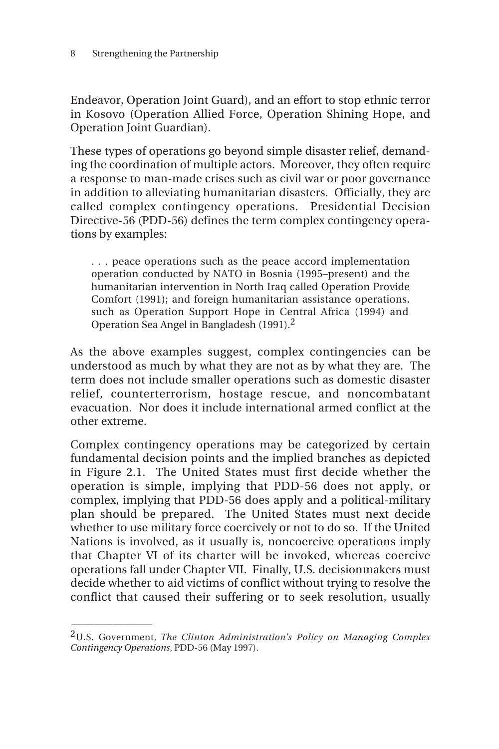Endeavor, Operation Joint Guard), and an effort to stop ethnic terror in Kosovo (Operation Allied Force, Operation Shining Hope, and Operation Joint Guardian).

These types of operations go beyond simple disaster relief, demanding the coordination of multiple actors. Moreover, they often require a response to man-made crises such as civil war or poor governance in addition to alleviating humanitarian disasters. Officially, they are called complex contingency operations. Presidential Decision Directive-56 (PDD-56) defines the term complex contingency operations by examples:

> . . . peace operations such as the peace accord implementation operation conducted by NATO in Bosnia (1995–present) and the humanitarian intervention in North Iraq called Operation Provide Comfort (1991); and foreign humanitarian assistance operations, such as Operation Support Hope in Central Africa (1994) and Operation Sea Angel in Bangladesh (1991).[2]

As the above examples suggest, complex contingencies can be understood as much by what they are not as by what they are. The term does not include smaller operations such as domestic disaster relief, counterterrorism, hostage rescue, and noncombatant evacuation. Nor does it include international armed conflict at the other extreme.

Complex contingency operations may be categorized by certain fundamental decision points and the implied branches as depicted in Figure 2.1. The United States must first decide whether the operation is simple, implying that PDD-56 does not apply, or complex, implying that PDD-56 does apply and a political-military plan should be prepared. The United States must next decide whether to use military force coercively or not to do so. If the United Nations is involved, as it usually is, noncoercive operations imply that Chapter VI of its charter will be invoked, whereas coercive operations fall under Chapter VII. Finally, U.S. decisionmakers must decide whether to aid victims of conflict without trying to resolve the conflict that caused their suffering or to seek resolution, usually

---

[2]U.S. Government, *The Clinton Administration's Policy on Managing Complex Contingency Operations*, PDD-56 (May 1997).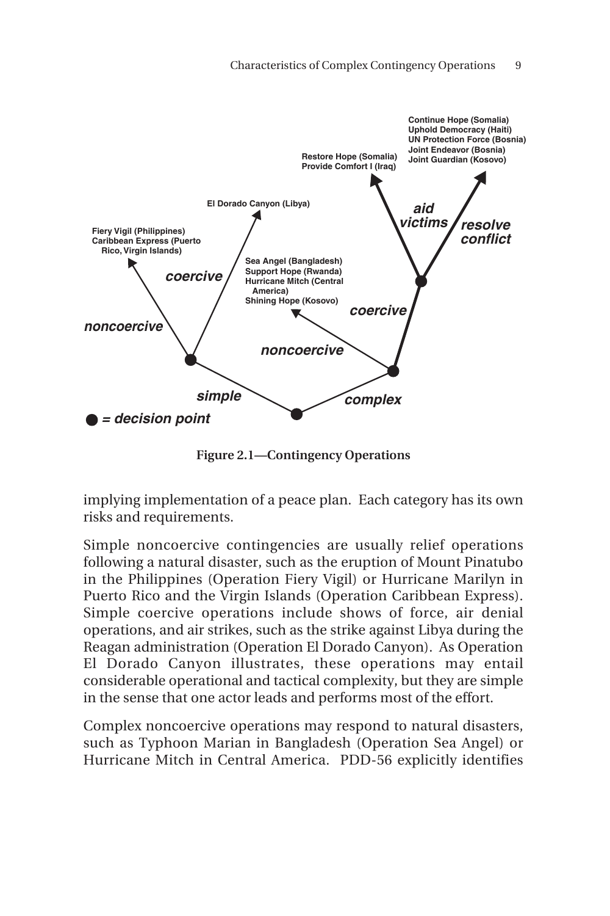**Figure 2.1—Contingency Operations**

implying implementation of a peace plan. Each category has its own risks and requirements.

Simple noncoercive contingencies are usually relief operations following a natural disaster, such as the eruption of Mount Pinatubo in the Philippines (Operation Fiery Vigil) or Hurricane Marilyn in Puerto Rico and the Virgin Islands (Operation Caribbean Express). Simple coercive operations include shows of force, air denial operations, and air strikes, such as the strike against Libya during the Reagan administration (Operation El Dorado Canyon). As Operation El Dorado Canyon illustrates, these operations may entail considerable operational and tactical complexity, but they are simple in the sense that one actor leads and performs most of the effort.

Complex noncoercive operations may respond to natural disasters, such as Typhoon Marian in Bangladesh (Operation Sea Angel) or Hurricane Mitch in Central America. PDD-56 explicitly identifies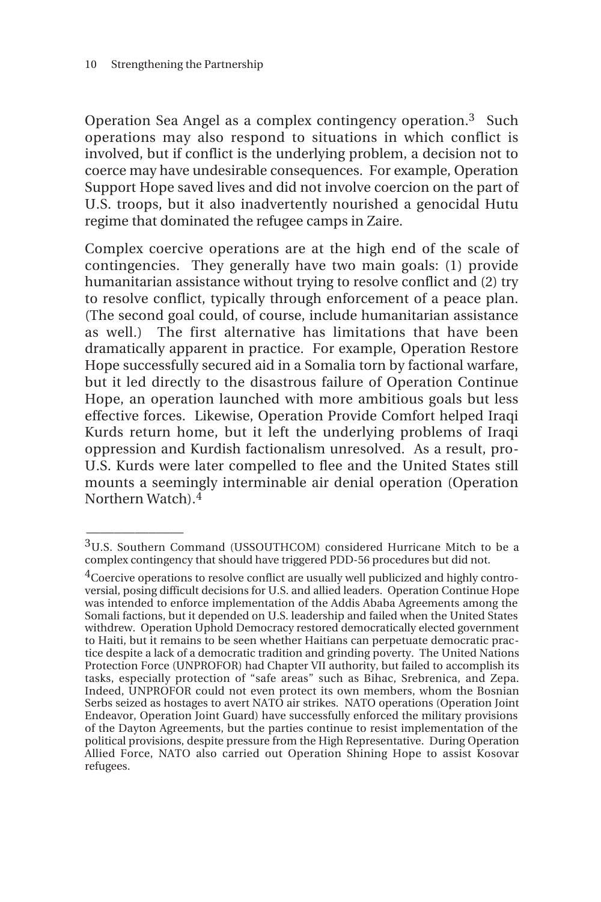Operation Sea Angel as a complex contingency operation.[3] Such operations may also respond to situations in which conflict is involved, but if conflict is the underlying problem, a decision not to coerce may have undesirable consequences. For example, Operation Support Hope saved lives and did not involve coercion on the part of U.S. troops, but it also inadvertently nourished a genocidal Hutu regime that dominated the refugee camps in Zaire.

Complex coercive operations are at the high end of the scale of contingencies. They generally have two main goals: (1) provide humanitarian assistance without trying to resolve conflict and (2) try to resolve conflict, typically through enforcement of a peace plan. (The second goal could, of course, include humanitarian assistance as well.) The first alternative has limitations that have been dramatically apparent in practice. For example, Operation Restore Hope successfully secured aid in a Somalia torn by factional warfare, but it led directly to the disastrous failure of Operation Continue Hope, an operation launched with more ambitious goals but less effective forces. Likewise, Operation Provide Comfort helped Iraqi Kurds return home, but it left the underlying problems of Iraqi oppression and Kurdish factionalism unresolved. As a result, pro-U.S. Kurds were later compelled to flee and the United States still mounts a seemingly interminable air denial operation (Operation Northern Watch).[4]

---

[3] U.S. Southern Command (USSOUTHCOM) considered Hurricane Mitch to be a complex contingency that should have triggered PDD-56 procedures but did not.

[4] Coercive operations to resolve conflict are usually well publicized and highly controversial, posing difficult decisions for U.S. and allied leaders. Operation Continue Hope was intended to enforce implementation of the Addis Ababa Agreements among the Somali factions, but it depended on U.S. leadership and failed when the United States withdrew. Operation Uphold Democracy restored democratically elected government to Haiti, but it remains to be seen whether Haitians can perpetuate democratic practice despite a lack of a democratic tradition and grinding poverty. The United Nations Protection Force (UNPROFOR) had Chapter VII authority, but failed to accomplish its tasks, especially protection of "safe areas" such as Bihac, Srebrenica, and Zepa. Indeed, UNPROFOR could not even protect its own members, whom the Bosnian Serbs seized as hostages to avert NATO air strikes. NATO operations (Operation Joint Endeavor, Operation Joint Guard) have successfully enforced the military provisions of the Dayton Agreements, but the parties continue to resist implementation of the political provisions, despite pressure from the High Representative. During Operation Allied Force, NATO also carried out Operation Shining Hope to assist Kosovar refugees.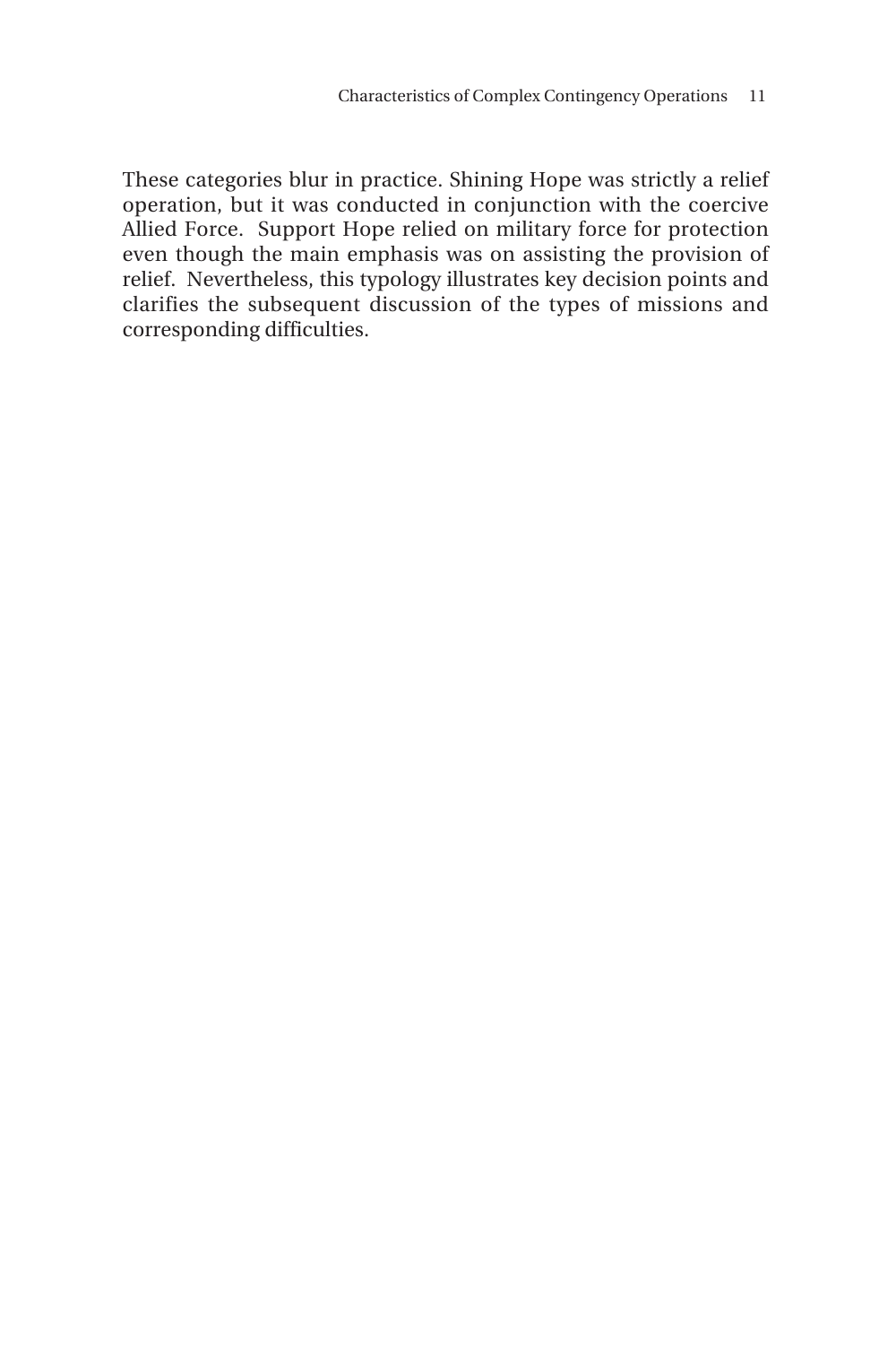These categories blur in practice. Shining Hope was strictly a relief operation, but it was conducted in conjunction with the coercive Allied Force. Support Hope relied on military force for protection even though the main emphasis was on assisting the provision of relief. Nevertheless, this typology illustrates key decision points and clarifies the subsequent discussion of the types of missions and corresponding difficulties.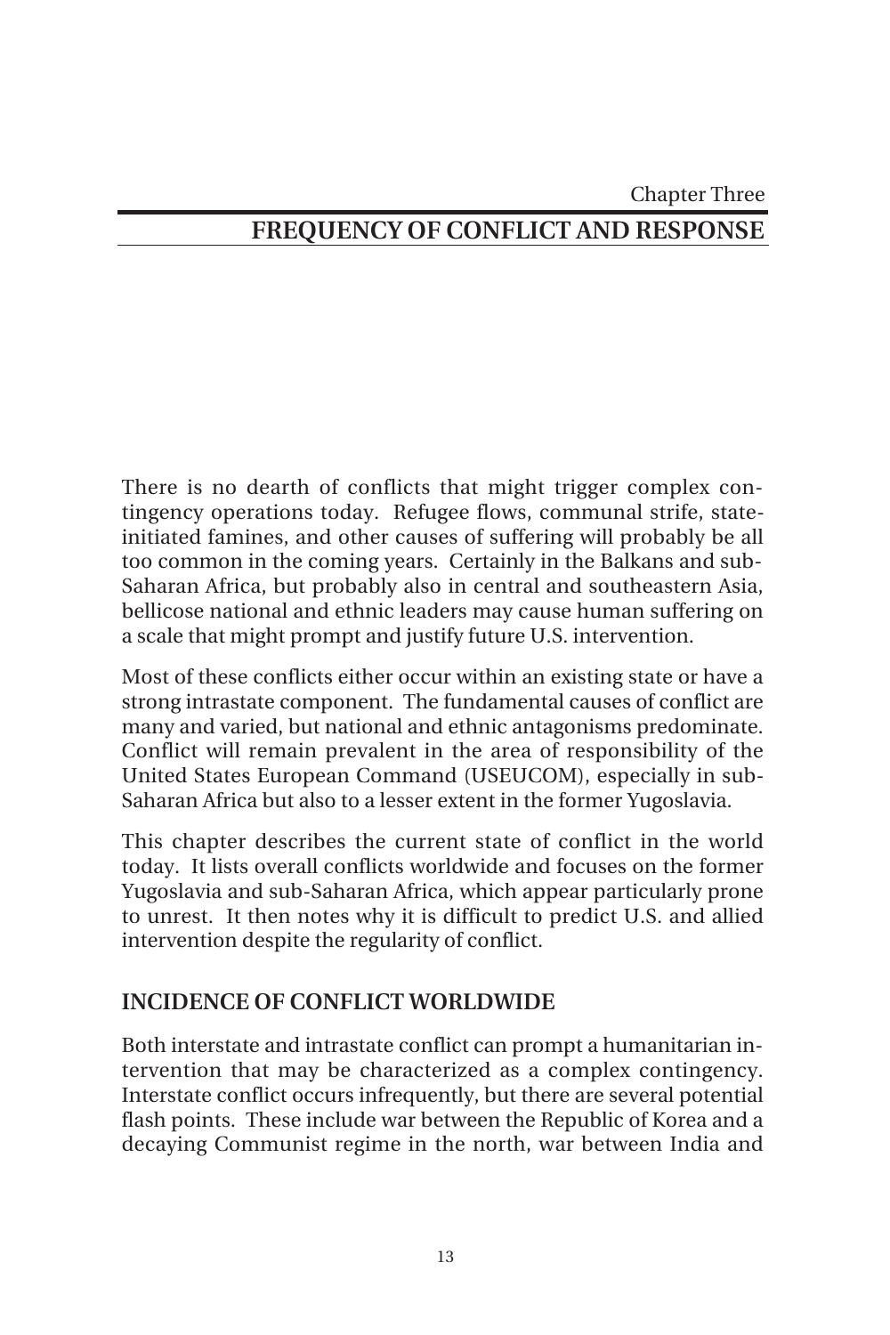Chapter Three

# FREQUENCY OF CONFLICT AND RESPONSE

There is no dearth of conflicts that might trigger complex contingency operations today. Refugee flows, communal strife, state-initiated famines, and other causes of suffering will probably be all too common in the coming years. Certainly in the Balkans and sub-Saharan Africa, but probably also in central and southeastern Asia, bellicose national and ethnic leaders may cause human suffering on a scale that might prompt and justify future U.S. intervention.

Most of these conflicts either occur within an existing state or have a strong intrastate component. The fundamental causes of conflict are many and varied, but national and ethnic antagonisms predominate. Conflict will remain prevalent in the area of responsibility of the United States European Command (USEUCOM), especially in sub-Saharan Africa but also to a lesser extent in the former Yugoslavia.

This chapter describes the current state of conflict in the world today. It lists overall conflicts worldwide and focuses on the former Yugoslavia and sub-Saharan Africa, which appear particularly prone to unrest. It then notes why it is difficult to predict U.S. and allied intervention despite the regularity of conflict.

## INCIDENCE OF CONFLICT WORLDWIDE

Both interstate and intrastate conflict can prompt a humanitarian intervention that may be characterized as a complex contingency. Interstate conflict occurs infrequently, but there are several potential flash points. These include war between the Republic of Korea and a decaying Communist regime in the north, war between India and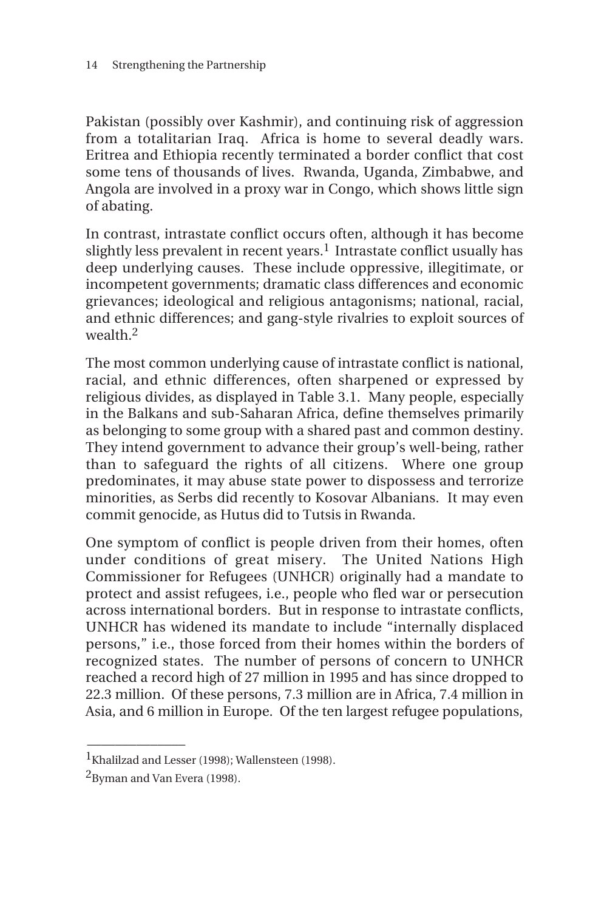Pakistan (possibly over Kashmir), and continuing risk of aggression from a totalitarian Iraq. Africa is home to several deadly wars. Eritrea and Ethiopia recently terminated a border conflict that cost some tens of thousands of lives. Rwanda, Uganda, Zimbabwe, and Angola are involved in a proxy war in Congo, which shows little sign of abating.

In contrast, intrastate conflict occurs often, although it has become slightly less prevalent in recent years.[1] Intrastate conflict usually has deep underlying causes. These include oppressive, illegitimate, or incompetent governments; dramatic class differences and economic grievances; ideological and religious antagonisms; national, racial, and ethnic differences; and gang-style rivalries to exploit sources of wealth.[2]

The most common underlying cause of intrastate conflict is national, racial, and ethnic differences, often sharpened or expressed by religious divides, as displayed in Table 3.1. Many people, especially in the Balkans and sub-Saharan Africa, define themselves primarily as belonging to some group with a shared past and common destiny. They intend government to advance their group's well-being, rather than to safeguard the rights of all citizens. Where one group predominates, it may abuse state power to dispossess and terrorize minorities, as Serbs did recently to Kosovar Albanians. It may even commit genocide, as Hutus did to Tutsis in Rwanda.

One symptom of conflict is people driven from their homes, often under conditions of great misery. The United Nations High Commissioner for Refugees (UNHCR) originally had a mandate to protect and assist refugees, i.e., people who fled war or persecution across international borders. But in response to intrastate conflicts, UNHCR has widened its mandate to include "internally displaced persons," i.e., those forced from their homes within the borders of recognized states. The number of persons of concern to UNHCR reached a record high of 27 million in 1995 and has since dropped to 22.3 million. Of these persons, 7.3 million are in Africa, 7.4 million in Asia, and 6 million in Europe. Of the ten largest refugee populations,

---

[1] Khalilzad and Lesser (1998); Wallensteen (1998).

[2] Byman and Van Evera (1998).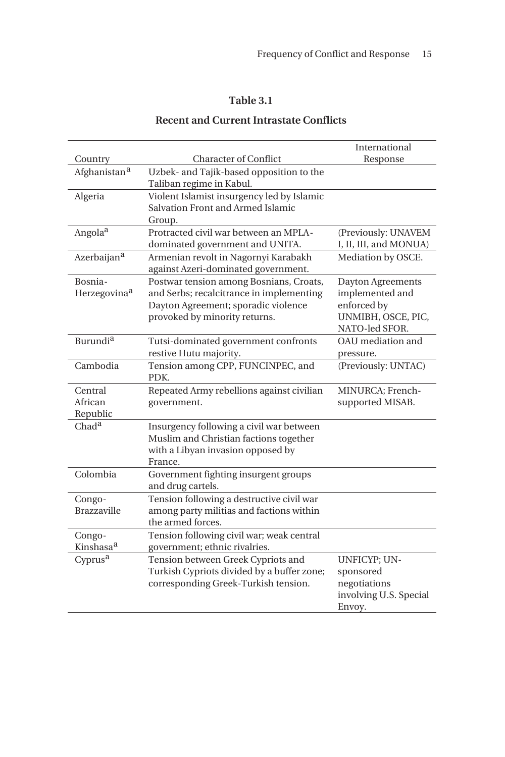**Table 3.1**

**Recent and Current Intrastate Conflicts**

| Country | Character of Conflict | International Response |
|---|---|---|
| Afghanistan[a] | Uzbek- and Tajik-based opposition to the Taliban regime in Kabul. | |
| Algeria | Violent Islamist insurgency led by Islamic Salvation Front and Armed Islamic Group. | |
| Angola[a] | Protracted civil war between an MPLA-dominated government and UNITA. | (Previously: UNAVEM I, II, III, and MONUA) |
| Azerbaijan[a] | Armenian revolt in Nagornyi Karabakh against Azeri-dominated government. | Mediation by OSCE. |
| Bosnia-Herzegovina[a] | Postwar tension among Bosnians, Croats, and Serbs; recalcitrance in implementing Dayton Agreement; sporadic violence provoked by minority returns. | Dayton Agreements implemented and enforced by UNMIBH, OSCE, PIC, NATO-led SFOR. |
| Burundi[a] | Tutsi-dominated government confronts restive Hutu majority. | OAU mediation and pressure. |
| Cambodia | Tension among CPP, FUNCINPEC, and PDK. | (Previously: UNTAC) |
| Central African Republic | Repeated Army rebellions against civilian government. | MINURCA; French-supported MISAB. |
| Chad[a] | Insurgency following a civil war between Muslim and Christian factions together with a Libyan invasion opposed by France. | |
| Colombia | Government fighting insurgent groups and drug cartels. | |
| Congo-Brazzaville | Tension following a destructive civil war among party militias and factions within the armed forces. | |
| Congo-Kinshasa[a] | Tension following civil war; weak central government; ethnic rivalries. | |
| Cyprus[a] | Tension between Greek Cypriots and Turkish Cypriots divided by a buffer zone; corresponding Greek-Turkish tension. | UNFICYP; UN-sponsored negotiations involving U.S. Special Envoy. |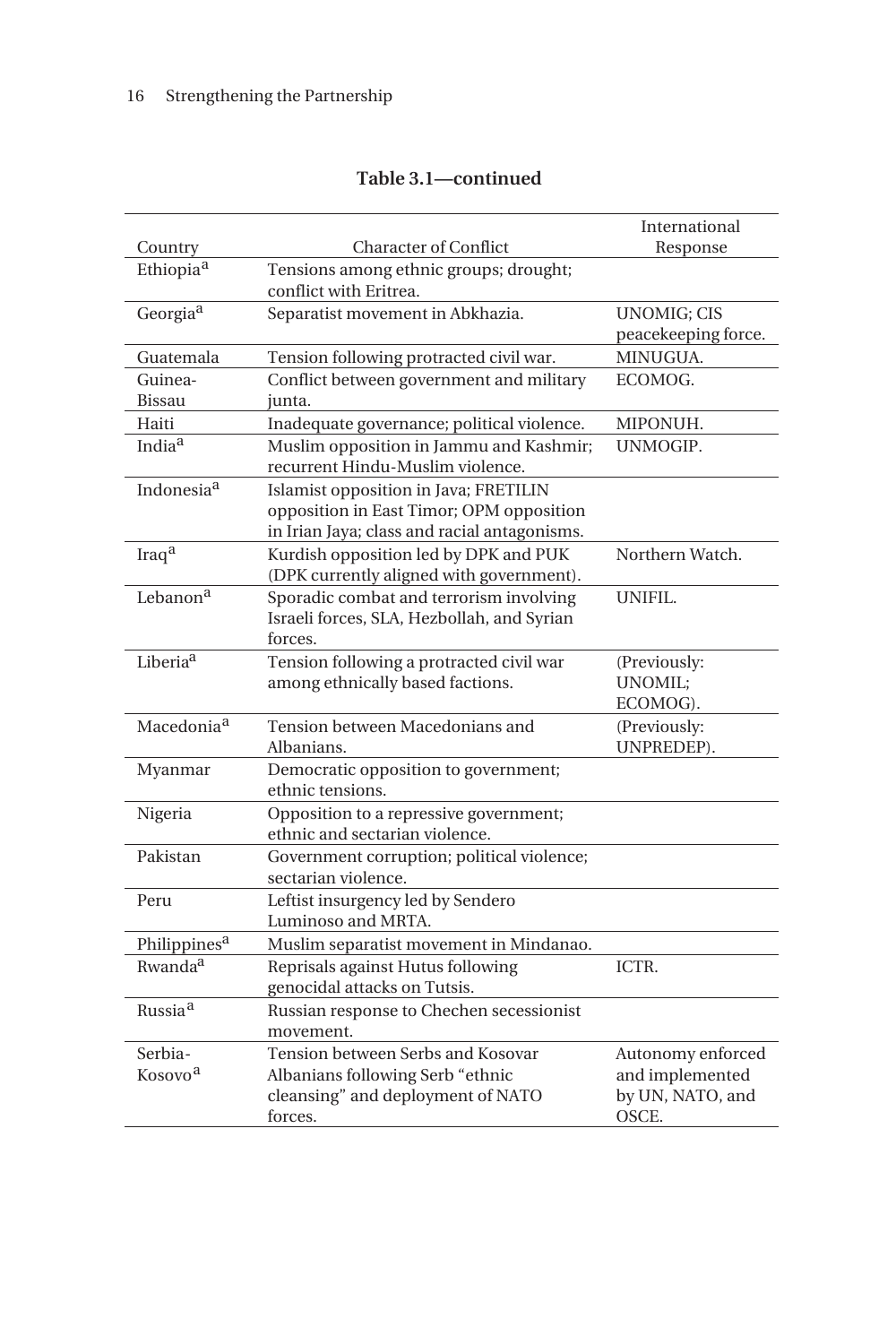**Table 3.1—continued**

| Country | Character of Conflict | International Response |
|---|---|---|
| Ethiopia[a] | Tensions among ethnic groups; drought; conflict with Eritrea. | |
| Georgia[a] | Separatist movement in Abkhazia. | UNOMIG; CIS peacekeeping force. |
| Guatemala | Tension following protracted civil war. | MINUGUA. |
| Guinea-Bissau | Conflict between government and military junta. | ECOMOG. |
| Haiti | Inadequate governance; political violence. | MIPONUH. |
| India[a] | Muslim opposition in Jammu and Kashmir; recurrent Hindu-Muslim violence. | UNMOGIP. |
| Indonesia[a] | Islamist opposition in Java; FRETILIN opposition in East Timor; OPM opposition in Irian Jaya; class and racial antagonisms. | |
| Iraq[a] | Kurdish opposition led by DPK and PUK (DPK currently aligned with government). | Northern Watch. |
| Lebanon[a] | Sporadic combat and terrorism involving Israeli forces, SLA, Hezbollah, and Syrian forces. | UNIFIL. |
| Liberia[a] | Tension following a protracted civil war among ethnically based factions. | (Previously: UNOMIL; ECOMOG). |
| Macedonia[a] | Tension between Macedonians and Albanians. | (Previously: UNPREDEP). |
| Myanmar | Democratic opposition to government; ethnic tensions. | |
| Nigeria | Opposition to a repressive government; ethnic and sectarian violence. | |
| Pakistan | Government corruption; political violence; sectarian violence. | |
| Peru | Leftist insurgency led by Sendero Luminoso and MRTA. | |
| Philippines[a] | Muslim separatist movement in Mindanao. | |
| Rwanda[a] | Reprisals against Hutus following genocidal attacks on Tutsis. | ICTR. |
| Russia[a] | Russian response to Chechen secessionist movement. | |
| Serbia-Kosovo[a] | Tension between Serbs and Kosovar Albanians following Serb "ethnic cleansing" and deployment of NATO forces. | Autonomy enforced and implemented by UN, NATO, and OSCE. |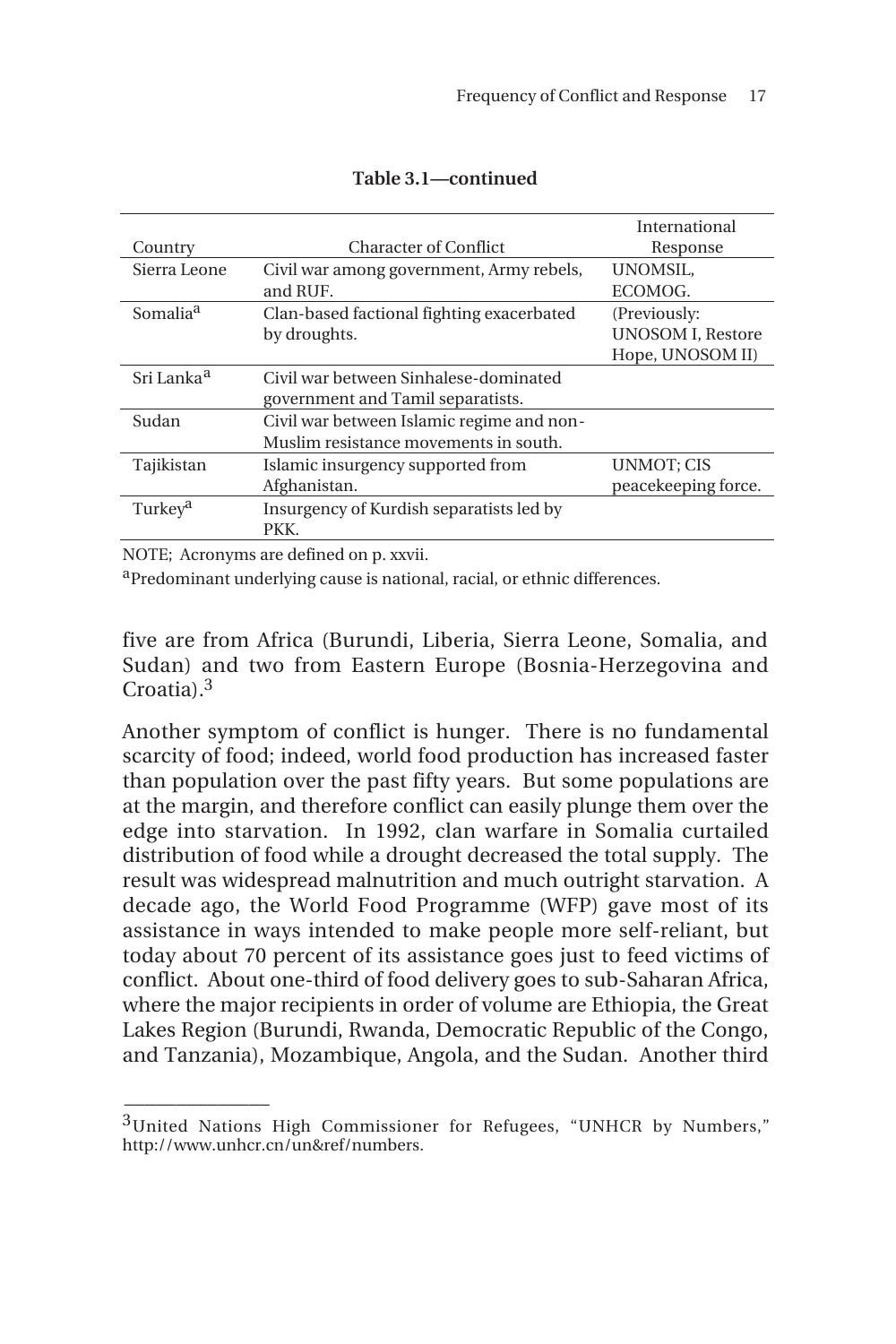**Table 3.1—continued**

| Country | Character of Conflict | International Response |
|---|---|---|
| Sierra Leone | Civil war among government, Army rebels, and RUF. | UNOMSIL, ECOMOG. |
| Somalia[a] | Clan-based factional fighting exacerbated by droughts. | (Previously: UNOSOM I, Restore Hope, UNOSOM II) |
| Sri Lanka[a] | Civil war between Sinhalese-dominated government and Tamil separatists. | |
| Sudan | Civil war between Islamic regime and non-Muslim resistance movements in south. | |
| Tajikistan | Islamic insurgency supported from Afghanistan. | UNMOT; CIS peacekeeping force. |
| Turkey[a] | Insurgency of Kurdish separatists led by PKK. | |

NOTE; Acronyms are defined on p. xxvii.

[a]Predominant underlying cause is national, racial, or ethnic differences.

five are from Africa (Burundi, Liberia, Sierra Leone, Somalia, and Sudan) and two from Eastern Europe (Bosnia-Herzegovina and Croatia).[3]

Another symptom of conflict is hunger. There is no fundamental scarcity of food; indeed, world food production has increased faster than population over the past fifty years. But some populations are at the margin, and therefore conflict can easily plunge them over the edge into starvation. In 1992, clan warfare in Somalia curtailed distribution of food while a drought decreased the total supply. The result was widespread malnutrition and much outright starvation. A decade ago, the World Food Programme (WFP) gave most of its assistance in ways intended to make people more self-reliant, but today about 70 percent of its assistance goes just to feed victims of conflict. About one-third of food delivery goes to sub-Saharan Africa, where the major recipients in order of volume are Ethiopia, the Great Lakes Region (Burundi, Rwanda, Democratic Republic of the Congo, and Tanzania), Mozambique, Angola, and the Sudan. Another third

---

[3]United Nations High Commissioner for Refugees, "UNHCR by Numbers," http://www.unhcr.cn/un&ref/numbers.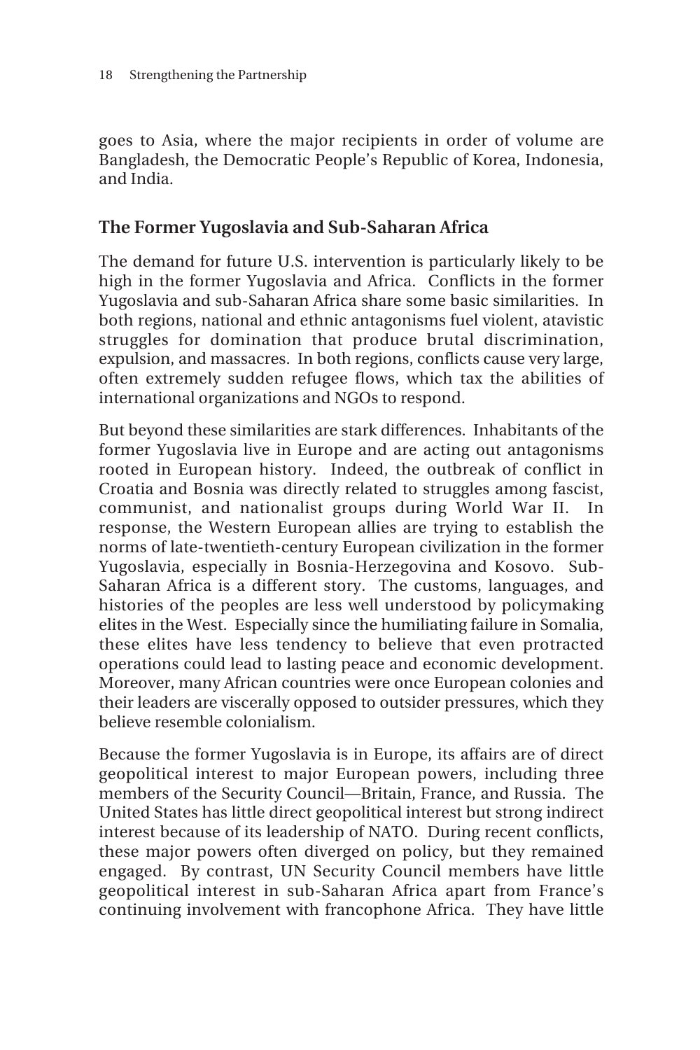goes to Asia, where the major recipients in order of volume are Bangladesh, the Democratic People's Republic of Korea, Indonesia, and India.

## The Former Yugoslavia and Sub-Saharan Africa

The demand for future U.S. intervention is particularly likely to be high in the former Yugoslavia and Africa. Conflicts in the former Yugoslavia and sub-Saharan Africa share some basic similarities. In both regions, national and ethnic antagonisms fuel violent, atavistic struggles for domination that produce brutal discrimination, expulsion, and massacres. In both regions, conflicts cause very large, often extremely sudden refugee flows, which tax the abilities of international organizations and NGOs to respond.

But beyond these similarities are stark differences. Inhabitants of the former Yugoslavia live in Europe and are acting out antagonisms rooted in European history. Indeed, the outbreak of conflict in Croatia and Bosnia was directly related to struggles among fascist, communist, and nationalist groups during World War II. In response, the Western European allies are trying to establish the norms of late-twentieth-century European civilization in the former Yugoslavia, especially in Bosnia-Herzegovina and Kosovo. Sub-Saharan Africa is a different story. The customs, languages, and histories of the peoples are less well understood by policymaking elites in the West. Especially since the humiliating failure in Somalia, these elites have less tendency to believe that even protracted operations could lead to lasting peace and economic development. Moreover, many African countries were once European colonies and their leaders are viscerally opposed to outsider pressures, which they believe resemble colonialism.

Because the former Yugoslavia is in Europe, its affairs are of direct geopolitical interest to major European powers, including three members of the Security Council—Britain, France, and Russia. The United States has little direct geopolitical interest but strong indirect interest because of its leadership of NATO. During recent conflicts, these major powers often diverged on policy, but they remained engaged. By contrast, UN Security Council members have little geopolitical interest in sub-Saharan Africa apart from France's continuing involvement with francophone Africa. They have little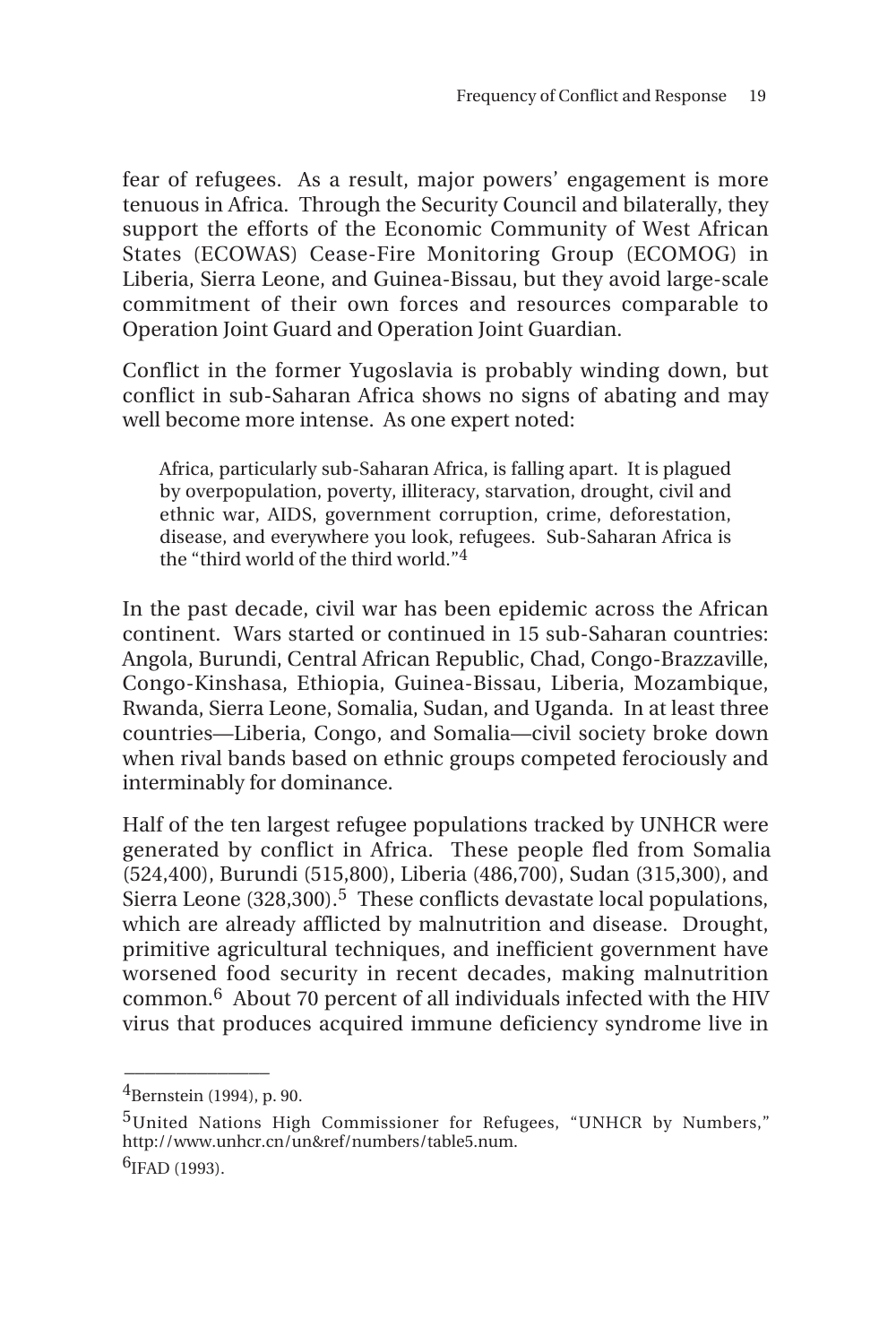fear of refugees. As a result, major powers' engagement is more tenuous in Africa. Through the Security Council and bilaterally, they support the efforts of the Economic Community of West African States (ECOWAS) Cease-Fire Monitoring Group (ECOMOG) in Liberia, Sierra Leone, and Guinea-Bissau, but they avoid large-scale commitment of their own forces and resources comparable to Operation Joint Guard and Operation Joint Guardian.

Conflict in the former Yugoslavia is probably winding down, but conflict in sub-Saharan Africa shows no signs of abating and may well become more intense. As one expert noted:

> Africa, particularly sub-Saharan Africa, is falling apart. It is plagued by overpopulation, poverty, illiteracy, starvation, drought, civil and ethnic war, AIDS, government corruption, crime, deforestation, disease, and everywhere you look, refugees. Sub-Saharan Africa is the "third world of the third world."[4]

In the past decade, civil war has been epidemic across the African continent. Wars started or continued in 15 sub-Saharan countries: Angola, Burundi, Central African Republic, Chad, Congo-Brazzaville, Congo-Kinshasa, Ethiopia, Guinea-Bissau, Liberia, Mozambique, Rwanda, Sierra Leone, Somalia, Sudan, and Uganda. In at least three countries—Liberia, Congo, and Somalia—civil society broke down when rival bands based on ethnic groups competed ferociously and interminably for dominance.

Half of the ten largest refugee populations tracked by UNHCR were generated by conflict in Africa. These people fled from Somalia (524,400), Burundi (515,800), Liberia (486,700), Sudan (315,300), and Sierra Leone (328,300).[5] These conflicts devastate local populations, which are already afflicted by malnutrition and disease. Drought, primitive agricultural techniques, and inefficient government have worsened food security in recent decades, making malnutrition common.[6] About 70 percent of all individuals infected with the HIV virus that produces acquired immune deficiency syndrome live in

---

[4]Bernstein (1994), p. 90.

[5]United Nations High Commissioner for Refugees, "UNHCR by Numbers," http://www.unhcr.cn/un&ref/numbers/table5.num.

[6]IFAD (1993).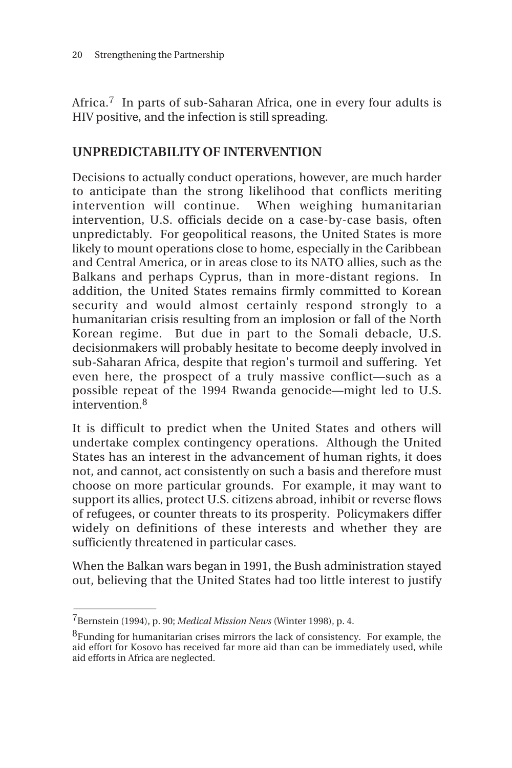Africa.[7] In parts of sub-Saharan Africa, one in every four adults is HIV positive, and the infection is still spreading.

## UNPREDICTABILITY OF INTERVENTION

Decisions to actually conduct operations, however, are much harder to anticipate than the strong likelihood that conflicts meriting intervention will continue. When weighing humanitarian intervention, U.S. officials decide on a case-by-case basis, often unpredictably. For geopolitical reasons, the United States is more likely to mount operations close to home, especially in the Caribbean and Central America, or in areas close to its NATO allies, such as the Balkans and perhaps Cyprus, than in more-distant regions. In addition, the United States remains firmly committed to Korean security and would almost certainly respond strongly to a humanitarian crisis resulting from an implosion or fall of the North Korean regime. But due in part to the Somali debacle, U.S. decisionmakers will probably hesitate to become deeply involved in sub-Saharan Africa, despite that region's turmoil and suffering. Yet even here, the prospect of a truly massive conflict—such as a possible repeat of the 1994 Rwanda genocide—might led to U.S. intervention.[8]

It is difficult to predict when the United States and others will undertake complex contingency operations. Although the United States has an interest in the advancement of human rights, it does not, and cannot, act consistently on such a basis and therefore must choose on more particular grounds. For example, it may want to support its allies, protect U.S. citizens abroad, inhibit or reverse flows of refugees, or counter threats to its prosperity. Policymakers differ widely on definitions of these interests and whether they are sufficiently threatened in particular cases.

When the Balkan wars began in 1991, the Bush administration stayed out, believing that the United States had too little interest to justify

---

[7] Bernstein (1994), p. 90; *Medical Mission News* (Winter 1998), p. 4.

[8] Funding for humanitarian crises mirrors the lack of consistency. For example, the aid effort for Kosovo has received far more aid than can be immediately used, while aid efforts in Africa are neglected.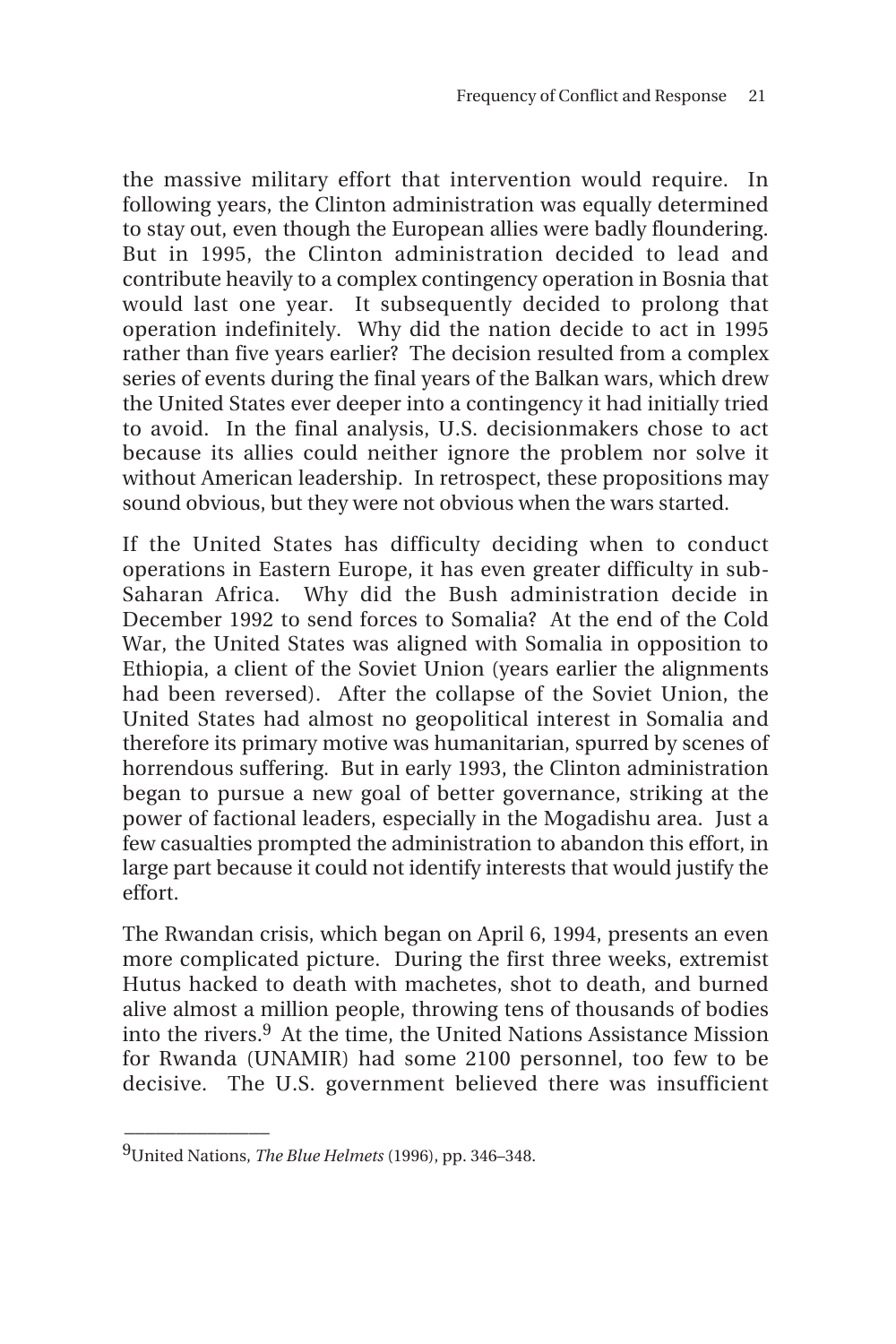the massive military effort that intervention would require. In following years, the Clinton administration was equally determined to stay out, even though the European allies were badly floundering. But in 1995, the Clinton administration decided to lead and contribute heavily to a complex contingency operation in Bosnia that would last one year. It subsequently decided to prolong that operation indefinitely. Why did the nation decide to act in 1995 rather than five years earlier? The decision resulted from a complex series of events during the final years of the Balkan wars, which drew the United States ever deeper into a contingency it had initially tried to avoid. In the final analysis, U.S. decisionmakers chose to act because its allies could neither ignore the problem nor solve it without American leadership. In retrospect, these propositions may sound obvious, but they were not obvious when the wars started.

If the United States has difficulty deciding when to conduct operations in Eastern Europe, it has even greater difficulty in sub-Saharan Africa. Why did the Bush administration decide in December 1992 to send forces to Somalia? At the end of the Cold War, the United States was aligned with Somalia in opposition to Ethiopia, a client of the Soviet Union (years earlier the alignments had been reversed). After the collapse of the Soviet Union, the United States had almost no geopolitical interest in Somalia and therefore its primary motive was humanitarian, spurred by scenes of horrendous suffering. But in early 1993, the Clinton administration began to pursue a new goal of better governance, striking at the power of factional leaders, especially in the Mogadishu area. Just a few casualties prompted the administration to abandon this effort, in large part because it could not identify interests that would justify the effort.

The Rwandan crisis, which began on April 6, 1994, presents an even more complicated picture. During the first three weeks, extremist Hutus hacked to death with machetes, shot to death, and burned alive almost a million people, throwing tens of thousands of bodies into the rivers.[9] At the time, the United Nations Assistance Mission for Rwanda (UNAMIR) had some 2100 personnel, too few to be decisive. The U.S. government believed there was insufficient

---

[9]United Nations, *The Blue Helmets* (1996), pp. 346–348.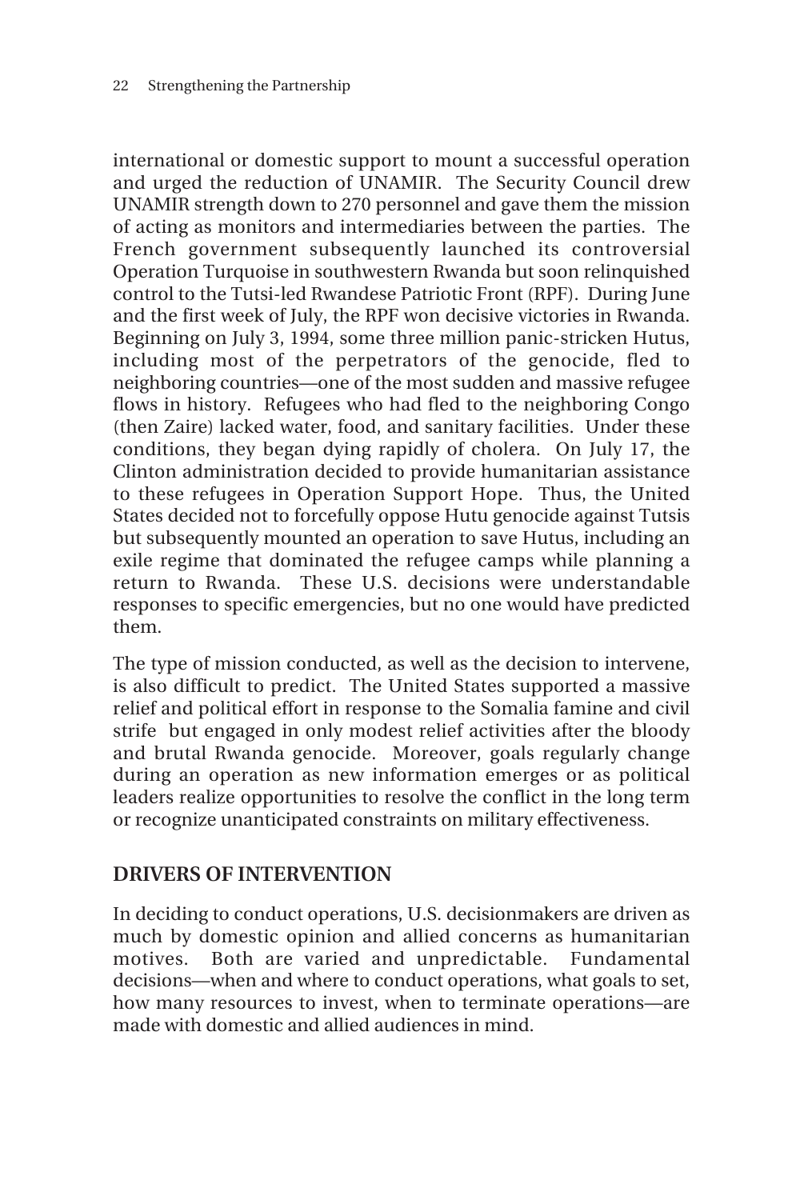international or domestic support to mount a successful operation and urged the reduction of UNAMIR. The Security Council drew UNAMIR strength down to 270 personnel and gave them the mission of acting as monitors and intermediaries between the parties. The French government subsequently launched its controversial Operation Turquoise in southwestern Rwanda but soon relinquished control to the Tutsi-led Rwandese Patriotic Front (RPF). During June and the first week of July, the RPF won decisive victories in Rwanda. Beginning on July 3, 1994, some three million panic-stricken Hutus, including most of the perpetrators of the genocide, fled to neighboring countries—one of the most sudden and massive refugee flows in history. Refugees who had fled to the neighboring Congo (then Zaire) lacked water, food, and sanitary facilities. Under these conditions, they began dying rapidly of cholera. On July 17, the Clinton administration decided to provide humanitarian assistance to these refugees in Operation Support Hope. Thus, the United States decided not to forcefully oppose Hutu genocide against Tutsis but subsequently mounted an operation to save Hutus, including an exile regime that dominated the refugee camps while planning a return to Rwanda. These U.S. decisions were understandable responses to specific emergencies, but no one would have predicted them.

The type of mission conducted, as well as the decision to intervene, is also difficult to predict. The United States supported a massive relief and political effort in response to the Somalia famine and civil strife but engaged in only modest relief activities after the bloody and brutal Rwanda genocide. Moreover, goals regularly change during an operation as new information emerges or as political leaders realize opportunities to resolve the conflict in the long term or recognize unanticipated constraints on military effectiveness.

## DRIVERS OF INTERVENTION

In deciding to conduct operations, U.S. decisionmakers are driven as much by domestic opinion and allied concerns as humanitarian motives. Both are varied and unpredictable. Fundamental decisions—when and where to conduct operations, what goals to set, how many resources to invest, when to terminate operations—are made with domestic and allied audiences in mind.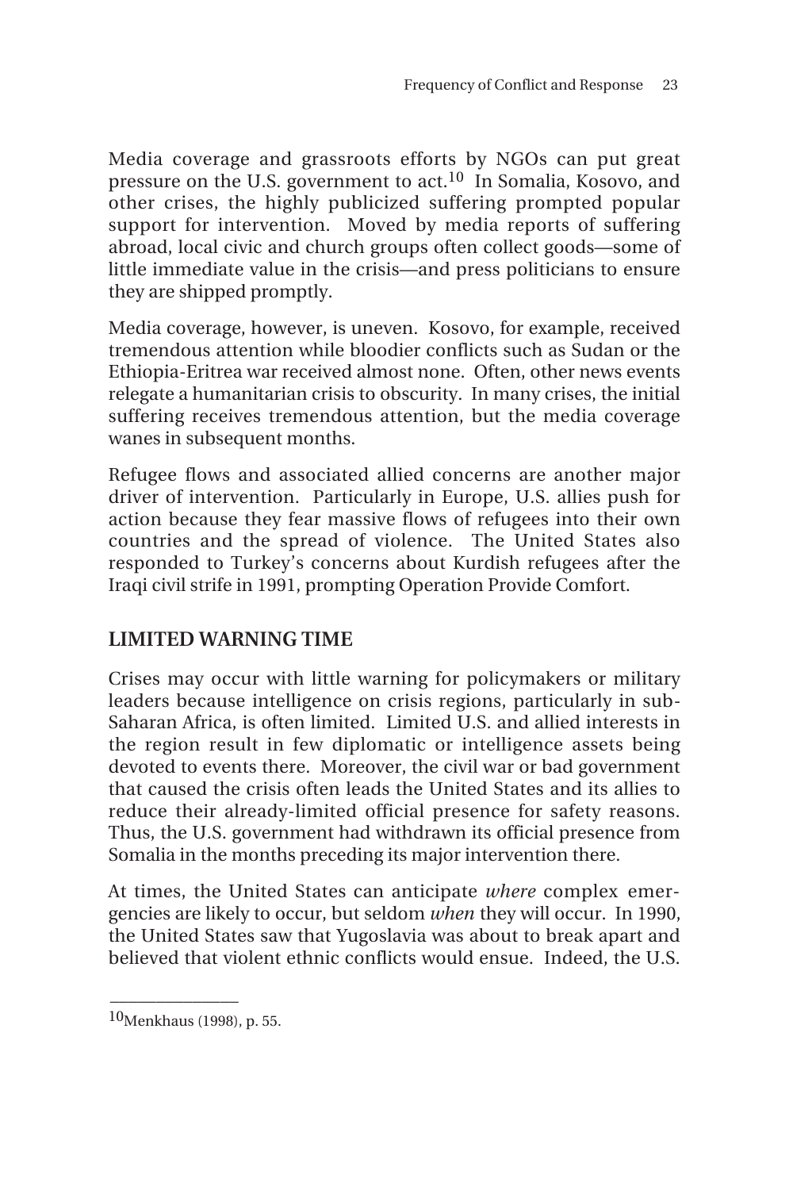Media coverage and grassroots efforts by NGOs can put great pressure on the U.S. government to act.[10] In Somalia, Kosovo, and other crises, the highly publicized suffering prompted popular support for intervention. Moved by media reports of suffering abroad, local civic and church groups often collect goods—some of little immediate value in the crisis—and press politicians to ensure they are shipped promptly.

Media coverage, however, is uneven. Kosovo, for example, received tremendous attention while bloodier conflicts such as Sudan or the Ethiopia-Eritrea war received almost none. Often, other news events relegate a humanitarian crisis to obscurity. In many crises, the initial suffering receives tremendous attention, but the media coverage wanes in subsequent months.

Refugee flows and associated allied concerns are another major driver of intervention. Particularly in Europe, U.S. allies push for action because they fear massive flows of refugees into their own countries and the spread of violence. The United States also responded to Turkey's concerns about Kurdish refugees after the Iraqi civil strife in 1991, prompting Operation Provide Comfort.

## LIMITED WARNING TIME

Crises may occur with little warning for policymakers or military leaders because intelligence on crisis regions, particularly in sub-Saharan Africa, is often limited. Limited U.S. and allied interests in the region result in few diplomatic or intelligence assets being devoted to events there. Moreover, the civil war or bad government that caused the crisis often leads the United States and its allies to reduce their already-limited official presence for safety reasons. Thus, the U.S. government had withdrawn its official presence from Somalia in the months preceding its major intervention there.

At times, the United States can anticipate *where* complex emergencies are likely to occur, but seldom *when* they will occur. In 1990, the United States saw that Yugoslavia was about to break apart and believed that violent ethnic conflicts would ensue. Indeed, the U.S.

---

[10] Menkhaus (1998), p. 55.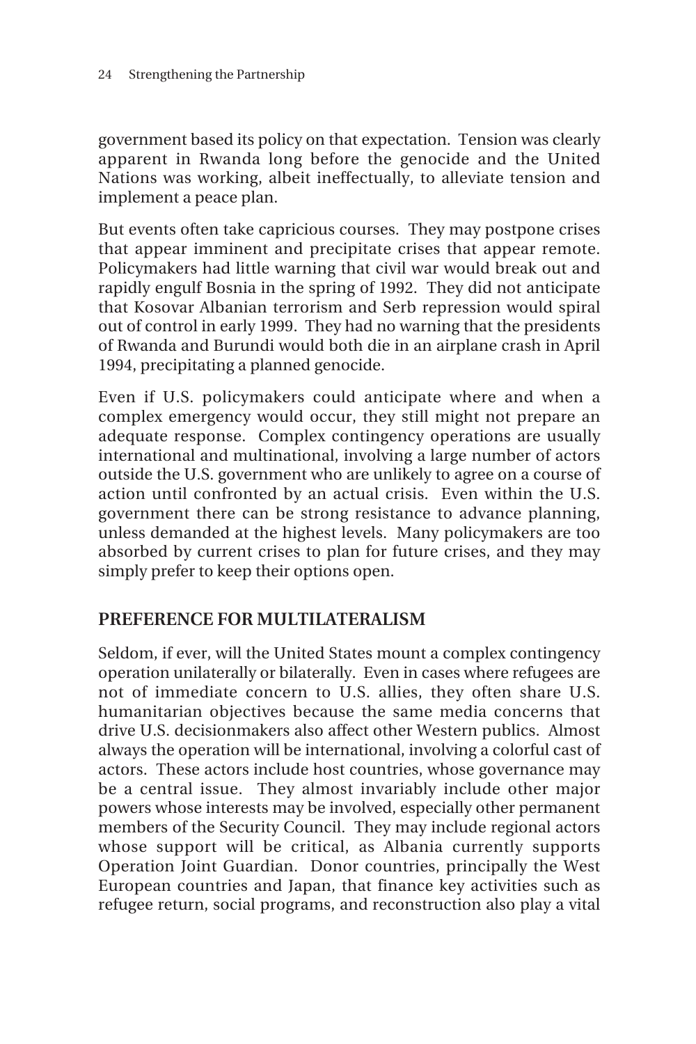government based its policy on that expectation. Tension was clearly apparent in Rwanda long before the genocide and the United Nations was working, albeit ineffectually, to alleviate tension and implement a peace plan.

But events often take capricious courses. They may postpone crises that appear imminent and precipitate crises that appear remote. Policymakers had little warning that civil war would break out and rapidly engulf Bosnia in the spring of 1992. They did not anticipate that Kosovar Albanian terrorism and Serb repression would spiral out of control in early 1999. They had no warning that the presidents of Rwanda and Burundi would both die in an airplane crash in April 1994, precipitating a planned genocide.

Even if U.S. policymakers could anticipate where and when a complex emergency would occur, they still might not prepare an adequate response. Complex contingency operations are usually international and multinational, involving a large number of actors outside the U.S. government who are unlikely to agree on a course of action until confronted by an actual crisis. Even within the U.S. government there can be strong resistance to advance planning, unless demanded at the highest levels. Many policymakers are too absorbed by current crises to plan for future crises, and they may simply prefer to keep their options open.

## PREFERENCE FOR MULTILATERALISM

Seldom, if ever, will the United States mount a complex contingency operation unilaterally or bilaterally. Even in cases where refugees are not of immediate concern to U.S. allies, they often share U.S. humanitarian objectives because the same media concerns that drive U.S. decisionmakers also affect other Western publics. Almost always the operation will be international, involving a colorful cast of actors. These actors include host countries, whose governance may be a central issue. They almost invariably include other major powers whose interests may be involved, especially other permanent members of the Security Council. They may include regional actors whose support will be critical, as Albania currently supports Operation Joint Guardian. Donor countries, principally the West European countries and Japan, that finance key activities such as refugee return, social programs, and reconstruction also play a vital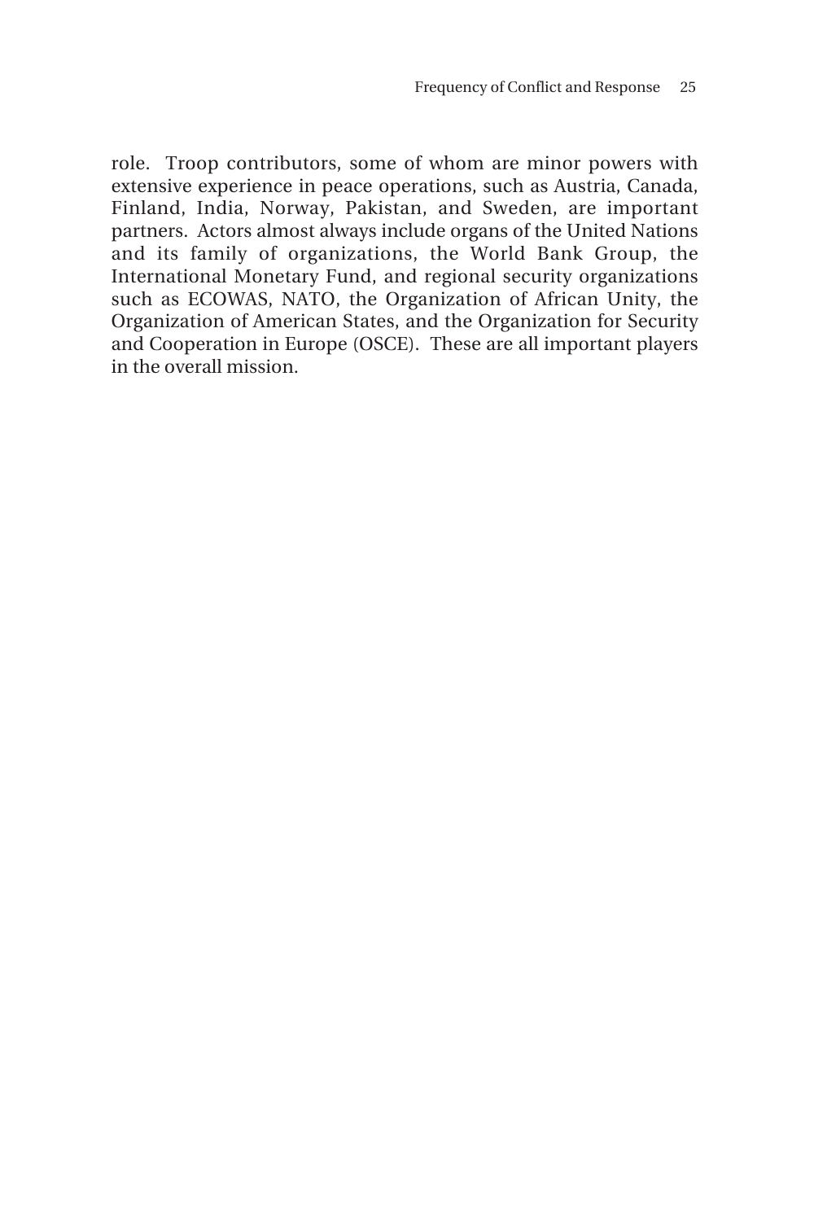role. Troop contributors, some of whom are minor powers with extensive experience in peace operations, such as Austria, Canada, Finland, India, Norway, Pakistan, and Sweden, are important partners. Actors almost always include organs of the United Nations and its family of organizations, the World Bank Group, the International Monetary Fund, and regional security organizations such as ECOWAS, NATO, the Organization of African Unity, the Organization of American States, and the Organization for Security and Cooperation in Europe (OSCE). These are all important players in the overall mission.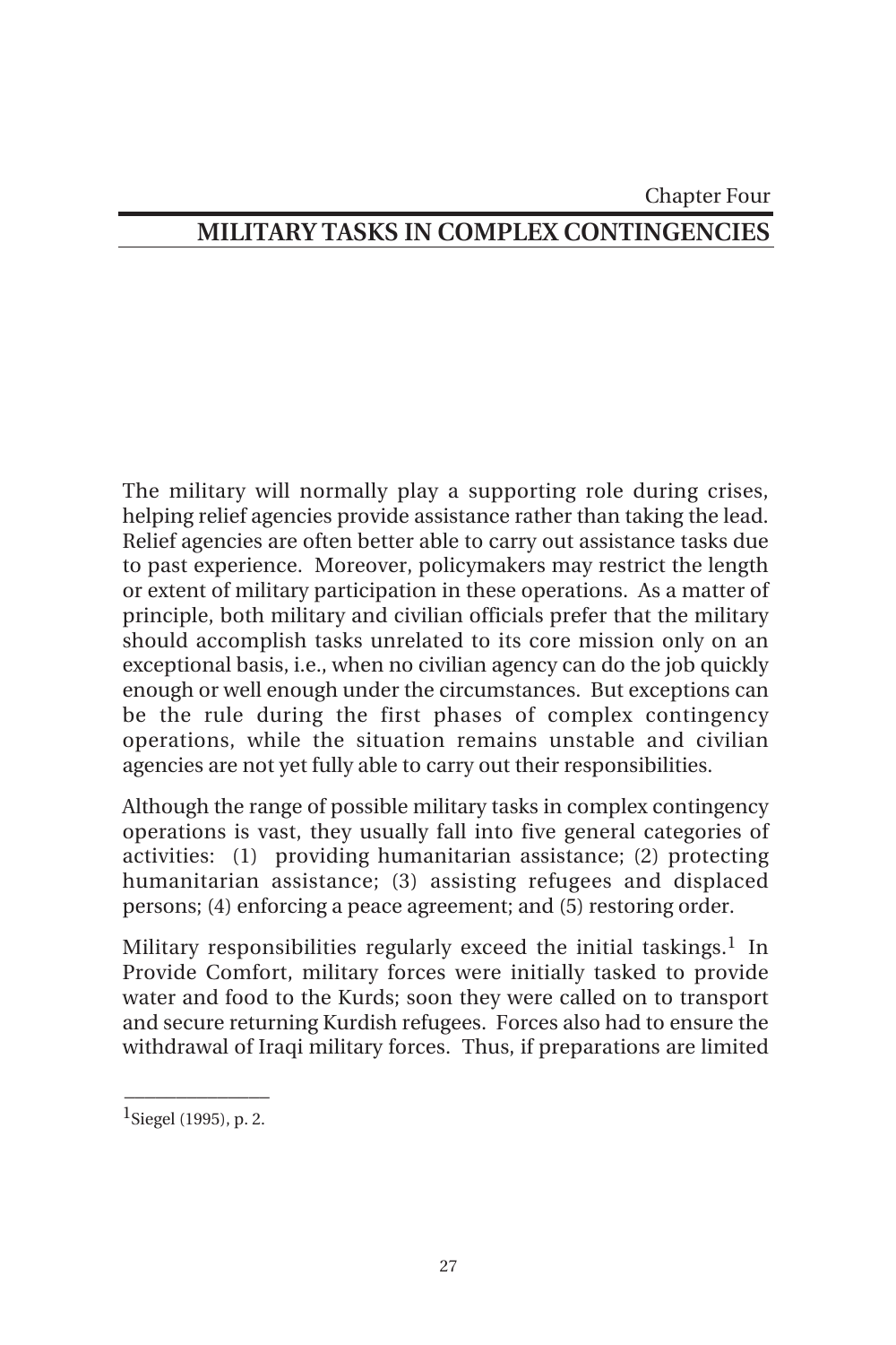Chapter Four

# MILITARY TASKS IN COMPLEX CONTINGENCIES

The military will normally play a supporting role during crises, helping relief agencies provide assistance rather than taking the lead. Relief agencies are often better able to carry out assistance tasks due to past experience. Moreover, policymakers may restrict the length or extent of military participation in these operations. As a matter of principle, both military and civilian officials prefer that the military should accomplish tasks unrelated to its core mission only on an exceptional basis, i.e., when no civilian agency can do the job quickly enough or well enough under the circumstances. But exceptions can be the rule during the first phases of complex contingency operations, while the situation remains unstable and civilian agencies are not yet fully able to carry out their responsibilities.

Although the range of possible military tasks in complex contingency operations is vast, they usually fall into five general categories of activities: (1) providing humanitarian assistance; (2) protecting humanitarian assistance; (3) assisting refugees and displaced persons; (4) enforcing a peace agreement; and (5) restoring order.

Military responsibilities regularly exceed the initial taskings.[1] In Provide Comfort, military forces were initially tasked to provide water and food to the Kurds; soon they were called on to transport and secure returning Kurdish refugees. Forces also had to ensure the withdrawal of Iraqi military forces. Thus, if preparations are limited

---

[1]Siegel (1995), p. 2.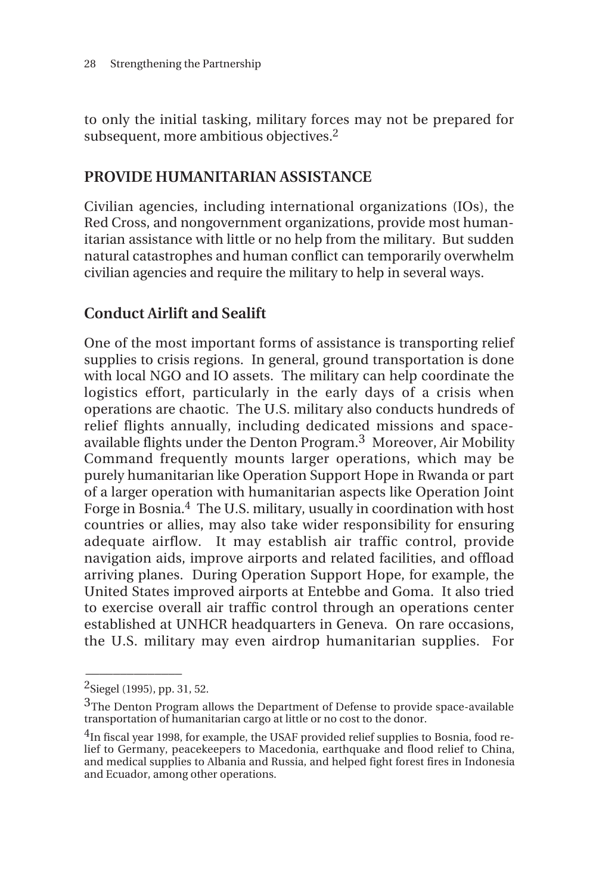to only the initial tasking, military forces may not be prepared for subsequent, more ambitious objectives.[2]

## PROVIDE HUMANITARIAN ASSISTANCE

Civilian agencies, including international organizations (IOs), the Red Cross, and nongovernment organizations, provide most humanitarian assistance with little or no help from the military. But sudden natural catastrophes and human conflict can temporarily overwhelm civilian agencies and require the military to help in several ways.

### Conduct Airlift and Sealift

One of the most important forms of assistance is transporting relief supplies to crisis regions. In general, ground transportation is done with local NGO and IO assets. The military can help coordinate the logistics effort, particularly in the early days of a crisis when operations are chaotic. The U.S. military also conducts hundreds of relief flights annually, including dedicated missions and space-available flights under the Denton Program.[3] Moreover, Air Mobility Command frequently mounts larger operations, which may be purely humanitarian like Operation Support Hope in Rwanda or part of a larger operation with humanitarian aspects like Operation Joint Forge in Bosnia.[4] The U.S. military, usually in coordination with host countries or allies, may also take wider responsibility for ensuring adequate airflow. It may establish air traffic control, provide navigation aids, improve airports and related facilities, and offload arriving planes. During Operation Support Hope, for example, the United States improved airports at Entebbe and Goma. It also tried to exercise overall air traffic control through an operations center established at UNHCR headquarters in Geneva. On rare occasions, the U.S. military may even airdrop humanitarian supplies. For

---

[2]Siegel (1995), pp. 31, 52.

[3]The Denton Program allows the Department of Defense to provide space-available transportation of humanitarian cargo at little or no cost to the donor.

[4]In fiscal year 1998, for example, the USAF provided relief supplies to Bosnia, food relief to Germany, peacekeepers to Macedonia, earthquake and flood relief to China, and medical supplies to Albania and Russia, and helped fight forest fires in Indonesia and Ecuador, among other operations.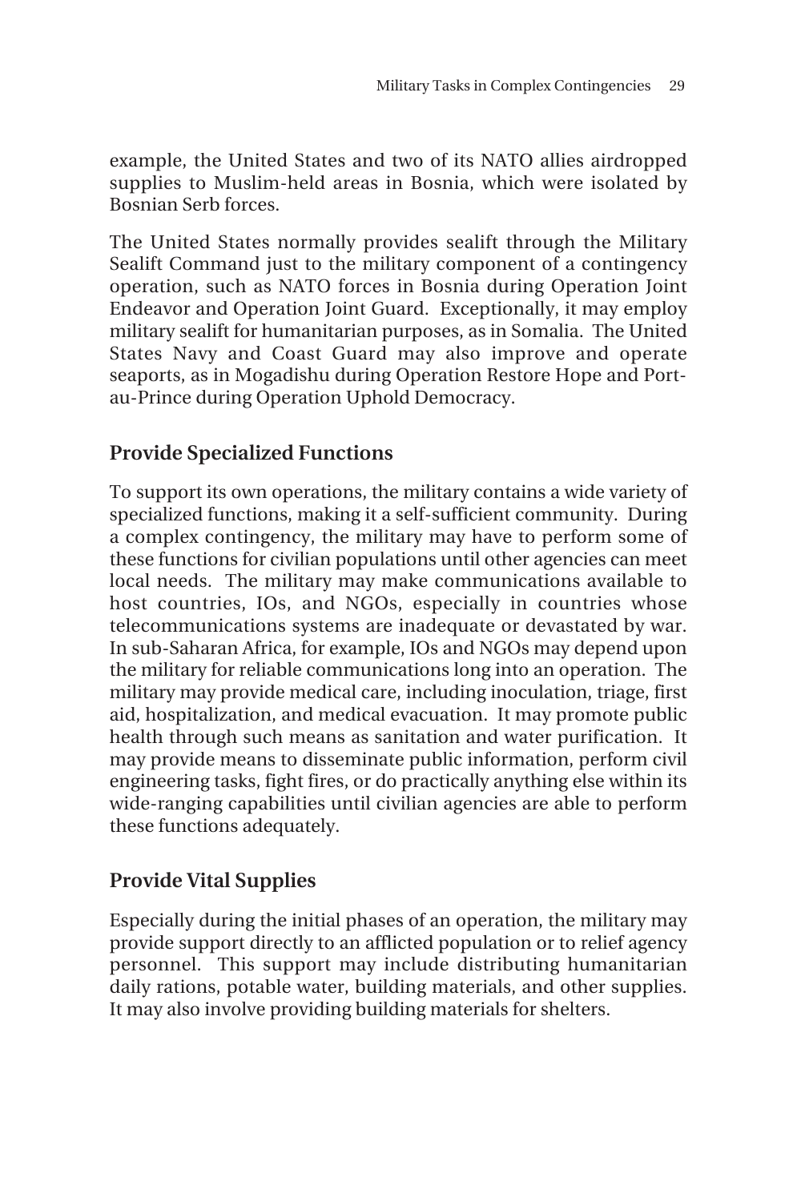example, the United States and two of its NATO allies airdropped supplies to Muslim-held areas in Bosnia, which were isolated by Bosnian Serb forces.

The United States normally provides sealift through the Military Sealift Command just to the military component of a contingency operation, such as NATO forces in Bosnia during Operation Joint Endeavor and Operation Joint Guard. Exceptionally, it may employ military sealift for humanitarian purposes, as in Somalia. The United States Navy and Coast Guard may also improve and operate seaports, as in Mogadishu during Operation Restore Hope and Port-au-Prince during Operation Uphold Democracy.

## Provide Specialized Functions

To support its own operations, the military contains a wide variety of specialized functions, making it a self-sufficient community. During a complex contingency, the military may have to perform some of these functions for civilian populations until other agencies can meet local needs. The military may make communications available to host countries, IOs, and NGOs, especially in countries whose telecommunications systems are inadequate or devastated by war. In sub-Saharan Africa, for example, IOs and NGOs may depend upon the military for reliable communications long into an operation. The military may provide medical care, including inoculation, triage, first aid, hospitalization, and medical evacuation. It may promote public health through such means as sanitation and water purification. It may provide means to disseminate public information, perform civil engineering tasks, fight fires, or do practically anything else within its wide-ranging capabilities until civilian agencies are able to perform these functions adequately.

## Provide Vital Supplies

Especially during the initial phases of an operation, the military may provide support directly to an afflicted population or to relief agency personnel. This support may include distributing humanitarian daily rations, potable water, building materials, and other supplies. It may also involve providing building materials for shelters.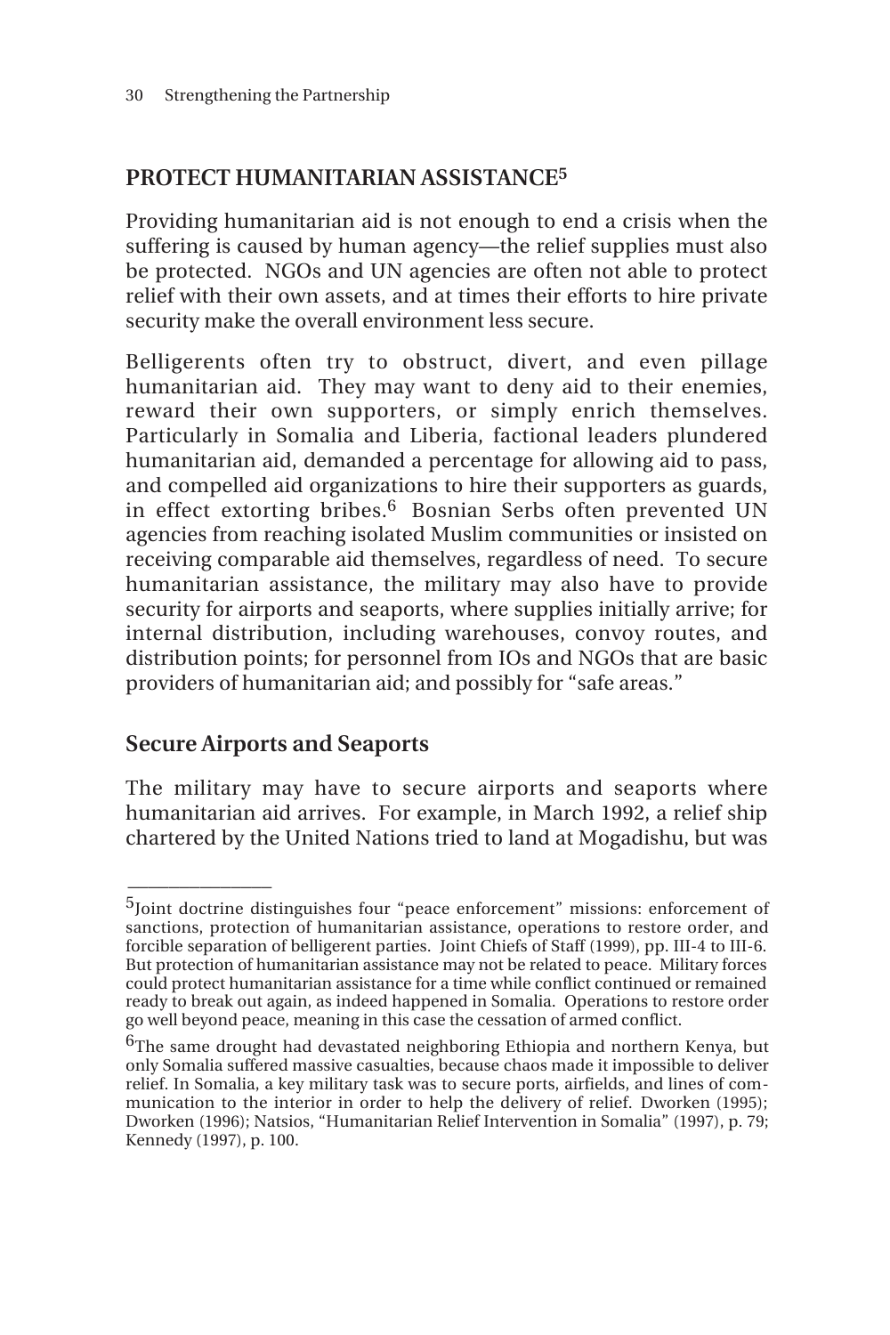## PROTECT HUMANITARIAN ASSISTANCE[5]

Providing humanitarian aid is not enough to end a crisis when the suffering is caused by human agency—the relief supplies must also be protected. NGOs and UN agencies are often not able to protect relief with their own assets, and at times their efforts to hire private security make the overall environment less secure.

Belligerents often try to obstruct, divert, and even pillage humanitarian aid. They may want to deny aid to their enemies, reward their own supporters, or simply enrich themselves. Particularly in Somalia and Liberia, factional leaders plundered humanitarian aid, demanded a percentage for allowing aid to pass, and compelled aid organizations to hire their supporters as guards, in effect extorting bribes.[6] Bosnian Serbs often prevented UN agencies from reaching isolated Muslim communities or insisted on receiving comparable aid themselves, regardless of need. To secure humanitarian assistance, the military may also have to provide security for airports and seaports, where supplies initially arrive; for internal distribution, including warehouses, convoy routes, and distribution points; for personnel from IOs and NGOs that are basic providers of humanitarian aid; and possibly for "safe areas."

### Secure Airports and Seaports

The military may have to secure airports and seaports where humanitarian aid arrives. For example, in March 1992, a relief ship chartered by the United Nations tried to land at Mogadishu, but was

---

[5]Joint doctrine distinguishes four "peace enforcement" missions: enforcement of sanctions, protection of humanitarian assistance, operations to restore order, and forcible separation of belligerent parties. Joint Chiefs of Staff (1999), pp. III-4 to III-6. But protection of humanitarian assistance may not be related to peace. Military forces could protect humanitarian assistance for a time while conflict continued or remained ready to break out again, as indeed happened in Somalia. Operations to restore order go well beyond peace, meaning in this case the cessation of armed conflict.

[6]The same drought had devastated neighboring Ethiopia and northern Kenya, but only Somalia suffered massive casualties, because chaos made it impossible to deliver relief. In Somalia, a key military task was to secure ports, airfields, and lines of communication to the interior in order to help the delivery of relief. Dworken (1995); Dworken (1996); Natsios, "Humanitarian Relief Intervention in Somalia" (1997), p. 79; Kennedy (1997), p. 100.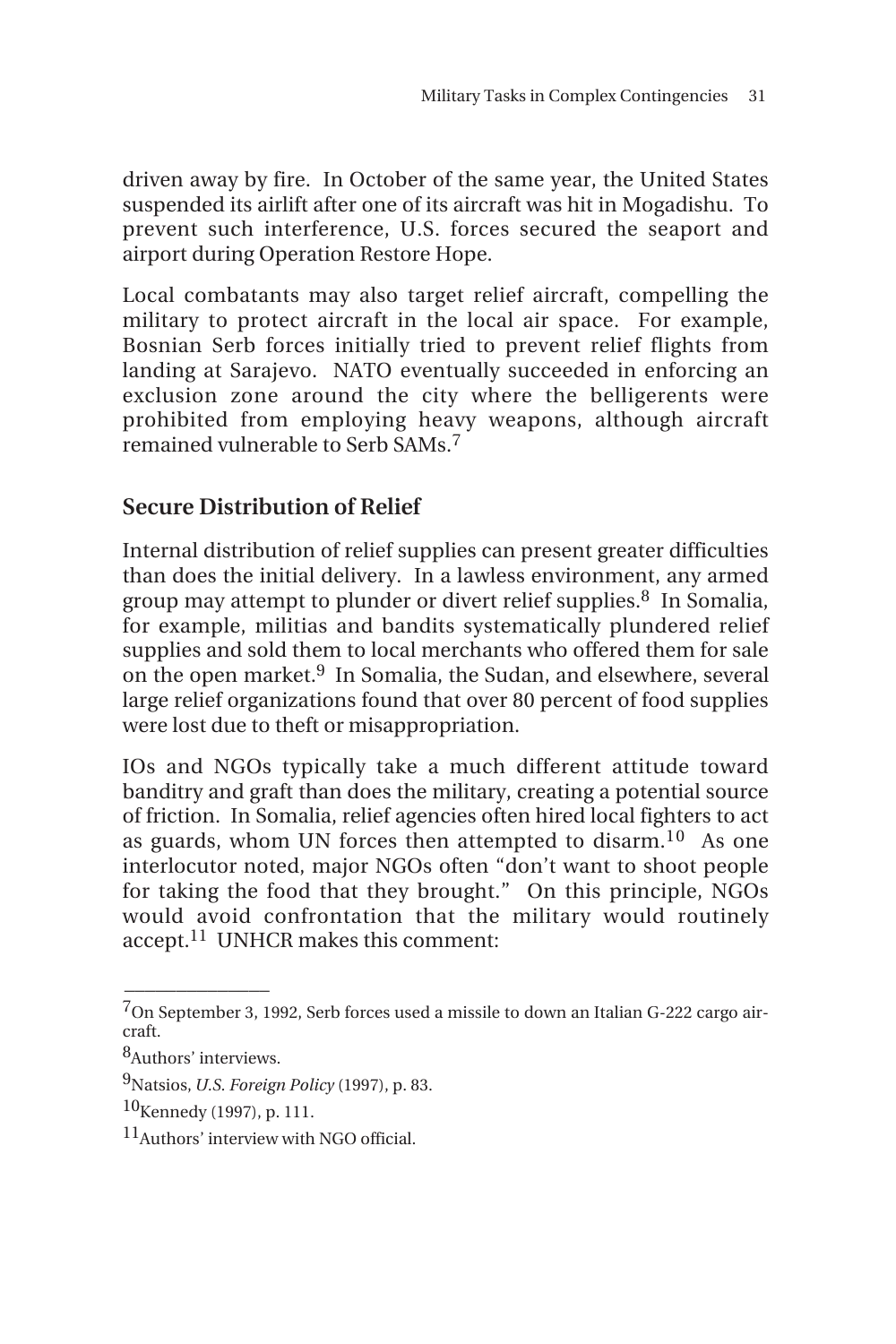driven away by fire. In October of the same year, the United States suspended its airlift after one of its aircraft was hit in Mogadishu. To prevent such interference, U.S. forces secured the seaport and airport during Operation Restore Hope.

Local combatants may also target relief aircraft, compelling the military to protect aircraft in the local air space. For example, Bosnian Serb forces initially tried to prevent relief flights from landing at Sarajevo. NATO eventually succeeded in enforcing an exclusion zone around the city where the belligerents were prohibited from employing heavy weapons, although aircraft remained vulnerable to Serb SAMs.[7]

## Secure Distribution of Relief

Internal distribution of relief supplies can present greater difficulties than does the initial delivery. In a lawless environment, any armed group may attempt to plunder or divert relief supplies.[8] In Somalia, for example, militias and bandits systematically plundered relief supplies and sold them to local merchants who offered them for sale on the open market.[9] In Somalia, the Sudan, and elsewhere, several large relief organizations found that over 80 percent of food supplies were lost due to theft or misappropriation.

IOs and NGOs typically take a much different attitude toward banditry and graft than does the military, creating a potential source of friction. In Somalia, relief agencies often hired local fighters to act as guards, whom UN forces then attempted to disarm.[10] As one interlocutor noted, major NGOs often "don't want to shoot people for taking the food that they brought." On this principle, NGOs would avoid confrontation that the military would routinely accept.[11] UNHCR makes this comment:

---

[7]On September 3, 1992, Serb forces used a missile to down an Italian G-222 cargo aircraft.

[8]Authors' interviews.

[9]Natsios, *U.S. Foreign Policy* (1997), p. 83.

[10]Kennedy (1997), p. 111.

[11]Authors' interview with NGO official.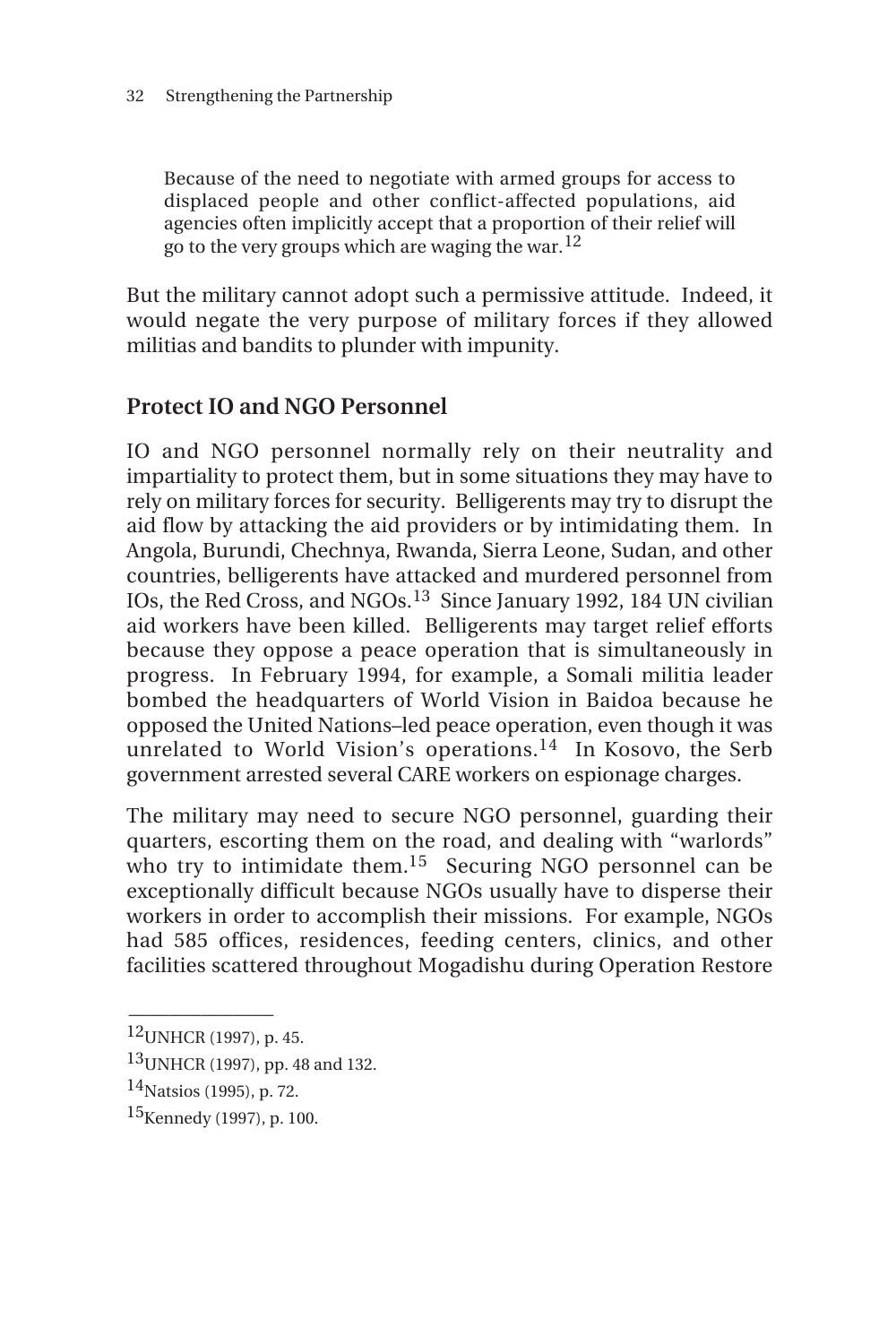> Because of the need to negotiate with armed groups for access to displaced people and other conflict-affected populations, aid agencies often implicitly accept that a proportion of their relief will go to the very groups which are waging the war.[12]

But the military cannot adopt such a permissive attitude. Indeed, it would negate the very purpose of military forces if they allowed militias and bandits to plunder with impunity.

## Protect IO and NGO Personnel

IO and NGO personnel normally rely on their neutrality and impartiality to protect them, but in some situations they may have to rely on military forces for security. Belligerents may try to disrupt the aid flow by attacking the aid providers or by intimidating them. In Angola, Burundi, Chechnya, Rwanda, Sierra Leone, Sudan, and other countries, belligerents have attacked and murdered personnel from IOs, the Red Cross, and NGOs.[13] Since January 1992, 184 UN civilian aid workers have been killed. Belligerents may target relief efforts because they oppose a peace operation that is simultaneously in progress. In February 1994, for example, a Somali militia leader bombed the headquarters of World Vision in Baidoa because he opposed the United Nations–led peace operation, even though it was unrelated to World Vision's operations.[14] In Kosovo, the Serb government arrested several CARE workers on espionage charges.

The military may need to secure NGO personnel, guarding their quarters, escorting them on the road, and dealing with "warlords" who try to intimidate them.[15] Securing NGO personnel can be exceptionally difficult because NGOs usually have to disperse their workers in order to accomplish their missions. For example, NGOs had 585 offices, residences, feeding centers, clinics, and other facilities scattered throughout Mogadishu during Operation Restore

---

[12]UNHCR (1997), p. 45.

[13]UNHCR (1997), pp. 48 and 132.

[14]Natsios (1995), p. 72.

[15]Kennedy (1997), p. 100.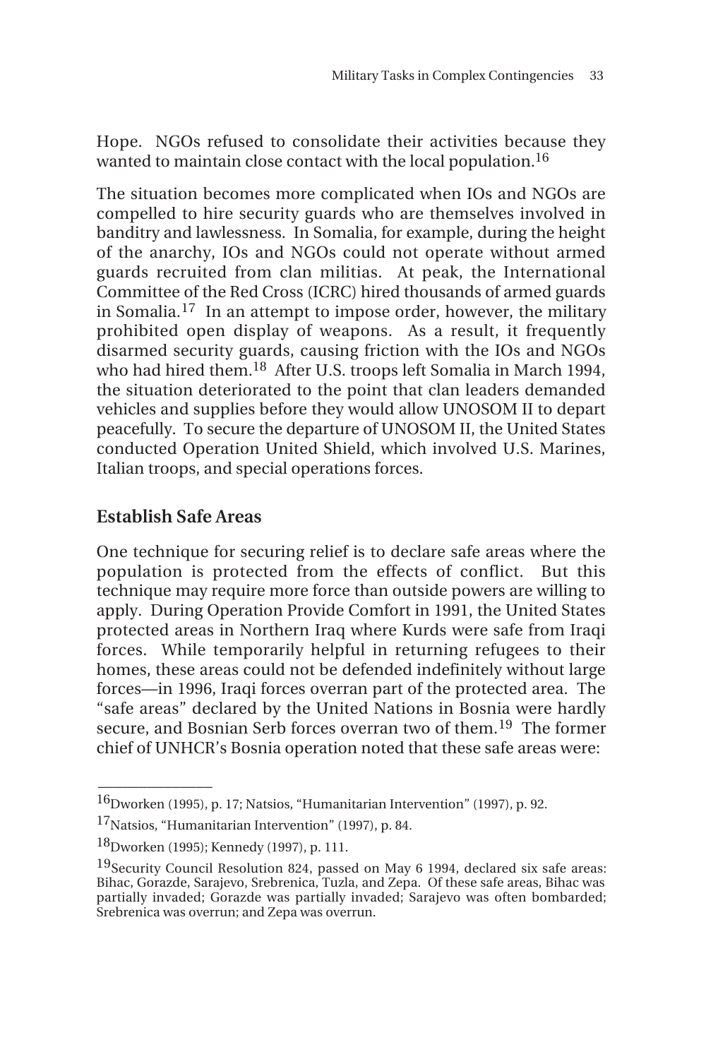Hope. NGOs refused to consolidate their activities because they wanted to maintain close contact with the local population.[16]

The situation becomes more complicated when IOs and NGOs are compelled to hire security guards who are themselves involved in banditry and lawlessness. In Somalia, for example, during the height of the anarchy, IOs and NGOs could not operate without armed guards recruited from clan militias. At peak, the International Committee of the Red Cross (ICRC) hired thousands of armed guards in Somalia.[17] In an attempt to impose order, however, the military prohibited open display of weapons. As a result, it frequently disarmed security guards, causing friction with the IOs and NGOs who had hired them.[18] After U.S. troops left Somalia in March 1994, the situation deteriorated to the point that clan leaders demanded vehicles and supplies before they would allow UNOSOM II to depart peacefully. To secure the departure of UNOSOM II, the United States conducted Operation United Shield, which involved U.S. Marines, Italian troops, and special operations forces.

### Establish Safe Areas

One technique for securing relief is to declare safe areas where the population is protected from the effects of conflict. But this technique may require more force than outside powers are willing to apply. During Operation Provide Comfort in 1991, the United States protected areas in Northern Iraq where Kurds were safe from Iraqi forces. While temporarily helpful in returning refugees to their homes, these areas could not be defended indefinitely without large forces—in 1996, Iraqi forces overran part of the protected area. The "safe areas" declared by the United Nations in Bosnia were hardly secure, and Bosnian Serb forces overran two of them.[19] The former chief of UNHCR's Bosnia operation noted that these safe areas were:

---

[16]Dworken (1995), p. 17; Natsios, "Humanitarian Intervention" (1997), p. 92.

[17]Natsios, "Humanitarian Intervention" (1997), p. 84.

[18]Dworken (1995); Kennedy (1997), p. 111.

[19]Security Council Resolution 824, passed on May 6 1994, declared six safe areas: Bihac, Gorazde, Sarajevo, Srebrenica, Tuzla, and Zepa. Of these safe areas, Bihac was partially invaded; Gorazde was partially invaded; Sarajevo was often bombarded; Srebrenica was overrun; and Zepa was overrun.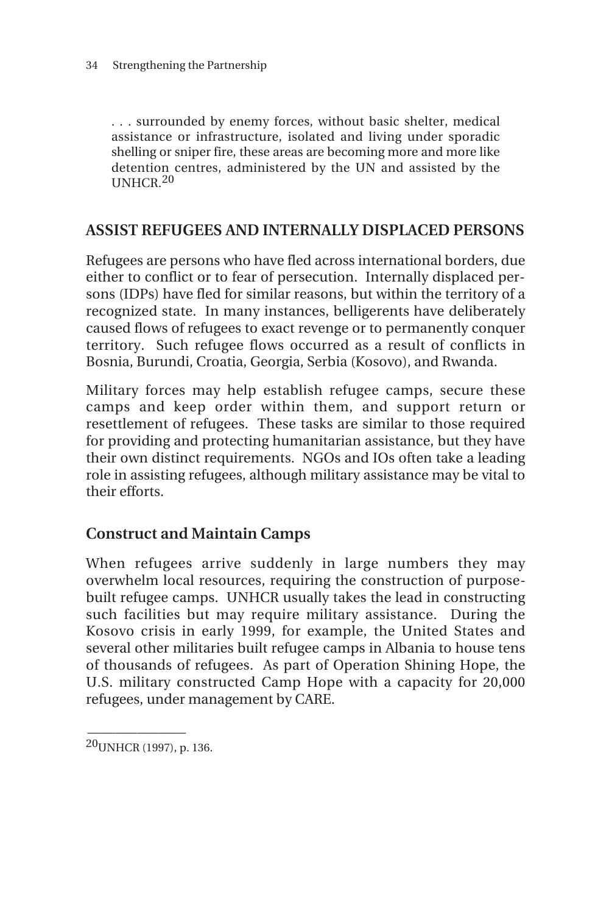> . . . surrounded by enemy forces, without basic shelter, medical assistance or infrastructure, isolated and living under sporadic shelling or sniper fire, these areas are becoming more and more like detention centres, administered by the UN and assisted by the UNHCR.[20]

## ASSIST REFUGEES AND INTERNALLY DISPLACED PERSONS

Refugees are persons who have fled across international borders, due either to conflict or to fear of persecution. Internally displaced persons (IDPs) have fled for similar reasons, but within the territory of a recognized state. In many instances, belligerents have deliberately caused flows of refugees to exact revenge or to permanently conquer territory. Such refugee flows occurred as a result of conflicts in Bosnia, Burundi, Croatia, Georgia, Serbia (Kosovo), and Rwanda.

Military forces may help establish refugee camps, secure these camps and keep order within them, and support return or resettlement of refugees. These tasks are similar to those required for providing and protecting humanitarian assistance, but they have their own distinct requirements. NGOs and IOs often take a leading role in assisting refugees, although military assistance may be vital to their efforts.

### Construct and Maintain Camps

When refugees arrive suddenly in large numbers they may overwhelm local resources, requiring the construction of purpose-built refugee camps. UNHCR usually takes the lead in constructing such facilities but may require military assistance. During the Kosovo crisis in early 1999, for example, the United States and several other militaries built refugee camps in Albania to house tens of thousands of refugees. As part of Operation Shining Hope, the U.S. military constructed Camp Hope with a capacity for 20,000 refugees, under management by CARE.

---

[20] UNHCR (1997), p. 136.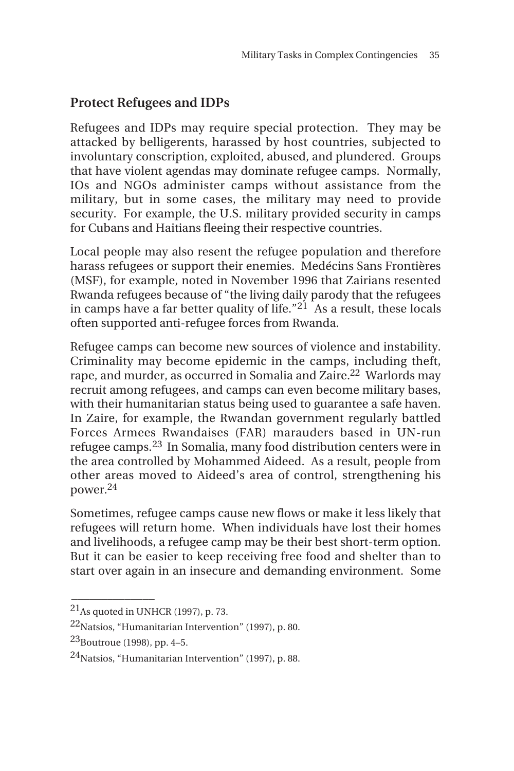## Protect Refugees and IDPs

Refugees and IDPs may require special protection. They may be attacked by belligerents, harassed by host countries, subjected to involuntary conscription, exploited, abused, and plundered. Groups that have violent agendas may dominate refugee camps. Normally, IOs and NGOs administer camps without assistance from the military, but in some cases, the military may need to provide security. For example, the U.S. military provided security in camps for Cubans and Haitians fleeing their respective countries.

Local people may also resent the refugee population and therefore harass refugees or support their enemies. Medécins Sans Frontières (MSF), for example, noted in November 1996 that Zairians resented Rwanda refugees because of "the living daily parody that the refugees in camps have a far better quality of life."[21] As a result, these locals often supported anti-refugee forces from Rwanda.

Refugee camps can become new sources of violence and instability. Criminality may become epidemic in the camps, including theft, rape, and murder, as occurred in Somalia and Zaire.[22] Warlords may recruit among refugees, and camps can even become military bases, with their humanitarian status being used to guarantee a safe haven. In Zaire, for example, the Rwandan government regularly battled Forces Armees Rwandaises (FAR) marauders based in UN-run refugee camps.[23] In Somalia, many food distribution centers were in the area controlled by Mohammed Aideed. As a result, people from other areas moved to Aideed's area of control, strengthening his power.[24]

Sometimes, refugee camps cause new flows or make it less likely that refugees will return home. When individuals have lost their homes and livelihoods, a refugee camp may be their best short-term option. But it can be easier to keep receiving free food and shelter than to start over again in an insecure and demanding environment. Some

---

[21] As quoted in UNHCR (1997), p. 73.

[22] Natsios, "Humanitarian Intervention" (1997), p. 80.

[23] Boutroue (1998), pp. 4–5.

[24] Natsios, "Humanitarian Intervention" (1997), p. 88.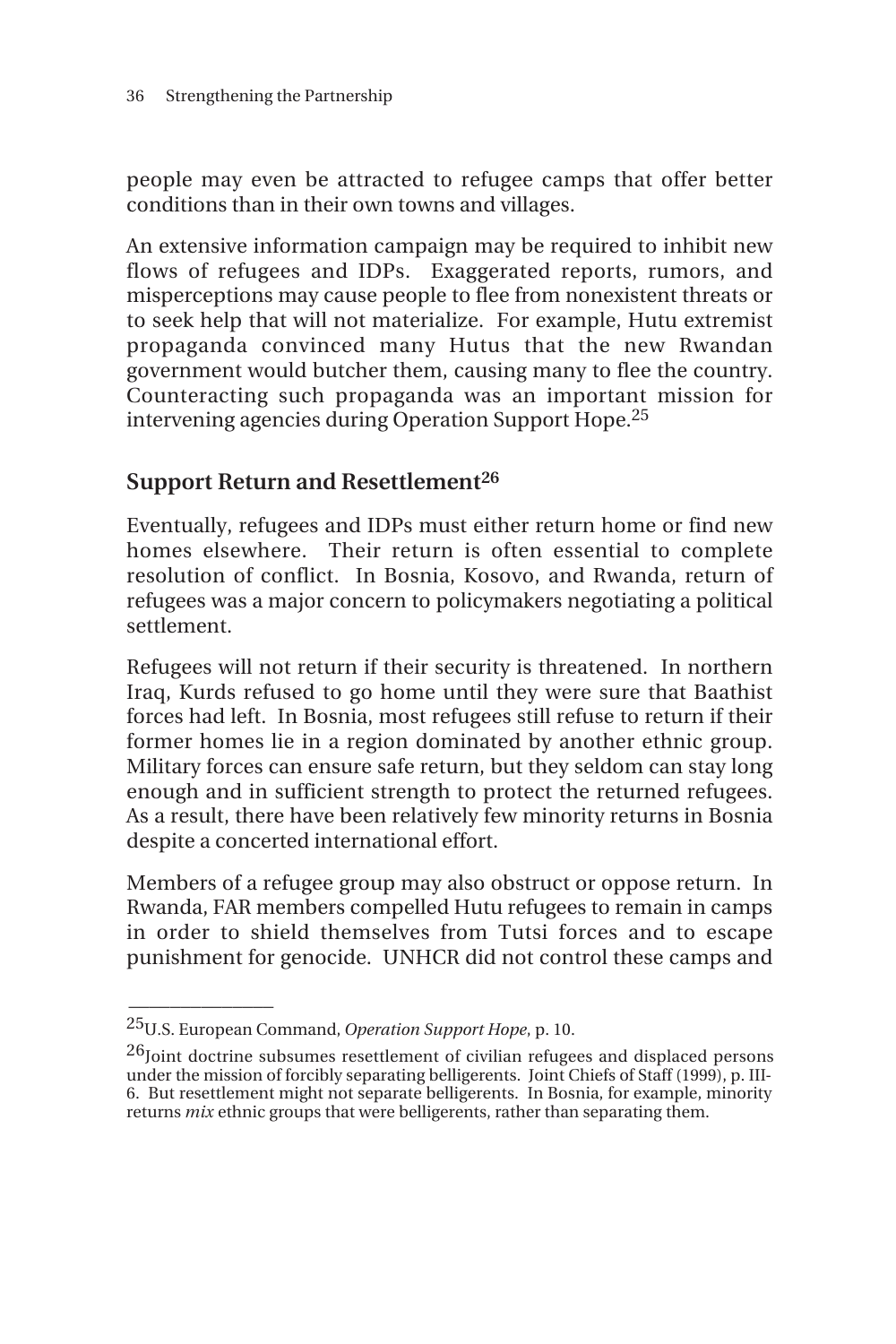people may even be attracted to refugee camps that offer better conditions than in their own towns and villages.

An extensive information campaign may be required to inhibit new flows of refugees and IDPs. Exaggerated reports, rumors, and misperceptions may cause people to flee from nonexistent threats or to seek help that will not materialize. For example, Hutu extremist propaganda convinced many Hutus that the new Rwandan government would butcher them, causing many to flee the country. Counteracting such propaganda was an important mission for intervening agencies during Operation Support Hope.[25]

## Support Return and Resettlement[26]

Eventually, refugees and IDPs must either return home or find new homes elsewhere. Their return is often essential to complete resolution of conflict. In Bosnia, Kosovo, and Rwanda, return of refugees was a major concern to policymakers negotiating a political settlement.

Refugees will not return if their security is threatened. In northern Iraq, Kurds refused to go home until they were sure that Baathist forces had left. In Bosnia, most refugees still refuse to return if their former homes lie in a region dominated by another ethnic group. Military forces can ensure safe return, but they seldom can stay long enough and in sufficient strength to protect the returned refugees. As a result, there have been relatively few minority returns in Bosnia despite a concerted international effort.

Members of a refugee group may also obstruct or oppose return. In Rwanda, FAR members compelled Hutu refugees to remain in camps in order to shield themselves from Tutsi forces and to escape punishment for genocide. UNHCR did not control these camps and

---

[25] U.S. European Command, *Operation Support Hope*, p. 10.

[26] Joint doctrine subsumes resettlement of civilian refugees and displaced persons under the mission of forcibly separating belligerents. Joint Chiefs of Staff (1999), p. III-6. But resettlement might not separate belligerents. In Bosnia, for example, minority returns *mix* ethnic groups that were belligerents, rather than separating them.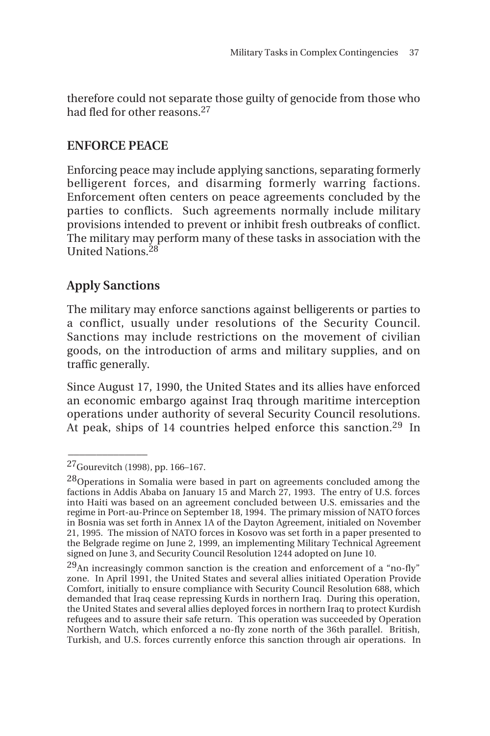therefore could not separate those guilty of genocide from those who had fled for other reasons.[27]

## ENFORCE PEACE

Enforcing peace may include applying sanctions, separating formerly belligerent forces, and disarming formerly warring factions. Enforcement often centers on peace agreements concluded by the parties to conflicts. Such agreements normally include military provisions intended to prevent or inhibit fresh outbreaks of conflict. The military may perform many of these tasks in association with the United Nations.[28]

### Apply Sanctions

The military may enforce sanctions against belligerents or parties to a conflict, usually under resolutions of the Security Council. Sanctions may include restrictions on the movement of civilian goods, on the introduction of arms and military supplies, and on traffic generally.

Since August 17, 1990, the United States and its allies have enforced an economic embargo against Iraq through maritime interception operations under authority of several Security Council resolutions. At peak, ships of 14 countries helped enforce this sanction.[29] In

---

[27] Gourevitch (1998), pp. 166–167.

[28] Operations in Somalia were based in part on agreements concluded among the factions in Addis Ababa on January 15 and March 27, 1993. The entry of U.S. forces into Haiti was based on an agreement concluded between U.S. emissaries and the regime in Port-au-Prince on September 18, 1994. The primary mission of NATO forces in Bosnia was set forth in Annex 1A of the Dayton Agreement, initialed on November 21, 1995. The mission of NATO forces in Kosovo was set forth in a paper presented to the Belgrade regime on June 2, 1999, an implementing Military Technical Agreement signed on June 3, and Security Council Resolution 1244 adopted on June 10.

[29] An increasingly common sanction is the creation and enforcement of a "no-fly" zone. In April 1991, the United States and several allies initiated Operation Provide Comfort, initially to ensure compliance with Security Council Resolution 688, which demanded that Iraq cease repressing Kurds in northern Iraq. During this operation, the United States and several allies deployed forces in northern Iraq to protect Kurdish refugees and to assure their safe return. This operation was succeeded by Operation Northern Watch, which enforced a no-fly zone north of the 36th parallel. British, Turkish, and U.S. forces currently enforce this sanction through air operations. In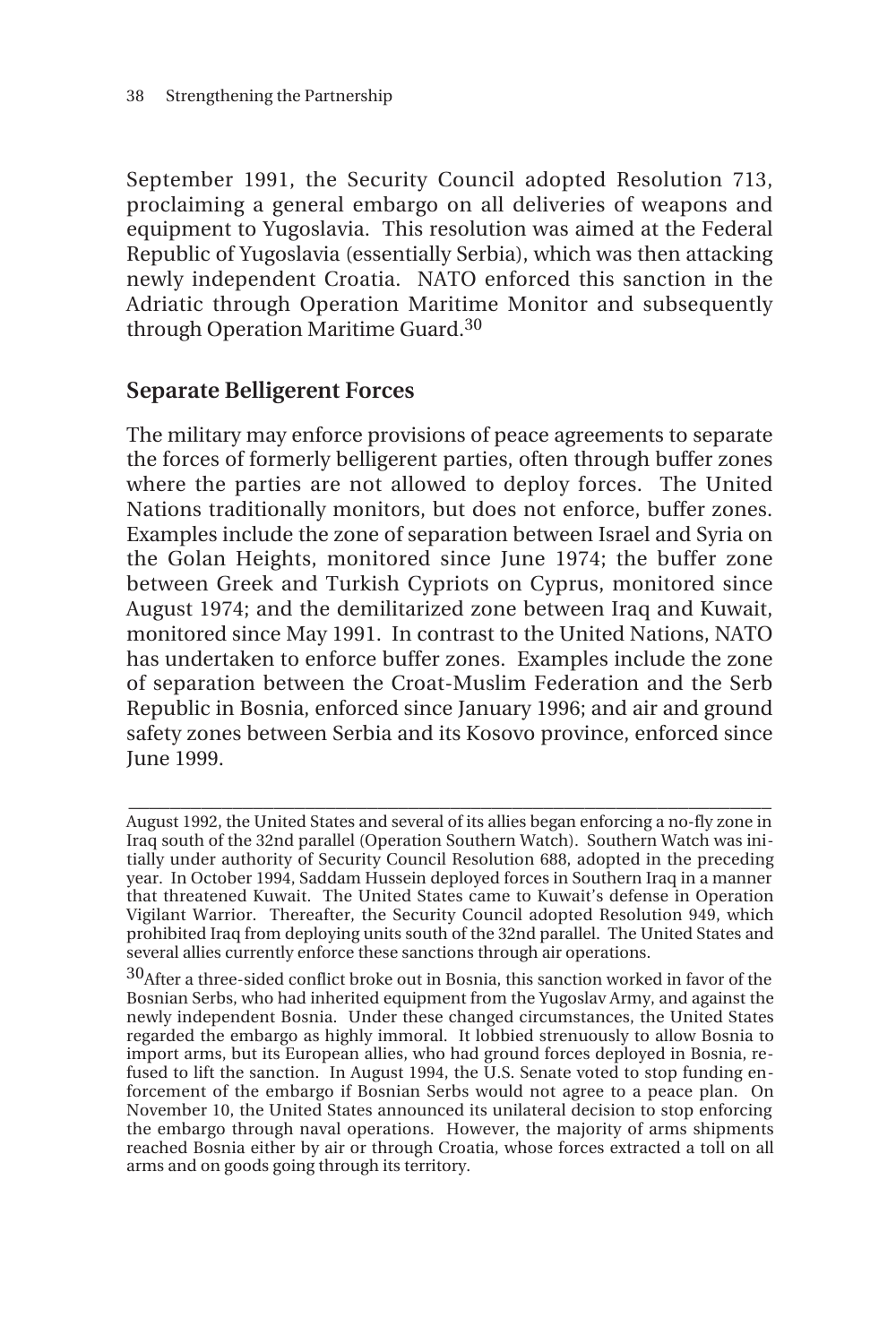September 1991, the Security Council adopted Resolution 713, proclaiming a general embargo on all deliveries of weapons and equipment to Yugoslavia. This resolution was aimed at the Federal Republic of Yugoslavia (essentially Serbia), which was then attacking newly independent Croatia. NATO enforced this sanction in the Adriatic through Operation Maritime Monitor and subsequently through Operation Maritime Guard.[30]

## Separate Belligerent Forces

The military may enforce provisions of peace agreements to separate the forces of formerly belligerent parties, often through buffer zones where the parties are not allowed to deploy forces. The United Nations traditionally monitors, but does not enforce, buffer zones. Examples include the zone of separation between Israel and Syria on the Golan Heights, monitored since June 1974; the buffer zone between Greek and Turkish Cypriots on Cyprus, monitored since August 1974; and the demilitarized zone between Iraq and Kuwait, monitored since May 1991. In contrast to the United Nations, NATO has undertaken to enforce buffer zones. Examples include the zone of separation between the Croat-Muslim Federation and the Serb Republic in Bosnia, enforced since January 1996; and air and ground safety zones between Serbia and its Kosovo province, enforced since June 1999.

---

August 1992, the United States and several of its allies began enforcing a no-fly zone in Iraq south of the 32nd parallel (Operation Southern Watch). Southern Watch was initially under authority of Security Council Resolution 688, adopted in the preceding year. In October 1994, Saddam Hussein deployed forces in Southern Iraq in a manner that threatened Kuwait. The United States came to Kuwait's defense in Operation Vigilant Warrior. Thereafter, the Security Council adopted Resolution 949, which prohibited Iraq from deploying units south of the 32nd parallel. The United States and several allies currently enforce these sanctions through air operations.

[30] After a three-sided conflict broke out in Bosnia, this sanction worked in favor of the Bosnian Serbs, who had inherited equipment from the Yugoslav Army, and against the newly independent Bosnia. Under these changed circumstances, the United States regarded the embargo as highly immoral. It lobbied strenuously to allow Bosnia to import arms, but its European allies, who had ground forces deployed in Bosnia, refused to lift the sanction. In August 1994, the U.S. Senate voted to stop funding enforcement of the embargo if Bosnian Serbs would not agree to a peace plan. On November 10, the United States announced its unilateral decision to stop enforcing the embargo through naval operations. However, the majority of arms shipments reached Bosnia either by air or through Croatia, whose forces extracted a toll on all arms and on goods going through its territory.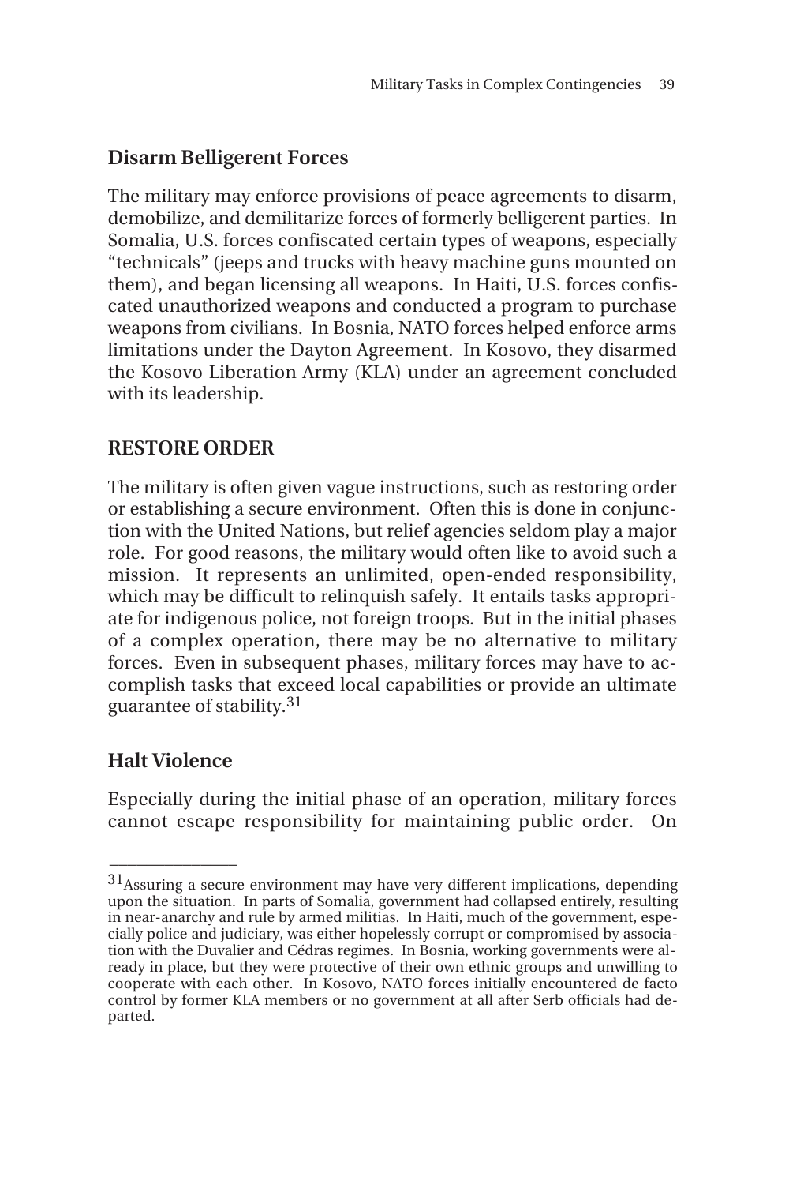### Disarm Belligerent Forces

The military may enforce provisions of peace agreements to disarm, demobilize, and demilitarize forces of formerly belligerent parties. In Somalia, U.S. forces confiscated certain types of weapons, especially "technicals" (jeeps and trucks with heavy machine guns mounted on them), and began licensing all weapons. In Haiti, U.S. forces confiscated unauthorized weapons and conducted a program to purchase weapons from civilians. In Bosnia, NATO forces helped enforce arms limitations under the Dayton Agreement. In Kosovo, they disarmed the Kosovo Liberation Army (KLA) under an agreement concluded with its leadership.

## RESTORE ORDER

The military is often given vague instructions, such as restoring order or establishing a secure environment. Often this is done in conjunction with the United Nations, but relief agencies seldom play a major role. For good reasons, the military would often like to avoid such a mission. It represents an unlimited, open-ended responsibility, which may be difficult to relinquish safely. It entails tasks appropriate for indigenous police, not foreign troops. But in the initial phases of a complex operation, there may be no alternative to military forces. Even in subsequent phases, military forces may have to accomplish tasks that exceed local capabilities or provide an ultimate guarantee of stability.[31]

### Halt Violence

Especially during the initial phase of an operation, military forces cannot escape responsibility for maintaining public order. On

---

[31] Assuring a secure environment may have very different implications, depending upon the situation. In parts of Somalia, government had collapsed entirely, resulting in near-anarchy and rule by armed militias. In Haiti, much of the government, especially police and judiciary, was either hopelessly corrupt or compromised by association with the Duvalier and Cédras regimes. In Bosnia, working governments were already in place, but they were protective of their own ethnic groups and unwilling to cooperate with each other. In Kosovo, NATO forces initially encountered de facto control by former KLA members or no government at all after Serb officials had departed.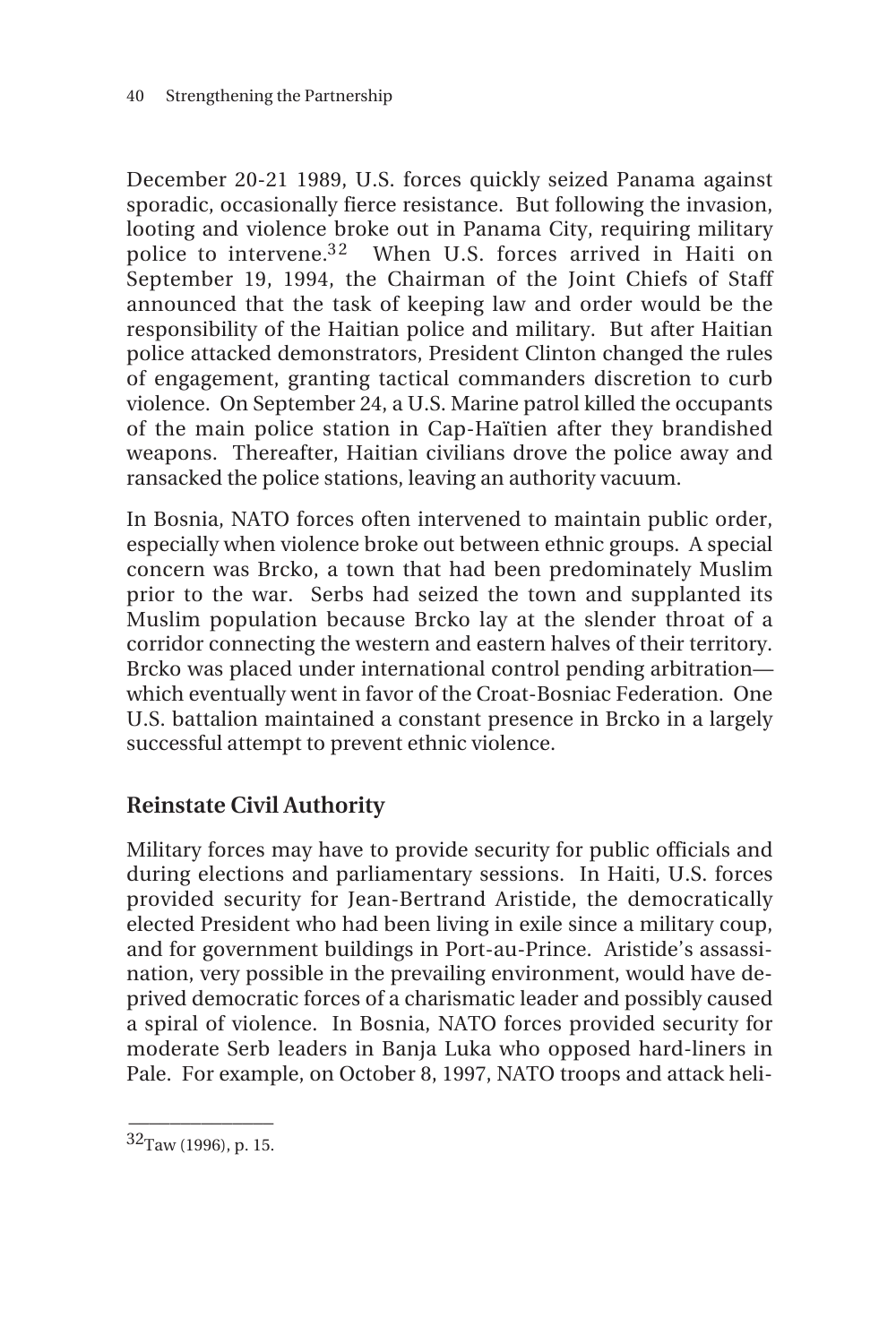December 20-21 1989, U.S. forces quickly seized Panama against sporadic, occasionally fierce resistance. But following the invasion, looting and violence broke out in Panama City, requiring military police to intervene.[32] When U.S. forces arrived in Haiti on September 19, 1994, the Chairman of the Joint Chiefs of Staff announced that the task of keeping law and order would be the responsibility of the Haitian police and military. But after Haitian police attacked demonstrators, President Clinton changed the rules of engagement, granting tactical commanders discretion to curb violence. On September 24, a U.S. Marine patrol killed the occupants of the main police station in Cap-Haïtien after they brandished weapons. Thereafter, Haitian civilians drove the police away and ransacked the police stations, leaving an authority vacuum.

In Bosnia, NATO forces often intervened to maintain public order, especially when violence broke out between ethnic groups. A special concern was Brcko, a town that had been predominately Muslim prior to the war. Serbs had seized the town and supplanted its Muslim population because Brcko lay at the slender throat of a corridor connecting the western and eastern halves of their territory. Brcko was placed under international control pending arbitration—which eventually went in favor of the Croat-Bosniac Federation. One U.S. battalion maintained a constant presence in Brcko in a largely successful attempt to prevent ethnic violence.

## Reinstate Civil Authority

Military forces may have to provide security for public officials and during elections and parliamentary sessions. In Haiti, U.S. forces provided security for Jean-Bertrand Aristide, the democratically elected President who had been living in exile since a military coup, and for government buildings in Port-au-Prince. Aristide's assassination, very possible in the prevailing environment, would have deprived democratic forces of a charismatic leader and possibly caused a spiral of violence. In Bosnia, NATO forces provided security for moderate Serb leaders in Banja Luka who opposed hard-liners in Pale. For example, on October 8, 1997, NATO troops and attack heli-

---

[32] Taw (1996), p. 15.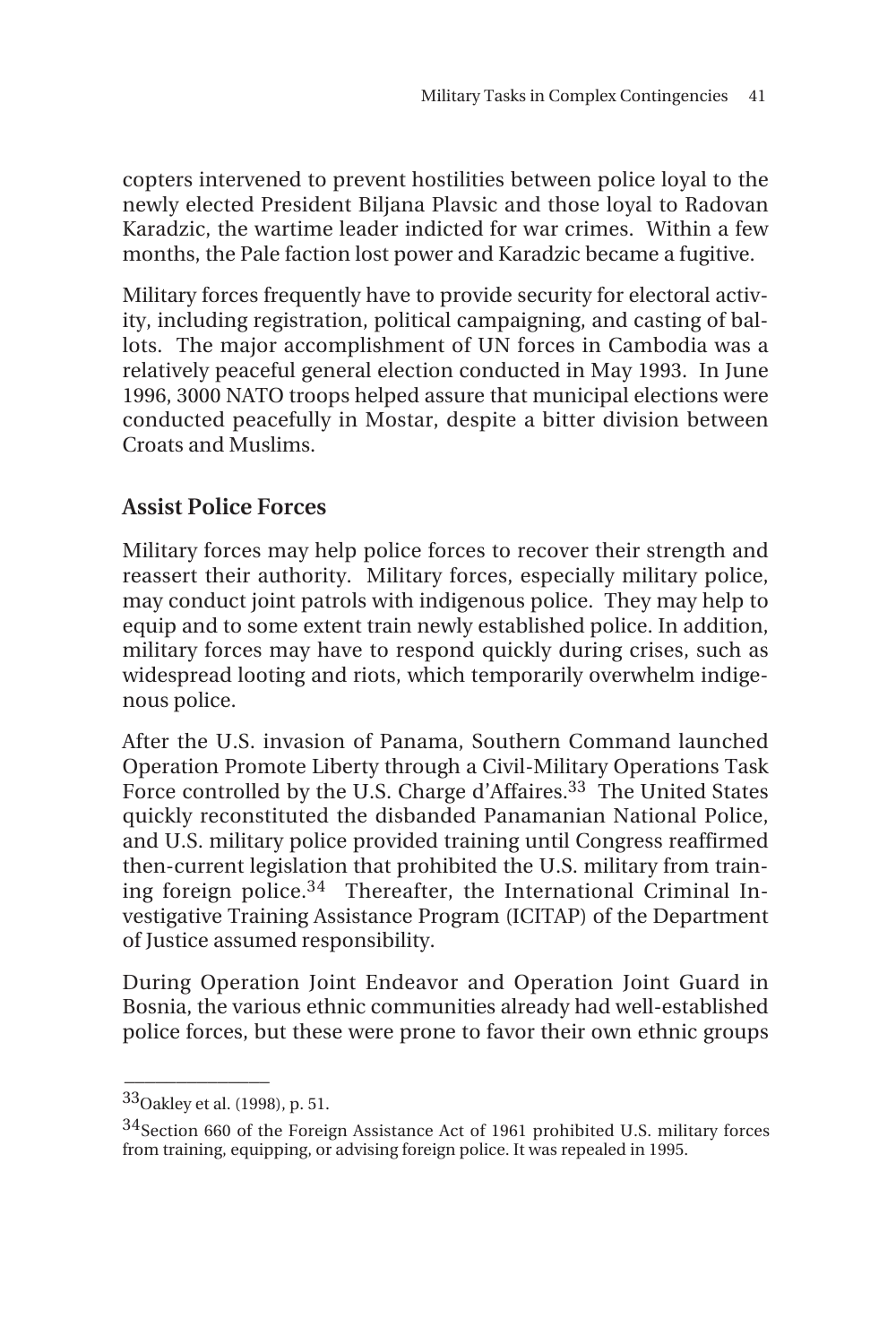copters intervened to prevent hostilities between police loyal to the newly elected President Biljana Plavsic and those loyal to Radovan Karadzic, the wartime leader indicted for war crimes. Within a few months, the Pale faction lost power and Karadzic became a fugitive.

Military forces frequently have to provide security for electoral activity, including registration, political campaigning, and casting of ballots. The major accomplishment of UN forces in Cambodia was a relatively peaceful general election conducted in May 1993. In June 1996, 3000 NATO troops helped assure that municipal elections were conducted peacefully in Mostar, despite a bitter division between Croats and Muslims.

### Assist Police Forces

Military forces may help police forces to recover their strength and reassert their authority. Military forces, especially military police, may conduct joint patrols with indigenous police. They may help to equip and to some extent train newly established police. In addition, military forces may have to respond quickly during crises, such as widespread looting and riots, which temporarily overwhelm indigenous police.

After the U.S. invasion of Panama, Southern Command launched Operation Promote Liberty through a Civil-Military Operations Task Force controlled by the U.S. Charge d'Affaires.[33] The United States quickly reconstituted the disbanded Panamanian National Police, and U.S. military police provided training until Congress reaffirmed then-current legislation that prohibited the U.S. military from training foreign police.[34] Thereafter, the International Criminal Investigative Training Assistance Program (ICITAP) of the Department of Justice assumed responsibility.

During Operation Joint Endeavor and Operation Joint Guard in Bosnia, the various ethnic communities already had well-established police forces, but these were prone to favor their own ethnic groups

---

[33] Oakley et al. (1998), p. 51.

[34] Section 660 of the Foreign Assistance Act of 1961 prohibited U.S. military forces from training, equipping, or advising foreign police. It was repealed in 1995.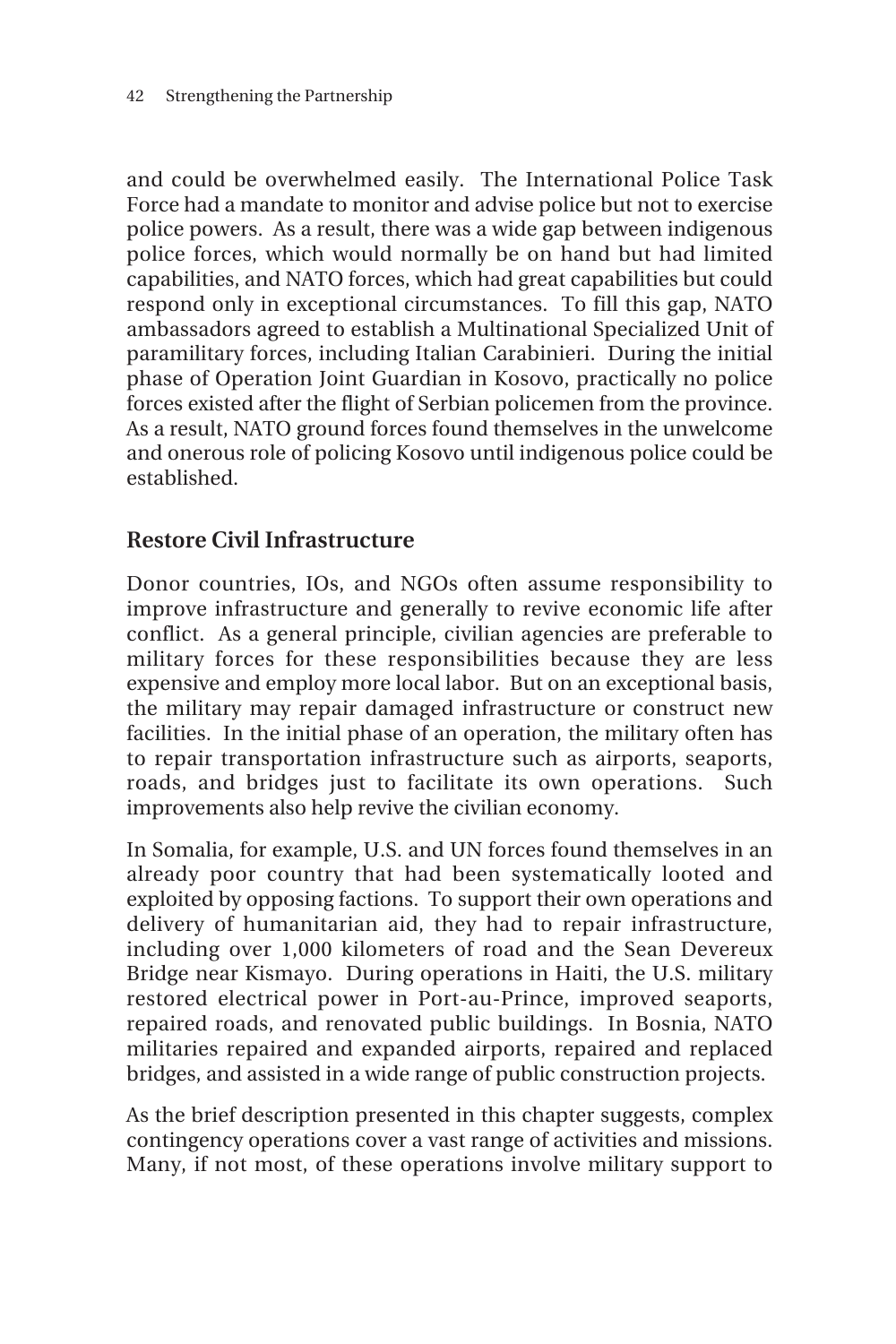and could be overwhelmed easily. The International Police Task Force had a mandate to monitor and advise police but not to exercise police powers. As a result, there was a wide gap between indigenous police forces, which would normally be on hand but had limited capabilities, and NATO forces, which had great capabilities but could respond only in exceptional circumstances. To fill this gap, NATO ambassadors agreed to establish a Multinational Specialized Unit of paramilitary forces, including Italian Carabinieri. During the initial phase of Operation Joint Guardian in Kosovo, practically no police forces existed after the flight of Serbian policemen from the province. As a result, NATO ground forces found themselves in the unwelcome and onerous role of policing Kosovo until indigenous police could be established.

## Restore Civil Infrastructure

Donor countries, IOs, and NGOs often assume responsibility to improve infrastructure and generally to revive economic life after conflict. As a general principle, civilian agencies are preferable to military forces for these responsibilities because they are less expensive and employ more local labor. But on an exceptional basis, the military may repair damaged infrastructure or construct new facilities. In the initial phase of an operation, the military often has to repair transportation infrastructure such as airports, seaports, roads, and bridges just to facilitate its own operations. Such improvements also help revive the civilian economy.

In Somalia, for example, U.S. and UN forces found themselves in an already poor country that had been systematically looted and exploited by opposing factions. To support their own operations and delivery of humanitarian aid, they had to repair infrastructure, including over 1,000 kilometers of road and the Sean Devereux Bridge near Kismayo. During operations in Haiti, the U.S. military restored electrical power in Port-au-Prince, improved seaports, repaired roads, and renovated public buildings. In Bosnia, NATO militaries repaired and expanded airports, repaired and replaced bridges, and assisted in a wide range of public construction projects.

As the brief description presented in this chapter suggests, complex contingency operations cover a vast range of activities and missions. Many, if not most, of these operations involve military support to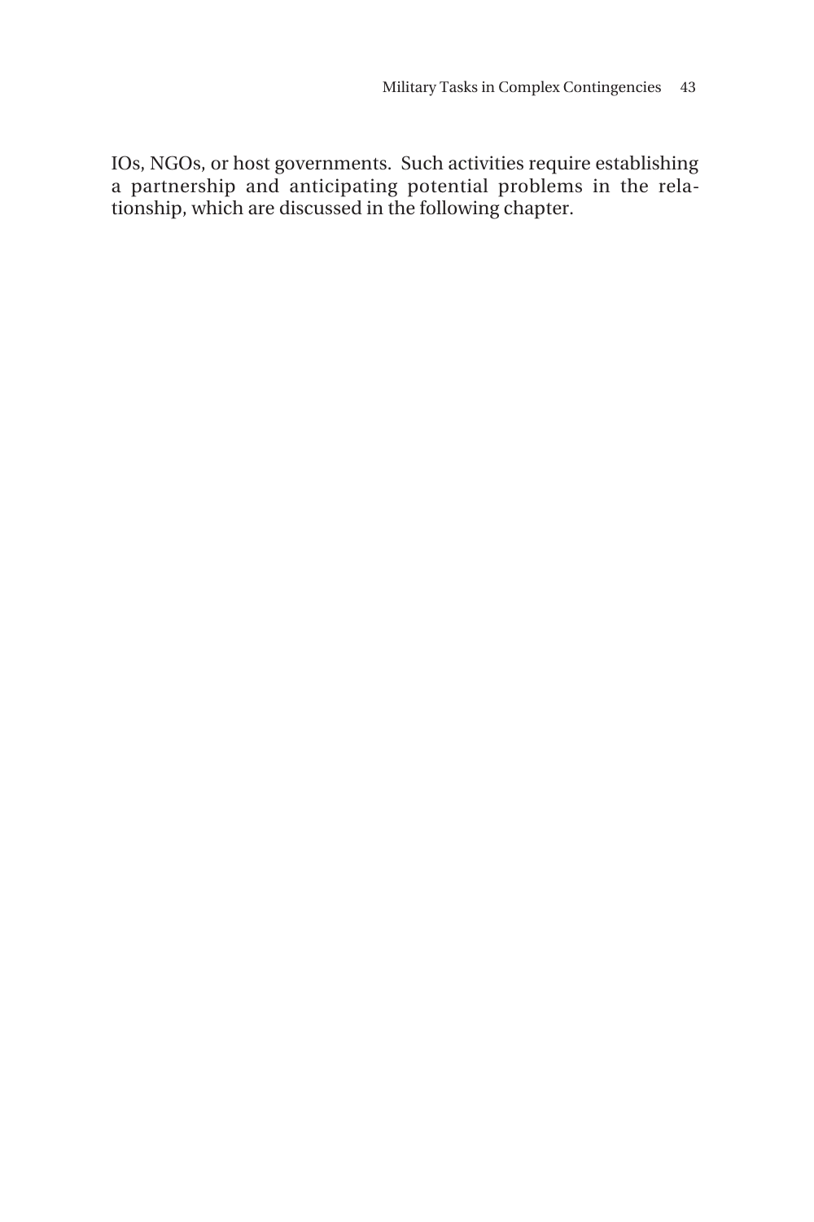IOs, NGOs, or host governments. Such activities require establishing a partnership and anticipating potential problems in the relationship, which are discussed in the following chapter.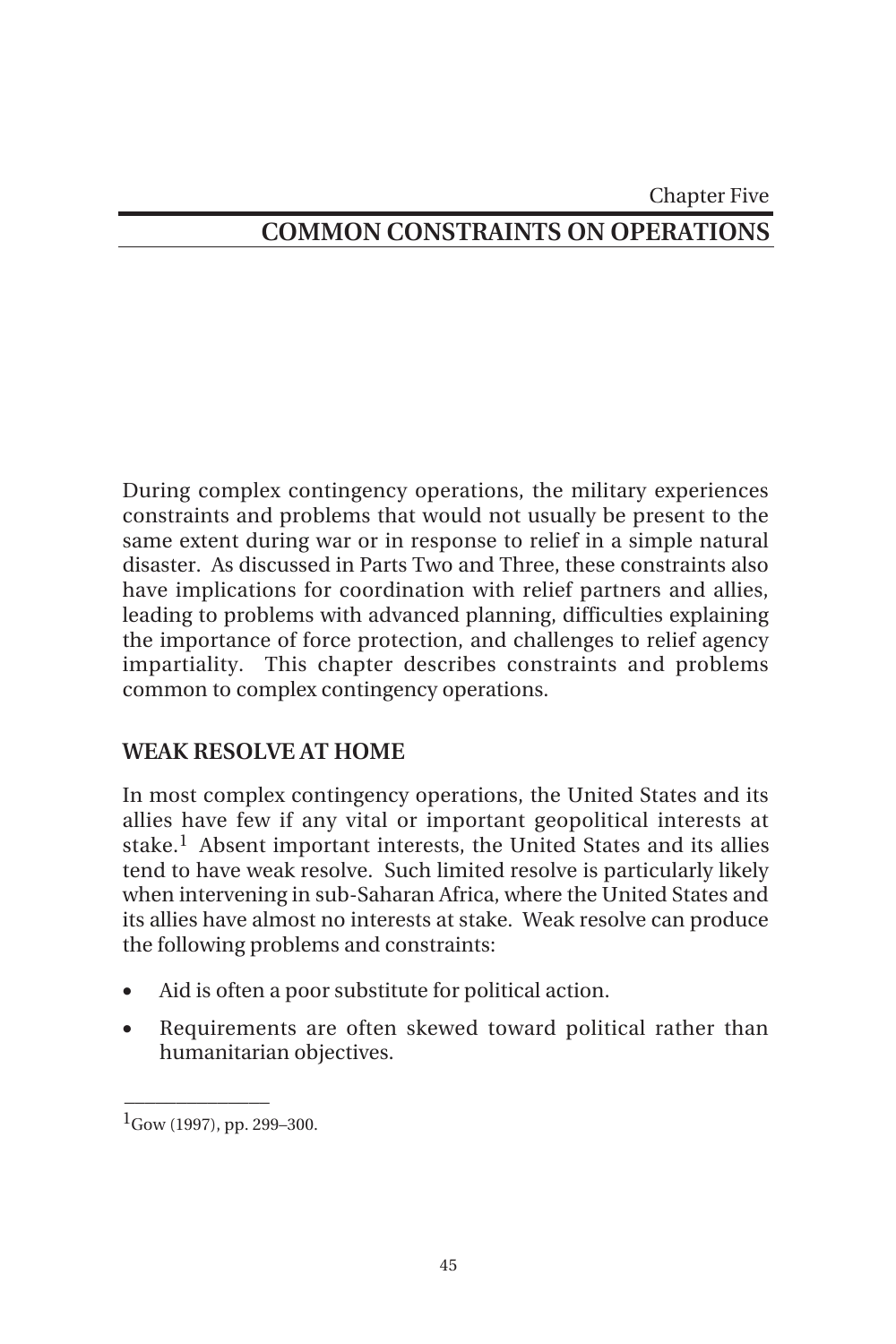Chapter Five

# COMMON CONSTRAINTS ON OPERATIONS

During complex contingency operations, the military experiences constraints and problems that would not usually be present to the same extent during war or in response to relief in a simple natural disaster. As discussed in Parts Two and Three, these constraints also have implications for coordination with relief partners and allies, leading to problems with advanced planning, difficulties explaining the importance of force protection, and challenges to relief agency impartiality. This chapter describes constraints and problems common to complex contingency operations.

## WEAK RESOLVE AT HOME

In most complex contingency operations, the United States and its allies have few if any vital or important geopolitical interests at stake.[1] Absent important interests, the United States and its allies tend to have weak resolve. Such limited resolve is particularly likely when intervening in sub-Saharan Africa, where the United States and its allies have almost no interests at stake. Weak resolve can produce the following problems and constraints:

- Aid is often a poor substitute for political action.
- Requirements are often skewed toward political rather than humanitarian objectives.

---

[1] Gow (1997), pp. 299–300.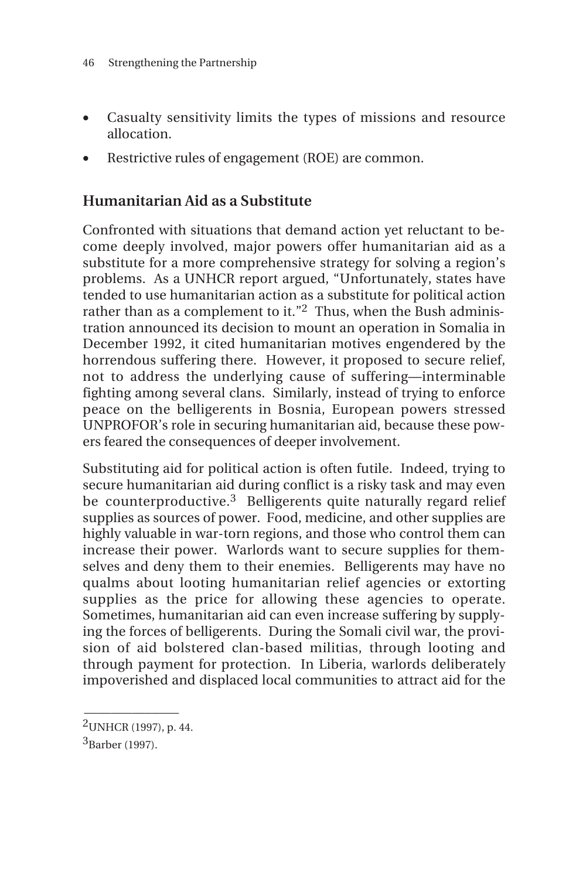- Casualty sensitivity limits the types of missions and resource allocation.
- Restrictive rules of engagement (ROE) are common.

## Humanitarian Aid as a Substitute

Confronted with situations that demand action yet reluctant to become deeply involved, major powers offer humanitarian aid as a substitute for a more comprehensive strategy for solving a region's problems. As a UNHCR report argued, "Unfortunately, states have tended to use humanitarian action as a substitute for political action rather than as a complement to it."[2] Thus, when the Bush administration announced its decision to mount an operation in Somalia in December 1992, it cited humanitarian motives engendered by the horrendous suffering there. However, it proposed to secure relief, not to address the underlying cause of suffering—interminable fighting among several clans. Similarly, instead of trying to enforce peace on the belligerents in Bosnia, European powers stressed UNPROFOR's role in securing humanitarian aid, because these powers feared the consequences of deeper involvement.

Substituting aid for political action is often futile. Indeed, trying to secure humanitarian aid during conflict is a risky task and may even be counterproductive.[3] Belligerents quite naturally regard relief supplies as sources of power. Food, medicine, and other supplies are highly valuable in war-torn regions, and those who control them can increase their power. Warlords want to secure supplies for themselves and deny them to their enemies. Belligerents may have no qualms about looting humanitarian relief agencies or extorting supplies as the price for allowing these agencies to operate. Sometimes, humanitarian aid can even increase suffering by supplying the forces of belligerents. During the Somali civil war, the provision of aid bolstered clan-based militias, through looting and through payment for protection. In Liberia, warlords deliberately impoverished and displaced local communities to attract aid for the

---

[2]UNHCR (1997), p. 44.

[3]Barber (1997).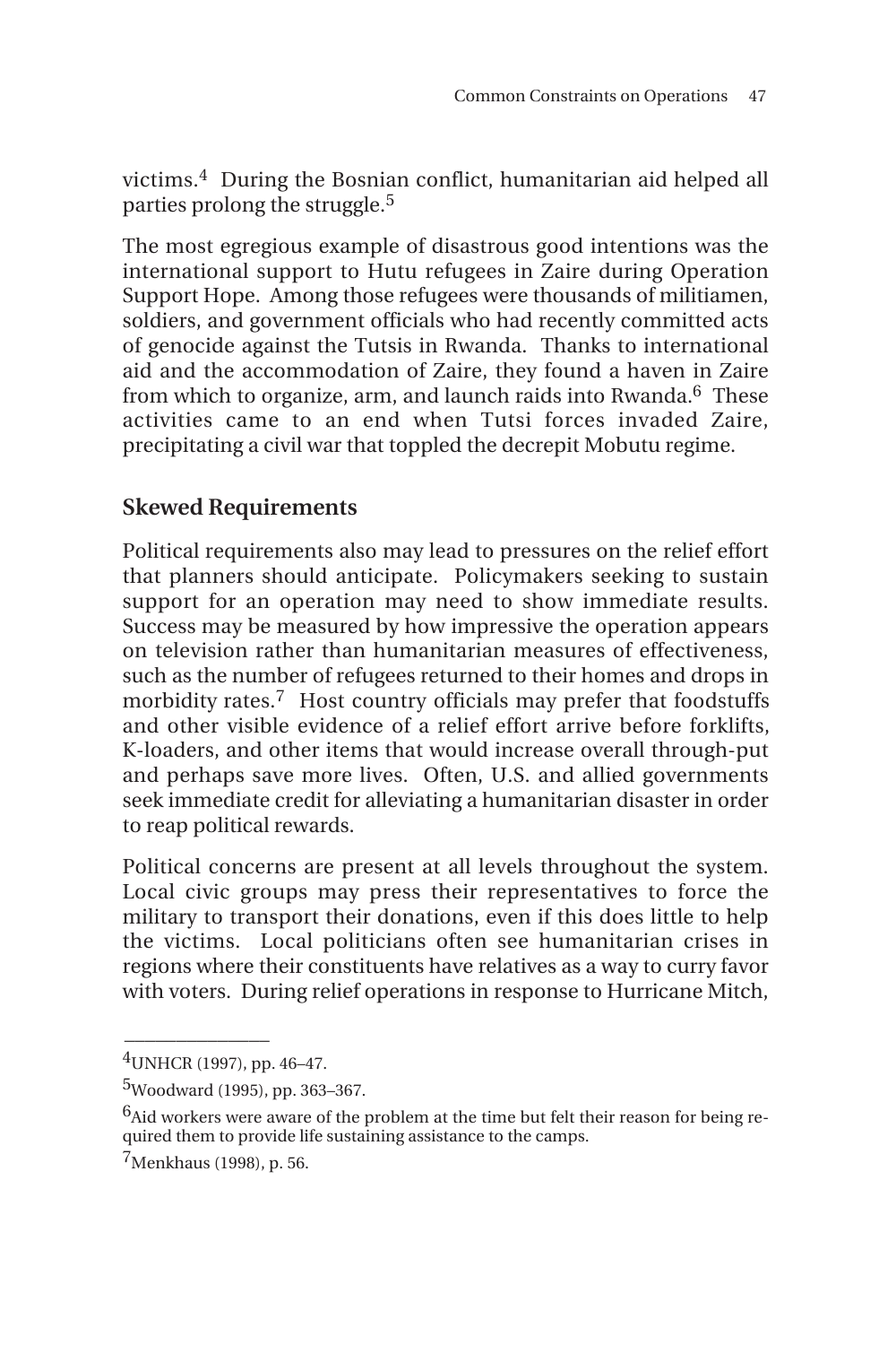victims.[4] During the Bosnian conflict, humanitarian aid helped all parties prolong the struggle.[5]

The most egregious example of disastrous good intentions was the international support to Hutu refugees in Zaire during Operation Support Hope. Among those refugees were thousands of militiamen, soldiers, and government officials who had recently committed acts of genocide against the Tutsis in Rwanda. Thanks to international aid and the accommodation of Zaire, they found a haven in Zaire from which to organize, arm, and launch raids into Rwanda.[6] These activities came to an end when Tutsi forces invaded Zaire, precipitating a civil war that toppled the decrepit Mobutu regime.

## Skewed Requirements

Political requirements also may lead to pressures on the relief effort that planners should anticipate. Policymakers seeking to sustain support for an operation may need to show immediate results. Success may be measured by how impressive the operation appears on television rather than humanitarian measures of effectiveness, such as the number of refugees returned to their homes and drops in morbidity rates.[7] Host country officials may prefer that foodstuffs and other visible evidence of a relief effort arrive before forklifts, K-loaders, and other items that would increase overall through-put and perhaps save more lives. Often, U.S. and allied governments seek immediate credit for alleviating a humanitarian disaster in order to reap political rewards.

Political concerns are present at all levels throughout the system. Local civic groups may press their representatives to force the military to transport their donations, even if this does little to help the victims. Local politicians often see humanitarian crises in regions where their constituents have relatives as a way to curry favor with voters. During relief operations in response to Hurricane Mitch,

---

[4] UNHCR (1997), pp. 46–47.

[5] Woodward (1995), pp. 363–367.

[6] Aid workers were aware of the problem at the time but felt their reason for being required them to provide life sustaining assistance to the camps.

[7] Menkhaus (1998), p. 56.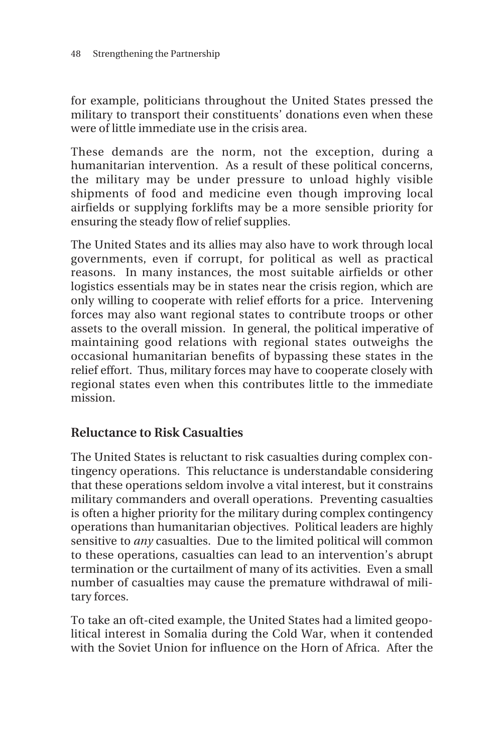for example, politicians throughout the United States pressed the military to transport their constituents' donations even when these were of little immediate use in the crisis area.

These demands are the norm, not the exception, during a humanitarian intervention. As a result of these political concerns, the military may be under pressure to unload highly visible shipments of food and medicine even though improving local airfields or supplying forklifts may be a more sensible priority for ensuring the steady flow of relief supplies.

The United States and its allies may also have to work through local governments, even if corrupt, for political as well as practical reasons. In many instances, the most suitable airfields or other logistics essentials may be in states near the crisis region, which are only willing to cooperate with relief efforts for a price. Intervening forces may also want regional states to contribute troops or other assets to the overall mission. In general, the political imperative of maintaining good relations with regional states outweighs the occasional humanitarian benefits of bypassing these states in the relief effort. Thus, military forces may have to cooperate closely with regional states even when this contributes little to the immediate mission.

## Reluctance to Risk Casualties

The United States is reluctant to risk casualties during complex contingency operations. This reluctance is understandable considering that these operations seldom involve a vital interest, but it constrains military commanders and overall operations. Preventing casualties is often a higher priority for the military during complex contingency operations than humanitarian objectives. Political leaders are highly sensitive to *any* casualties. Due to the limited political will common to these operations, casualties can lead to an intervention's abrupt termination or the curtailment of many of its activities. Even a small number of casualties may cause the premature withdrawal of military forces.

To take an oft-cited example, the United States had a limited geopolitical interest in Somalia during the Cold War, when it contended with the Soviet Union for influence on the Horn of Africa. After the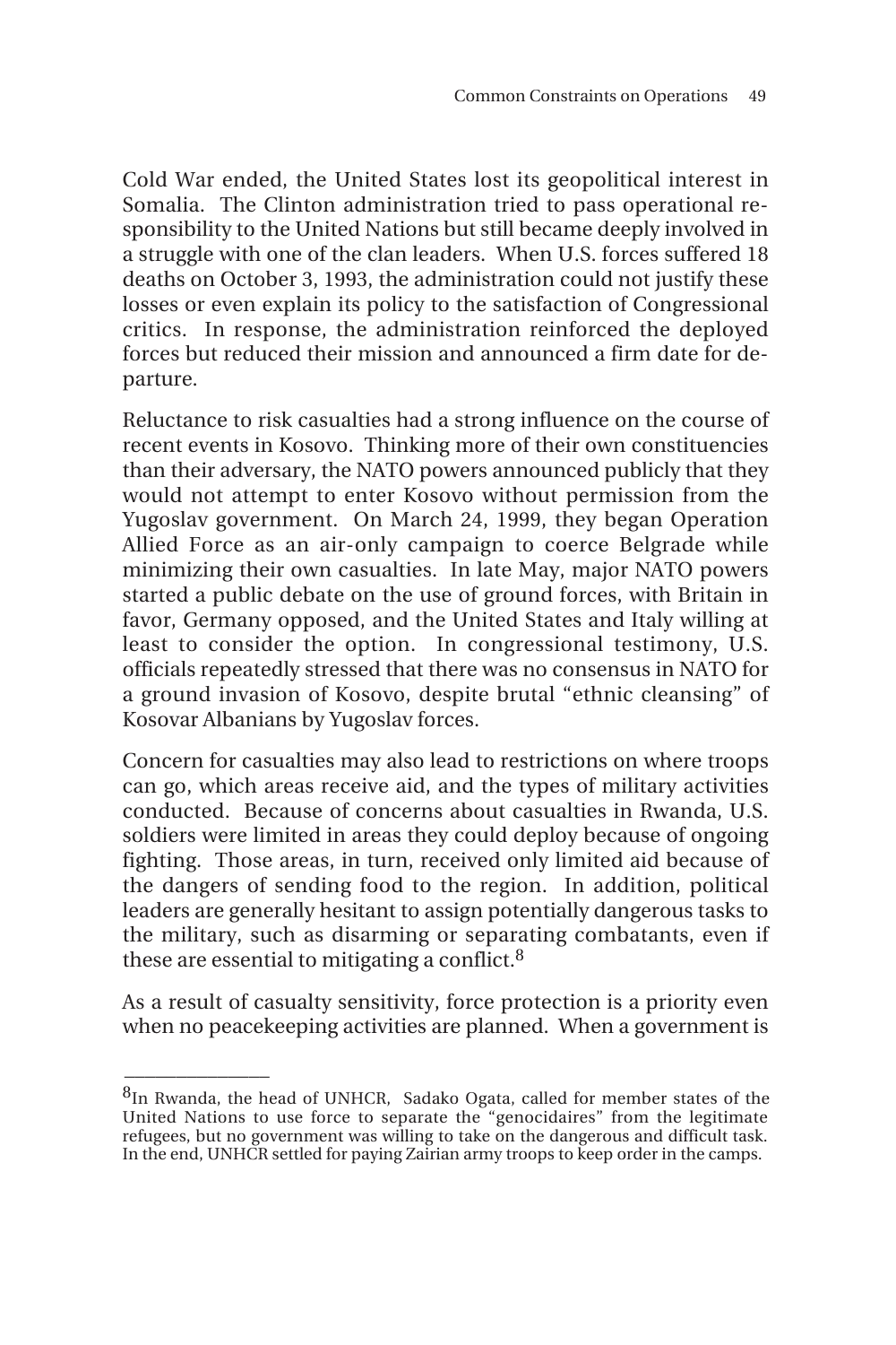Cold War ended, the United States lost its geopolitical interest in Somalia. The Clinton administration tried to pass operational responsibility to the United Nations but still became deeply involved in a struggle with one of the clan leaders. When U.S. forces suffered 18 deaths on October 3, 1993, the administration could not justify these losses or even explain its policy to the satisfaction of Congressional critics. In response, the administration reinforced the deployed forces but reduced their mission and announced a firm date for departure.

Reluctance to risk casualties had a strong influence on the course of recent events in Kosovo. Thinking more of their own constituencies than their adversary, the NATO powers announced publicly that they would not attempt to enter Kosovo without permission from the Yugoslav government. On March 24, 1999, they began Operation Allied Force as an air-only campaign to coerce Belgrade while minimizing their own casualties. In late May, major NATO powers started a public debate on the use of ground forces, with Britain in favor, Germany opposed, and the United States and Italy willing at least to consider the option. In congressional testimony, U.S. officials repeatedly stressed that there was no consensus in NATO for a ground invasion of Kosovo, despite brutal "ethnic cleansing" of Kosovar Albanians by Yugoslav forces.

Concern for casualties may also lead to restrictions on where troops can go, which areas receive aid, and the types of military activities conducted. Because of concerns about casualties in Rwanda, U.S. soldiers were limited in areas they could deploy because of ongoing fighting. Those areas, in turn, received only limited aid because of the dangers of sending food to the region. In addition, political leaders are generally hesitant to assign potentially dangerous tasks to the military, such as disarming or separating combatants, even if these are essential to mitigating a conflict.[8]

As a result of casualty sensitivity, force protection is a priority even when no peacekeeping activities are planned. When a government is

---

[8]In Rwanda, the head of UNHCR, Sadako Ogata, called for member states of the United Nations to use force to separate the "genocidaires" from the legitimate refugees, but no government was willing to take on the dangerous and difficult task. In the end, UNHCR settled for paying Zairian army troops to keep order in the camps.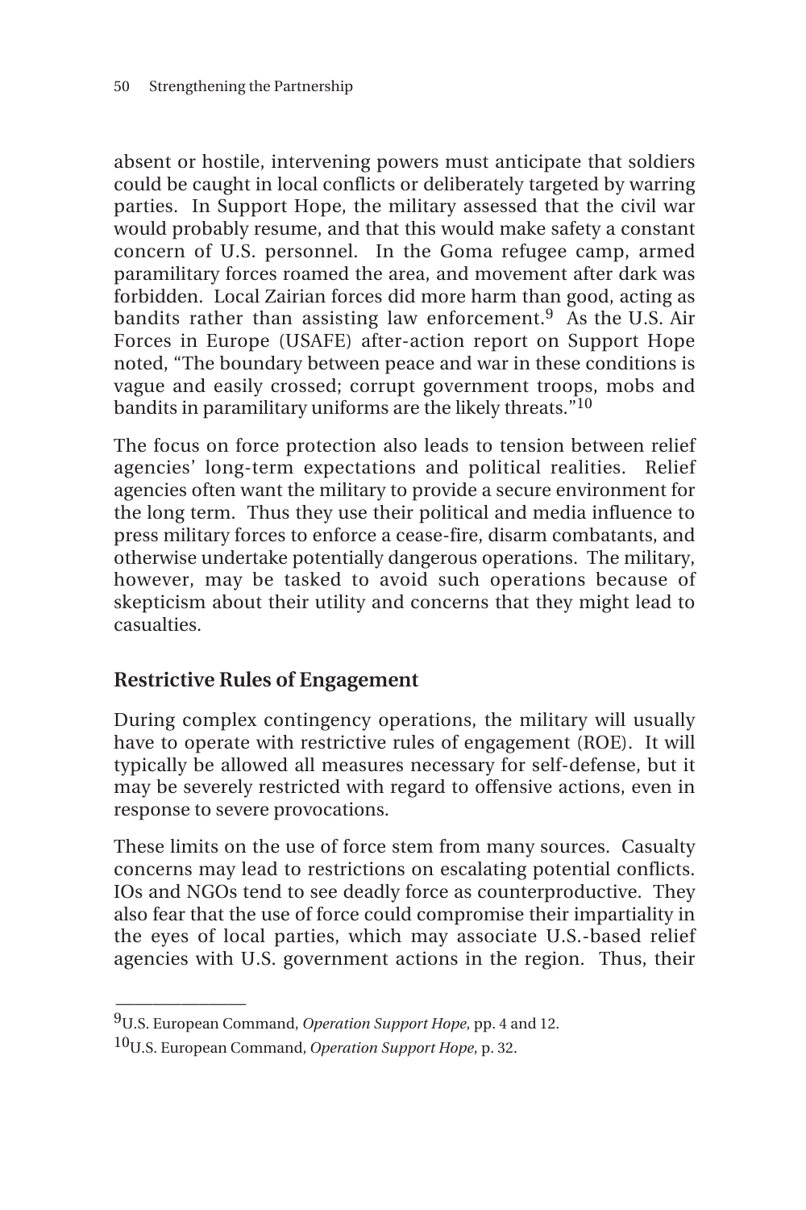absent or hostile, intervening powers must anticipate that soldiers could be caught in local conflicts or deliberately targeted by warring parties. In Support Hope, the military assessed that the civil war would probably resume, and that this would make safety a constant concern of U.S. personnel. In the Goma refugee camp, armed paramilitary forces roamed the area, and movement after dark was forbidden. Local Zairian forces did more harm than good, acting as bandits rather than assisting law enforcement.[9] As the U.S. Air Forces in Europe (USAFE) after-action report on Support Hope noted, "The boundary between peace and war in these conditions is vague and easily crossed; corrupt government troops, mobs and bandits in paramilitary uniforms are the likely threats."[10]

The focus on force protection also leads to tension between relief agencies' long-term expectations and political realities. Relief agencies often want the military to provide a secure environment for the long term. Thus they use their political and media influence to press military forces to enforce a cease-fire, disarm combatants, and otherwise undertake potentially dangerous operations. The military, however, may be tasked to avoid such operations because of skepticism about their utility and concerns that they might lead to casualties.

## Restrictive Rules of Engagement

During complex contingency operations, the military will usually have to operate with restrictive rules of engagement (ROE). It will typically be allowed all measures necessary for self-defense, but it may be severely restricted with regard to offensive actions, even in response to severe provocations.

These limits on the use of force stem from many sources. Casualty concerns may lead to restrictions on escalating potential conflicts. IOs and NGOs tend to see deadly force as counterproductive. They also fear that the use of force could compromise their impartiality in the eyes of local parties, which may associate U.S.-based relief agencies with U.S. government actions in the region. Thus, their

---

[9] U.S. European Command, *Operation Support Hope*, pp. 4 and 12.

[10] U.S. European Command, *Operation Support Hope*, p. 32.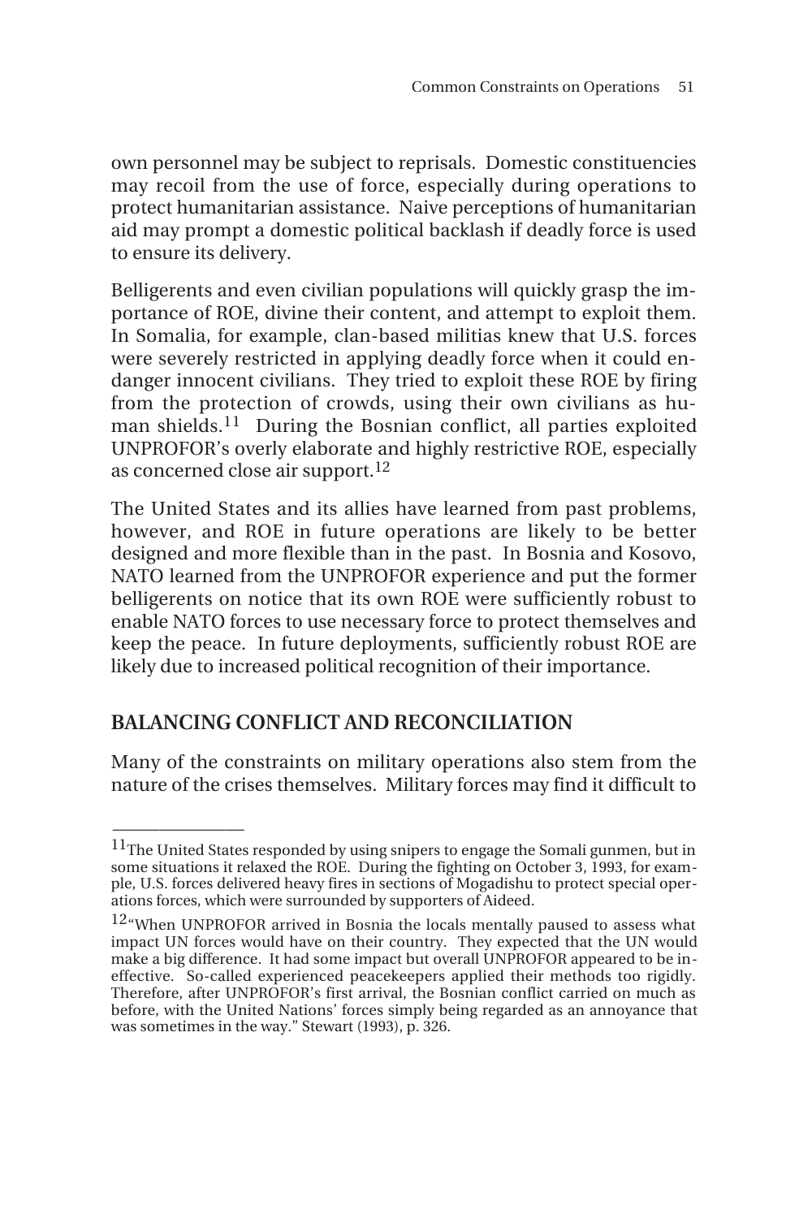own personnel may be subject to reprisals. Domestic constituencies may recoil from the use of force, especially during operations to protect humanitarian assistance. Naive perceptions of humanitarian aid may prompt a domestic political backlash if deadly force is used to ensure its delivery.

Belligerents and even civilian populations will quickly grasp the importance of ROE, divine their content, and attempt to exploit them. In Somalia, for example, clan-based militias knew that U.S. forces were severely restricted in applying deadly force when it could endanger innocent civilians. They tried to exploit these ROE by firing from the protection of crowds, using their own civilians as human shields.[11] During the Bosnian conflict, all parties exploited UNPROFOR's overly elaborate and highly restrictive ROE, especially as concerned close air support.[12]

The United States and its allies have learned from past problems, however, and ROE in future operations are likely to be better designed and more flexible than in the past. In Bosnia and Kosovo, NATO learned from the UNPROFOR experience and put the former belligerents on notice that its own ROE were sufficiently robust to enable NATO forces to use necessary force to protect themselves and keep the peace. In future deployments, sufficiently robust ROE are likely due to increased political recognition of their importance.

## BALANCING CONFLICT AND RECONCILIATION

Many of the constraints on military operations also stem from the nature of the crises themselves. Military forces may find it difficult to

---

[11]The United States responded by using snipers to engage the Somali gunmen, but in some situations it relaxed the ROE. During the fighting on October 3, 1993, for example, U.S. forces delivered heavy fires in sections of Mogadishu to protect special operations forces, which were surrounded by supporters of Aideed.

[12]"When UNPROFOR arrived in Bosnia the locals mentally paused to assess what impact UN forces would have on their country. They expected that the UN would make a big difference. It had some impact but overall UNPROFOR appeared to be ineffective. So-called experienced peacekeepers applied their methods too rigidly. Therefore, after UNPROFOR's first arrival, the Bosnian conflict carried on much as before, with the United Nations' forces simply being regarded as an annoyance that was sometimes in the way." Stewart (1993), p. 326.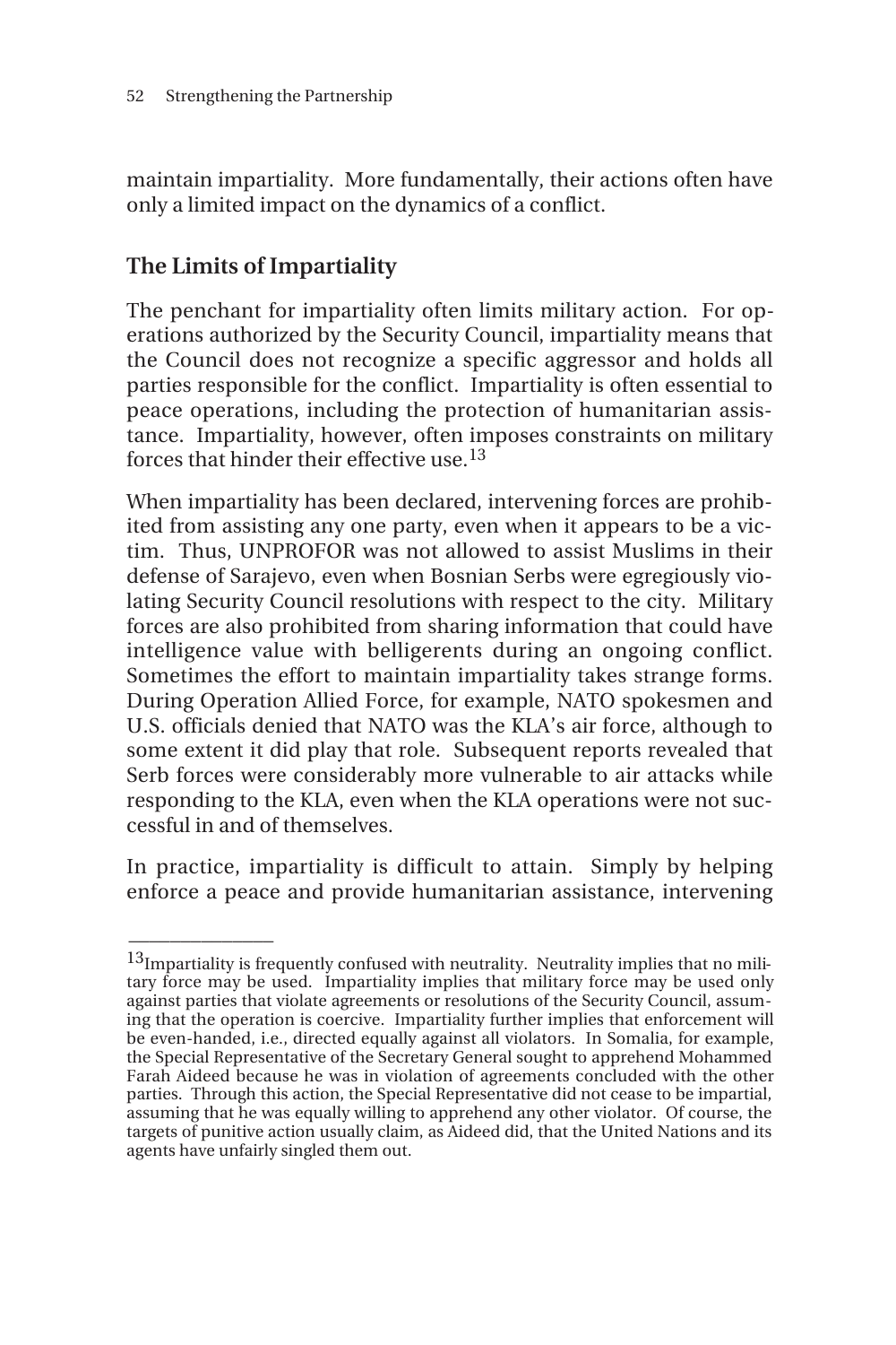maintain impartiality. More fundamentally, their actions often have only a limited impact on the dynamics of a conflict.

## The Limits of Impartiality

The penchant for impartiality often limits military action. For operations authorized by the Security Council, impartiality means that the Council does not recognize a specific aggressor and holds all parties responsible for the conflict. Impartiality is often essential to peace operations, including the protection of humanitarian assistance. Impartiality, however, often imposes constraints on military forces that hinder their effective use.[13]

When impartiality has been declared, intervening forces are prohibited from assisting any one party, even when it appears to be a victim. Thus, UNPROFOR was not allowed to assist Muslims in their defense of Sarajevo, even when Bosnian Serbs were egregiously violating Security Council resolutions with respect to the city. Military forces are also prohibited from sharing information that could have intelligence value with belligerents during an ongoing conflict. Sometimes the effort to maintain impartiality takes strange forms. During Operation Allied Force, for example, NATO spokesmen and U.S. officials denied that NATO was the KLA's air force, although to some extent it did play that role. Subsequent reports revealed that Serb forces were considerably more vulnerable to air attacks while responding to the KLA, even when the KLA operations were not successful in and of themselves.

In practice, impartiality is difficult to attain. Simply by helping enforce a peace and provide humanitarian assistance, intervening

---

[13]Impartiality is frequently confused with neutrality. Neutrality implies that no military force may be used. Impartiality implies that military force may be used only against parties that violate agreements or resolutions of the Security Council, assuming that the operation is coercive. Impartiality further implies that enforcement will be even-handed, i.e., directed equally against all violators. In Somalia, for example, the Special Representative of the Secretary General sought to apprehend Mohammed Farah Aideed because he was in violation of agreements concluded with the other parties. Through this action, the Special Representative did not cease to be impartial, assuming that he was equally willing to apprehend any other violator. Of course, the targets of punitive action usually claim, as Aideed did, that the United Nations and its agents have unfairly singled them out.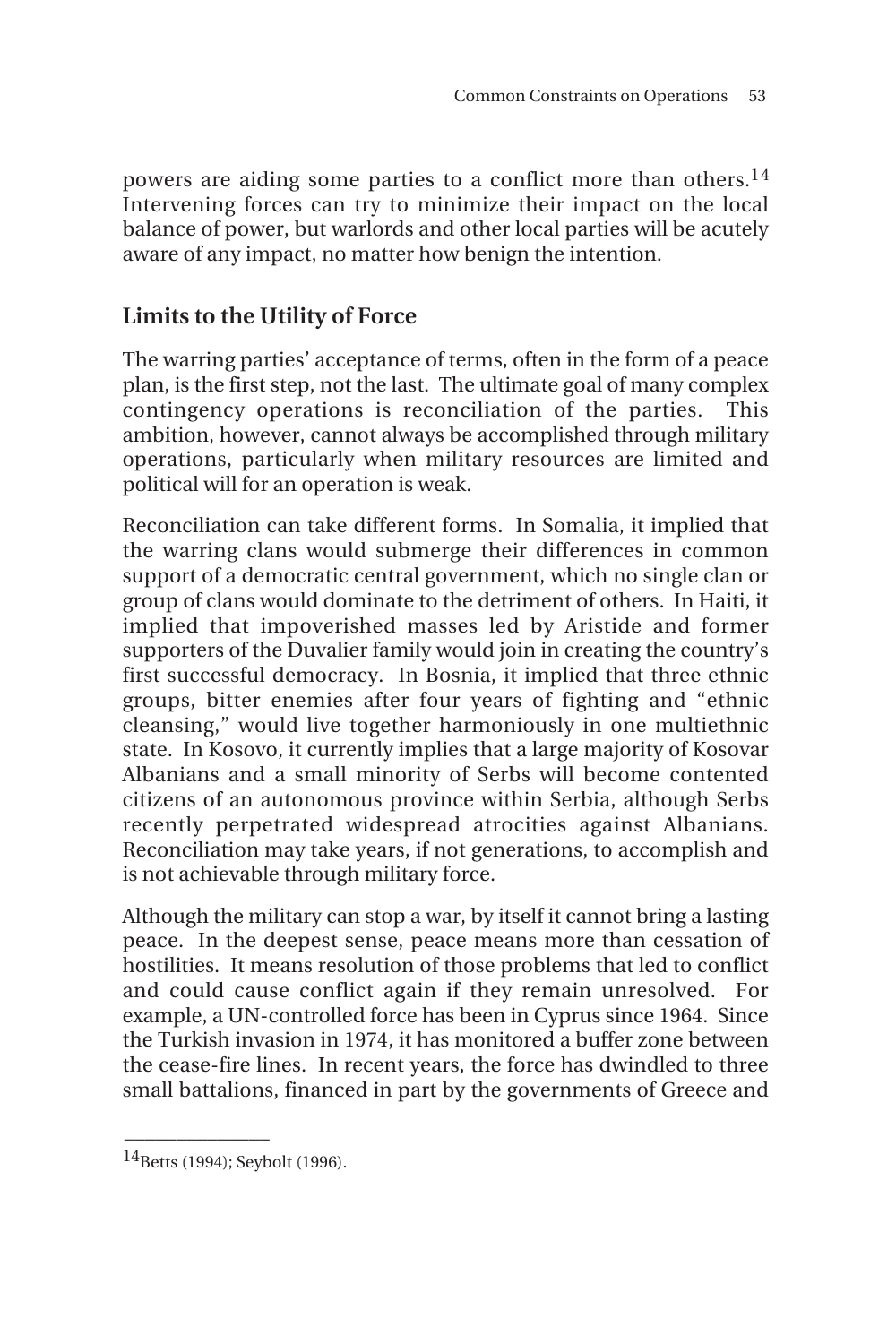powers are aiding some parties to a conflict more than others.[14] Intervening forces can try to minimize their impact on the local balance of power, but warlords and other local parties will be acutely aware of any impact, no matter how benign the intention.

## Limits to the Utility of Force

The warring parties' acceptance of terms, often in the form of a peace plan, is the first step, not the last. The ultimate goal of many complex contingency operations is reconciliation of the parties. This ambition, however, cannot always be accomplished through military operations, particularly when military resources are limited and political will for an operation is weak.

Reconciliation can take different forms. In Somalia, it implied that the warring clans would submerge their differences in common support of a democratic central government, which no single clan or group of clans would dominate to the detriment of others. In Haiti, it implied that impoverished masses led by Aristide and former supporters of the Duvalier family would join in creating the country's first successful democracy. In Bosnia, it implied that three ethnic groups, bitter enemies after four years of fighting and "ethnic cleansing," would live together harmoniously in one multiethnic state. In Kosovo, it currently implies that a large majority of Kosovar Albanians and a small minority of Serbs will become contented citizens of an autonomous province within Serbia, although Serbs recently perpetrated widespread atrocities against Albanians. Reconciliation may take years, if not generations, to accomplish and is not achievable through military force.

Although the military can stop a war, by itself it cannot bring a lasting peace. In the deepest sense, peace means more than cessation of hostilities. It means resolution of those problems that led to conflict and could cause conflict again if they remain unresolved. For example, a UN-controlled force has been in Cyprus since 1964. Since the Turkish invasion in 1974, it has monitored a buffer zone between the cease-fire lines. In recent years, the force has dwindled to three small battalions, financed in part by the governments of Greece and

---

[14] Betts (1994); Seybolt (1996).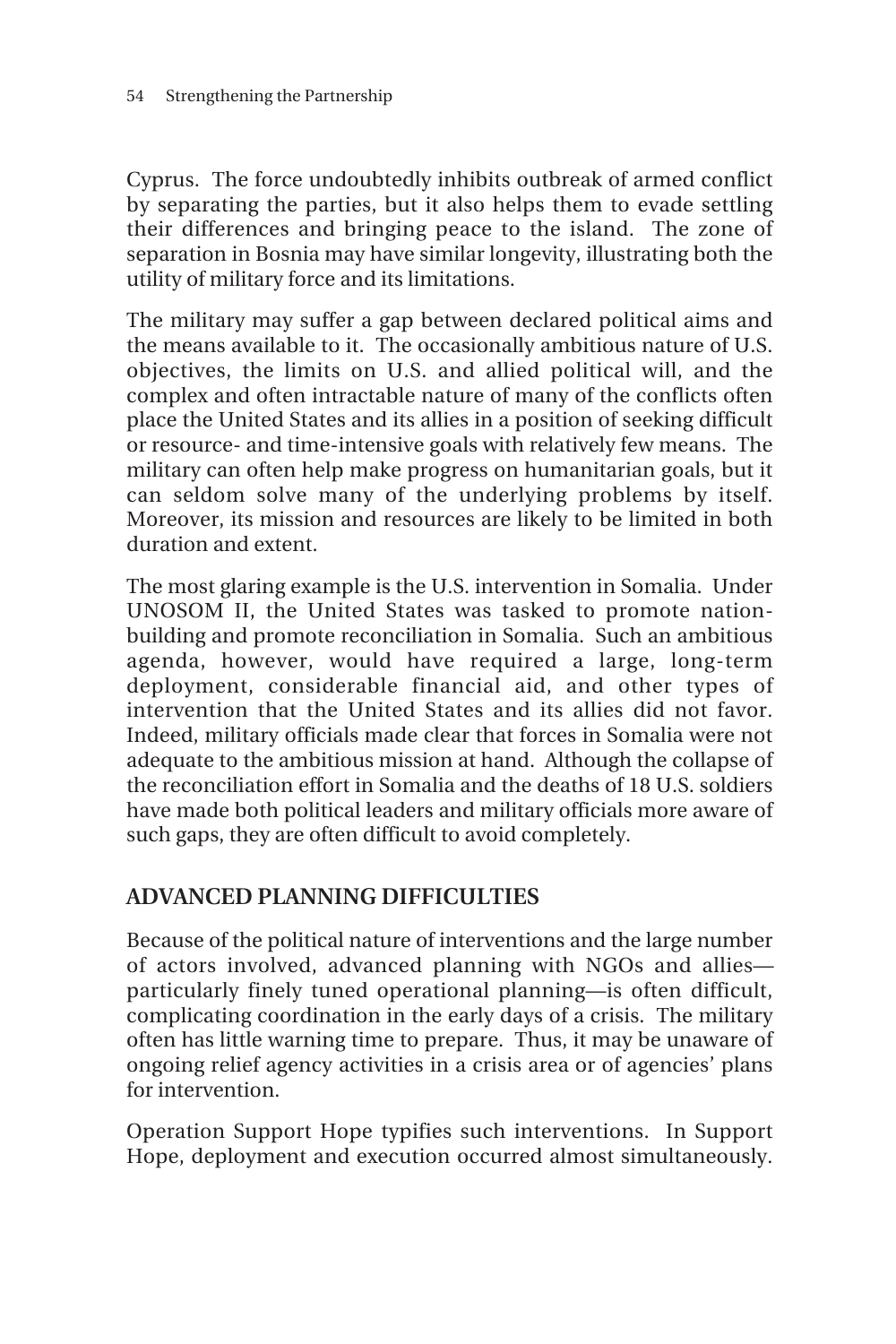Cyprus. The force undoubtedly inhibits outbreak of armed conflict by separating the parties, but it also helps them to evade settling their differences and bringing peace to the island. The zone of separation in Bosnia may have similar longevity, illustrating both the utility of military force and its limitations.

The military may suffer a gap between declared political aims and the means available to it. The occasionally ambitious nature of U.S. objectives, the limits on U.S. and allied political will, and the complex and often intractable nature of many of the conflicts often place the United States and its allies in a position of seeking difficult or resource- and time-intensive goals with relatively few means. The military can often help make progress on humanitarian goals, but it can seldom solve many of the underlying problems by itself. Moreover, its mission and resources are likely to be limited in both duration and extent.

The most glaring example is the U.S. intervention in Somalia. Under UNOSOM II, the United States was tasked to promote nation-building and promote reconciliation in Somalia. Such an ambitious agenda, however, would have required a large, long-term deployment, considerable financial aid, and other types of intervention that the United States and its allies did not favor. Indeed, military officials made clear that forces in Somalia were not adequate to the ambitious mission at hand. Although the collapse of the reconciliation effort in Somalia and the deaths of 18 U.S. soldiers have made both political leaders and military officials more aware of such gaps, they are often difficult to avoid completely.

## ADVANCED PLANNING DIFFICULTIES

Because of the political nature of interventions and the large number of actors involved, advanced planning with NGOs and allies—particularly finely tuned operational planning—is often difficult, complicating coordination in the early days of a crisis. The military often has little warning time to prepare. Thus, it may be unaware of ongoing relief agency activities in a crisis area or of agencies' plans for intervention.

Operation Support Hope typifies such interventions. In Support Hope, deployment and execution occurred almost simultaneously.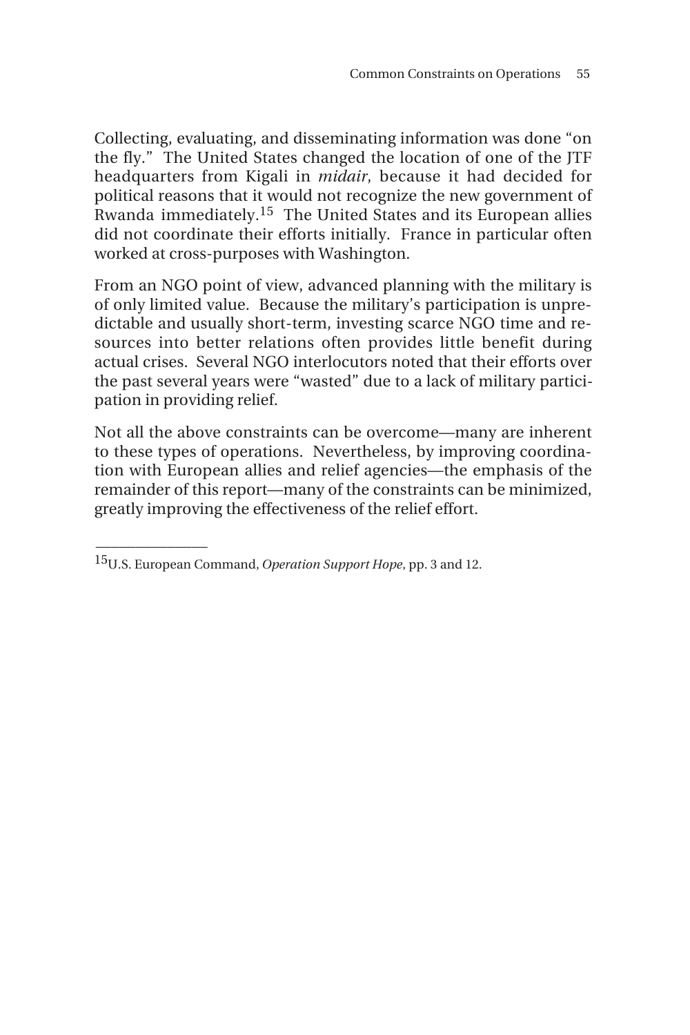Collecting, evaluating, and disseminating information was done "on the fly." The United States changed the location of one of the JTF headquarters from Kigali in *midair*, because it had decided for political reasons that it would not recognize the new government of Rwanda immediately.[15] The United States and its European allies did not coordinate their efforts initially. France in particular often worked at cross-purposes with Washington.

From an NGO point of view, advanced planning with the military is of only limited value. Because the military's participation is unpredictable and usually short-term, investing scarce NGO time and resources into better relations often provides little benefit during actual crises. Several NGO interlocutors noted that their efforts over the past several years were "wasted" due to a lack of military participation in providing relief.

Not all the above constraints can be overcome—many are inherent to these types of operations. Nevertheless, by improving coordination with European allies and relief agencies—the emphasis of the remainder of this report—many of the constraints can be minimized, greatly improving the effectiveness of the relief effort.

---

[15] U.S. European Command, *Operation Support Hope*, pp. 3 and 12.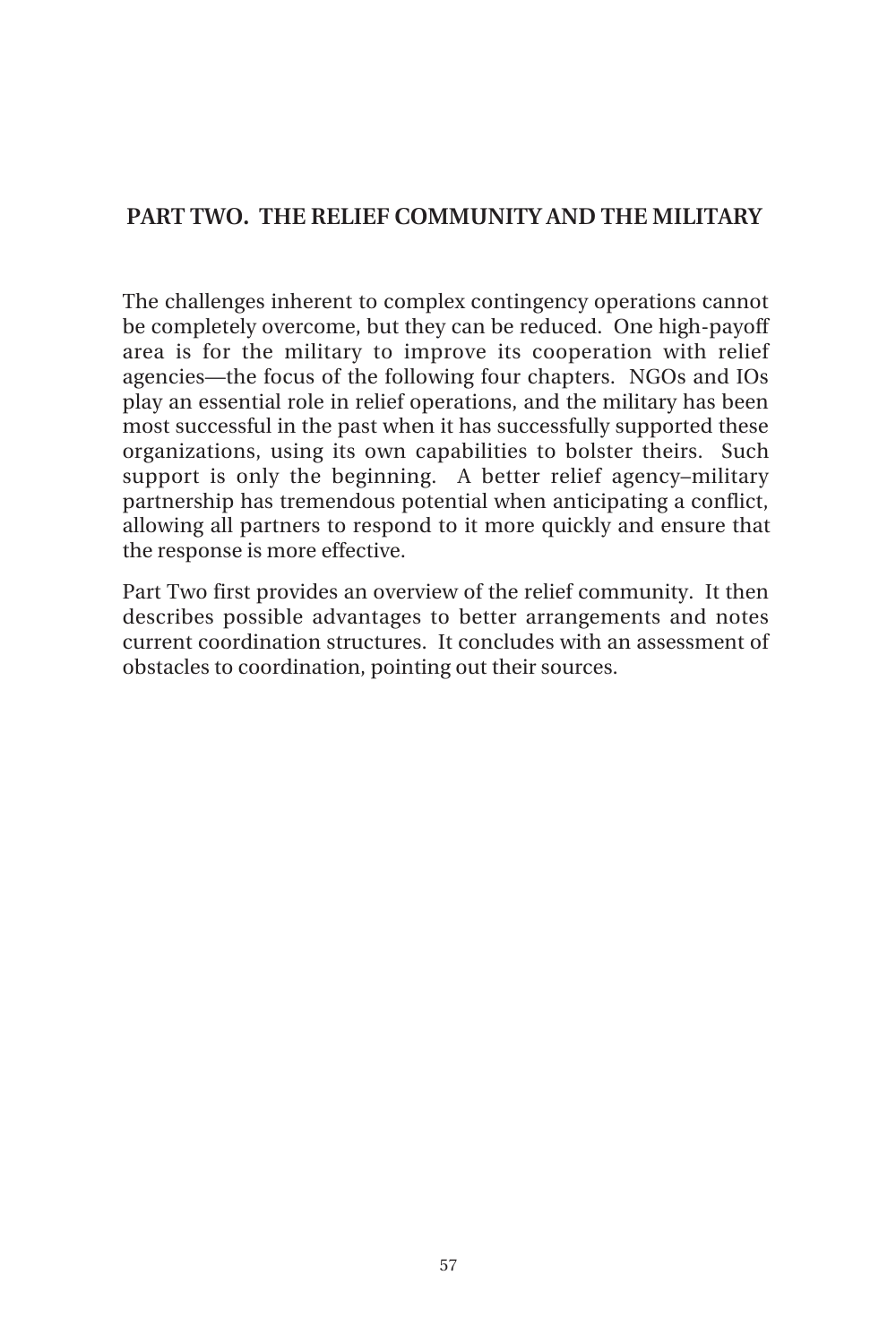# PART TWO. THE RELIEF COMMUNITY AND THE MILITARY

The challenges inherent to complex contingency operations cannot be completely overcome, but they can be reduced. One high-payoff area is for the military to improve its cooperation with relief agencies—the focus of the following four chapters. NGOs and IOs play an essential role in relief operations, and the military has been most successful in the past when it has successfully supported these organizations, using its own capabilities to bolster theirs. Such support is only the beginning. A better relief agency–military partnership has tremendous potential when anticipating a conflict, allowing all partners to respond to it more quickly and ensure that the response is more effective.

Part Two first provides an overview of the relief community. It then describes possible advantages to better arrangements and notes current coordination structures. It concludes with an assessment of obstacles to coordination, pointing out their sources.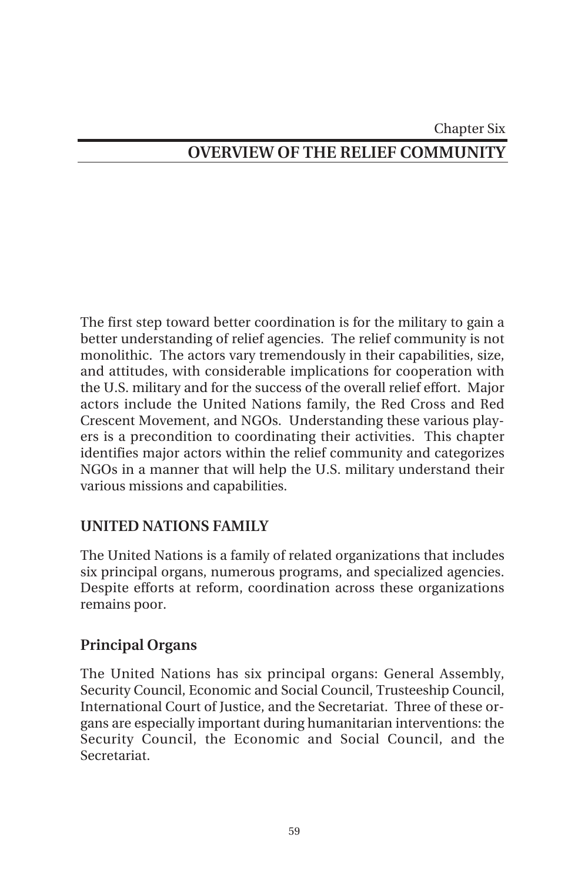Chapter Six

# OVERVIEW OF THE RELIEF COMMUNITY

The first step toward better coordination is for the military to gain a better understanding of relief agencies. The relief community is not monolithic. The actors vary tremendously in their capabilities, size, and attitudes, with considerable implications for cooperation with the U.S. military and for the success of the overall relief effort. Major actors include the United Nations family, the Red Cross and Red Crescent Movement, and NGOs. Understanding these various players is a precondition to coordinating their activities. This chapter identifies major actors within the relief community and categorizes NGOs in a manner that will help the U.S. military understand their various missions and capabilities.

## UNITED NATIONS FAMILY

The United Nations is a family of related organizations that includes six principal organs, numerous programs, and specialized agencies. Despite efforts at reform, coordination across these organizations remains poor.

### Principal Organs

The United Nations has six principal organs: General Assembly, Security Council, Economic and Social Council, Trusteeship Council, International Court of Justice, and the Secretariat. Three of these organs are especially important during humanitarian interventions: the Security Council, the Economic and Social Council, and the Secretariat.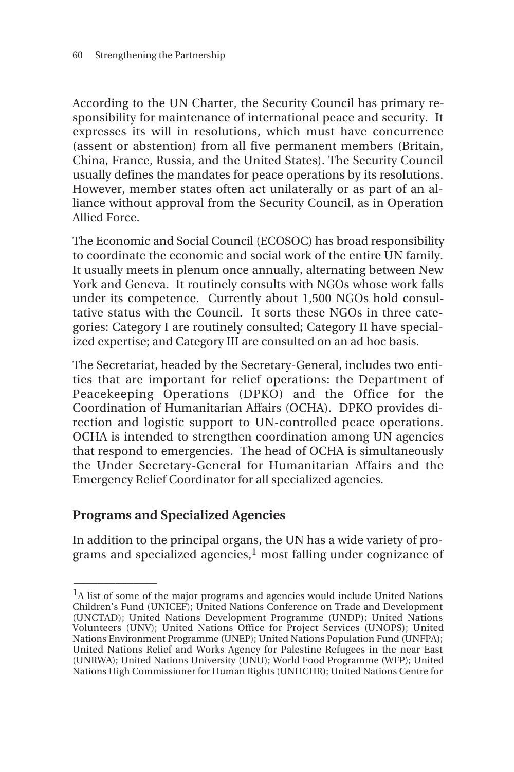According to the UN Charter, the Security Council has primary responsibility for maintenance of international peace and security. It expresses its will in resolutions, which must have concurrence (assent or abstention) from all five permanent members (Britain, China, France, Russia, and the United States). The Security Council usually defines the mandates for peace operations by its resolutions. However, member states often act unilaterally or as part of an alliance without approval from the Security Council, as in Operation Allied Force.

The Economic and Social Council (ECOSOC) has broad responsibility to coordinate the economic and social work of the entire UN family. It usually meets in plenum once annually, alternating between New York and Geneva. It routinely consults with NGOs whose work falls under its competence. Currently about 1,500 NGOs hold consultative status with the Council. It sorts these NGOs in three categories: Category I are routinely consulted; Category II have specialized expertise; and Category III are consulted on an ad hoc basis.

The Secretariat, headed by the Secretary-General, includes two entities that are important for relief operations: the Department of Peacekeeping Operations (DPKO) and the Office for the Coordination of Humanitarian Affairs (OCHA). DPKO provides direction and logistic support to UN-controlled peace operations. OCHA is intended to strengthen coordination among UN agencies that respond to emergencies. The head of OCHA is simultaneously the Under Secretary-General for Humanitarian Affairs and the Emergency Relief Coordinator for all specialized agencies.

## Programs and Specialized Agencies

In addition to the principal organs, the UN has a wide variety of programs and specialized agencies,[1] most falling under cognizance of

---

[1]A list of some of the major programs and agencies would include United Nations Children's Fund (UNICEF); United Nations Conference on Trade and Development (UNCTAD); United Nations Development Programme (UNDP); United Nations Volunteers (UNV); United Nations Office for Project Services (UNOPS); United Nations Environment Programme (UNEP); United Nations Population Fund (UNFPA); United Nations Relief and Works Agency for Palestine Refugees in the near East (UNRWA); United Nations University (UNU); World Food Programme (WFP); United Nations High Commissioner for Human Rights (UNHCHR); United Nations Centre for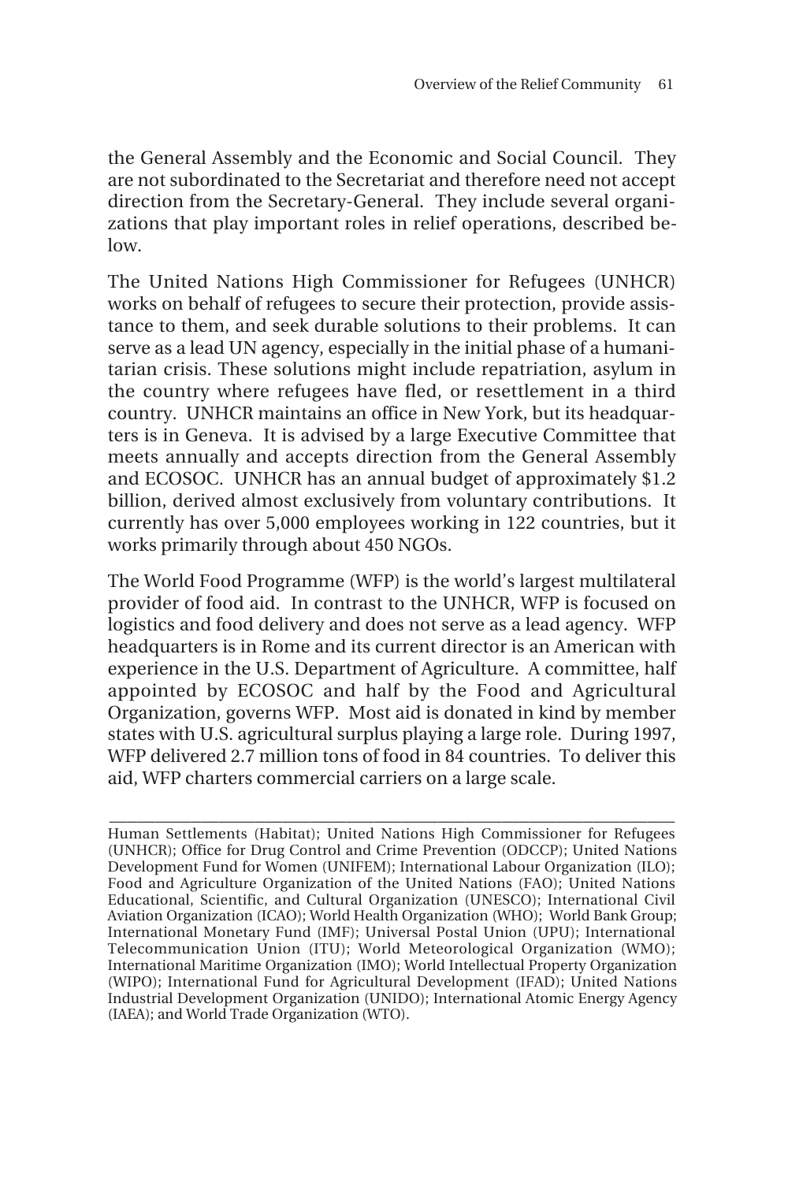the General Assembly and the Economic and Social Council. They are not subordinated to the Secretariat and therefore need not accept direction from the Secretary-General. They include several organizations that play important roles in relief operations, described below.

The United Nations High Commissioner for Refugees (UNHCR) works on behalf of refugees to secure their protection, provide assistance to them, and seek durable solutions to their problems. It can serve as a lead UN agency, especially in the initial phase of a humanitarian crisis. These solutions might include repatriation, asylum in the country where refugees have fled, or resettlement in a third country. UNHCR maintains an office in New York, but its headquarters is in Geneva. It is advised by a large Executive Committee that meets annually and accepts direction from the General Assembly and ECOSOC. UNHCR has an annual budget of approximately $1.2 billion, derived almost exclusively from voluntary contributions. It currently has over 5,000 employees working in 122 countries, but it works primarily through about 450 NGOs.

The World Food Programme (WFP) is the world's largest multilateral provider of food aid. In contrast to the UNHCR, WFP is focused on logistics and food delivery and does not serve as a lead agency. WFP headquarters is in Rome and its current director is an American with experience in the U.S. Department of Agriculture. A committee, half appointed by ECOSOC and half by the Food and Agricultural Organization, governs WFP. Most aid is donated in kind by member states with U.S. agricultural surplus playing a large role. During 1997, WFP delivered 2.7 million tons of food in 84 countries. To deliver this aid, WFP charters commercial carriers on a large scale.

---

Human Settlements (Habitat); United Nations High Commissioner for Refugees (UNHCR); Office for Drug Control and Crime Prevention (ODCCP); United Nations Development Fund for Women (UNIFEM); International Labour Organization (ILO); Food and Agriculture Organization of the United Nations (FAO); United Nations Educational, Scientific, and Cultural Organization (UNESCO); International Civil Aviation Organization (ICAO); World Health Organization (WHO); World Bank Group; International Monetary Fund (IMF); Universal Postal Union (UPU); International Telecommunication Union (ITU); World Meteorological Organization (WMO); International Maritime Organization (IMO); World Intellectual Property Organization (WIPO); International Fund for Agricultural Development (IFAD); United Nations Industrial Development Organization (UNIDO); International Atomic Energy Agency (IAEA); and World Trade Organization (WTO).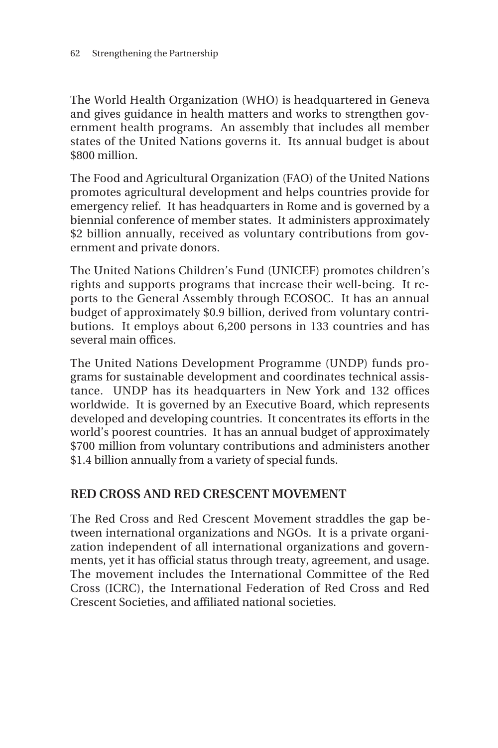The World Health Organization (WHO) is headquartered in Geneva and gives guidance in health matters and works to strengthen government health programs. An assembly that includes all member states of the United Nations governs it. Its annual budget is about $800 million.

The Food and Agricultural Organization (FAO) of the United Nations promotes agricultural development and helps countries provide for emergency relief. It has headquarters in Rome and is governed by a biennial conference of member states. It administers approximately $2 billion annually, received as voluntary contributions from government and private donors.

The United Nations Children's Fund (UNICEF) promotes children's rights and supports programs that increase their well-being. It reports to the General Assembly through ECOSOC. It has an annual budget of approximately $0.9 billion, derived from voluntary contributions. It employs about 6,200 persons in 133 countries and has several main offices.

The United Nations Development Programme (UNDP) funds programs for sustainable development and coordinates technical assistance. UNDP has its headquarters in New York and 132 offices worldwide. It is governed by an Executive Board, which represents developed and developing countries. It concentrates its efforts in the world's poorest countries. It has an annual budget of approximately $700 million from voluntary contributions and administers another $1.4 billion annually from a variety of special funds.

## RED CROSS AND RED CRESCENT MOVEMENT

The Red Cross and Red Crescent Movement straddles the gap between international organizations and NGOs. It is a private organization independent of all international organizations and governments, yet it has official status through treaty, agreement, and usage. The movement includes the International Committee of the Red Cross (ICRC), the International Federation of Red Cross and Red Crescent Societies, and affiliated national societies.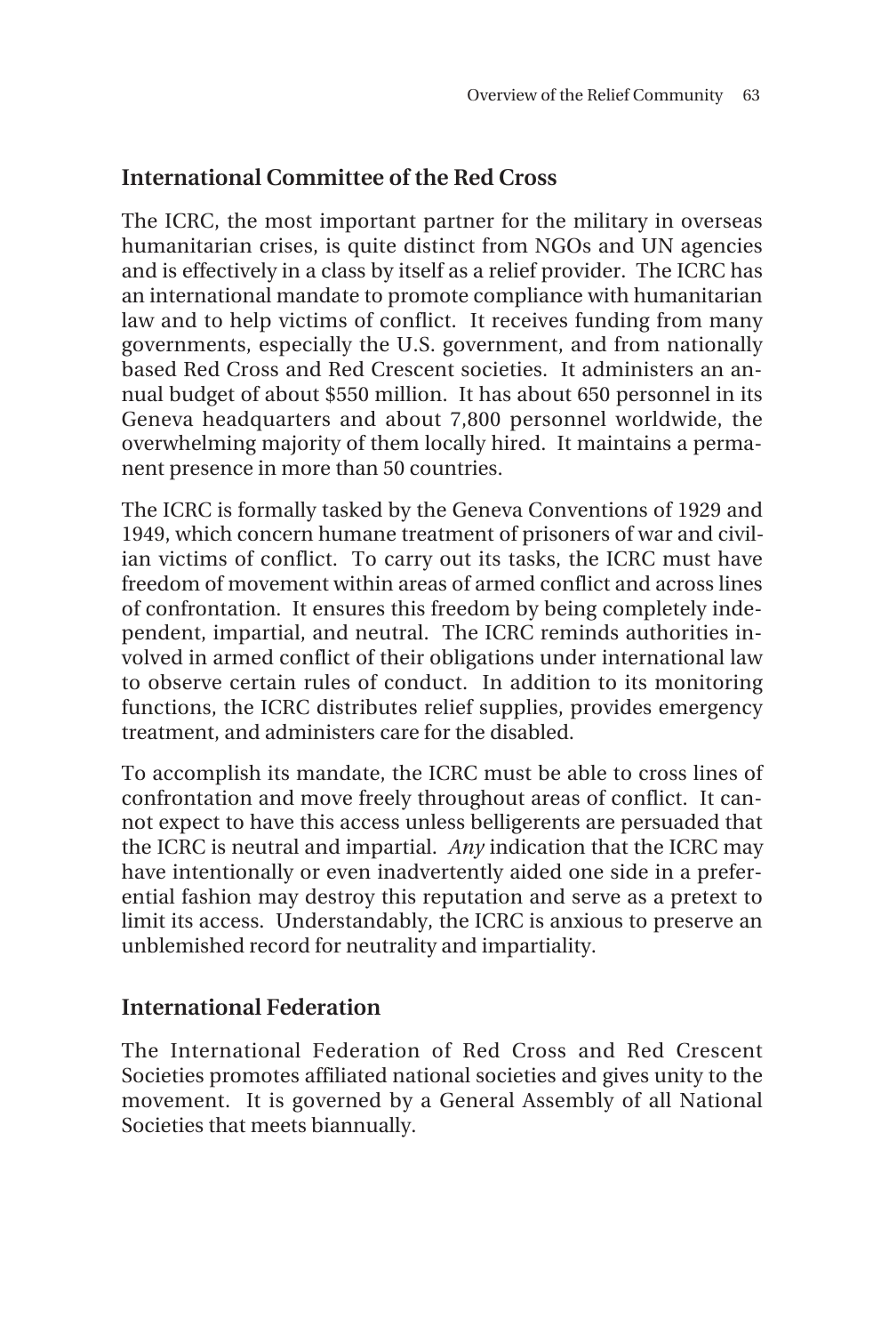## International Committee of the Red Cross

The ICRC, the most important partner for the military in overseas humanitarian crises, is quite distinct from NGOs and UN agencies and is effectively in a class by itself as a relief provider. The ICRC has an international mandate to promote compliance with humanitarian law and to help victims of conflict. It receives funding from many governments, especially the U.S. government, and from nationally based Red Cross and Red Crescent societies. It administers an annual budget of about $550 million. It has about 650 personnel in its Geneva headquarters and about 7,800 personnel worldwide, the overwhelming majority of them locally hired. It maintains a permanent presence in more than 50 countries.

The ICRC is formally tasked by the Geneva Conventions of 1929 and 1949, which concern humane treatment of prisoners of war and civilian victims of conflict. To carry out its tasks, the ICRC must have freedom of movement within areas of armed conflict and across lines of confrontation. It ensures this freedom by being completely independent, impartial, and neutral. The ICRC reminds authorities involved in armed conflict of their obligations under international law to observe certain rules of conduct. In addition to its monitoring functions, the ICRC distributes relief supplies, provides emergency treatment, and administers care for the disabled.

To accomplish its mandate, the ICRC must be able to cross lines of confrontation and move freely throughout areas of conflict. It cannot expect to have this access unless belligerents are persuaded that the ICRC is neutral and impartial. *Any* indication that the ICRC may have intentionally or even inadvertently aided one side in a preferential fashion may destroy this reputation and serve as a pretext to limit its access. Understandably, the ICRC is anxious to preserve an unblemished record for neutrality and impartiality.

## International Federation

The International Federation of Red Cross and Red Crescent Societies promotes affiliated national societies and gives unity to the movement. It is governed by a General Assembly of all National Societies that meets biannually.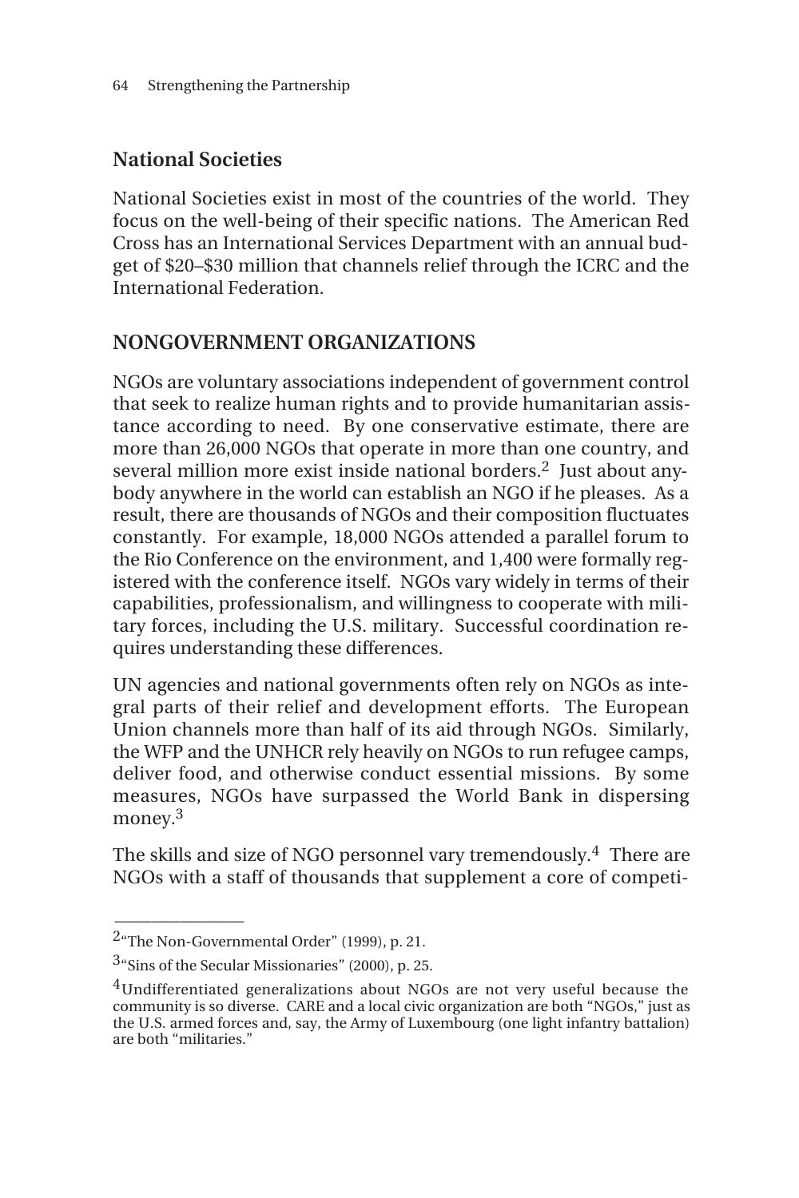### National Societies

National Societies exist in most of the countries of the world. They focus on the well-being of their specific nations. The American Red Cross has an International Services Department with an annual budget of $20–$30 million that channels relief through the ICRC and the International Federation.

## NONGOVERNMENT ORGANIZATIONS

NGOs are voluntary associations independent of government control that seek to realize human rights and to provide humanitarian assistance according to need. By one conservative estimate, there are more than 26,000 NGOs that operate in more than one country, and several million more exist inside national borders.[2] Just about anybody anywhere in the world can establish an NGO if he pleases. As a result, there are thousands of NGOs and their composition fluctuates constantly. For example, 18,000 NGOs attended a parallel forum to the Rio Conference on the environment, and 1,400 were formally registered with the conference itself. NGOs vary widely in terms of their capabilities, professionalism, and willingness to cooperate with military forces, including the U.S. military. Successful coordination requires understanding these differences.

UN agencies and national governments often rely on NGOs as integral parts of their relief and development efforts. The European Union channels more than half of its aid through NGOs. Similarly, the WFP and the UNHCR rely heavily on NGOs to run refugee camps, deliver food, and otherwise conduct essential missions. By some measures, NGOs have surpassed the World Bank in dispersing money.[3]

The skills and size of NGO personnel vary tremendously.[4] There are NGOs with a staff of thousands that supplement a core of competi-

---

[2] "The Non-Governmental Order" (1999), p. 21.

[3] "Sins of the Secular Missionaries" (2000), p. 25.

[4] Undifferentiated generalizations about NGOs are not very useful because the community is so diverse. CARE and a local civic organization are both "NGOs," just as the U.S. armed forces and, say, the Army of Luxembourg (one light infantry battalion) are both "militaries."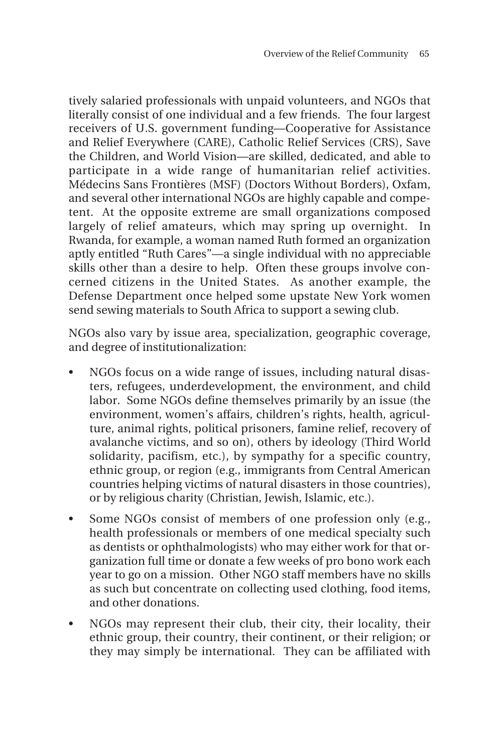tively salaried professionals with unpaid volunteers, and NGOs that literally consist of one individual and a few friends. The four largest receivers of U.S. government funding—Cooperative for Assistance and Relief Everywhere (CARE), Catholic Relief Services (CRS), Save the Children, and World Vision—are skilled, dedicated, and able to participate in a wide range of humanitarian relief activities. Médecins Sans Frontières (MSF) (Doctors Without Borders), Oxfam, and several other international NGOs are highly capable and competent. At the opposite extreme are small organizations composed largely of relief amateurs, which may spring up overnight. In Rwanda, for example, a woman named Ruth formed an organization aptly entitled "Ruth Cares"—a single individual with no appreciable skills other than a desire to help. Often these groups involve concerned citizens in the United States. As another example, the Defense Department once helped some upstate New York women send sewing materials to South Africa to support a sewing club.

NGOs also vary by issue area, specialization, geographic coverage, and degree of institutionalization:

- NGOs focus on a wide range of issues, including natural disasters, refugees, underdevelopment, the environment, and child labor. Some NGOs define themselves primarily by an issue (the environment, women's affairs, children's rights, health, agriculture, animal rights, political prisoners, famine relief, recovery of avalanche victims, and so on), others by ideology (Third World solidarity, pacifism, etc.), by sympathy for a specific country, ethnic group, or region (e.g., immigrants from Central American countries helping victims of natural disasters in those countries), or by religious charity (Christian, Jewish, Islamic, etc.).
- Some NGOs consist of members of one profession only (e.g., health professionals or members of one medical specialty such as dentists or ophthalmologists) who may either work for that organization full time or donate a few weeks of pro bono work each year to go on a mission. Other NGO staff members have no skills as such but concentrate on collecting used clothing, food items, and other donations.
- NGOs may represent their club, their city, their locality, their ethnic group, their country, their continent, or their religion; or they may simply be international. They can be affiliated with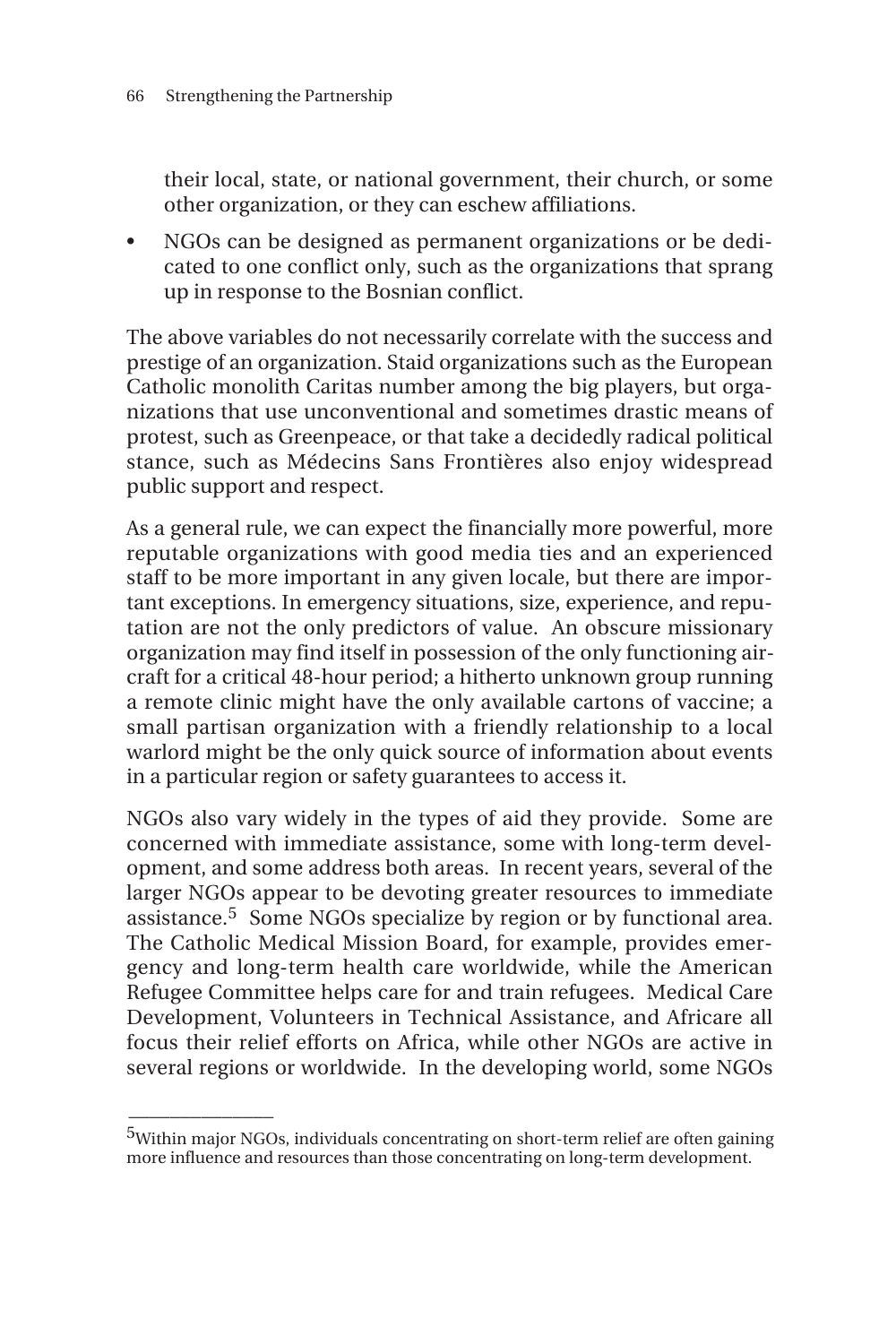their local, state, or national government, their church, or some other organization, or they can eschew affiliations.

- NGOs can be designed as permanent organizations or be dedicated to one conflict only, such as the organizations that sprang up in response to the Bosnian conflict.

The above variables do not necessarily correlate with the success and prestige of an organization. Staid organizations such as the European Catholic monolith Caritas number among the big players, but organizations that use unconventional and sometimes drastic means of protest, such as Greenpeace, or that take a decidedly radical political stance, such as Médecins Sans Frontières also enjoy widespread public support and respect.

As a general rule, we can expect the financially more powerful, more reputable organizations with good media ties and an experienced staff to be more important in any given locale, but there are important exceptions. In emergency situations, size, experience, and reputation are not the only predictors of value. An obscure missionary organization may find itself in possession of the only functioning aircraft for a critical 48-hour period; a hitherto unknown group running a remote clinic might have the only available cartons of vaccine; a small partisan organization with a friendly relationship to a local warlord might be the only quick source of information about events in a particular region or safety guarantees to access it.

NGOs also vary widely in the types of aid they provide. Some are concerned with immediate assistance, some with long-term development, and some address both areas. In recent years, several of the larger NGOs appear to be devoting greater resources to immediate assistance.[5] Some NGOs specialize by region or by functional area. The Catholic Medical Mission Board, for example, provides emergency and long-term health care worldwide, while the American Refugee Committee helps care for and train refugees. Medical Care Development, Volunteers in Technical Assistance, and Africare all focus their relief efforts on Africa, while other NGOs are active in several regions or worldwide. In the developing world, some NGOs

---

[5]Within major NGOs, individuals concentrating on short-term relief are often gaining more influence and resources than those concentrating on long-term development.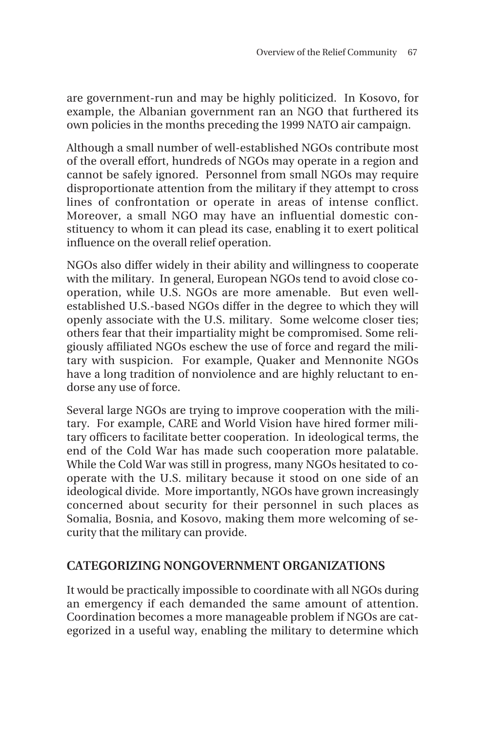are government-run and may be highly politicized. In Kosovo, for example, the Albanian government ran an NGO that furthered its own policies in the months preceding the 1999 NATO air campaign.

Although a small number of well-established NGOs contribute most of the overall effort, hundreds of NGOs may operate in a region and cannot be safely ignored. Personnel from small NGOs may require disproportionate attention from the military if they attempt to cross lines of confrontation or operate in areas of intense conflict. Moreover, a small NGO may have an influential domestic constituency to whom it can plead its case, enabling it to exert political influence on the overall relief operation.

NGOs also differ widely in their ability and willingness to cooperate with the military. In general, European NGOs tend to avoid close cooperation, while U.S. NGOs are more amenable. But even well-established U.S.-based NGOs differ in the degree to which they will openly associate with the U.S. military. Some welcome closer ties; others fear that their impartiality might be compromised. Some religiously affiliated NGOs eschew the use of force and regard the military with suspicion. For example, Quaker and Mennonite NGOs have a long tradition of nonviolence and are highly reluctant to endorse any use of force.

Several large NGOs are trying to improve cooperation with the military. For example, CARE and World Vision have hired former military officers to facilitate better cooperation. In ideological terms, the end of the Cold War has made such cooperation more palatable. While the Cold War was still in progress, many NGOs hesitated to cooperate with the U.S. military because it stood on one side of an ideological divide. More importantly, NGOs have grown increasingly concerned about security for their personnel in such places as Somalia, Bosnia, and Kosovo, making them more welcoming of security that the military can provide.

## CATEGORIZING NONGOVERNMENT ORGANIZATIONS

It would be practically impossible to coordinate with all NGOs during an emergency if each demanded the same amount of attention. Coordination becomes a more manageable problem if NGOs are categorized in a useful way, enabling the military to determine which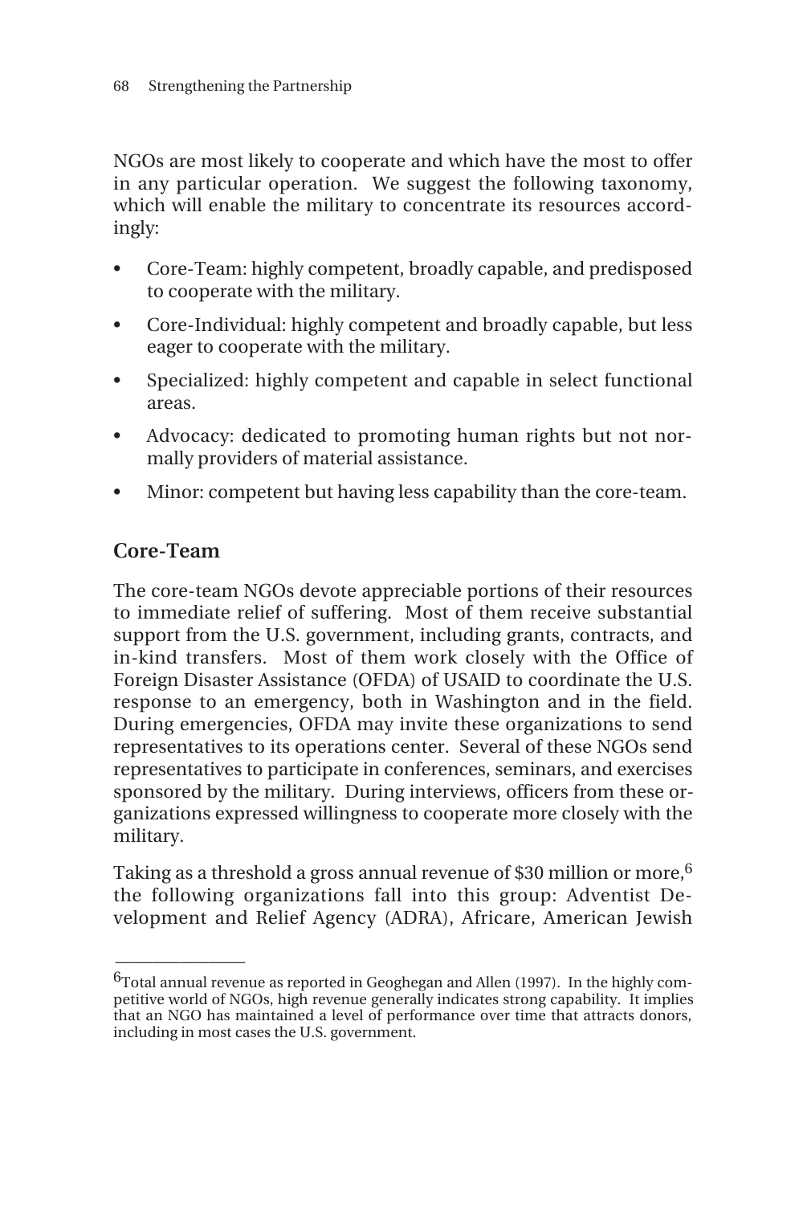NGOs are most likely to cooperate and which have the most to offer in any particular operation. We suggest the following taxonomy, which will enable the military to concentrate its resources accordingly:

- Core-Team: highly competent, broadly capable, and predisposed to cooperate with the military.
- Core-Individual: highly competent and broadly capable, but less eager to cooperate with the military.
- Specialized: highly competent and capable in select functional areas.
- Advocacy: dedicated to promoting human rights but not normally providers of material assistance.
- Minor: competent but having less capability than the core-team.

## Core-Team

The core-team NGOs devote appreciable portions of their resources to immediate relief of suffering. Most of them receive substantial support from the U.S. government, including grants, contracts, and in-kind transfers. Most of them work closely with the Office of Foreign Disaster Assistance (OFDA) of USAID to coordinate the U.S. response to an emergency, both in Washington and in the field. During emergencies, OFDA may invite these organizations to send representatives to its operations center. Several of these NGOs send representatives to participate in conferences, seminars, and exercises sponsored by the military. During interviews, officers from these organizations expressed willingness to cooperate more closely with the military.

Taking as a threshold a gross annual revenue of $30 million or more,[6] the following organizations fall into this group: Adventist Development and Relief Agency (ADRA), Africare, American Jewish

---

[6] Total annual revenue as reported in Geoghegan and Allen (1997). In the highly competitive world of NGOs, high revenue generally indicates strong capability. It implies that an NGO has maintained a level of performance over time that attracts donors, including in most cases the U.S. government.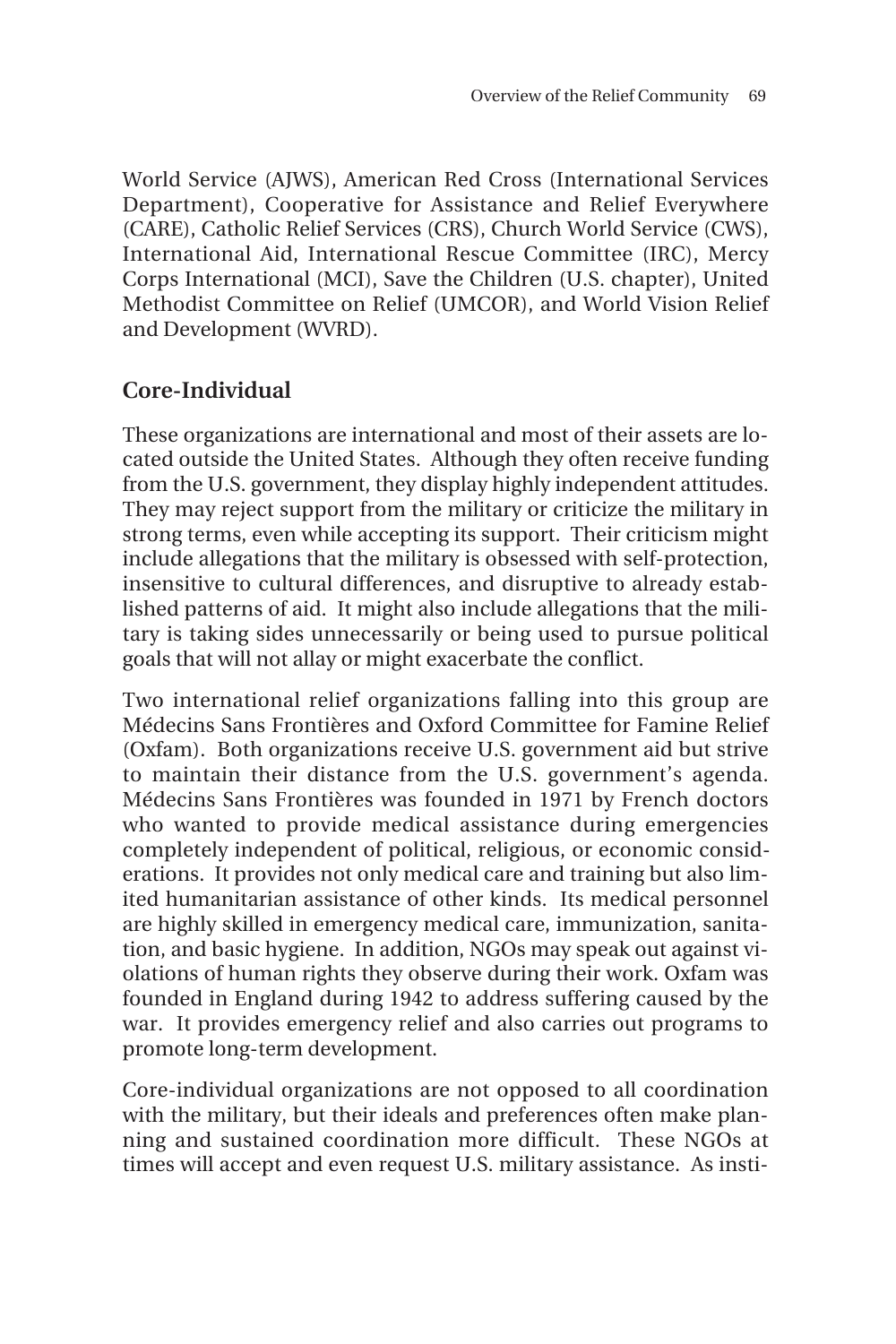World Service (AJWS), American Red Cross (International Services Department), Cooperative for Assistance and Relief Everywhere (CARE), Catholic Relief Services (CRS), Church World Service (CWS), International Aid, International Rescue Committee (IRC), Mercy Corps International (MCI), Save the Children (U.S. chapter), United Methodist Committee on Relief (UMCOR), and World Vision Relief and Development (WVRD).

## Core-Individual

These organizations are international and most of their assets are located outside the United States. Although they often receive funding from the U.S. government, they display highly independent attitudes. They may reject support from the military or criticize the military in strong terms, even while accepting its support. Their criticism might include allegations that the military is obsessed with self-protection, insensitive to cultural differences, and disruptive to already established patterns of aid. It might also include allegations that the military is taking sides unnecessarily or being used to pursue political goals that will not allay or might exacerbate the conflict.

Two international relief organizations falling into this group are Médecins Sans Frontières and Oxford Committee for Famine Relief (Oxfam). Both organizations receive U.S. government aid but strive to maintain their distance from the U.S. government's agenda. Médecins Sans Frontières was founded in 1971 by French doctors who wanted to provide medical assistance during emergencies completely independent of political, religious, or economic considerations. It provides not only medical care and training but also limited humanitarian assistance of other kinds. Its medical personnel are highly skilled in emergency medical care, immunization, sanitation, and basic hygiene. In addition, NGOs may speak out against violations of human rights they observe during their work. Oxfam was founded in England during 1942 to address suffering caused by the war. It provides emergency relief and also carries out programs to promote long-term development.

Core-individual organizations are not opposed to all coordination with the military, but their ideals and preferences often make planning and sustained coordination more difficult. These NGOs at times will accept and even request U.S. military assistance. As insti-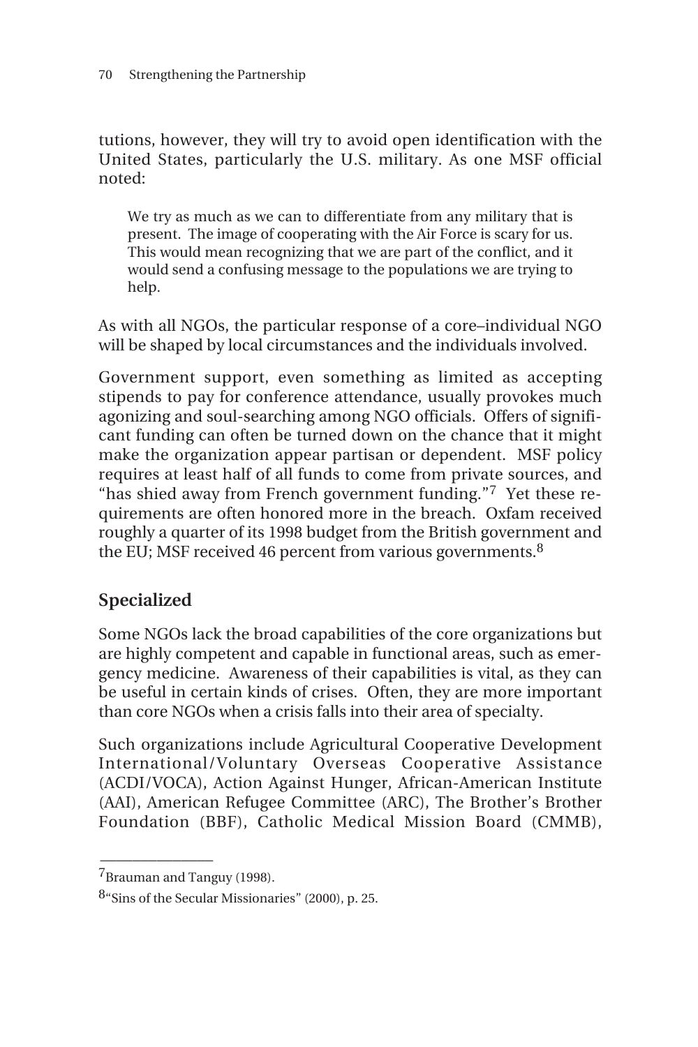tutions, however, they will try to avoid open identification with the United States, particularly the U.S. military. As one MSF official noted:

> We try as much as we can to differentiate from any military that is present. The image of cooperating with the Air Force is scary for us. This would mean recognizing that we are part of the conflict, and it would send a confusing message to the populations we are trying to help.

As with all NGOs, the particular response of a core–individual NGO will be shaped by local circumstances and the individuals involved.

Government support, even something as limited as accepting stipends to pay for conference attendance, usually provokes much agonizing and soul-searching among NGO officials. Offers of significant funding can often be turned down on the chance that it might make the organization appear partisan or dependent. MSF policy requires at least half of all funds to come from private sources, and "has shied away from French government funding."[7] Yet these requirements are often honored more in the breach. Oxfam received roughly a quarter of its 1998 budget from the British government and the EU; MSF received 46 percent from various governments.[8]

## Specialized

Some NGOs lack the broad capabilities of the core organizations but are highly competent and capable in functional areas, such as emergency medicine. Awareness of their capabilities is vital, as they can be useful in certain kinds of crises. Often, they are more important than core NGOs when a crisis falls into their area of specialty.

Such organizations include Agricultural Cooperative Development International/Voluntary Overseas Cooperative Assistance (ACDI/VOCA), Action Against Hunger, African-American Institute (AAI), American Refugee Committee (ARC), The Brother's Brother Foundation (BBF), Catholic Medical Mission Board (CMMB),

---

[7] Brauman and Tanguy (1998).

[8] "Sins of the Secular Missionaries" (2000), p. 25.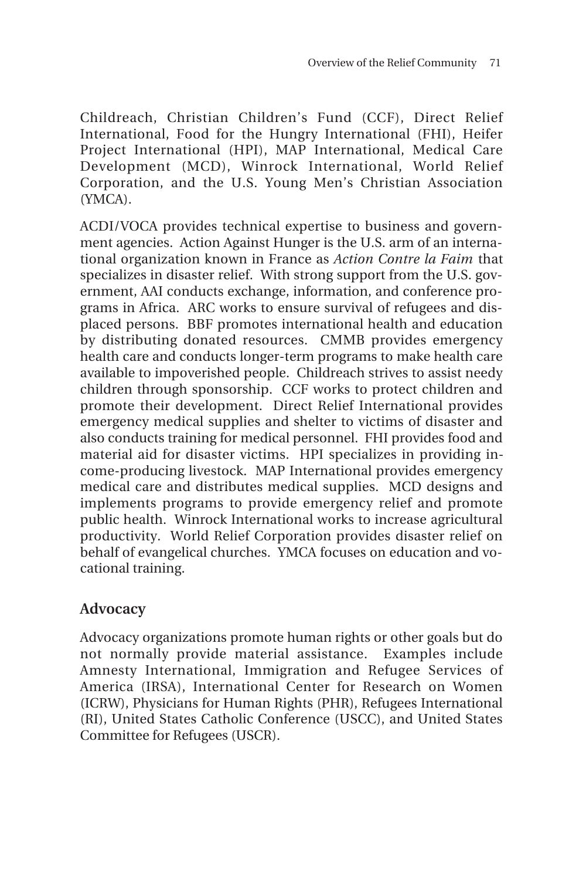Childreach, Christian Children's Fund (CCF), Direct Relief International, Food for the Hungry International (FHI), Heifer Project International (HPI), MAP International, Medical Care Development (MCD), Winrock International, World Relief Corporation, and the U.S. Young Men's Christian Association (YMCA).

ACDI/VOCA provides technical expertise to business and government agencies. Action Against Hunger is the U.S. arm of an international organization known in France as *Action Contre la Faim* that specializes in disaster relief. With strong support from the U.S. government, AAI conducts exchange, information, and conference programs in Africa. ARC works to ensure survival of refugees and displaced persons. BBF promotes international health and education by distributing donated resources. CMMB provides emergency health care and conducts longer-term programs to make health care available to impoverished people. Childreach strives to assist needy children through sponsorship. CCF works to protect children and promote their development. Direct Relief International provides emergency medical supplies and shelter to victims of disaster and also conducts training for medical personnel. FHI provides food and material aid for disaster victims. HPI specializes in providing income-producing livestock. MAP International provides emergency medical care and distributes medical supplies. MCD designs and implements programs to provide emergency relief and promote public health. Winrock International works to increase agricultural productivity. World Relief Corporation provides disaster relief on behalf of evangelical churches. YMCA focuses on education and vocational training.

## Advocacy

Advocacy organizations promote human rights or other goals but do not normally provide material assistance. Examples include Amnesty International, Immigration and Refugee Services of America (IRSA), International Center for Research on Women (ICRW), Physicians for Human Rights (PHR), Refugees International (RI), United States Catholic Conference (USCC), and United States Committee for Refugees (USCR).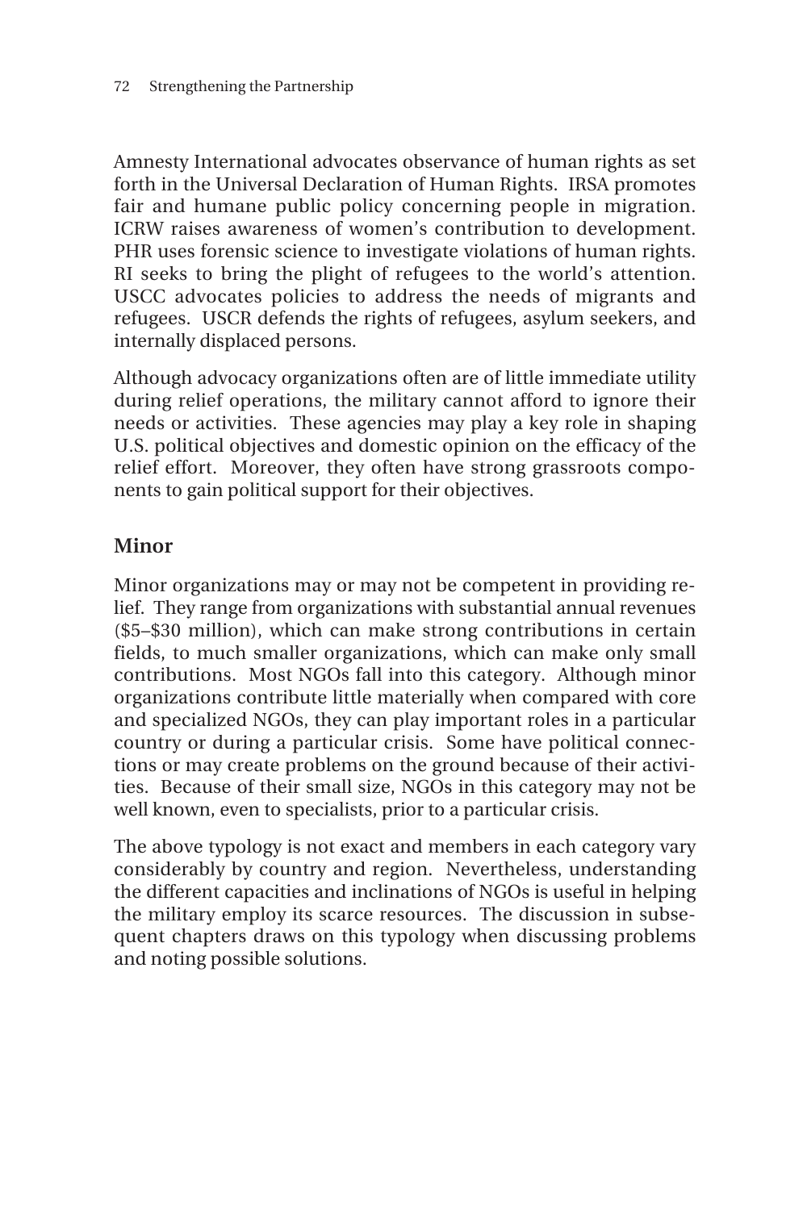Amnesty International advocates observance of human rights as set forth in the Universal Declaration of Human Rights. IRSA promotes fair and humane public policy concerning people in migration. ICRW raises awareness of women's contribution to development. PHR uses forensic science to investigate violations of human rights. RI seeks to bring the plight of refugees to the world's attention. USCC advocates policies to address the needs of migrants and refugees. USCR defends the rights of refugees, asylum seekers, and internally displaced persons.

Although advocacy organizations often are of little immediate utility during relief operations, the military cannot afford to ignore their needs or activities. These agencies may play a key role in shaping U.S. political objectives and domestic opinion on the efficacy of the relief effort. Moreover, they often have strong grassroots components to gain political support for their objectives.

## Minor

Minor organizations may or may not be competent in providing relief. They range from organizations with substantial annual revenues ($5–$30 million), which can make strong contributions in certain fields, to much smaller organizations, which can make only small contributions. Most NGOs fall into this category. Although minor organizations contribute little materially when compared with core and specialized NGOs, they can play important roles in a particular country or during a particular crisis. Some have political connections or may create problems on the ground because of their activities. Because of their small size, NGOs in this category may not be well known, even to specialists, prior to a particular crisis.

The above typology is not exact and members in each category vary considerably by country and region. Nevertheless, understanding the different capacities and inclinations of NGOs is useful in helping the military employ its scarce resources. The discussion in subsequent chapters draws on this typology when discussing problems and noting possible solutions.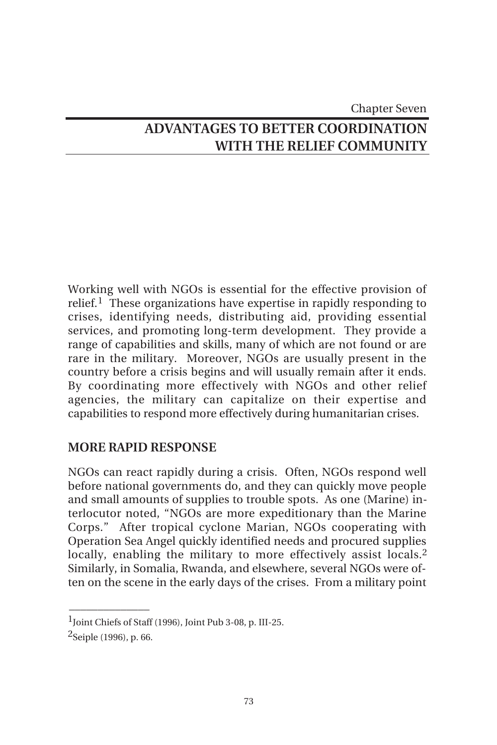Chapter Seven

# ADVANTAGES TO BETTER COORDINATION WITH THE RELIEF COMMUNITY

Working well with NGOs is essential for the effective provision of relief.[1] These organizations have expertise in rapidly responding to crises, identifying needs, distributing aid, providing essential services, and promoting long-term development. They provide a range of capabilities and skills, many of which are not found or are rare in the military. Moreover, NGOs are usually present in the country before a crisis begins and will usually remain after it ends. By coordinating more effectively with NGOs and other relief agencies, the military can capitalize on their expertise and capabilities to respond more effectively during humanitarian crises.

## MORE RAPID RESPONSE

NGOs can react rapidly during a crisis. Often, NGOs respond well before national governments do, and they can quickly move people and small amounts of supplies to trouble spots. As one (Marine) interlocutor noted, "NGOs are more expeditionary than the Marine Corps." After tropical cyclone Marian, NGOs cooperating with Operation Sea Angel quickly identified needs and procured supplies locally, enabling the military to more effectively assist locals.[2] Similarly, in Somalia, Rwanda, and elsewhere, several NGOs were often on the scene in the early days of the crises. From a military point

---

[1] Joint Chiefs of Staff (1996), Joint Pub 3-08, p. III-25.

[2] Seiple (1996), p. 66.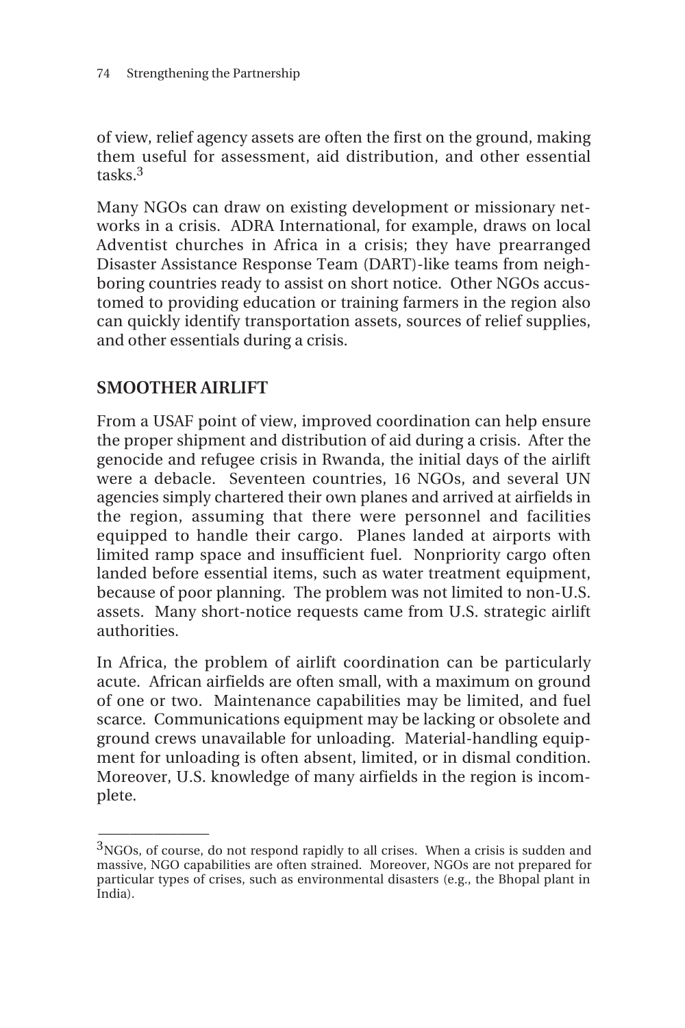of view, relief agency assets are often the first on the ground, making them useful for assessment, aid distribution, and other essential tasks.[3]

Many NGOs can draw on existing development or missionary networks in a crisis. ADRA International, for example, draws on local Adventist churches in Africa in a crisis; they have prearranged Disaster Assistance Response Team (DART)-like teams from neighboring countries ready to assist on short notice. Other NGOs accustomed to providing education or training farmers in the region also can quickly identify transportation assets, sources of relief supplies, and other essentials during a crisis.

## SMOOTHER AIRLIFT

From a USAF point of view, improved coordination can help ensure the proper shipment and distribution of aid during a crisis. After the genocide and refugee crisis in Rwanda, the initial days of the airlift were a debacle. Seventeen countries, 16 NGOs, and several UN agencies simply chartered their own planes and arrived at airfields in the region, assuming that there were personnel and facilities equipped to handle their cargo. Planes landed at airports with limited ramp space and insufficient fuel. Nonpriority cargo often landed before essential items, such as water treatment equipment, because of poor planning. The problem was not limited to non-U.S. assets. Many short-notice requests came from U.S. strategic airlift authorities.

In Africa, the problem of airlift coordination can be particularly acute. African airfields are often small, with a maximum on ground of one or two. Maintenance capabilities may be limited, and fuel scarce. Communications equipment may be lacking or obsolete and ground crews unavailable for unloading. Material-handling equipment for unloading is often absent, limited, or in dismal condition. Moreover, U.S. knowledge of many airfields in the region is incomplete.

---

[3]NGOs, of course, do not respond rapidly to all crises. When a crisis is sudden and massive, NGO capabilities are often strained. Moreover, NGOs are not prepared for particular types of crises, such as environmental disasters (e.g., the Bhopal plant in India).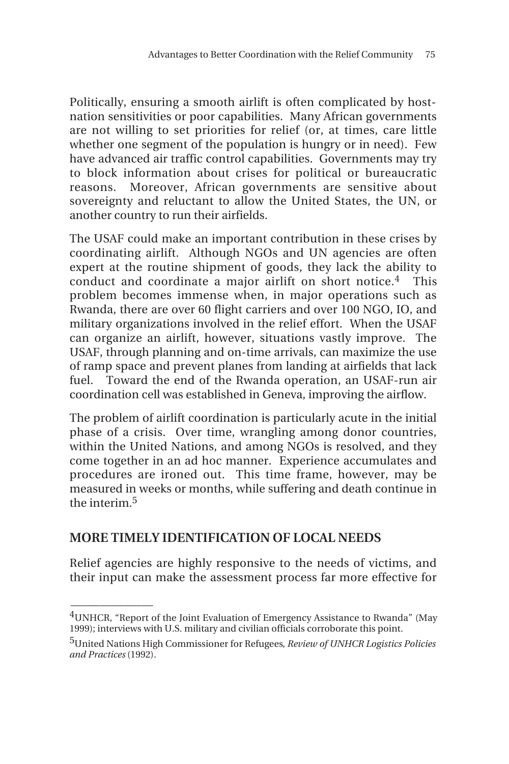Politically, ensuring a smooth airlift is often complicated by host-nation sensitivities or poor capabilities. Many African governments are not willing to set priorities for relief (or, at times, care little whether one segment of the population is hungry or in need). Few have advanced air traffic control capabilities. Governments may try to block information about crises for political or bureaucratic reasons. Moreover, African governments are sensitive about sovereignty and reluctant to allow the United States, the UN, or another country to run their airfields.

The USAF could make an important contribution in these crises by coordinating airlift. Although NGOs and UN agencies are often expert at the routine shipment of goods, they lack the ability to conduct and coordinate a major airlift on short notice.[4] This problem becomes immense when, in major operations such as Rwanda, there are over 60 flight carriers and over 100 NGO, IO, and military organizations involved in the relief effort. When the USAF can organize an airlift, however, situations vastly improve. The USAF, through planning and on-time arrivals, can maximize the use of ramp space and prevent planes from landing at airfields that lack fuel. Toward the end of the Rwanda operation, an USAF-run air coordination cell was established in Geneva, improving the airflow.

The problem of airlift coordination is particularly acute in the initial phase of a crisis. Over time, wrangling among donor countries, within the United Nations, and among NGOs is resolved, and they come together in an ad hoc manner. Experience accumulates and procedures are ironed out. This time frame, however, may be measured in weeks or months, while suffering and death continue in the interim.[5]

## MORE TIMELY IDENTIFICATION OF LOCAL NEEDS

Relief agencies are highly responsive to the needs of victims, and their input can make the assessment process far more effective for

---

[4]UNHCR, "Report of the Joint Evaluation of Emergency Assistance to Rwanda" (May 1999); interviews with U.S. military and civilian officials corroborate this point.

[5]United Nations High Commissioner for Refugees, *Review of UNHCR Logistics Policies and Practices* (1992).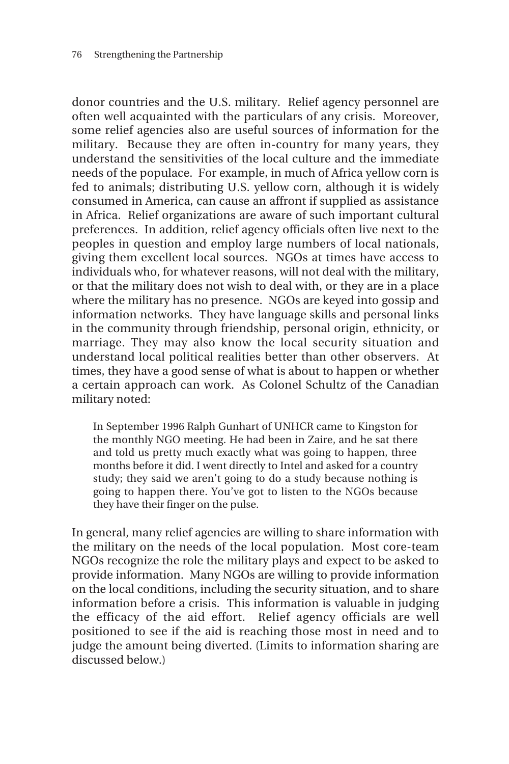donor countries and the U.S. military. Relief agency personnel are often well acquainted with the particulars of any crisis. Moreover, some relief agencies also are useful sources of information for the military. Because they are often in-country for many years, they understand the sensitivities of the local culture and the immediate needs of the populace. For example, in much of Africa yellow corn is fed to animals; distributing U.S. yellow corn, although it is widely consumed in America, can cause an affront if supplied as assistance in Africa. Relief organizations are aware of such important cultural preferences. In addition, relief agency officials often live next to the peoples in question and employ large numbers of local nationals, giving them excellent local sources. NGOs at times have access to individuals who, for whatever reasons, will not deal with the military, or that the military does not wish to deal with, or they are in a place where the military has no presence. NGOs are keyed into gossip and information networks. They have language skills and personal links in the community through friendship, personal origin, ethnicity, or marriage. They may also know the local security situation and understand local political realities better than other observers. At times, they have a good sense of what is about to happen or whether a certain approach can work. As Colonel Schultz of the Canadian military noted:

> In September 1996 Ralph Gunhart of UNHCR came to Kingston for the monthly NGO meeting. He had been in Zaire, and he sat there and told us pretty much exactly what was going to happen, three months before it did. I went directly to Intel and asked for a country study; they said we aren't going to do a study because nothing is going to happen there. You've got to listen to the NGOs because they have their finger on the pulse.

In general, many relief agencies are willing to share information with the military on the needs of the local population. Most core-team NGOs recognize the role the military plays and expect to be asked to provide information. Many NGOs are willing to provide information on the local conditions, including the security situation, and to share information before a crisis. This information is valuable in judging the efficacy of the aid effort. Relief agency officials are well positioned to see if the aid is reaching those most in need and to judge the amount being diverted. (Limits to information sharing are discussed below.)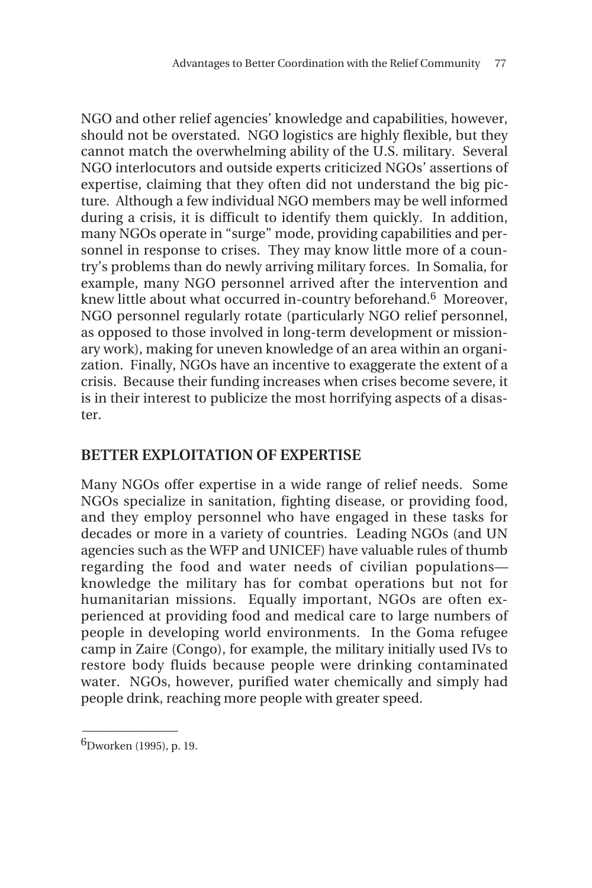NGO and other relief agencies' knowledge and capabilities, however, should not be overstated. NGO logistics are highly flexible, but they cannot match the overwhelming ability of the U.S. military. Several NGO interlocutors and outside experts criticized NGOs' assertions of expertise, claiming that they often did not understand the big picture. Although a few individual NGO members may be well informed during a crisis, it is difficult to identify them quickly. In addition, many NGOs operate in "surge" mode, providing capabilities and personnel in response to crises. They may know little more of a country's problems than do newly arriving military forces. In Somalia, for example, many NGO personnel arrived after the intervention and knew little about what occurred in-country beforehand.[6] Moreover, NGO personnel regularly rotate (particularly NGO relief personnel, as opposed to those involved in long-term development or missionary work), making for uneven knowledge of an area within an organization. Finally, NGOs have an incentive to exaggerate the extent of a crisis. Because their funding increases when crises become severe, it is in their interest to publicize the most horrifying aspects of a disaster.

## BETTER EXPLOITATION OF EXPERTISE

Many NGOs offer expertise in a wide range of relief needs. Some NGOs specialize in sanitation, fighting disease, or providing food, and they employ personnel who have engaged in these tasks for decades or more in a variety of countries. Leading NGOs (and UN agencies such as the WFP and UNICEF) have valuable rules of thumb regarding the food and water needs of civilian populations—knowledge the military has for combat operations but not for humanitarian missions. Equally important, NGOs are often experienced at providing food and medical care to large numbers of people in developing world environments. In the Goma refugee camp in Zaire (Congo), for example, the military initially used IVs to restore body fluids because people were drinking contaminated water. NGOs, however, purified water chemically and simply had people drink, reaching more people with greater speed.

---

[6]Dworken (1995), p. 19.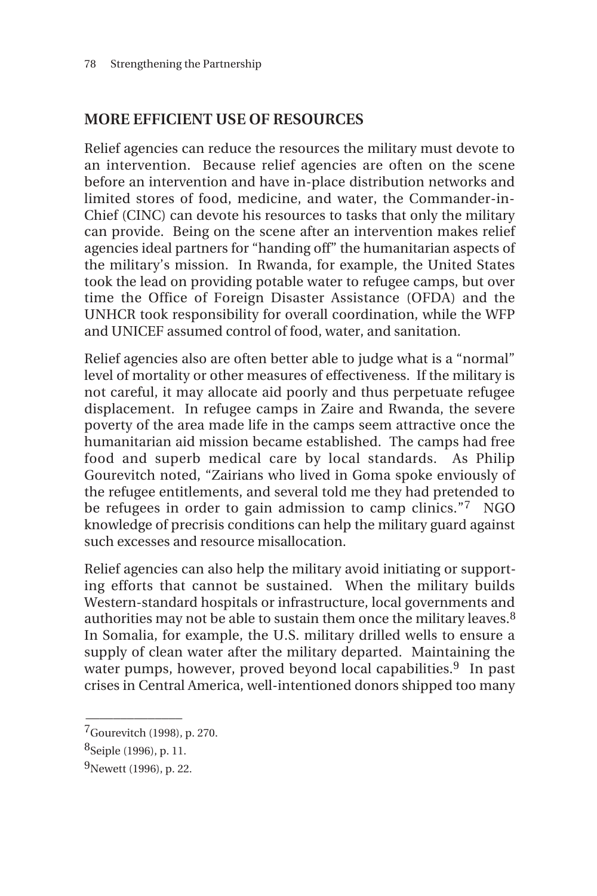## MORE EFFICIENT USE OF RESOURCES

Relief agencies can reduce the resources the military must devote to an intervention. Because relief agencies are often on the scene before an intervention and have in-place distribution networks and limited stores of food, medicine, and water, the Commander-in-Chief (CINC) can devote his resources to tasks that only the military can provide. Being on the scene after an intervention makes relief agencies ideal partners for "handing off" the humanitarian aspects of the military's mission. In Rwanda, for example, the United States took the lead on providing potable water to refugee camps, but over time the Office of Foreign Disaster Assistance (OFDA) and the UNHCR took responsibility for overall coordination, while the WFP and UNICEF assumed control of food, water, and sanitation.

Relief agencies also are often better able to judge what is a "normal" level of mortality or other measures of effectiveness. If the military is not careful, it may allocate aid poorly and thus perpetuate refugee displacement. In refugee camps in Zaire and Rwanda, the severe poverty of the area made life in the camps seem attractive once the humanitarian aid mission became established. The camps had free food and superb medical care by local standards. As Philip Gourevitch noted, "Zairians who lived in Goma spoke enviously of the refugee entitlements, and several told me they had pretended to be refugees in order to gain admission to camp clinics."[7] NGO knowledge of precrisis conditions can help the military guard against such excesses and resource misallocation.

Relief agencies can also help the military avoid initiating or supporting efforts that cannot be sustained. When the military builds Western-standard hospitals or infrastructure, local governments and authorities may not be able to sustain them once the military leaves.[8] In Somalia, for example, the U.S. military drilled wells to ensure a supply of clean water after the military departed. Maintaining the water pumps, however, proved beyond local capabilities.[9] In past crises in Central America, well-intentioned donors shipped too many

---

[7]Gourevitch (1998), p. 270.

[8]Seiple (1996), p. 11.

[9]Newett (1996), p. 22.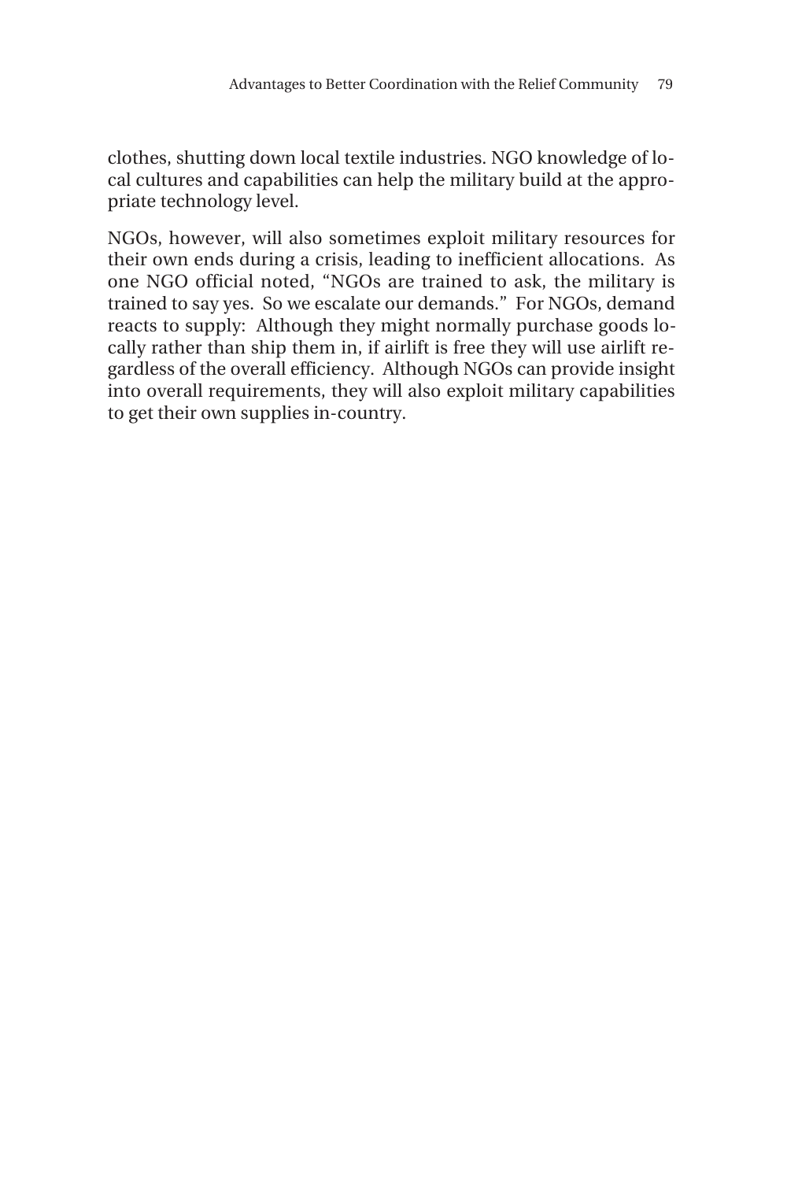clothes, shutting down local textile industries. NGO knowledge of local cultures and capabilities can help the military build at the appropriate technology level.

NGOs, however, will also sometimes exploit military resources for their own ends during a crisis, leading to inefficient allocations. As one NGO official noted, "NGOs are trained to ask, the military is trained to say yes. So we escalate our demands." For NGOs, demand reacts to supply: Although they might normally purchase goods locally rather than ship them in, if airlift is free they will use airlift regardless of the overall efficiency. Although NGOs can provide insight into overall requirements, they will also exploit military capabilities to get their own supplies in-country.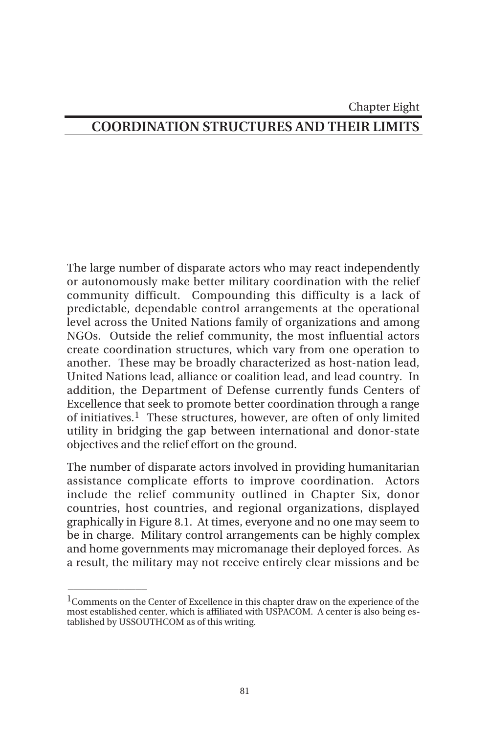Chapter Eight

# COORDINATION STRUCTURES AND THEIR LIMITS

The large number of disparate actors who may react independently or autonomously make better military coordination with the relief community difficult. Compounding this difficulty is a lack of predictable, dependable control arrangements at the operational level across the United Nations family of organizations and among NGOs. Outside the relief community, the most influential actors create coordination structures, which vary from one operation to another. These may be broadly characterized as host-nation lead, United Nations lead, alliance or coalition lead, and lead country. In addition, the Department of Defense currently funds Centers of Excellence that seek to promote better coordination through a range of initiatives.[1] These structures, however, are often of only limited utility in bridging the gap between international and donor-state objectives and the relief effort on the ground.

The number of disparate actors involved in providing humanitarian assistance complicate efforts to improve coordination. Actors include the relief community outlined in Chapter Six, donor countries, host countries, and regional organizations, displayed graphically in Figure 8.1. At times, everyone and no one may seem to be in charge. Military control arrangements can be highly complex and home governments may micromanage their deployed forces. As a result, the military may not receive entirely clear missions and be

---

[1]Comments on the Center of Excellence in this chapter draw on the experience of the most established center, which is affiliated with USPACOM. A center is also being established by USSOUTHCOM as of this writing.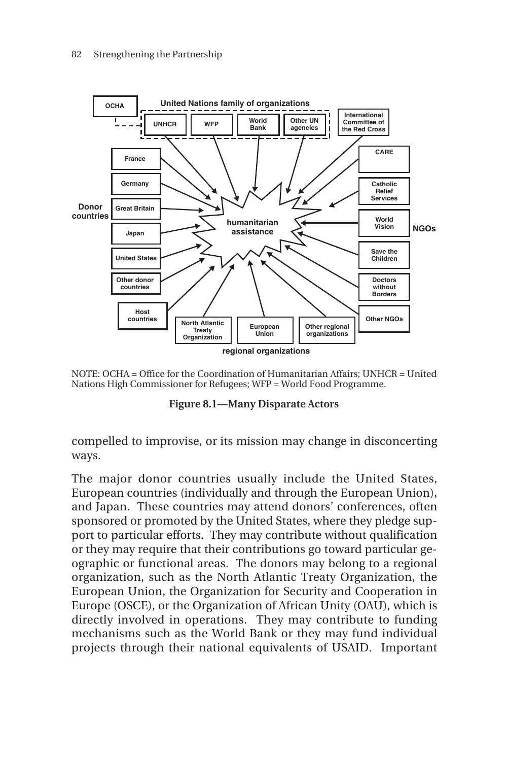NOTE: OCHA = Office for the Coordination of Humanitarian Affairs; UNHCR = United Nations High Commissioner for Refugees; WFP = World Food Programme.

**Figure 8.1—Many Disparate Actors**

compelled to improvise, or its mission may change in disconcerting ways.

The major donor countries usually include the United States, European countries (individually and through the European Union), and Japan. These countries may attend donors' conferences, often sponsored or promoted by the United States, where they pledge support to particular efforts. They may contribute without qualification or they may require that their contributions go toward particular geographic or functional areas. The donors may belong to a regional organization, such as the North Atlantic Treaty Organization, the European Union, the Organization for Security and Cooperation in Europe (OSCE), or the Organization of African Unity (OAU), which is directly involved in operations. They may contribute to funding mechanisms such as the World Bank or they may fund individual projects through their national equivalents of USAID. Important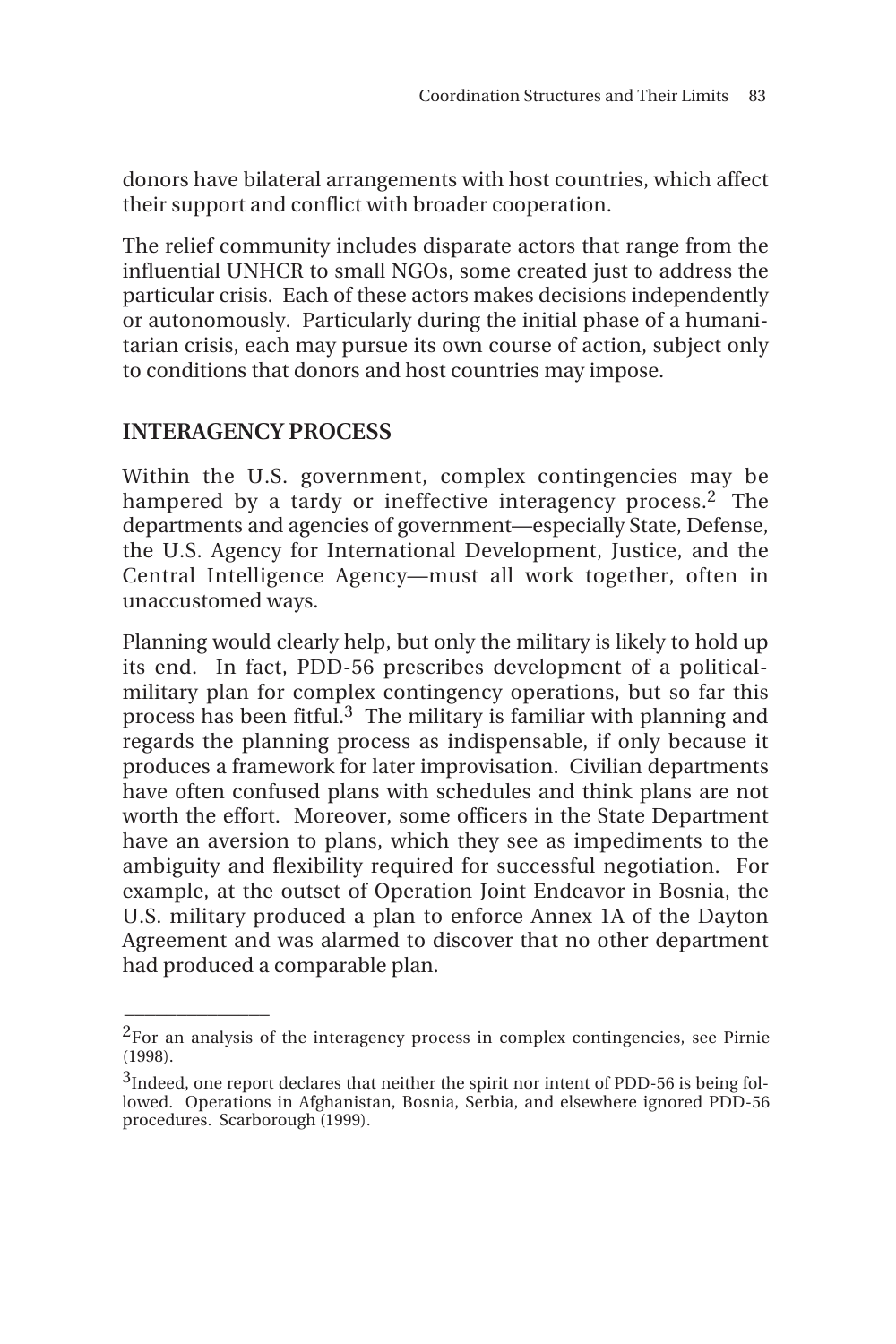donors have bilateral arrangements with host countries, which affect their support and conflict with broader cooperation.

The relief community includes disparate actors that range from the influential UNHCR to small NGOs, some created just to address the particular crisis. Each of these actors makes decisions independently or autonomously. Particularly during the initial phase of a humanitarian crisis, each may pursue its own course of action, subject only to conditions that donors and host countries may impose.

## INTERAGENCY PROCESS

Within the U.S. government, complex contingencies may be hampered by a tardy or ineffective interagency process.[2] The departments and agencies of government—especially State, Defense, the U.S. Agency for International Development, Justice, and the Central Intelligence Agency—must all work together, often in unaccustomed ways.

Planning would clearly help, but only the military is likely to hold up its end. In fact, PDD-56 prescribes development of a political-military plan for complex contingency operations, but so far this process has been fitful.[3] The military is familiar with planning and regards the planning process as indispensable, if only because it produces a framework for later improvisation. Civilian departments have often confused plans with schedules and think plans are not worth the effort. Moreover, some officers in the State Department have an aversion to plans, which they see as impediments to the ambiguity and flexibility required for successful negotiation. For example, at the outset of Operation Joint Endeavor in Bosnia, the U.S. military produced a plan to enforce Annex 1A of the Dayton Agreement and was alarmed to discover that no other department had produced a comparable plan.

---

[2]For an analysis of the interagency process in complex contingencies, see Pirnie (1998).

[3]Indeed, one report declares that neither the spirit nor intent of PDD-56 is being followed. Operations in Afghanistan, Bosnia, Serbia, and elsewhere ignored PDD-56 procedures. Scarborough (1999).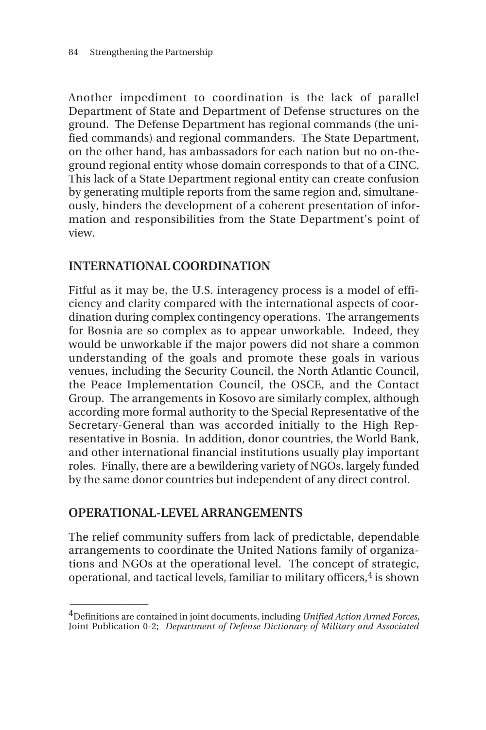Another impediment to coordination is the lack of parallel Department of State and Department of Defense structures on the ground. The Defense Department has regional commands (the unified commands) and regional commanders. The State Department, on the other hand, has ambassadors for each nation but no on-the-ground regional entity whose domain corresponds to that of a CINC. This lack of a State Department regional entity can create confusion by generating multiple reports from the same region and, simultaneously, hinders the development of a coherent presentation of information and responsibilities from the State Department's point of view.

## INTERNATIONAL COORDINATION

Fitful as it may be, the U.S. interagency process is a model of efficiency and clarity compared with the international aspects of coordination during complex contingency operations. The arrangements for Bosnia are so complex as to appear unworkable. Indeed, they would be unworkable if the major powers did not share a common understanding of the goals and promote these goals in various venues, including the Security Council, the North Atlantic Council, the Peace Implementation Council, the OSCE, and the Contact Group. The arrangements in Kosovo are similarly complex, although according more formal authority to the Special Representative of the Secretary-General than was accorded initially to the High Representative in Bosnia. In addition, donor countries, the World Bank, and other international financial institutions usually play important roles. Finally, there are a bewildering variety of NGOs, largely funded by the same donor countries but independent of any direct control.

## OPERATIONAL-LEVEL ARRANGEMENTS

The relief community suffers from lack of predictable, dependable arrangements to coordinate the United Nations family of organizations and NGOs at the operational level. The concept of strategic, operational, and tactical levels, familiar to military officers,[4] is shown

---

[4]Definitions are contained in joint documents, including *Unified Action Armed Forces*, Joint Publication 0-2; *Department of Defense Dictionary of Military and Associated*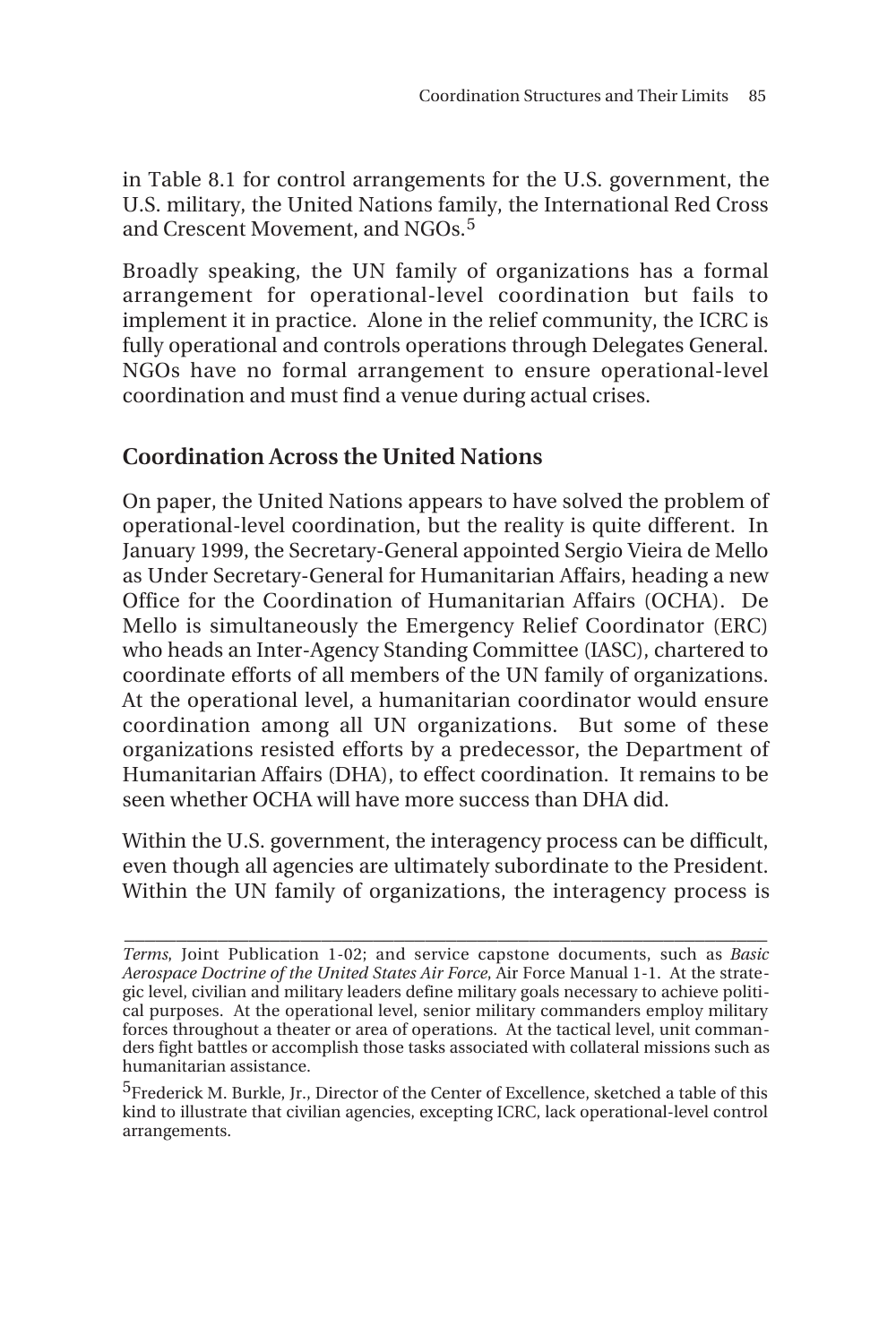in Table 8.1 for control arrangements for the U.S. government, the U.S. military, the United Nations family, the International Red Cross and Crescent Movement, and NGOs.[5]

Broadly speaking, the UN family of organizations has a formal arrangement for operational-level coordination but fails to implement it in practice. Alone in the relief community, the ICRC is fully operational and controls operations through Delegates General. NGOs have no formal arrangement to ensure operational-level coordination and must find a venue during actual crises.

## Coordination Across the United Nations

On paper, the United Nations appears to have solved the problem of operational-level coordination, but the reality is quite different. In January 1999, the Secretary-General appointed Sergio Vieira de Mello as Under Secretary-General for Humanitarian Affairs, heading a new Office for the Coordination of Humanitarian Affairs (OCHA). De Mello is simultaneously the Emergency Relief Coordinator (ERC) who heads an Inter-Agency Standing Committee (IASC), chartered to coordinate efforts of all members of the UN family of organizations. At the operational level, a humanitarian coordinator would ensure coordination among all UN organizations. But some of these organizations resisted efforts by a predecessor, the Department of Humanitarian Affairs (DHA), to effect coordination. It remains to be seen whether OCHA will have more success than DHA did.

Within the U.S. government, the interagency process can be difficult, even though all agencies are ultimately subordinate to the President. Within the UN family of organizations, the interagency process is

---

*Terms*, Joint Publication 1-02; and service capstone documents, such as *Basic Aerospace Doctrine of the United States Air Force*, Air Force Manual 1-1. At the strategic level, civilian and military leaders define military goals necessary to achieve political purposes. At the operational level, senior military commanders employ military forces throughout a theater or area of operations. At the tactical level, unit commanders fight battles or accomplish those tasks associated with collateral missions such as humanitarian assistance.

[5] Frederick M. Burkle, Jr., Director of the Center of Excellence, sketched a table of this kind to illustrate that civilian agencies, excepting ICRC, lack operational-level control arrangements.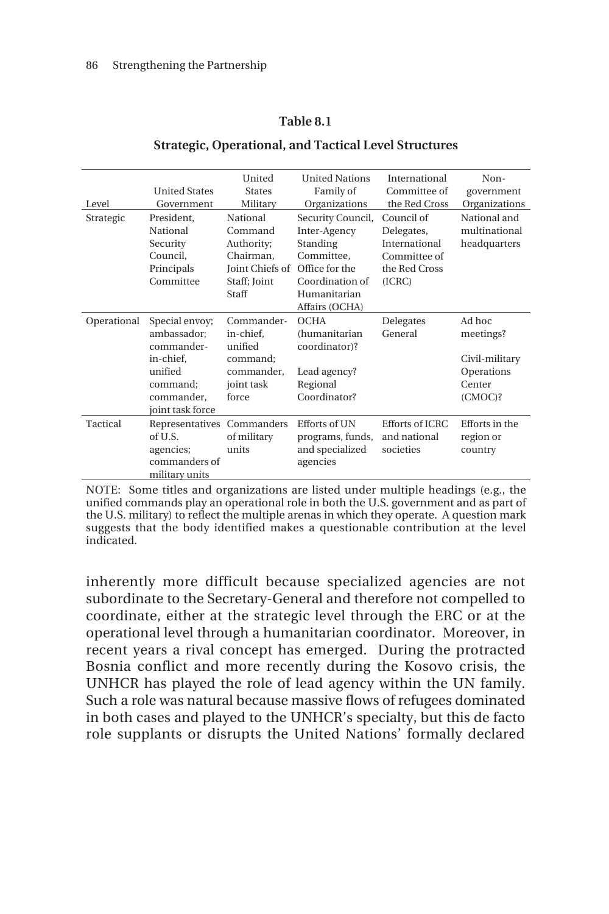**Table 8.1**

**Strategic, Operational, and Tactical Level Structures**

| Level | United States Government | United States Military | United Nations Family of Organizations | International Committee of the Red Cross | Non-government Organizations |
|---|---|---|---|---|---|
| Strategic | President, National Security Council, Principals Committee | National Command Authority; Chairman, Joint Chiefs of Staff; Joint Staff | Security Council, Inter-Agency Standing Committee, Office for the Coordination of Humanitarian Affairs (OCHA) | Council of Delegates, International Committee of the Red Cross (ICRC) | National and multinational headquarters |
| Operational | Special envoy; ambassador; commander-in-chief, unified command; commander, joint task force | Commander-in-chief, unified command; commander, joint task force | OCHA (humanitarian coordinator)? Lead agency? Regional Coordinator? | Delegates General | Ad hoc meetings? Civil-military Operations Center (CMOC)? |
| Tactical | Representatives of U.S. agencies; commanders of military units | Commanders of military units | Efforts of UN programs, funds, and specialized agencies | Efforts of ICRC and national societies | Efforts in the region or country |

NOTE: Some titles and organizations are listed under multiple headings (e.g., the unified commands play an operational role in both the U.S. government and as part of the U.S. military) to reflect the multiple arenas in which they operate. A question mark suggests that the body identified makes a questionable contribution at the level indicated.

inherently more difficult because specialized agencies are not subordinate to the Secretary-General and therefore not compelled to coordinate, either at the strategic level through the ERC or at the operational level through a humanitarian coordinator. Moreover, in recent years a rival concept has emerged. During the protracted Bosnia conflict and more recently during the Kosovo crisis, the UNHCR has played the role of lead agency within the UN family. Such a role was natural because massive flows of refugees dominated in both cases and played to the UNHCR's specialty, but this de facto role supplants or disrupts the United Nations' formally declared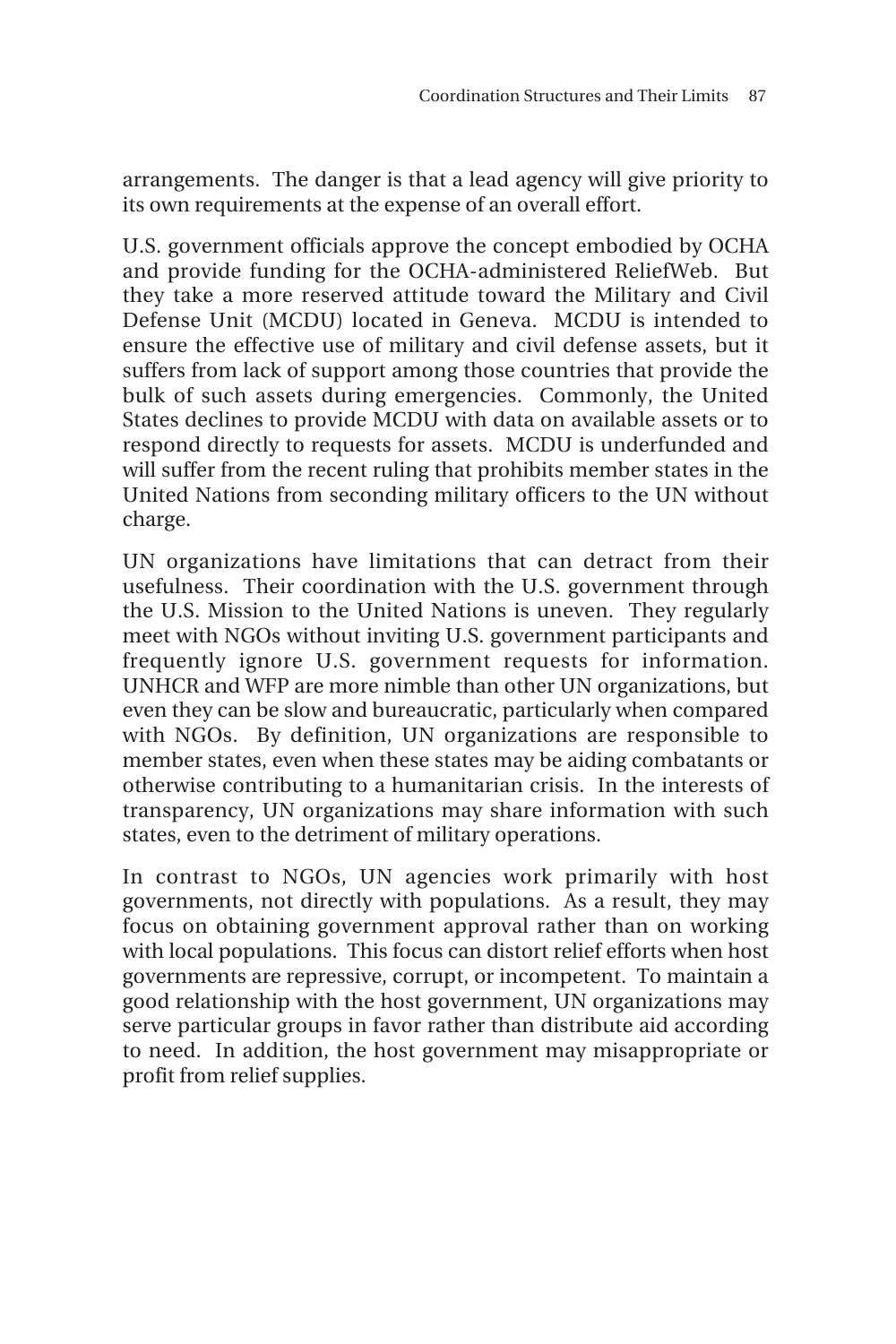arrangements. The danger is that a lead agency will give priority to its own requirements at the expense of an overall effort.

U.S. government officials approve the concept embodied by OCHA and provide funding for the OCHA-administered ReliefWeb. But they take a more reserved attitude toward the Military and Civil Defense Unit (MCDU) located in Geneva. MCDU is intended to ensure the effective use of military and civil defense assets, but it suffers from lack of support among those countries that provide the bulk of such assets during emergencies. Commonly, the United States declines to provide MCDU with data on available assets or to respond directly to requests for assets. MCDU is underfunded and will suffer from the recent ruling that prohibits member states in the United Nations from seconding military officers to the UN without charge.

UN organizations have limitations that can detract from their usefulness. Their coordination with the U.S. government through the U.S. Mission to the United Nations is uneven. They regularly meet with NGOs without inviting U.S. government participants and frequently ignore U.S. government requests for information. UNHCR and WFP are more nimble than other UN organizations, but even they can be slow and bureaucratic, particularly when compared with NGOs. By definition, UN organizations are responsible to member states, even when these states may be aiding combatants or otherwise contributing to a humanitarian crisis. In the interests of transparency, UN organizations may share information with such states, even to the detriment of military operations.

In contrast to NGOs, UN agencies work primarily with host governments, not directly with populations. As a result, they may focus on obtaining government approval rather than on working with local populations. This focus can distort relief efforts when host governments are repressive, corrupt, or incompetent. To maintain a good relationship with the host government, UN organizations may serve particular groups in favor rather than distribute aid according to need. In addition, the host government may misappropriate or profit from relief supplies.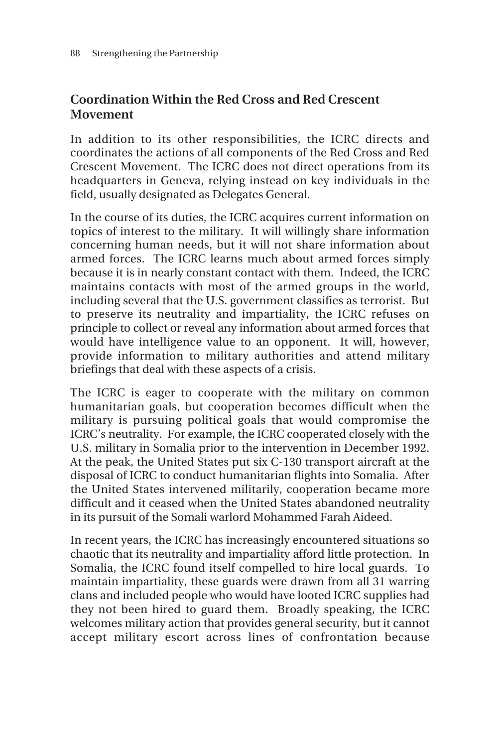## Coordination Within the Red Cross and Red Crescent Movement

In addition to its other responsibilities, the ICRC directs and coordinates the actions of all components of the Red Cross and Red Crescent Movement. The ICRC does not direct operations from its headquarters in Geneva, relying instead on key individuals in the field, usually designated as Delegates General.

In the course of its duties, the ICRC acquires current information on topics of interest to the military. It will willingly share information concerning human needs, but it will not share information about armed forces. The ICRC learns much about armed forces simply because it is in nearly constant contact with them. Indeed, the ICRC maintains contacts with most of the armed groups in the world, including several that the U.S. government classifies as terrorist. But to preserve its neutrality and impartiality, the ICRC refuses on principle to collect or reveal any information about armed forces that would have intelligence value to an opponent. It will, however, provide information to military authorities and attend military briefings that deal with these aspects of a crisis.

The ICRC is eager to cooperate with the military on common humanitarian goals, but cooperation becomes difficult when the military is pursuing political goals that would compromise the ICRC's neutrality. For example, the ICRC cooperated closely with the U.S. military in Somalia prior to the intervention in December 1992. At the peak, the United States put six C-130 transport aircraft at the disposal of ICRC to conduct humanitarian flights into Somalia. After the United States intervened militarily, cooperation became more difficult and it ceased when the United States abandoned neutrality in its pursuit of the Somali warlord Mohammed Farah Aideed.

In recent years, the ICRC has increasingly encountered situations so chaotic that its neutrality and impartiality afford little protection. In Somalia, the ICRC found itself compelled to hire local guards. To maintain impartiality, these guards were drawn from all 31 warring clans and included people who would have looted ICRC supplies had they not been hired to guard them. Broadly speaking, the ICRC welcomes military action that provides general security, but it cannot accept military escort across lines of confrontation because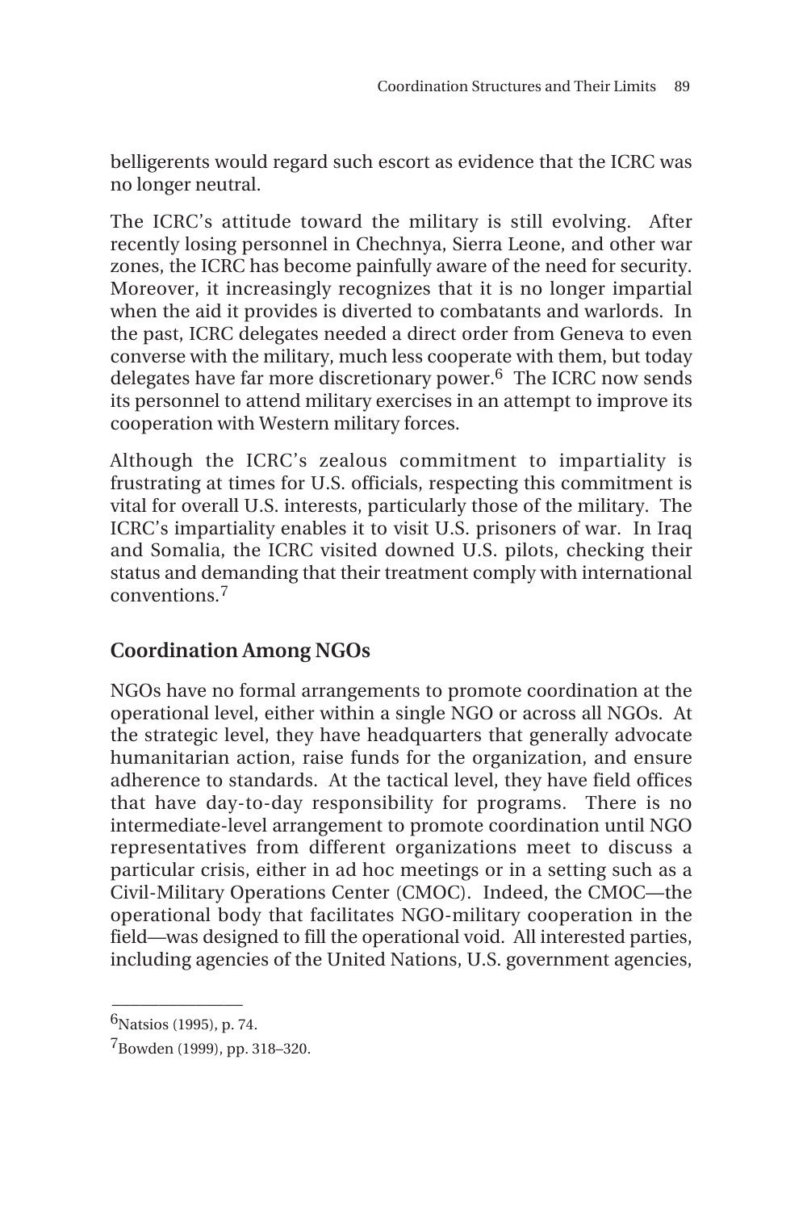belligerents would regard such escort as evidence that the ICRC was no longer neutral.

The ICRC's attitude toward the military is still evolving. After recently losing personnel in Chechnya, Sierra Leone, and other war zones, the ICRC has become painfully aware of the need for security. Moreover, it increasingly recognizes that it is no longer impartial when the aid it provides is diverted to combatants and warlords. In the past, ICRC delegates needed a direct order from Geneva to even converse with the military, much less cooperate with them, but today delegates have far more discretionary power.[6] The ICRC now sends its personnel to attend military exercises in an attempt to improve its cooperation with Western military forces.

Although the ICRC's zealous commitment to impartiality is frustrating at times for U.S. officials, respecting this commitment is vital for overall U.S. interests, particularly those of the military. The ICRC's impartiality enables it to visit U.S. prisoners of war. In Iraq and Somalia, the ICRC visited downed U.S. pilots, checking their status and demanding that their treatment comply with international conventions.[7]

## Coordination Among NGOs

NGOs have no formal arrangements to promote coordination at the operational level, either within a single NGO or across all NGOs. At the strategic level, they have headquarters that generally advocate humanitarian action, raise funds for the organization, and ensure adherence to standards. At the tactical level, they have field offices that have day-to-day responsibility for programs. There is no intermediate-level arrangement to promote coordination until NGO representatives from different organizations meet to discuss a particular crisis, either in ad hoc meetings or in a setting such as a Civil-Military Operations Center (CMOC). Indeed, the CMOC—the operational body that facilitates NGO-military cooperation in the field—was designed to fill the operational void. All interested parties, including agencies of the United Nations, U.S. government agencies,

---

[6]Natsios (1995), p. 74.

[7]Bowden (1999), pp. 318–320.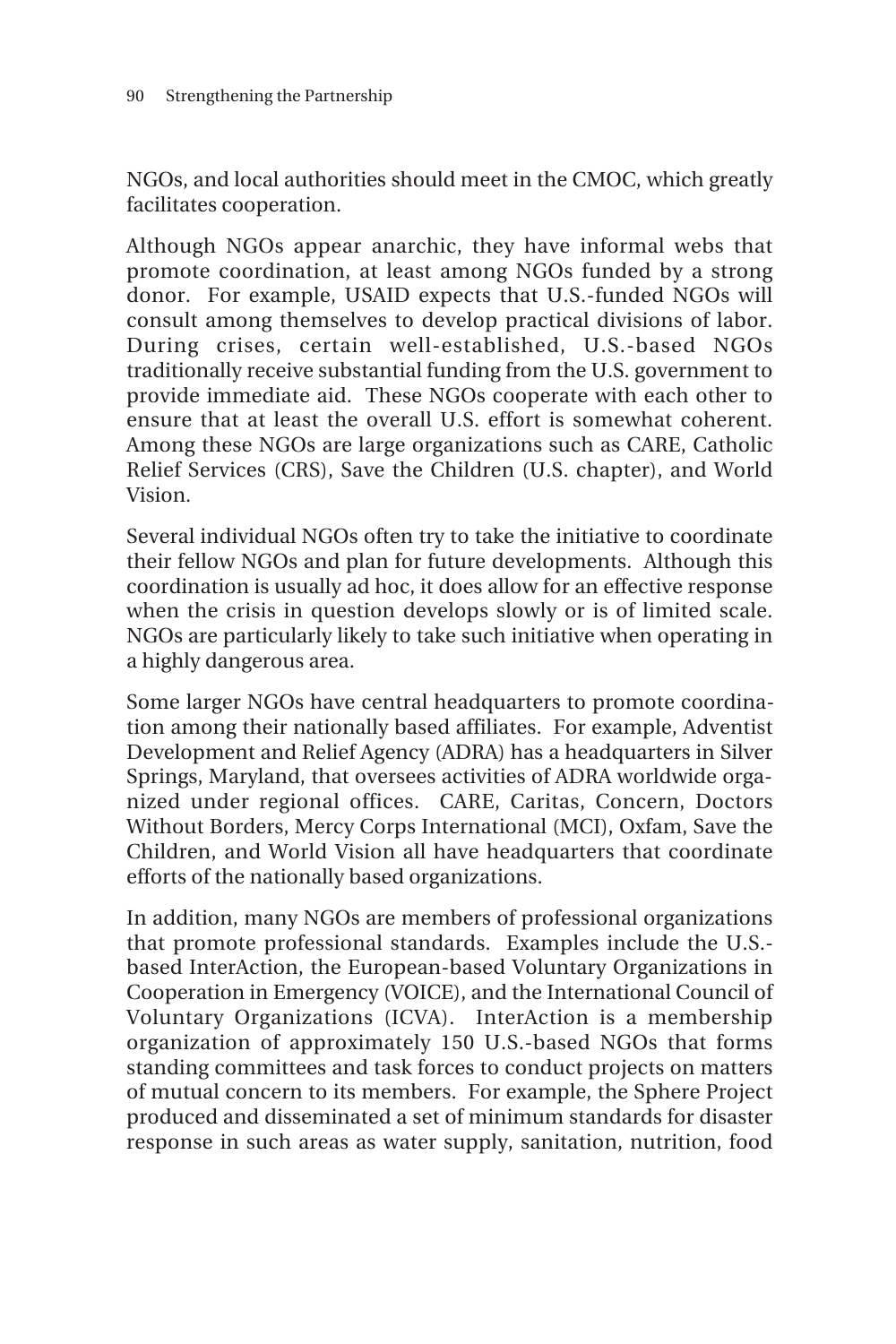NGOs, and local authorities should meet in the CMOC, which greatly facilitates cooperation.

Although NGOs appear anarchic, they have informal webs that promote coordination, at least among NGOs funded by a strong donor. For example, USAID expects that U.S.-funded NGOs will consult among themselves to develop practical divisions of labor. During crises, certain well-established, U.S.-based NGOs traditionally receive substantial funding from the U.S. government to provide immediate aid. These NGOs cooperate with each other to ensure that at least the overall U.S. effort is somewhat coherent. Among these NGOs are large organizations such as CARE, Catholic Relief Services (CRS), Save the Children (U.S. chapter), and World Vision.

Several individual NGOs often try to take the initiative to coordinate their fellow NGOs and plan for future developments. Although this coordination is usually ad hoc, it does allow for an effective response when the crisis in question develops slowly or is of limited scale. NGOs are particularly likely to take such initiative when operating in a highly dangerous area.

Some larger NGOs have central headquarters to promote coordination among their nationally based affiliates. For example, Adventist Development and Relief Agency (ADRA) has a headquarters in Silver Springs, Maryland, that oversees activities of ADRA worldwide organized under regional offices. CARE, Caritas, Concern, Doctors Without Borders, Mercy Corps International (MCI), Oxfam, Save the Children, and World Vision all have headquarters that coordinate efforts of the nationally based organizations.

In addition, many NGOs are members of professional organizations that promote professional standards. Examples include the U.S.-based InterAction, the European-based Voluntary Organizations in Cooperation in Emergency (VOICE), and the International Council of Voluntary Organizations (ICVA). InterAction is a membership organization of approximately 150 U.S.-based NGOs that forms standing committees and task forces to conduct projects on matters of mutual concern to its members. For example, the Sphere Project produced and disseminated a set of minimum standards for disaster response in such areas as water supply, sanitation, nutrition, food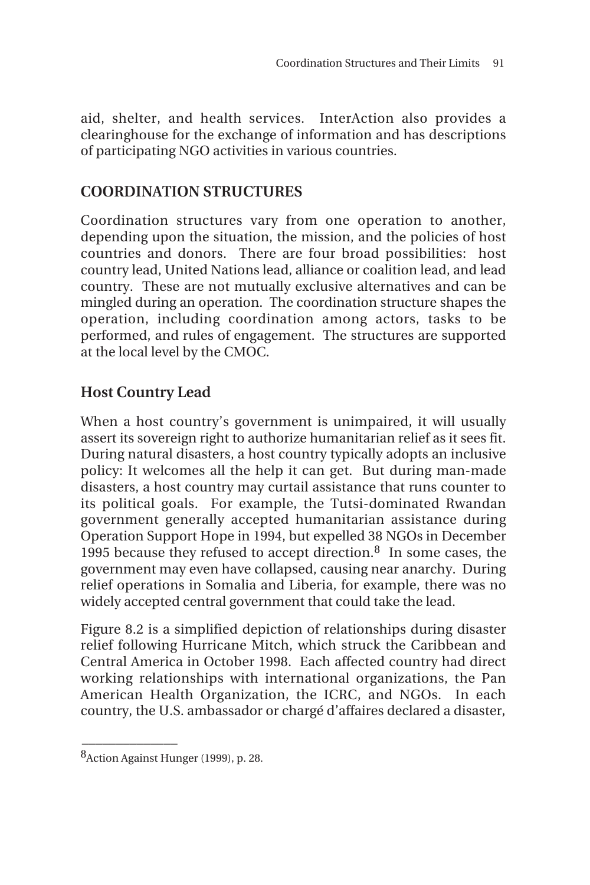aid, shelter, and health services. InterAction also provides a clearinghouse for the exchange of information and has descriptions of participating NGO activities in various countries.

## COORDINATION STRUCTURES

Coordination structures vary from one operation to another, depending upon the situation, the mission, and the policies of host countries and donors. There are four broad possibilities: host country lead, United Nations lead, alliance or coalition lead, and lead country. These are not mutually exclusive alternatives and can be mingled during an operation. The coordination structure shapes the operation, including coordination among actors, tasks to be performed, and rules of engagement. The structures are supported at the local level by the CMOC.

### Host Country Lead

When a host country's government is unimpaired, it will usually assert its sovereign right to authorize humanitarian relief as it sees fit. During natural disasters, a host country typically adopts an inclusive policy: It welcomes all the help it can get. But during man-made disasters, a host country may curtail assistance that runs counter to its political goals. For example, the Tutsi-dominated Rwandan government generally accepted humanitarian assistance during Operation Support Hope in 1994, but expelled 38 NGOs in December 1995 because they refused to accept direction.[8] In some cases, the government may even have collapsed, causing near anarchy. During relief operations in Somalia and Liberia, for example, there was no widely accepted central government that could take the lead.

Figure 8.2 is a simplified depiction of relationships during disaster relief following Hurricane Mitch, which struck the Caribbean and Central America in October 1998. Each affected country had direct working relationships with international organizations, the Pan American Health Organization, the ICRC, and NGOs. In each country, the U.S. ambassador or chargé d'affaires declared a disaster,

---

[8]Action Against Hunger (1999), p. 28.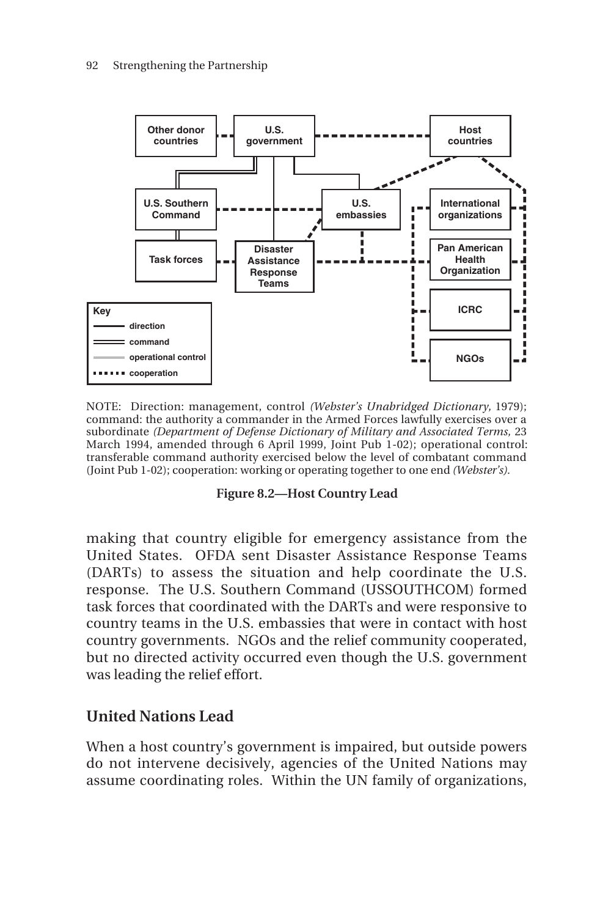NOTE: Direction: management, control *(Webster's Unabridged Dictionary,* 1979); command: the authority a commander in the Armed Forces lawfully exercises over a subordinate *(Department of Defense Dictionary of Military and Associated Terms,* 23 March 1994, amended through 6 April 1999, Joint Pub 1-02); operational control: transferable command authority exercised below the level of combatant command (Joint Pub 1-02); cooperation: working or operating together to one end *(Webster's).*

**Figure 8.2—Host Country Lead**

making that country eligible for emergency assistance from the United States. OFDA sent Disaster Assistance Response Teams (DARTs) to assess the situation and help coordinate the U.S. response. The U.S. Southern Command (USSOUTHCOM) formed task forces that coordinated with the DARTs and were responsive to country teams in the U.S. embassies that were in contact with host country governments. NGOs and the relief community cooperated, but no directed activity occurred even though the U.S. government was leading the relief effort.

## United Nations Lead

When a host country's government is impaired, but outside powers do not intervene decisively, agencies of the United Nations may assume coordinating roles. Within the UN family of organizations,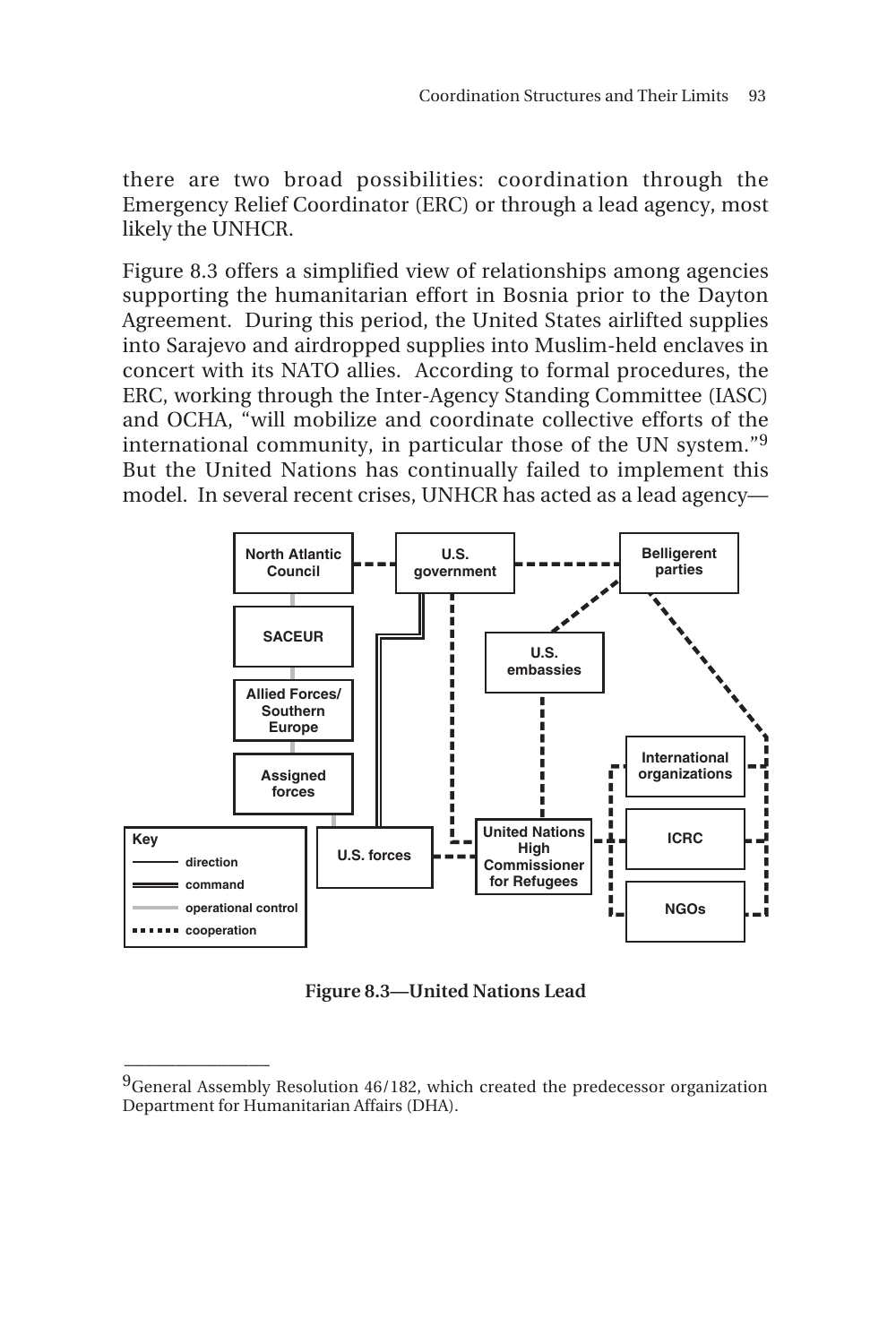there are two broad possibilities: coordination through the Emergency Relief Coordinator (ERC) or through a lead agency, most likely the UNHCR.

Figure 8.3 offers a simplified view of relationships among agencies supporting the humanitarian effort in Bosnia prior to the Dayton Agreement. During this period, the United States airlifted supplies into Sarajevo and airdropped supplies into Muslim-held enclaves in concert with its NATO allies. According to formal procedures, the ERC, working through the Inter-Agency Standing Committee (IASC) and OCHA, "will mobilize and coordinate collective efforts of the international community, in particular those of the UN system."[9] But the United Nations has continually failed to implement this model. In several recent crises, UNHCR has acted as a lead agency—

**Figure 8.3—United Nations Lead**

---

[9]General Assembly Resolution 46/182, which created the predecessor organization Department for Humanitarian Affairs (DHA).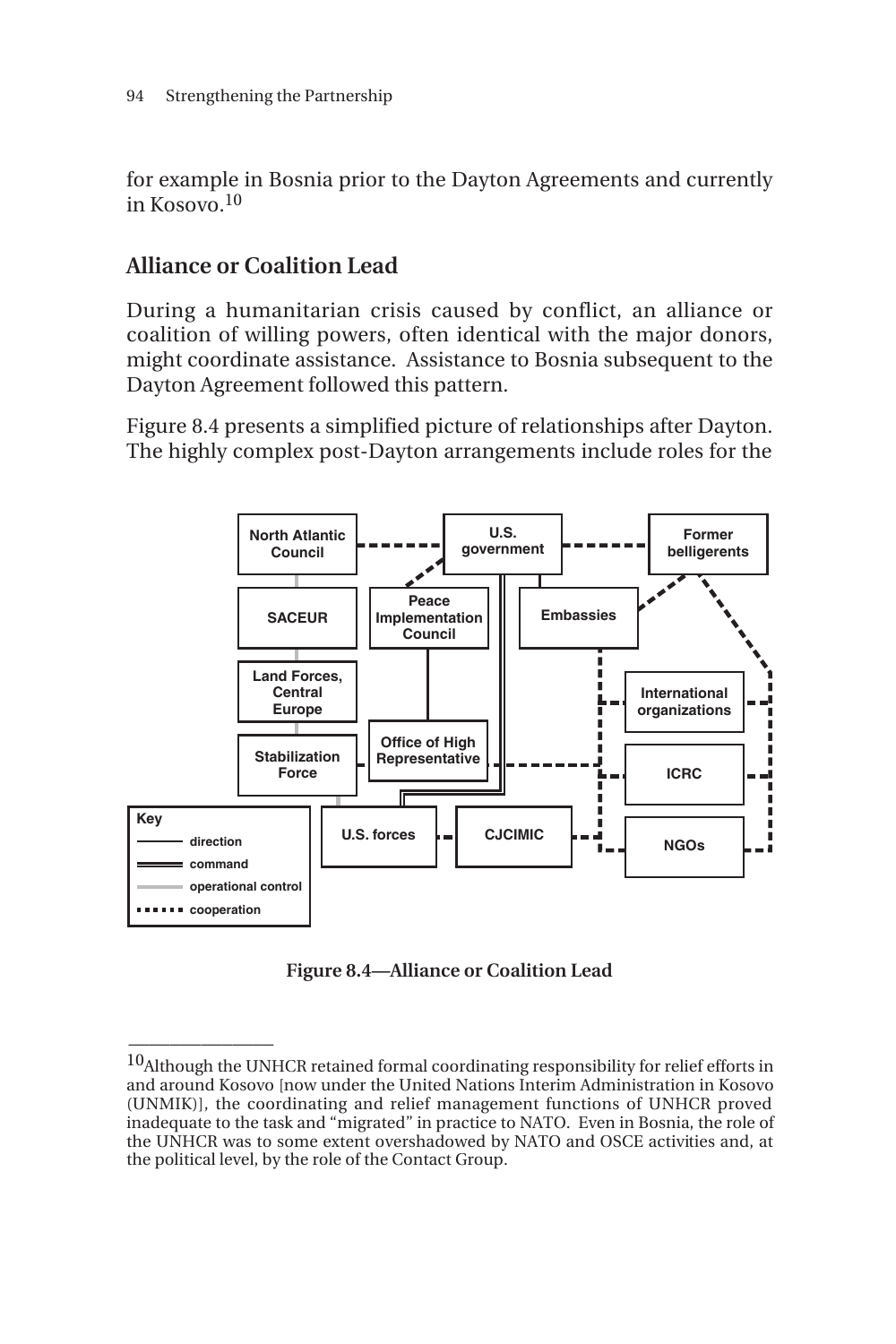for example in Bosnia prior to the Dayton Agreements and currently in Kosovo.[10]

## Alliance or Coalition Lead

During a humanitarian crisis caused by conflict, an alliance or coalition of willing powers, often identical with the major donors, might coordinate assistance. Assistance to Bosnia subsequent to the Dayton Agreement followed this pattern.

Figure 8.4 presents a simplified picture of relationships after Dayton. The highly complex post-Dayton arrangements include roles for the

**Figure 8.4—Alliance or Coalition Lead**

[10]Although the UNHCR retained formal coordinating responsibility for relief efforts in and around Kosovo [now under the United Nations Interim Administration in Kosovo (UNMIK)], the coordinating and relief management functions of UNHCR proved inadequate to the task and "migrated" in practice to NATO. Even in Bosnia, the role of the UNHCR was to some extent overshadowed by NATO and OSCE activities and, at the political level, by the role of the Contact Group.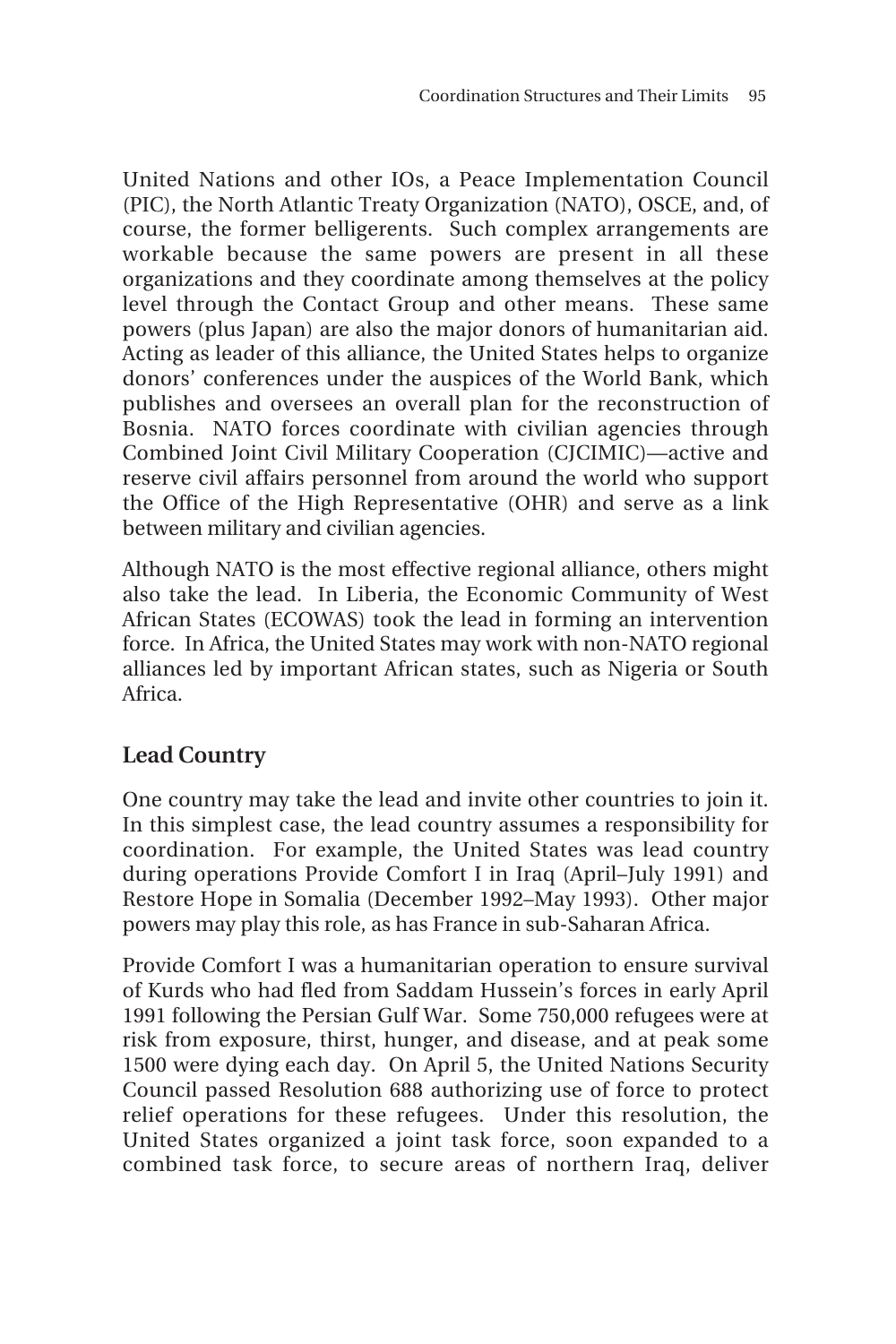United Nations and other IOs, a Peace Implementation Council (PIC), the North Atlantic Treaty Organization (NATO), OSCE, and, of course, the former belligerents. Such complex arrangements are workable because the same powers are present in all these organizations and they coordinate among themselves at the policy level through the Contact Group and other means. These same powers (plus Japan) are also the major donors of humanitarian aid. Acting as leader of this alliance, the United States helps to organize donors' conferences under the auspices of the World Bank, which publishes and oversees an overall plan for the reconstruction of Bosnia. NATO forces coordinate with civilian agencies through Combined Joint Civil Military Cooperation (CJCIMIC)—active and reserve civil affairs personnel from around the world who support the Office of the High Representative (OHR) and serve as a link between military and civilian agencies.

Although NATO is the most effective regional alliance, others might also take the lead. In Liberia, the Economic Community of West African States (ECOWAS) took the lead in forming an intervention force. In Africa, the United States may work with non-NATO regional alliances led by important African states, such as Nigeria or South Africa.

## Lead Country

One country may take the lead and invite other countries to join it. In this simplest case, the lead country assumes a responsibility for coordination. For example, the United States was lead country during operations Provide Comfort I in Iraq (April–July 1991) and Restore Hope in Somalia (December 1992–May 1993). Other major powers may play this role, as has France in sub-Saharan Africa.

Provide Comfort I was a humanitarian operation to ensure survival of Kurds who had fled from Saddam Hussein's forces in early April 1991 following the Persian Gulf War. Some 750,000 refugees were at risk from exposure, thirst, hunger, and disease, and at peak some 1500 were dying each day. On April 5, the United Nations Security Council passed Resolution 688 authorizing use of force to protect relief operations for these refugees. Under this resolution, the United States organized a joint task force, soon expanded to a combined task force, to secure areas of northern Iraq, deliver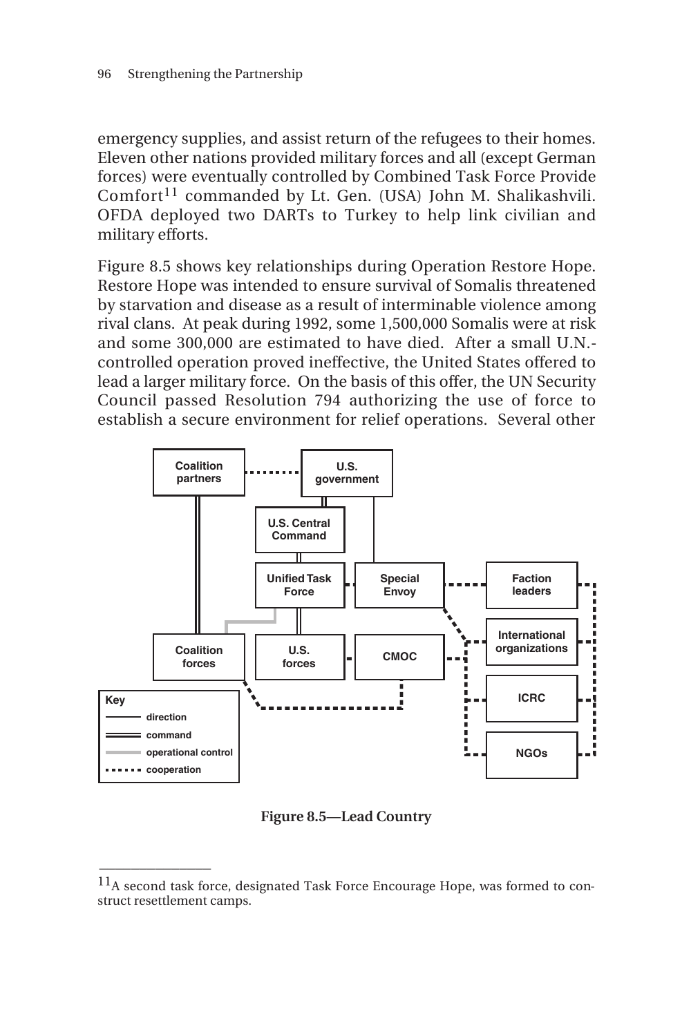emergency supplies, and assist return of the refugees to their homes. Eleven other nations provided military forces and all (except German forces) were eventually controlled by Combined Task Force Provide Comfort[11] commanded by Lt. Gen. (USA) John M. Shalikashvili. OFDA deployed two DARTs to Turkey to help link civilian and military efforts.

Figure 8.5 shows key relationships during Operation Restore Hope. Restore Hope was intended to ensure survival of Somalis threatened by starvation and disease as a result of interminable violence among rival clans. At peak during 1992, some 1,500,000 Somalis were at risk and some 300,000 are estimated to have died. After a small U.N.-controlled operation proved ineffective, the United States offered to lead a larger military force. On the basis of this offer, the UN Security Council passed Resolution 794 authorizing the use of force to establish a secure environment for relief operations. Several other

Coalition partners | U.S. government | U.S. Central Command | Unified Task Force | Special Envoy | Faction leaders | International organizations | Coalition forces | U.S. forces | CMOC | ICRC | NGOs

Key: direction; command; operational control; cooperation

**Figure 8.5—Lead Country**

---

[11]A second task force, designated Task Force Encourage Hope, was formed to construct resettlement camps.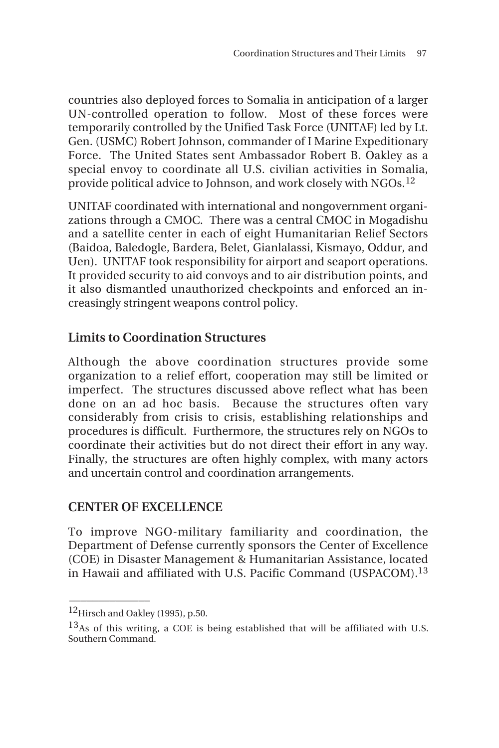countries also deployed forces to Somalia in anticipation of a larger UN-controlled operation to follow. Most of these forces were temporarily controlled by the Unified Task Force (UNITAF) led by Lt. Gen. (USMC) Robert Johnson, commander of I Marine Expeditionary Force. The United States sent Ambassador Robert B. Oakley as a special envoy to coordinate all U.S. civilian activities in Somalia, provide political advice to Johnson, and work closely with NGOs.[12]

UNITAF coordinated with international and nongovernment organizations through a CMOC. There was a central CMOC in Mogadishu and a satellite center in each of eight Humanitarian Relief Sectors (Baidoa, Baledogle, Bardera, Belet, Gianlalassi, Kismayo, Oddur, and Uen). UNITAF took responsibility for airport and seaport operations. It provided security to aid convoys and to air distribution points, and it also dismantled unauthorized checkpoints and enforced an increasingly stringent weapons control policy.

### Limits to Coordination Structures

Although the above coordination structures provide some organization to a relief effort, cooperation may still be limited or imperfect. The structures discussed above reflect what has been done on an ad hoc basis. Because the structures often vary considerably from crisis to crisis, establishing relationships and procedures is difficult. Furthermore, the structures rely on NGOs to coordinate their activities but do not direct their effort in any way. Finally, the structures are often highly complex, with many actors and uncertain control and coordination arrangements.

## CENTER OF EXCELLENCE

To improve NGO-military familiarity and coordination, the Department of Defense currently sponsors the Center of Excellence (COE) in Disaster Management & Humanitarian Assistance, located in Hawaii and affiliated with U.S. Pacific Command (USPACOM).[13]

---

[12]Hirsch and Oakley (1995), p.50.

[13]As of this writing, a COE is being established that will be affiliated with U.S. Southern Command.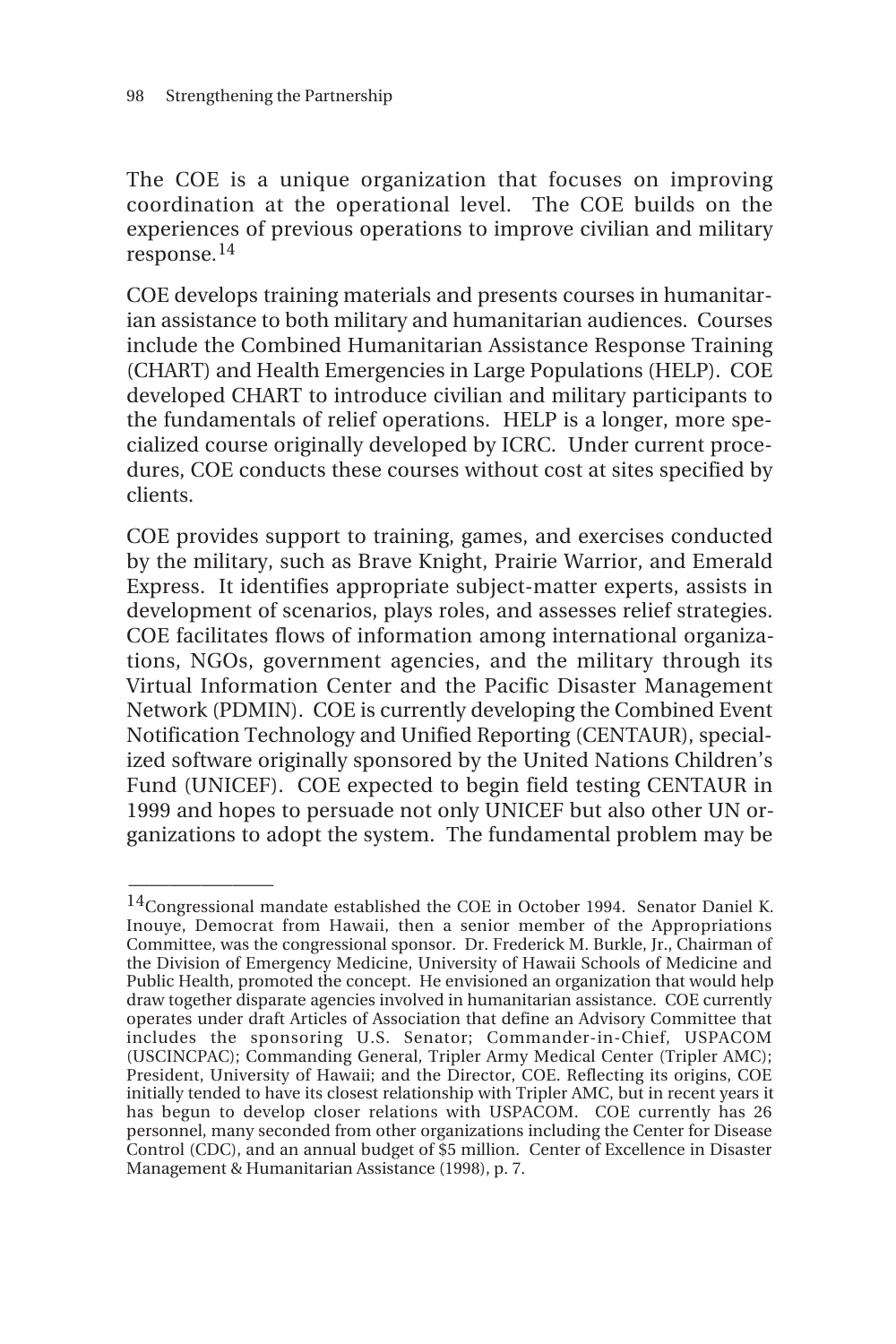The COE is a unique organization that focuses on improving coordination at the operational level. The COE builds on the experiences of previous operations to improve civilian and military response.[14]

COE develops training materials and presents courses in humanitarian assistance to both military and humanitarian audiences. Courses include the Combined Humanitarian Assistance Response Training (CHART) and Health Emergencies in Large Populations (HELP). COE developed CHART to introduce civilian and military participants to the fundamentals of relief operations. HELP is a longer, more specialized course originally developed by ICRC. Under current procedures, COE conducts these courses without cost at sites specified by clients.

COE provides support to training, games, and exercises conducted by the military, such as Brave Knight, Prairie Warrior, and Emerald Express. It identifies appropriate subject-matter experts, assists in development of scenarios, plays roles, and assesses relief strategies. COE facilitates flows of information among international organizations, NGOs, government agencies, and the military through its Virtual Information Center and the Pacific Disaster Management Network (PDMIN). COE is currently developing the Combined Event Notification Technology and Unified Reporting (CENTAUR), specialized software originally sponsored by the United Nations Children's Fund (UNICEF). COE expected to begin field testing CENTAUR in 1999 and hopes to persuade not only UNICEF but also other UN organizations to adopt the system. The fundamental problem may be

---

[14]Congressional mandate established the COE in October 1994. Senator Daniel K. Inouye, Democrat from Hawaii, then a senior member of the Appropriations Committee, was the congressional sponsor. Dr. Frederick M. Burkle, Jr., Chairman of the Division of Emergency Medicine, University of Hawaii Schools of Medicine and Public Health, promoted the concept. He envisioned an organization that would help draw together disparate agencies involved in humanitarian assistance. COE currently operates under draft Articles of Association that define an Advisory Committee that includes the sponsoring U.S. Senator; Commander-in-Chief, USPACOM (USCINCPAC); Commanding General, Tripler Army Medical Center (Tripler AMC); President, University of Hawaii; and the Director, COE. Reflecting its origins, COE initially tended to have its closest relationship with Tripler AMC, but in recent years it has begun to develop closer relations with USPACOM. COE currently has 26 personnel, many seconded from other organizations including the Center for Disease Control (CDC), and an annual budget of $5 million. Center of Excellence in Disaster Management & Humanitarian Assistance (1998), p. 7.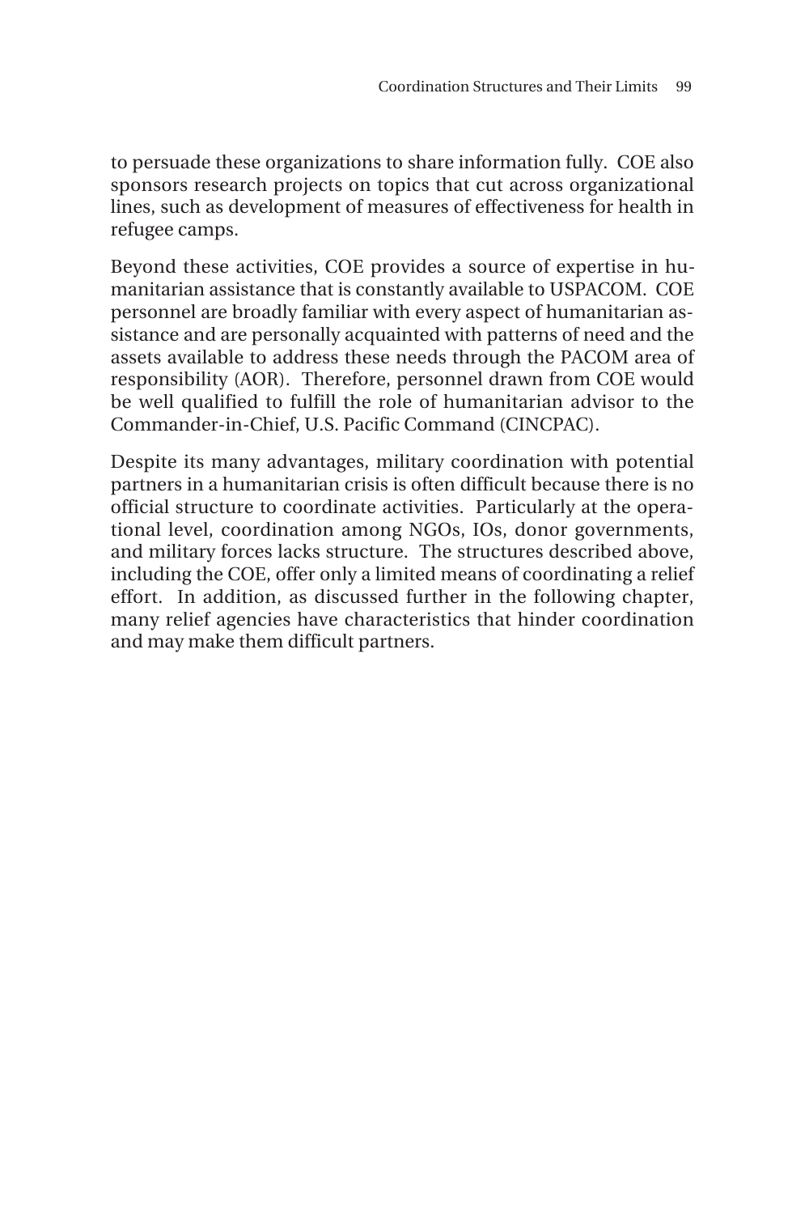to persuade these organizations to share information fully. COE also sponsors research projects on topics that cut across organizational lines, such as development of measures of effectiveness for health in refugee camps.

Beyond these activities, COE provides a source of expertise in humanitarian assistance that is constantly available to USPACOM. COE personnel are broadly familiar with every aspect of humanitarian assistance and are personally acquainted with patterns of need and the assets available to address these needs through the PACOM area of responsibility (AOR). Therefore, personnel drawn from COE would be well qualified to fulfill the role of humanitarian advisor to the Commander-in-Chief, U.S. Pacific Command (CINCPAC).

Despite its many advantages, military coordination with potential partners in a humanitarian crisis is often difficult because there is no official structure to coordinate activities. Particularly at the operational level, coordination among NGOs, IOs, donor governments, and military forces lacks structure. The structures described above, including the COE, offer only a limited means of coordinating a relief effort. In addition, as discussed further in the following chapter, many relief agencies have characteristics that hinder coordination and may make them difficult partners.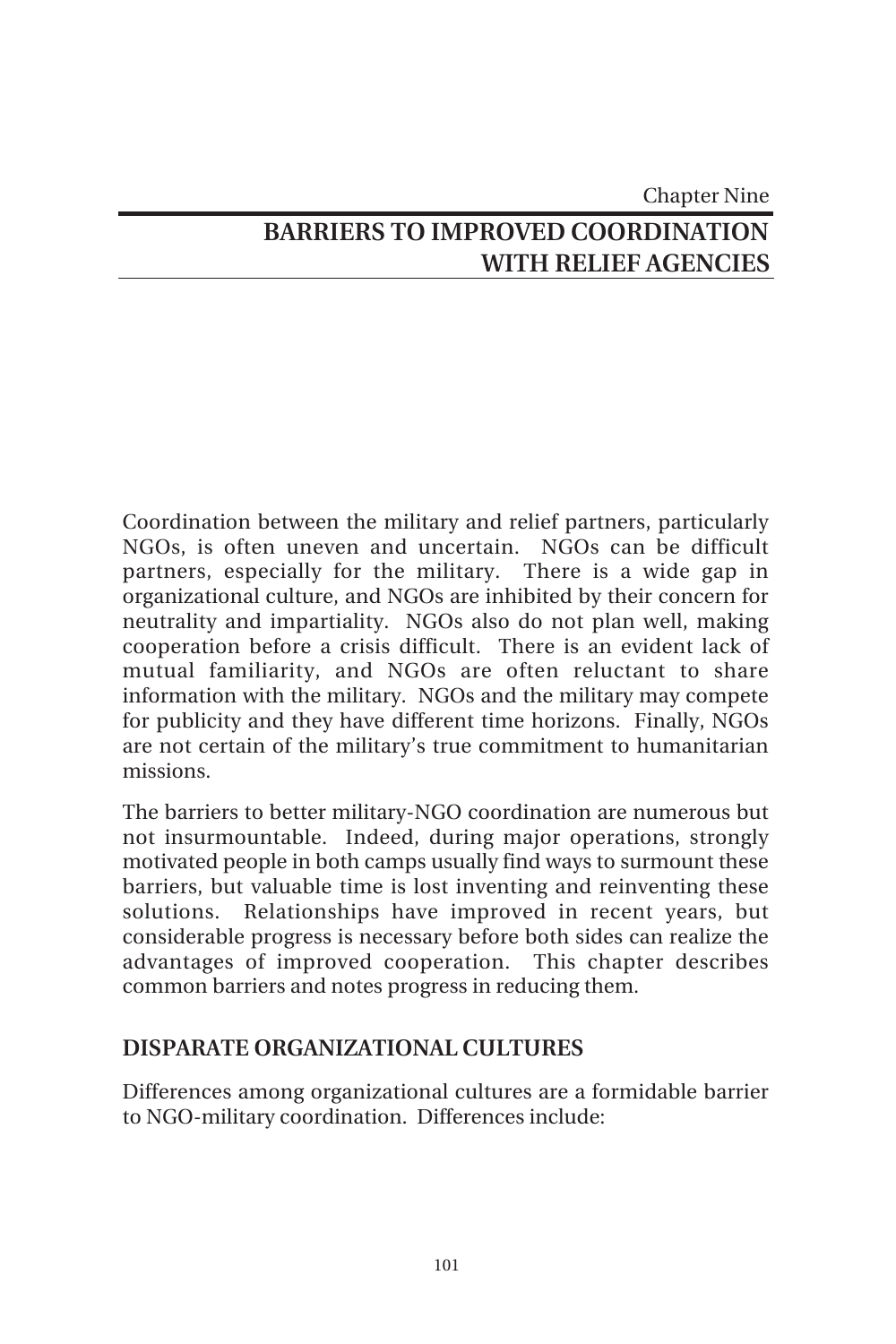Chapter Nine

# BARRIERS TO IMPROVED COORDINATION WITH RELIEF AGENCIES

Coordination between the military and relief partners, particularly NGOs, is often uneven and uncertain. NGOs can be difficult partners, especially for the military. There is a wide gap in organizational culture, and NGOs are inhibited by their concern for neutrality and impartiality. NGOs also do not plan well, making cooperation before a crisis difficult. There is an evident lack of mutual familiarity, and NGOs are often reluctant to share information with the military. NGOs and the military may compete for publicity and they have different time horizons. Finally, NGOs are not certain of the military's true commitment to humanitarian missions.

The barriers to better military-NGO coordination are numerous but not insurmountable. Indeed, during major operations, strongly motivated people in both camps usually find ways to surmount these barriers, but valuable time is lost inventing and reinventing these solutions. Relationships have improved in recent years, but considerable progress is necessary before both sides can realize the advantages of improved cooperation. This chapter describes common barriers and notes progress in reducing them.

## DISPARATE ORGANIZATIONAL CULTURES

Differences among organizational cultures are a formidable barrier to NGO-military coordination. Differences include: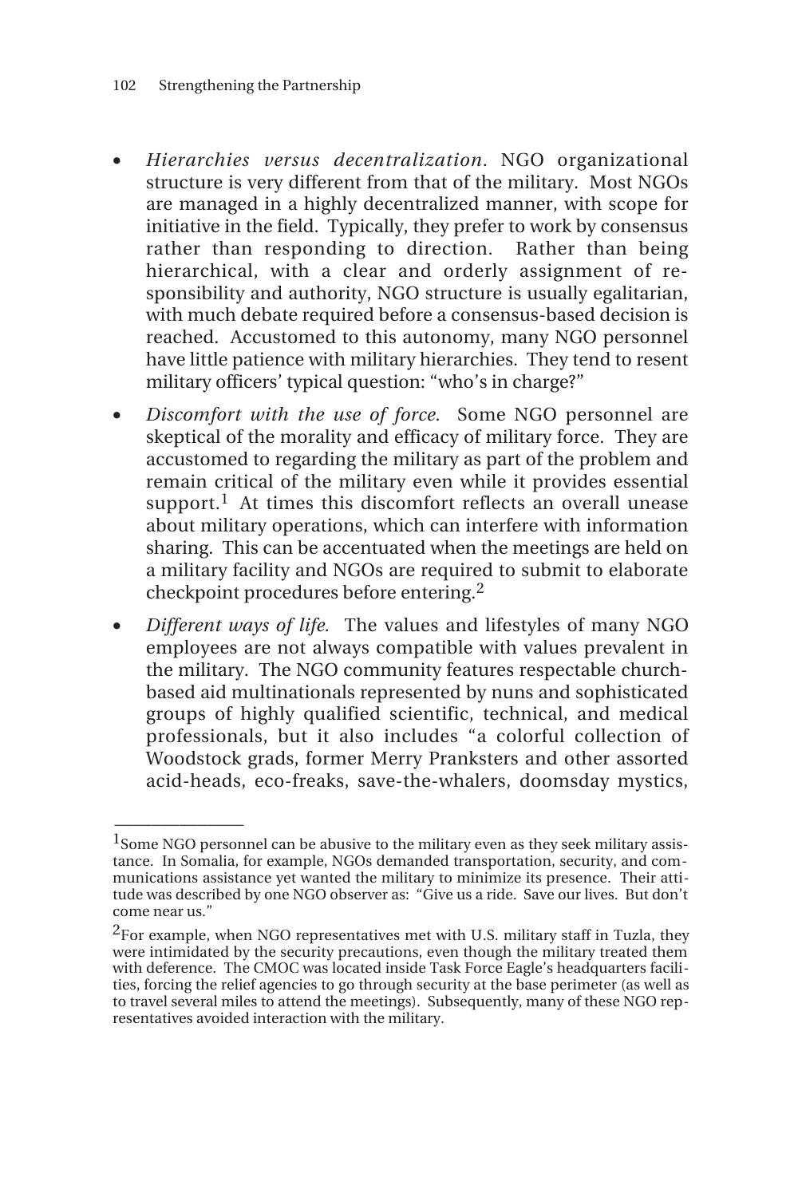- *Hierarchies versus decentralization*. NGO organizational structure is very different from that of the military. Most NGOs are managed in a highly decentralized manner, with scope for initiative in the field. Typically, they prefer to work by consensus rather than responding to direction. Rather than being hierarchical, with a clear and orderly assignment of responsibility and authority, NGO structure is usually egalitarian, with much debate required before a consensus-based decision is reached. Accustomed to this autonomy, many NGO personnel have little patience with military hierarchies. They tend to resent military officers' typical question: "who's in charge?"

- *Discomfort with the use of force.* Some NGO personnel are skeptical of the morality and efficacy of military force. They are accustomed to regarding the military as part of the problem and remain critical of the military even while it provides essential support.[1] At times this discomfort reflects an overall unease about military operations, which can interfere with information sharing. This can be accentuated when the meetings are held on a military facility and NGOs are required to submit to elaborate checkpoint procedures before entering.[2]

- *Different ways of life.* The values and lifestyles of many NGO employees are not always compatible with values prevalent in the military. The NGO community features respectable church-based aid multinationals represented by nuns and sophisticated groups of highly qualified scientific, technical, and medical professionals, but it also includes "a colorful collection of Woodstock grads, former Merry Pranksters and other assorted acid-heads, eco-freaks, save-the-whalers, doomsday mystics,

---

[1] Some NGO personnel can be abusive to the military even as they seek military assistance. In Somalia, for example, NGOs demanded transportation, security, and communications assistance yet wanted the military to minimize its presence. Their attitude was described by one NGO observer as: "Give us a ride. Save our lives. But don't come near us."

[2] For example, when NGO representatives met with U.S. military staff in Tuzla, they were intimidated by the security precautions, even though the military treated them with deference. The CMOC was located inside Task Force Eagle's headquarters facilities, forcing the relief agencies to go through security at the base perimeter (as well as to travel several miles to attend the meetings). Subsequently, many of these NGO representatives avoided interaction with the military.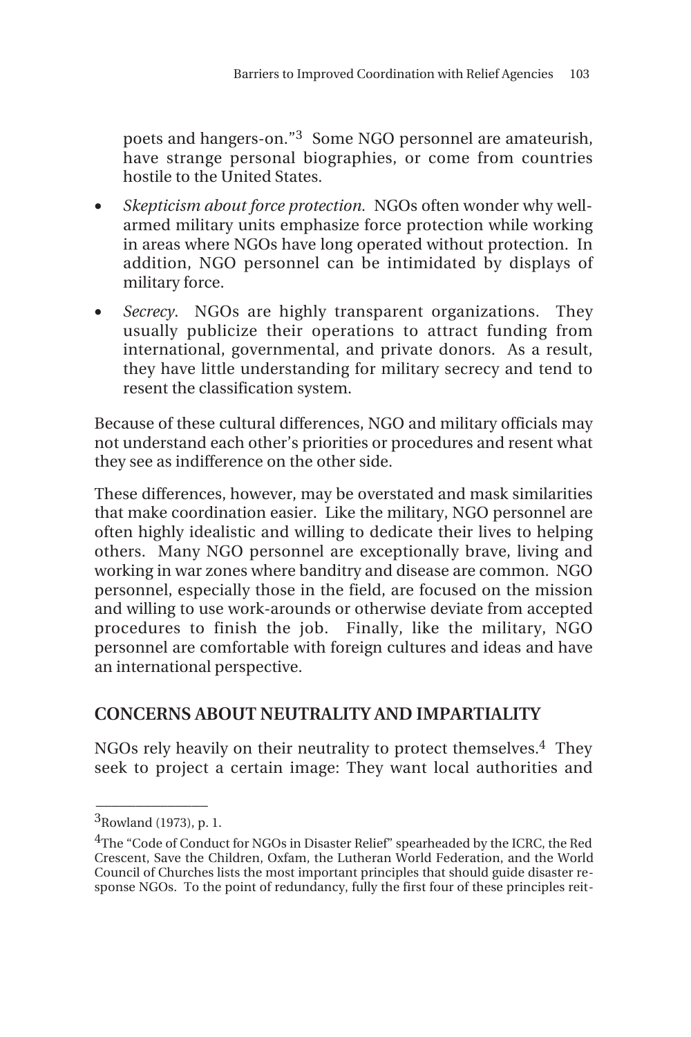poets and hangers-on."[3] Some NGO personnel are amateurish, have strange personal biographies, or come from countries hostile to the United States.

- *Skepticism about force protection.* NGOs often wonder why well-armed military units emphasize force protection while working in areas where NGOs have long operated without protection. In addition, NGO personnel can be intimidated by displays of military force.
- *Secrecy.* NGOs are highly transparent organizations. They usually publicize their operations to attract funding from international, governmental, and private donors. As a result, they have little understanding for military secrecy and tend to resent the classification system.

Because of these cultural differences, NGO and military officials may not understand each other's priorities or procedures and resent what they see as indifference on the other side.

These differences, however, may be overstated and mask similarities that make coordination easier. Like the military, NGO personnel are often highly idealistic and willing to dedicate their lives to helping others. Many NGO personnel are exceptionally brave, living and working in war zones where banditry and disease are common. NGO personnel, especially those in the field, are focused on the mission and willing to use work-arounds or otherwise deviate from accepted procedures to finish the job. Finally, like the military, NGO personnel are comfortable with foreign cultures and ideas and have an international perspective.

## CONCERNS ABOUT NEUTRALITY AND IMPARTIALITY

NGOs rely heavily on their neutrality to protect themselves.[4] They seek to project a certain image: They want local authorities and

---

[3]Rowland (1973), p. 1.

[4]The "Code of Conduct for NGOs in Disaster Relief" spearheaded by the ICRC, the Red Crescent, Save the Children, Oxfam, the Lutheran World Federation, and the World Council of Churches lists the most important principles that should guide disaster response NGOs. To the point of redundancy, fully the first four of these principles reit-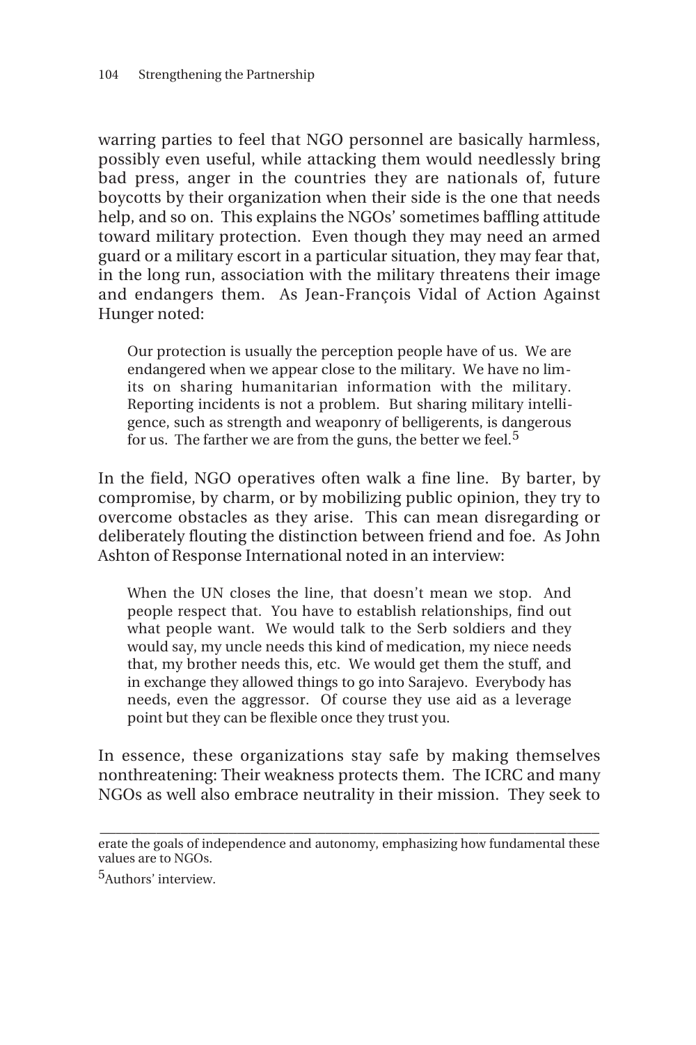warring parties to feel that NGO personnel are basically harmless, possibly even useful, while attacking them would needlessly bring bad press, anger in the countries they are nationals of, future boycotts by their organization when their side is the one that needs help, and so on. This explains the NGOs' sometimes baffling attitude toward military protection. Even though they may need an armed guard or a military escort in a particular situation, they may fear that, in the long run, association with the military threatens their image and endangers them. As Jean-François Vidal of Action Against Hunger noted:

> Our protection is usually the perception people have of us. We are endangered when we appear close to the military. We have no limits on sharing humanitarian information with the military. Reporting incidents is not a problem. But sharing military intelligence, such as strength and weaponry of belligerents, is dangerous for us. The farther we are from the guns, the better we feel.[5]

In the field, NGO operatives often walk a fine line. By barter, by compromise, by charm, or by mobilizing public opinion, they try to overcome obstacles as they arise. This can mean disregarding or deliberately flouting the distinction between friend and foe. As John Ashton of Response International noted in an interview:

> When the UN closes the line, that doesn't mean we stop. And people respect that. You have to establish relationships, find out what people want. We would talk to the Serb soldiers and they would say, my uncle needs this kind of medication, my niece needs that, my brother needs this, etc. We would get them the stuff, and in exchange they allowed things to go into Sarajevo. Everybody has needs, even the aggressor. Of course they use aid as a leverage point but they can be flexible once they trust you.

In essence, these organizations stay safe by making themselves nonthreatening: Their weakness protects them. The ICRC and many NGOs as well also embrace neutrality in their mission. They seek to

---

erate the goals of independence and autonomy, emphasizing how fundamental these values are to NGOs.

[5]Authors' interview.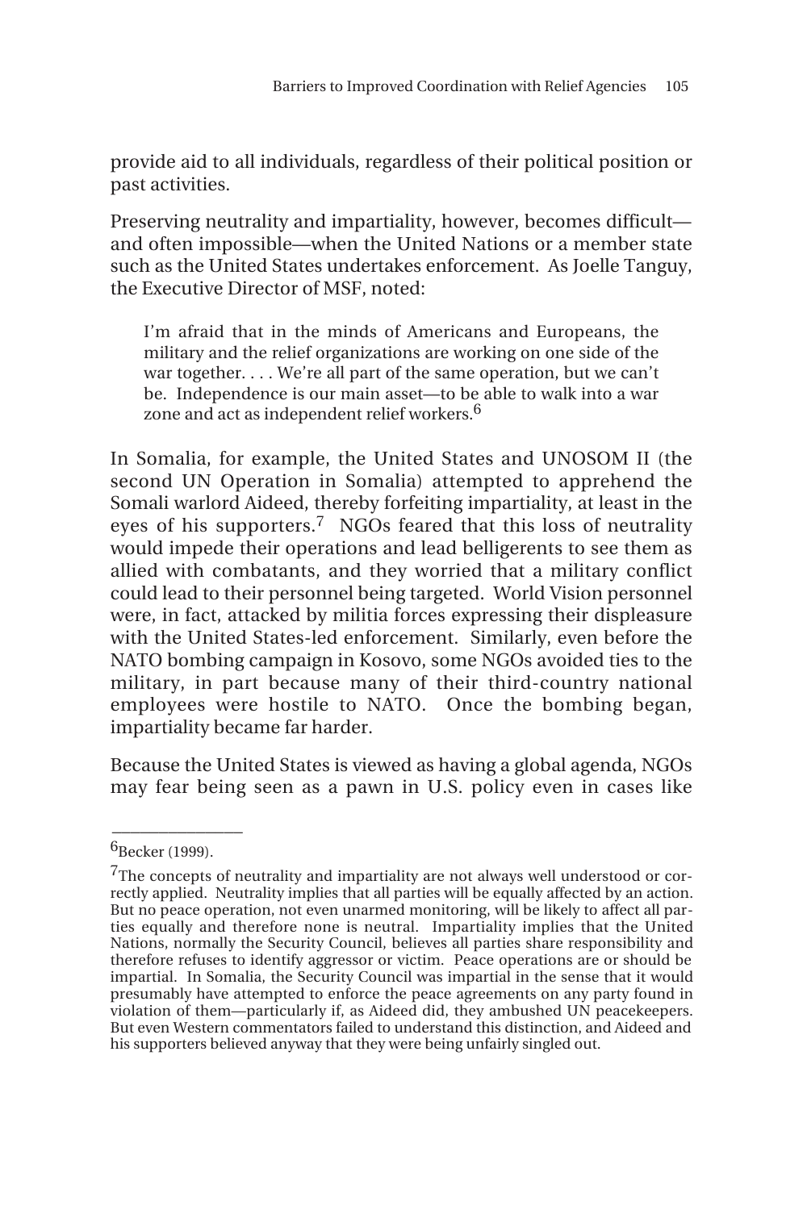provide aid to all individuals, regardless of their political position or past activities.

Preserving neutrality and impartiality, however, becomes difficult—and often impossible—when the United Nations or a member state such as the United States undertakes enforcement. As Joelle Tanguy, the Executive Director of MSF, noted:

> I'm afraid that in the minds of Americans and Europeans, the military and the relief organizations are working on one side of the war together. . . . We're all part of the same operation, but we can't be. Independence is our main asset—to be able to walk into a war zone and act as independent relief workers.[6]

In Somalia, for example, the United States and UNOSOM II (the second UN Operation in Somalia) attempted to apprehend the Somali warlord Aideed, thereby forfeiting impartiality, at least in the eyes of his supporters.[7] NGOs feared that this loss of neutrality would impede their operations and lead belligerents to see them as allied with combatants, and they worried that a military conflict could lead to their personnel being targeted. World Vision personnel were, in fact, attacked by militia forces expressing their displeasure with the United States-led enforcement. Similarly, even before the NATO bombing campaign in Kosovo, some NGOs avoided ties to the military, in part because many of their third-country national employees were hostile to NATO. Once the bombing began, impartiality became far harder.

Because the United States is viewed as having a global agenda, NGOs may fear being seen as a pawn in U.S. policy even in cases like

---

[6]Becker (1999).

[7]The concepts of neutrality and impartiality are not always well understood or correctly applied. Neutrality implies that all parties will be equally affected by an action. But no peace operation, not even unarmed monitoring, will be likely to affect all parties equally and therefore none is neutral. Impartiality implies that the United Nations, normally the Security Council, believes all parties share responsibility and therefore refuses to identify aggressor or victim. Peace operations are or should be impartial. In Somalia, the Security Council was impartial in the sense that it would presumably have attempted to enforce the peace agreements on any party found in violation of them—particularly if, as Aideed did, they ambushed UN peacekeepers. But even Western commentators failed to understand this distinction, and Aideed and his supporters believed anyway that they were being unfairly singled out.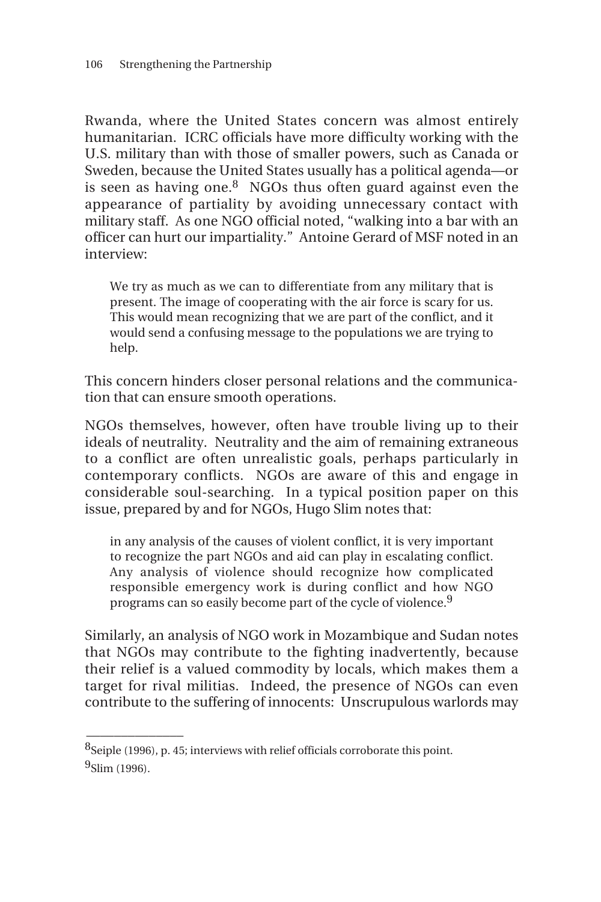Rwanda, where the United States concern was almost entirely humanitarian. ICRC officials have more difficulty working with the U.S. military than with those of smaller powers, such as Canada or Sweden, because the United States usually has a political agenda—or is seen as having one.[8] NGOs thus often guard against even the appearance of partiality by avoiding unnecessary contact with military staff. As one NGO official noted, "walking into a bar with an officer can hurt our impartiality." Antoine Gerard of MSF noted in an interview:

> We try as much as we can to differentiate from any military that is present. The image of cooperating with the air force is scary for us. This would mean recognizing that we are part of the conflict, and it would send a confusing message to the populations we are trying to help.

This concern hinders closer personal relations and the communication that can ensure smooth operations.

NGOs themselves, however, often have trouble living up to their ideals of neutrality. Neutrality and the aim of remaining extraneous to a conflict are often unrealistic goals, perhaps particularly in contemporary conflicts. NGOs are aware of this and engage in considerable soul-searching. In a typical position paper on this issue, prepared by and for NGOs, Hugo Slim notes that:

> in any analysis of the causes of violent conflict, it is very important to recognize the part NGOs and aid can play in escalating conflict. Any analysis of violence should recognize how complicated responsible emergency work is during conflict and how NGO programs can so easily become part of the cycle of violence.[9]

Similarly, an analysis of NGO work in Mozambique and Sudan notes that NGOs may contribute to the fighting inadvertently, because their relief is a valued commodity by locals, which makes them a target for rival militias. Indeed, the presence of NGOs can even contribute to the suffering of innocents: Unscrupulous warlords may

---

[8] Seiple (1996), p. 45; interviews with relief officials corroborate this point.

[9] Slim (1996).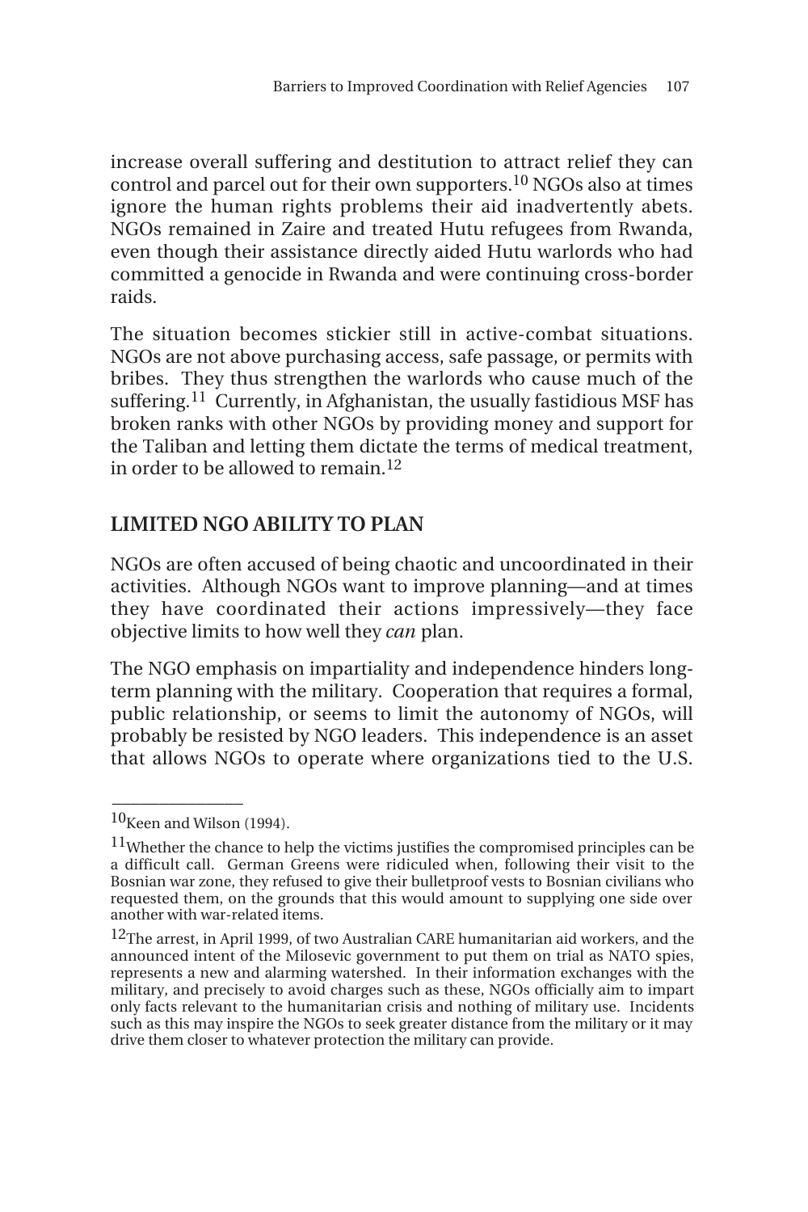increase overall suffering and destitution to attract relief they can control and parcel out for their own supporters.[10] NGOs also at times ignore the human rights problems their aid inadvertently abets. NGOs remained in Zaire and treated Hutu refugees from Rwanda, even though their assistance directly aided Hutu warlords who had committed a genocide in Rwanda and were continuing cross-border raids.

The situation becomes stickier still in active-combat situations. NGOs are not above purchasing access, safe passage, or permits with bribes. They thus strengthen the warlords who cause much of the suffering.[11] Currently, in Afghanistan, the usually fastidious MSF has broken ranks with other NGOs by providing money and support for the Taliban and letting them dictate the terms of medical treatment, in order to be allowed to remain.[12]

## LIMITED NGO ABILITY TO PLAN

NGOs are often accused of being chaotic and uncoordinated in their activities. Although NGOs want to improve planning—and at times they have coordinated their actions impressively—they face objective limits to how well they *can* plan.

The NGO emphasis on impartiality and independence hinders long-term planning with the military. Cooperation that requires a formal, public relationship, or seems to limit the autonomy of NGOs, will probably be resisted by NGO leaders. This independence is an asset that allows NGOs to operate where organizations tied to the U.S.

---

[10]Keen and Wilson (1994).

[11]Whether the chance to help the victims justifies the compromised principles can be a difficult call. German Greens were ridiculed when, following their visit to the Bosnian war zone, they refused to give their bulletproof vests to Bosnian civilians who requested them, on the grounds that this would amount to supplying one side over another with war-related items.

[12]The arrest, in April 1999, of two Australian CARE humanitarian aid workers, and the announced intent of the Milosevic government to put them on trial as NATO spies, represents a new and alarming watershed. In their information exchanges with the military, and precisely to avoid charges such as these, NGOs officially aim to impart only facts relevant to the humanitarian crisis and nothing of military use. Incidents such as this may inspire the NGOs to seek greater distance from the military or it may drive them closer to whatever protection the military can provide.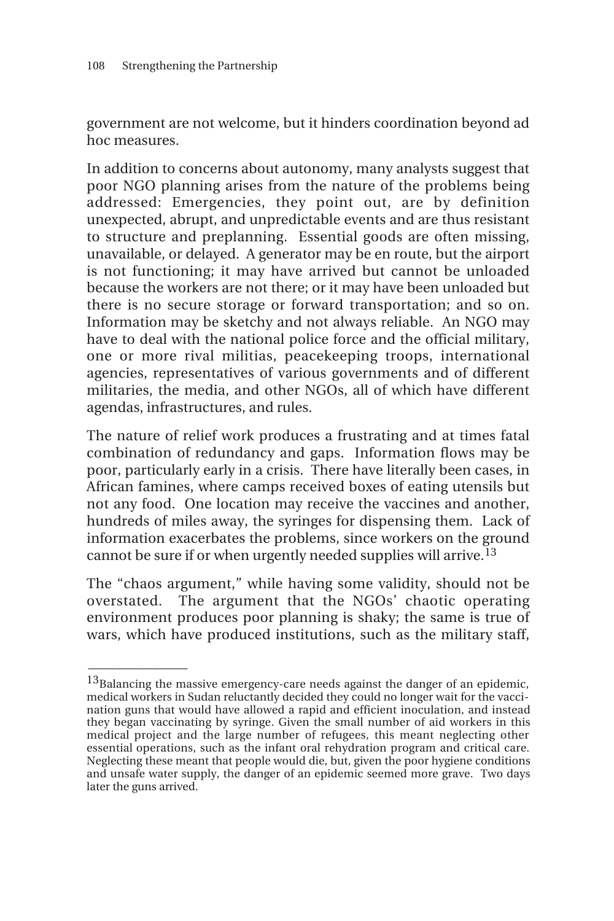government are not welcome, but it hinders coordination beyond ad hoc measures.

In addition to concerns about autonomy, many analysts suggest that poor NGO planning arises from the nature of the problems being addressed: Emergencies, they point out, are by definition unexpected, abrupt, and unpredictable events and are thus resistant to structure and preplanning. Essential goods are often missing, unavailable, or delayed. A generator may be en route, but the airport is not functioning; it may have arrived but cannot be unloaded because the workers are not there; or it may have been unloaded but there is no secure storage or forward transportation; and so on. Information may be sketchy and not always reliable. An NGO may have to deal with the national police force and the official military, one or more rival militias, peacekeeping troops, international agencies, representatives of various governments and of different militaries, the media, and other NGOs, all of which have different agendas, infrastructures, and rules.

The nature of relief work produces a frustrating and at times fatal combination of redundancy and gaps. Information flows may be poor, particularly early in a crisis. There have literally been cases, in African famines, where camps received boxes of eating utensils but not any food. One location may receive the vaccines and another, hundreds of miles away, the syringes for dispensing them. Lack of information exacerbates the problems, since workers on the ground cannot be sure if or when urgently needed supplies will arrive.[13]

The "chaos argument," while having some validity, should not be overstated. The argument that the NGOs' chaotic operating environment produces poor planning is shaky; the same is true of wars, which have produced institutions, such as the military staff,

---

[13] Balancing the massive emergency-care needs against the danger of an epidemic, medical workers in Sudan reluctantly decided they could no longer wait for the vaccination guns that would have allowed a rapid and efficient inoculation, and instead they began vaccinating by syringe. Given the small number of aid workers in this medical project and the large number of refugees, this meant neglecting other essential operations, such as the infant oral rehydration program and critical care. Neglecting these meant that people would die, but, given the poor hygiene conditions and unsafe water supply, the danger of an epidemic seemed more grave. Two days later the guns arrived.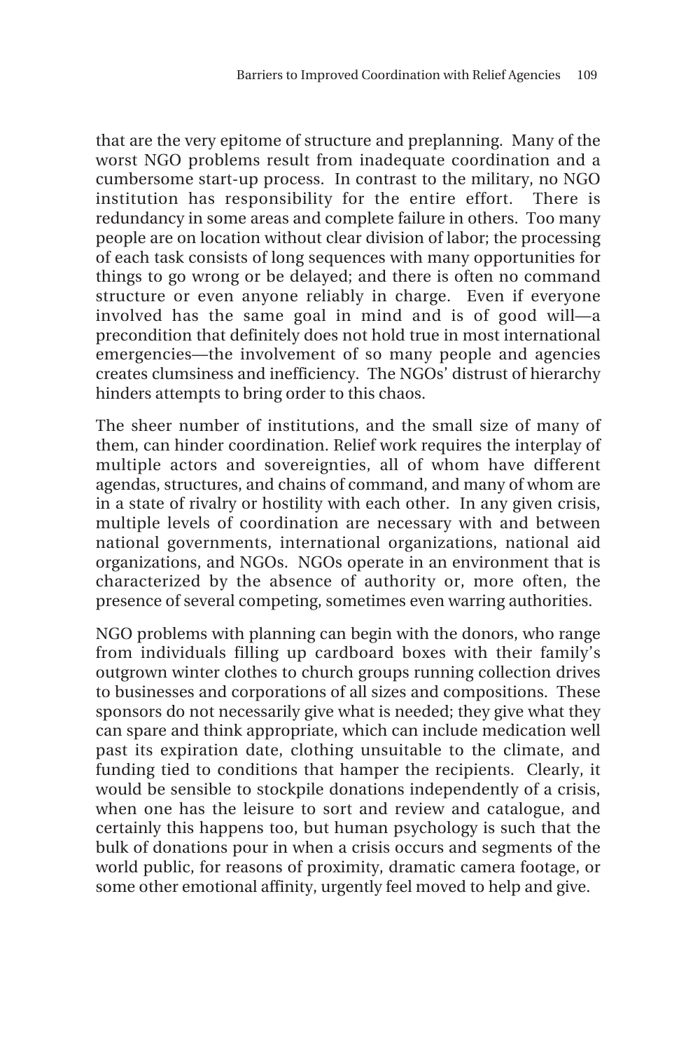that are the very epitome of structure and preplanning. Many of the worst NGO problems result from inadequate coordination and a cumbersome start-up process. In contrast to the military, no NGO institution has responsibility for the entire effort. There is redundancy in some areas and complete failure in others. Too many people are on location without clear division of labor; the processing of each task consists of long sequences with many opportunities for things to go wrong or be delayed; and there is often no command structure or even anyone reliably in charge. Even if everyone involved has the same goal in mind and is of good will—a precondition that definitely does not hold true in most international emergencies—the involvement of so many people and agencies creates clumsiness and inefficiency. The NGOs' distrust of hierarchy hinders attempts to bring order to this chaos.

The sheer number of institutions, and the small size of many of them, can hinder coordination. Relief work requires the interplay of multiple actors and sovereignties, all of whom have different agendas, structures, and chains of command, and many of whom are in a state of rivalry or hostility with each other. In any given crisis, multiple levels of coordination are necessary with and between national governments, international organizations, national aid organizations, and NGOs. NGOs operate in an environment that is characterized by the absence of authority or, more often, the presence of several competing, sometimes even warring authorities.

NGO problems with planning can begin with the donors, who range from individuals filling up cardboard boxes with their family's outgrown winter clothes to church groups running collection drives to businesses and corporations of all sizes and compositions. These sponsors do not necessarily give what is needed; they give what they can spare and think appropriate, which can include medication well past its expiration date, clothing unsuitable to the climate, and funding tied to conditions that hamper the recipients. Clearly, it would be sensible to stockpile donations independently of a crisis, when one has the leisure to sort and review and catalogue, and certainly this happens too, but human psychology is such that the bulk of donations pour in when a crisis occurs and segments of the world public, for reasons of proximity, dramatic camera footage, or some other emotional affinity, urgently feel moved to help and give.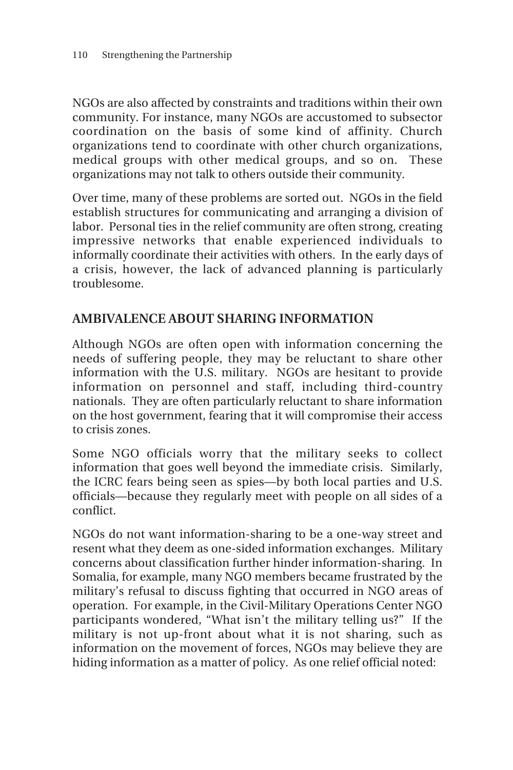NGOs are also affected by constraints and traditions within their own community. For instance, many NGOs are accustomed to subsector coordination on the basis of some kind of affinity. Church organizations tend to coordinate with other church organizations, medical groups with other medical groups, and so on. These organizations may not talk to others outside their community.

Over time, many of these problems are sorted out. NGOs in the field establish structures for communicating and arranging a division of labor. Personal ties in the relief community are often strong, creating impressive networks that enable experienced individuals to informally coordinate their activities with others. In the early days of a crisis, however, the lack of advanced planning is particularly troublesome.

## AMBIVALENCE ABOUT SHARING INFORMATION

Although NGOs are often open with information concerning the needs of suffering people, they may be reluctant to share other information with the U.S. military. NGOs are hesitant to provide information on personnel and staff, including third-country nationals. They are often particularly reluctant to share information on the host government, fearing that it will compromise their access to crisis zones.

Some NGO officials worry that the military seeks to collect information that goes well beyond the immediate crisis. Similarly, the ICRC fears being seen as spies—by both local parties and U.S. officials—because they regularly meet with people on all sides of a conflict.

NGOs do not want information-sharing to be a one-way street and resent what they deem as one-sided information exchanges. Military concerns about classification further hinder information-sharing. In Somalia, for example, many NGO members became frustrated by the military's refusal to discuss fighting that occurred in NGO areas of operation. For example, in the Civil-Military Operations Center NGO participants wondered, "What isn't the military telling us?" If the military is not up-front about what it is not sharing, such as information on the movement of forces, NGOs may believe they are hiding information as a matter of policy. As one relief official noted: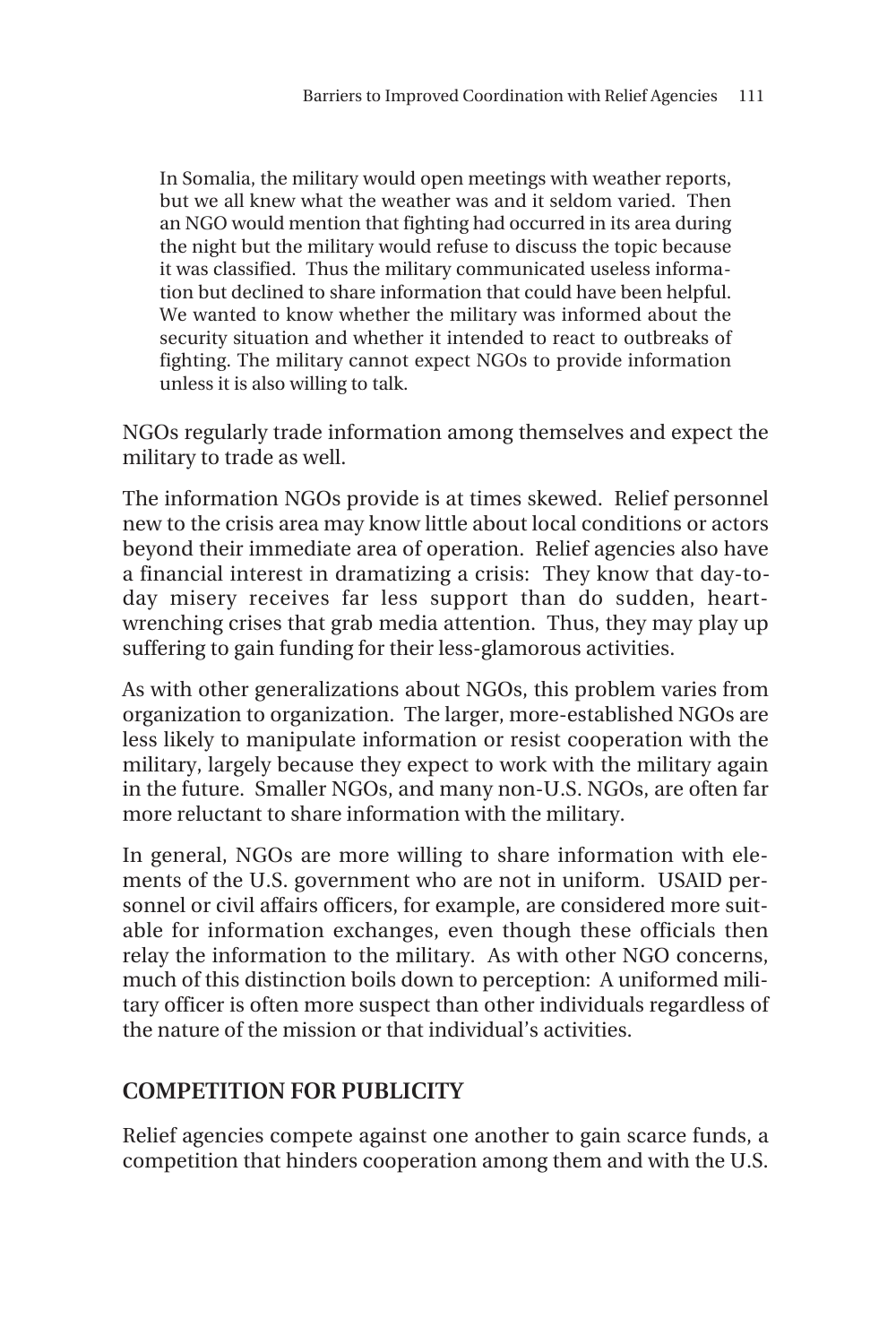> In Somalia, the military would open meetings with weather reports, but we all knew what the weather was and it seldom varied. Then an NGO would mention that fighting had occurred in its area during the night but the military would refuse to discuss the topic because it was classified. Thus the military communicated useless information but declined to share information that could have been helpful. We wanted to know whether the military was informed about the security situation and whether it intended to react to outbreaks of fighting. The military cannot expect NGOs to provide information unless it is also willing to talk.

NGOs regularly trade information among themselves and expect the military to trade as well.

The information NGOs provide is at times skewed. Relief personnel new to the crisis area may know little about local conditions or actors beyond their immediate area of operation. Relief agencies also have a financial interest in dramatizing a crisis: They know that day-to-day misery receives far less support than do sudden, heart-wrenching crises that grab media attention. Thus, they may play up suffering to gain funding for their less-glamorous activities.

As with other generalizations about NGOs, this problem varies from organization to organization. The larger, more-established NGOs are less likely to manipulate information or resist cooperation with the military, largely because they expect to work with the military again in the future. Smaller NGOs, and many non-U.S. NGOs, are often far more reluctant to share information with the military.

In general, NGOs are more willing to share information with elements of the U.S. government who are not in uniform. USAID personnel or civil affairs officers, for example, are considered more suitable for information exchanges, even though these officials then relay the information to the military. As with other NGO concerns, much of this distinction boils down to perception: A uniformed military officer is often more suspect than other individuals regardless of the nature of the mission or that individual's activities.

## COMPETITION FOR PUBLICITY

Relief agencies compete against one another to gain scarce funds, a competition that hinders cooperation among them and with the U.S.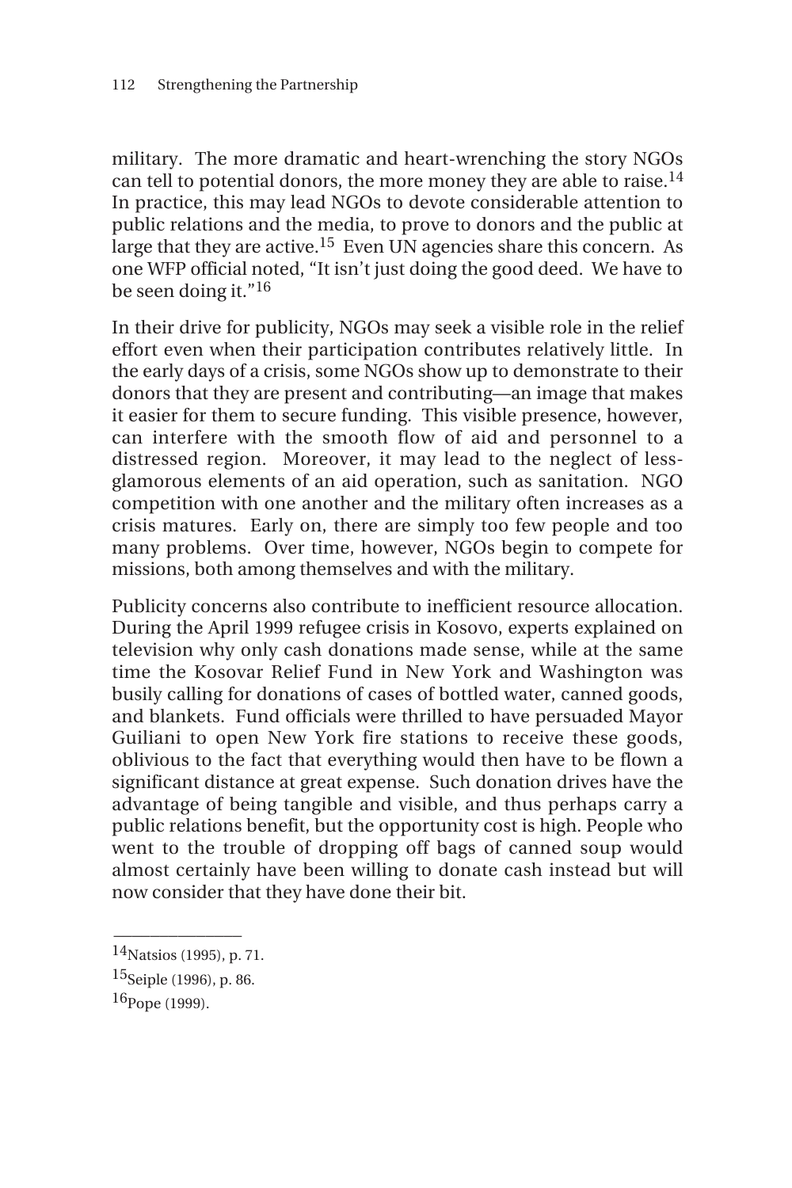military. The more dramatic and heart-wrenching the story NGOs can tell to potential donors, the more money they are able to raise.[14] In practice, this may lead NGOs to devote considerable attention to public relations and the media, to prove to donors and the public at large that they are active.[15] Even UN agencies share this concern. As one WFP official noted, "It isn't just doing the good deed. We have to be seen doing it."[16]

In their drive for publicity, NGOs may seek a visible role in the relief effort even when their participation contributes relatively little. In the early days of a crisis, some NGOs show up to demonstrate to their donors that they are present and contributing—an image that makes it easier for them to secure funding. This visible presence, however, can interfere with the smooth flow of aid and personnel to a distressed region. Moreover, it may lead to the neglect of less-glamorous elements of an aid operation, such as sanitation. NGO competition with one another and the military often increases as a crisis matures. Early on, there are simply too few people and too many problems. Over time, however, NGOs begin to compete for missions, both among themselves and with the military.

Publicity concerns also contribute to inefficient resource allocation. During the April 1999 refugee crisis in Kosovo, experts explained on television why only cash donations made sense, while at the same time the Kosovar Relief Fund in New York and Washington was busily calling for donations of cases of bottled water, canned goods, and blankets. Fund officials were thrilled to have persuaded Mayor Guiliani to open New York fire stations to receive these goods, oblivious to the fact that everything would then have to be flown a significant distance at great expense. Such donation drives have the advantage of being tangible and visible, and thus perhaps carry a public relations benefit, but the opportunity cost is high. People who went to the trouble of dropping off bags of canned soup would almost certainly have been willing to donate cash instead but will now consider that they have done their bit.

---

[14] Natsios (1995), p. 71.

[15] Seiple (1996), p. 86.

[16] Pope (1999).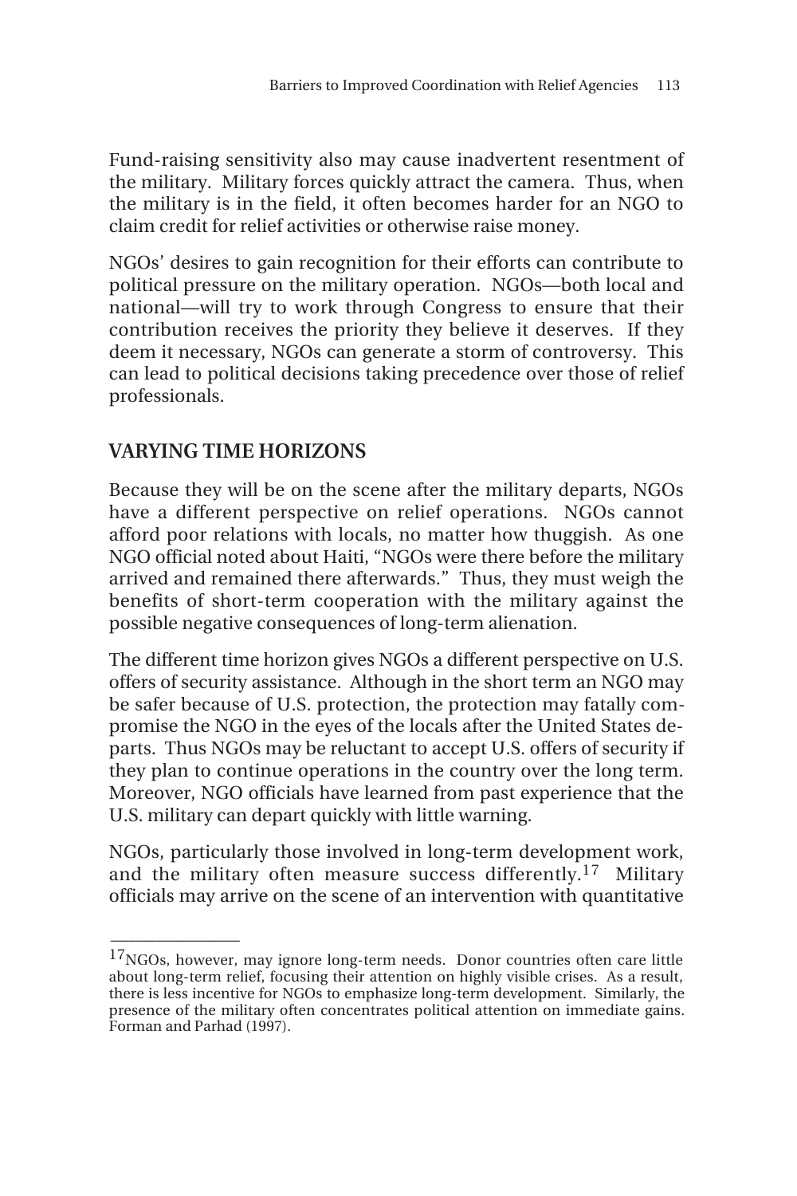Fund-raising sensitivity also may cause inadvertent resentment of the military. Military forces quickly attract the camera. Thus, when the military is in the field, it often becomes harder for an NGO to claim credit for relief activities or otherwise raise money.

NGOs' desires to gain recognition for their efforts can contribute to political pressure on the military operation. NGOs—both local and national—will try to work through Congress to ensure that their contribution receives the priority they believe it deserves. If they deem it necessary, NGOs can generate a storm of controversy. This can lead to political decisions taking precedence over those of relief professionals.

## VARYING TIME HORIZONS

Because they will be on the scene after the military departs, NGOs have a different perspective on relief operations. NGOs cannot afford poor relations with locals, no matter how thuggish. As one NGO official noted about Haiti, "NGOs were there before the military arrived and remained there afterwards." Thus, they must weigh the benefits of short-term cooperation with the military against the possible negative consequences of long-term alienation.

The different time horizon gives NGOs a different perspective on U.S. offers of security assistance. Although in the short term an NGO may be safer because of U.S. protection, the protection may fatally compromise the NGO in the eyes of the locals after the United States departs. Thus NGOs may be reluctant to accept U.S. offers of security if they plan to continue operations in the country over the long term. Moreover, NGO officials have learned from past experience that the U.S. military can depart quickly with little warning.

NGOs, particularly those involved in long-term development work, and the military often measure success differently.[17] Military officials may arrive on the scene of an intervention with quantitative

---

[17]NGOs, however, may ignore long-term needs. Donor countries often care little about long-term relief, focusing their attention on highly visible crises. As a result, there is less incentive for NGOs to emphasize long-term development. Similarly, the presence of the military often concentrates political attention on immediate gains. Forman and Parhad (1997).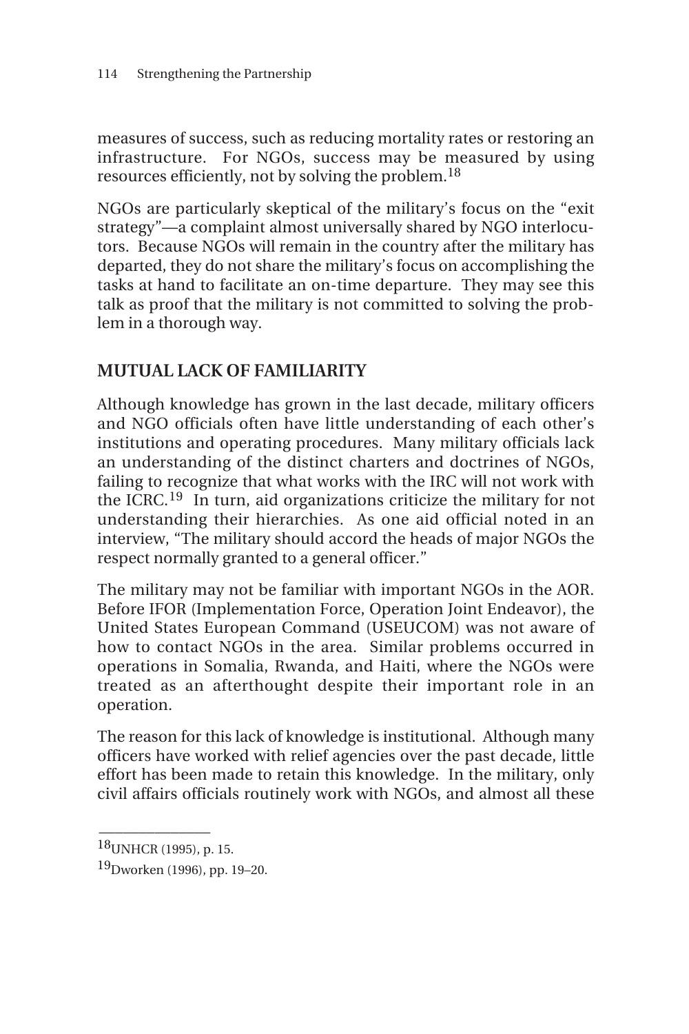measures of success, such as reducing mortality rates or restoring an infrastructure. For NGOs, success may be measured by using resources efficiently, not by solving the problem.[18]

NGOs are particularly skeptical of the military's focus on the "exit strategy"—a complaint almost universally shared by NGO interlocutors. Because NGOs will remain in the country after the military has departed, they do not share the military's focus on accomplishing the tasks at hand to facilitate an on-time departure. They may see this talk as proof that the military is not committed to solving the problem in a thorough way.

## MUTUAL LACK OF FAMILIARITY

Although knowledge has grown in the last decade, military officers and NGO officials often have little understanding of each other's institutions and operating procedures. Many military officials lack an understanding of the distinct charters and doctrines of NGOs, failing to recognize that what works with the IRC will not work with the ICRC.[19] In turn, aid organizations criticize the military for not understanding their hierarchies. As one aid official noted in an interview, "The military should accord the heads of major NGOs the respect normally granted to a general officer."

The military may not be familiar with important NGOs in the AOR. Before IFOR (Implementation Force, Operation Joint Endeavor), the United States European Command (USEUCOM) was not aware of how to contact NGOs in the area. Similar problems occurred in operations in Somalia, Rwanda, and Haiti, where the NGOs were treated as an afterthought despite their important role in an operation.

The reason for this lack of knowledge is institutional. Although many officers have worked with relief agencies over the past decade, little effort has been made to retain this knowledge. In the military, only civil affairs officials routinely work with NGOs, and almost all these

---

[18]UNHCR (1995), p. 15.

[19]Dworken (1996), pp. 19–20.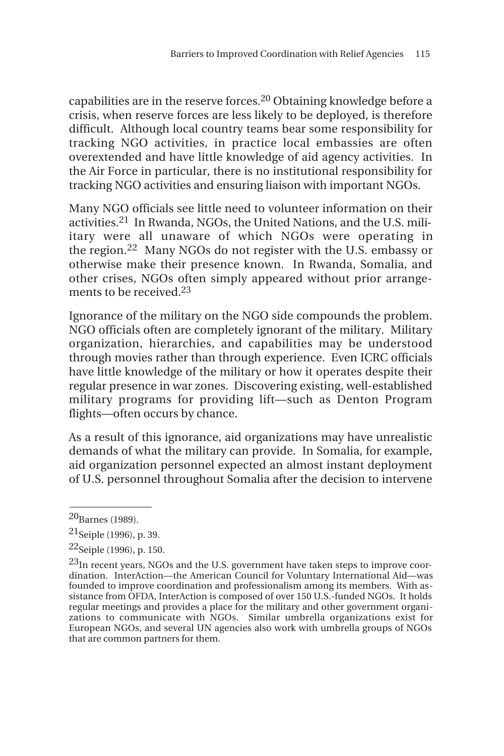capabilities are in the reserve forces.[20] Obtaining knowledge before a crisis, when reserve forces are less likely to be deployed, is therefore difficult. Although local country teams bear some responsibility for tracking NGO activities, in practice local embassies are often overextended and have little knowledge of aid agency activities. In the Air Force in particular, there is no institutional responsibility for tracking NGO activities and ensuring liaison with important NGOs.

Many NGO officials see little need to volunteer information on their activities.[21] In Rwanda, NGOs, the United Nations, and the U.S. military were all unaware of which NGOs were operating in the region.[22] Many NGOs do not register with the U.S. embassy or otherwise make their presence known. In Rwanda, Somalia, and other crises, NGOs often simply appeared without prior arrangements to be received.[23]

Ignorance of the military on the NGO side compounds the problem. NGO officials often are completely ignorant of the military. Military organization, hierarchies, and capabilities may be understood through movies rather than through experience. Even ICRC officials have little knowledge of the military or how it operates despite their regular presence in war zones. Discovering existing, well-established military programs for providing lift—such as Denton Program flights—often occurs by chance.

As a result of this ignorance, aid organizations may have unrealistic demands of what the military can provide. In Somalia, for example, aid organization personnel expected an almost instant deployment of U.S. personnel throughout Somalia after the decision to intervene

---

[20] Barnes (1989).

[21] Seiple (1996), p. 39.

[22] Seiple (1996), p. 150.

[23] In recent years, NGOs and the U.S. government have taken steps to improve coordination. InterAction—the American Council for Voluntary International Aid—was founded to improve coordination and professionalism among its members. With assistance from OFDA, InterAction is composed of over 150 U.S.-funded NGOs. It holds regular meetings and provides a place for the military and other government organizations to communicate with NGOs. Similar umbrella organizations exist for European NGOs, and several UN agencies also work with umbrella groups of NGOs that are common partners for them.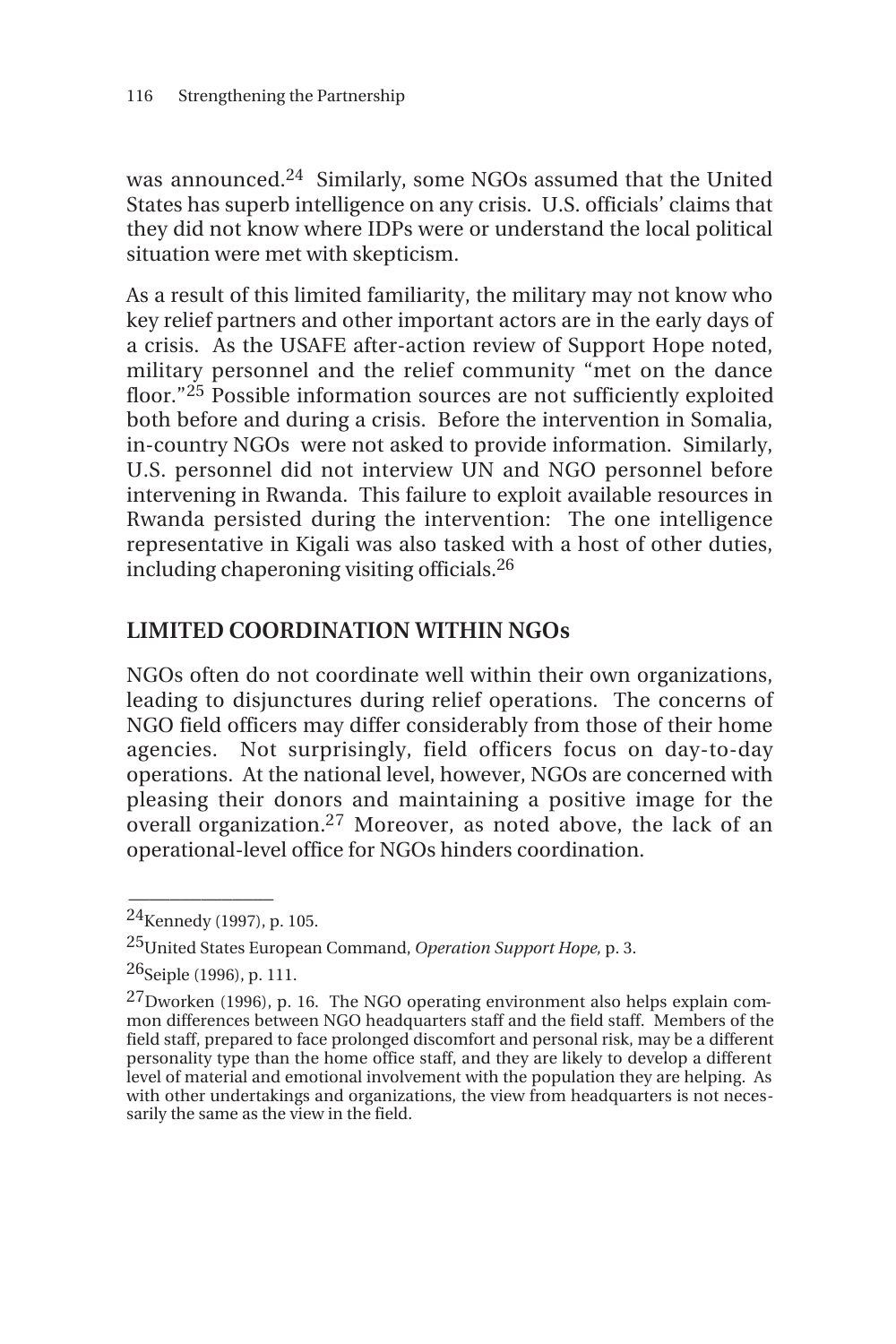was announced.[24] Similarly, some NGOs assumed that the United States has superb intelligence on any crisis. U.S. officials' claims that they did not know where IDPs were or understand the local political situation were met with skepticism.

As a result of this limited familiarity, the military may not know who key relief partners and other important actors are in the early days of a crisis. As the USAFE after-action review of Support Hope noted, military personnel and the relief community "met on the dance floor."[25] Possible information sources are not sufficiently exploited both before and during a crisis. Before the intervention in Somalia, in-country NGOs were not asked to provide information. Similarly, U.S. personnel did not interview UN and NGO personnel before intervening in Rwanda. This failure to exploit available resources in Rwanda persisted during the intervention: The one intelligence representative in Kigali was also tasked with a host of other duties, including chaperoning visiting officials.[26]

## LIMITED COORDINATION WITHIN NGOs

NGOs often do not coordinate well within their own organizations, leading to disjunctures during relief operations. The concerns of NGO field officers may differ considerably from those of their home agencies. Not surprisingly, field officers focus on day-to-day operations. At the national level, however, NGOs are concerned with pleasing their donors and maintaining a positive image for the overall organization.[27] Moreover, as noted above, the lack of an operational-level office for NGOs hinders coordination.

---

[24]Kennedy (1997), p. 105.

[25]United States European Command, *Operation Support Hope*, p. 3.

[26]Seiple (1996), p. 111.

[27]Dworken (1996), p. 16. The NGO operating environment also helps explain common differences between NGO headquarters staff and the field staff. Members of the field staff, prepared to face prolonged discomfort and personal risk, may be a different personality type than the home office staff, and they are likely to develop a different level of material and emotional involvement with the population they are helping. As with other undertakings and organizations, the view from headquarters is not necessarily the same as the view in the field.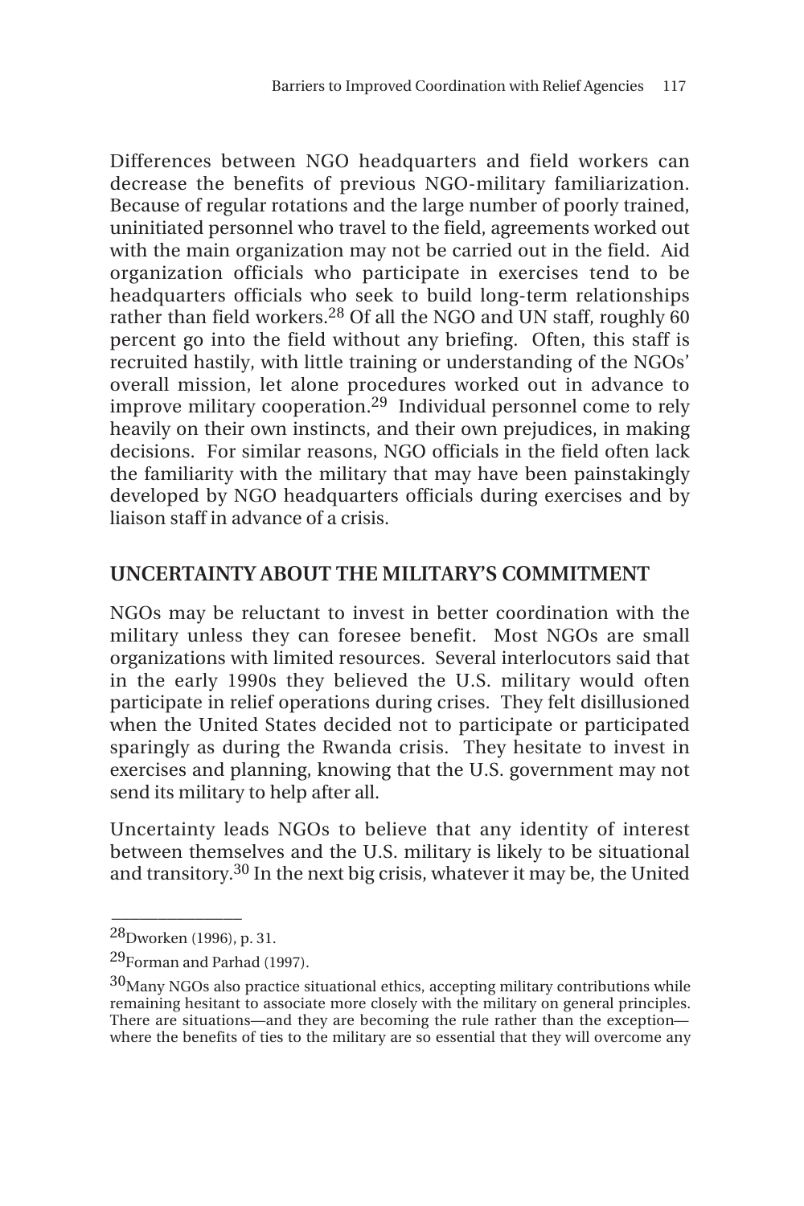Differences between NGO headquarters and field workers can decrease the benefits of previous NGO-military familiarization. Because of regular rotations and the large number of poorly trained, uninitiated personnel who travel to the field, agreements worked out with the main organization may not be carried out in the field. Aid organization officials who participate in exercises tend to be headquarters officials who seek to build long-term relationships rather than field workers.[28] Of all the NGO and UN staff, roughly 60 percent go into the field without any briefing. Often, this staff is recruited hastily, with little training or understanding of the NGOs' overall mission, let alone procedures worked out in advance to improve military cooperation.[29] Individual personnel come to rely heavily on their own instincts, and their own prejudices, in making decisions. For similar reasons, NGO officials in the field often lack the familiarity with the military that may have been painstakingly developed by NGO headquarters officials during exercises and by liaison staff in advance of a crisis.

## UNCERTAINTY ABOUT THE MILITARY'S COMMITMENT

NGOs may be reluctant to invest in better coordination with the military unless they can foresee benefit. Most NGOs are small organizations with limited resources. Several interlocutors said that in the early 1990s they believed the U.S. military would often participate in relief operations during crises. They felt disillusioned when the United States decided not to participate or participated sparingly as during the Rwanda crisis. They hesitate to invest in exercises and planning, knowing that the U.S. government may not send its military to help after all.

Uncertainty leads NGOs to believe that any identity of interest between themselves and the U.S. military is likely to be situational and transitory.[30] In the next big crisis, whatever it may be, the United

---

[28]Dworken (1996), p. 31.

[29]Forman and Parhad (1997).

[30]Many NGOs also practice situational ethics, accepting military contributions while remaining hesitant to associate more closely with the military on general principles. There are situations—and they are becoming the rule rather than the exception—where the benefits of ties to the military are so essential that they will overcome any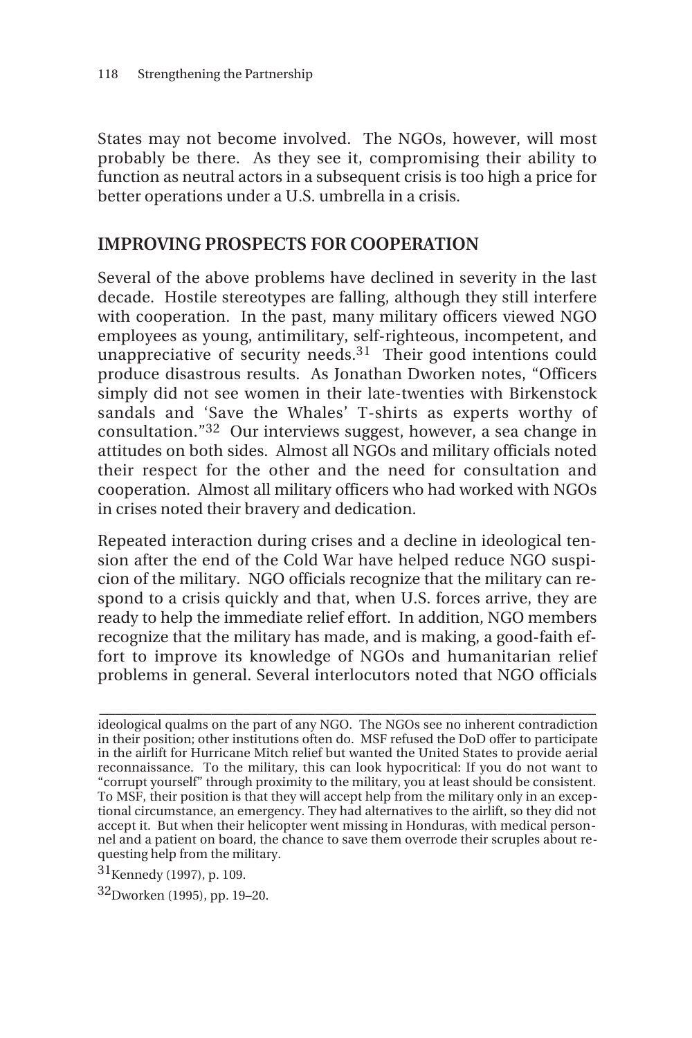States may not become involved. The NGOs, however, will most probably be there. As they see it, compromising their ability to function as neutral actors in a subsequent crisis is too high a price for better operations under a U.S. umbrella in a crisis.

## IMPROVING PROSPECTS FOR COOPERATION

Several of the above problems have declined in severity in the last decade. Hostile stereotypes are falling, although they still interfere with cooperation. In the past, many military officers viewed NGO employees as young, antimilitary, self-righteous, incompetent, and unappreciative of security needs.[31] Their good intentions could produce disastrous results. As Jonathan Dworken notes, "Officers simply did not see women in their late-twenties with Birkenstock sandals and 'Save the Whales' T-shirts as experts worthy of consultation."[32] Our interviews suggest, however, a sea change in attitudes on both sides. Almost all NGOs and military officials noted their respect for the other and the need for consultation and cooperation. Almost all military officers who had worked with NGOs in crises noted their bravery and dedication.

Repeated interaction during crises and a decline in ideological tension after the end of the Cold War have helped reduce NGO suspicion of the military. NGO officials recognize that the military can respond to a crisis quickly and that, when U.S. forces arrive, they are ready to help the immediate relief effort. In addition, NGO members recognize that the military has made, and is making, a good-faith effort to improve its knowledge of NGOs and humanitarian relief problems in general. Several interlocutors noted that NGO officials

---

ideological qualms on the part of any NGO. The NGOs see no inherent contradiction in their position; other institutions often do. MSF refused the DoD offer to participate in the airlift for Hurricane Mitch relief but wanted the United States to provide aerial reconnaissance. To the military, this can look hypocritical: If you do not want to "corrupt yourself" through proximity to the military, you at least should be consistent. To MSF, their position is that they will accept help from the military only in an exceptional circumstance, an emergency. They had alternatives to the airlift, so they did not accept it. But when their helicopter went missing in Honduras, with medical personnel and a patient on board, the chance to save them overrode their scruples about requesting help from the military.

[31] Kennedy (1997), p. 109.

[32] Dworken (1995), pp. 19–20.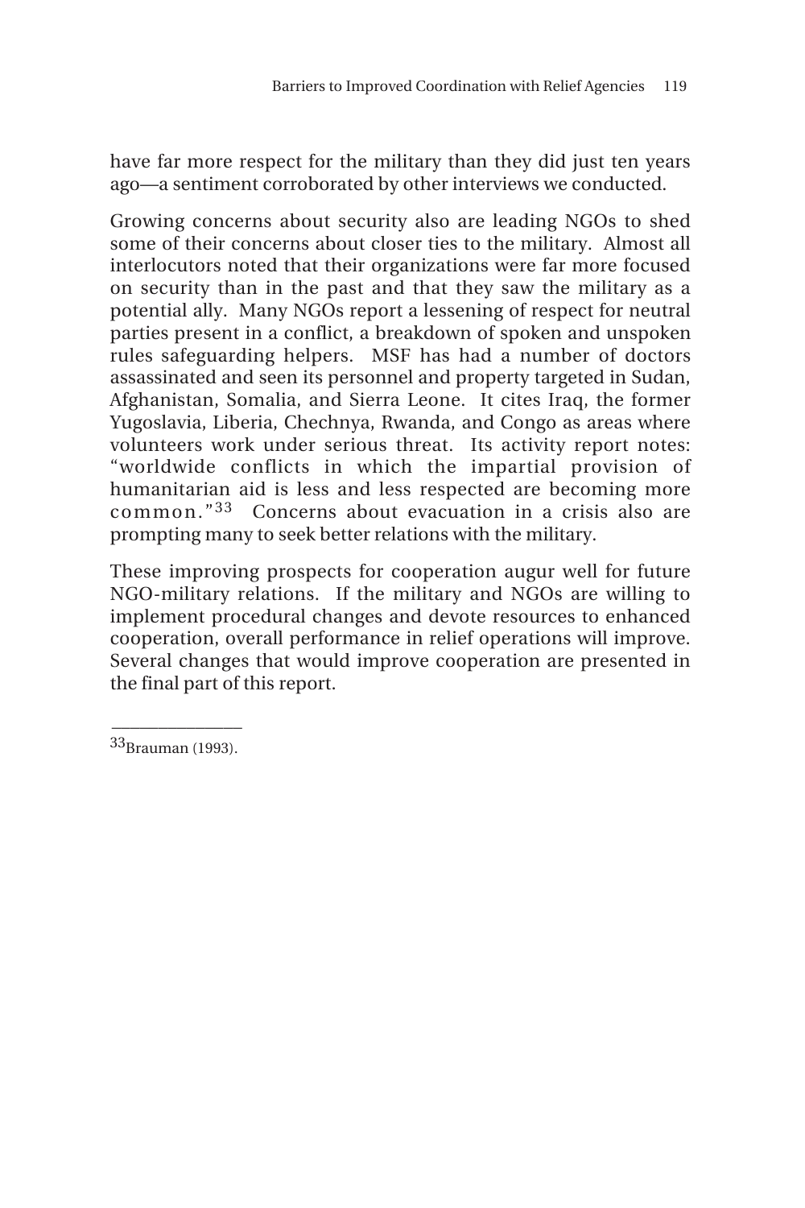have far more respect for the military than they did just ten years ago—a sentiment corroborated by other interviews we conducted.

Growing concerns about security also are leading NGOs to shed some of their concerns about closer ties to the military. Almost all interlocutors noted that their organizations were far more focused on security than in the past and that they saw the military as a potential ally. Many NGOs report a lessening of respect for neutral parties present in a conflict, a breakdown of spoken and unspoken rules safeguarding helpers. MSF has had a number of doctors assassinated and seen its personnel and property targeted in Sudan, Afghanistan, Somalia, and Sierra Leone. It cites Iraq, the former Yugoslavia, Liberia, Chechnya, Rwanda, and Congo as areas where volunteers work under serious threat. Its activity report notes: "worldwide conflicts in which the impartial provision of humanitarian aid is less and less respected are becoming more common."[33] Concerns about evacuation in a crisis also are prompting many to seek better relations with the military.

These improving prospects for cooperation augur well for future NGO-military relations. If the military and NGOs are willing to implement procedural changes and devote resources to enhanced cooperation, overall performance in relief operations will improve. Several changes that would improve cooperation are presented in the final part of this report.

---

[33]Brauman (1993).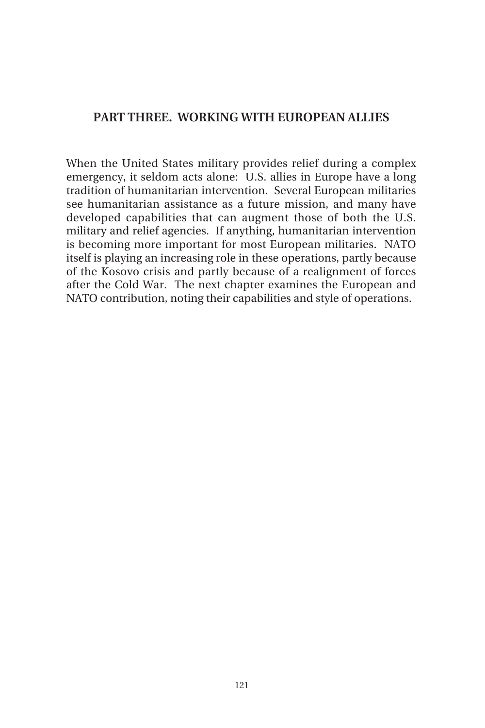# PART THREE. WORKING WITH EUROPEAN ALLIES

When the United States military provides relief during a complex emergency, it seldom acts alone: U.S. allies in Europe have a long tradition of humanitarian intervention. Several European militaries see humanitarian assistance as a future mission, and many have developed capabilities that can augment those of both the U.S. military and relief agencies. If anything, humanitarian intervention is becoming more important for most European militaries. NATO itself is playing an increasing role in these operations, partly because of the Kosovo crisis and partly because of a realignment of forces after the Cold War. The next chapter examines the European and NATO contribution, noting their capabilities and style of operations.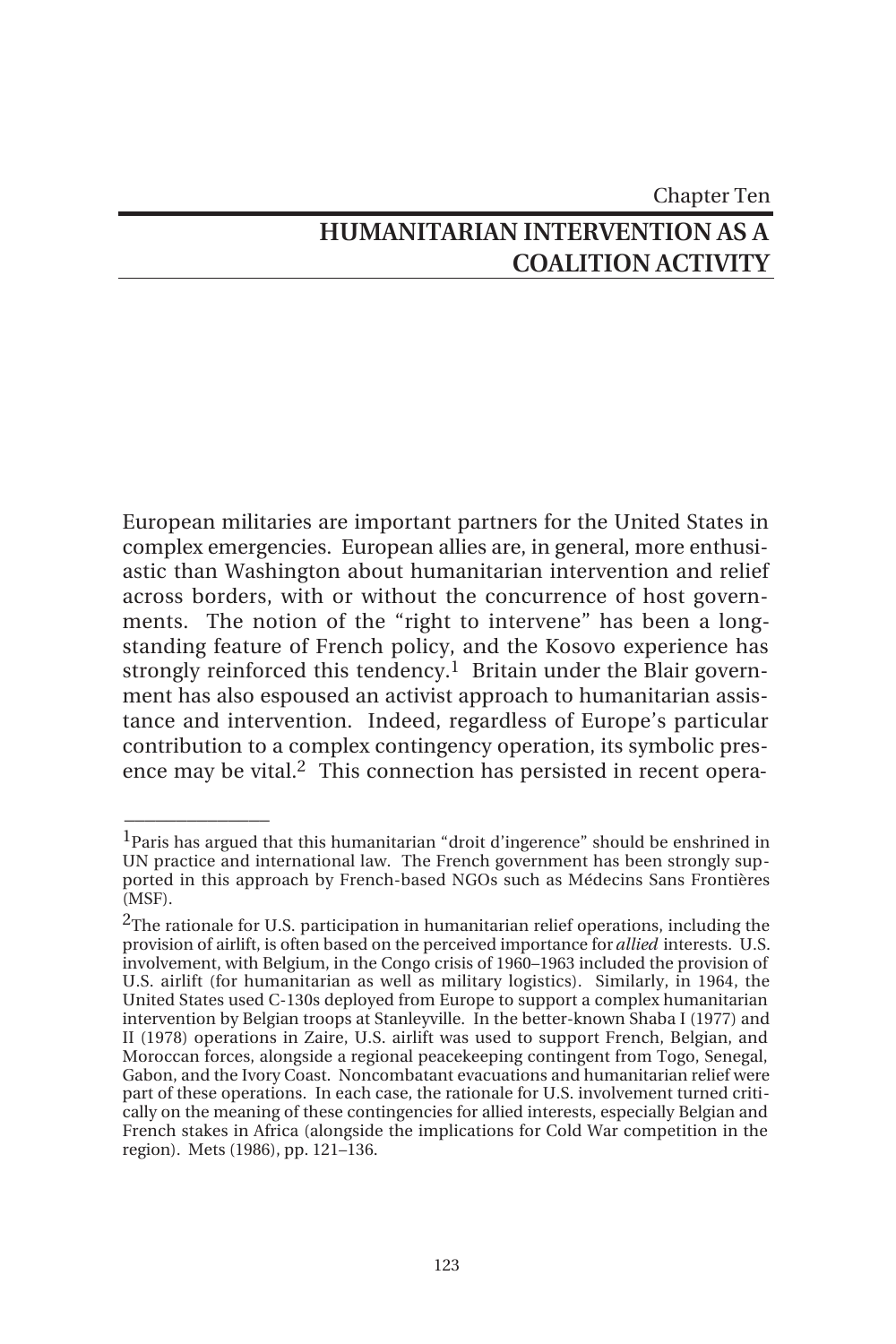Chapter Ten

# HUMANITARIAN INTERVENTION AS A COALITION ACTIVITY

European militaries are important partners for the United States in complex emergencies. European allies are, in general, more enthusiastic than Washington about humanitarian intervention and relief across borders, with or without the concurrence of host governments. The notion of the "right to intervene" has been a longstanding feature of French policy, and the Kosovo experience has strongly reinforced this tendency.[1] Britain under the Blair government has also espoused an activist approach to humanitarian assistance and intervention. Indeed, regardless of Europe's particular contribution to a complex contingency operation, its symbolic presence may be vital.[2] This connection has persisted in recent opera-

---

[1]Paris has argued that this humanitarian "droit d'ingerence" should be enshrined in UN practice and international law. The French government has been strongly supported in this approach by French-based NGOs such as Médecins Sans Frontières (MSF).

[2]The rationale for U.S. participation in humanitarian relief operations, including the provision of airlift, is often based on the perceived importance for *allied* interests. U.S. involvement, with Belgium, in the Congo crisis of 1960–1963 included the provision of U.S. airlift (for humanitarian as well as military logistics). Similarly, in 1964, the United States used C-130s deployed from Europe to support a complex humanitarian intervention by Belgian troops at Stanleyville. In the better-known Shaba I (1977) and II (1978) operations in Zaire, U.S. airlift was used to support French, Belgian, and Moroccan forces, alongside a regional peacekeeping contingent from Togo, Senegal, Gabon, and the Ivory Coast. Noncombatant evacuations and humanitarian relief were part of these operations. In each case, the rationale for U.S. involvement turned critically on the meaning of these contingencies for allied interests, especially Belgian and French stakes in Africa (alongside the implications for Cold War competition in the region). Mets (1986), pp. 121–136.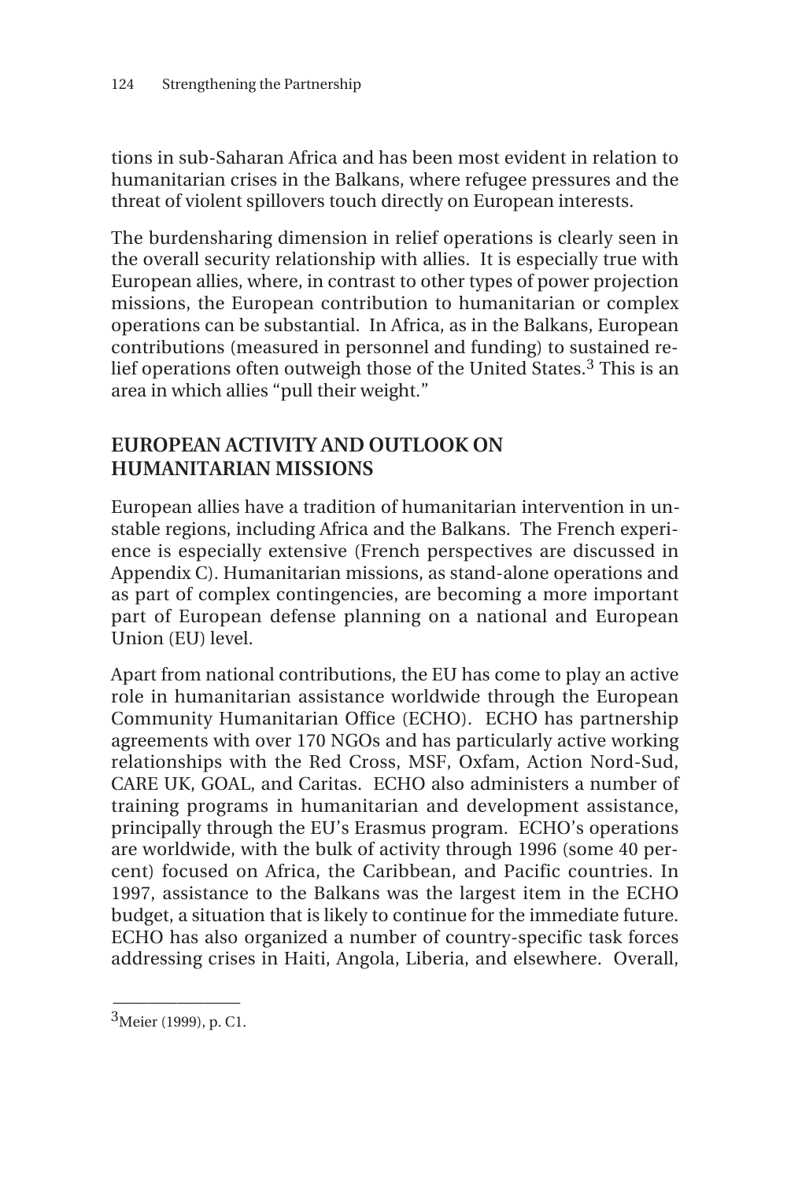tions in sub-Saharan Africa and has been most evident in relation to humanitarian crises in the Balkans, where refugee pressures and the threat of violent spillovers touch directly on European interests.

The burdensharing dimension in relief operations is clearly seen in the overall security relationship with allies. It is especially true with European allies, where, in contrast to other types of power projection missions, the European contribution to humanitarian or complex operations can be substantial. In Africa, as in the Balkans, European contributions (measured in personnel and funding) to sustained relief operations often outweigh those of the United States.[3] This is an area in which allies "pull their weight."

## EUROPEAN ACTIVITY AND OUTLOOK ON HUMANITARIAN MISSIONS

European allies have a tradition of humanitarian intervention in unstable regions, including Africa and the Balkans. The French experience is especially extensive (French perspectives are discussed in Appendix C). Humanitarian missions, as stand-alone operations and as part of complex contingencies, are becoming a more important part of European defense planning on a national and European Union (EU) level.

Apart from national contributions, the EU has come to play an active role in humanitarian assistance worldwide through the European Community Humanitarian Office (ECHO). ECHO has partnership agreements with over 170 NGOs and has particularly active working relationships with the Red Cross, MSF, Oxfam, Action Nord-Sud, CARE UK, GOAL, and Caritas. ECHO also administers a number of training programs in humanitarian and development assistance, principally through the EU's Erasmus program. ECHO's operations are worldwide, with the bulk of activity through 1996 (some 40 percent) focused on Africa, the Caribbean, and Pacific countries. In 1997, assistance to the Balkans was the largest item in the ECHO budget, a situation that is likely to continue for the immediate future. ECHO has also organized a number of country-specific task forces addressing crises in Haiti, Angola, Liberia, and elsewhere. Overall,

---

[3]Meier (1999), p. C1.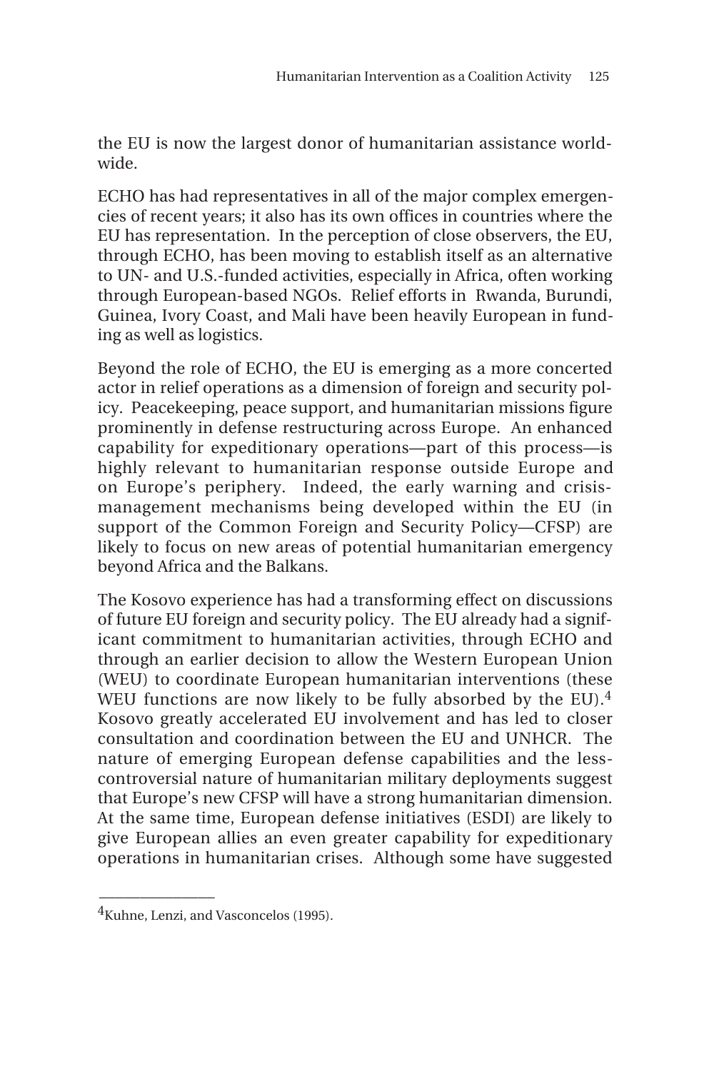the EU is now the largest donor of humanitarian assistance worldwide.

ECHO has had representatives in all of the major complex emergencies of recent years; it also has its own offices in countries where the EU has representation. In the perception of close observers, the EU, through ECHO, has been moving to establish itself as an alternative to UN- and U.S.-funded activities, especially in Africa, often working through European-based NGOs. Relief efforts in Rwanda, Burundi, Guinea, Ivory Coast, and Mali have been heavily European in funding as well as logistics.

Beyond the role of ECHO, the EU is emerging as a more concerted actor in relief operations as a dimension of foreign and security policy. Peacekeeping, peace support, and humanitarian missions figure prominently in defense restructuring across Europe. An enhanced capability for expeditionary operations—part of this process—is highly relevant to humanitarian response outside Europe and on Europe's periphery. Indeed, the early warning and crisis-management mechanisms being developed within the EU (in support of the Common Foreign and Security Policy—CFSP) are likely to focus on new areas of potential humanitarian emergency beyond Africa and the Balkans.

The Kosovo experience has had a transforming effect on discussions of future EU foreign and security policy. The EU already had a significant commitment to humanitarian activities, through ECHO and through an earlier decision to allow the Western European Union (WEU) to coordinate European humanitarian interventions (these WEU functions are now likely to be fully absorbed by the EU).[4] Kosovo greatly accelerated EU involvement and has led to closer consultation and coordination between the EU and UNHCR. The nature of emerging European defense capabilities and the less-controversial nature of humanitarian military deployments suggest that Europe's new CFSP will have a strong humanitarian dimension. At the same time, European defense initiatives (ESDI) are likely to give European allies an even greater capability for expeditionary operations in humanitarian crises. Although some have suggested

---

[4] Kuhne, Lenzi, and Vasconcelos (1995).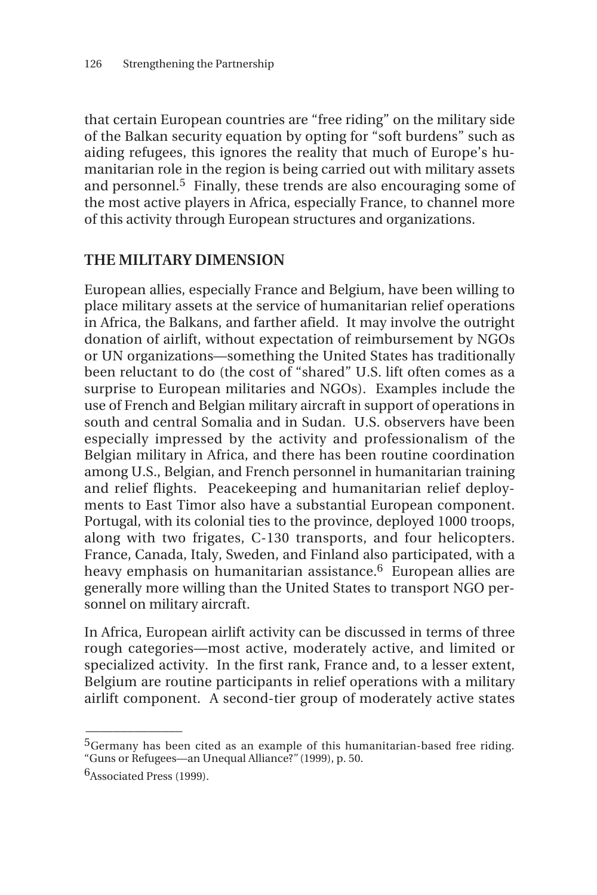that certain European countries are "free riding" on the military side of the Balkan security equation by opting for "soft burdens" such as aiding refugees, this ignores the reality that much of Europe's humanitarian role in the region is being carried out with military assets and personnel.[5] Finally, these trends are also encouraging some of the most active players in Africa, especially France, to channel more of this activity through European structures and organizations.

## THE MILITARY DIMENSION

European allies, especially France and Belgium, have been willing to place military assets at the service of humanitarian relief operations in Africa, the Balkans, and farther afield. It may involve the outright donation of airlift, without expectation of reimbursement by NGOs or UN organizations—something the United States has traditionally been reluctant to do (the cost of "shared" U.S. lift often comes as a surprise to European militaries and NGOs). Examples include the use of French and Belgian military aircraft in support of operations in south and central Somalia and in Sudan. U.S. observers have been especially impressed by the activity and professionalism of the Belgian military in Africa, and there has been routine coordination among U.S., Belgian, and French personnel in humanitarian training and relief flights. Peacekeeping and humanitarian relief deployments to East Timor also have a substantial European component. Portugal, with its colonial ties to the province, deployed 1000 troops, along with two frigates, C-130 transports, and four helicopters. France, Canada, Italy, Sweden, and Finland also participated, with a heavy emphasis on humanitarian assistance.[6] European allies are generally more willing than the United States to transport NGO personnel on military aircraft.

In Africa, European airlift activity can be discussed in terms of three rough categories—most active, moderately active, and limited or specialized activity. In the first rank, France and, to a lesser extent, Belgium are routine participants in relief operations with a military airlift component. A second-tier group of moderately active states

---

[5] Germany has been cited as an example of this humanitarian-based free riding. "Guns or Refugees—an Unequal Alliance?" (1999), p. 50.

[6] Associated Press (1999).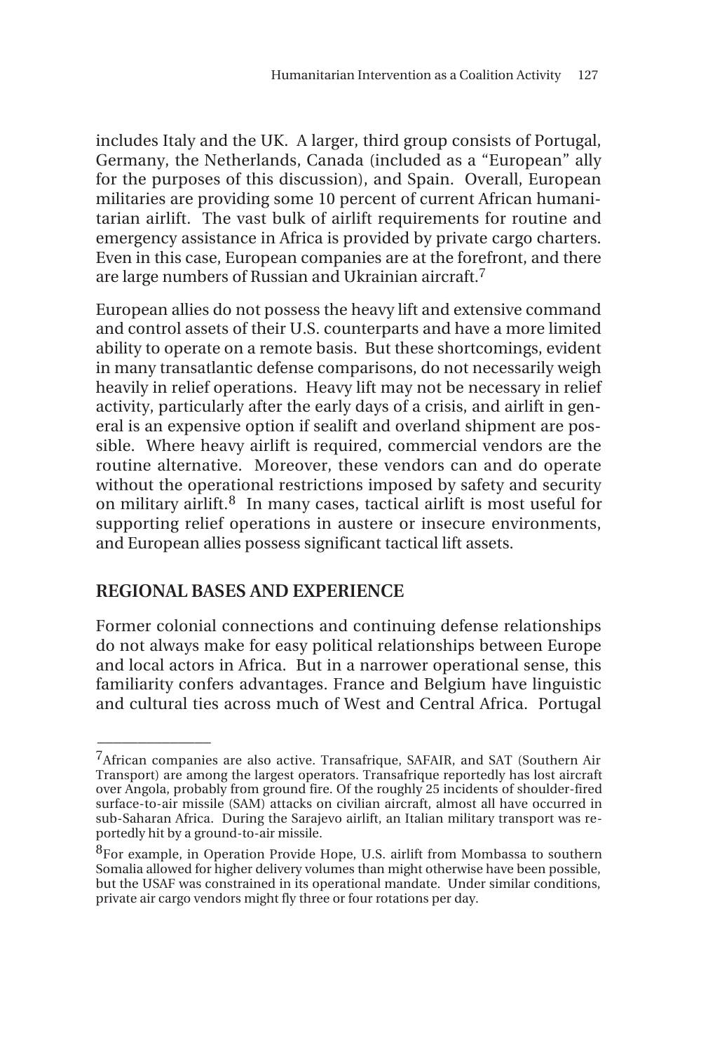includes Italy and the UK. A larger, third group consists of Portugal, Germany, the Netherlands, Canada (included as a "European" ally for the purposes of this discussion), and Spain. Overall, European militaries are providing some 10 percent of current African humanitarian airlift. The vast bulk of airlift requirements for routine and emergency assistance in Africa is provided by private cargo charters. Even in this case, European companies are at the forefront, and there are large numbers of Russian and Ukrainian aircraft.[7]

European allies do not possess the heavy lift and extensive command and control assets of their U.S. counterparts and have a more limited ability to operate on a remote basis. But these shortcomings, evident in many transatlantic defense comparisons, do not necessarily weigh heavily in relief operations. Heavy lift may not be necessary in relief activity, particularly after the early days of a crisis, and airlift in general is an expensive option if sealift and overland shipment are possible. Where heavy airlift is required, commercial vendors are the routine alternative. Moreover, these vendors can and do operate without the operational restrictions imposed by safety and security on military airlift.[8] In many cases, tactical airlift is most useful for supporting relief operations in austere or insecure environments, and European allies possess significant tactical lift assets.

## REGIONAL BASES AND EXPERIENCE

Former colonial connections and continuing defense relationships do not always make for easy political relationships between Europe and local actors in Africa. But in a narrower operational sense, this familiarity confers advantages. France and Belgium have linguistic and cultural ties across much of West and Central Africa. Portugal

---

[7]African companies are also active. Transafrique, SAFAIR, and SAT (Southern Air Transport) are among the largest operators. Transafrique reportedly has lost aircraft over Angola, probably from ground fire. Of the roughly 25 incidents of shoulder-fired surface-to-air missile (SAM) attacks on civilian aircraft, almost all have occurred in sub-Saharan Africa. During the Sarajevo airlift, an Italian military transport was reportedly hit by a ground-to-air missile.

[8]For example, in Operation Provide Hope, U.S. airlift from Mombassa to southern Somalia allowed for higher delivery volumes than might otherwise have been possible, but the USAF was constrained in its operational mandate. Under similar conditions, private air cargo vendors might fly three or four rotations per day.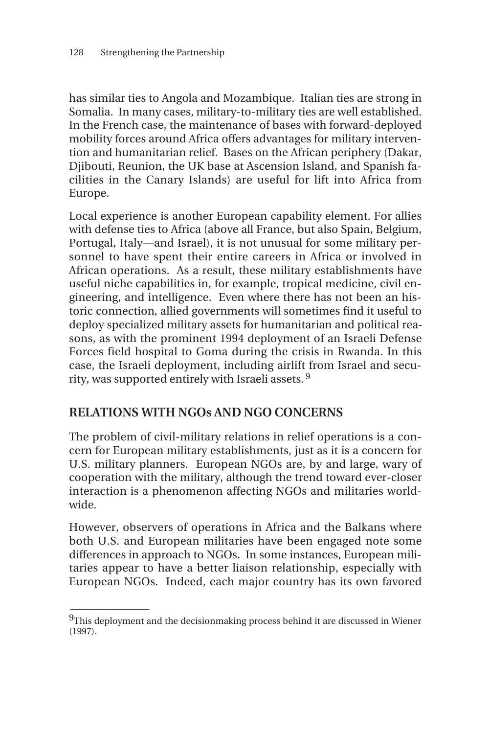has similar ties to Angola and Mozambique. Italian ties are strong in Somalia. In many cases, military-to-military ties are well established. In the French case, the maintenance of bases with forward-deployed mobility forces around Africa offers advantages for military intervention and humanitarian relief. Bases on the African periphery (Dakar, Djibouti, Reunion, the UK base at Ascension Island, and Spanish facilities in the Canary Islands) are useful for lift into Africa from Europe.

Local experience is another European capability element. For allies with defense ties to Africa (above all France, but also Spain, Belgium, Portugal, Italy—and Israel), it is not unusual for some military personnel to have spent their entire careers in Africa or involved in African operations. As a result, these military establishments have useful niche capabilities in, for example, tropical medicine, civil engineering, and intelligence. Even where there has not been an historic connection, allied governments will sometimes find it useful to deploy specialized military assets for humanitarian and political reasons, as with the prominent 1994 deployment of an Israeli Defense Forces field hospital to Goma during the crisis in Rwanda. In this case, the Israeli deployment, including airlift from Israel and security, was supported entirely with Israeli assets.[9]

## RELATIONS WITH NGOs AND NGO CONCERNS

The problem of civil-military relations in relief operations is a concern for European military establishments, just as it is a concern for U.S. military planners. European NGOs are, by and large, wary of cooperation with the military, although the trend toward ever-closer interaction is a phenomenon affecting NGOs and militaries worldwide.

However, observers of operations in Africa and the Balkans where both U.S. and European militaries have been engaged note some differences in approach to NGOs. In some instances, European militaries appear to have a better liaison relationship, especially with European NGOs. Indeed, each major country has its own favored

---

[9]This deployment and the decisionmaking process behind it are discussed in Wiener (1997).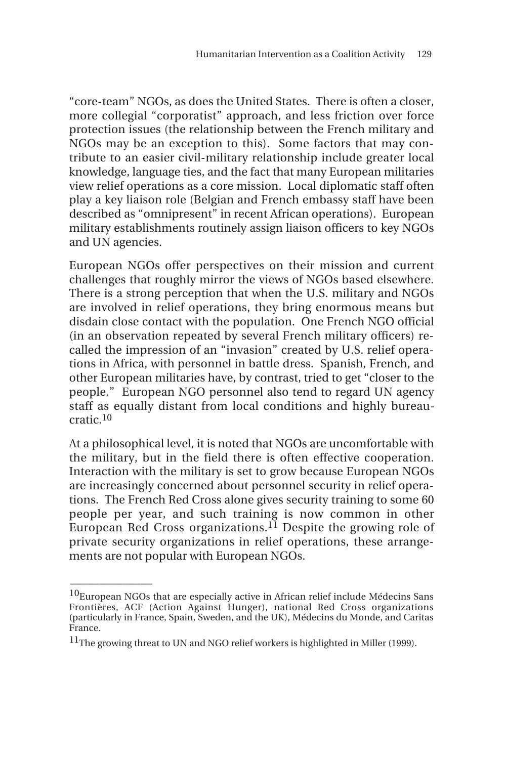"core-team" NGOs, as does the United States. There is often a closer, more collegial "corporatist" approach, and less friction over force protection issues (the relationship between the French military and NGOs may be an exception to this). Some factors that may contribute to an easier civil-military relationship include greater local knowledge, language ties, and the fact that many European militaries view relief operations as a core mission. Local diplomatic staff often play a key liaison role (Belgian and French embassy staff have been described as "omnipresent" in recent African operations). European military establishments routinely assign liaison officers to key NGOs and UN agencies.

European NGOs offer perspectives on their mission and current challenges that roughly mirror the views of NGOs based elsewhere. There is a strong perception that when the U.S. military and NGOs are involved in relief operations, they bring enormous means but disdain close contact with the population. One French NGO official (in an observation repeated by several French military officers) recalled the impression of an "invasion" created by U.S. relief operations in Africa, with personnel in battle dress. Spanish, French, and other European militaries have, by contrast, tried to get "closer to the people." European NGO personnel also tend to regard UN agency staff as equally distant from local conditions and highly bureaucratic.[10]

At a philosophical level, it is noted that NGOs are uncomfortable with the military, but in the field there is often effective cooperation. Interaction with the military is set to grow because European NGOs are increasingly concerned about personnel security in relief operations. The French Red Cross alone gives security training to some 60 people per year, and such training is now common in other European Red Cross organizations.[11] Despite the growing role of private security organizations in relief operations, these arrangements are not popular with European NGOs.

---

[10]European NGOs that are especially active in African relief include Médecins Sans Frontières, ACF (Action Against Hunger), national Red Cross organizations (particularly in France, Spain, Sweden, and the UK), Médecins du Monde, and Caritas France.

[11]The growing threat to UN and NGO relief workers is highlighted in Miller (1999).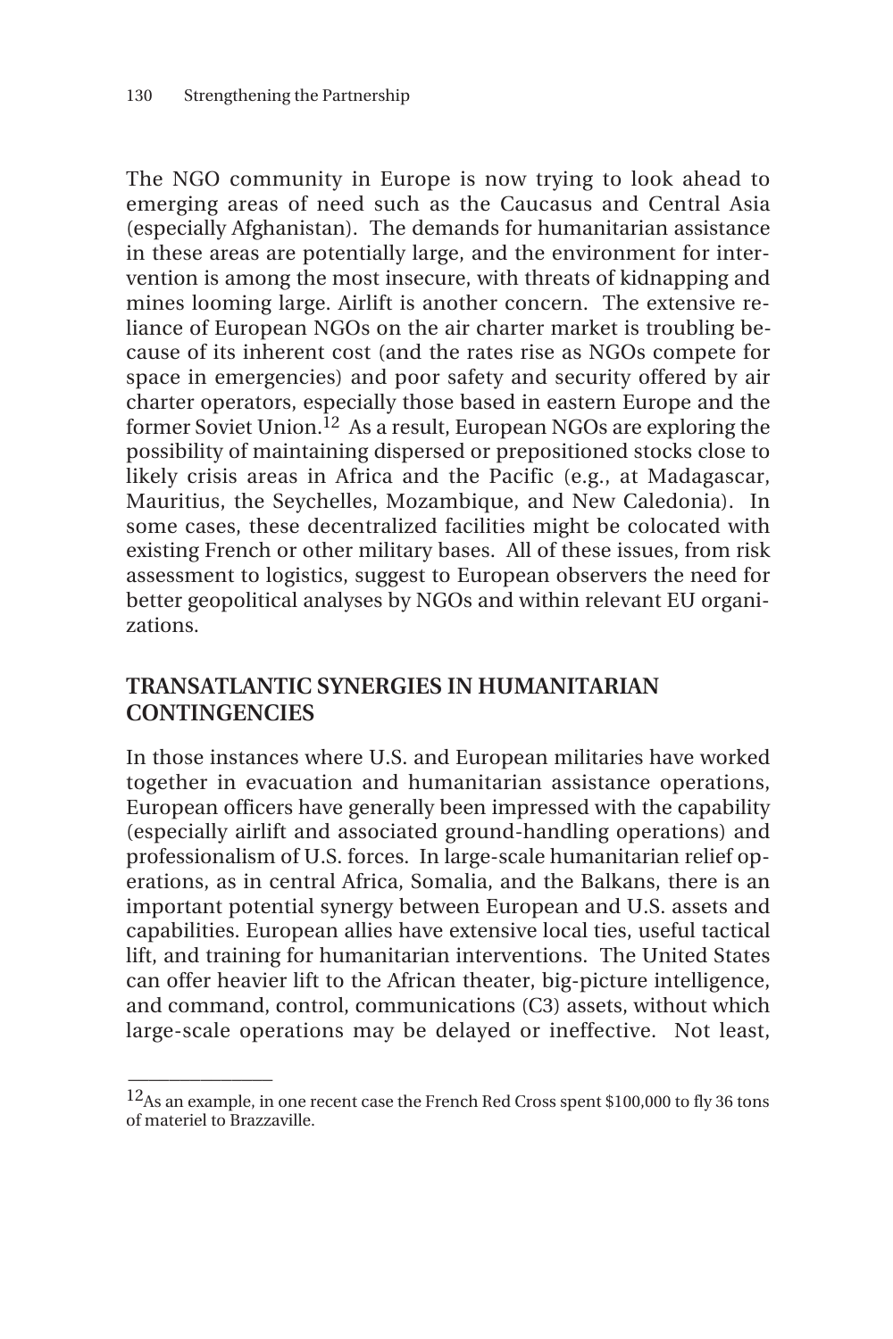The NGO community in Europe is now trying to look ahead to emerging areas of need such as the Caucasus and Central Asia (especially Afghanistan). The demands for humanitarian assistance in these areas are potentially large, and the environment for intervention is among the most insecure, with threats of kidnapping and mines looming large. Airlift is another concern. The extensive reliance of European NGOs on the air charter market is troubling because of its inherent cost (and the rates rise as NGOs compete for space in emergencies) and poor safety and security offered by air charter operators, especially those based in eastern Europe and the former Soviet Union.[12] As a result, European NGOs are exploring the possibility of maintaining dispersed or prepositioned stocks close to likely crisis areas in Africa and the Pacific (e.g., at Madagascar, Mauritius, the Seychelles, Mozambique, and New Caledonia). In some cases, these decentralized facilities might be colocated with existing French or other military bases. All of these issues, from risk assessment to logistics, suggest to European observers the need for better geopolitical analyses by NGOs and within relevant EU organizations.

## TRANSATLANTIC SYNERGIES IN HUMANITARIAN CONTINGENCIES

In those instances where U.S. and European militaries have worked together in evacuation and humanitarian assistance operations, European officers have generally been impressed with the capability (especially airlift and associated ground-handling operations) and professionalism of U.S. forces. In large-scale humanitarian relief operations, as in central Africa, Somalia, and the Balkans, there is an important potential synergy between European and U.S. assets and capabilities. European allies have extensive local ties, useful tactical lift, and training for humanitarian interventions. The United States can offer heavier lift to the African theater, big-picture intelligence, and command, control, communications (C3) assets, without which large-scale operations may be delayed or ineffective. Not least,

---

[12] As an example, in one recent case the French Red Cross spent $100,000 to fly 36 tons of materiel to Brazzaville.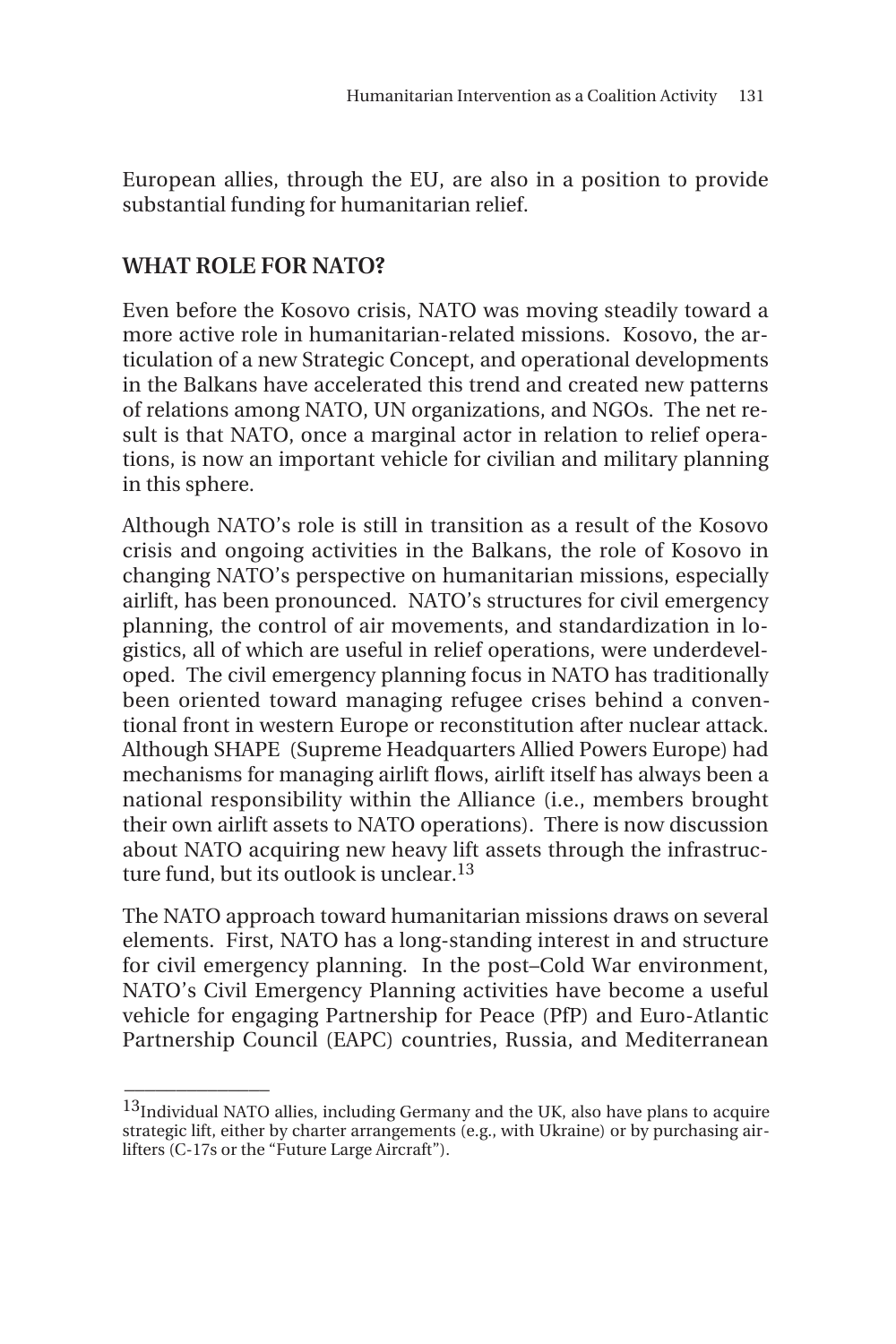European allies, through the EU, are also in a position to provide substantial funding for humanitarian relief.

## WHAT ROLE FOR NATO?

Even before the Kosovo crisis, NATO was moving steadily toward a more active role in humanitarian-related missions. Kosovo, the articulation of a new Strategic Concept, and operational developments in the Balkans have accelerated this trend and created new patterns of relations among NATO, UN organizations, and NGOs. The net result is that NATO, once a marginal actor in relation to relief operations, is now an important vehicle for civilian and military planning in this sphere.

Although NATO's role is still in transition as a result of the Kosovo crisis and ongoing activities in the Balkans, the role of Kosovo in changing NATO's perspective on humanitarian missions, especially airlift, has been pronounced. NATO's structures for civil emergency planning, the control of air movements, and standardization in logistics, all of which are useful in relief operations, were underdeveloped. The civil emergency planning focus in NATO has traditionally been oriented toward managing refugee crises behind a conventional front in western Europe or reconstitution after nuclear attack. Although SHAPE (Supreme Headquarters Allied Powers Europe) had mechanisms for managing airlift flows, airlift itself has always been a national responsibility within the Alliance (i.e., members brought their own airlift assets to NATO operations). There is now discussion about NATO acquiring new heavy lift assets through the infrastructure fund, but its outlook is unclear.[13]

The NATO approach toward humanitarian missions draws on several elements. First, NATO has a long-standing interest in and structure for civil emergency planning. In the post–Cold War environment, NATO's Civil Emergency Planning activities have become a useful vehicle for engaging Partnership for Peace (PfP) and Euro-Atlantic Partnership Council (EAPC) countries, Russia, and Mediterranean

---

[13]Individual NATO allies, including Germany and the UK, also have plans to acquire strategic lift, either by charter arrangements (e.g., with Ukraine) or by purchasing airlifters (C-17s or the "Future Large Aircraft").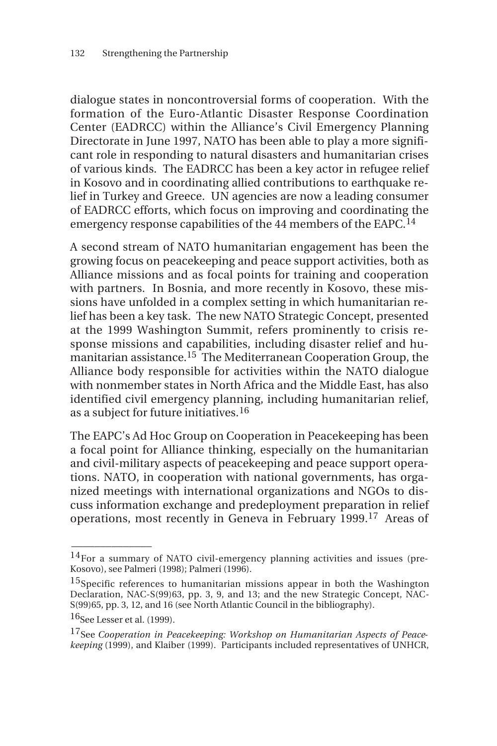dialogue states in noncontroversial forms of cooperation. With the formation of the Euro-Atlantic Disaster Response Coordination Center (EADRCC) within the Alliance's Civil Emergency Planning Directorate in June 1997, NATO has been able to play a more significant role in responding to natural disasters and humanitarian crises of various kinds. The EADRCC has been a key actor in refugee relief in Kosovo and in coordinating allied contributions to earthquake relief in Turkey and Greece. UN agencies are now a leading consumer of EADRCC efforts, which focus on improving and coordinating the emergency response capabilities of the 44 members of the EAPC.[14]

A second stream of NATO humanitarian engagement has been the growing focus on peacekeeping and peace support activities, both as Alliance missions and as focal points for training and cooperation with partners. In Bosnia, and more recently in Kosovo, these missions have unfolded in a complex setting in which humanitarian relief has been a key task. The new NATO Strategic Concept, presented at the 1999 Washington Summit, refers prominently to crisis response missions and capabilities, including disaster relief and humanitarian assistance.[15] The Mediterranean Cooperation Group, the Alliance body responsible for activities within the NATO dialogue with nonmember states in North Africa and the Middle East, has also identified civil emergency planning, including humanitarian relief, as a subject for future initiatives.[16]

The EAPC's Ad Hoc Group on Cooperation in Peacekeeping has been a focal point for Alliance thinking, especially on the humanitarian and civil-military aspects of peacekeeping and peace support operations. NATO, in cooperation with national governments, has organized meetings with international organizations and NGOs to discuss information exchange and predeployment preparation in relief operations, most recently in Geneva in February 1999.[17] Areas of

---

[14]For a summary of NATO civil-emergency planning activities and issues (pre-Kosovo), see Palmeri (1998); Palmeri (1996).

[15]Specific references to humanitarian missions appear in both the Washington Declaration, NAC-S(99)63, pp. 3, 9, and 13; and the new Strategic Concept, NAC-S(99)65, pp. 3, 12, and 16 (see North Atlantic Council in the bibliography).

[16]See Lesser et al. (1999).

[17]See *Cooperation in Peacekeeping: Workshop on Humanitarian Aspects of Peacekeeping* (1999), and Klaiber (1999). Participants included representatives of UNHCR,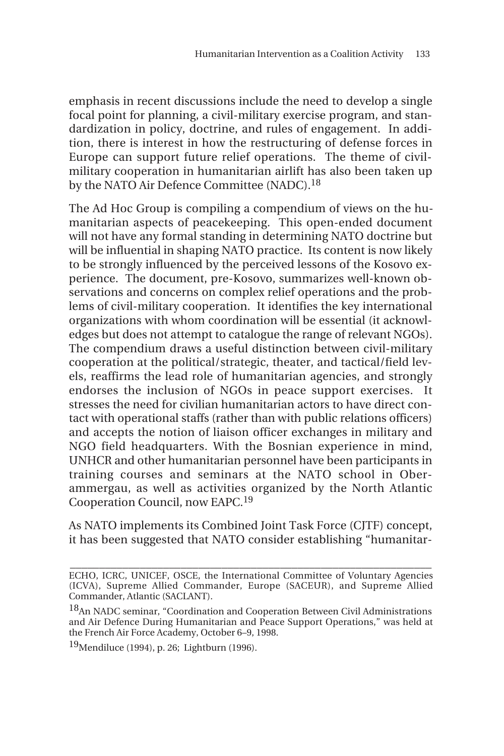emphasis in recent discussions include the need to develop a single focal point for planning, a civil-military exercise program, and standardization in policy, doctrine, and rules of engagement. In addition, there is interest in how the restructuring of defense forces in Europe can support future relief operations. The theme of civil-military cooperation in humanitarian airlift has also been taken up by the NATO Air Defence Committee (NADC).[18]

The Ad Hoc Group is compiling a compendium of views on the humanitarian aspects of peacekeeping. This open-ended document will not have any formal standing in determining NATO doctrine but will be influential in shaping NATO practice. Its content is now likely to be strongly influenced by the perceived lessons of the Kosovo experience. The document, pre-Kosovo, summarizes well-known observations and concerns on complex relief operations and the problems of civil-military cooperation. It identifies the key international organizations with whom coordination will be essential (it acknowledges but does not attempt to catalogue the range of relevant NGOs). The compendium draws a useful distinction between civil-military cooperation at the political/strategic, theater, and tactical/field levels, reaffirms the lead role of humanitarian agencies, and strongly endorses the inclusion of NGOs in peace support exercises. It stresses the need for civilian humanitarian actors to have direct contact with operational staffs (rather than with public relations officers) and accepts the notion of liaison officer exchanges in military and NGO field headquarters. With the Bosnian experience in mind, UNHCR and other humanitarian personnel have been participants in training courses and seminars at the NATO school in Oberammergau, as well as activities organized by the North Atlantic Cooperation Council, now EAPC.[19]

As NATO implements its Combined Joint Task Force (CJTF) concept, it has been suggested that NATO consider establishing "humanitar-

---

ECHO, ICRC, UNICEF, OSCE, the International Committee of Voluntary Agencies (ICVA), Supreme Allied Commander, Europe (SACEUR), and Supreme Allied Commander, Atlantic (SACLANT).

[18] An NADC seminar, "Coordination and Cooperation Between Civil Administrations and Air Defence During Humanitarian and Peace Support Operations," was held at the French Air Force Academy, October 6–9, 1998.

[19] Mendiluce (1994), p. 26; Lightburn (1996).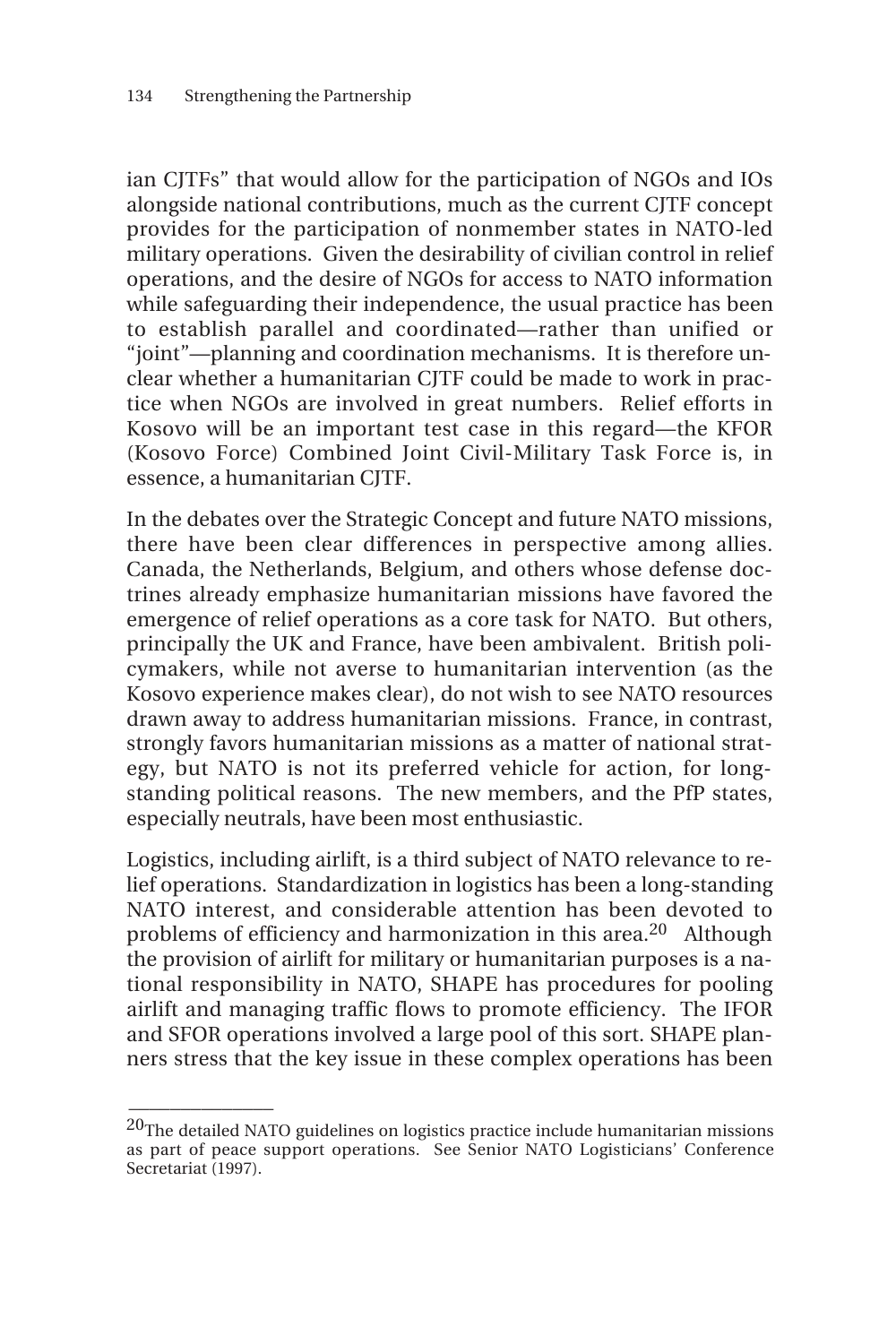ian CJTFs" that would allow for the participation of NGOs and IOs alongside national contributions, much as the current CJTF concept provides for the participation of nonmember states in NATO-led military operations. Given the desirability of civilian control in relief operations, and the desire of NGOs for access to NATO information while safeguarding their independence, the usual practice has been to establish parallel and coordinated—rather than unified or "joint"—planning and coordination mechanisms. It is therefore unclear whether a humanitarian CJTF could be made to work in practice when NGOs are involved in great numbers. Relief efforts in Kosovo will be an important test case in this regard—the KFOR (Kosovo Force) Combined Joint Civil-Military Task Force is, in essence, a humanitarian CJTF.

In the debates over the Strategic Concept and future NATO missions, there have been clear differences in perspective among allies. Canada, the Netherlands, Belgium, and others whose defense doctrines already emphasize humanitarian missions have favored the emergence of relief operations as a core task for NATO. But others, principally the UK and France, have been ambivalent. British policymakers, while not averse to humanitarian intervention (as the Kosovo experience makes clear), do not wish to see NATO resources drawn away to address humanitarian missions. France, in contrast, strongly favors humanitarian missions as a matter of national strategy, but NATO is not its preferred vehicle for action, for long-standing political reasons. The new members, and the PfP states, especially neutrals, have been most enthusiastic.

Logistics, including airlift, is a third subject of NATO relevance to relief operations. Standardization in logistics has been a long-standing NATO interest, and considerable attention has been devoted to problems of efficiency and harmonization in this area.[20] Although the provision of airlift for military or humanitarian purposes is a national responsibility in NATO, SHAPE has procedures for pooling airlift and managing traffic flows to promote efficiency. The IFOR and SFOR operations involved a large pool of this sort. SHAPE planners stress that the key issue in these complex operations has been

---

[20]The detailed NATO guidelines on logistics practice include humanitarian missions as part of peace support operations. See Senior NATO Logisticians' Conference Secretariat (1997).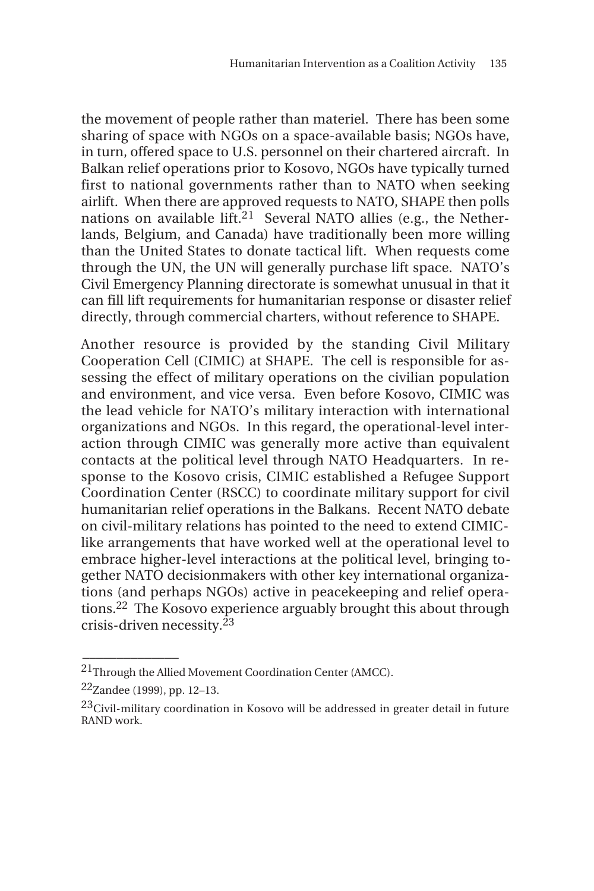the movement of people rather than materiel. There has been some sharing of space with NGOs on a space-available basis; NGOs have, in turn, offered space to U.S. personnel on their chartered aircraft. In Balkan relief operations prior to Kosovo, NGOs have typically turned first to national governments rather than to NATO when seeking airlift. When there are approved requests to NATO, SHAPE then polls nations on available lift.[21] Several NATO allies (e.g., the Netherlands, Belgium, and Canada) have traditionally been more willing than the United States to donate tactical lift. When requests come through the UN, the UN will generally purchase lift space. NATO's Civil Emergency Planning directorate is somewhat unusual in that it can fill lift requirements for humanitarian response or disaster relief directly, through commercial charters, without reference to SHAPE.

Another resource is provided by the standing Civil Military Cooperation Cell (CIMIC) at SHAPE. The cell is responsible for assessing the effect of military operations on the civilian population and environment, and vice versa. Even before Kosovo, CIMIC was the lead vehicle for NATO's military interaction with international organizations and NGOs. In this regard, the operational-level interaction through CIMIC was generally more active than equivalent contacts at the political level through NATO Headquarters. In response to the Kosovo crisis, CIMIC established a Refugee Support Coordination Center (RSCC) to coordinate military support for civil humanitarian relief operations in the Balkans. Recent NATO debate on civil-military relations has pointed to the need to extend CIMIC-like arrangements that have worked well at the operational level to embrace higher-level interactions at the political level, bringing together NATO decisionmakers with other key international organizations (and perhaps NGOs) active in peacekeeping and relief operations.[22] The Kosovo experience arguably brought this about through crisis-driven necessity.[23]

---

[21] Through the Allied Movement Coordination Center (AMCC).

[22] Zandee (1999), pp. 12–13.

[23] Civil-military coordination in Kosovo will be addressed in greater detail in future RAND work.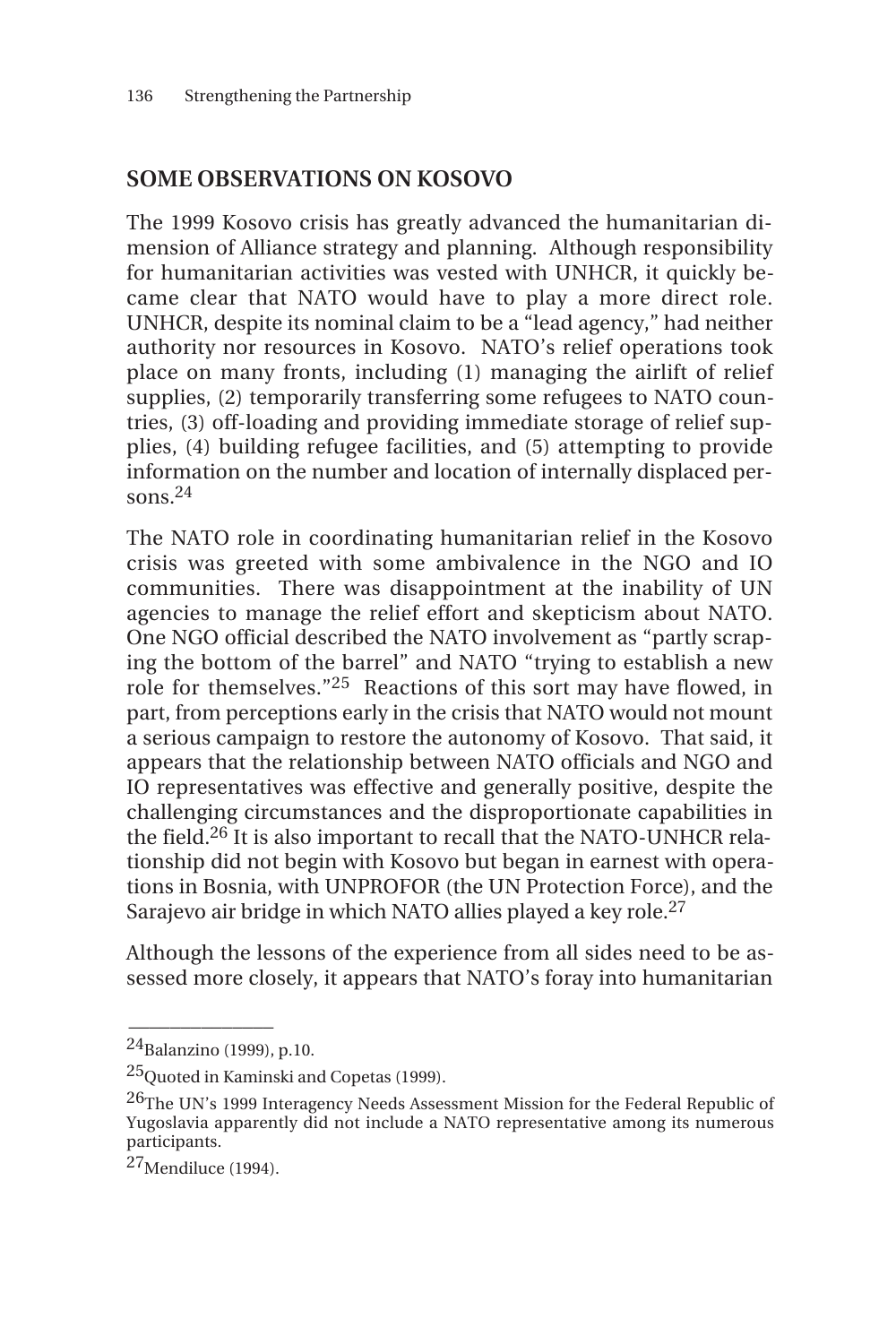## SOME OBSERVATIONS ON KOSOVO

The 1999 Kosovo crisis has greatly advanced the humanitarian dimension of Alliance strategy and planning. Although responsibility for humanitarian activities was vested with UNHCR, it quickly became clear that NATO would have to play a more direct role. UNHCR, despite its nominal claim to be a "lead agency," had neither authority nor resources in Kosovo. NATO's relief operations took place on many fronts, including (1) managing the airlift of relief supplies, (2) temporarily transferring some refugees to NATO countries, (3) off-loading and providing immediate storage of relief supplies, (4) building refugee facilities, and (5) attempting to provide information on the number and location of internally displaced persons.[24]

The NATO role in coordinating humanitarian relief in the Kosovo crisis was greeted with some ambivalence in the NGO and IO communities. There was disappointment at the inability of UN agencies to manage the relief effort and skepticism about NATO. One NGO official described the NATO involvement as "partly scraping the bottom of the barrel" and NATO "trying to establish a new role for themselves."[25] Reactions of this sort may have flowed, in part, from perceptions early in the crisis that NATO would not mount a serious campaign to restore the autonomy of Kosovo. That said, it appears that the relationship between NATO officials and NGO and IO representatives was effective and generally positive, despite the challenging circumstances and the disproportionate capabilities in the field.[26] It is also important to recall that the NATO-UNHCR relationship did not begin with Kosovo but began in earnest with operations in Bosnia, with UNPROFOR (the UN Protection Force), and the Sarajevo air bridge in which NATO allies played a key role.[27]

Although the lessons of the experience from all sides need to be assessed more closely, it appears that NATO's foray into humanitarian

---

[24] Balanzino (1999), p.10.

[25] Quoted in Kaminski and Copetas (1999).

[26] The UN's 1999 Interagency Needs Assessment Mission for the Federal Republic of Yugoslavia apparently did not include a NATO representative among its numerous participants.

[27] Mendiluce (1994).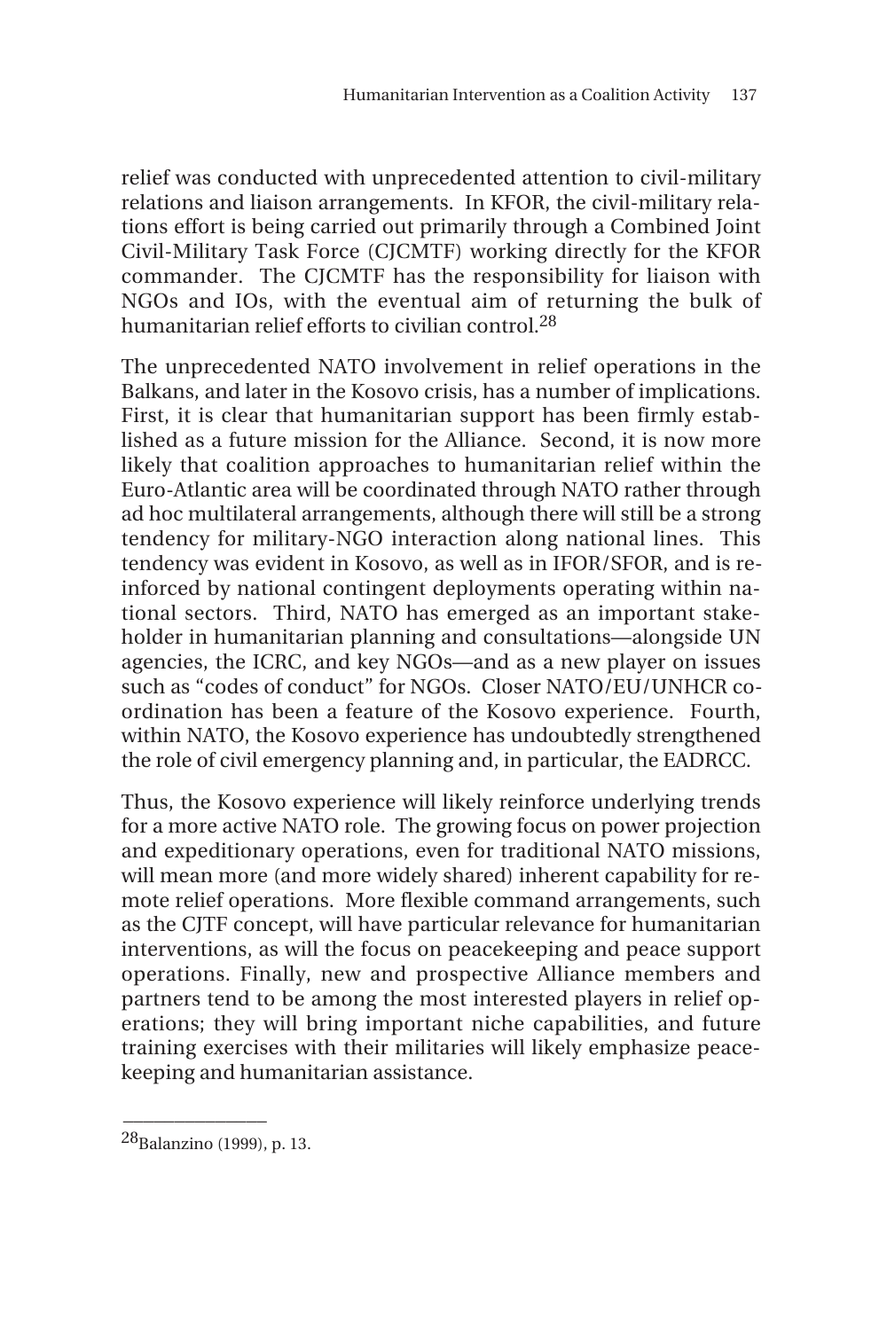relief was conducted with unprecedented attention to civil-military relations and liaison arrangements. In KFOR, the civil-military relations effort is being carried out primarily through a Combined Joint Civil-Military Task Force (CJCMTF) working directly for the KFOR commander. The CJCMTF has the responsibility for liaison with NGOs and IOs, with the eventual aim of returning the bulk of humanitarian relief efforts to civilian control.[28]

The unprecedented NATO involvement in relief operations in the Balkans, and later in the Kosovo crisis, has a number of implications. First, it is clear that humanitarian support has been firmly established as a future mission for the Alliance. Second, it is now more likely that coalition approaches to humanitarian relief within the Euro-Atlantic area will be coordinated through NATO rather through ad hoc multilateral arrangements, although there will still be a strong tendency for military-NGO interaction along national lines. This tendency was evident in Kosovo, as well as in IFOR/SFOR, and is reinforced by national contingent deployments operating within national sectors. Third, NATO has emerged as an important stakeholder in humanitarian planning and consultations—alongside UN agencies, the ICRC, and key NGOs—and as a new player on issues such as "codes of conduct" for NGOs. Closer NATO/EU/UNHCR coordination has been a feature of the Kosovo experience. Fourth, within NATO, the Kosovo experience has undoubtedly strengthened the role of civil emergency planning and, in particular, the EADRCC.

Thus, the Kosovo experience will likely reinforce underlying trends for a more active NATO role. The growing focus on power projection and expeditionary operations, even for traditional NATO missions, will mean more (and more widely shared) inherent capability for remote relief operations. More flexible command arrangements, such as the CJTF concept, will have particular relevance for humanitarian interventions, as will the focus on peacekeeping and peace support operations. Finally, new and prospective Alliance members and partners tend to be among the most interested players in relief operations; they will bring important niche capabilities, and future training exercises with their militaries will likely emphasize peacekeeping and humanitarian assistance.

---

[28]Balanzino (1999), p. 13.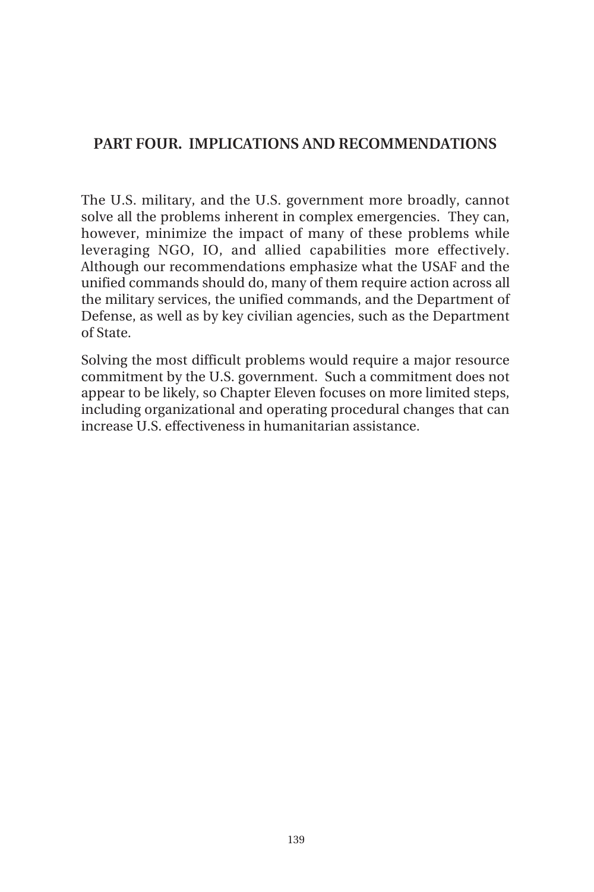# PART FOUR. IMPLICATIONS AND RECOMMENDATIONS

The U.S. military, and the U.S. government more broadly, cannot solve all the problems inherent in complex emergencies. They can, however, minimize the impact of many of these problems while leveraging NGO, IO, and allied capabilities more effectively. Although our recommendations emphasize what the USAF and the unified commands should do, many of them require action across all the military services, the unified commands, and the Department of Defense, as well as by key civilian agencies, such as the Department of State.

Solving the most difficult problems would require a major resource commitment by the U.S. government. Such a commitment does not appear to be likely, so Chapter Eleven focuses on more limited steps, including organizational and operating procedural changes that can increase U.S. effectiveness in humanitarian assistance.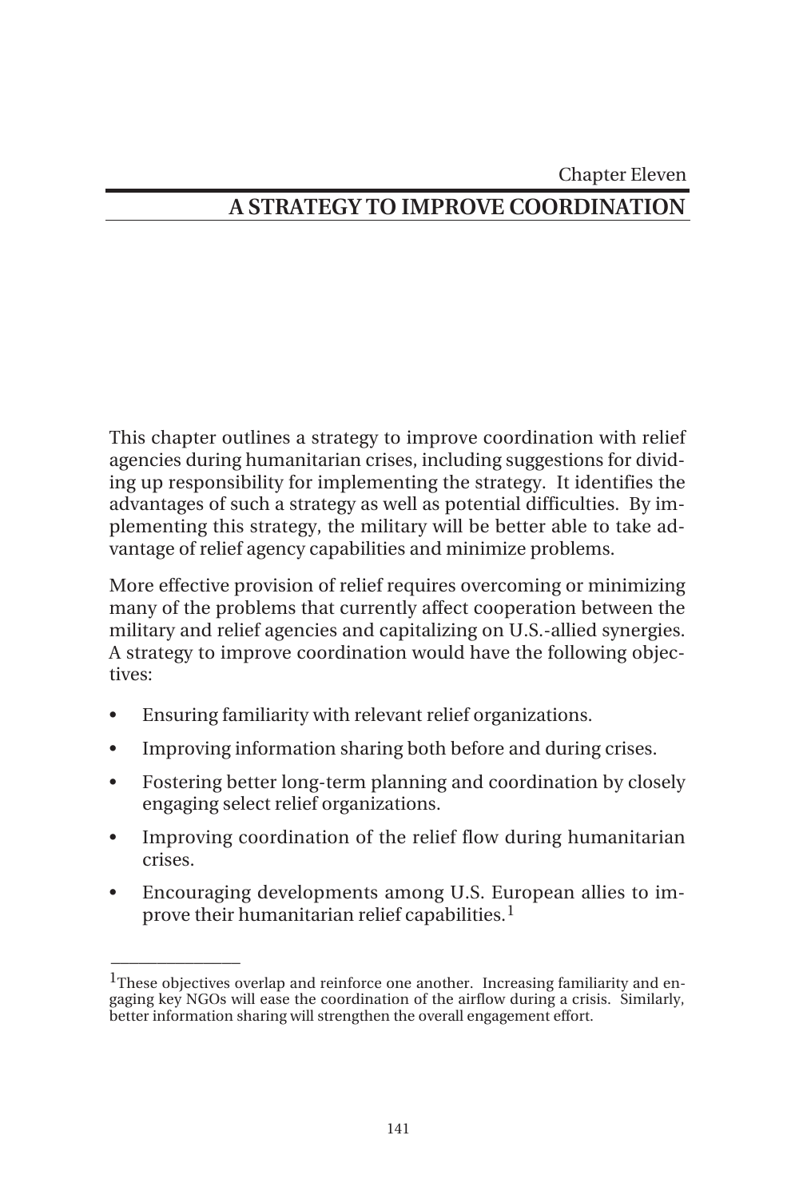Chapter Eleven

# A STRATEGY TO IMPROVE COORDINATION

This chapter outlines a strategy to improve coordination with relief agencies during humanitarian crises, including suggestions for dividing up responsibility for implementing the strategy. It identifies the advantages of such a strategy as well as potential difficulties. By implementing this strategy, the military will be better able to take advantage of relief agency capabilities and minimize problems.

More effective provision of relief requires overcoming or minimizing many of the problems that currently affect cooperation between the military and relief agencies and capitalizing on U.S.-allied synergies. A strategy to improve coordination would have the following objectives:

- Ensuring familiarity with relevant relief organizations.
- Improving information sharing both before and during crises.
- Fostering better long-term planning and coordination by closely engaging select relief organizations.
- Improving coordination of the relief flow during humanitarian crises.
- Encouraging developments among U.S. European allies to improve their humanitarian relief capabilities.[1]

---

[1]These objectives overlap and reinforce one another. Increasing familiarity and engaging key NGOs will ease the coordination of the airflow during a crisis. Similarly, better information sharing will strengthen the overall engagement effort.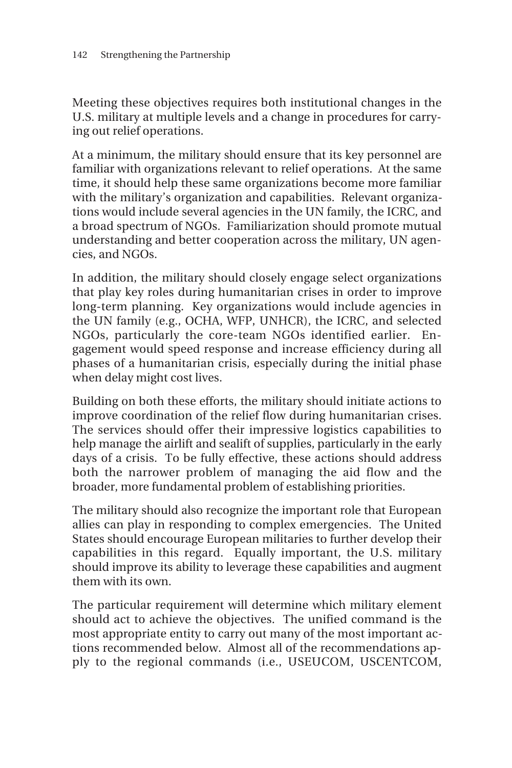Meeting these objectives requires both institutional changes in the U.S. military at multiple levels and a change in procedures for carrying out relief operations.

At a minimum, the military should ensure that its key personnel are familiar with organizations relevant to relief operations. At the same time, it should help these same organizations become more familiar with the military's organization and capabilities. Relevant organizations would include several agencies in the UN family, the ICRC, and a broad spectrum of NGOs. Familiarization should promote mutual understanding and better cooperation across the military, UN agencies, and NGOs.

In addition, the military should closely engage select organizations that play key roles during humanitarian crises in order to improve long-term planning. Key organizations would include agencies in the UN family (e.g., OCHA, WFP, UNHCR), the ICRC, and selected NGOs, particularly the core-team NGOs identified earlier. Engagement would speed response and increase efficiency during all phases of a humanitarian crisis, especially during the initial phase when delay might cost lives.

Building on both these efforts, the military should initiate actions to improve coordination of the relief flow during humanitarian crises. The services should offer their impressive logistics capabilities to help manage the airlift and sealift of supplies, particularly in the early days of a crisis. To be fully effective, these actions should address both the narrower problem of managing the aid flow and the broader, more fundamental problem of establishing priorities.

The military should also recognize the important role that European allies can play in responding to complex emergencies. The United States should encourage European militaries to further develop their capabilities in this regard. Equally important, the U.S. military should improve its ability to leverage these capabilities and augment them with its own.

The particular requirement will determine which military element should act to achieve the objectives. The unified command is the most appropriate entity to carry out many of the most important actions recommended below. Almost all of the recommendations apply to the regional commands (i.e., USEUCOM, USCENTCOM,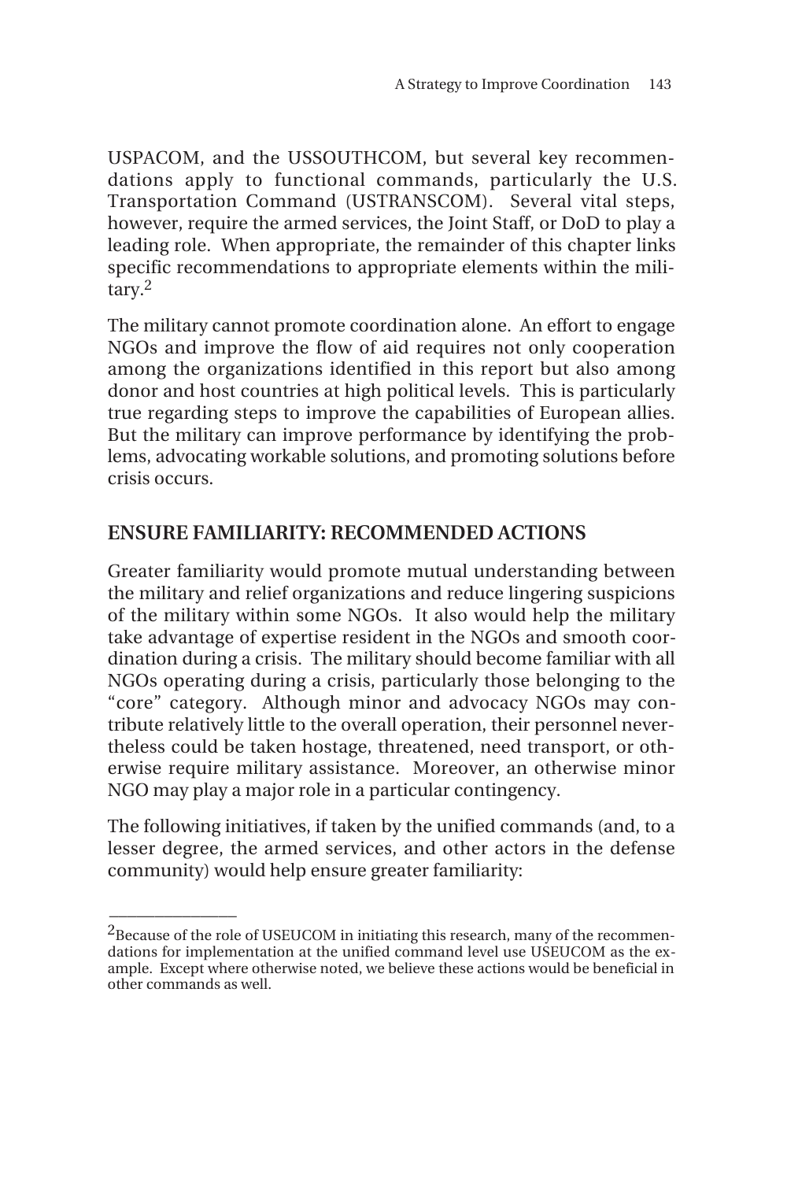USPACOM, and the USSOUTHCOM, but several key recommendations apply to functional commands, particularly the U.S. Transportation Command (USTRANSCOM). Several vital steps, however, require the armed services, the Joint Staff, or DoD to play a leading role. When appropriate, the remainder of this chapter links specific recommendations to appropriate elements within the military.[2]

The military cannot promote coordination alone. An effort to engage NGOs and improve the flow of aid requires not only cooperation among the organizations identified in this report but also among donor and host countries at high political levels. This is particularly true regarding steps to improve the capabilities of European allies. But the military can improve performance by identifying the problems, advocating workable solutions, and promoting solutions before crisis occurs.

## ENSURE FAMILIARITY: RECOMMENDED ACTIONS

Greater familiarity would promote mutual understanding between the military and relief organizations and reduce lingering suspicions of the military within some NGOs. It also would help the military take advantage of expertise resident in the NGOs and smooth coordination during a crisis. The military should become familiar with all NGOs operating during a crisis, particularly those belonging to the "core" category. Although minor and advocacy NGOs may contribute relatively little to the overall operation, their personnel nevertheless could be taken hostage, threatened, need transport, or otherwise require military assistance. Moreover, an otherwise minor NGO may play a major role in a particular contingency.

The following initiatives, if taken by the unified commands (and, to a lesser degree, the armed services, and other actors in the defense community) would help ensure greater familiarity:

---

[2] Because of the role of USEUCOM in initiating this research, many of the recommendations for implementation at the unified command level use USEUCOM as the example. Except where otherwise noted, we believe these actions would be beneficial in other commands as well.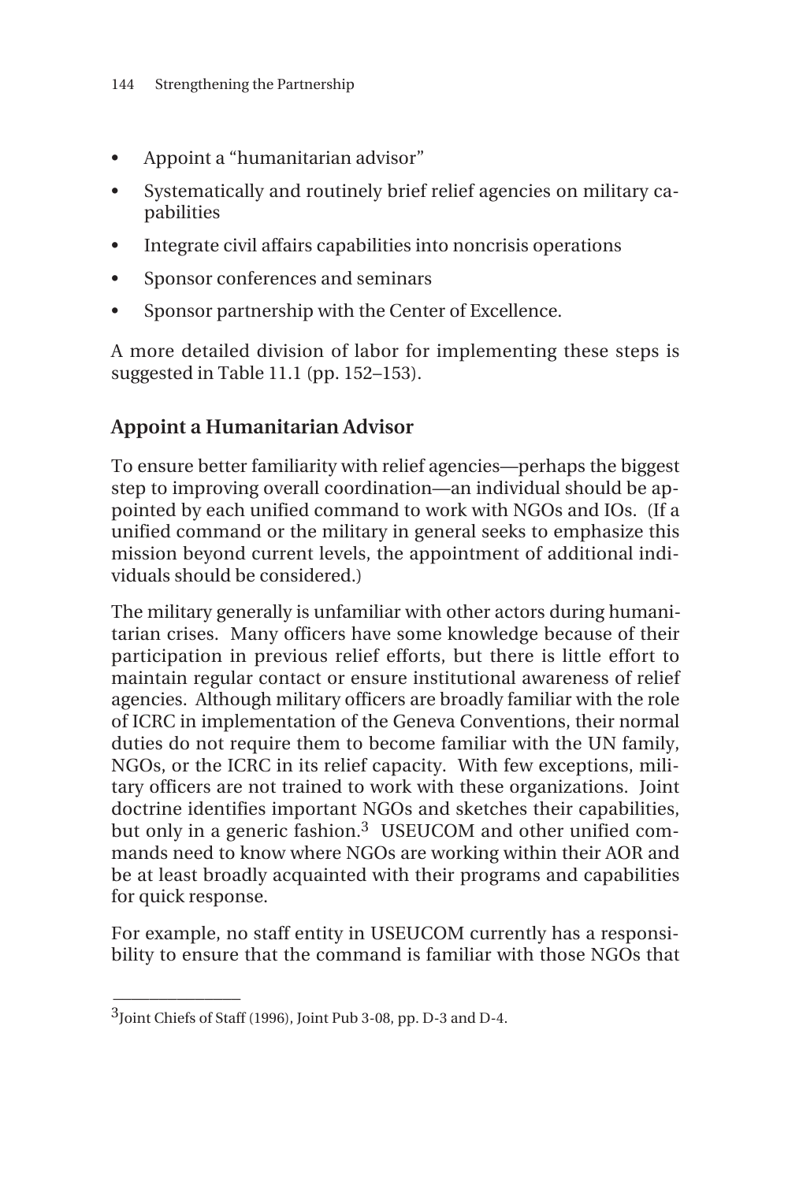- Appoint a "humanitarian advisor"
- Systematically and routinely brief relief agencies on military capabilities
- Integrate civil affairs capabilities into noncrisis operations
- Sponsor conferences and seminars
- Sponsor partnership with the Center of Excellence.

A more detailed division of labor for implementing these steps is suggested in Table 11.1 (pp. 152–153).

## Appoint a Humanitarian Advisor

To ensure better familiarity with relief agencies—perhaps the biggest step to improving overall coordination—an individual should be appointed by each unified command to work with NGOs and IOs. (If a unified command or the military in general seeks to emphasize this mission beyond current levels, the appointment of additional individuals should be considered.)

The military generally is unfamiliar with other actors during humanitarian crises. Many officers have some knowledge because of their participation in previous relief efforts, but there is little effort to maintain regular contact or ensure institutional awareness of relief agencies. Although military officers are broadly familiar with the role of ICRC in implementation of the Geneva Conventions, their normal duties do not require them to become familiar with the UN family, NGOs, or the ICRC in its relief capacity. With few exceptions, military officers are not trained to work with these organizations. Joint doctrine identifies important NGOs and sketches their capabilities, but only in a generic fashion.[3] USEUCOM and other unified commands need to know where NGOs are working within their AOR and be at least broadly acquainted with their programs and capabilities for quick response.

For example, no staff entity in USEUCOM currently has a responsibility to ensure that the command is familiar with those NGOs that

---

[3]Joint Chiefs of Staff (1996), Joint Pub 3-08, pp. D-3 and D-4.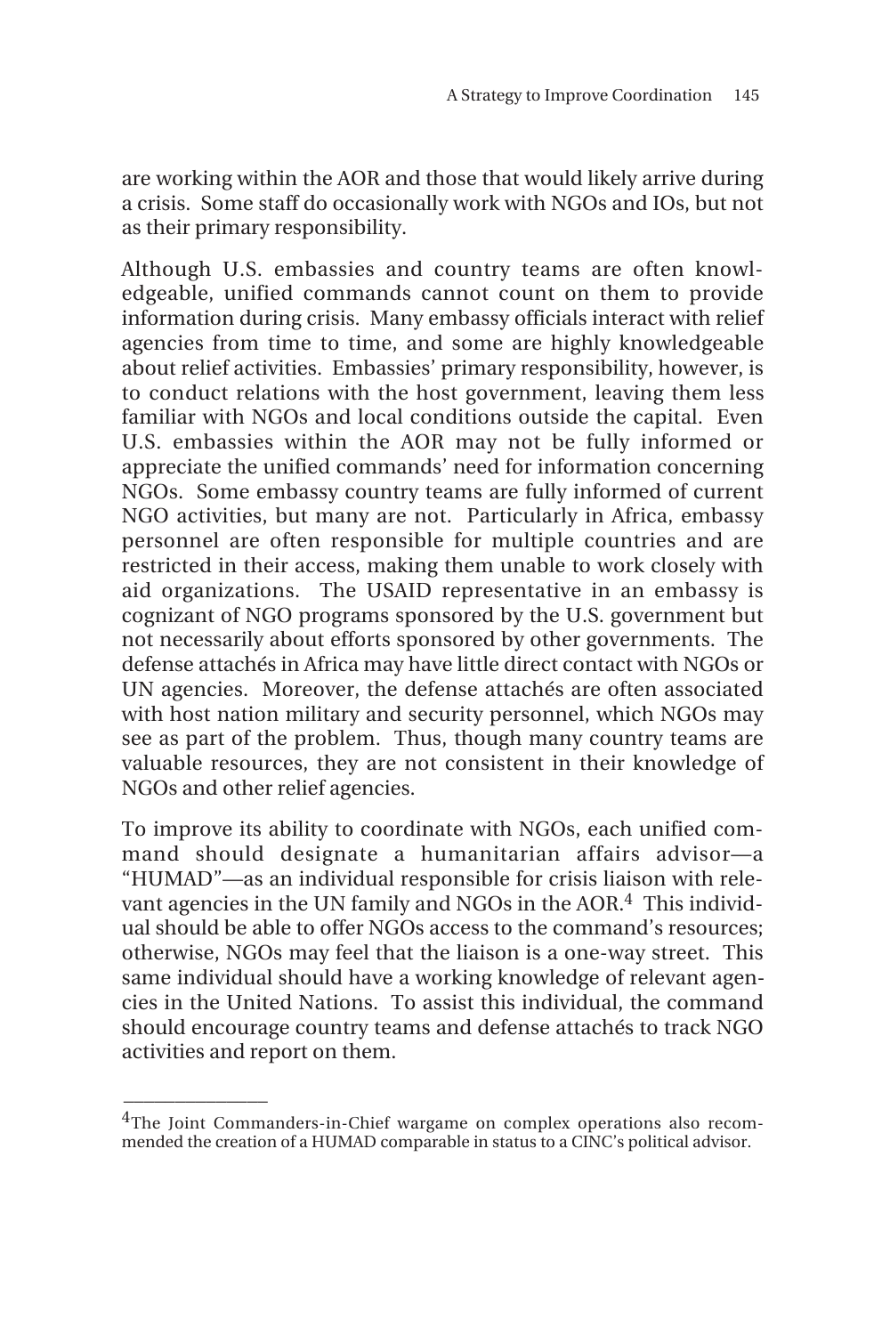are working within the AOR and those that would likely arrive during a crisis. Some staff do occasionally work with NGOs and IOs, but not as their primary responsibility.

Although U.S. embassies and country teams are often knowledgeable, unified commands cannot count on them to provide information during crisis. Many embassy officials interact with relief agencies from time to time, and some are highly knowledgeable about relief activities. Embassies' primary responsibility, however, is to conduct relations with the host government, leaving them less familiar with NGOs and local conditions outside the capital. Even U.S. embassies within the AOR may not be fully informed or appreciate the unified commands' need for information concerning NGOs. Some embassy country teams are fully informed of current NGO activities, but many are not. Particularly in Africa, embassy personnel are often responsible for multiple countries and are restricted in their access, making them unable to work closely with aid organizations. The USAID representative in an embassy is cognizant of NGO programs sponsored by the U.S. government but not necessarily about efforts sponsored by other governments. The defense attachés in Africa may have little direct contact with NGOs or UN agencies. Moreover, the defense attachés are often associated with host nation military and security personnel, which NGOs may see as part of the problem. Thus, though many country teams are valuable resources, they are not consistent in their knowledge of NGOs and other relief agencies.

To improve its ability to coordinate with NGOs, each unified command should designate a humanitarian affairs advisor—a "HUMAD"—as an individual responsible for crisis liaison with relevant agencies in the UN family and NGOs in the AOR.[4] This individual should be able to offer NGOs access to the command's resources; otherwise, NGOs may feel that the liaison is a one-way street. This same individual should have a working knowledge of relevant agencies in the United Nations. To assist this individual, the command should encourage country teams and defense attachés to track NGO activities and report on them.

---

[4]The Joint Commanders-in-Chief wargame on complex operations also recommended the creation of a HUMAD comparable in status to a CINC's political advisor.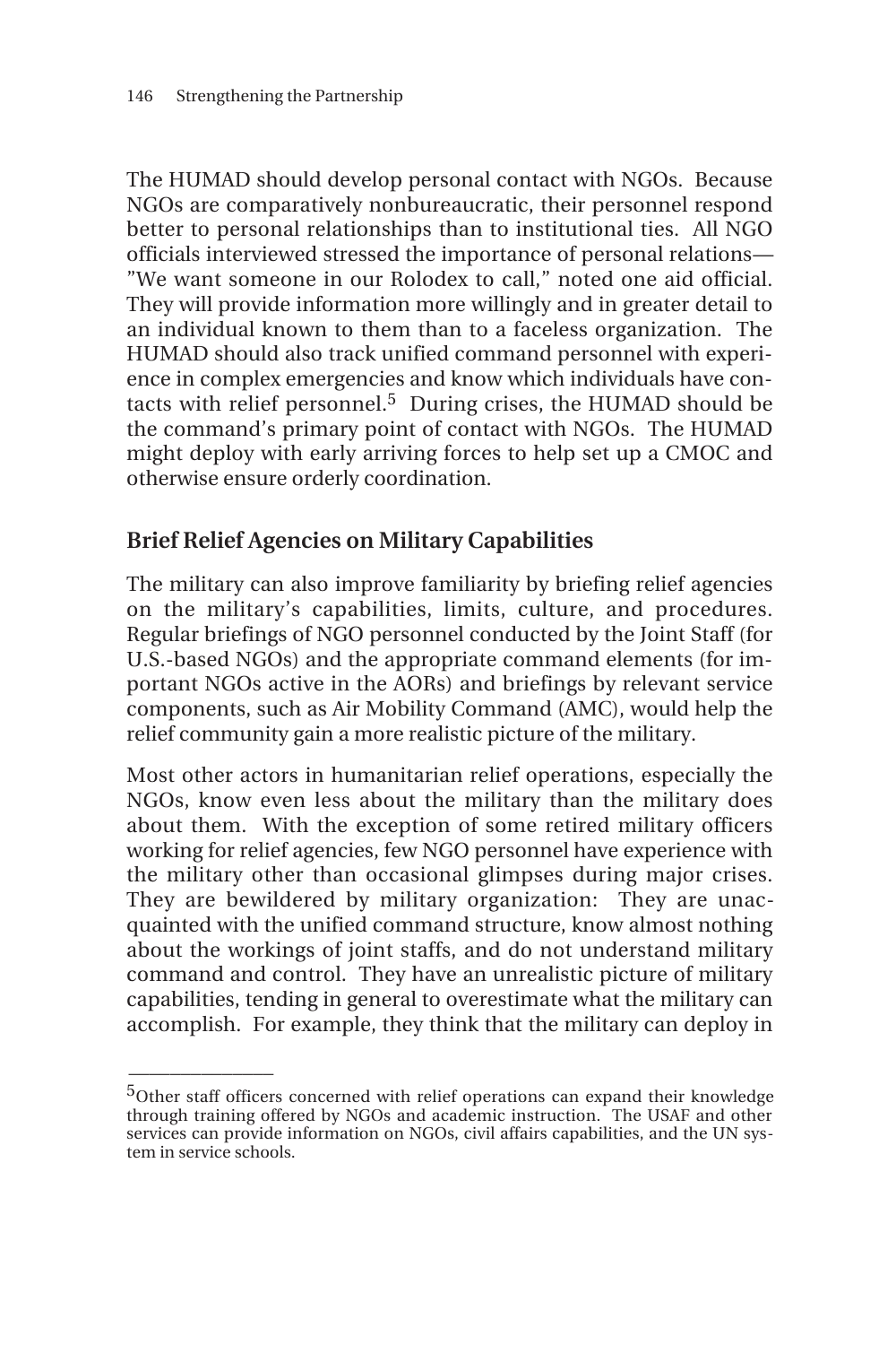The HUMAD should develop personal contact with NGOs. Because NGOs are comparatively nonbureaucratic, their personnel respond better to personal relationships than to institutional ties. All NGO officials interviewed stressed the importance of personal relations—"We want someone in our Rolodex to call," noted one aid official. They will provide information more willingly and in greater detail to an individual known to them than to a faceless organization. The HUMAD should also track unified command personnel with experience in complex emergencies and know which individuals have contacts with relief personnel.[5] During crises, the HUMAD should be the command's primary point of contact with NGOs. The HUMAD might deploy with early arriving forces to help set up a CMOC and otherwise ensure orderly coordination.

## Brief Relief Agencies on Military Capabilities

The military can also improve familiarity by briefing relief agencies on the military's capabilities, limits, culture, and procedures. Regular briefings of NGO personnel conducted by the Joint Staff (for U.S.-based NGOs) and the appropriate command elements (for important NGOs active in the AORs) and briefings by relevant service components, such as Air Mobility Command (AMC), would help the relief community gain a more realistic picture of the military.

Most other actors in humanitarian relief operations, especially the NGOs, know even less about the military than the military does about them. With the exception of some retired military officers working for relief agencies, few NGO personnel have experience with the military other than occasional glimpses during major crises. They are bewildered by military organization: They are unacquainted with the unified command structure, know almost nothing about the workings of joint staffs, and do not understand military command and control. They have an unrealistic picture of military capabilities, tending in general to overestimate what the military can accomplish. For example, they think that the military can deploy in

---

[5]Other staff officers concerned with relief operations can expand their knowledge through training offered by NGOs and academic instruction. The USAF and other services can provide information on NGOs, civil affairs capabilities, and the UN system in service schools.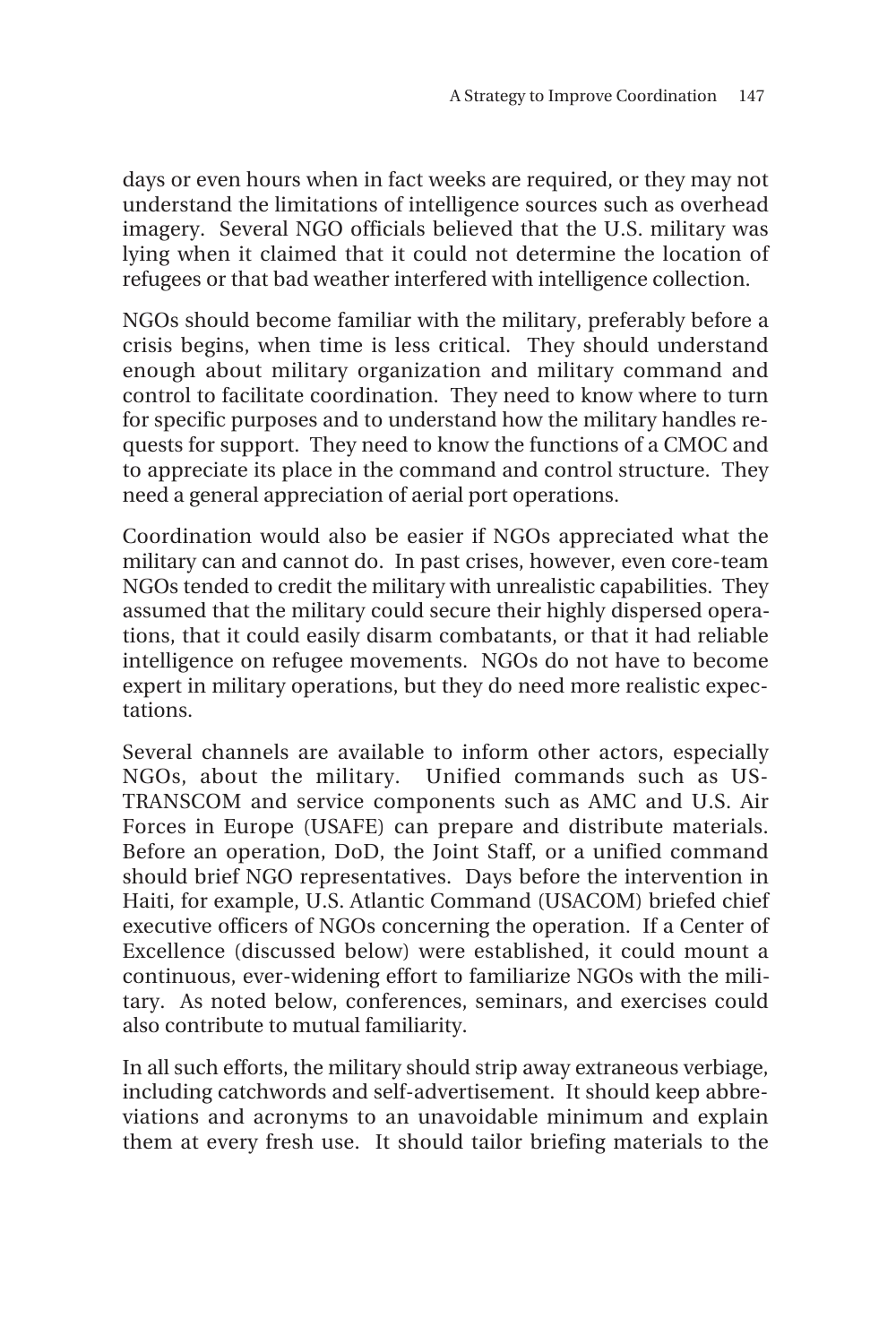days or even hours when in fact weeks are required, or they may not understand the limitations of intelligence sources such as overhead imagery. Several NGO officials believed that the U.S. military was lying when it claimed that it could not determine the location of refugees or that bad weather interfered with intelligence collection.

NGOs should become familiar with the military, preferably before a crisis begins, when time is less critical. They should understand enough about military organization and military command and control to facilitate coordination. They need to know where to turn for specific purposes and to understand how the military handles requests for support. They need to know the functions of a CMOC and to appreciate its place in the command and control structure. They need a general appreciation of aerial port operations.

Coordination would also be easier if NGOs appreciated what the military can and cannot do. In past crises, however, even core-team NGOs tended to credit the military with unrealistic capabilities. They assumed that the military could secure their highly dispersed operations, that it could easily disarm combatants, or that it had reliable intelligence on refugee movements. NGOs do not have to become expert in military operations, but they do need more realistic expectations.

Several channels are available to inform other actors, especially NGOs, about the military. Unified commands such as USTRANSCOM and service components such as AMC and U.S. Air Forces in Europe (USAFE) can prepare and distribute materials. Before an operation, DoD, the Joint Staff, or a unified command should brief NGO representatives. Days before the intervention in Haiti, for example, U.S. Atlantic Command (USACOM) briefed chief executive officers of NGOs concerning the operation. If a Center of Excellence (discussed below) were established, it could mount a continuous, ever-widening effort to familiarize NGOs with the military. As noted below, conferences, seminars, and exercises could also contribute to mutual familiarity.

In all such efforts, the military should strip away extraneous verbiage, including catchwords and self-advertisement. It should keep abbreviations and acronyms to an unavoidable minimum and explain them at every fresh use. It should tailor briefing materials to the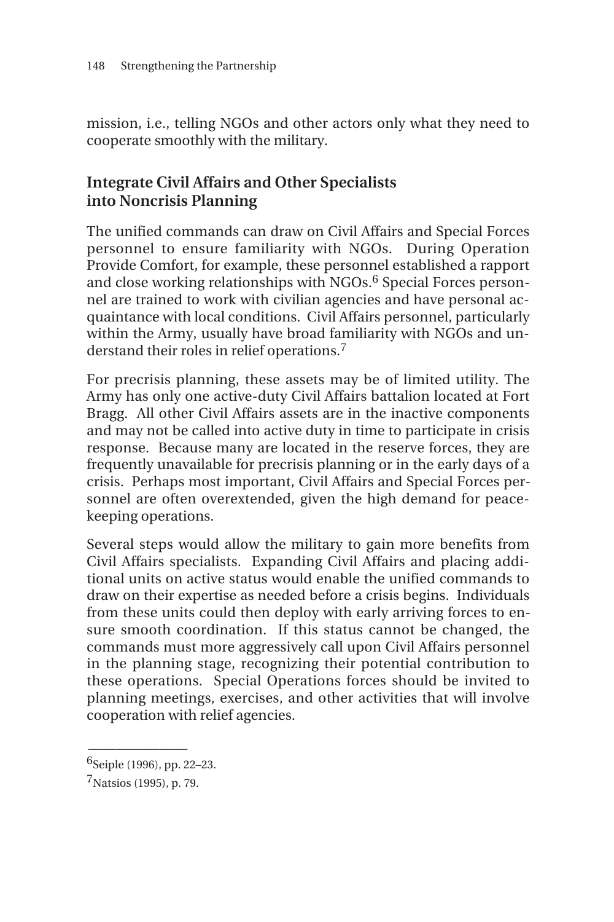mission, i.e., telling NGOs and other actors only what they need to cooperate smoothly with the military.

## Integrate Civil Affairs and Other Specialists into Noncrisis Planning

The unified commands can draw on Civil Affairs and Special Forces personnel to ensure familiarity with NGOs. During Operation Provide Comfort, for example, these personnel established a rapport and close working relationships with NGOs.[6] Special Forces personnel are trained to work with civilian agencies and have personal acquaintance with local conditions. Civil Affairs personnel, particularly within the Army, usually have broad familiarity with NGOs and understand their roles in relief operations.[7]

For precrisis planning, these assets may be of limited utility. The Army has only one active-duty Civil Affairs battalion located at Fort Bragg. All other Civil Affairs assets are in the inactive components and may not be called into active duty in time to participate in crisis response. Because many are located in the reserve forces, they are frequently unavailable for precrisis planning or in the early days of a crisis. Perhaps most important, Civil Affairs and Special Forces personnel are often overextended, given the high demand for peacekeeping operations.

Several steps would allow the military to gain more benefits from Civil Affairs specialists. Expanding Civil Affairs and placing additional units on active status would enable the unified commands to draw on their expertise as needed before a crisis begins. Individuals from these units could then deploy with early arriving forces to ensure smooth coordination. If this status cannot be changed, the commands must more aggressively call upon Civil Affairs personnel in the planning stage, recognizing their potential contribution to these operations. Special Operations forces should be invited to planning meetings, exercises, and other activities that will involve cooperation with relief agencies.

---

[6] Seiple (1996), pp. 22–23.

[7] Natsios (1995), p. 79.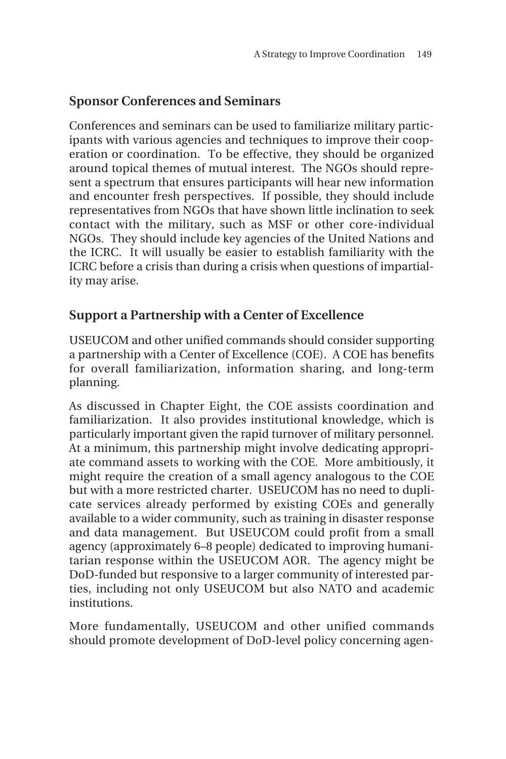## Sponsor Conferences and Seminars

Conferences and seminars can be used to familiarize military participants with various agencies and techniques to improve their cooperation or coordination. To be effective, they should be organized around topical themes of mutual interest. The NGOs should represent a spectrum that ensures participants will hear new information and encounter fresh perspectives. If possible, they should include representatives from NGOs that have shown little inclination to seek contact with the military, such as MSF or other core-individual NGOs. They should include key agencies of the United Nations and the ICRC. It will usually be easier to establish familiarity with the ICRC before a crisis than during a crisis when questions of impartiality may arise.

## Support a Partnership with a Center of Excellence

USEUCOM and other unified commands should consider supporting a partnership with a Center of Excellence (COE). A COE has benefits for overall familiarization, information sharing, and long-term planning.

As discussed in Chapter Eight, the COE assists coordination and familiarization. It also provides institutional knowledge, which is particularly important given the rapid turnover of military personnel. At a minimum, this partnership might involve dedicating appropriate command assets to working with the COE. More ambitiously, it might require the creation of a small agency analogous to the COE but with a more restricted charter. USEUCOM has no need to duplicate services already performed by existing COEs and generally available to a wider community, such as training in disaster response and data management. But USEUCOM could profit from a small agency (approximately 6–8 people) dedicated to improving humanitarian response within the USEUCOM AOR. The agency might be DoD-funded but responsive to a larger community of interested parties, including not only USEUCOM but also NATO and academic institutions.

More fundamentally, USEUCOM and other unified commands should promote development of DoD-level policy concerning agen-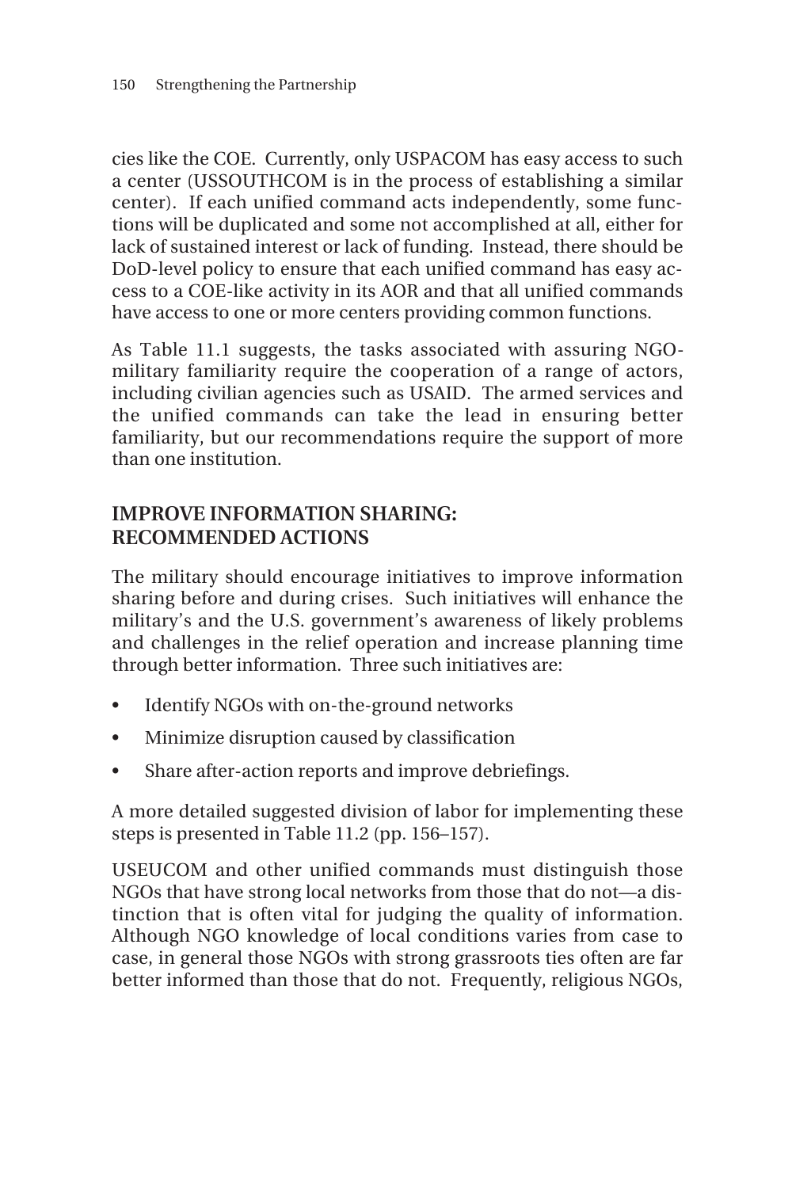cies like the COE. Currently, only USPACOM has easy access to such a center (USSOUTHCOM is in the process of establishing a similar center). If each unified command acts independently, some functions will be duplicated and some not accomplished at all, either for lack of sustained interest or lack of funding. Instead, there should be DoD-level policy to ensure that each unified command has easy access to a COE-like activity in its AOR and that all unified commands have access to one or more centers providing common functions.

As Table 11.1 suggests, the tasks associated with assuring NGO-military familiarity require the cooperation of a range of actors, including civilian agencies such as USAID. The armed services and the unified commands can take the lead in ensuring better familiarity, but our recommendations require the support of more than one institution.

## IMPROVE INFORMATION SHARING: RECOMMENDED ACTIONS

The military should encourage initiatives to improve information sharing before and during crises. Such initiatives will enhance the military's and the U.S. government's awareness of likely problems and challenges in the relief operation and increase planning time through better information. Three such initiatives are:

- Identify NGOs with on-the-ground networks
- Minimize disruption caused by classification
- Share after-action reports and improve debriefings.

A more detailed suggested division of labor for implementing these steps is presented in Table 11.2 (pp. 156–157).

USEUCOM and other unified commands must distinguish those NGOs that have strong local networks from those that do not—a distinction that is often vital for judging the quality of information. Although NGO knowledge of local conditions varies from case to case, in general those NGOs with strong grassroots ties often are far better informed than those that do not. Frequently, religious NGOs,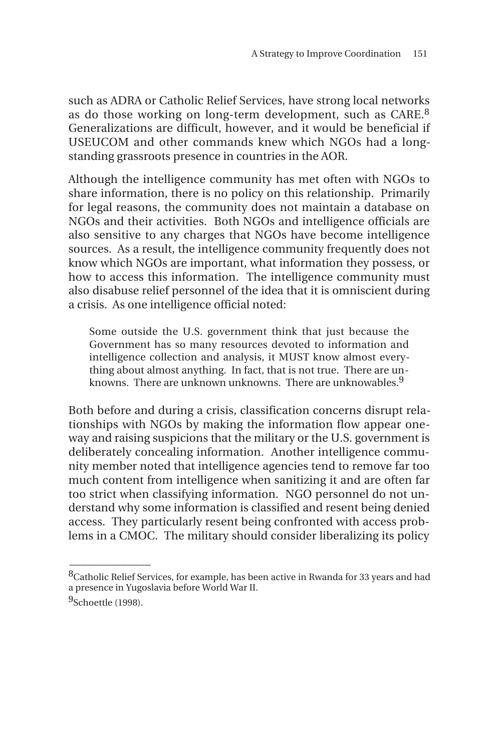such as ADRA or Catholic Relief Services, have strong local networks as do those working on long-term development, such as CARE.[8] Generalizations are difficult, however, and it would be beneficial if USEUCOM and other commands knew which NGOs had a long-standing grassroots presence in countries in the AOR.

Although the intelligence community has met often with NGOs to share information, there is no policy on this relationship. Primarily for legal reasons, the community does not maintain a database on NGOs and their activities. Both NGOs and intelligence officials are also sensitive to any charges that NGOs have become intelligence sources. As a result, the intelligence community frequently does not know which NGOs are important, what information they possess, or how to access this information. The intelligence community must also disabuse relief personnel of the idea that it is omniscient during a crisis. As one intelligence official noted:

> Some outside the U.S. government think that just because the Government has so many resources devoted to information and intelligence collection and analysis, it MUST know almost everything about almost anything. In fact, that is not true. There are unknowns. There are unknown unknowns. There are unknowables.[9]

Both before and during a crisis, classification concerns disrupt relationships with NGOs by making the information flow appear one-way and raising suspicions that the military or the U.S. government is deliberately concealing information. Another intelligence community member noted that intelligence agencies tend to remove far too much content from intelligence when sanitizing it and are often far too strict when classifying information. NGO personnel do not understand why some information is classified and resent being denied access. They particularly resent being confronted with access problems in a CMOC. The military should consider liberalizing its policy

---

[8]Catholic Relief Services, for example, has been active in Rwanda for 33 years and had a presence in Yugoslavia before World War II.

[9]Schoettle (1998).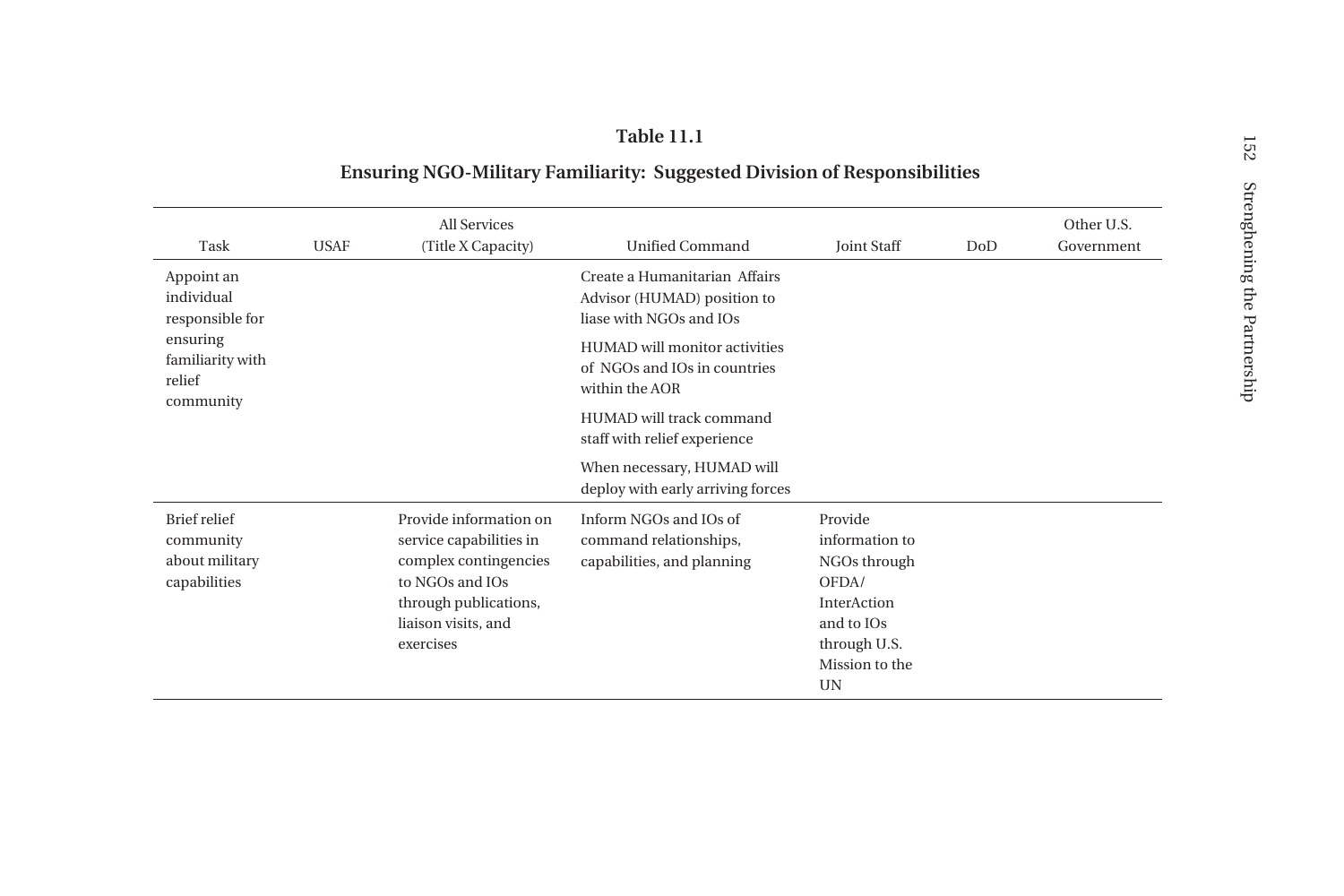**Table 11.1**

**Ensuring NGO-Military Familiarity: Suggested Division of Responsibilities**

| Task | USAF | All Services (Title X Capacity) | Unified Command | Joint Staff | DoD | Other U.S. Government |
|---|---|---|---|---|---|---|
| Appoint an individual responsible for ensuring familiarity with relief community | | | Create a Humanitarian Affairs Advisor (HUMAD) position to liase with NGOs and IOs<br>HUMAD will monitor activities of NGOs and IOs in countries within the AOR<br>HUMAD will track command staff with relief experience<br>When necessary, HUMAD will deploy with early arriving forces | | | |
| Brief relief community about military capabilities | | Provide information on service capabilities in complex contingencies to NGOs and IOs through publications, liaison visits, and exercises | Inform NGOs and IOs of command relationships, capabilities, and planning | Provide information to NGOs through OFDA/ InterAction and to IOs through U.S. Mission to the UN | | |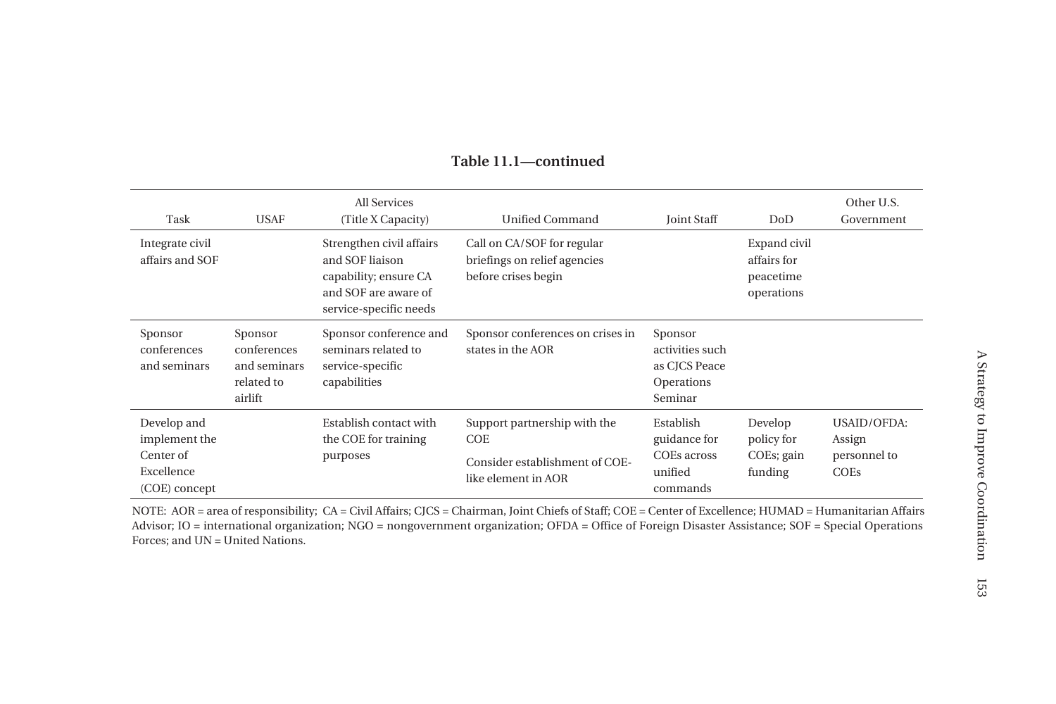**Table 11.1—continued**

| Task | USAF | All Services (Title X Capacity) | Unified Command | Joint Staff | DoD | Other U.S. Government |
|---|---|---|---|---|---|---|
| Integrate civil affairs and SOF | | Strengthen civil affairs and SOF liaison capability; ensure CA and SOF are aware of service-specific needs | Call on CA/SOF for regular briefings on relief agencies before crises begin | | Expand civil affairs for peacetime operations | |
| Sponsor conferences and seminars | Sponsor conferences and seminars related to airlift | Sponsor conference and seminars related to service-specific capabilities | Sponsor conferences on crises in states in the AOR | Sponsor activities such as CJCS Peace Operations Seminar | | |
| Develop and implement the Center of Excellence (COE) concept | | Establish contact with the COE for training purposes | Support partnership with the COE<br><br>Consider establishment of COE-like element in AOR | Establish guidance for COEs across unified commands | Develop policy for COEs; gain funding | USAID/OFDA: Assign personnel to COEs |

NOTE: AOR = area of responsibility; CA = Civil Affairs; CJCS = Chairman, Joint Chiefs of Staff; COE = Center of Excellence; HUMAD = Humanitarian Affairs Advisor; IO = international organization; NGO = nongovernment organization; OFDA = Office of Foreign Disaster Assistance; SOF = Special Operations Forces; and UN = United Nations.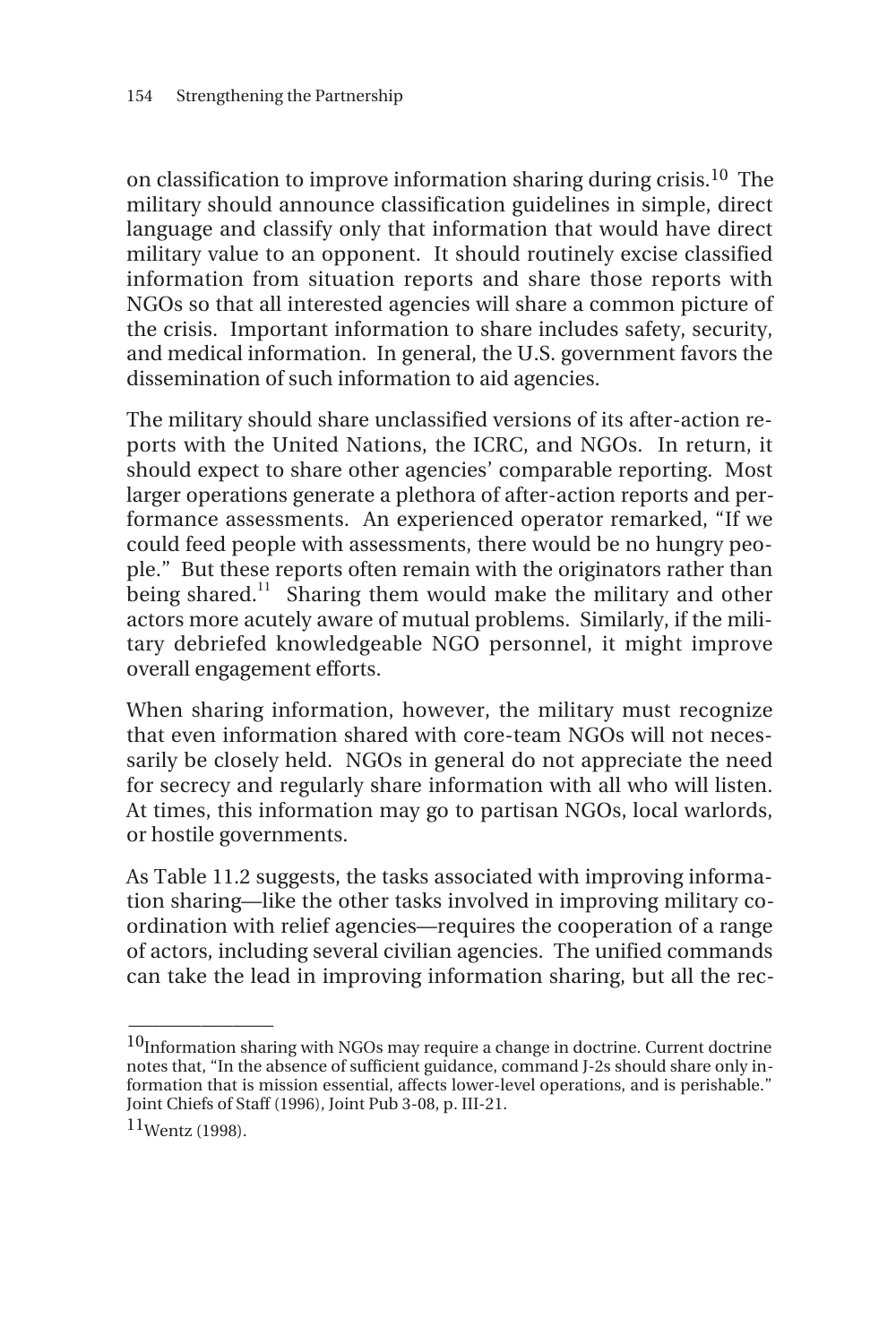on classification to improve information sharing during crisis.[10] The military should announce classification guidelines in simple, direct language and classify only that information that would have direct military value to an opponent. It should routinely excise classified information from situation reports and share those reports with NGOs so that all interested agencies will share a common picture of the crisis. Important information to share includes safety, security, and medical information. In general, the U.S. government favors the dissemination of such information to aid agencies.

The military should share unclassified versions of its after-action reports with the United Nations, the ICRC, and NGOs. In return, it should expect to share other agencies' comparable reporting. Most larger operations generate a plethora of after-action reports and performance assessments. An experienced operator remarked, "If we could feed people with assessments, there would be no hungry people." But these reports often remain with the originators rather than being shared.[11] Sharing them would make the military and other actors more acutely aware of mutual problems. Similarly, if the military debriefed knowledgeable NGO personnel, it might improve overall engagement efforts.

When sharing information, however, the military must recognize that even information shared with core-team NGOs will not necessarily be closely held. NGOs in general do not appreciate the need for secrecy and regularly share information with all who will listen. At times, this information may go to partisan NGOs, local warlords, or hostile governments.

As Table 11.2 suggests, the tasks associated with improving information sharing—like the other tasks involved in improving military coordination with relief agencies—requires the cooperation of a range of actors, including several civilian agencies. The unified commands can take the lead in improving information sharing, but all the rec-

---

[10]Information sharing with NGOs may require a change in doctrine. Current doctrine notes that, "In the absence of sufficient guidance, command J-2s should share only information that is mission essential, affects lower-level operations, and is perishable." Joint Chiefs of Staff (1996), Joint Pub 3-08, p. III-21.

[11]Wentz (1998).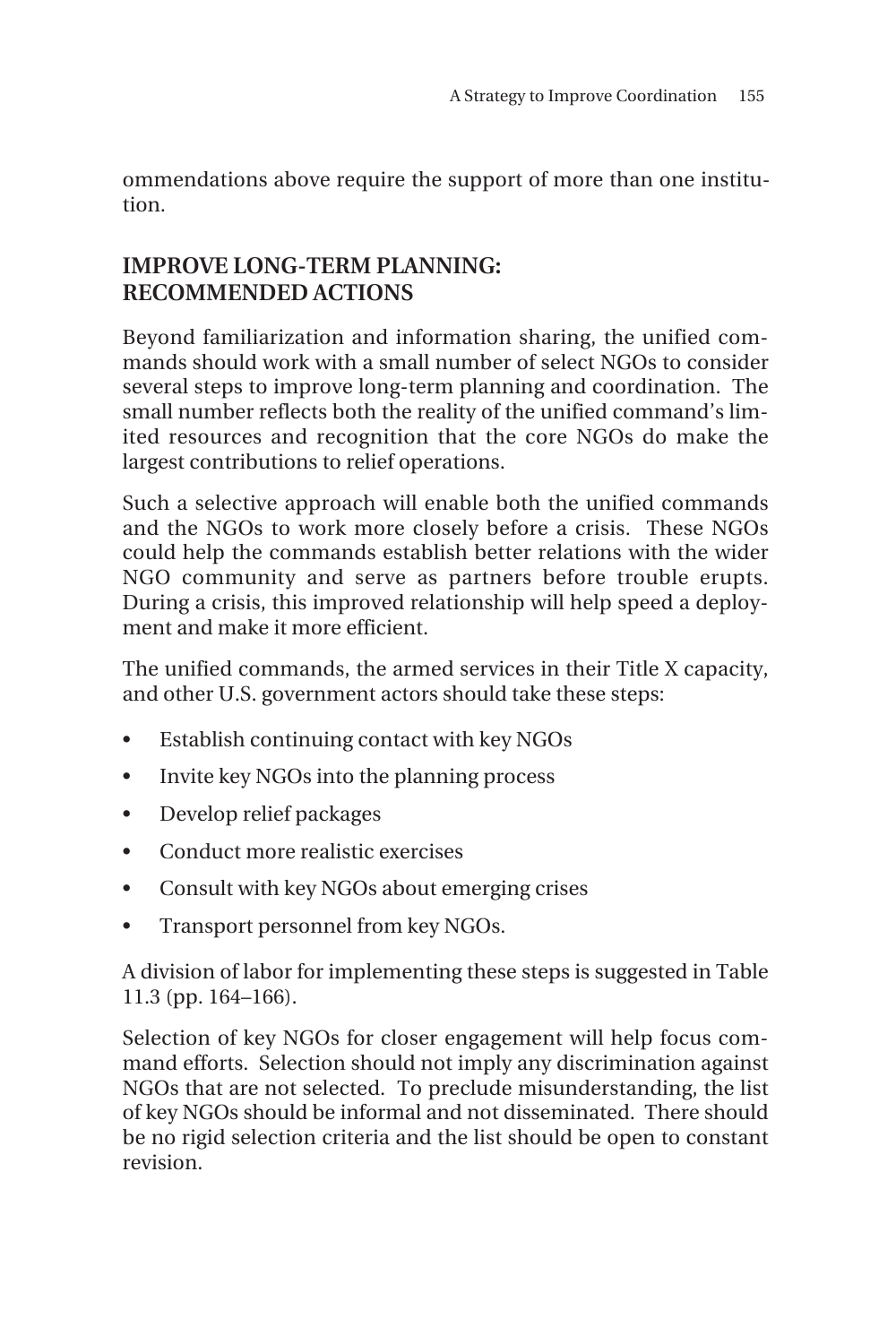ommendations above require the support of more than one institution.

## IMPROVE LONG-TERM PLANNING: RECOMMENDED ACTIONS

Beyond familiarization and information sharing, the unified commands should work with a small number of select NGOs to consider several steps to improve long-term planning and coordination. The small number reflects both the reality of the unified command's limited resources and recognition that the core NGOs do make the largest contributions to relief operations.

Such a selective approach will enable both the unified commands and the NGOs to work more closely before a crisis. These NGOs could help the commands establish better relations with the wider NGO community and serve as partners before trouble erupts. During a crisis, this improved relationship will help speed a deployment and make it more efficient.

The unified commands, the armed services in their Title X capacity, and other U.S. government actors should take these steps:

- Establish continuing contact with key NGOs
- Invite key NGOs into the planning process
- Develop relief packages
- Conduct more realistic exercises
- Consult with key NGOs about emerging crises
- Transport personnel from key NGOs.

A division of labor for implementing these steps is suggested in Table 11.3 (pp. 164–166).

Selection of key NGOs for closer engagement will help focus command efforts. Selection should not imply any discrimination against NGOs that are not selected. To preclude misunderstanding, the list of key NGOs should be informal and not disseminated. There should be no rigid selection criteria and the list should be open to constant revision.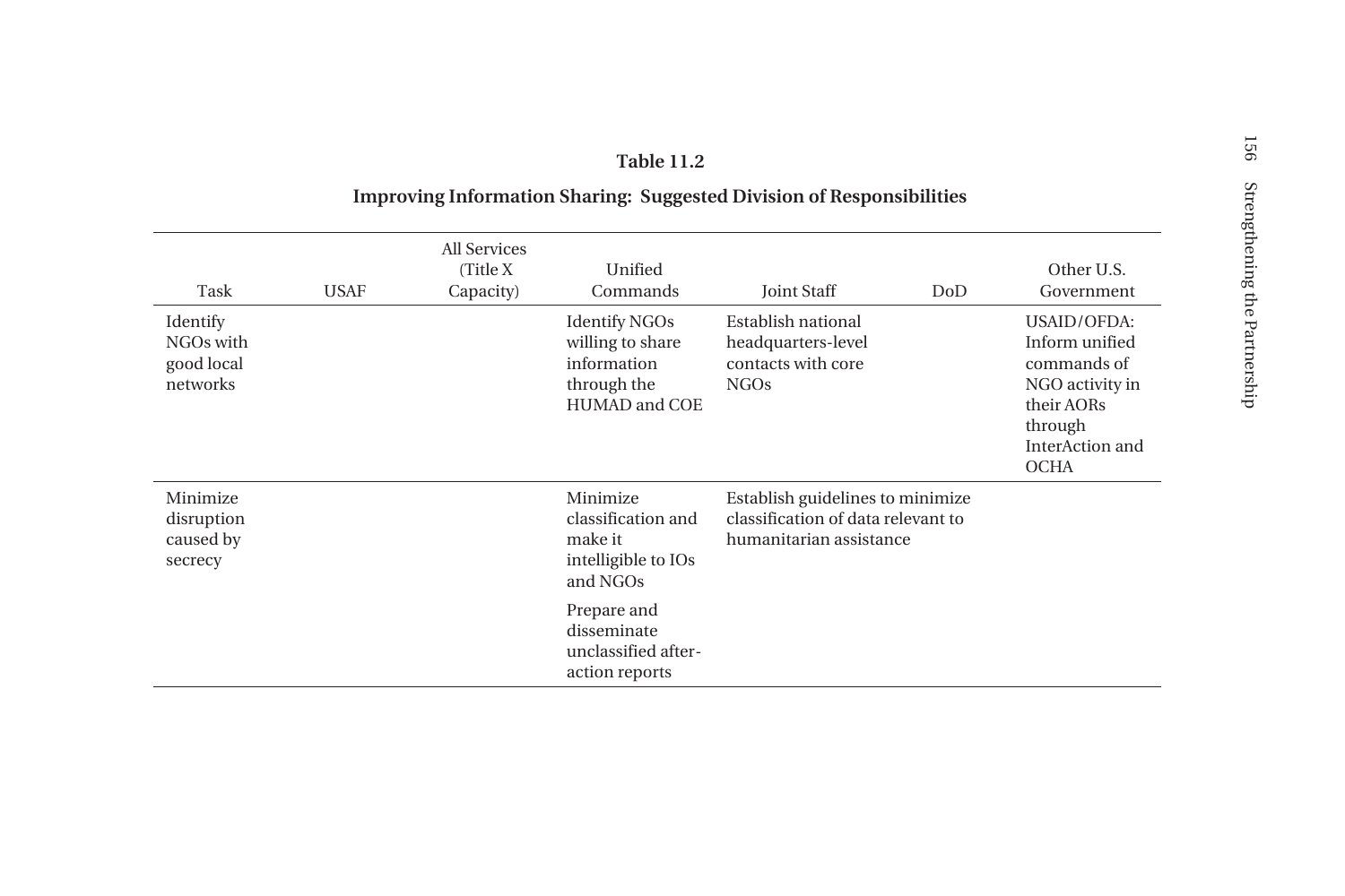**Table 11.2**

**Improving Information Sharing: Suggested Division of Responsibilities**

| Task | USAF | All Services (Title X Capacity) | Unified Commands | Joint Staff | DoD | Other U.S. Government |
|---|---|---|---|---|---|---|
| Identify NGOs with good local networks | | | Identify NGOs willing to share information through the HUMAD and COE | Establish national headquarters-level contacts with core NGOs | | USAID/OFDA: Inform unified commands of NGO activity in their AORs through InterAction and OCHA |
| Minimize disruption caused by secrecy | | | Minimize classification and make it intelligible to IOs and NGOs | Establish guidelines to minimize classification of data relevant to humanitarian assistance | | |
| | | | Prepare and disseminate unclassified after-action reports | | | |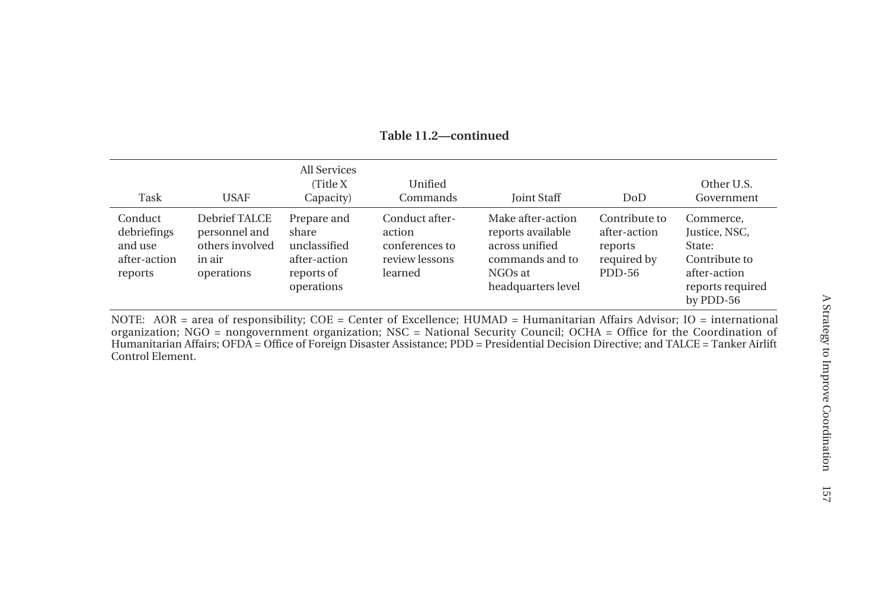**Table 11.2—continued**

| Task | USAF | All Services (Title X Capacity) | Unified Commands | Joint Staff | DoD | Other U.S. Government |
|---|---|---|---|---|---|---|
| Conduct debriefings and use after-action reports | Debrief TALCE personnel and others involved in air operations | Prepare and share unclassified after-action reports of operations | Conduct after-action conferences to review lessons learned | Make after-action reports available across unified commands and to NGOs at headquarters level | Contribute to after-action reports required by PDD-56 | Commerce, Justice, NSC, State: Contribute to after-action reports required by PDD-56 |

NOTE: AOR = area of responsibility; COE = Center of Excellence; HUMAD = Humanitarian Affairs Advisor; IO = international organization; NGO = nongovernment organization; NSC = National Security Council; OCHA = Office for the Coordination of Humanitarian Affairs; OFDA = Office of Foreign Disaster Assistance; PDD = Presidential Decision Directive; and TALCE = Tanker Airlift Control Element.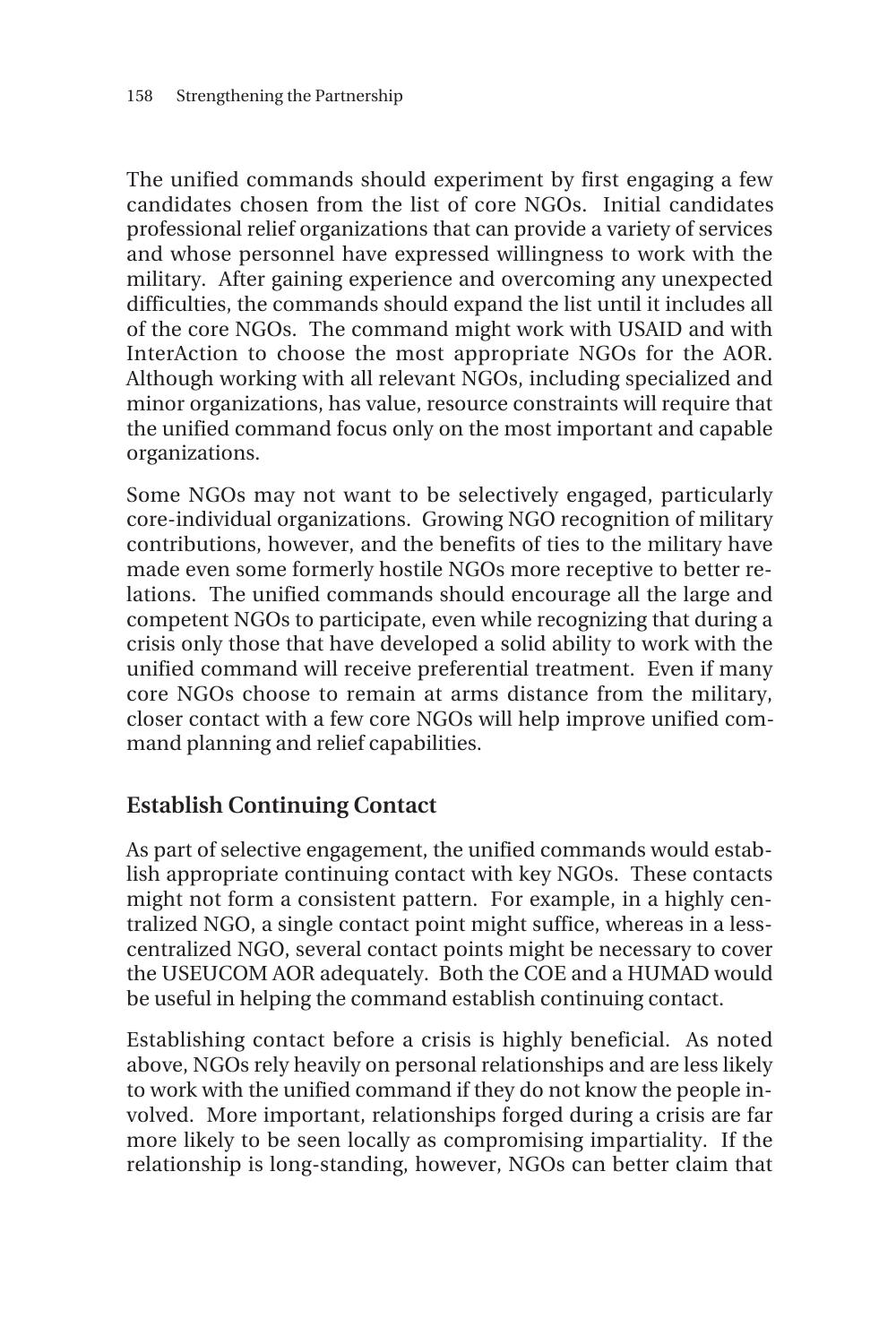The unified commands should experiment by first engaging a few candidates chosen from the list of core NGOs. Initial candidates professional relief organizations that can provide a variety of services and whose personnel have expressed willingness to work with the military. After gaining experience and overcoming any unexpected difficulties, the commands should expand the list until it includes all of the core NGOs. The command might work with USAID and with InterAction to choose the most appropriate NGOs for the AOR. Although working with all relevant NGOs, including specialized and minor organizations, has value, resource constraints will require that the unified command focus only on the most important and capable organizations.

Some NGOs may not want to be selectively engaged, particularly core-individual organizations. Growing NGO recognition of military contributions, however, and the benefits of ties to the military have made even some formerly hostile NGOs more receptive to better relations. The unified commands should encourage all the large and competent NGOs to participate, even while recognizing that during a crisis only those that have developed a solid ability to work with the unified command will receive preferential treatment. Even if many core NGOs choose to remain at arms distance from the military, closer contact with a few core NGOs will help improve unified command planning and relief capabilities.

## Establish Continuing Contact

As part of selective engagement, the unified commands would establish appropriate continuing contact with key NGOs. These contacts might not form a consistent pattern. For example, in a highly centralized NGO, a single contact point might suffice, whereas in a less-centralized NGO, several contact points might be necessary to cover the USEUCOM AOR adequately. Both the COE and a HUMAD would be useful in helping the command establish continuing contact.

Establishing contact before a crisis is highly beneficial. As noted above, NGOs rely heavily on personal relationships and are less likely to work with the unified command if they do not know the people involved. More important, relationships forged during a crisis are far more likely to be seen locally as compromising impartiality. If the relationship is long-standing, however, NGOs can better claim that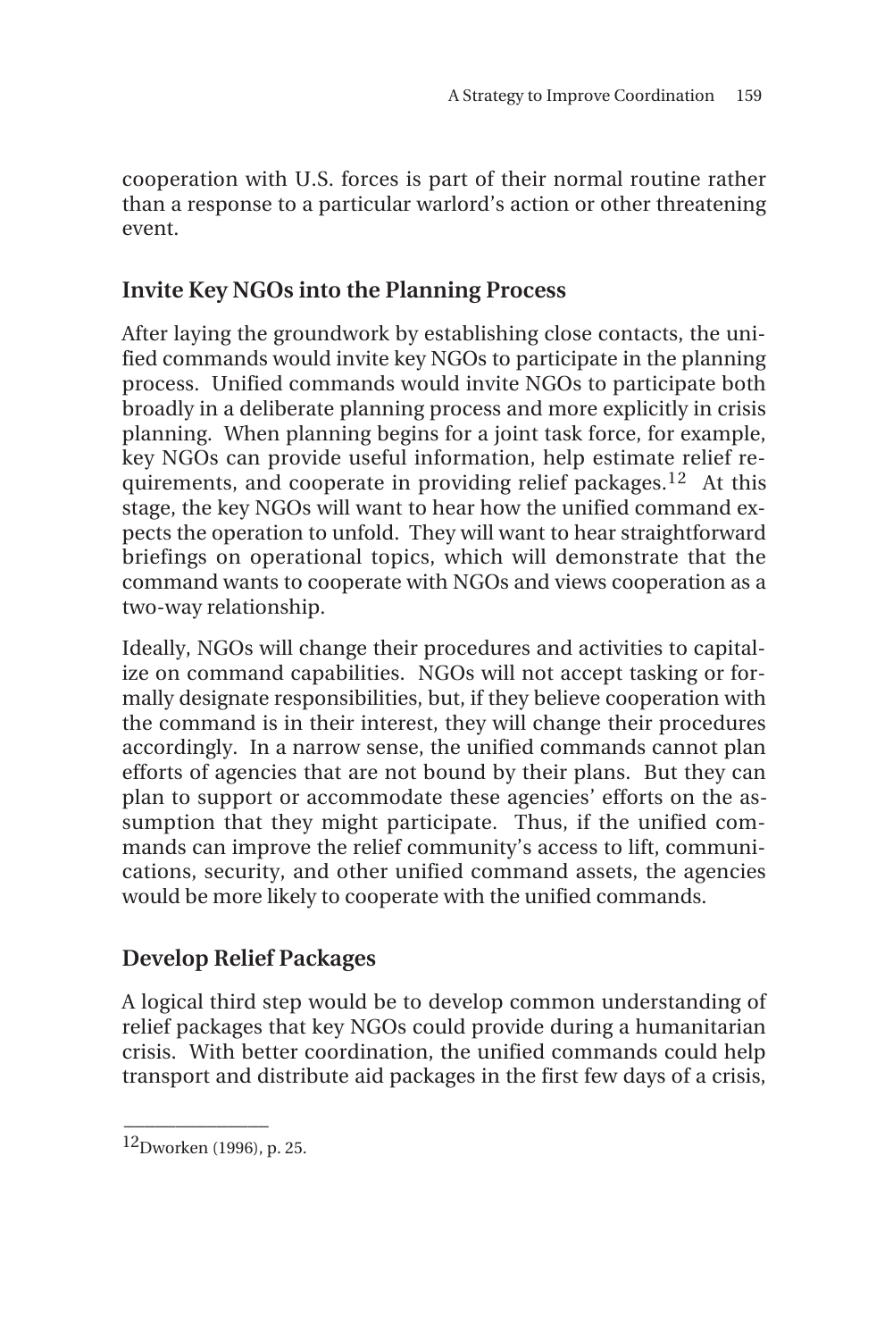cooperation with U.S. forces is part of their normal routine rather than a response to a particular warlord's action or other threatening event.

## Invite Key NGOs into the Planning Process

After laying the groundwork by establishing close contacts, the unified commands would invite key NGOs to participate in the planning process. Unified commands would invite NGOs to participate both broadly in a deliberate planning process and more explicitly in crisis planning. When planning begins for a joint task force, for example, key NGOs can provide useful information, help estimate relief requirements, and cooperate in providing relief packages.[12] At this stage, the key NGOs will want to hear how the unified command expects the operation to unfold. They will want to hear straightforward briefings on operational topics, which will demonstrate that the command wants to cooperate with NGOs and views cooperation as a two-way relationship.

Ideally, NGOs will change their procedures and activities to capitalize on command capabilities. NGOs will not accept tasking or formally designate responsibilities, but, if they believe cooperation with the command is in their interest, they will change their procedures accordingly. In a narrow sense, the unified commands cannot plan efforts of agencies that are not bound by their plans. But they can plan to support or accommodate these agencies' efforts on the assumption that they might participate. Thus, if the unified commands can improve the relief community's access to lift, communications, security, and other unified command assets, the agencies would be more likely to cooperate with the unified commands.

## Develop Relief Packages

A logical third step would be to develop common understanding of relief packages that key NGOs could provide during a humanitarian crisis. With better coordination, the unified commands could help transport and distribute aid packages in the first few days of a crisis,

---

[12] Dworken (1996), p. 25.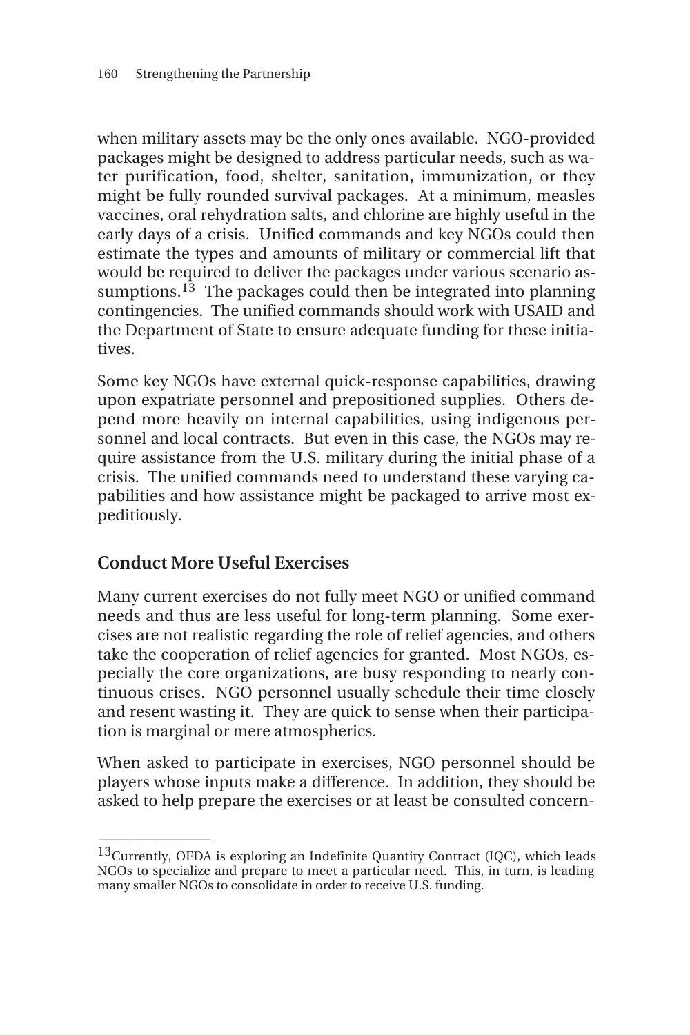when military assets may be the only ones available. NGO-provided packages might be designed to address particular needs, such as water purification, food, shelter, sanitation, immunization, or they might be fully rounded survival packages. At a minimum, measles vaccines, oral rehydration salts, and chlorine are highly useful in the early days of a crisis. Unified commands and key NGOs could then estimate the types and amounts of military or commercial lift that would be required to deliver the packages under various scenario assumptions.[13] The packages could then be integrated into planning contingencies. The unified commands should work with USAID and the Department of State to ensure adequate funding for these initiatives.

Some key NGOs have external quick-response capabilities, drawing upon expatriate personnel and prepositioned supplies. Others depend more heavily on internal capabilities, using indigenous personnel and local contracts. But even in this case, the NGOs may require assistance from the U.S. military during the initial phase of a crisis. The unified commands need to understand these varying capabilities and how assistance might be packaged to arrive most expeditiously.

## Conduct More Useful Exercises

Many current exercises do not fully meet NGO or unified command needs and thus are less useful for long-term planning. Some exercises are not realistic regarding the role of relief agencies, and others take the cooperation of relief agencies for granted. Most NGOs, especially the core organizations, are busy responding to nearly continuous crises. NGO personnel usually schedule their time closely and resent wasting it. They are quick to sense when their participation is marginal or mere atmospherics.

When asked to participate in exercises, NGO personnel should be players whose inputs make a difference. In addition, they should be asked to help prepare the exercises or at least be consulted concern-

---

[13] Currently, OFDA is exploring an Indefinite Quantity Contract (IQC), which leads NGOs to specialize and prepare to meet a particular need. This, in turn, is leading many smaller NGOs to consolidate in order to receive U.S. funding.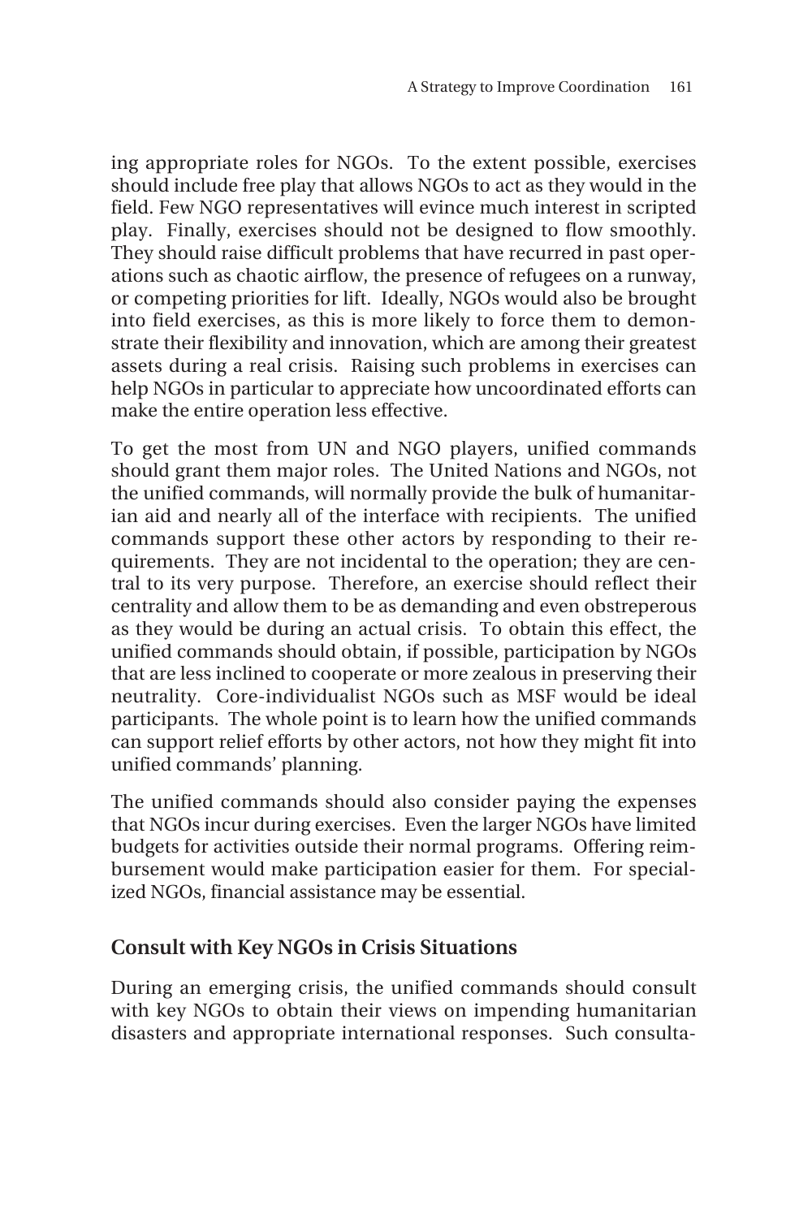ing appropriate roles for NGOs. To the extent possible, exercises should include free play that allows NGOs to act as they would in the field. Few NGO representatives will evince much interest in scripted play. Finally, exercises should not be designed to flow smoothly. They should raise difficult problems that have recurred in past operations such as chaotic airflow, the presence of refugees on a runway, or competing priorities for lift. Ideally, NGOs would also be brought into field exercises, as this is more likely to force them to demonstrate their flexibility and innovation, which are among their greatest assets during a real crisis. Raising such problems in exercises can help NGOs in particular to appreciate how uncoordinated efforts can make the entire operation less effective.

To get the most from UN and NGO players, unified commands should grant them major roles. The United Nations and NGOs, not the unified commands, will normally provide the bulk of humanitarian aid and nearly all of the interface with recipients. The unified commands support these other actors by responding to their requirements. They are not incidental to the operation; they are central to its very purpose. Therefore, an exercise should reflect their centrality and allow them to be as demanding and even obstreperous as they would be during an actual crisis. To obtain this effect, the unified commands should obtain, if possible, participation by NGOs that are less inclined to cooperate or more zealous in preserving their neutrality. Core-individualist NGOs such as MSF would be ideal participants. The whole point is to learn how the unified commands can support relief efforts by other actors, not how they might fit into unified commands' planning.

The unified commands should also consider paying the expenses that NGOs incur during exercises. Even the larger NGOs have limited budgets for activities outside their normal programs. Offering reimbursement would make participation easier for them. For specialized NGOs, financial assistance may be essential.

### Consult with Key NGOs in Crisis Situations

During an emerging crisis, the unified commands should consult with key NGOs to obtain their views on impending humanitarian disasters and appropriate international responses. Such consulta-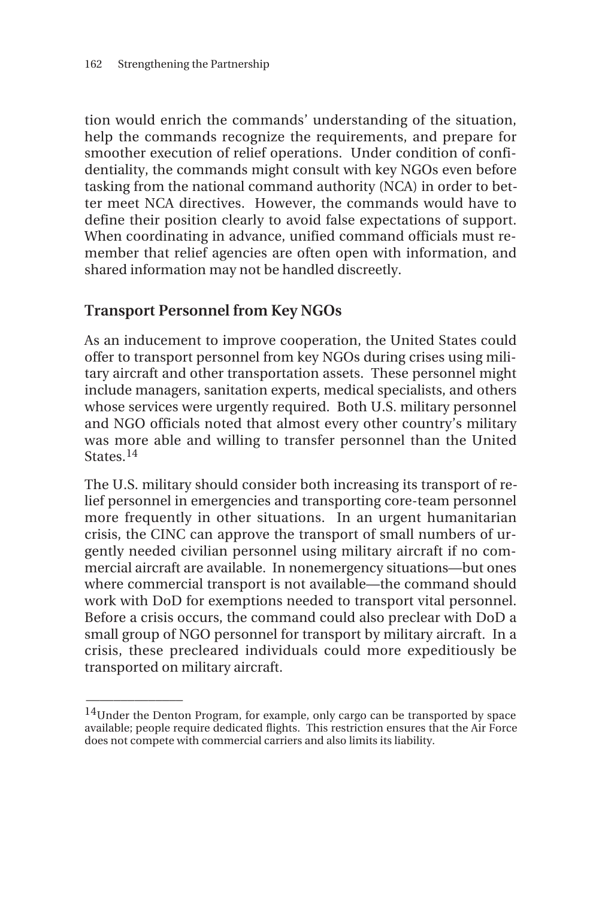tion would enrich the commands' understanding of the situation, help the commands recognize the requirements, and prepare for smoother execution of relief operations. Under condition of confidentiality, the commands might consult with key NGOs even before tasking from the national command authority (NCA) in order to better meet NCA directives. However, the commands would have to define their position clearly to avoid false expectations of support. When coordinating in advance, unified command officials must remember that relief agencies are often open with information, and shared information may not be handled discreetly.

## Transport Personnel from Key NGOs

As an inducement to improve cooperation, the United States could offer to transport personnel from key NGOs during crises using military aircraft and other transportation assets. These personnel might include managers, sanitation experts, medical specialists, and others whose services were urgently required. Both U.S. military personnel and NGO officials noted that almost every other country's military was more able and willing to transfer personnel than the United States.[14]

The U.S. military should consider both increasing its transport of relief personnel in emergencies and transporting core-team personnel more frequently in other situations. In an urgent humanitarian crisis, the CINC can approve the transport of small numbers of urgently needed civilian personnel using military aircraft if no commercial aircraft are available. In nonemergency situations—but ones where commercial transport is not available—the command should work with DoD for exemptions needed to transport vital personnel. Before a crisis occurs, the command could also preclear with DoD a small group of NGO personnel for transport by military aircraft. In a crisis, these precleared individuals could more expeditiously be transported on military aircraft.

---

[14]Under the Denton Program, for example, only cargo can be transported by space available; people require dedicated flights. This restriction ensures that the Air Force does not compete with commercial carriers and also limits its liability.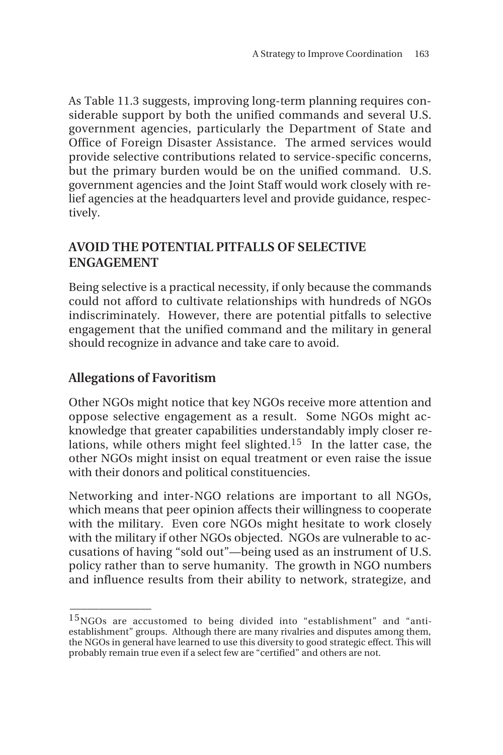As Table 11.3 suggests, improving long-term planning requires considerable support by both the unified commands and several U.S. government agencies, particularly the Department of State and Office of Foreign Disaster Assistance. The armed services would provide selective contributions related to service-specific concerns, but the primary burden would be on the unified command. U.S. government agencies and the Joint Staff would work closely with relief agencies at the headquarters level and provide guidance, respectively.

## AVOID THE POTENTIAL PITFALLS OF SELECTIVE ENGAGEMENT

Being selective is a practical necessity, if only because the commands could not afford to cultivate relationships with hundreds of NGOs indiscriminately. However, there are potential pitfalls to selective engagement that the unified command and the military in general should recognize in advance and take care to avoid.

### Allegations of Favoritism

Other NGOs might notice that key NGOs receive more attention and oppose selective engagement as a result. Some NGOs might acknowledge that greater capabilities understandably imply closer relations, while others might feel slighted.[15] In the latter case, the other NGOs might insist on equal treatment or even raise the issue with their donors and political constituencies.

Networking and inter-NGO relations are important to all NGOs, which means that peer opinion affects their willingness to cooperate with the military. Even core NGOs might hesitate to work closely with the military if other NGOs objected. NGOs are vulnerable to accusations of having "sold out"—being used as an instrument of U.S. policy rather than to serve humanity. The growth in NGO numbers and influence results from their ability to network, strategize, and

---

[15]NGOs are accustomed to being divided into "establishment" and "anti-establishment" groups. Although there are many rivalries and disputes among them, the NGOs in general have learned to use this diversity to good strategic effect. This will probably remain true even if a select few are "certified" and others are not.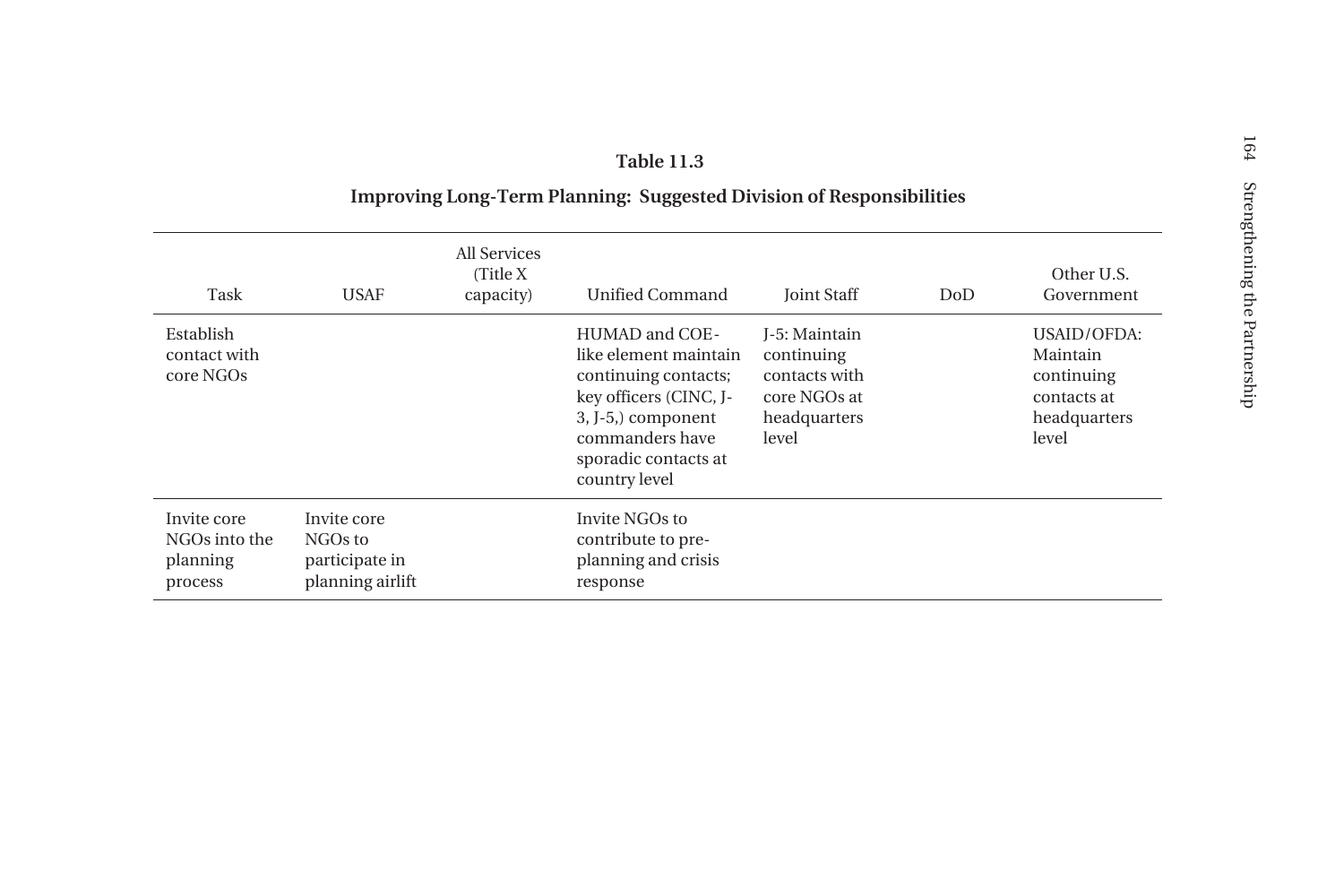**Table 11.3**

**Improving Long-Term Planning: Suggested Division of Responsibilities**

| Task | USAF | All Services (Title X capacity) | Unified Command | Joint Staff | DoD | Other U.S. Government |
|---|---|---|---|---|---|---|
| Establish contact with core NGOs | | | HUMAD and COE-like element maintain continuing contacts; key officers (CINC, J-3, J-5,) component commanders have sporadic contacts at country level | J-5: Maintain continuing contacts with core NGOs at headquarters level | | USAID/OFDA: Maintain continuing contacts at headquarters level |
| Invite core NGOs into the planning process | Invite core NGOs to participate in planning airlift | | Invite NGOs to contribute to pre-planning and crisis response | | | |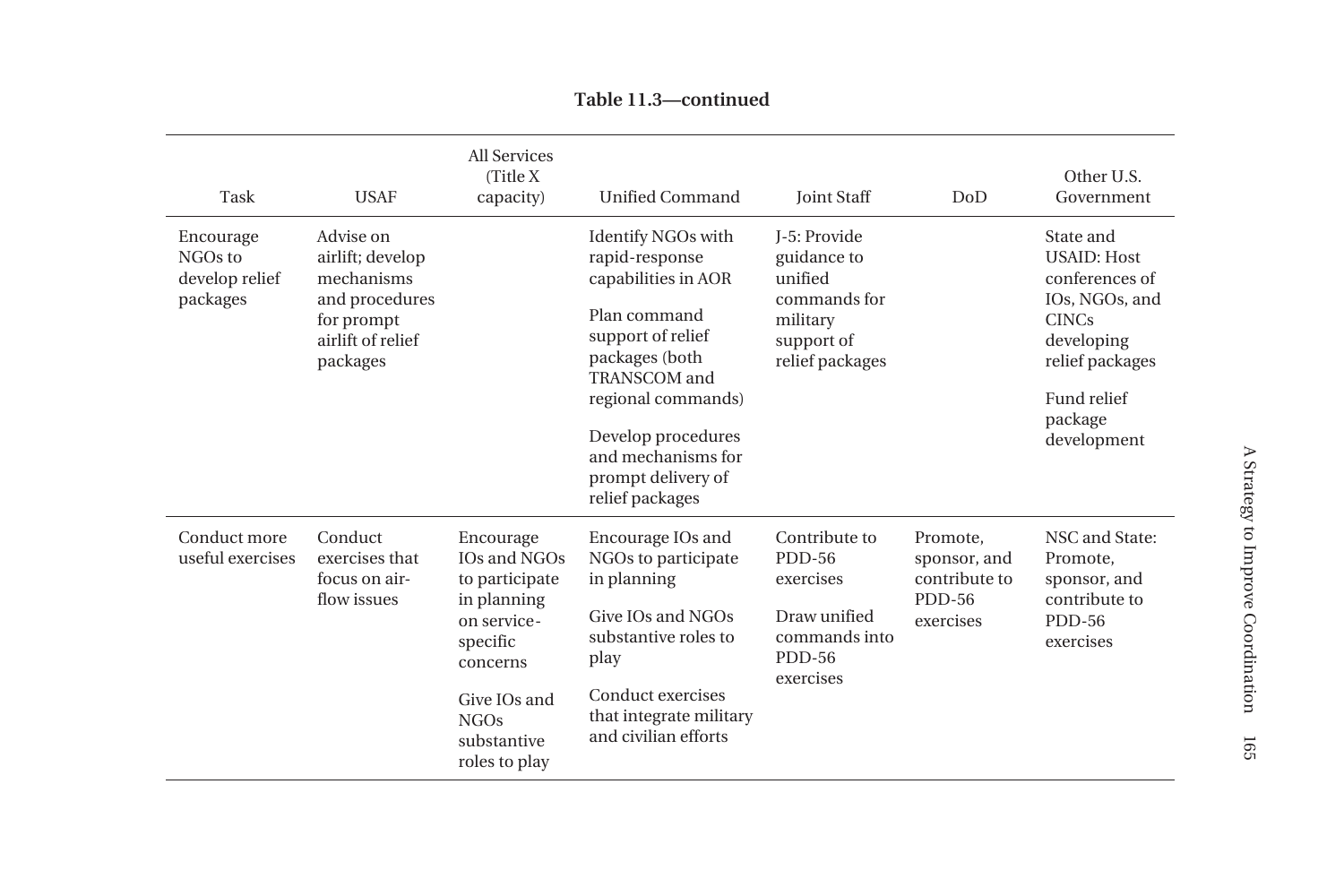**Table 11.3—continued**

| Task | USAF | All Services (Title X capacity) | Unified Command | Joint Staff | DoD | Other U.S. Government |
|---|---|---|---|---|---|---|
| Encourage NGOs to develop relief packages | Advise on airlift; develop mechanisms and procedures for prompt airlift of relief packages | | Identify NGOs with rapid-response capabilities in AOR<br><br>Plan command support of relief packages (both TRANSCOM and regional commands)<br><br>Develop procedures and mechanisms for prompt delivery of relief packages | J-5: Provide guidance to unified commands for military support of relief packages | | State and USAID: Host conferences of IOs, NGOs, and CINCs developing relief packages<br><br>Fund relief package development |
| Conduct more useful exercises | Conduct exercises that focus on air-flow issues | Encourage IOs and NGOs to participate in planning on service-specific concerns<br><br>Give IOs and NGOs substantive roles to play | Encourage IOs and NGOs to participate in planning<br><br>Give IOs and NGOs substantive roles to play<br><br>Conduct exercises that integrate military and civilian efforts | Contribute to PDD-56 exercises<br><br>Draw unified commands into PDD-56 exercises | Promote, sponsor, and contribute to PDD-56 exercises | NSC and State: Promote, sponsor, and contribute to PDD-56 exercises |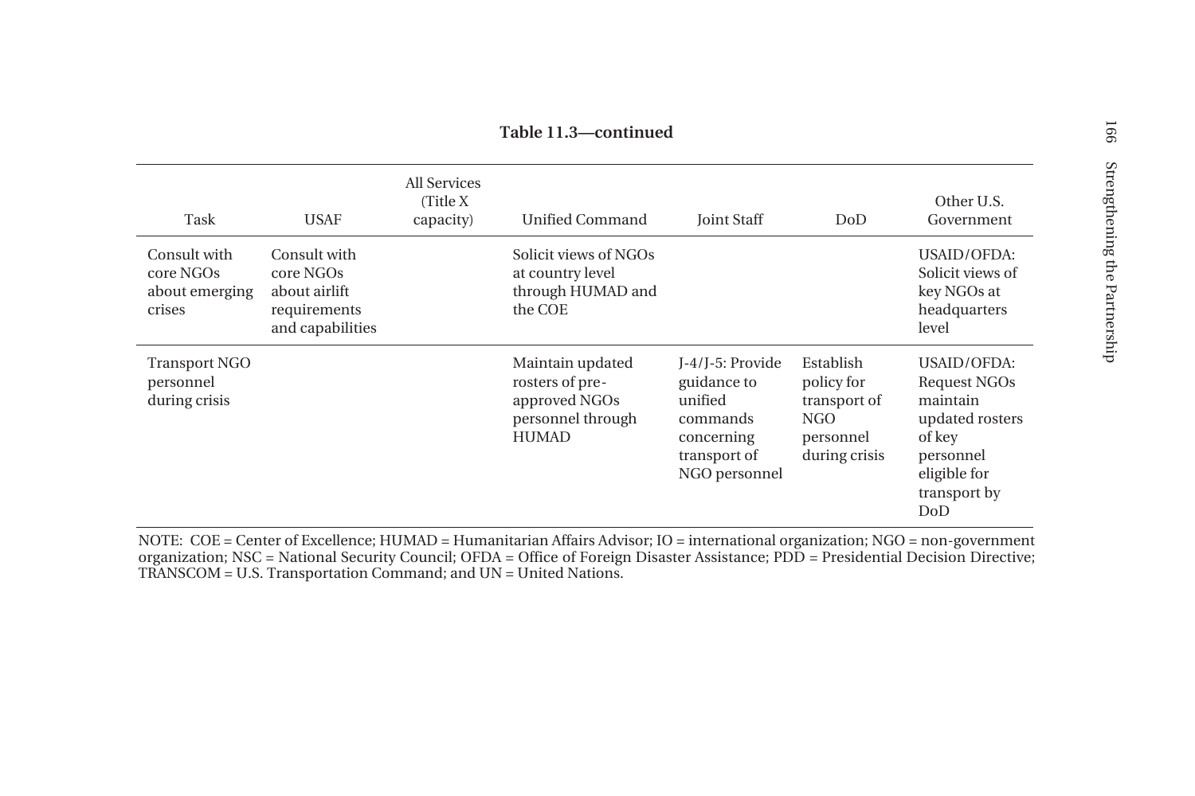**Table 11.3—continued**

| Task | USAF | All Services (Title X capacity) | Unified Command | Joint Staff | DoD | Other U.S. Government |
|---|---|---|---|---|---|---|
| Consult with core NGOs about emerging crises | Consult with core NGOs about airlift requirements and capabilities | | Solicit views of NGOs at country level through HUMAD and the COE | | | USAID/OFDA: Solicit views of key NGOs at headquarters level |
| Transport NGO personnel during crisis | | | Maintain updated rosters of pre-approved NGOs personnel through HUMAD | J-4/J-5: Provide guidance to unified commands concerning transport of NGO personnel | Establish policy for transport of NGO personnel during crisis | USAID/OFDA: Request NGOs maintain updated rosters of key personnel eligible for transport by DoD |

NOTE: COE = Center of Excellence; HUMAD = Humanitarian Affairs Advisor; IO = international organization; NGO = non-government organization; NSC = National Security Council; OFDA = Office of Foreign Disaster Assistance; PDD = Presidential Decision Directive; TRANSCOM = U.S. Transportation Command; and UN = United Nations.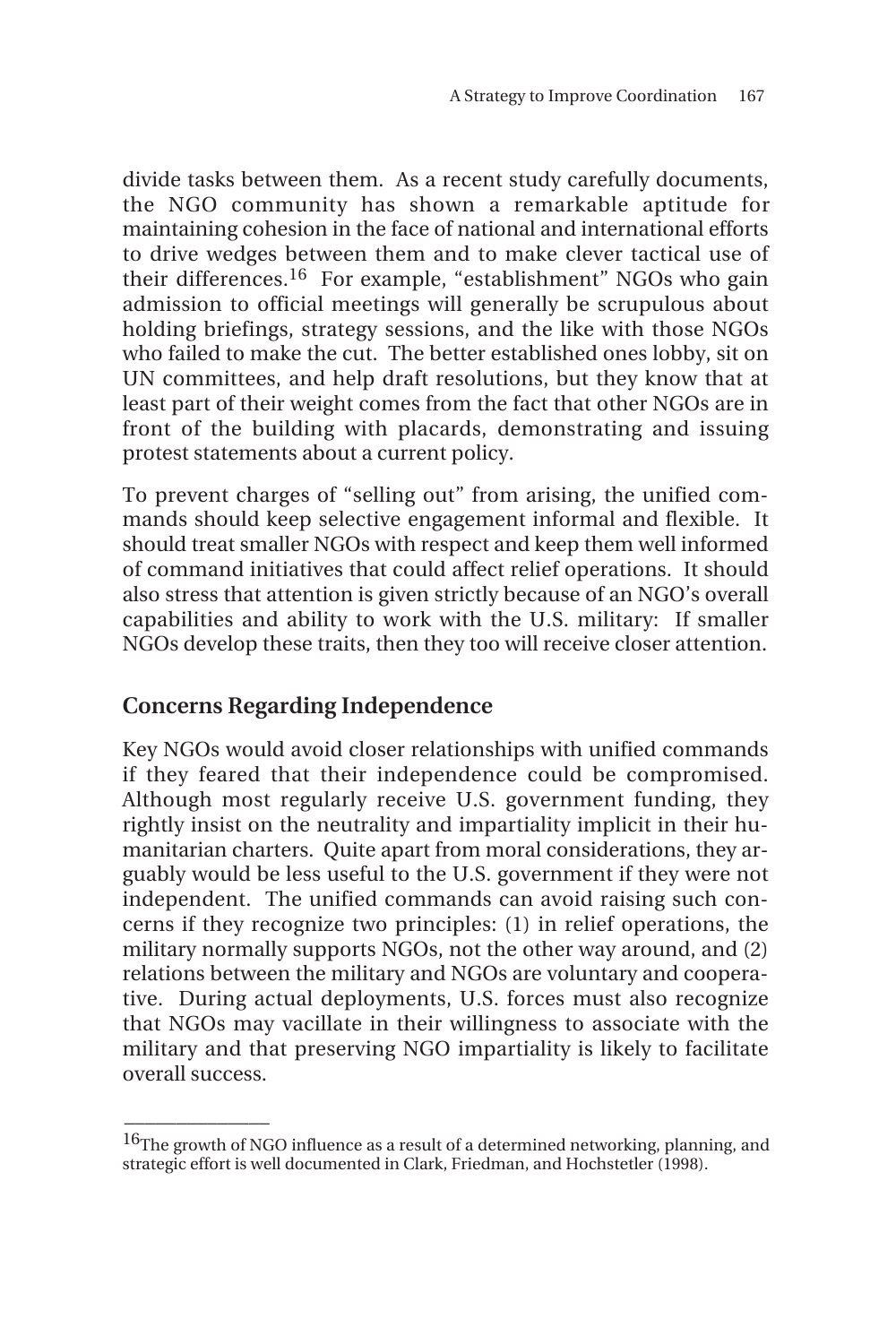divide tasks between them. As a recent study carefully documents, the NGO community has shown a remarkable aptitude for maintaining cohesion in the face of national and international efforts to drive wedges between them and to make clever tactical use of their differences.[16] For example, "establishment" NGOs who gain admission to official meetings will generally be scrupulous about holding briefings, strategy sessions, and the like with those NGOs who failed to make the cut. The better established ones lobby, sit on UN committees, and help draft resolutions, but they know that at least part of their weight comes from the fact that other NGOs are in front of the building with placards, demonstrating and issuing protest statements about a current policy.

To prevent charges of "selling out" from arising, the unified commands should keep selective engagement informal and flexible. It should treat smaller NGOs with respect and keep them well informed of command initiatives that could affect relief operations. It should also stress that attention is given strictly because of an NGO's overall capabilities and ability to work with the U.S. military: If smaller NGOs develop these traits, then they too will receive closer attention.

## Concerns Regarding Independence

Key NGOs would avoid closer relationships with unified commands if they feared that their independence could be compromised. Although most regularly receive U.S. government funding, they rightly insist on the neutrality and impartiality implicit in their humanitarian charters. Quite apart from moral considerations, they arguably would be less useful to the U.S. government if they were not independent. The unified commands can avoid raising such concerns if they recognize two principles: (1) in relief operations, the military normally supports NGOs, not the other way around, and (2) relations between the military and NGOs are voluntary and cooperative. During actual deployments, U.S. forces must also recognize that NGOs may vacillate in their willingness to associate with the military and that preserving NGO impartiality is likely to facilitate overall success.

---

[16]The growth of NGO influence as a result of a determined networking, planning, and strategic effort is well documented in Clark, Friedman, and Hochstetler (1998).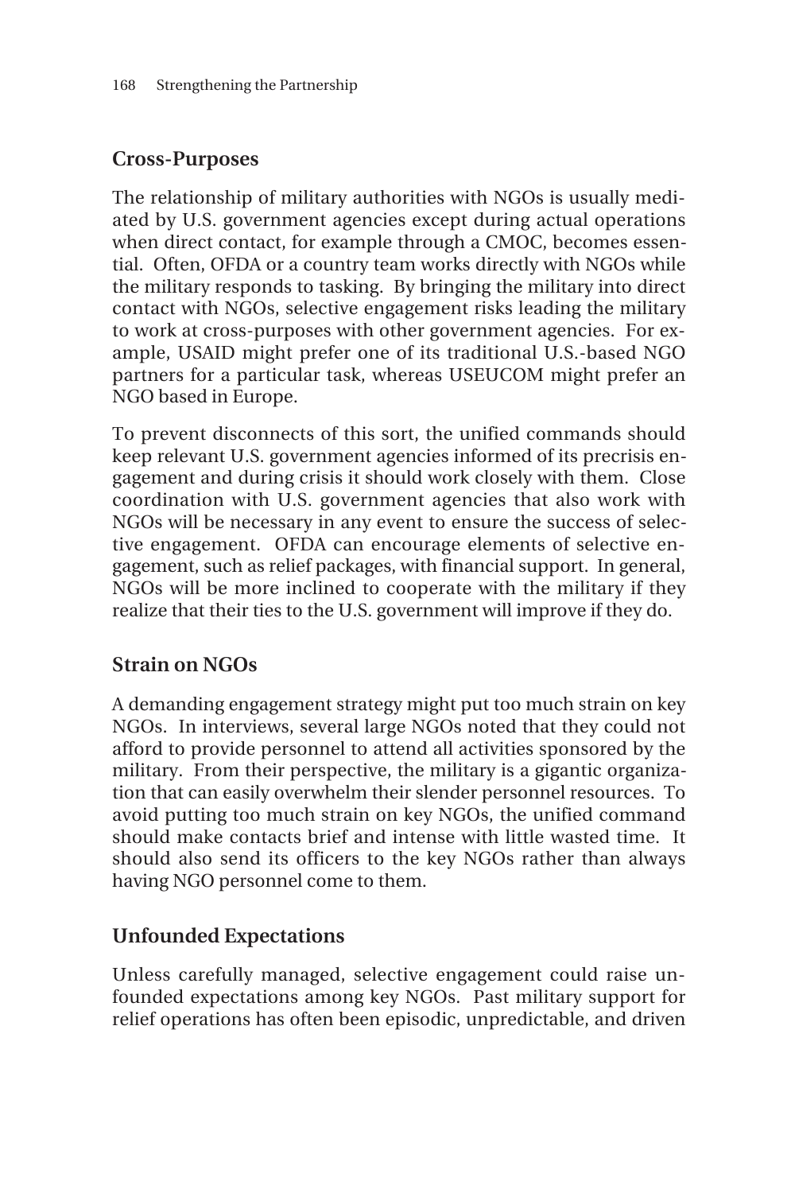## Cross-Purposes

The relationship of military authorities with NGOs is usually mediated by U.S. government agencies except during actual operations when direct contact, for example through a CMOC, becomes essential. Often, OFDA or a country team works directly with NGOs while the military responds to tasking. By bringing the military into direct contact with NGOs, selective engagement risks leading the military to work at cross-purposes with other government agencies. For example, USAID might prefer one of its traditional U.S.-based NGO partners for a particular task, whereas USEUCOM might prefer an NGO based in Europe.

To prevent disconnects of this sort, the unified commands should keep relevant U.S. government agencies informed of its precrisis engagement and during crisis it should work closely with them. Close coordination with U.S. government agencies that also work with NGOs will be necessary in any event to ensure the success of selective engagement. OFDA can encourage elements of selective engagement, such as relief packages, with financial support. In general, NGOs will be more inclined to cooperate with the military if they realize that their ties to the U.S. government will improve if they do.

## Strain on NGOs

A demanding engagement strategy might put too much strain on key NGOs. In interviews, several large NGOs noted that they could not afford to provide personnel to attend all activities sponsored by the military. From their perspective, the military is a gigantic organization that can easily overwhelm their slender personnel resources. To avoid putting too much strain on key NGOs, the unified command should make contacts brief and intense with little wasted time. It should also send its officers to the key NGOs rather than always having NGO personnel come to them.

## Unfounded Expectations

Unless carefully managed, selective engagement could raise unfounded expectations among key NGOs. Past military support for relief operations has often been episodic, unpredictable, and driven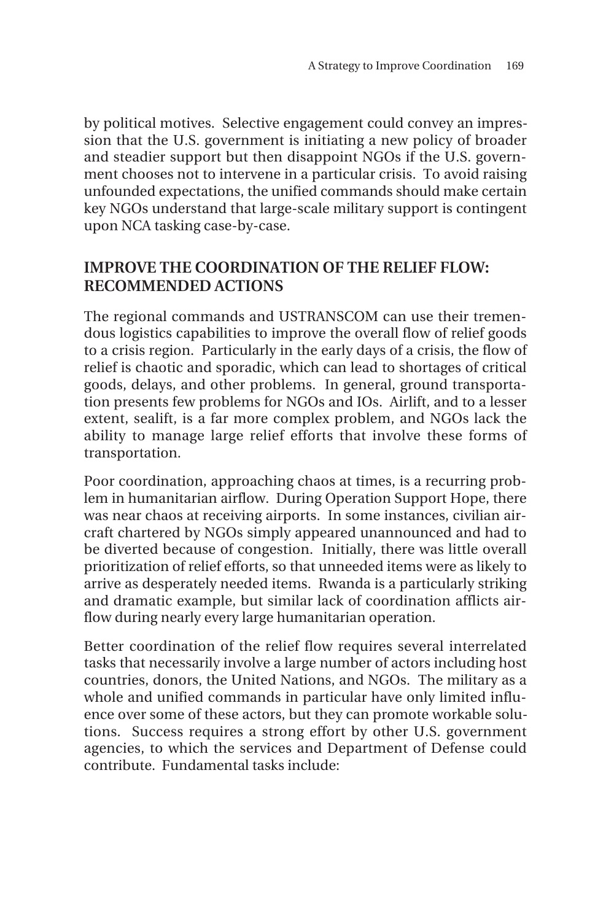by political motives. Selective engagement could convey an impression that the U.S. government is initiating a new policy of broader and steadier support but then disappoint NGOs if the U.S. government chooses not to intervene in a particular crisis. To avoid raising unfounded expectations, the unified commands should make certain key NGOs understand that large-scale military support is contingent upon NCA tasking case-by-case.

## IMPROVE THE COORDINATION OF THE RELIEF FLOW: RECOMMENDED ACTIONS

The regional commands and USTRANSCOM can use their tremendous logistics capabilities to improve the overall flow of relief goods to a crisis region. Particularly in the early days of a crisis, the flow of relief is chaotic and sporadic, which can lead to shortages of critical goods, delays, and other problems. In general, ground transportation presents few problems for NGOs and IOs. Airlift, and to a lesser extent, sealift, is a far more complex problem, and NGOs lack the ability to manage large relief efforts that involve these forms of transportation.

Poor coordination, approaching chaos at times, is a recurring problem in humanitarian airflow. During Operation Support Hope, there was near chaos at receiving airports. In some instances, civilian aircraft chartered by NGOs simply appeared unannounced and had to be diverted because of congestion. Initially, there was little overall prioritization of relief efforts, so that unneeded items were as likely to arrive as desperately needed items. Rwanda is a particularly striking and dramatic example, but similar lack of coordination afflicts airflow during nearly every large humanitarian operation.

Better coordination of the relief flow requires several interrelated tasks that necessarily involve a large number of actors including host countries, donors, the United Nations, and NGOs. The military as a whole and unified commands in particular have only limited influence over some of these actors, but they can promote workable solutions. Success requires a strong effort by other U.S. government agencies, to which the services and Department of Defense could contribute. Fundamental tasks include: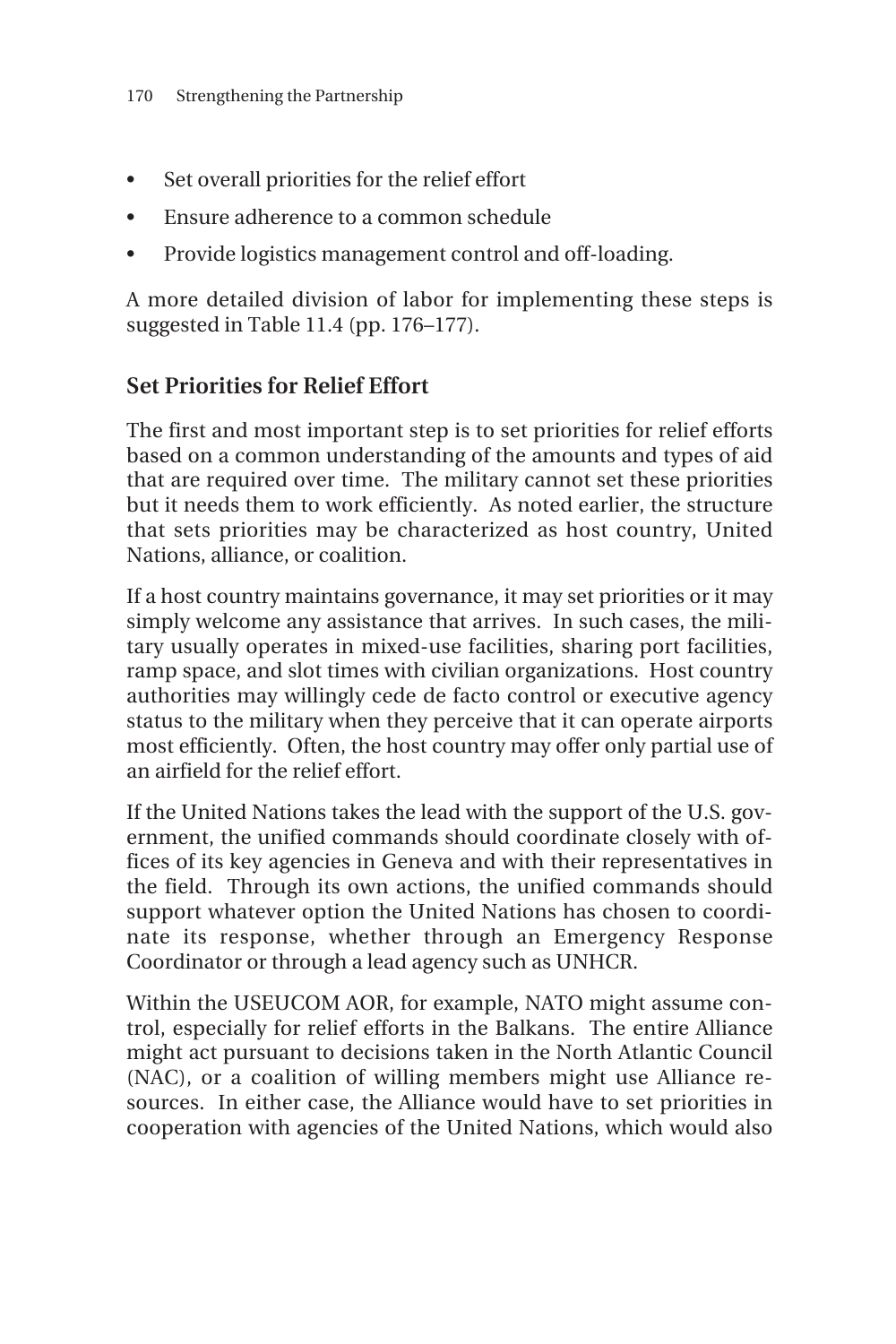- Set overall priorities for the relief effort
- Ensure adherence to a common schedule
- Provide logistics management control and off-loading.

A more detailed division of labor for implementing these steps is suggested in Table 11.4 (pp. 176–177).

### Set Priorities for Relief Effort

The first and most important step is to set priorities for relief efforts based on a common understanding of the amounts and types of aid that are required over time. The military cannot set these priorities but it needs them to work efficiently. As noted earlier, the structure that sets priorities may be characterized as host country, United Nations, alliance, or coalition.

If a host country maintains governance, it may set priorities or it may simply welcome any assistance that arrives. In such cases, the military usually operates in mixed-use facilities, sharing port facilities, ramp space, and slot times with civilian organizations. Host country authorities may willingly cede de facto control or executive agency status to the military when they perceive that it can operate airports most efficiently. Often, the host country may offer only partial use of an airfield for the relief effort.

If the United Nations takes the lead with the support of the U.S. government, the unified commands should coordinate closely with offices of its key agencies in Geneva and with their representatives in the field. Through its own actions, the unified commands should support whatever option the United Nations has chosen to coordinate its response, whether through an Emergency Response Coordinator or through a lead agency such as UNHCR.

Within the USEUCOM AOR, for example, NATO might assume control, especially for relief efforts in the Balkans. The entire Alliance might act pursuant to decisions taken in the North Atlantic Council (NAC), or a coalition of willing members might use Alliance resources. In either case, the Alliance would have to set priorities in cooperation with agencies of the United Nations, which would also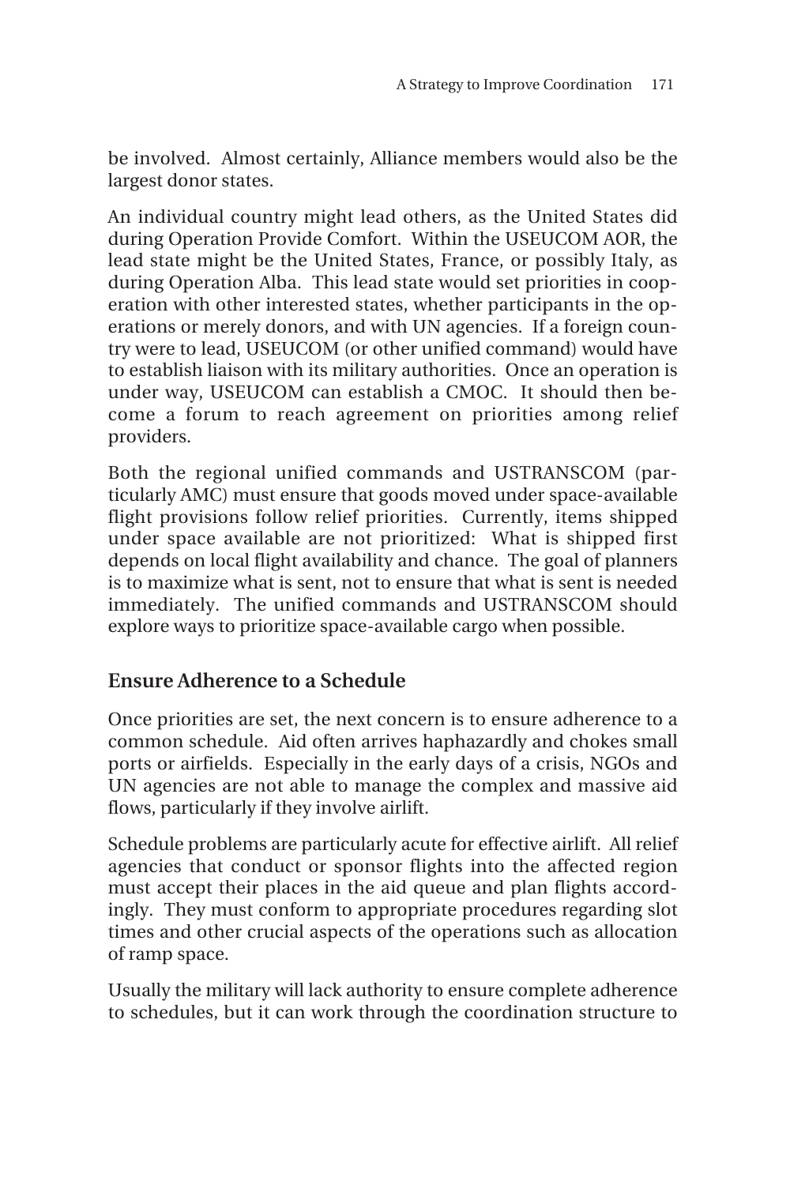be involved. Almost certainly, Alliance members would also be the largest donor states.

An individual country might lead others, as the United States did during Operation Provide Comfort. Within the USEUCOM AOR, the lead state might be the United States, France, or possibly Italy, as during Operation Alba. This lead state would set priorities in cooperation with other interested states, whether participants in the operations or merely donors, and with UN agencies. If a foreign country were to lead, USEUCOM (or other unified command) would have to establish liaison with its military authorities. Once an operation is under way, USEUCOM can establish a CMOC. It should then become a forum to reach agreement on priorities among relief providers.

Both the regional unified commands and USTRANSCOM (particularly AMC) must ensure that goods moved under space-available flight provisions follow relief priorities. Currently, items shipped under space available are not prioritized: What is shipped first depends on local flight availability and chance. The goal of planners is to maximize what is sent, not to ensure that what is sent is needed immediately. The unified commands and USTRANSCOM should explore ways to prioritize space-available cargo when possible.

## Ensure Adherence to a Schedule

Once priorities are set, the next concern is to ensure adherence to a common schedule. Aid often arrives haphazardly and chokes small ports or airfields. Especially in the early days of a crisis, NGOs and UN agencies are not able to manage the complex and massive aid flows, particularly if they involve airlift.

Schedule problems are particularly acute for effective airlift. All relief agencies that conduct or sponsor flights into the affected region must accept their places in the aid queue and plan flights accordingly. They must conform to appropriate procedures regarding slot times and other crucial aspects of the operations such as allocation of ramp space.

Usually the military will lack authority to ensure complete adherence to schedules, but it can work through the coordination structure to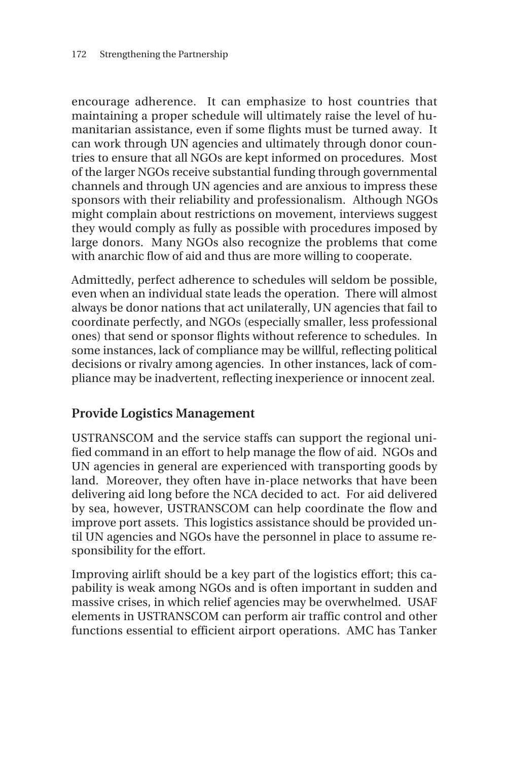encourage adherence. It can emphasize to host countries that maintaining a proper schedule will ultimately raise the level of humanitarian assistance, even if some flights must be turned away. It can work through UN agencies and ultimately through donor countries to ensure that all NGOs are kept informed on procedures. Most of the larger NGOs receive substantial funding through governmental channels and through UN agencies and are anxious to impress these sponsors with their reliability and professionalism. Although NGOs might complain about restrictions on movement, interviews suggest they would comply as fully as possible with procedures imposed by large donors. Many NGOs also recognize the problems that come with anarchic flow of aid and thus are more willing to cooperate.

Admittedly, perfect adherence to schedules will seldom be possible, even when an individual state leads the operation. There will almost always be donor nations that act unilaterally, UN agencies that fail to coordinate perfectly, and NGOs (especially smaller, less professional ones) that send or sponsor flights without reference to schedules. In some instances, lack of compliance may be willful, reflecting political decisions or rivalry among agencies. In other instances, lack of compliance may be inadvertent, reflecting inexperience or innocent zeal.

## Provide Logistics Management

USTRANSCOM and the service staffs can support the regional unified command in an effort to help manage the flow of aid. NGOs and UN agencies in general are experienced with transporting goods by land. Moreover, they often have in-place networks that have been delivering aid long before the NCA decided to act. For aid delivered by sea, however, USTRANSCOM can help coordinate the flow and improve port assets. This logistics assistance should be provided until UN agencies and NGOs have the personnel in place to assume responsibility for the effort.

Improving airlift should be a key part of the logistics effort; this capability is weak among NGOs and is often important in sudden and massive crises, in which relief agencies may be overwhelmed. USAF elements in USTRANSCOM can perform air traffic control and other functions essential to efficient airport operations. AMC has Tanker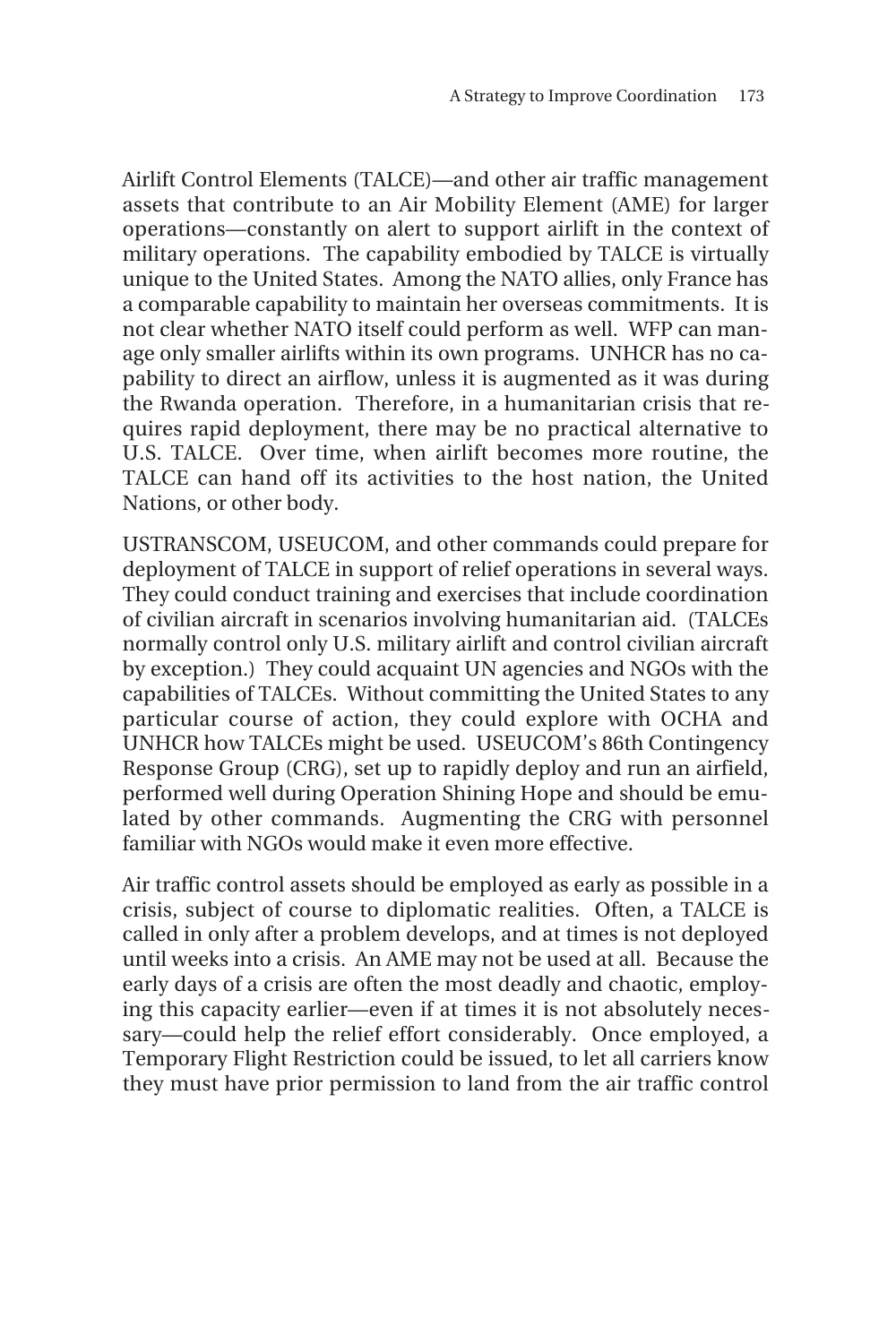Airlift Control Elements (TALCE)—and other air traffic management assets that contribute to an Air Mobility Element (AME) for larger operations—constantly on alert to support airlift in the context of military operations. The capability embodied by TALCE is virtually unique to the United States. Among the NATO allies, only France has a comparable capability to maintain her overseas commitments. It is not clear whether NATO itself could perform as well. WFP can manage only smaller airlifts within its own programs. UNHCR has no capability to direct an airflow, unless it is augmented as it was during the Rwanda operation. Therefore, in a humanitarian crisis that requires rapid deployment, there may be no practical alternative to U.S. TALCE. Over time, when airlift becomes more routine, the TALCE can hand off its activities to the host nation, the United Nations, or other body.

USTRANSCOM, USEUCOM, and other commands could prepare for deployment of TALCE in support of relief operations in several ways. They could conduct training and exercises that include coordination of civilian aircraft in scenarios involving humanitarian aid. (TALCEs normally control only U.S. military airlift and control civilian aircraft by exception.) They could acquaint UN agencies and NGOs with the capabilities of TALCEs. Without committing the United States to any particular course of action, they could explore with OCHA and UNHCR how TALCEs might be used. USEUCOM's 86th Contingency Response Group (CRG), set up to rapidly deploy and run an airfield, performed well during Operation Shining Hope and should be emulated by other commands. Augmenting the CRG with personnel familiar with NGOs would make it even more effective.

Air traffic control assets should be employed as early as possible in a crisis, subject of course to diplomatic realities. Often, a TALCE is called in only after a problem develops, and at times is not deployed until weeks into a crisis. An AME may not be used at all. Because the early days of a crisis are often the most deadly and chaotic, employing this capacity earlier—even if at times it is not absolutely necessary—could help the relief effort considerably. Once employed, a Temporary Flight Restriction could be issued, to let all carriers know they must have prior permission to land from the air traffic control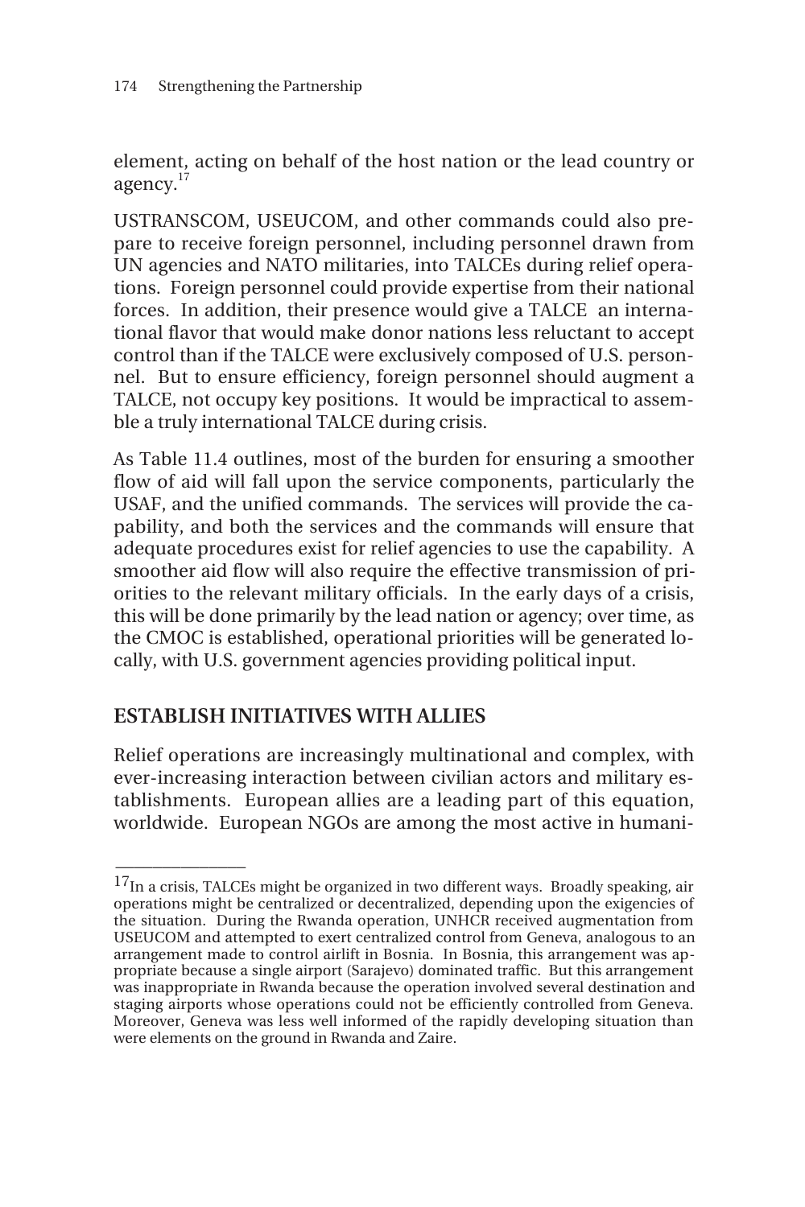element, acting on behalf of the host nation or the lead country or agency.[17]

USTRANSCOM, USEUCOM, and other commands could also prepare to receive foreign personnel, including personnel drawn from UN agencies and NATO militaries, into TALCEs during relief operations. Foreign personnel could provide expertise from their national forces. In addition, their presence would give a TALCE an international flavor that would make donor nations less reluctant to accept control than if the TALCE were exclusively composed of U.S. personnel. But to ensure efficiency, foreign personnel should augment a TALCE, not occupy key positions. It would be impractical to assemble a truly international TALCE during crisis.

As Table 11.4 outlines, most of the burden for ensuring a smoother flow of aid will fall upon the service components, particularly the USAF, and the unified commands. The services will provide the capability, and both the services and the commands will ensure that adequate procedures exist for relief agencies to use the capability. A smoother aid flow will also require the effective transmission of priorities to the relevant military officials. In the early days of a crisis, this will be done primarily by the lead nation or agency; over time, as the CMOC is established, operational priorities will be generated locally, with U.S. government agencies providing political input.

## ESTABLISH INITIATIVES WITH ALLIES

Relief operations are increasingly multinational and complex, with ever-increasing interaction between civilian actors and military establishments. European allies are a leading part of this equation, worldwide. European NGOs are among the most active in humani-

---

[17] In a crisis, TALCEs might be organized in two different ways. Broadly speaking, air operations might be centralized or decentralized, depending upon the exigencies of the situation. During the Rwanda operation, UNHCR received augmentation from USEUCOM and attempted to exert centralized control from Geneva, analogous to an arrangement made to control airlift in Bosnia. In Bosnia, this arrangement was appropriate because a single airport (Sarajevo) dominated traffic. But this arrangement was inappropriate in Rwanda because the operation involved several destination and staging airports whose operations could not be efficiently controlled from Geneva. Moreover, Geneva was less well informed of the rapidly developing situation than were elements on the ground in Rwanda and Zaire.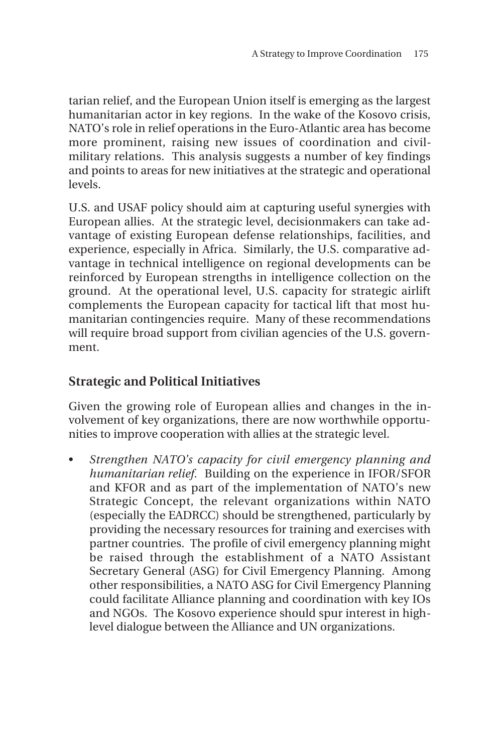tarian relief, and the European Union itself is emerging as the largest humanitarian actor in key regions. In the wake of the Kosovo crisis, NATO's role in relief operations in the Euro-Atlantic area has become more prominent, raising new issues of coordination and civil-military relations. This analysis suggests a number of key findings and points to areas for new initiatives at the strategic and operational levels.

U.S. and USAF policy should aim at capturing useful synergies with European allies. At the strategic level, decisionmakers can take advantage of existing European defense relationships, facilities, and experience, especially in Africa. Similarly, the U.S. comparative advantage in technical intelligence on regional developments can be reinforced by European strengths in intelligence collection on the ground. At the operational level, U.S. capacity for strategic airlift complements the European capacity for tactical lift that most humanitarian contingencies require. Many of these recommendations will require broad support from civilian agencies of the U.S. government.

## Strategic and Political Initiatives

Given the growing role of European allies and changes in the involvement of key organizations, there are now worthwhile opportunities to improve cooperation with allies at the strategic level.

- *Strengthen NATO's capacity for civil emergency planning and humanitarian relief.* Building on the experience in IFOR/SFOR and KFOR and as part of the implementation of NATO's new Strategic Concept, the relevant organizations within NATO (especially the EADRCC) should be strengthened, particularly by providing the necessary resources for training and exercises with partner countries. The profile of civil emergency planning might be raised through the establishment of a NATO Assistant Secretary General (ASG) for Civil Emergency Planning. Among other responsibilities, a NATO ASG for Civil Emergency Planning could facilitate Alliance planning and coordination with key IOs and NGOs. The Kosovo experience should spur interest in high-level dialogue between the Alliance and UN organizations.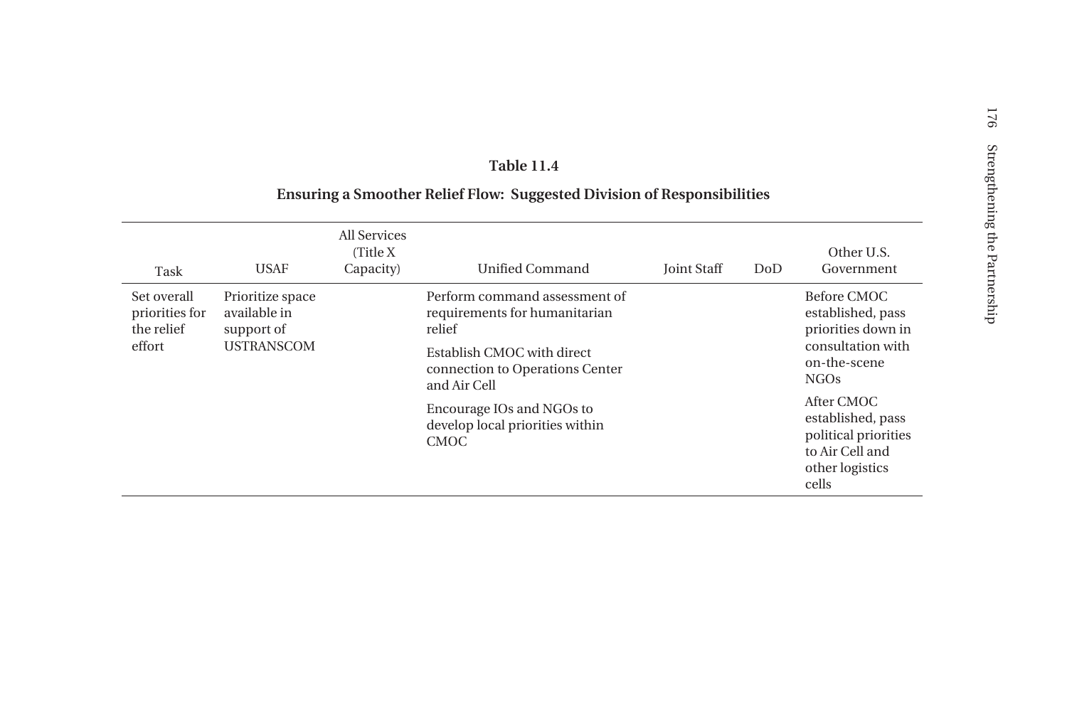**Table 11.4**

**Ensuring a Smoother Relief Flow: Suggested Division of Responsibilities**

| Task | USAF | All Services (Title X Capacity) | Unified Command | Joint Staff | DoD | Other U.S. Government |
|---|---|---|---|---|---|---|
| Set overall priorities for the relief effort | Prioritize space available in support of USTRANSCOM | | Perform command assessment of requirements for humanitarian relief<br><br>Establish CMOC with direct connection to Operations Center and Air Cell<br><br>Encourage IOs and NGOs to develop local priorities within CMOC | | | Before CMOC established, pass priorities down in consultation with on-the-scene NGOs<br><br>After CMOC established, pass political priorities to Air Cell and other logistics cells |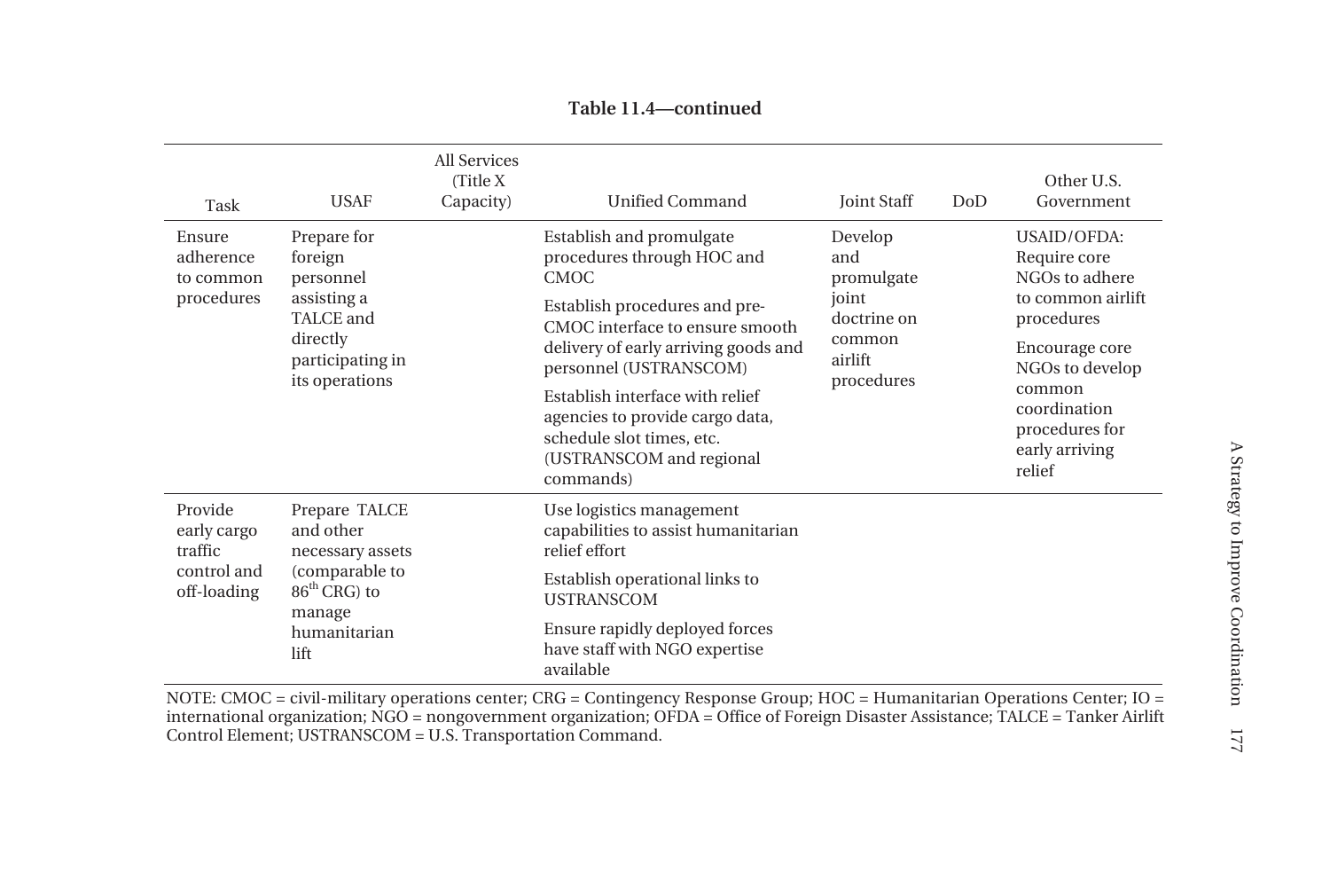**Table 11.4—continued**

| Task | USAF | All Services (Title X Capacity) | Unified Command | Joint Staff | DoD | Other U.S. Government |
|---|---|---|---|---|---|---|
| Ensure adherence to common procedures | Prepare for foreign personnel assisting a TALCE and directly participating in its operations | | Establish and promulgate procedures through HOC and CMOC<br><br>Establish procedures and pre-CMOC interface to ensure smooth delivery of early arriving goods and personnel (USTRANSCOM)<br><br>Establish interface with relief agencies to provide cargo data, schedule slot times, etc. (USTRANSCOM and regional commands) | Develop and promulgate joint doctrine on common airlift procedures | | USAID/OFDA: Require core NGOs to adhere to common airlift procedures<br><br>Encourage core NGOs to develop common coordination procedures for early arriving relief |
| Provide early cargo traffic control and off-loading | Prepare TALCE and other necessary assets (comparable to 86th CRG) to manage humanitarian lift | | Use logistics management capabilities to assist humanitarian relief effort<br><br>Establish operational links to USTRANSCOM<br><br>Ensure rapidly deployed forces have staff with NGO expertise available | | | |

NOTE: CMOC = civil-military operations center; CRG = Contingency Response Group; HOC = Humanitarian Operations Center; IO = international organization; NGO = nongovernment organization; OFDA = Office of Foreign Disaster Assistance; TALCE = Tanker Airlift Control Element; USTRANSCOM = U.S. Transportation Command.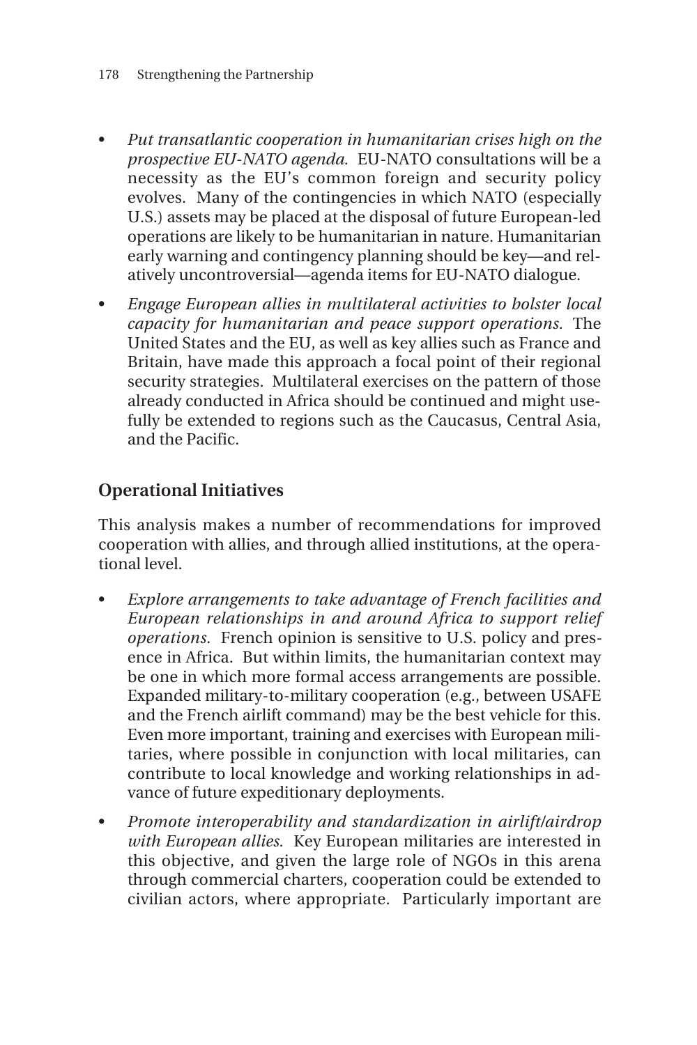- *Put transatlantic cooperation in humanitarian crises high on the prospective EU-NATO agenda.* EU-NATO consultations will be a necessity as the EU's common foreign and security policy evolves. Many of the contingencies in which NATO (especially U.S.) assets may be placed at the disposal of future European-led operations are likely to be humanitarian in nature. Humanitarian early warning and contingency planning should be key—and relatively uncontroversial—agenda items for EU-NATO dialogue.
- *Engage European allies in multilateral activities to bolster local capacity for humanitarian and peace support operations.* The United States and the EU, as well as key allies such as France and Britain, have made this approach a focal point of their regional security strategies. Multilateral exercises on the pattern of those already conducted in Africa should be continued and might usefully be extended to regions such as the Caucasus, Central Asia, and the Pacific.

## Operational Initiatives

This analysis makes a number of recommendations for improved cooperation with allies, and through allied institutions, at the operational level.

- *Explore arrangements to take advantage of French facilities and European relationships in and around Africa to support relief operations.* French opinion is sensitive to U.S. policy and presence in Africa. But within limits, the humanitarian context may be one in which more formal access arrangements are possible. Expanded military-to-military cooperation (e.g., between USAFE and the French airlift command) may be the best vehicle for this. Even more important, training and exercises with European militaries, where possible in conjunction with local militaries, can contribute to local knowledge and working relationships in advance of future expeditionary deployments.
- *Promote interoperability and standardization in airlift/airdrop with European allies.* Key European militaries are interested in this objective, and given the large role of NGOs in this arena through commercial charters, cooperation could be extended to civilian actors, where appropriate. Particularly important are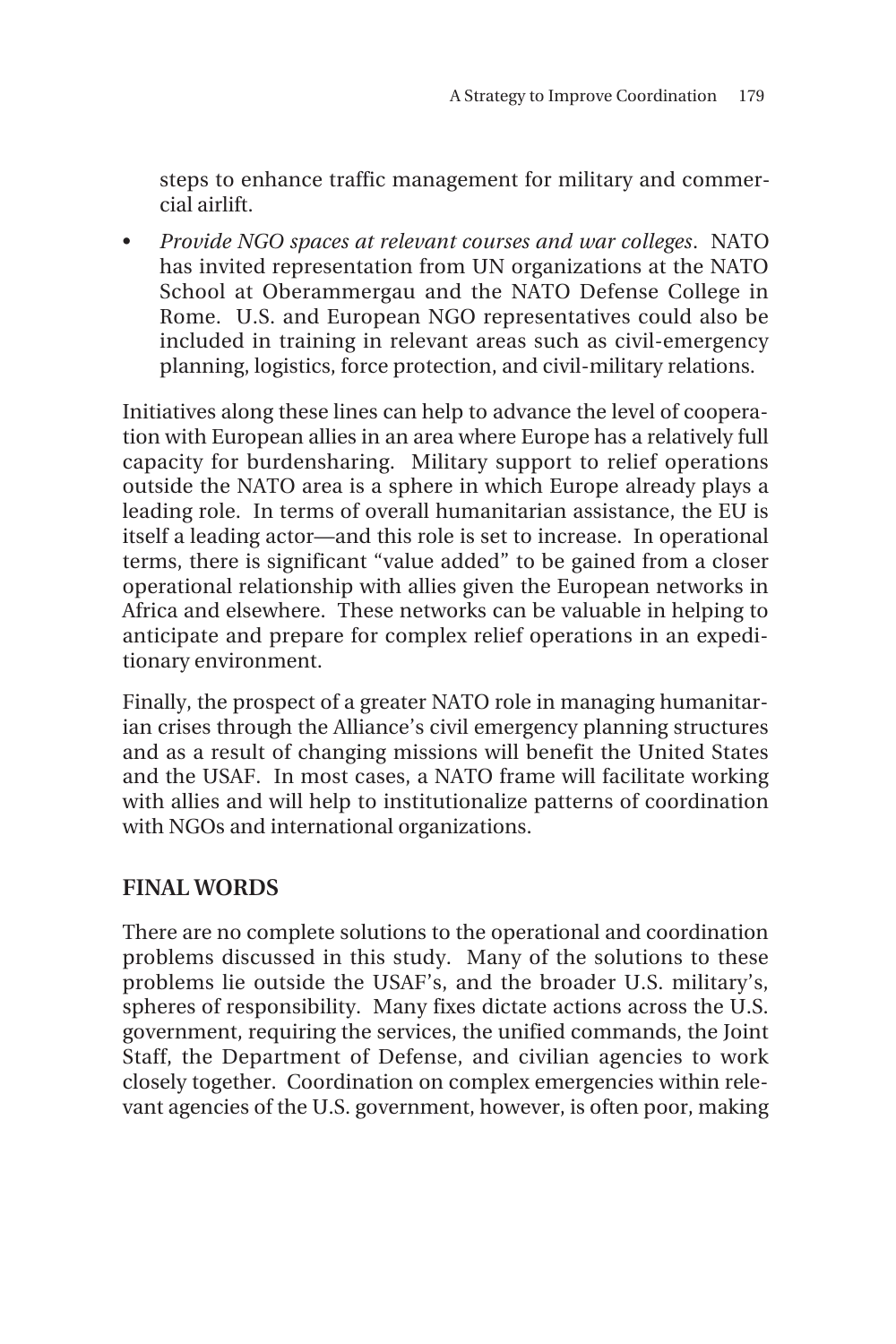steps to enhance traffic management for military and commercial airlift.

- *Provide NGO spaces at relevant courses and war colleges*. NATO has invited representation from UN organizations at the NATO School at Oberammergau and the NATO Defense College in Rome. U.S. and European NGO representatives could also be included in training in relevant areas such as civil-emergency planning, logistics, force protection, and civil-military relations.

Initiatives along these lines can help to advance the level of cooperation with European allies in an area where Europe has a relatively full capacity for burdensharing. Military support to relief operations outside the NATO area is a sphere in which Europe already plays a leading role. In terms of overall humanitarian assistance, the EU is itself a leading actor—and this role is set to increase. In operational terms, there is significant "value added" to be gained from a closer operational relationship with allies given the European networks in Africa and elsewhere. These networks can be valuable in helping to anticipate and prepare for complex relief operations in an expeditionary environment.

Finally, the prospect of a greater NATO role in managing humanitarian crises through the Alliance's civil emergency planning structures and as a result of changing missions will benefit the United States and the USAF. In most cases, a NATO frame will facilitate working with allies and will help to institutionalize patterns of coordination with NGOs and international organizations.

## FINAL WORDS

There are no complete solutions to the operational and coordination problems discussed in this study. Many of the solutions to these problems lie outside the USAF's, and the broader U.S. military's, spheres of responsibility. Many fixes dictate actions across the U.S. government, requiring the services, the unified commands, the Joint Staff, the Department of Defense, and civilian agencies to work closely together. Coordination on complex emergencies within relevant agencies of the U.S. government, however, is often poor, making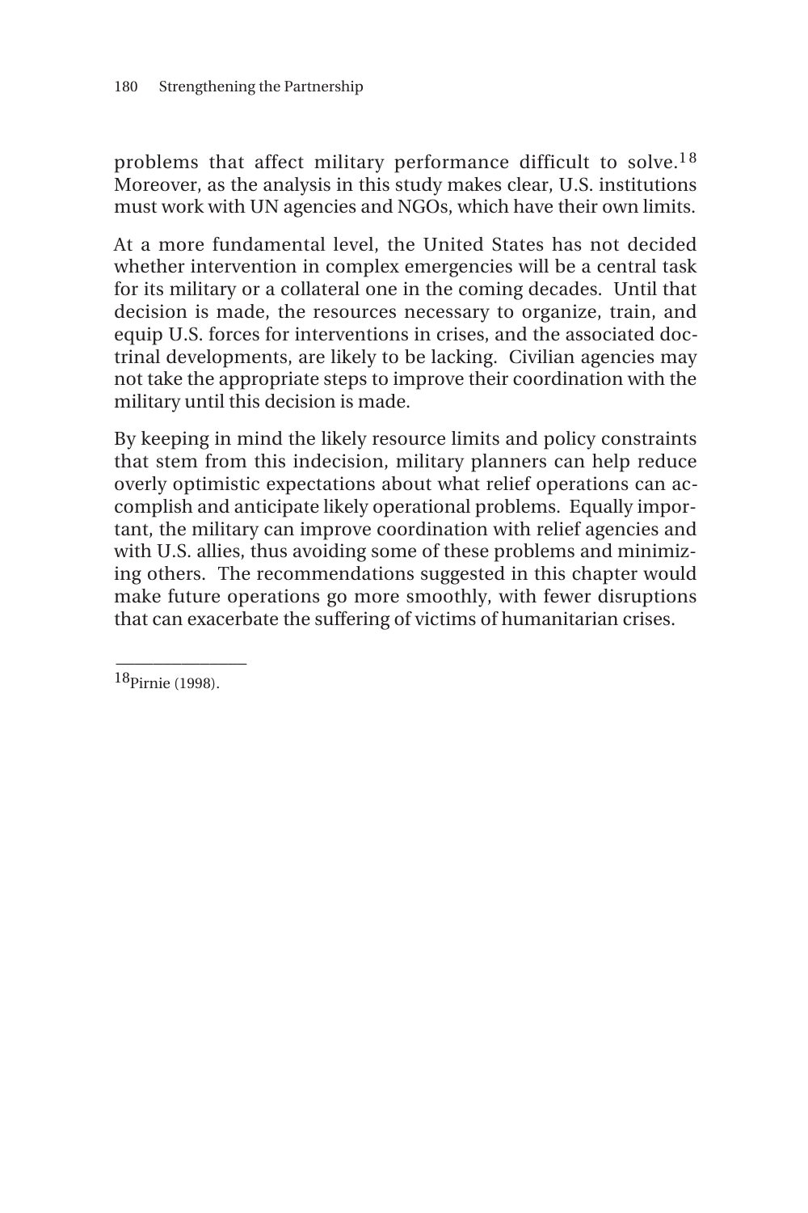problems that affect military performance difficult to solve.[18] Moreover, as the analysis in this study makes clear, U.S. institutions must work with UN agencies and NGOs, which have their own limits.

At a more fundamental level, the United States has not decided whether intervention in complex emergencies will be a central task for its military or a collateral one in the coming decades. Until that decision is made, the resources necessary to organize, train, and equip U.S. forces for interventions in crises, and the associated doctrinal developments, are likely to be lacking. Civilian agencies may not take the appropriate steps to improve their coordination with the military until this decision is made.

By keeping in mind the likely resource limits and policy constraints that stem from this indecision, military planners can help reduce overly optimistic expectations about what relief operations can accomplish and anticipate likely operational problems. Equally important, the military can improve coordination with relief agencies and with U.S. allies, thus avoiding some of these problems and minimizing others. The recommendations suggested in this chapter would make future operations go more smoothly, with fewer disruptions that can exacerbate the suffering of victims of humanitarian crises.

---

[18] Pirnie (1998).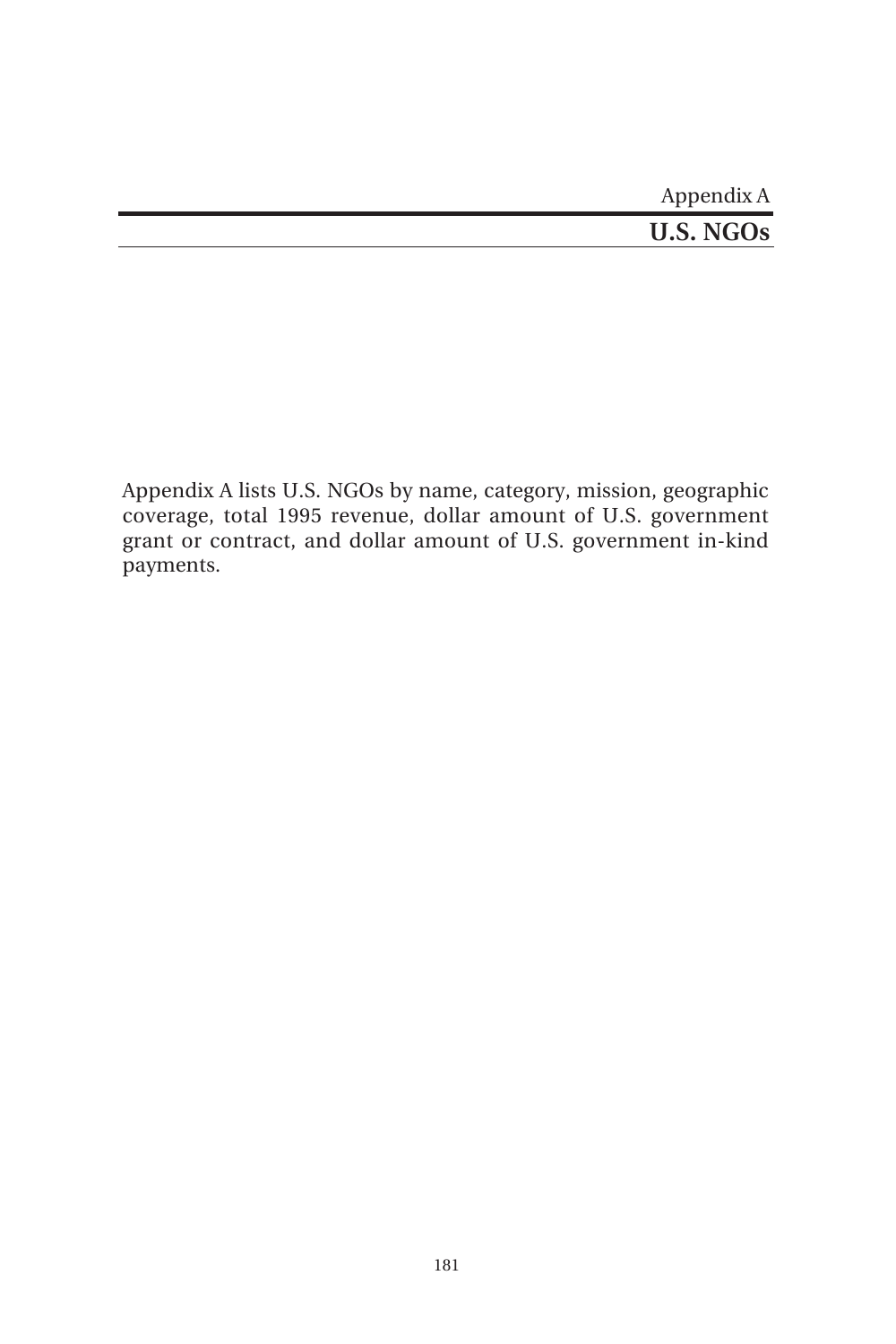Appendix A

# U.S. NGOs

Appendix A lists U.S. NGOs by name, category, mission, geographic coverage, total 1995 revenue, dollar amount of U.S. government grant or contract, and dollar amount of U.S. government in-kind payments.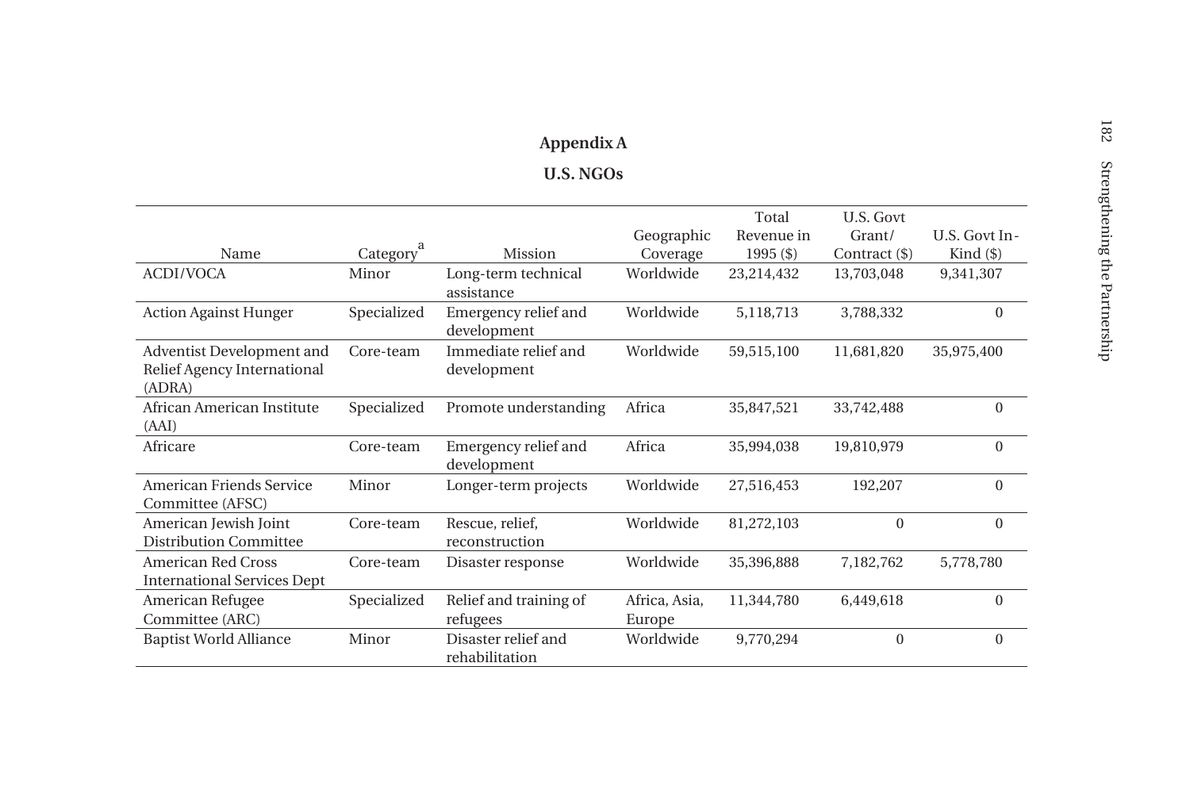# Appendix A

## U.S. NGOs

| Name | Category[a] | Mission | Geographic Coverage | Total Revenue in 1995 ($) | U.S. Govt Grant/ Contract ($) | U.S. Govt In-Kind ($) |
|---|---|---|---|---|---|---|
| ACDI/VOCA | Minor | Long-term technical assistance | Worldwide | 23,214,432 | 13,703,048 | 9,341,307 |
| Action Against Hunger | Specialized | Emergency relief and development | Worldwide | 5,118,713 | 3,788,332 | 0 |
| Adventist Development and Relief Agency International (ADRA) | Core-team | Immediate relief and development | Worldwide | 59,515,100 | 11,681,820 | 35,975,400 |
| African American Institute (AAI) | Specialized | Promote understanding | Africa | 35,847,521 | 33,742,488 | 0 |
| Africare | Core-team | Emergency relief and development | Africa | 35,994,038 | 19,810,979 | 0 |
| American Friends Service Committee (AFSC) | Minor | Longer-term projects | Worldwide | 27,516,453 | 192,207 | 0 |
| American Jewish Joint Distribution Committee | Core-team | Rescue, relief, reconstruction | Worldwide | 81,272,103 | 0 | 0 |
| American Red Cross International Services Dept | Core-team | Disaster response | Worldwide | 35,396,888 | 7,182,762 | 5,778,780 |
| American Refugee Committee (ARC) | Specialized | Relief and training of refugees | Africa, Asia, Europe | 11,344,780 | 6,449,618 | 0 |
| Baptist World Alliance | Minor | Disaster relief and rehabilitation | Worldwide | 9,770,294 | 0 | 0 |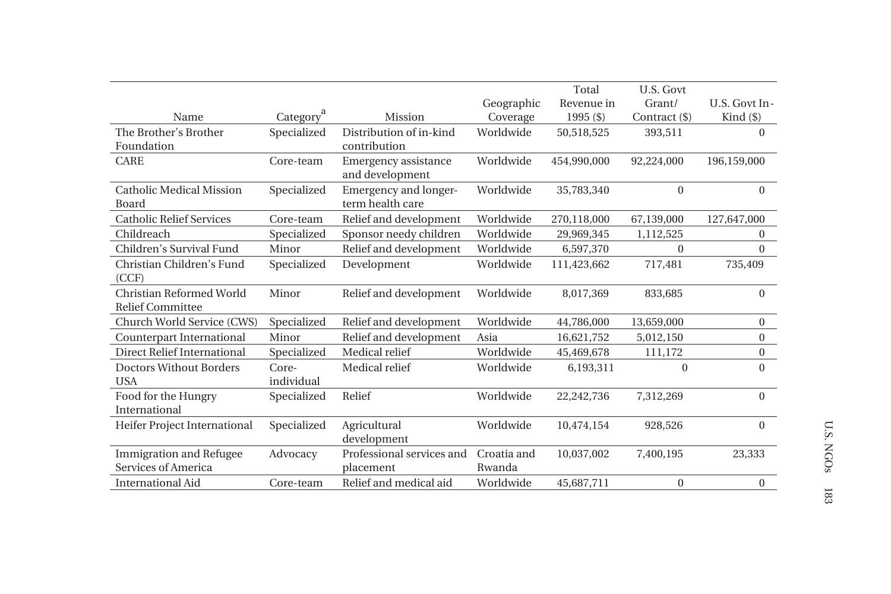| Name | Category[a] | Mission | Geographic Coverage | Total Revenue in 1995 ($) | U.S. Govt Grant/ Contract ($) | U.S. Govt In-Kind ($) |
|---|---|---|---|---|---|---|
| The Brother's Brother Foundation | Specialized | Distribution of in-kind contribution | Worldwide | 50,518,525 | 393,511 | 0 |
| CARE | Core-team | Emergency assistance and development | Worldwide | 454,990,000 | 92,224,000 | 196,159,000 |
| Catholic Medical Mission Board | Specialized | Emergency and longer-term health care | Worldwide | 35,783,340 | 0 | 0 |
| Catholic Relief Services | Core-team | Relief and development | Worldwide | 270,118,000 | 67,139,000 | 127,647,000 |
| Childreach | Specialized | Sponsor needy children | Worldwide | 29,969,345 | 1,112,525 | 0 |
| Children's Survival Fund | Minor | Relief and development | Worldwide | 6,597,370 | 0 | 0 |
| Christian Children's Fund (CCF) | Specialized | Development | Worldwide | 111,423,662 | 717,481 | 735,409 |
| Christian Reformed World Relief Committee | Minor | Relief and development | Worldwide | 8,017,369 | 833,685 | 0 |
| Church World Service (CWS) | Specialized | Relief and development | Worldwide | 44,786,000 | 13,659,000 | 0 |
| Counterpart International | Minor | Relief and development | Asia | 16,621,752 | 5,012,150 | 0 |
| Direct Relief International | Specialized | Medical relief | Worldwide | 45,469,678 | 111,172 | 0 |
| Doctors Without Borders USA | Core-individual | Medical relief | Worldwide | 6,193,311 | 0 | 0 |
| Food for the Hungry International | Specialized | Relief | Worldwide | 22,242,736 | 7,312,269 | 0 |
| Heifer Project International | Specialized | Agricultural development | Worldwide | 10,474,154 | 928,526 | 0 |
| Immigration and Refugee Services of America | Advocacy | Professional services and placement | Croatia and Rwanda | 10,037,002 | 7,400,195 | 23,333 |
| International Aid | Core-team | Relief and medical aid | Worldwide | 45,687,711 | 0 | 0 |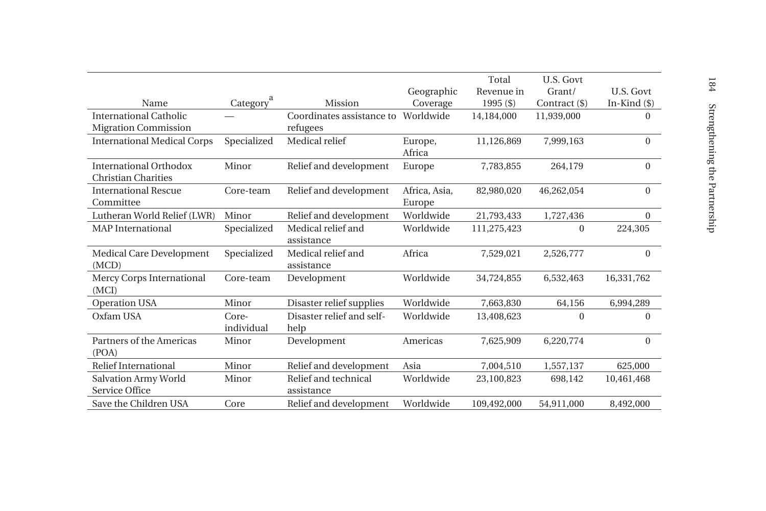| Name | Category[a] | Mission | Geographic Coverage | Total Revenue in 1995 ($) | U.S. Govt Grant/ Contract ($) | U.S. Govt In-Kind ($) |
|---|---|---|---|---|---|---|
| International Catholic Migration Commission | — | Coordinates assistance to refugees | Worldwide | 14,184,000 | 11,939,000 | 0 |
| International Medical Corps | Specialized | Medical relief | Europe, Africa | 11,126,869 | 7,999,163 | 0 |
| International Orthodox Christian Charities | Minor | Relief and development | Europe | 7,783,855 | 264,179 | 0 |
| International Rescue Committee | Core-team | Relief and development | Africa, Asia, Europe | 82,980,020 | 46,262,054 | 0 |
| Lutheran World Relief (LWR) | Minor | Relief and development | Worldwide | 21,793,433 | 1,727,436 | 0 |
| MAP International | Specialized | Medical relief and assistance | Worldwide | 111,275,423 | 0 | 224,305 |
| Medical Care Development (MCD) | Specialized | Medical relief and assistance | Africa | 7,529,021 | 2,526,777 | 0 |
| Mercy Corps International (MCI) | Core-team | Development | Worldwide | 34,724,855 | 6,532,463 | 16,331,762 |
| Operation USA | Minor | Disaster relief supplies | Worldwide | 7,663,830 | 64,156 | 6,994,289 |
| Oxfam USA | Core-individual | Disaster relief and self-help | Worldwide | 13,408,623 | 0 | 0 |
| Partners of the Americas (POA) | Minor | Development | Americas | 7,625,909 | 6,220,774 | 0 |
| Relief International | Minor | Relief and development | Asia | 7,004,510 | 1,557,137 | 625,000 |
| Salvation Army World Service Office | Minor | Relief and technical assistance | Worldwide | 23,100,823 | 698,142 | 10,461,468 |
| Save the Children USA | Core | Relief and development | Worldwide | 109,492,000 | 54,911,000 | 8,492,000 |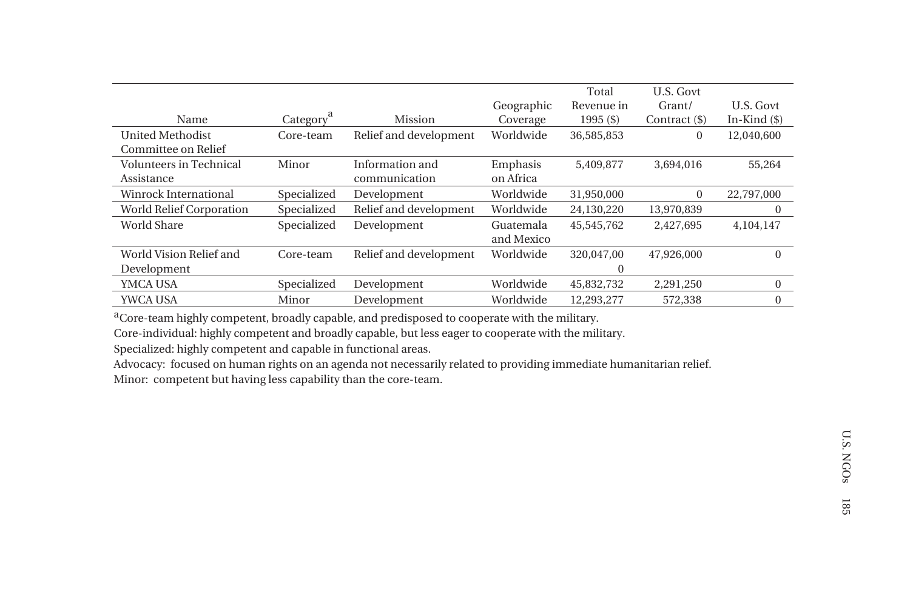| Name | Category[a] | Mission | Geographic Coverage | Total Revenue in 1995 ($) | U.S. Govt Grant/ Contract ($) | U.S. Govt In-Kind ($) |
|---|---|---|---|---|---|---|
| United Methodist Committee on Relief | Core-team | Relief and development | Worldwide | 36,585,853 | 0 | 12,040,600 |
| Volunteers in Technical Assistance | Minor | Information and communication | Emphasis on Africa | 5,409,877 | 3,694,016 | 55,264 |
| Winrock International | Specialized | Development | Worldwide | 31,950,000 | 0 | 22,797,000 |
| World Relief Corporation | Specialized | Relief and development | Worldwide | 24,130,220 | 13,970,839 | 0 |
| World Share | Specialized | Development | Guatemala and Mexico | 45,545,762 | 2,427,695 | 4,104,147 |
| World Vision Relief and Development | Core-team | Relief and development | Worldwide | 320,047,000 | 47,926,000 | 0 |
| YMCA USA | Specialized | Development | Worldwide | 45,832,732 | 2,291,250 | 0 |
| YWCA USA | Minor | Development | Worldwide | 12,293,277 | 572,338 | 0 |

[a]Core-team highly competent, broadly capable, and predisposed to cooperate with the military.

Core-individual: highly competent and broadly capable, but less eager to cooperate with the military.

Specialized: highly competent and capable in functional areas.

Advocacy: focused on human rights on an agenda not necessarily related to providing immediate humanitarian relief.

Minor: competent but having less capability than the core-team.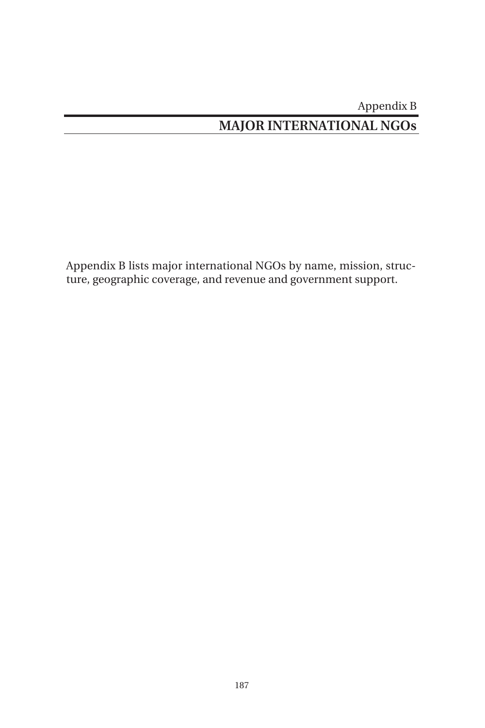Appendix B

# MAJOR INTERNATIONAL NGOs

Appendix B lists major international NGOs by name, mission, structure, geographic coverage, and revenue and government support.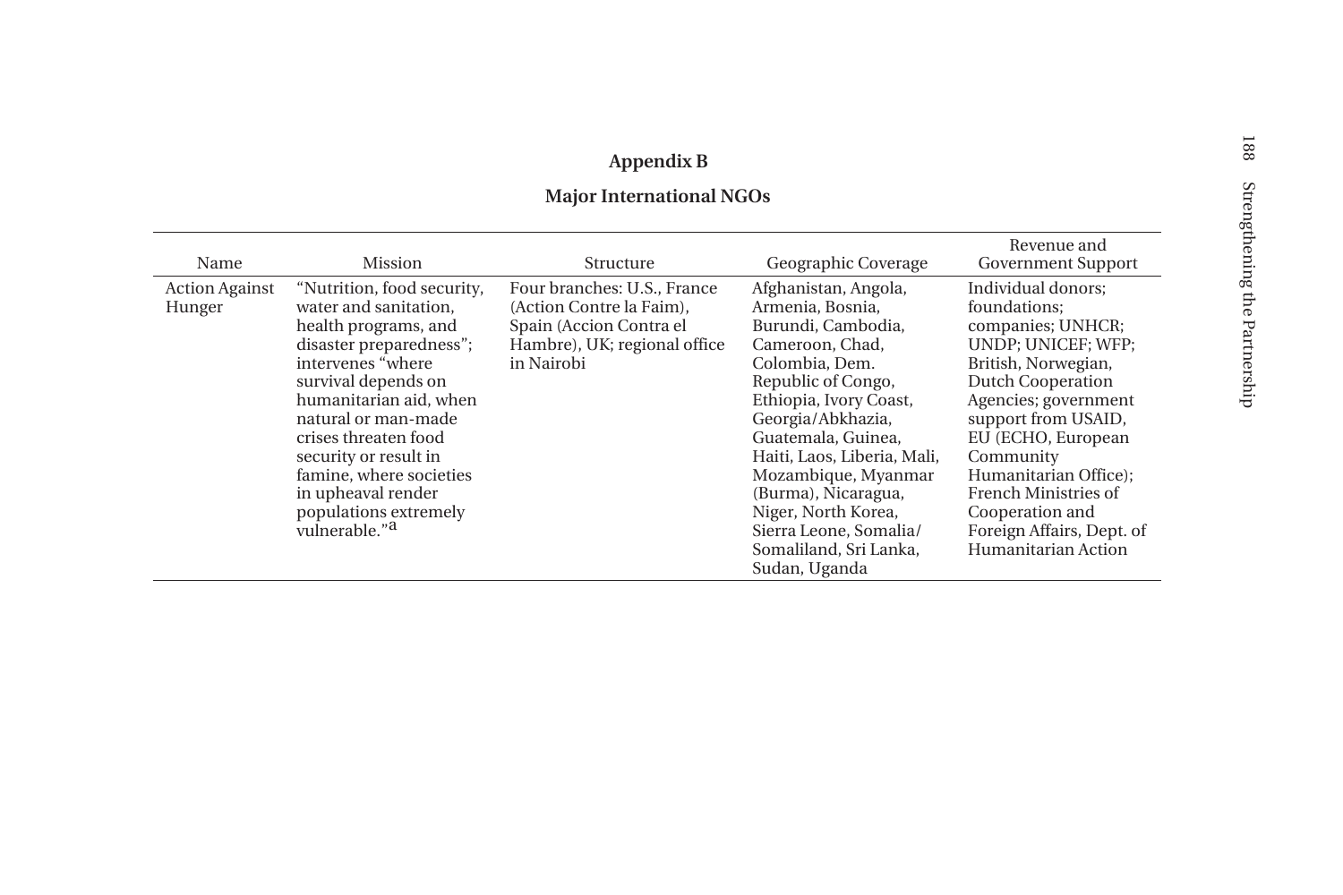## Appendix B

### Major International NGOs

| Name | Mission | Structure | Geographic Coverage | Revenue and Government Support |
|---|---|---|---|---|
| Action Against Hunger | "Nutrition, food security, water and sanitation, health programs, and disaster preparedness"; intervenes "where survival depends on humanitarian aid, when natural or man-made crises threaten food security or result in famine, where societies in upheaval render populations extremely vulnerable."[a] | Four branches: U.S., France (Action Contre la Faim), Spain (Accion Contra el Hambre), UK; regional office in Nairobi | Afghanistan, Angola, Armenia, Bosnia, Burundi, Cambodia, Cameroon, Chad, Colombia, Dem. Republic of Congo, Ethiopia, Ivory Coast, Georgia/Abkhazia, Guatemala, Guinea, Haiti, Laos, Liberia, Mali, Mozambique, Myanmar (Burma), Nicaragua, Niger, North Korea, Sierra Leone, Somalia/Somaliland, Sri Lanka, Sudan, Uganda | Individual donors; foundations; companies; UNHCR; UNDP; UNICEF; WFP; British, Norwegian, Dutch Cooperation Agencies; government support from USAID, EU (ECHO, European Community Humanitarian Office); French Ministries of Cooperation and Foreign Affairs, Dept. of Humanitarian Action |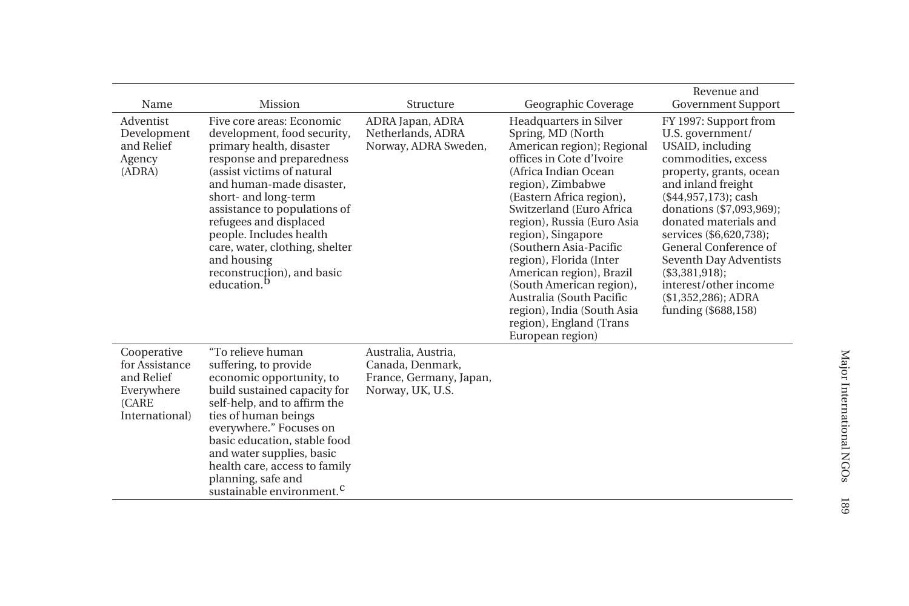| Name | Mission | Structure | Geographic Coverage | Revenue and Government Support |
|---|---|---|---|---|
| Adventist Development and Relief Agency (ADRA) | Five core areas: Economic development, food security, primary health, disaster response and preparedness (assist victims of natural and human-made disaster, short- and long-term assistance to populations of refugees and displaced people. Includes health care, water, clothing, shelter and housing reconstruction), and basic education.[b] | ADRA Japan, ADRA Netherlands, ADRA Norway, ADRA Sweden, | Headquarters in Silver Spring, MD (North American region); Regional offices in Cote d'Ivoire (Africa Indian Ocean region), Zimbabwe (Eastern Africa region), Switzerland (Euro Africa region), Russia (Euro Asia region), Singapore (Southern Asia-Pacific region), Florida (Inter American region), Brazil (South American region), Australia (South Pacific region), India (South Asia region), England (Trans European region) | FY 1997: Support from U.S. government/ USAID, including commodities, excess property, grants, ocean and inland freight ($44,957,173); cash donations ($7,093,969); donated materials and services ($6,620,738); General Conference of Seventh Day Adventists ($3,381,918); interest/other income ($1,352,286); ADRA funding ($688,158) |
| Cooperative for Assistance and Relief Everywhere (CARE International) | "To relieve human suffering, to provide economic opportunity, to build sustained capacity for self-help, and to affirm the ties of human beings everywhere." Focuses on basic education, stable food and water supplies, basic health care, access to family planning, safe and sustainable environment.[c] | Australia, Austria, Canada, Denmark, France, Germany, Japan, Norway, UK, U.S. | | |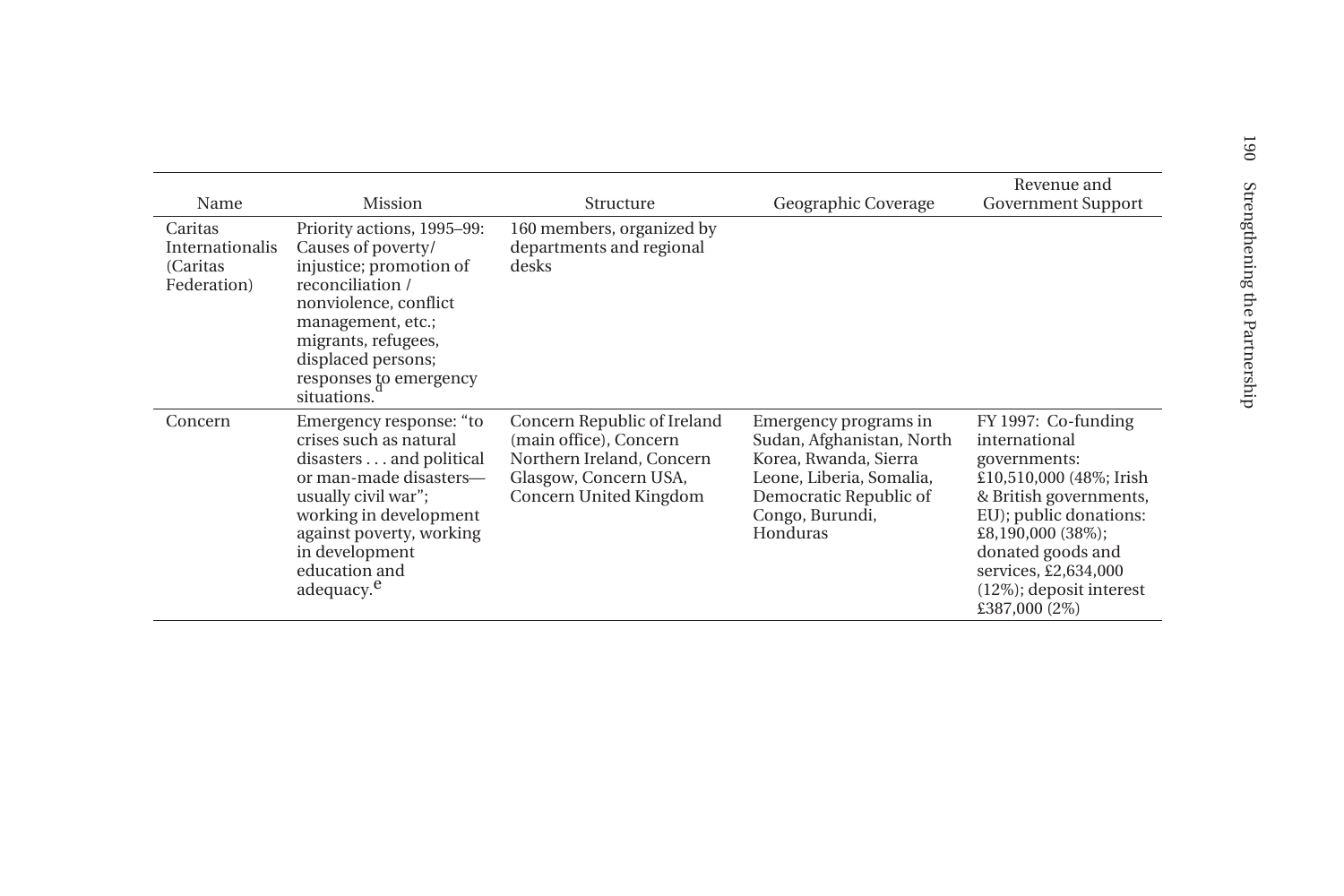| Name | Mission | Structure | Geographic Coverage | Revenue and Government Support |
|---|---|---|---|---|
| Caritas Internationalis (Caritas Federation) | Priority actions, 1995–99: Causes of poverty/ injustice; promotion of reconciliation / nonviolence, conflict management, etc.; migrants, refugees, displaced persons; responses to emergency situations.[d] | 160 members, organized by departments and regional desks | | |
| Concern | Emergency response: "to crises such as natural disasters . . . and political or man-made disasters—usually civil war"; working in development against poverty, working in development education and adequacy.[e] | Concern Republic of Ireland (main office), Concern Northern Ireland, Concern Glasgow, Concern USA, Concern United Kingdom | Emergency programs in Sudan, Afghanistan, North Korea, Rwanda, Sierra Leone, Liberia, Somalia, Democratic Republic of Congo, Burundi, Honduras | FY 1997: Co-funding international governments: £10,510,000 (48%; Irish & British governments, EU); public donations: £8,190,000 (38%); donated goods and services, £2,634,000 (12%); deposit interest £387,000 (2%) |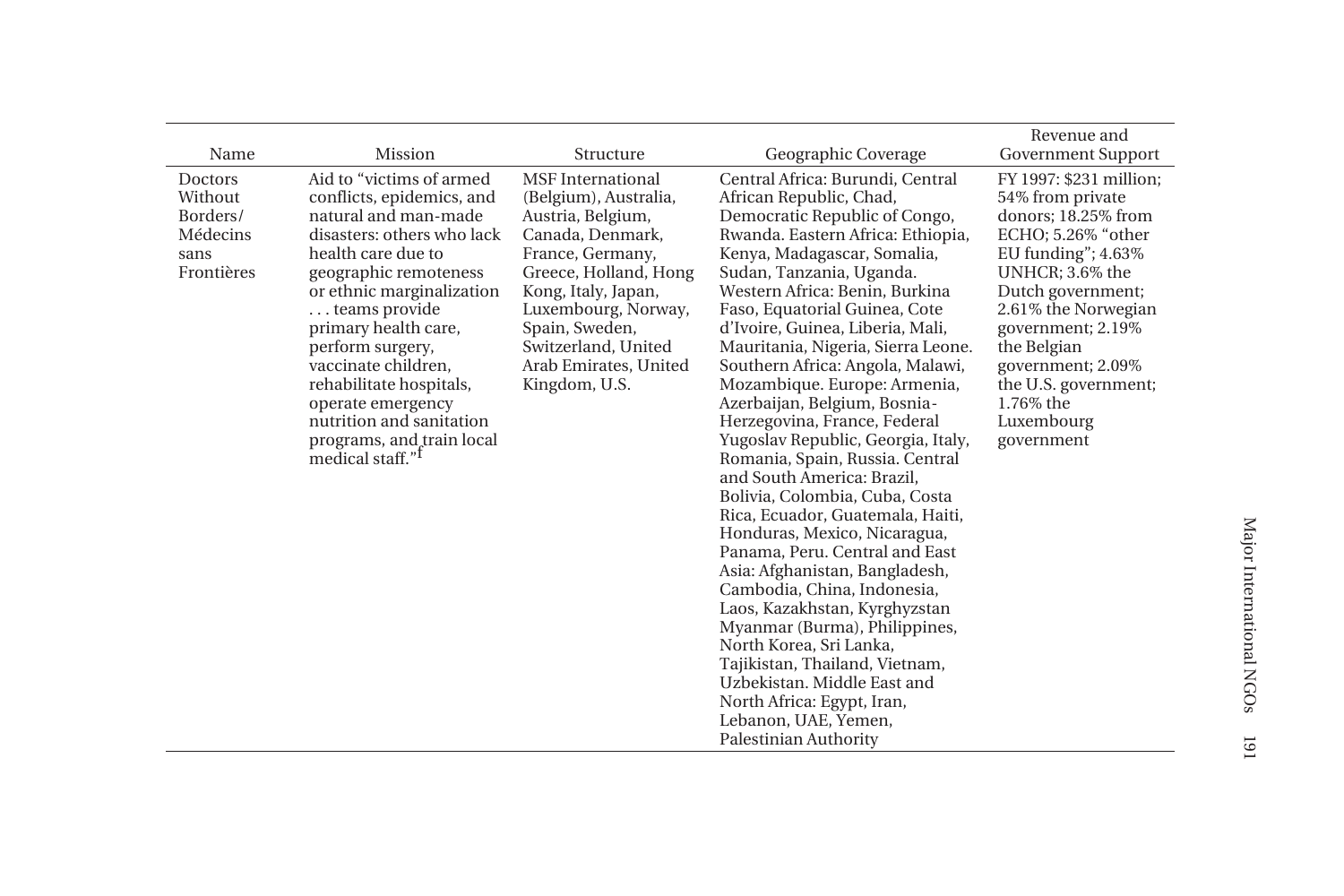| Name | Mission | Structure | Geographic Coverage | Revenue and Government Support |
|---|---|---|---|---|
| Doctors Without Borders/ Médecins sans Frontières | Aid to "victims of armed conflicts, epidemics, and natural and man-made disasters: others who lack health care due to geographic remoteness or ethnic marginalization . . . teams provide primary health care, perform surgery, vaccinate children, rehabilitate hospitals, operate emergency nutrition and sanitation programs, and train local medical staff."[f] | MSF International (Belgium), Australia, Austria, Belgium, Canada, Denmark, France, Germany, Greece, Holland, Hong Kong, Italy, Japan, Luxembourg, Norway, Spain, Sweden, Switzerland, United Arab Emirates, United Kingdom, U.S. | Central Africa: Burundi, Central African Republic, Chad, Democratic Republic of Congo, Rwanda. Eastern Africa: Ethiopia, Kenya, Madagascar, Somalia, Sudan, Tanzania, Uganda. Western Africa: Benin, Burkina Faso, Equatorial Guinea, Cote d'Ivoire, Guinea, Liberia, Mali, Mauritania, Nigeria, Sierra Leone. Southern Africa: Angola, Malawi, Mozambique. Europe: Armenia, Azerbaijan, Belgium, Bosnia-Herzegovina, France, Federal Yugoslav Republic, Georgia, Italy, Romania, Spain, Russia. Central and South America: Brazil, Bolivia, Colombia, Cuba, Costa Rica, Ecuador, Guatemala, Haiti, Honduras, Mexico, Nicaragua, Panama, Peru. Central and East Asia: Afghanistan, Bangladesh, Cambodia, China, Indonesia, Laos, Kazakhstan, Kyrghyzstan Myanmar (Burma), Philippines, North Korea, Sri Lanka, Tajikistan, Thailand, Vietnam, Uzbekistan. Middle East and North Africa: Egypt, Iran, Lebanon, UAE, Yemen, Palestinian Authority | FY 1997: $231 million; 54% from private donors; 18.25% from ECHO; 5.26% "other EU funding"; 4.63% UNHCR; 3.6% the Dutch government; 2.61% the Norwegian government; 2.19% the Belgian government; 2.09% the U.S. government; 1.76% the Luxembourg government |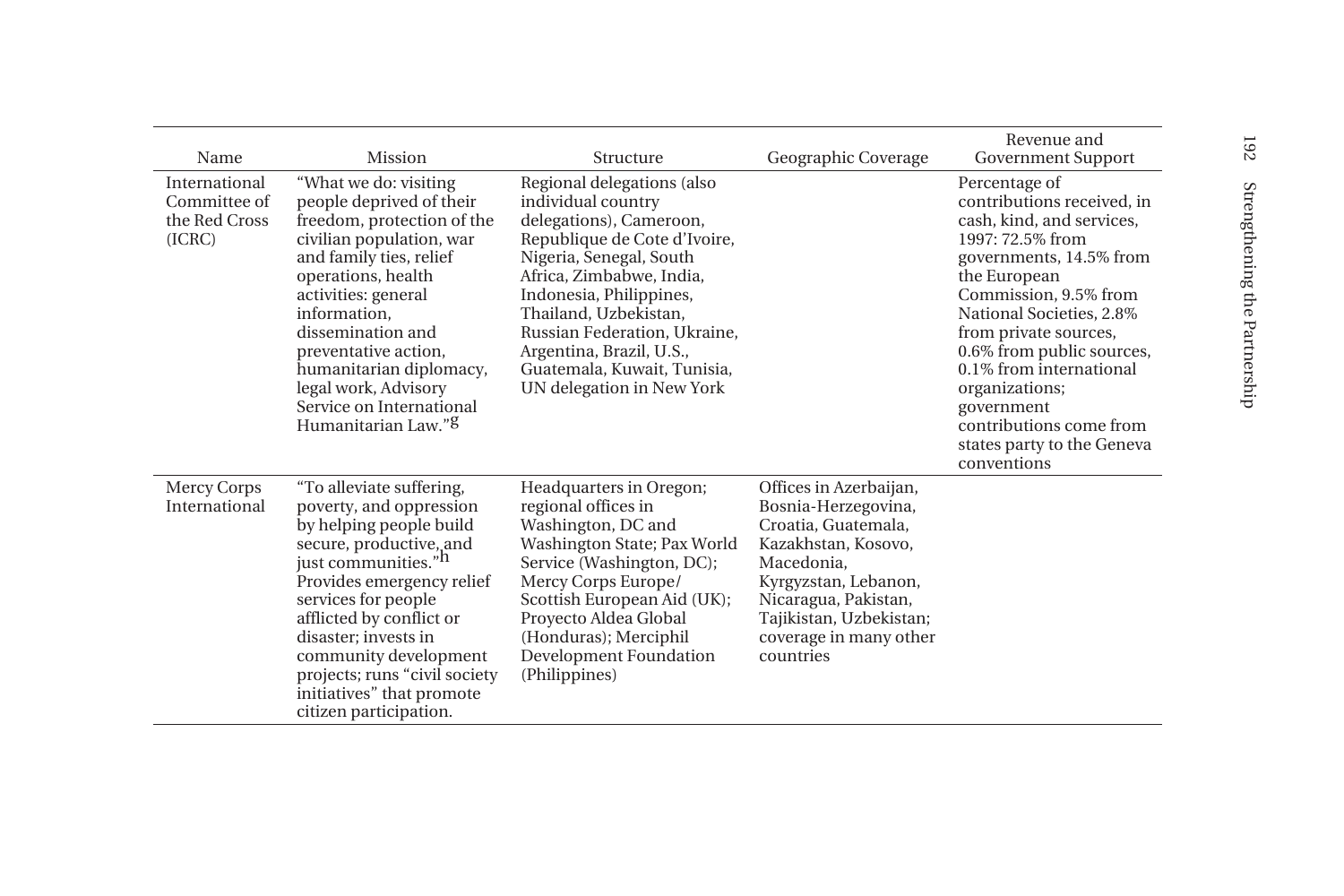| Name | Mission | Structure | Geographic Coverage | Revenue and Government Support |
|---|---|---|---|---|
| International Committee of the Red Cross (ICRC) | "What we do: visiting people deprived of their freedom, protection of the civilian population, war and family ties, relief operations, health activities: general information, dissemination and preventative action, humanitarian diplomacy, legal work, Advisory Service on International Humanitarian Law."[g] | Regional delegations (also individual country delegations), Cameroon, Republique de Cote d'Ivoire, Nigeria, Senegal, South Africa, Zimbabwe, India, Indonesia, Philippines, Thailand, Uzbekistan, Russian Federation, Ukraine, Argentina, Brazil, U.S., Guatemala, Kuwait, Tunisia, UN delegation in New York | | Percentage of contributions received, in cash, kind, and services, 1997: 72.5% from governments, 14.5% from the European Commission, 9.5% from National Societies, 2.8% from private sources, 0.6% from public sources, 0.1% from international organizations; government contributions come from states party to the Geneva conventions |
| Mercy Corps International | "To alleviate suffering, poverty, and oppression by helping people build secure, productive, and just communities."[h] Provides emergency relief services for people afflicted by conflict or disaster; invests in community development projects; runs "civil society initiatives" that promote citizen participation. | Headquarters in Oregon; regional offices in Washington, DC and Washington State; Pax World Service (Washington, DC); Mercy Corps Europe/ Scottish European Aid (UK); Proyecto Aldea Global (Honduras); Merciphil Development Foundation (Philippines) | Offices in Azerbaijan, Bosnia-Herzegovina, Croatia, Guatemala, Kazakhstan, Kosovo, Macedonia, Kyrgyzstan, Lebanon, Nicaragua, Pakistan, Tajikistan, Uzbekistan; coverage in many other countries | |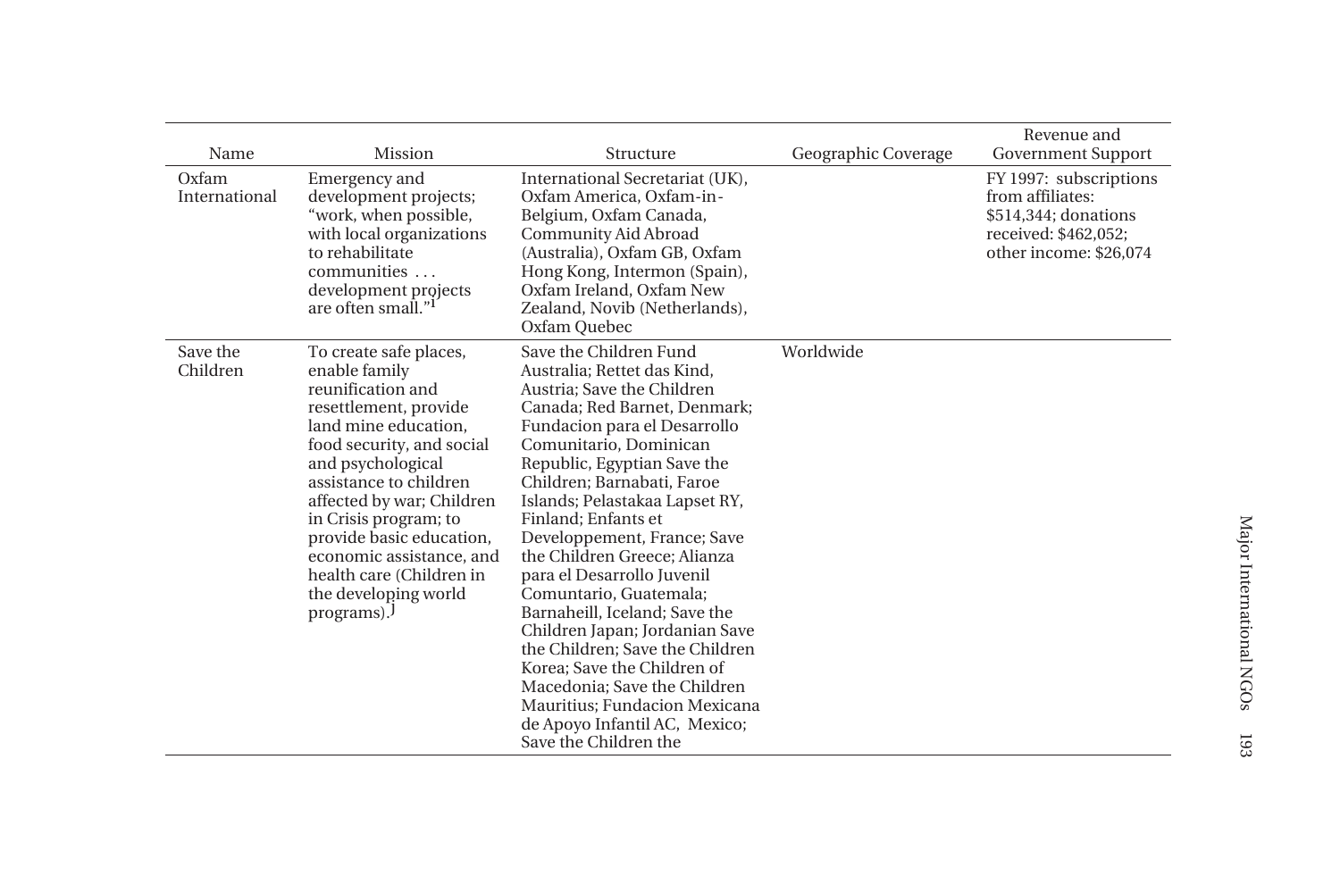| Name | Mission | Structure | Geographic Coverage | Revenue and Government Support |
|---|---|---|---|---|
| Oxfam International | Emergency and development projects; "work, when possible, with local organizations to rehabilitate communities . . . development projects are often small."[i] | International Secretariat (UK), Oxfam America, Oxfam-in-Belgium, Oxfam Canada, Community Aid Abroad (Australia), Oxfam GB, Oxfam Hong Kong, Intermon (Spain), Oxfam Ireland, Oxfam New Zealand, Novib (Netherlands), Oxfam Quebec | | FY 1997: subscriptions from affiliates: $514,344; donations received: $462,052; other income: $26,074 |
| Save the Children | To create safe places, enable family reunification and resettlement, provide land mine education, food security, and social and psychological assistance to children affected by war; Children in Crisis program; to provide basic education, economic assistance, and health care (Children in the developing world programs).[j] | Save the Children Fund Australia; Rettet das Kind, Austria; Save the Children Canada; Red Barnet, Denmark; Fundacion para el Desarrollo Comunitario, Dominican Republic, Egyptian Save the Children; Barnabati, Faroe Islands; Pelastakaa Lapset RY, Finland; Enfants et Developpement, France; Save the Children Greece; Alianza para el Desarrollo Juvenil Comuntario, Guatemala; Barnaheill, Iceland; Save the Children Japan; Jordanian Save the Children; Save the Children Korea; Save the Children of Macedonia; Save the Children Mauritius; Fundacion Mexicana de Apoyo Infantil AC, Mexico; Save the Children the | Worldwide | |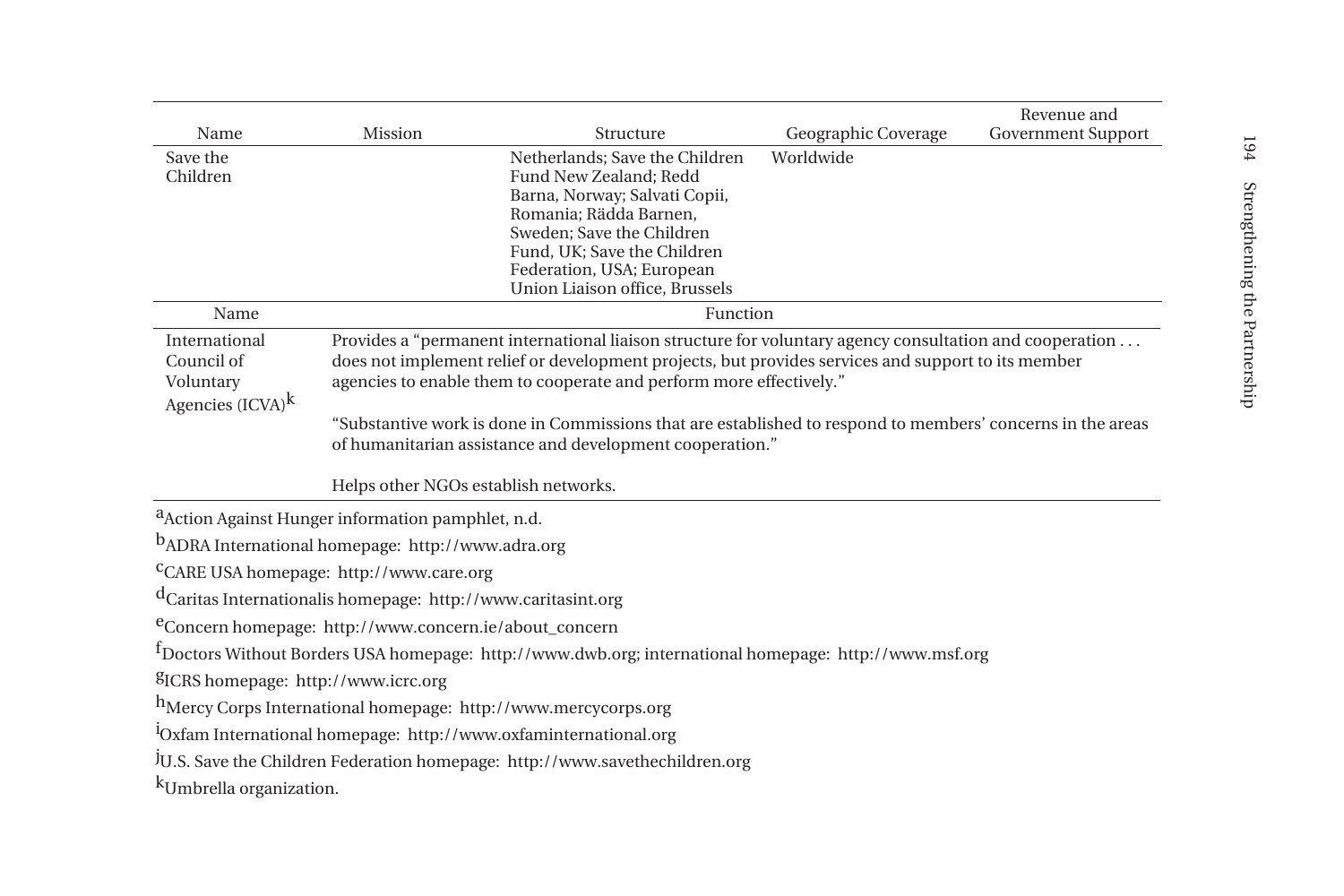| Name | Mission | Structure | Geographic Coverage | Revenue and Government Support |
|---|---|---|---|---|
| Save the Children | | Netherlands; Save the Children Fund New Zealand; Redd Barna, Norway; Salvati Copii, Romania; Rädda Barnen, Sweden; Save the Children Fund, UK; Save the Children Federation, USA; European Union Liaison office, Brussels | Worldwide | |

| Name | Function |
|---|---|
| International Council of Voluntary Agencies (ICVA)[k] | Provides a "permanent international liaison structure for voluntary agency consultation and cooperation . . . does not implement relief or development projects, but provides services and support to its member agencies to enable them to cooperate and perform more effectively." "Substantive work is done in Commissions that are established to respond to members' concerns in the areas of humanitarian assistance and development cooperation." Helps other NGOs establish networks. |

[a]Action Against Hunger information pamphlet, n.d.

[b]ADRA International homepage: http://www.adra.org

[c]CARE USA homepage: http://www.care.org

[d]Caritas Internationalis homepage: http://www.caritasint.org

[e]Concern homepage: http://www.concern.ie/about_concern

[f]Doctors Without Borders USA homepage: http://www.dwb.org; international homepage: http://www.msf.org

[g]ICRS homepage: http://www.icrc.org

[h]Mercy Corps International homepage: http://www.mercycorps.org

[i]Oxfam International homepage: http://www.oxfaminternational.org

[j]U.S. Save the Children Federation homepage: http://www.savethechildren.org

[k]Umbrella organization.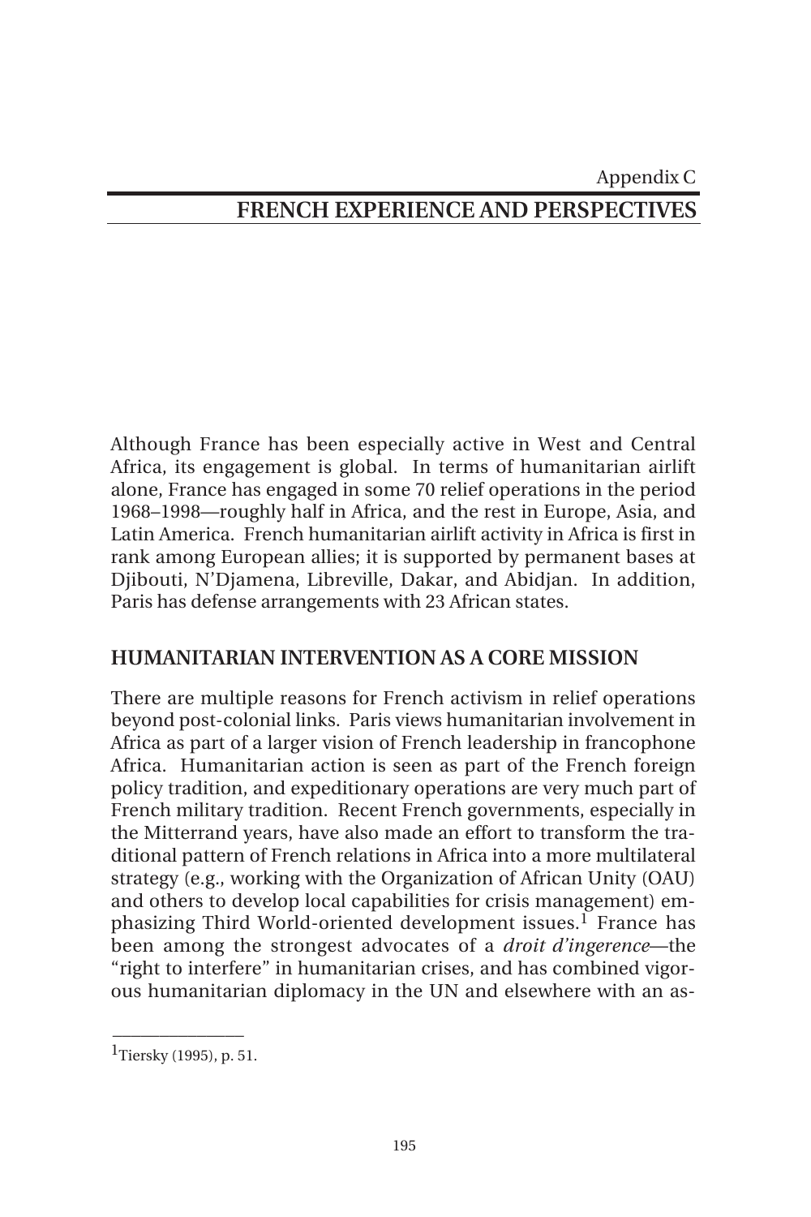Appendix C

# FRENCH EXPERIENCE AND PERSPECTIVES

Although France has been especially active in West and Central Africa, its engagement is global. In terms of humanitarian airlift alone, France has engaged in some 70 relief operations in the period 1968–1998—roughly half in Africa, and the rest in Europe, Asia, and Latin America. French humanitarian airlift activity in Africa is first in rank among European allies; it is supported by permanent bases at Djibouti, N'Djamena, Libreville, Dakar, and Abidjan. In addition, Paris has defense arrangements with 23 African states.

## HUMANITARIAN INTERVENTION AS A CORE MISSION

There are multiple reasons for French activism in relief operations beyond post-colonial links. Paris views humanitarian involvement in Africa as part of a larger vision of French leadership in francophone Africa. Humanitarian action is seen as part of the French foreign policy tradition, and expeditionary operations are very much part of French military tradition. Recent French governments, especially in the Mitterrand years, have also made an effort to transform the traditional pattern of French relations in Africa into a more multilateral strategy (e.g., working with the Organization of African Unity (OAU) and others to develop local capabilities for crisis management) emphasizing Third World-oriented development issues.[1] France has been among the strongest advocates of a *droit d'ingerence*—the "right to interfere" in humanitarian crises, and has combined vigorous humanitarian diplomacy in the UN and elsewhere with an as-

---

[1]Tiersky (1995), p. 51.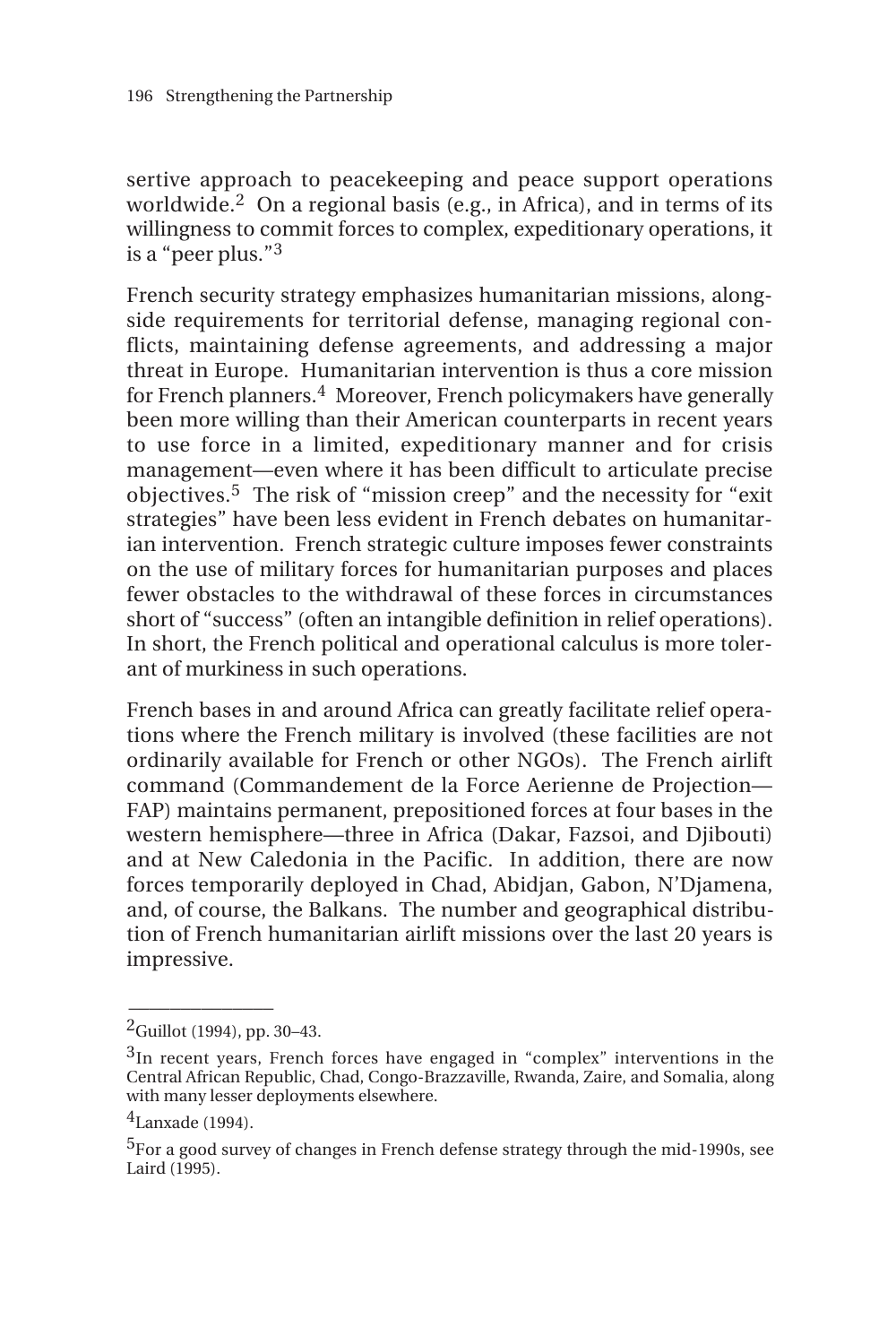sertive approach to peacekeeping and peace support operations worldwide.[2] On a regional basis (e.g., in Africa), and in terms of its willingness to commit forces to complex, expeditionary operations, it is a "peer plus."[3]

French security strategy emphasizes humanitarian missions, alongside requirements for territorial defense, managing regional conflicts, maintaining defense agreements, and addressing a major threat in Europe. Humanitarian intervention is thus a core mission for French planners.[4] Moreover, French policymakers have generally been more willing than their American counterparts in recent years to use force in a limited, expeditionary manner and for crisis management—even where it has been difficult to articulate precise objectives.[5] The risk of "mission creep" and the necessity for "exit strategies" have been less evident in French debates on humanitarian intervention. French strategic culture imposes fewer constraints on the use of military forces for humanitarian purposes and places fewer obstacles to the withdrawal of these forces in circumstances short of "success" (often an intangible definition in relief operations). In short, the French political and operational calculus is more tolerant of murkiness in such operations.

French bases in and around Africa can greatly facilitate relief operations where the French military is involved (these facilities are not ordinarily available for French or other NGOs). The French airlift command (Commandement de la Force Aerienne de Projection—FAP) maintains permanent, prepositioned forces at four bases in the western hemisphere—three in Africa (Dakar, Fazsoi, and Djibouti) and at New Caledonia in the Pacific. In addition, there are now forces temporarily deployed in Chad, Abidjan, Gabon, N'Djamena, and, of course, the Balkans. The number and geographical distribution of French humanitarian airlift missions over the last 20 years is impressive.

---

[2]Guillot (1994), pp. 30–43.

[3]In recent years, French forces have engaged in "complex" interventions in the Central African Republic, Chad, Congo-Brazzaville, Rwanda, Zaire, and Somalia, along with many lesser deployments elsewhere.

[4]Lanxade (1994).

[5]For a good survey of changes in French defense strategy through the mid-1990s, see Laird (1995).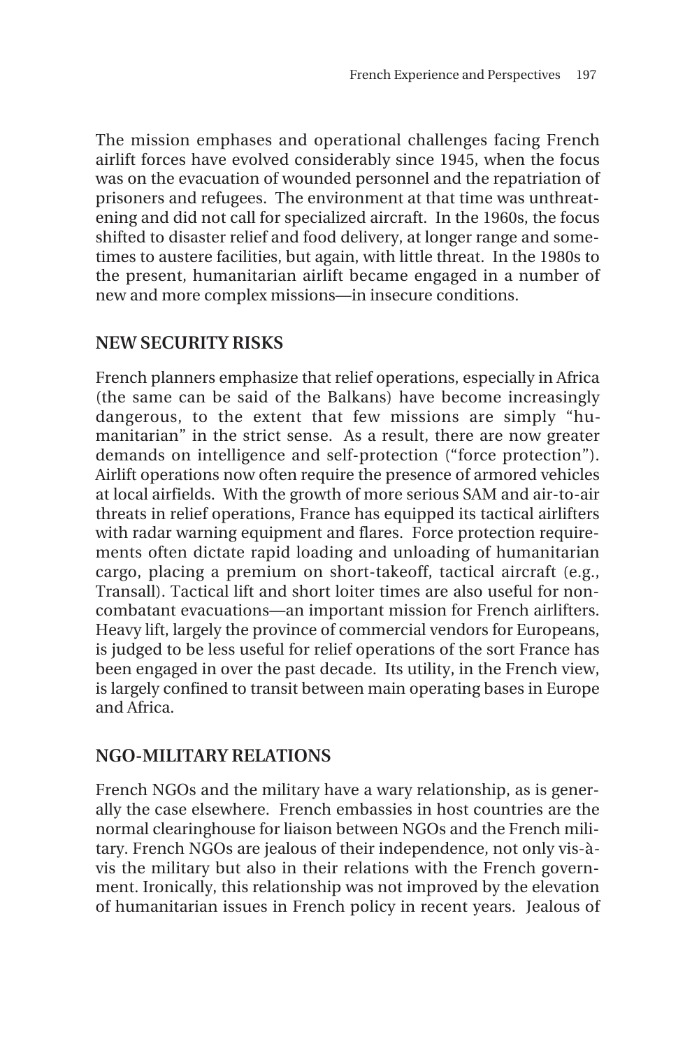The mission emphases and operational challenges facing French airlift forces have evolved considerably since 1945, when the focus was on the evacuation of wounded personnel and the repatriation of prisoners and refugees. The environment at that time was unthreatening and did not call for specialized aircraft. In the 1960s, the focus shifted to disaster relief and food delivery, at longer range and sometimes to austere facilities, but again, with little threat. In the 1980s to the present, humanitarian airlift became engaged in a number of new and more complex missions—in insecure conditions.

## NEW SECURITY RISKS

French planners emphasize that relief operations, especially in Africa (the same can be said of the Balkans) have become increasingly dangerous, to the extent that few missions are simply "humanitarian" in the strict sense. As a result, there are now greater demands on intelligence and self-protection ("force protection"). Airlift operations now often require the presence of armored vehicles at local airfields. With the growth of more serious SAM and air-to-air threats in relief operations, France has equipped its tactical airlifters with radar warning equipment and flares. Force protection requirements often dictate rapid loading and unloading of humanitarian cargo, placing a premium on short-takeoff, tactical aircraft (e.g., Transall). Tactical lift and short loiter times are also useful for noncombatant evacuations—an important mission for French airlifters. Heavy lift, largely the province of commercial vendors for Europeans, is judged to be less useful for relief operations of the sort France has been engaged in over the past decade. Its utility, in the French view, is largely confined to transit between main operating bases in Europe and Africa.

## NGO-MILITARY RELATIONS

French NGOs and the military have a wary relationship, as is generally the case elsewhere. French embassies in host countries are the normal clearinghouse for liaison between NGOs and the French military. French NGOs are jealous of their independence, not only vis-à-vis the military but also in their relations with the French government. Ironically, this relationship was not improved by the elevation of humanitarian issues in French policy in recent years. Jealous of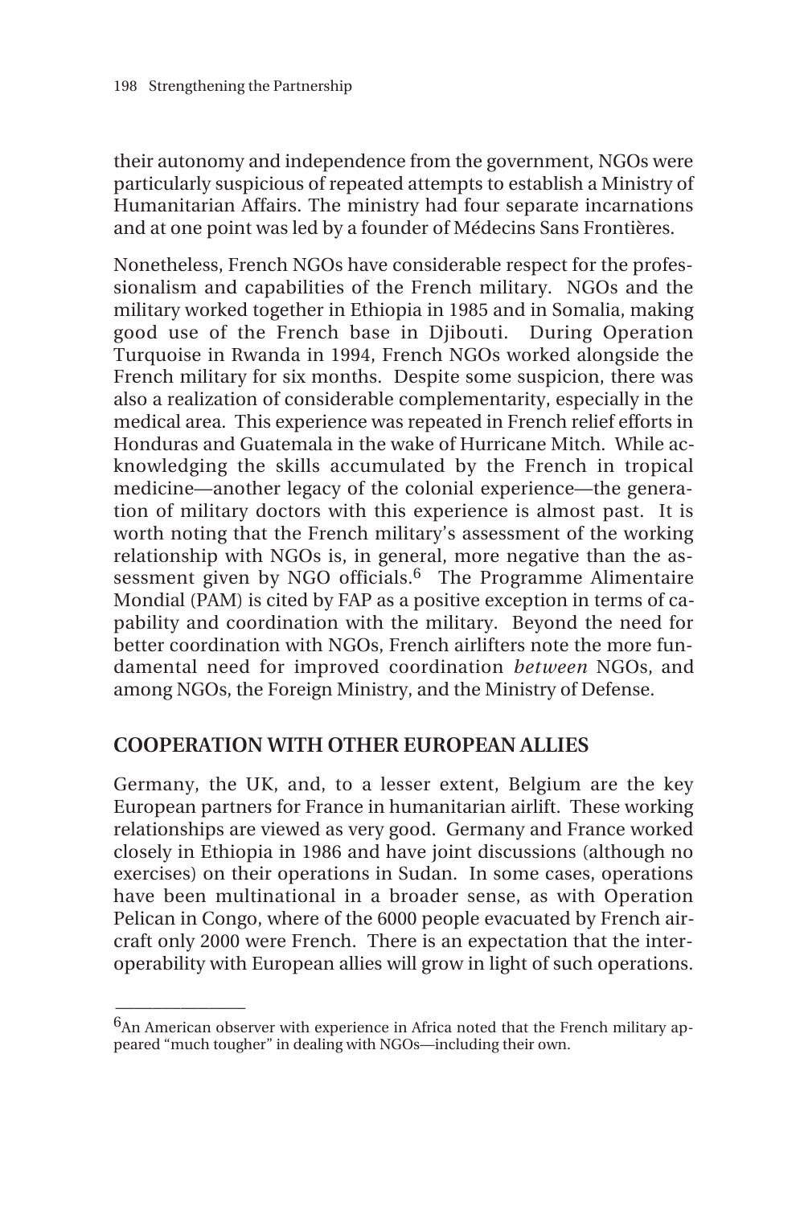their autonomy and independence from the government, NGOs were particularly suspicious of repeated attempts to establish a Ministry of Humanitarian Affairs. The ministry had four separate incarnations and at one point was led by a founder of Médecins Sans Frontières.

Nonetheless, French NGOs have considerable respect for the professionalism and capabilities of the French military. NGOs and the military worked together in Ethiopia in 1985 and in Somalia, making good use of the French base in Djibouti. During Operation Turquoise in Rwanda in 1994, French NGOs worked alongside the French military for six months. Despite some suspicion, there was also a realization of considerable complementarity, especially in the medical area. This experience was repeated in French relief efforts in Honduras and Guatemala in the wake of Hurricane Mitch. While acknowledging the skills accumulated by the French in tropical medicine—another legacy of the colonial experience—the generation of military doctors with this experience is almost past. It is worth noting that the French military's assessment of the working relationship with NGOs is, in general, more negative than the assessment given by NGO officials.[6] The Programme Alimentaire Mondial (PAM) is cited by FAP as a positive exception in terms of capability and coordination with the military. Beyond the need for better coordination with NGOs, French airlifters note the more fundamental need for improved coordination *between* NGOs, and among NGOs, the Foreign Ministry, and the Ministry of Defense.

## COOPERATION WITH OTHER EUROPEAN ALLIES

Germany, the UK, and, to a lesser extent, Belgium are the key European partners for France in humanitarian airlift. These working relationships are viewed as very good. Germany and France worked closely in Ethiopia in 1986 and have joint discussions (although no exercises) on their operations in Sudan. In some cases, operations have been multinational in a broader sense, as with Operation Pelican in Congo, where of the 6000 people evacuated by French aircraft only 2000 were French. There is an expectation that the interoperability with European allies will grow in light of such operations.

---

[6]An American observer with experience in Africa noted that the French military appeared "much tougher" in dealing with NGOs—including their own.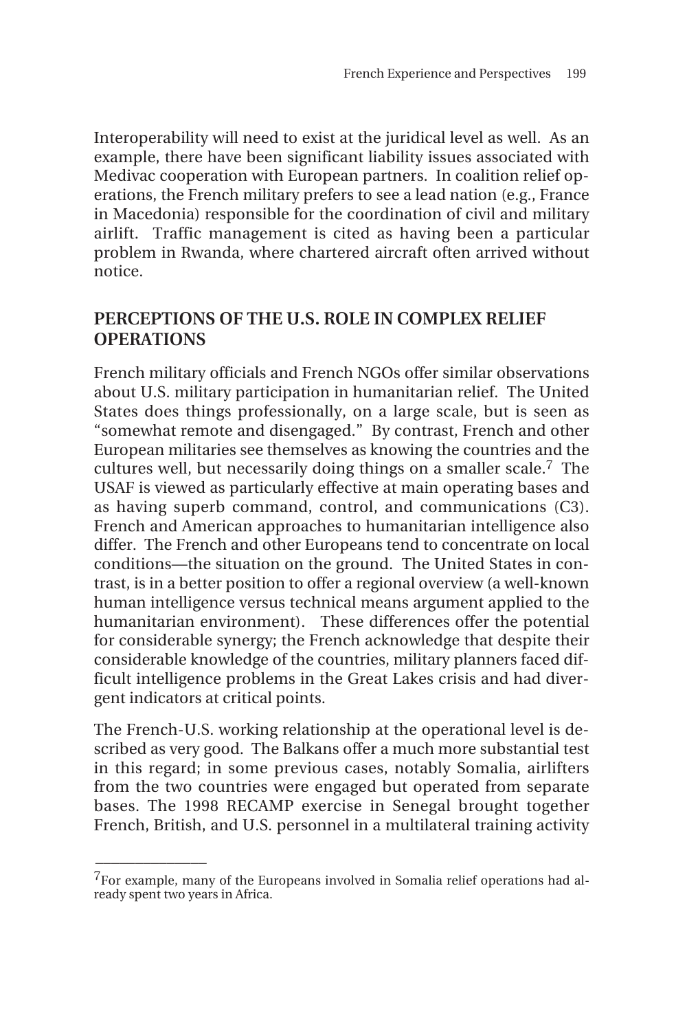Interoperability will need to exist at the juridical level as well. As an example, there have been significant liability issues associated with Medivac cooperation with European partners. In coalition relief operations, the French military prefers to see a lead nation (e.g., France in Macedonia) responsible for the coordination of civil and military airlift. Traffic management is cited as having been a particular problem in Rwanda, where chartered aircraft often arrived without notice.

## PERCEPTIONS OF THE U.S. ROLE IN COMPLEX RELIEF OPERATIONS

French military officials and French NGOs offer similar observations about U.S. military participation in humanitarian relief. The United States does things professionally, on a large scale, but is seen as "somewhat remote and disengaged." By contrast, French and other European militaries see themselves as knowing the countries and the cultures well, but necessarily doing things on a smaller scale.[7] The USAF is viewed as particularly effective at main operating bases and as having superb command, control, and communications (C3). French and American approaches to humanitarian intelligence also differ. The French and other Europeans tend to concentrate on local conditions—the situation on the ground. The United States in contrast, is in a better position to offer a regional overview (a well-known human intelligence versus technical means argument applied to the humanitarian environment). These differences offer the potential for considerable synergy; the French acknowledge that despite their considerable knowledge of the countries, military planners faced difficult intelligence problems in the Great Lakes crisis and had divergent indicators at critical points.

The French-U.S. working relationship at the operational level is described as very good. The Balkans offer a much more substantial test in this regard; in some previous cases, notably Somalia, airlifters from the two countries were engaged but operated from separate bases. The 1998 RECAMP exercise in Senegal brought together French, British, and U.S. personnel in a multilateral training activity

---

[7] For example, many of the Europeans involved in Somalia relief operations had already spent two years in Africa.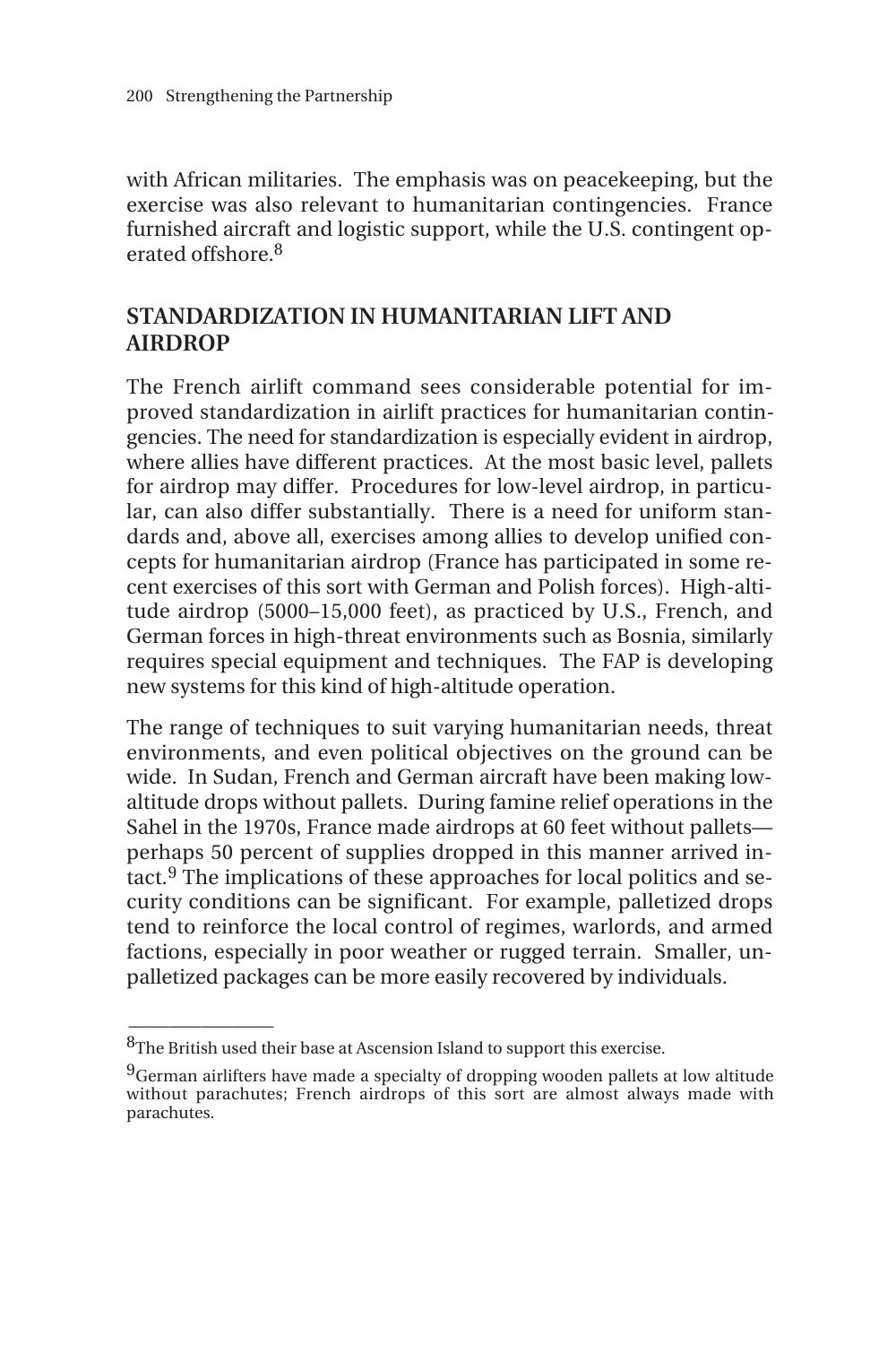with African militaries. The emphasis was on peacekeeping, but the exercise was also relevant to humanitarian contingencies. France furnished aircraft and logistic support, while the U.S. contingent operated offshore.[8]

## STANDARDIZATION IN HUMANITARIAN LIFT AND AIRDROP

The French airlift command sees considerable potential for improved standardization in airlift practices for humanitarian contingencies. The need for standardization is especially evident in airdrop, where allies have different practices. At the most basic level, pallets for airdrop may differ. Procedures for low-level airdrop, in particular, can also differ substantially. There is a need for uniform standards and, above all, exercises among allies to develop unified concepts for humanitarian airdrop (France has participated in some recent exercises of this sort with German and Polish forces). High-altitude airdrop (5000–15,000 feet), as practiced by U.S., French, and German forces in high-threat environments such as Bosnia, similarly requires special equipment and techniques. The FAP is developing new systems for this kind of high-altitude operation.

The range of techniques to suit varying humanitarian needs, threat environments, and even political objectives on the ground can be wide. In Sudan, French and German aircraft have been making low-altitude drops without pallets. During famine relief operations in the Sahel in the 1970s, France made airdrops at 60 feet without pallets—perhaps 50 percent of supplies dropped in this manner arrived intact.[9] The implications of these approaches for local politics and security conditions can be significant. For example, palletized drops tend to reinforce the local control of regimes, warlords, and armed factions, especially in poor weather or rugged terrain. Smaller, unpalletized packages can be more easily recovered by individuals.

---

[8] The British used their base at Ascension Island to support this exercise.

[9] German airlifters have made a specialty of dropping wooden pallets at low altitude without parachutes; French airdrops of this sort are almost always made with parachutes.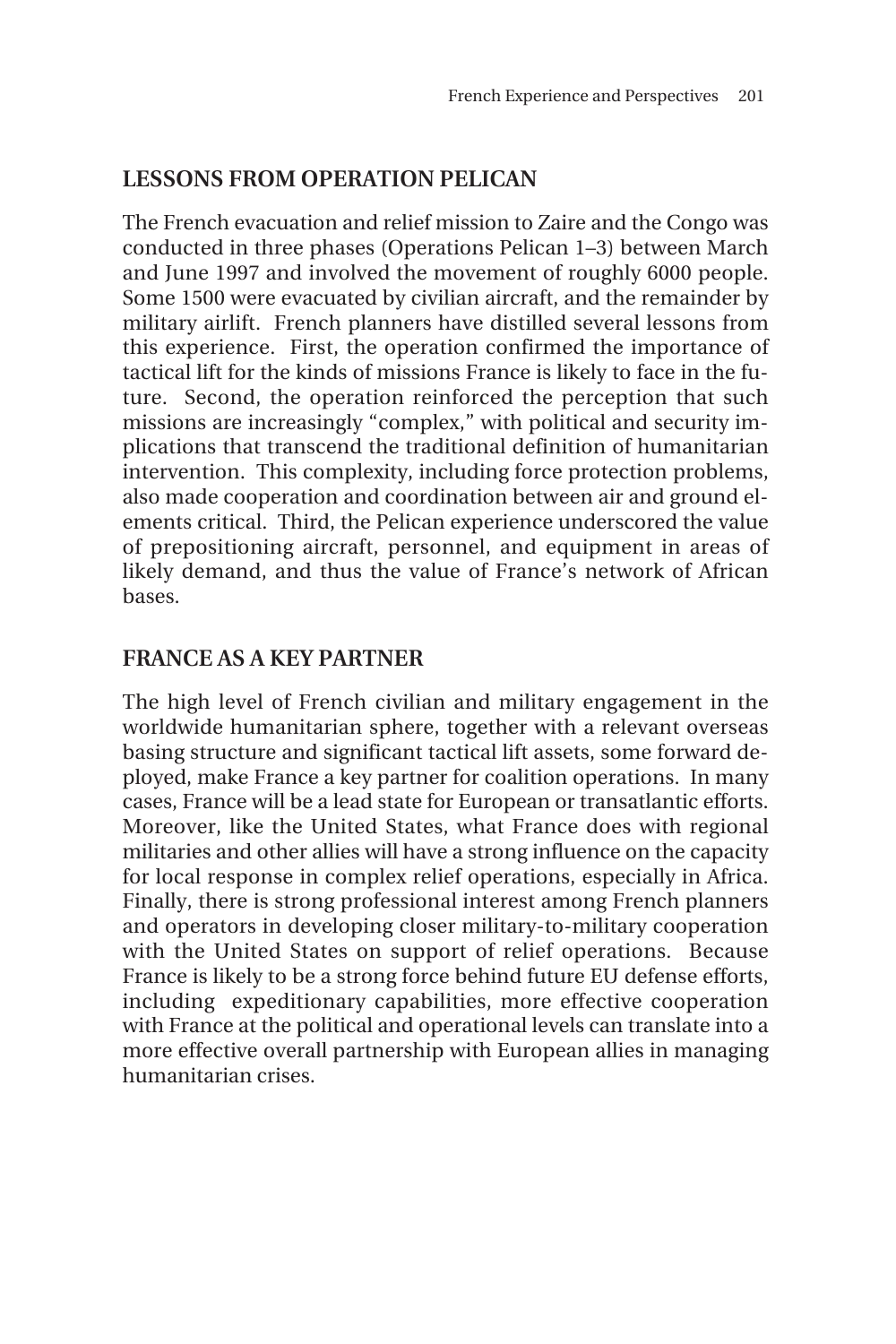## LESSONS FROM OPERATION PELICAN

The French evacuation and relief mission to Zaire and the Congo was conducted in three phases (Operations Pelican 1–3) between March and June 1997 and involved the movement of roughly 6000 people. Some 1500 were evacuated by civilian aircraft, and the remainder by military airlift. French planners have distilled several lessons from this experience. First, the operation confirmed the importance of tactical lift for the kinds of missions France is likely to face in the future. Second, the operation reinforced the perception that such missions are increasingly "complex," with political and security implications that transcend the traditional definition of humanitarian intervention. This complexity, including force protection problems, also made cooperation and coordination between air and ground elements critical. Third, the Pelican experience underscored the value of prepositioning aircraft, personnel, and equipment in areas of likely demand, and thus the value of France's network of African bases.

## FRANCE AS A KEY PARTNER

The high level of French civilian and military engagement in the worldwide humanitarian sphere, together with a relevant overseas basing structure and significant tactical lift assets, some forward deployed, make France a key partner for coalition operations. In many cases, France will be a lead state for European or transatlantic efforts. Moreover, like the United States, what France does with regional militaries and other allies will have a strong influence on the capacity for local response in complex relief operations, especially in Africa. Finally, there is strong professional interest among French planners and operators in developing closer military-to-military cooperation with the United States on support of relief operations. Because France is likely to be a strong force behind future EU defense efforts, including expeditionary capabilities, more effective cooperation with France at the political and operational levels can translate into a more effective overall partnership with European allies in managing humanitarian crises.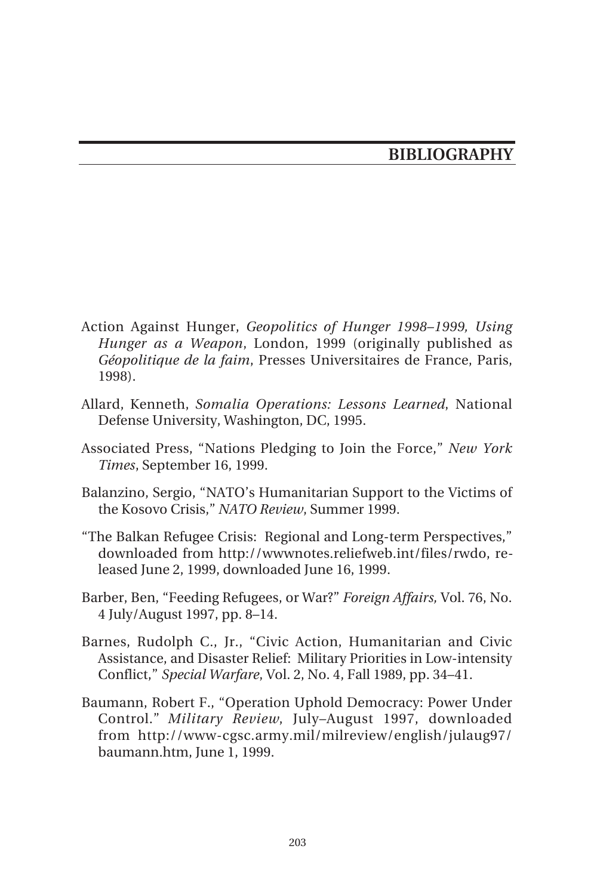# BIBLIOGRAPHY

Action Against Hunger, *Geopolitics of Hunger 1998–1999, Using Hunger as a Weapon*, London, 1999 (originally published as *Géopolitique de la faim*, Presses Universitaires de France, Paris, 1998).

Allard, Kenneth, *Somalia Operations: Lessons Learned*, National Defense University, Washington, DC, 1995.

Associated Press, "Nations Pledging to Join the Force," *New York Times*, September 16, 1999.

Balanzino, Sergio, "NATO's Humanitarian Support to the Victims of the Kosovo Crisis," *NATO Review*, Summer 1999.

"The Balkan Refugee Crisis: Regional and Long-term Perspectives," downloaded from http://wwwnotes.reliefweb.int/files/rwdo, released June 2, 1999, downloaded June 16, 1999.

Barber, Ben, "Feeding Refugees, or War?" *Foreign Affairs,* Vol. 76, No. 4 July/August 1997, pp. 8–14.

Barnes, Rudolph C., Jr., "Civic Action, Humanitarian and Civic Assistance, and Disaster Relief: Military Priorities in Low-intensity Conflict," *Special Warfare*, Vol. 2, No. 4, Fall 1989, pp. 34–41.

Baumann, Robert F., "Operation Uphold Democracy: Power Under Control." *Military Review*, July–August 1997, downloaded from http://www-cgsc.army.mil/milreview/english/julaug97/baumann.htm, June 1, 1999.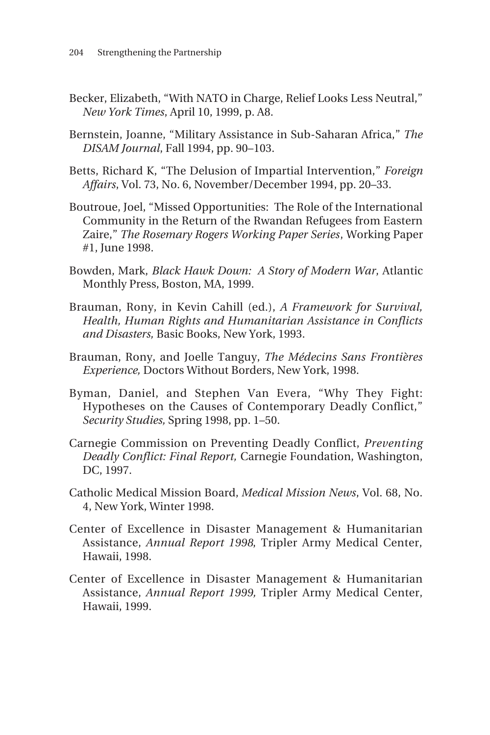Becker, Elizabeth, "With NATO in Charge, Relief Looks Less Neutral," *New York Times*, April 10, 1999, p. A8.

Bernstein, Joanne, "Military Assistance in Sub-Saharan Africa," *The DISAM Journal*, Fall 1994, pp. 90–103.

Betts, Richard K, "The Delusion of Impartial Intervention," *Foreign Affairs*, Vol. 73, No. 6, November/December 1994, pp. 20–33.

Boutroue, Joel, "Missed Opportunities: The Role of the International Community in the Return of the Rwandan Refugees from Eastern Zaire," *The Rosemary Rogers Working Paper Series*, Working Paper #1, June 1998.

Bowden, Mark, *Black Hawk Down: A Story of Modern War*, Atlantic Monthly Press, Boston, MA, 1999.

Brauman, Rony, in Kevin Cahill (ed.), *A Framework for Survival, Health, Human Rights and Humanitarian Assistance in Conflicts and Disasters,* Basic Books, New York, 1993.

Brauman, Rony, and Joelle Tanguy, *The Médecins Sans Frontières Experience,* Doctors Without Borders, New York, 1998.

Byman, Daniel, and Stephen Van Evera, "Why They Fight: Hypotheses on the Causes of Contemporary Deadly Conflict," *Security Studies,* Spring 1998, pp. 1–50.

Carnegie Commission on Preventing Deadly Conflict, *Preventing Deadly Conflict: Final Report,* Carnegie Foundation, Washington, DC, 1997.

Catholic Medical Mission Board, *Medical Mission News*, Vol. 68, No. 4, New York, Winter 1998.

Center of Excellence in Disaster Management & Humanitarian Assistance, *Annual Report 1998*, Tripler Army Medical Center, Hawaii, 1998.

Center of Excellence in Disaster Management & Humanitarian Assistance, *Annual Report 1999,* Tripler Army Medical Center, Hawaii, 1999.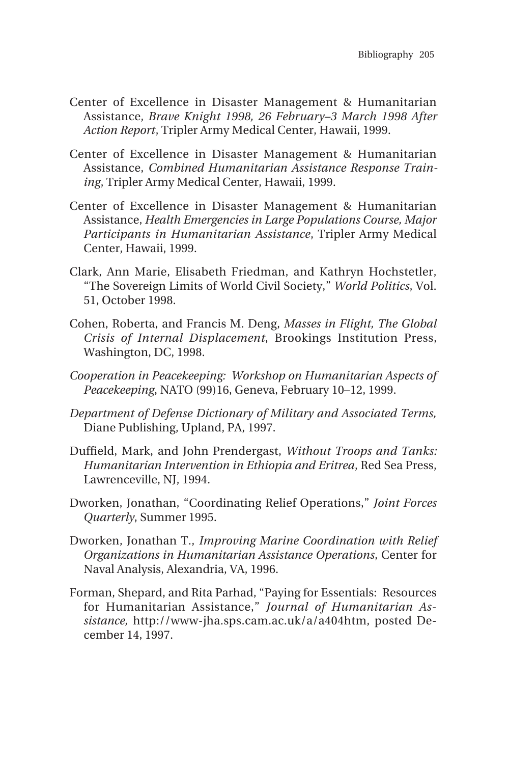Center of Excellence in Disaster Management & Humanitarian Assistance, *Brave Knight 1998, 26 February–3 March 1998 After Action Report*, Tripler Army Medical Center, Hawaii, 1999.

Center of Excellence in Disaster Management & Humanitarian Assistance, *Combined Humanitarian Assistance Response Training*, Tripler Army Medical Center, Hawaii, 1999.

Center of Excellence in Disaster Management & Humanitarian Assistance, *Health Emergencies in Large Populations Course, Major Participants in Humanitarian Assistance*, Tripler Army Medical Center, Hawaii, 1999.

Clark, Ann Marie, Elisabeth Friedman, and Kathryn Hochstetler, "The Sovereign Limits of World Civil Society," *World Politics*, Vol. 51, October 1998.

Cohen, Roberta, and Francis M. Deng, *Masses in Flight, The Global Crisis of Internal Displacement*, Brookings Institution Press, Washington, DC, 1998.

*Cooperation in Peacekeeping: Workshop on Humanitarian Aspects of Peacekeeping*, NATO (99)16, Geneva, February 10–12, 1999.

*Department of Defense Dictionary of Military and Associated Terms,* Diane Publishing, Upland, PA, 1997.

Duffield, Mark, and John Prendergast, *Without Troops and Tanks: Humanitarian Intervention in Ethiopia and Eritrea*, Red Sea Press, Lawrenceville, NJ, 1994.

Dworken, Jonathan, "Coordinating Relief Operations," *Joint Forces Quarterly*, Summer 1995.

Dworken, Jonathan T., *Improving Marine Coordination with Relief Organizations in Humanitarian Assistance Operations*, Center for Naval Analysis, Alexandria, VA, 1996.

Forman, Shepard, and Rita Parhad, "Paying for Essentials: Resources for Humanitarian Assistance," *Journal of Humanitarian Assistance,* http://www-jha.sps.cam.ac.uk/a/a404htm, posted December 14, 1997.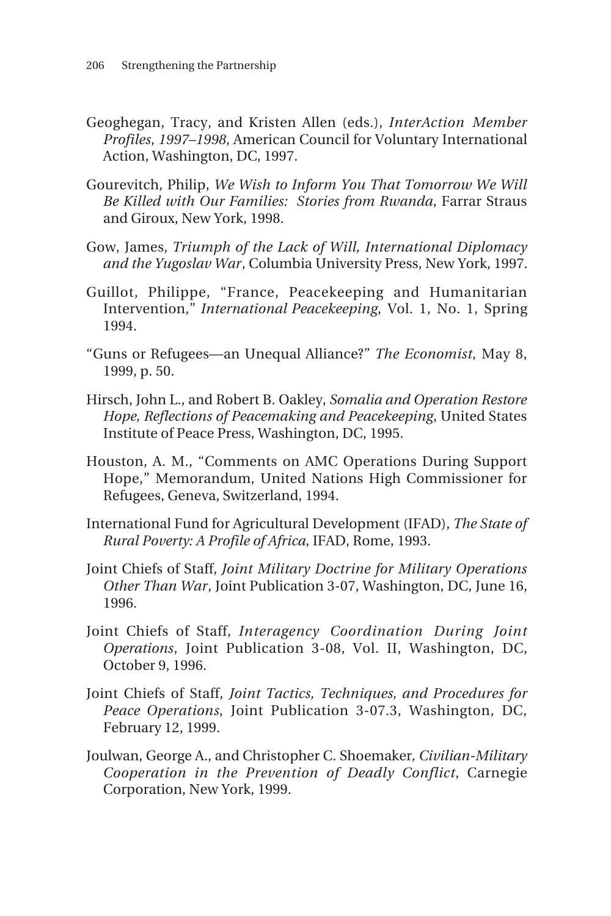Geoghegan, Tracy, and Kristen Allen (eds.), *InterAction Member Profiles, 1997–1998*, American Council for Voluntary International Action, Washington, DC, 1997.

Gourevitch, Philip, *We Wish to Inform You That Tomorrow We Will Be Killed with Our Families: Stories from Rwanda*, Farrar Straus and Giroux, New York, 1998.

Gow, James, *Triumph of the Lack of Will, International Diplomacy and the Yugoslav War*, Columbia University Press, New York, 1997.

Guillot, Philippe, "France, Peacekeeping and Humanitarian Intervention," *International Peacekeeping*, Vol. 1, No. 1, Spring 1994.

"Guns or Refugees—an Unequal Alliance?" *The Economist*, May 8, 1999, p. 50.

Hirsch, John L., and Robert B. Oakley, *Somalia and Operation Restore Hope, Reflections of Peacemaking and Peacekeeping*, United States Institute of Peace Press, Washington, DC, 1995.

Houston, A. M., "Comments on AMC Operations During Support Hope," Memorandum, United Nations High Commissioner for Refugees, Geneva, Switzerland, 1994.

International Fund for Agricultural Development (IFAD), *The State of Rural Poverty: A Profile of Africa*, IFAD, Rome, 1993.

Joint Chiefs of Staff, *Joint Military Doctrine for Military Operations Other Than War*, Joint Publication 3-07, Washington, DC, June 16, 1996.

Joint Chiefs of Staff, *Interagency Coordination During Joint Operations*, Joint Publication 3-08, Vol. II, Washington, DC, October 9, 1996.

Joint Chiefs of Staff, *Joint Tactics, Techniques, and Procedures for Peace Operations*, Joint Publication 3-07.3, Washington, DC, February 12, 1999.

Joulwan, George A., and Christopher C. Shoemaker, *Civilian-Military Cooperation in the Prevention of Deadly Conflict*, Carnegie Corporation, New York, 1999.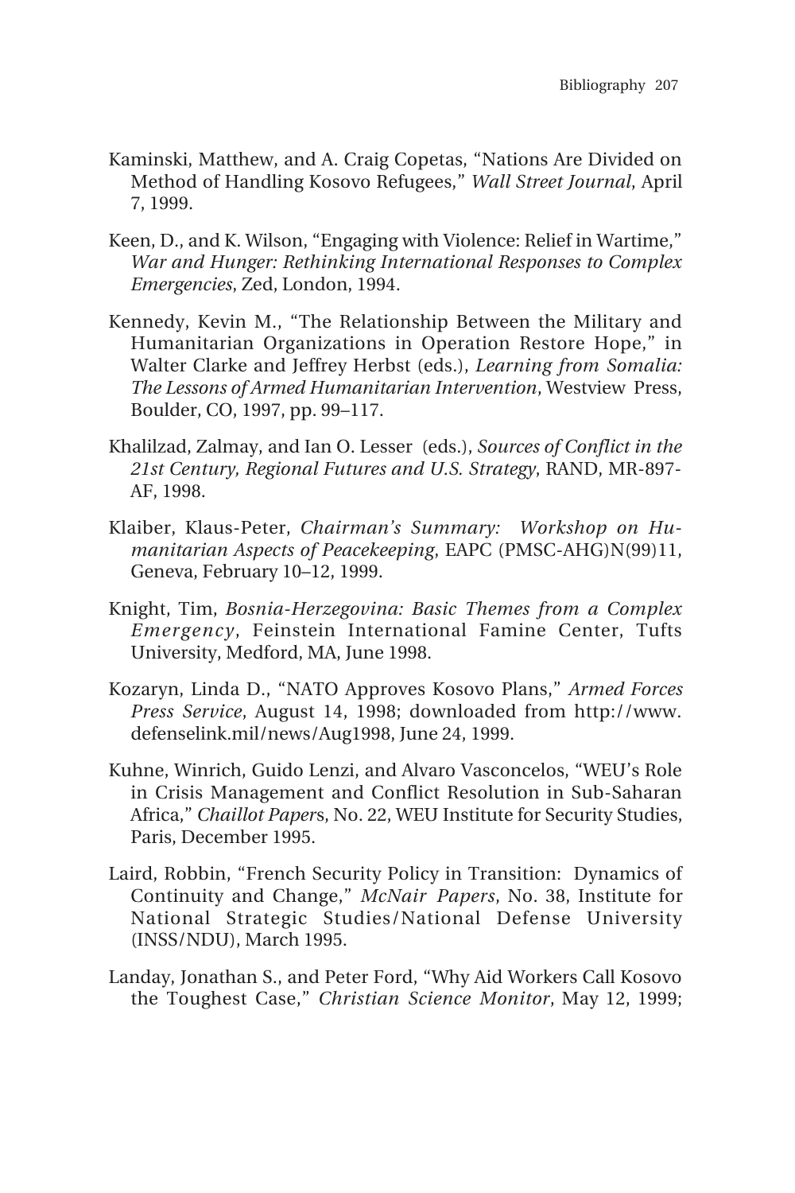Kaminski, Matthew, and A. Craig Copetas, "Nations Are Divided on Method of Handling Kosovo Refugees," *Wall Street Journal*, April 7, 1999.

Keen, D., and K. Wilson, "Engaging with Violence: Relief in Wartime," *War and Hunger: Rethinking International Responses to Complex Emergencies*, Zed, London, 1994.

Kennedy, Kevin M., "The Relationship Between the Military and Humanitarian Organizations in Operation Restore Hope," in Walter Clarke and Jeffrey Herbst (eds.), *Learning from Somalia: The Lessons of Armed Humanitarian Intervention*, Westview Press, Boulder, CO, 1997, pp. 99–117.

Khalilzad, Zalmay, and Ian O. Lesser (eds.), *Sources of Conflict in the 21st Century, Regional Futures and U.S. Strategy*, RAND, MR-897-AF, 1998.

Klaiber, Klaus-Peter, *Chairman's Summary: Workshop on Humanitarian Aspects of Peacekeeping*, EAPC (PMSC-AHG)N(99)11, Geneva, February 10–12, 1999.

Knight, Tim, *Bosnia-Herzegovina: Basic Themes from a Complex Emergency*, Feinstein International Famine Center, Tufts University, Medford, MA, June 1998.

Kozaryn, Linda D., "NATO Approves Kosovo Plans," *Armed Forces Press Service*, August 14, 1998; downloaded from http://www.defenselink.mil/news/Aug1998, June 24, 1999.

Kuhne, Winrich, Guido Lenzi, and Alvaro Vasconcelos, "WEU's Role in Crisis Management and Conflict Resolution in Sub-Saharan Africa," *Chaillot Papers*, No. 22, WEU Institute for Security Studies, Paris, December 1995.

Laird, Robbin, "French Security Policy in Transition: Dynamics of Continuity and Change," *McNair Papers*, No. 38, Institute for National Strategic Studies/National Defense University (INSS/NDU), March 1995.

Landay, Jonathan S., and Peter Ford, "Why Aid Workers Call Kosovo the Toughest Case," *Christian Science Monitor*, May 12, 1999;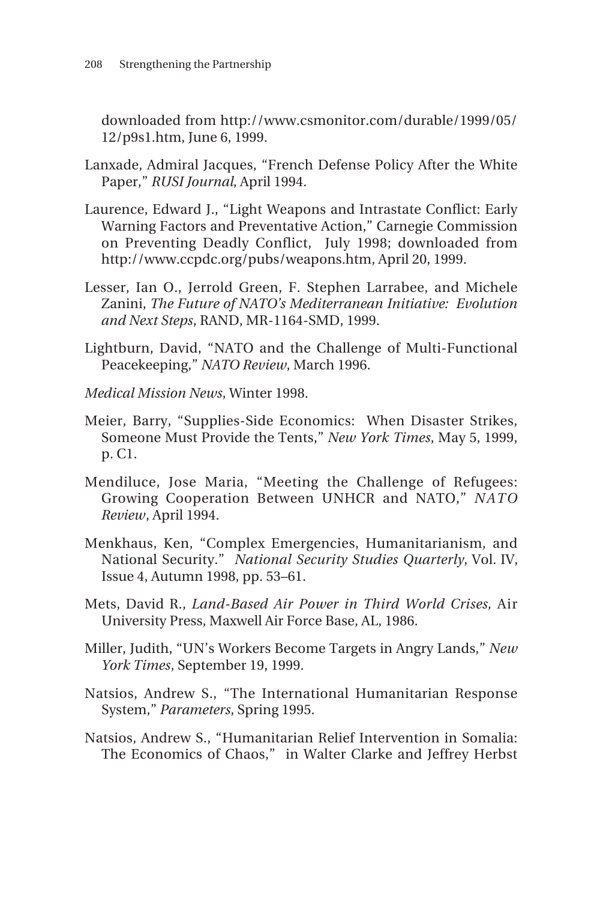downloaded from http://www.csmonitor.com/durable/1999/05/12/p9s1.htm, June 6, 1999.

Lanxade, Admiral Jacques, "French Defense Policy After the White Paper," *RUSI Journal*, April 1994.

Laurence, Edward J., "Light Weapons and Intrastate Conflict: Early Warning Factors and Preventative Action," Carnegie Commission on Preventing Deadly Conflict, July 1998; downloaded from http://www.ccpdc.org/pubs/weapons.htm, April 20, 1999.

Lesser, Ian O., Jerrold Green, F. Stephen Larrabee, and Michele Zanini, *The Future of NATO's Mediterranean Initiative: Evolution and Next Steps*, RAND, MR-1164-SMD, 1999.

Lightburn, David, "NATO and the Challenge of Multi-Functional Peacekeeping," *NATO Review*, March 1996.

*Medical Mission News*, Winter 1998.

Meier, Barry, "Supplies-Side Economics: When Disaster Strikes, Someone Must Provide the Tents," *New York Times*, May 5, 1999, p. C1.

Mendiluce, Jose Maria, "Meeting the Challenge of Refugees: Growing Cooperation Between UNHCR and NATO," *NATO Review*, April 1994.

Menkhaus, Ken, "Complex Emergencies, Humanitarianism, and National Security." *National Security Studies Quarterly*, Vol. IV, Issue 4, Autumn 1998, pp. 53–61.

Mets, David R., *Land-Based Air Power in Third World Crises,* Air University Press, Maxwell Air Force Base, AL, 1986.

Miller, Judith, "UN's Workers Become Targets in Angry Lands," *New York Times*, September 19, 1999.

Natsios, Andrew S., "The International Humanitarian Response System," *Parameters*, Spring 1995.

Natsios, Andrew S., "Humanitarian Relief Intervention in Somalia: The Economics of Chaos," in Walter Clarke and Jeffrey Herbst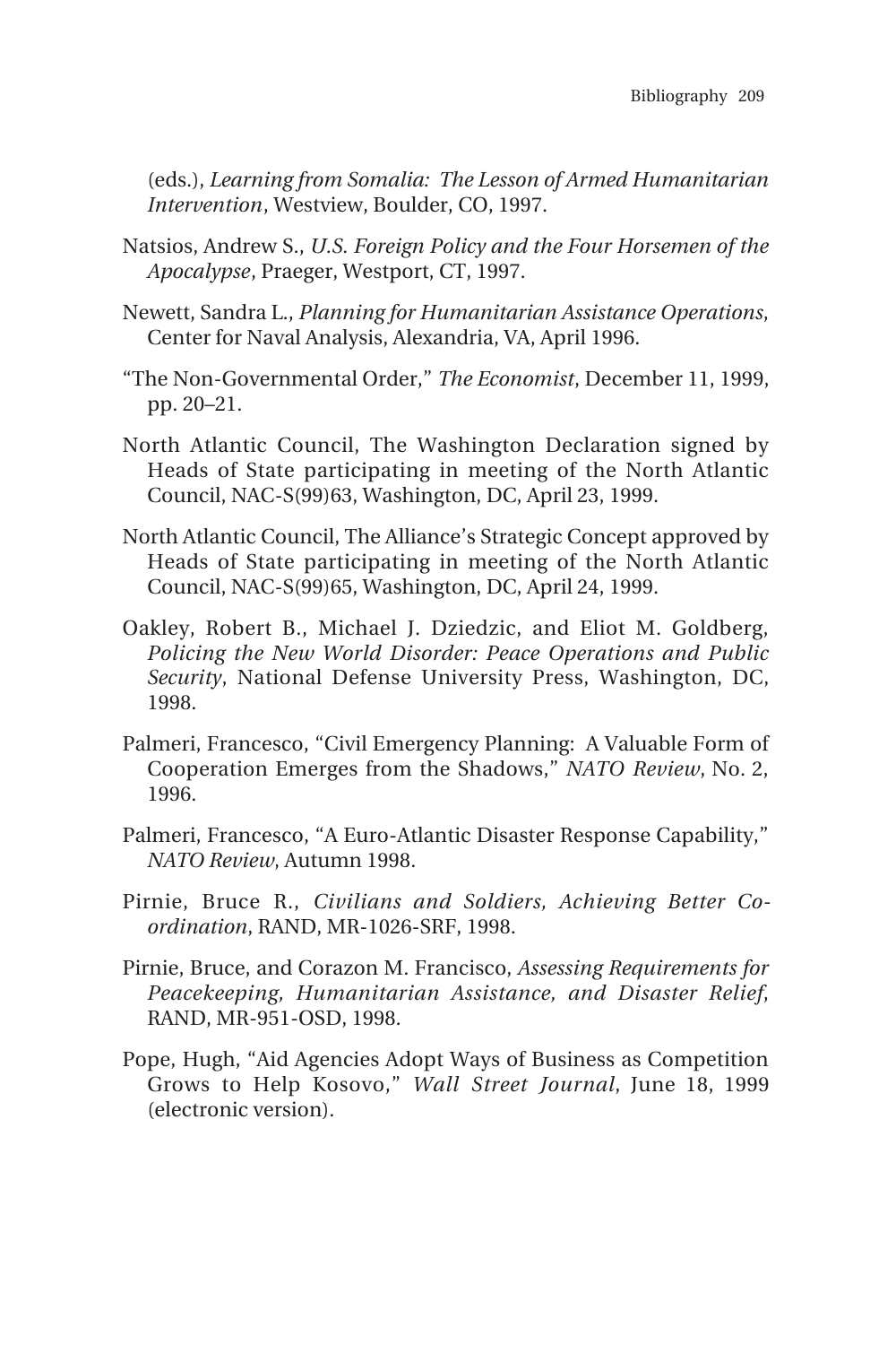(eds.), *Learning from Somalia: The Lesson of Armed Humanitarian Intervention*, Westview, Boulder, CO, 1997.

Natsios, Andrew S., *U.S. Foreign Policy and the Four Horsemen of the Apocalypse*, Praeger, Westport, CT, 1997.

Newett, Sandra L., *Planning for Humanitarian Assistance Operations*, Center for Naval Analysis, Alexandria, VA, April 1996.

"The Non-Governmental Order," *The Economist*, December 11, 1999, pp. 20–21.

North Atlantic Council, The Washington Declaration signed by Heads of State participating in meeting of the North Atlantic Council, NAC-S(99)63, Washington, DC, April 23, 1999.

North Atlantic Council, The Alliance's Strategic Concept approved by Heads of State participating in meeting of the North Atlantic Council, NAC-S(99)65, Washington, DC, April 24, 1999.

Oakley, Robert B., Michael J. Dziedzic, and Eliot M. Goldberg, *Policing the New World Disorder: Peace Operations and Public Security*, National Defense University Press, Washington, DC, 1998.

Palmeri, Francesco, "Civil Emergency Planning: A Valuable Form of Cooperation Emerges from the Shadows," *NATO Review*, No. 2, 1996.

Palmeri, Francesco, "A Euro-Atlantic Disaster Response Capability," *NATO Review*, Autumn 1998.

Pirnie, Bruce R., *Civilians and Soldiers, Achieving Better Coordination*, RAND, MR-1026-SRF, 1998.

Pirnie, Bruce, and Corazon M. Francisco, *Assessing Requirements for Peacekeeping, Humanitarian Assistance, and Disaster Relief*, RAND, MR-951-OSD, 1998.

Pope, Hugh, "Aid Agencies Adopt Ways of Business as Competition Grows to Help Kosovo," *Wall Street Journal*, June 18, 1999 (electronic version).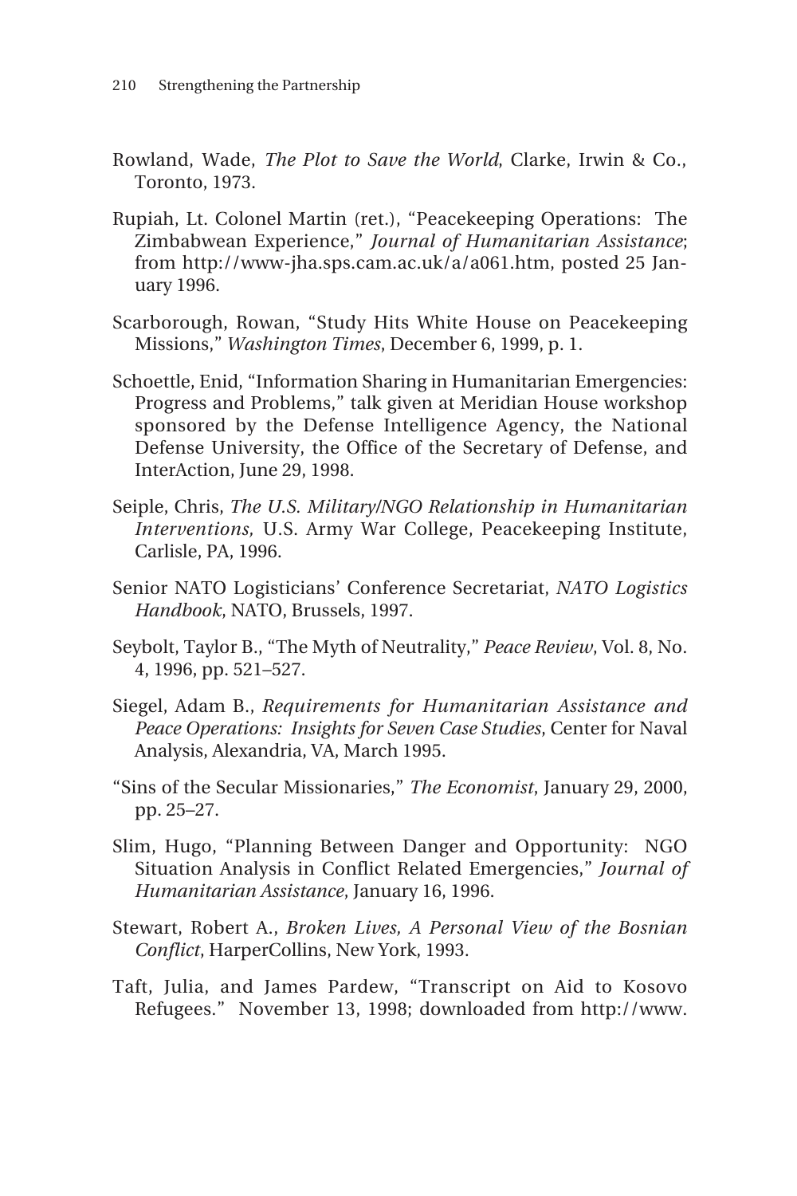Rowland, Wade, *The Plot to Save the World*, Clarke, Irwin & Co., Toronto, 1973.

Rupiah, Lt. Colonel Martin (ret.), "Peacekeeping Operations: The Zimbabwean Experience," *Journal of Humanitarian Assistance*; from http://www-jha.sps.cam.ac.uk/a/a061.htm, posted 25 January 1996.

Scarborough, Rowan, "Study Hits White House on Peacekeeping Missions," *Washington Times*, December 6, 1999, p. 1.

Schoettle, Enid, "Information Sharing in Humanitarian Emergencies: Progress and Problems," talk given at Meridian House workshop sponsored by the Defense Intelligence Agency, the National Defense University, the Office of the Secretary of Defense, and InterAction, June 29, 1998.

Seiple, Chris, *The U.S. Military/NGO Relationship in Humanitarian Interventions,* U.S. Army War College, Peacekeeping Institute, Carlisle, PA, 1996.

Senior NATO Logisticians' Conference Secretariat, *NATO Logistics Handbook*, NATO, Brussels, 1997.

Seybolt, Taylor B., "The Myth of Neutrality," *Peace Review*, Vol. 8, No. 4, 1996, pp. 521–527.

Siegel, Adam B., *Requirements for Humanitarian Assistance and Peace Operations: Insights for Seven Case Studies*, Center for Naval Analysis, Alexandria, VA, March 1995.

"Sins of the Secular Missionaries," *The Economist*, January 29, 2000, pp. 25–27.

Slim, Hugo, "Planning Between Danger and Opportunity: NGO Situation Analysis in Conflict Related Emergencies," *Journal of Humanitarian Assistance*, January 16, 1996.

Stewart, Robert A., *Broken Lives, A Personal View of the Bosnian Conflict*, HarperCollins, New York, 1993.

Taft, Julia, and James Pardew, "Transcript on Aid to Kosovo Refugees." November 13, 1998; downloaded from http://www.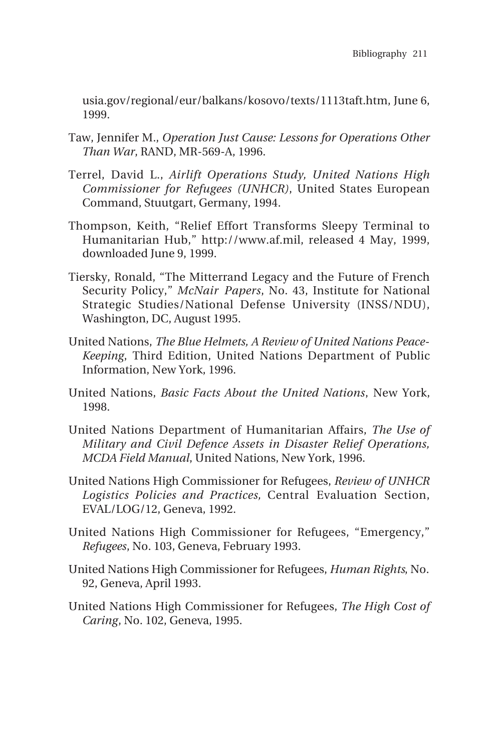usia.gov/regional/eur/balkans/kosovo/texts/1113taft.htm, June 6, 1999.

Taw, Jennifer M., *Operation Just Cause: Lessons for Operations Other Than War*, RAND, MR-569-A, 1996.

Terrel, David L., *Airlift Operations Study, United Nations High Commissioner for Refugees (UNHCR)*, United States European Command, Stuutgart, Germany, 1994.

Thompson, Keith, "Relief Effort Transforms Sleepy Terminal to Humanitarian Hub," http://www.af.mil, released 4 May, 1999, downloaded June 9, 1999.

Tiersky, Ronald, "The Mitterrand Legacy and the Future of French Security Policy," *McNair Papers*, No. 43, Institute for National Strategic Studies/National Defense University (INSS/NDU), Washington, DC, August 1995.

United Nations, *The Blue Helmets, A Review of United Nations Peace-Keeping*, Third Edition, United Nations Department of Public Information, New York, 1996.

United Nations, *Basic Facts About the United Nations*, New York, 1998.

United Nations Department of Humanitarian Affairs, *The Use of Military and Civil Defence Assets in Disaster Relief Operations, MCDA Field Manual*, United Nations, New York, 1996.

United Nations High Commissioner for Refugees, *Review of UNHCR Logistics Policies and Practices*, Central Evaluation Section, EVAL/LOG/12, Geneva, 1992.

United Nations High Commissioner for Refugees, "Emergency," *Refugees*, No. 103, Geneva, February 1993.

United Nations High Commissioner for Refugees, *Human Rights*, No. 92, Geneva, April 1993.

United Nations High Commissioner for Refugees, *The High Cost of Caring*, No. 102, Geneva, 1995.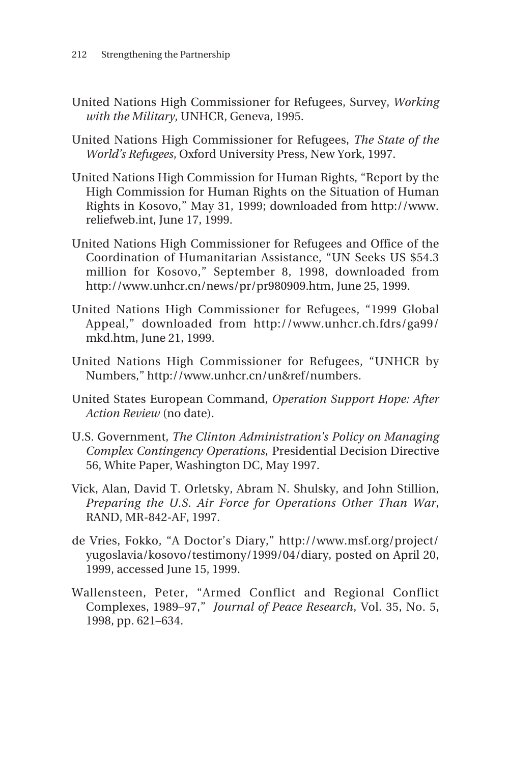United Nations High Commissioner for Refugees, Survey, *Working with the Military*, UNHCR, Geneva, 1995.

United Nations High Commissioner for Refugees, *The State of the World's Refugees*, Oxford University Press, New York, 1997.

United Nations High Commission for Human Rights, "Report by the High Commission for Human Rights on the Situation of Human Rights in Kosovo," May 31, 1999; downloaded from http://www.reliefweb.int, June 17, 1999.

United Nations High Commissioner for Refugees and Office of the Coordination of Humanitarian Assistance, "UN Seeks US $54.3 million for Kosovo," September 8, 1998, downloaded from http://www.unhcr.cn/news/pr/pr980909.htm, June 25, 1999.

United Nations High Commissioner for Refugees, "1999 Global Appeal," downloaded from http://www.unhcr.ch.fdrs/ga99/mkd.htm, June 21, 1999.

United Nations High Commissioner for Refugees, "UNHCR by Numbers," http://www.unhcr.cn/un&ref/numbers.

United States European Command, *Operation Support Hope: After Action Review* (no date).

U.S. Government, *The Clinton Administration's Policy on Managing Complex Contingency Operations,* Presidential Decision Directive 56, White Paper, Washington DC, May 1997.

Vick, Alan, David T. Orletsky, Abram N. Shulsky, and John Stillion, *Preparing the U.S. Air Force for Operations Other Than War*, RAND, MR-842-AF, 1997.

de Vries, Fokko, "A Doctor's Diary," http://www.msf.org/project/yugoslavia/kosovo/testimony/1999/04/diary, posted on April 20, 1999, accessed June 15, 1999.

Wallensteen, Peter, "Armed Conflict and Regional Conflict Complexes, 1989–97," *Journal of Peace Research*, Vol. 35, No. 5, 1998, pp. 621–634.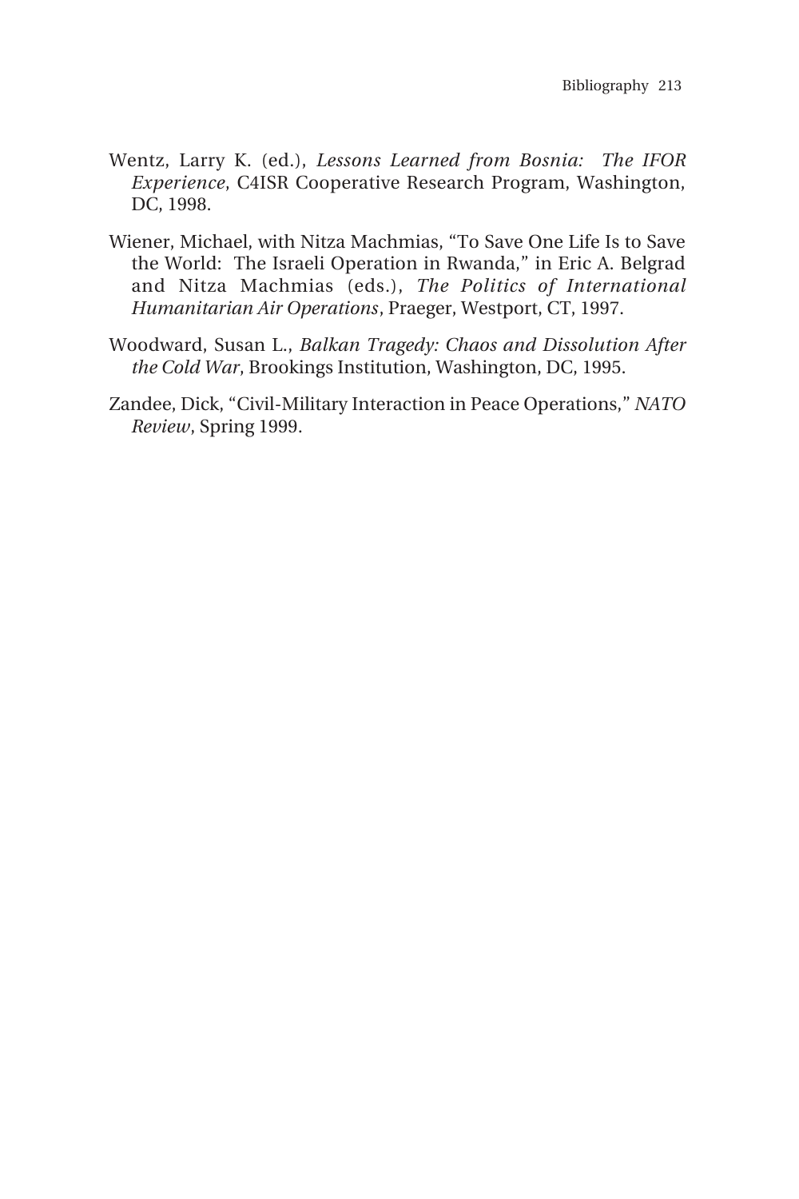Wentz, Larry K. (ed.), *Lessons Learned from Bosnia: The IFOR Experience*, C4ISR Cooperative Research Program, Washington, DC, 1998.

Wiener, Michael, with Nitza Machmias, "To Save One Life Is to Save the World: The Israeli Operation in Rwanda," in Eric A. Belgrad and Nitza Machmias (eds.), *The Politics of International Humanitarian Air Operations*, Praeger, Westport, CT, 1997.

Woodward, Susan L., *Balkan Tragedy: Chaos and Dissolution After the Cold War*, Brookings Institution, Washington, DC, 1995.

Zandee, Dick, "Civil-Military Interaction in Peace Operations," *NATO Review*, Spring 1999.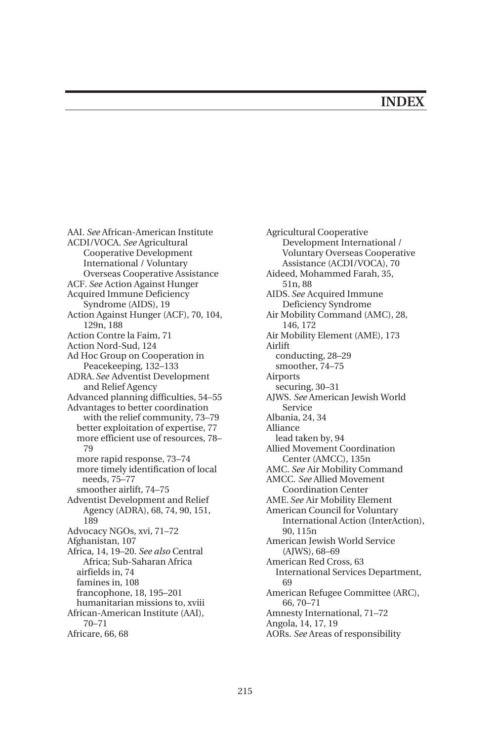# INDEX

AAI. *See* African-American Institute
ACDI/VOCA. *See* Agricultural Cooperative Development International / Voluntary Overseas Cooperative Assistance
ACF. *See* Action Against Hunger
Acquired Immune Deficiency Syndrome (AIDS), 19
Action Against Hunger (ACF), 70, 104, 129n, 188
Action Contre la Faim, 71
Action Nord-Sud, 124
Ad Hoc Group on Cooperation in Peacekeeping, 132–133
ADRA. *See* Adventist Development and Relief Agency
Advanced planning difficulties, 54–55
Advantages to better coordination with the relief community, 73–79
- better exploitation of expertise, 77
- more efficient use of resources, 78–79
- more rapid response, 73–74
- more timely identification of local needs, 75–77
- smoother airlift, 74–75

Adventist Development and Relief Agency (ADRA), 68, 74, 90, 151, 189
Advocacy NGOs, xvi, 71–72
Afghanistan, 107
Africa, 14, 19–20. *See also* Central Africa; Sub-Saharan Africa
- airfields in, 74
- famines in, 108
- francophone, 18, 195–201
- humanitarian missions to, xviii

African-American Institute (AAI), 70–71
Africare, 66, 68
Agricultural Cooperative Development International / Voluntary Overseas Cooperative Assistance (ACDI/VOCA), 70
Aideed, Mohammed Farah, 35, 51n, 88
AIDS. *See* Acquired Immune Deficiency Syndrome
Air Mobility Command (AMC), 28, 146, 172
Air Mobility Element (AME), 173
Airlift
- conducting, 28–29
- smoother, 74–75

Airports
- securing, 30–31

AJWS. *See* American Jewish World Service
Albania, 24, 34
Alliance
- lead taken by, 94

Allied Movement Coordination Center (AMCC), 135n
AMC. *See* Air Mobility Command
AMCC. *See* Allied Movement Coordination Center
AME. *See* Air Mobility Element
American Council for Voluntary International Action (InterAction), 90, 115n
American Jewish World Service (AJWS), 68–69
American Red Cross, 63
- International Services Department, 69

American Refugee Committee (ARC), 66, 70–71
Amnesty International, 71–72
Angola, 14, 17, 19
AORs. *See* Areas of responsibility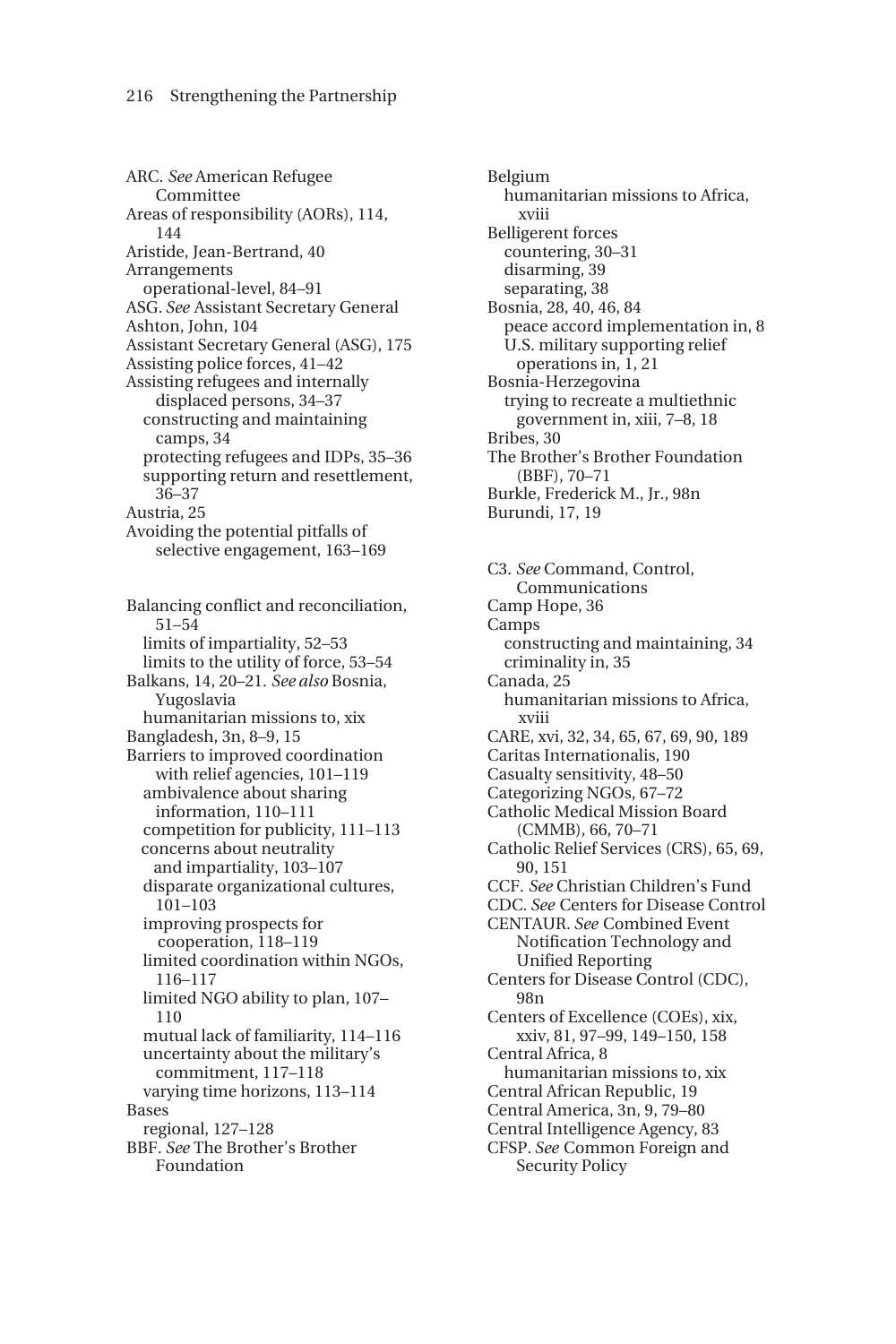ARC. *See* American Refugee Committee
Areas of responsibility (AORs), 114, 144
Aristide, Jean-Bertrand, 40
Arrangements
  operational-level, 84–91
ASG. *See* Assistant Secretary General
Ashton, John, 104
Assistant Secretary General (ASG), 175
Assisting police forces, 41–42
Assisting refugees and internally displaced persons, 34–37
  constructing and maintaining camps, 34
  protecting refugees and IDPs, 35–36
  supporting return and resettlement, 36–37
Austria, 25
Avoiding the potential pitfalls of selective engagement, 163–169

Balancing conflict and reconciliation, 51–54
  limits of impartiality, 52–53
  limits to the utility of force, 53–54
Balkans, 14, 20–21. *See also* Bosnia, Yugoslavia
  humanitarian missions to, xix
Bangladesh, 3n, 8–9, 15
Barriers to improved coordination with relief agencies, 101–119
  ambivalence about sharing information, 110–111
  competition for publicity, 111–113
  concerns about neutrality and impartiality, 103–107
  disparate organizational cultures, 101–103
  improving prospects for cooperation, 118–119
  limited coordination within NGOs, 116–117
  limited NGO ability to plan, 107–110
  mutual lack of familiarity, 114–116
  uncertainty about the military's commitment, 117–118
  varying time horizons, 113–114
Bases
  regional, 127–128
BBF. *See* The Brother's Brother Foundation
Belgium
  humanitarian missions to Africa, xviii
Belligerent forces
  countering, 30–31
  disarming, 39
  separating, 38
Bosnia, 28, 40, 46, 84
  peace accord implementation in, 8
  U.S. military supporting relief operations in, 1, 21
Bosnia-Herzegovina
  trying to recreate a multiethnic government in, xiii, 7–8, 18
Bribes, 30
The Brother's Brother Foundation (BBF), 70–71
Burkle, Frederick M., Jr., 98n
Burundi, 17, 19

C3. *See* Command, Control, Communications
Camp Hope, 36
Camps
  constructing and maintaining, 34
  criminality in, 35
Canada, 25
  humanitarian missions to Africa, xviii
CARE, xvi, 32, 34, 65, 67, 69, 90, 189
Caritas Internationalis, 190
Casualty sensitivity, 48–50
Categorizing NGOs, 67–72
Catholic Medical Mission Board (CMMB), 66, 70–71
Catholic Relief Services (CRS), 65, 69, 90, 151
CCF. *See* Christian Children's Fund
CDC. *See* Centers for Disease Control
CENTAUR. *See* Combined Event Notification Technology and Unified Reporting
Centers for Disease Control (CDC), 98n
Centers of Excellence (COEs), xix, xxiv, 81, 97–99, 149–150, 158
Central Africa, 8
  humanitarian missions to, xix
Central African Republic, 19
Central America, 3n, 9, 79–80
Central Intelligence Agency, 83
CFSP. *See* Common Foreign and Security Policy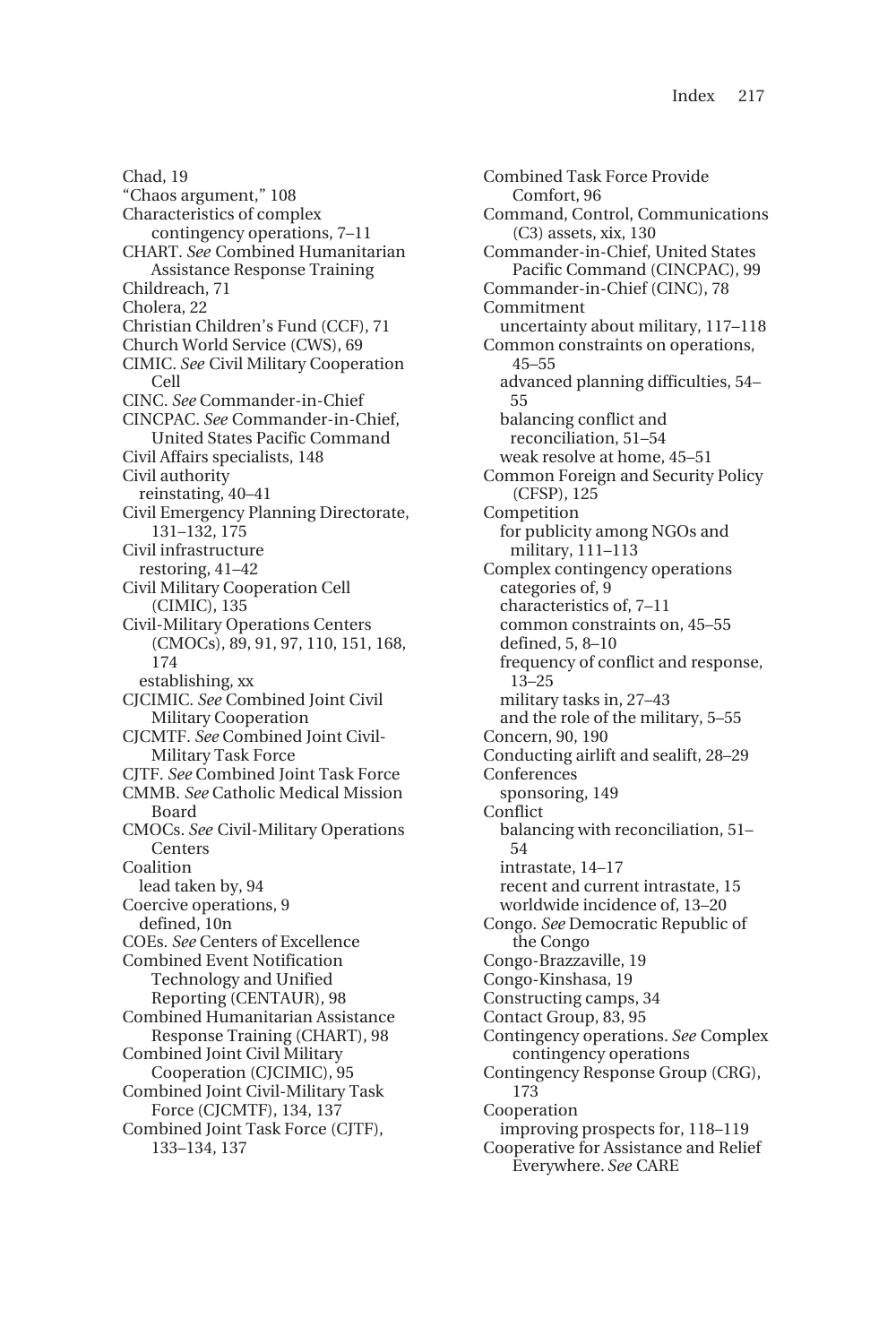Chad, 19
"Chaos argument," 108
Characteristics of complex contingency operations, 7–11
CHART. *See* Combined Humanitarian Assistance Response Training
Childreach, 71
Cholera, 22
Christian Children's Fund (CCF), 71
Church World Service (CWS), 69
CIMIC. *See* Civil Military Cooperation Cell
CINC. *See* Commander-in-Chief
CINCPAC. *See* Commander-in-Chief, United States Pacific Command
Civil Affairs specialists, 148
Civil authority
  reinstating, 40–41
Civil Emergency Planning Directorate, 131–132, 175
Civil infrastructure
  restoring, 41–42
Civil Military Cooperation Cell (CIMIC), 135
Civil-Military Operations Centers (CMOCs), 89, 91, 97, 110, 151, 168, 174
  establishing, xx
CJCIMIC. *See* Combined Joint Civil Military Cooperation
CJCMTF. *See* Combined Joint Civil-Military Task Force
CJTF. *See* Combined Joint Task Force
CMMB. *See* Catholic Medical Mission Board
CMOCs. *See* Civil-Military Operations Centers
Coalition
  lead taken by, 94
Coercive operations, 9
  defined, 10n
COEs. *See* Centers of Excellence
Combined Event Notification Technology and Unified Reporting (CENTAUR), 98
Combined Humanitarian Assistance Response Training (CHART), 98
Combined Joint Civil Military Cooperation (CJCIMIC), 95
Combined Joint Civil-Military Task Force (CJCMTF), 134, 137
Combined Joint Task Force (CJTF), 133–134, 137
Combined Task Force Provide Comfort, 96
Command, Control, Communications (C3) assets, xix, 130
Commander-in-Chief, United States Pacific Command (CINCPAC), 99
Commander-in-Chief (CINC), 78
Commitment
  uncertainty about military, 117–118
Common constraints on operations, 45–55
  advanced planning difficulties, 54–55
  balancing conflict and reconciliation, 51–54
  weak resolve at home, 45–51
Common Foreign and Security Policy (CFSP), 125
Competition
  for publicity among NGOs and military, 111–113
Complex contingency operations
  categories of, 9
  characteristics of, 7–11
  common constraints on, 45–55
  defined, 5, 8–10
  frequency of conflict and response, 13–25
  military tasks in, 27–43
  and the role of the military, 5–55
Concern, 90, 190
Conducting airlift and sealift, 28–29
Conferences
  sponsoring, 149
Conflict
  balancing with reconciliation, 51–54
  intrastate, 14–17
  recent and current intrastate, 15
  worldwide incidence of, 13–20
Congo. *See* Democratic Republic of the Congo
Congo-Brazzaville, 19
Congo-Kinshasa, 19
Constructing camps, 34
Contact Group, 83, 95
Contingency operations. *See* Complex contingency operations
Contingency Response Group (CRG), 173
Cooperation
  improving prospects for, 118–119
Cooperative for Assistance and Relief Everywhere. *See* CARE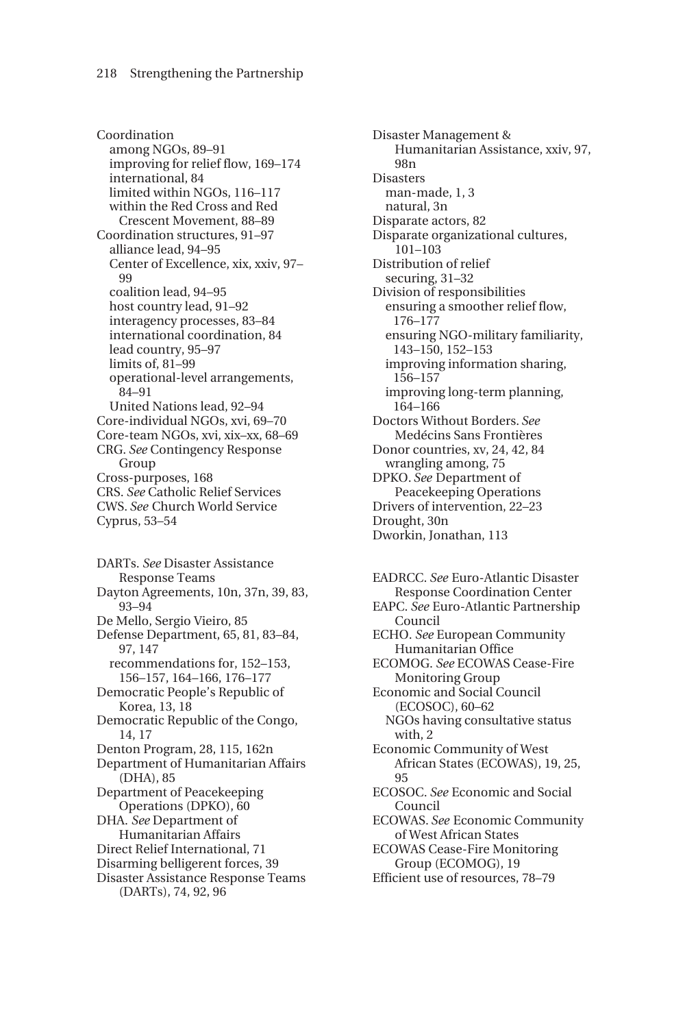Coordination
  among NGOs, 89–91
  improving for relief flow, 169–174
  international, 84
  limited within NGOs, 116–117
  within the Red Cross and Red Crescent Movement, 88–89
Coordination structures, 91–97
  alliance lead, 94–95
  Center of Excellence, xix, xxiv, 97–99
  coalition lead, 94–95
  host country lead, 91–92
  interagency processes, 83–84
  international coordination, 84
  lead country, 95–97
  limits of, 81–99
  operational-level arrangements, 84–91
  United Nations lead, 92–94
Core-individual NGOs, xvi, 69–70
Core-team NGOs, xvi, xix–xx, 68–69
CRG. *See* Contingency Response Group
Cross-purposes, 168
CRS. *See* Catholic Relief Services
CWS. *See* Church World Service
Cyprus, 53–54

DARTs. *See* Disaster Assistance Response Teams
Dayton Agreements, 10n, 37n, 39, 83, 93–94
De Mello, Sergio Vieiro, 85
Defense Department, 65, 81, 83–84, 97, 147
  recommendations for, 152–153, 156–157, 164–166, 176–177
Democratic People's Republic of Korea, 13, 18
Democratic Republic of the Congo, 14, 17
Denton Program, 28, 115, 162n
Department of Humanitarian Affairs (DHA), 85
Department of Peacekeeping Operations (DPKO), 60
DHA. *See* Department of Humanitarian Affairs
Direct Relief International, 71
Disarming belligerent forces, 39
Disaster Assistance Response Teams (DARTs), 74, 92, 96
Disaster Management & Humanitarian Assistance, xxiv, 97, 98n
Disasters
  man-made, 1, 3
  natural, 3n
Disparate actors, 82
Disparate organizational cultures, 101–103
Distribution of relief
  securing, 31–32
Division of responsibilities
  ensuring a smoother relief flow, 176–177
  ensuring NGO-military familiarity, 143–150, 152–153
  improving information sharing, 156–157
  improving long-term planning, 164–166
Doctors Without Borders. *See* Medécins Sans Frontières
Donor countries, xv, 24, 42, 84
  wrangling among, 75
DPKO. *See* Department of Peacekeeping Operations
Drivers of intervention, 22–23
Drought, 30n
Dworkin, Jonathan, 113

EADRCC. *See* Euro-Atlantic Disaster Response Coordination Center
EAPC. *See* Euro-Atlantic Partnership Council
ECHO. *See* European Community Humanitarian Office
ECOMOG. *See* ECOWAS Cease-Fire Monitoring Group
Economic and Social Council (ECOSOC), 60–62
  NGOs having consultative status with, 2
Economic Community of West African States (ECOWAS), 19, 25, 95
ECOSOC. *See* Economic and Social Council
ECOWAS. *See* Economic Community of West African States
ECOWAS Cease-Fire Monitoring Group (ECOMOG), 19
Efficient use of resources, 78–79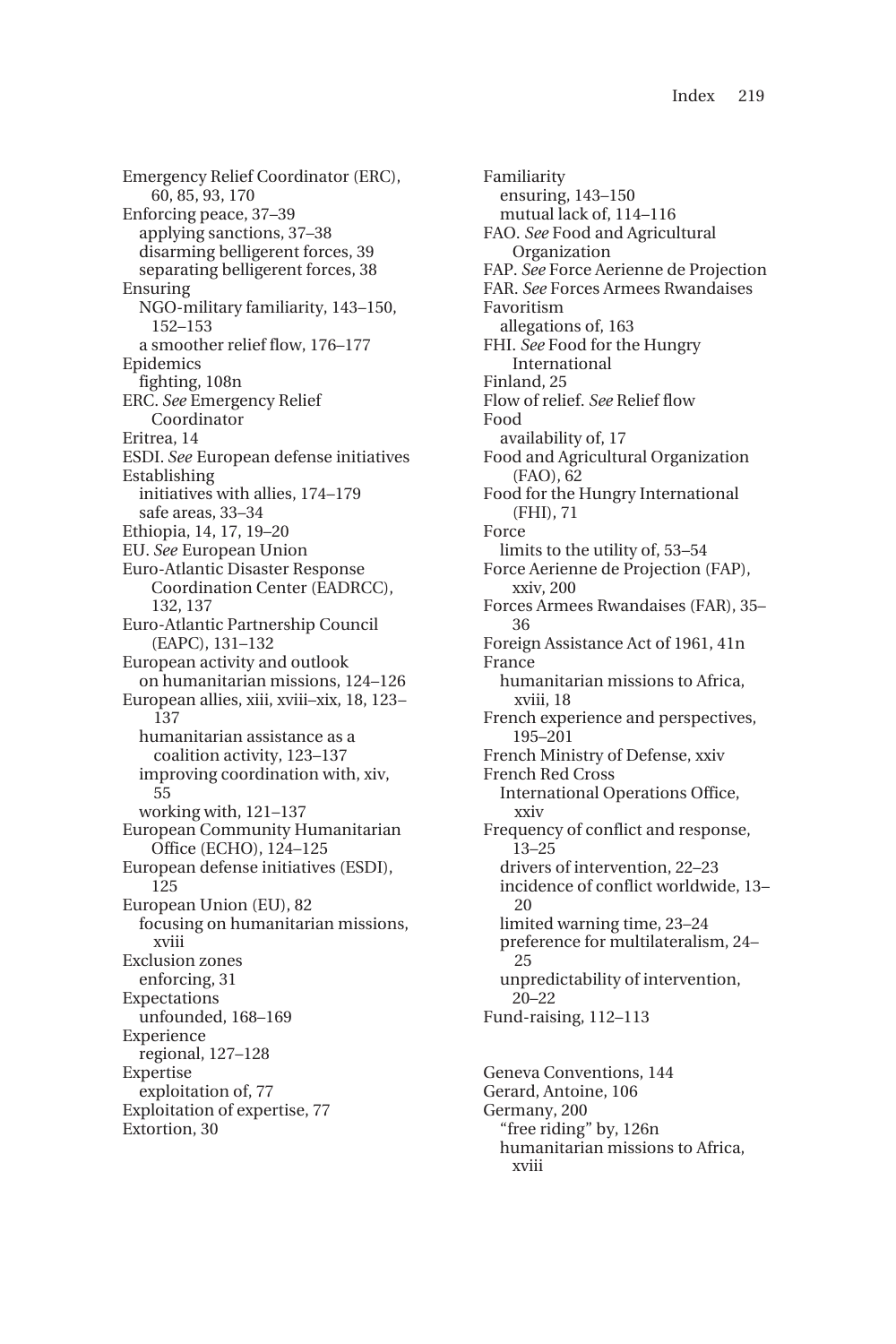Emergency Relief Coordinator (ERC), 60, 85, 93, 170
Enforcing peace, 37–39
  applying sanctions, 37–38
  disarming belligerent forces, 39
  separating belligerent forces, 38
Ensuring
  NGO-military familiarity, 143–150, 152–153
  a smoother relief flow, 176–177
Epidemics
  fighting, 108n
ERC. *See* Emergency Relief Coordinator
Eritrea, 14
ESDI. *See* European defense initiatives
Establishing
  initiatives with allies, 174–179
  safe areas, 33–34
Ethiopia, 14, 17, 19–20
EU. *See* European Union
Euro-Atlantic Disaster Response Coordination Center (EADRCC), 132, 137
Euro-Atlantic Partnership Council (EAPC), 131–132
European activity and outlook
  on humanitarian missions, 124–126
European allies, xiii, xviii–xix, 18, 123–137
  humanitarian assistance as a coalition activity, 123–137
  improving coordination with, xiv, 55
  working with, 121–137
European Community Humanitarian Office (ECHO), 124–125
European defense initiatives (ESDI), 125
European Union (EU), 82
  focusing on humanitarian missions, xviii
Exclusion zones
  enforcing, 31
Expectations
  unfounded, 168–169
Experience
  regional, 127–128
Expertise
  exploitation of, 77
Exploitation of expertise, 77
Extortion, 30

Familiarity
  ensuring, 143–150
  mutual lack of, 114–116
FAO. *See* Food and Agricultural Organization
FAP. *See* Force Aerienne de Projection
FAR. *See* Forces Armees Rwandaises
Favoritism
  allegations of, 163
FHI. *See* Food for the Hungry International
Finland, 25
Flow of relief. *See* Relief flow
Food
  availability of, 17
Food and Agricultural Organization (FAO), 62
Food for the Hungry International (FHI), 71
Force
  limits to the utility of, 53–54
Force Aerienne de Projection (FAP), xxiv, 200
Forces Armees Rwandaises (FAR), 35–36
Foreign Assistance Act of 1961, 41n
France
  humanitarian missions to Africa, xviii, 18
French experience and perspectives, 195–201
French Ministry of Defense, xxiv
French Red Cross
  International Operations Office, xxiv
Frequency of conflict and response, 13–25
  drivers of intervention, 22–23
  incidence of conflict worldwide, 13–20
  limited warning time, 23–24
  preference for multilateralism, 24–25
  unpredictability of intervention, 20–22
Fund-raising, 112–113

Geneva Conventions, 144
Gerard, Antoine, 106
Germany, 200
  "free riding" by, 126n
  humanitarian missions to Africa, xviii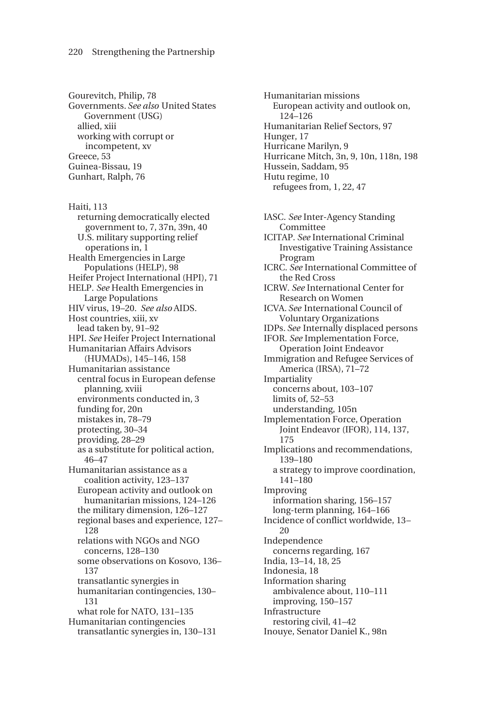Gourevitch, Philip, 78
Governments. *See also* United States Government (USG)
 allied, xiii
 working with corrupt or incompetent, xv
Greece, 53
Guinea-Bissau, 19
Gunhart, Ralph, 76

Haiti, 113
 returning democratically elected government to, 7, 37n, 39n, 40
 U.S. military supporting relief operations in, 1
Health Emergencies in Large Populations (HELP), 98
Heifer Project International (HPI), 71
HELP. *See* Health Emergencies in Large Populations
HIV virus, 19–20. *See also* AIDS.
Host countries, xiii, xv
 lead taken by, 91–92
HPI. *See* Heifer Project International
Humanitarian Affairs Advisors (HUMADs), 145–146, 158
Humanitarian assistance
 central focus in European defense planning, xviii
 environments conducted in, 3
 funding for, 20n
 mistakes in, 78–79
 protecting, 30–34
 providing, 28–29
 as a substitute for political action, 46–47
Humanitarian assistance as a coalition activity, 123–137
 European activity and outlook on humanitarian missions, 124–126
 the military dimension, 126–127
 regional bases and experience, 127–128
 relations with NGOs and NGO concerns, 128–130
 some observations on Kosovo, 136–137
 transatlantic synergies in humanitarian contingencies, 130–131
 what role for NATO, 131–135
Humanitarian contingencies
 transatlantic synergies in, 130–131
Humanitarian missions
 European activity and outlook on, 124–126
Humanitarian Relief Sectors, 97
Hunger, 17
Hurricane Marilyn, 9
Hurricane Mitch, 3n, 9, 10n, 118n, 198
Hussein, Saddam, 95
Hutu regime, 10
 refugees from, 1, 22, 47

IASC. *See* Inter-Agency Standing Committee
ICITAP. *See* International Criminal Investigative Training Assistance Program
ICRC. *See* International Committee of the Red Cross
ICRW. *See* International Center for Research on Women
ICVA. *See* International Council of Voluntary Organizations
IDPs. *See* Internally displaced persons
IFOR. *See* Implementation Force, Operation Joint Endeavor
Immigration and Refugee Services of America (IRSA), 71–72
Impartiality
 concerns about, 103–107
 limits of, 52–53
 understanding, 105n
Implementation Force, Operation Joint Endeavor (IFOR), 114, 137, 175
Implications and recommendations, 139–180
 a strategy to improve coordination, 141–180
Improving
 information sharing, 156–157
 long-term planning, 164–166
Incidence of conflict worldwide, 13–20
Independence
 concerns regarding, 167
India, 13–14, 18, 25
Indonesia, 18
Information sharing
 ambivalence about, 110–111
 improving, 150–157
Infrastructure
 restoring civil, 41–42
Inouye, Senator Daniel K., 98n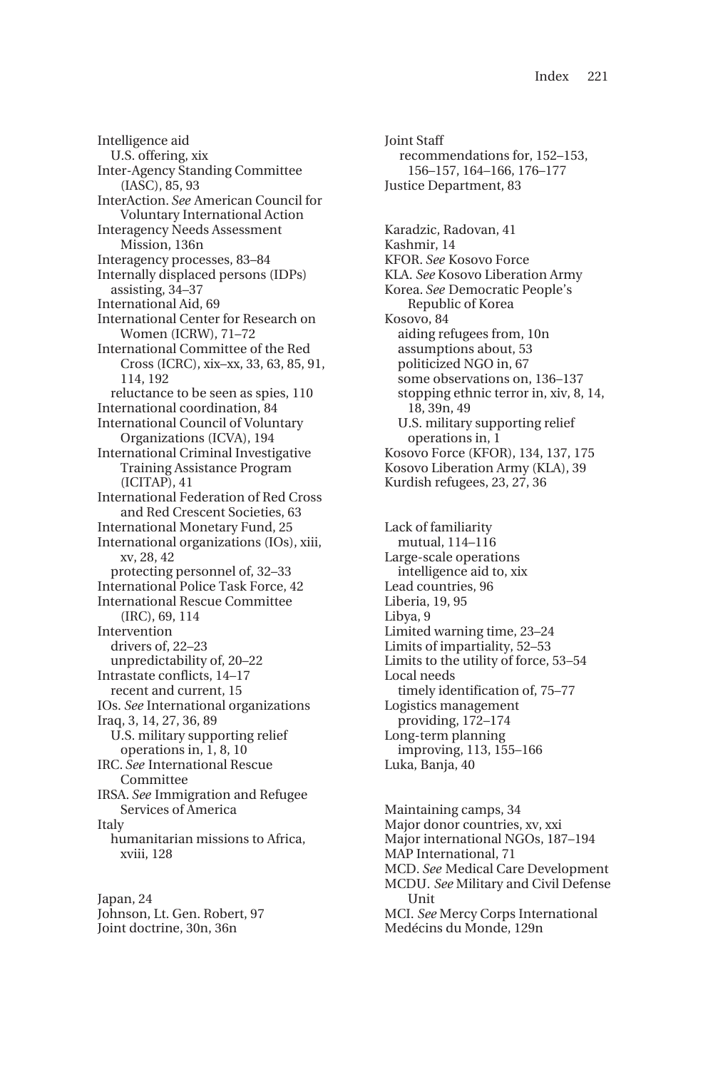Intelligence aid
  U.S. offering, xix
Inter-Agency Standing Committee (IASC), 85, 93
InterAction. *See* American Council for Voluntary International Action
Interagency Needs Assessment Mission, 136n
Interagency processes, 83–84
Internally displaced persons (IDPs)
  assisting, 34–37
International Aid, 69
International Center for Research on Women (ICRW), 71–72
International Committee of the Red Cross (ICRC), xix–xx, 33, 63, 85, 91, 114, 192
  reluctance to be seen as spies, 110
International coordination, 84
International Council of Voluntary Organizations (ICVA), 194
International Criminal Investigative Training Assistance Program (ICITAP), 41
International Federation of Red Cross and Red Crescent Societies, 63
International Monetary Fund, 25
International organizations (IOs), xiii, xv, 28, 42
  protecting personnel of, 32–33
International Police Task Force, 42
International Rescue Committee (IRC), 69, 114
Intervention
  drivers of, 22–23
  unpredictability of, 20–22
Intrastate conflicts, 14–17
  recent and current, 15
IOs. *See* International organizations
Iraq, 3, 14, 27, 36, 89
  U.S. military supporting relief operations in, 1, 8, 10
IRC. *See* International Rescue Committee
IRSA. *See* Immigration and Refugee Services of America
Italy
  humanitarian missions to Africa, xviii, 128

Japan, 24
Johnson, Lt. Gen. Robert, 97
Joint doctrine, 30n, 36n
Joint Staff
  recommendations for, 152–153, 156–157, 164–166, 176–177
Justice Department, 83

Karadzic, Radovan, 41
Kashmir, 14
KFOR. *See* Kosovo Force
KLA. *See* Kosovo Liberation Army
Korea. *See* Democratic People's Republic of Korea
Kosovo, 84
  aiding refugees from, 10n
  assumptions about, 53
  politicized NGO in, 67
  some observations on, 136–137
  stopping ethnic terror in, xiv, 8, 14, 18, 39n, 49
  U.S. military supporting relief operations in, 1
Kosovo Force (KFOR), 134, 137, 175
Kosovo Liberation Army (KLA), 39
Kurdish refugees, 23, 27, 36

Lack of familiarity
  mutual, 114–116
Large-scale operations
  intelligence aid to, xix
Lead countries, 96
Liberia, 19, 95
Libya, 9
Limited warning time, 23–24
Limits of impartiality, 52–53
Limits to the utility of force, 53–54
Local needs
  timely identification of, 75–77
Logistics management
  providing, 172–174
Long-term planning
  improving, 113, 155–166
Luka, Banja, 40

Maintaining camps, 34
Major donor countries, xv, xxi
Major international NGOs, 187–194
MAP International, 71
MCD. *See* Medical Care Development
MCDU. *See* Military and Civil Defense Unit
MCI. *See* Mercy Corps International
Medécins du Monde, 129n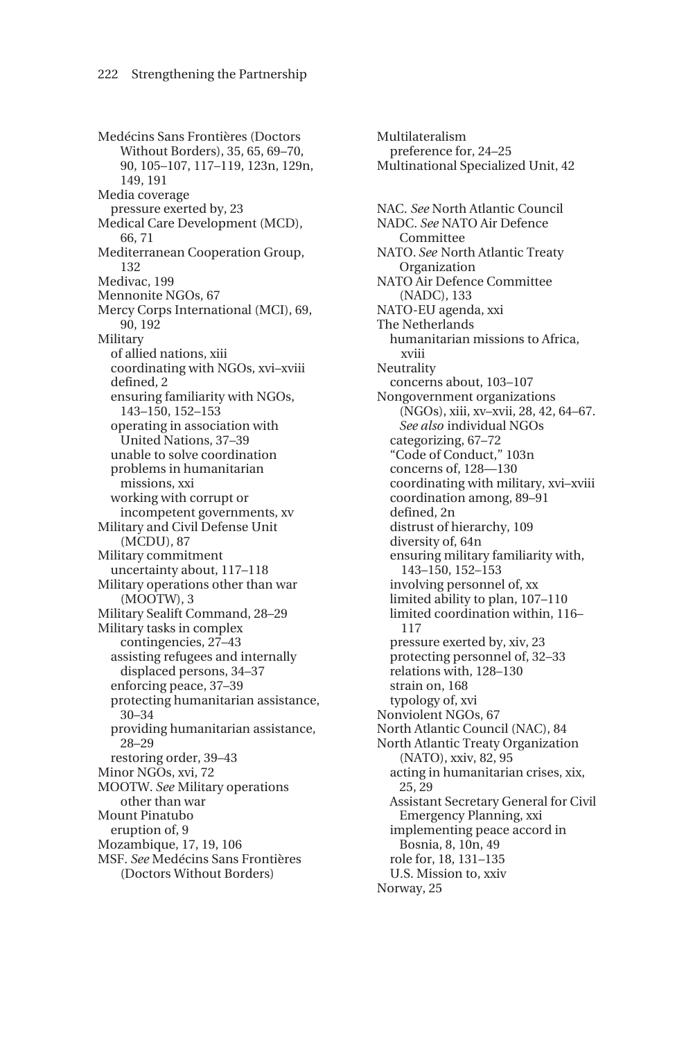Medécins Sans Frontières (Doctors Without Borders), 35, 65, 69–70, 90, 105–107, 117–119, 123n, 129n, 149, 191
Media coverage
  pressure exerted by, 23
Medical Care Development (MCD), 66, 71
Mediterranean Cooperation Group, 132
Medivac, 199
Mennonite NGOs, 67
Mercy Corps International (MCI), 69, 90, 192
Military
  of allied nations, xiii
  coordinating with NGOs, xvi–xviii
  defined, 2
  ensuring familiarity with NGOs, 143–150, 152–153
  operating in association with United Nations, 37–39
  unable to solve coordination problems in humanitarian missions, xxi
  working with corrupt or incompetent governments, xv
Military and Civil Defense Unit (MCDU), 87
Military commitment
  uncertainty about, 117–118
Military operations other than war (MOOTW), 3
Military Sealift Command, 28–29
Military tasks in complex contingencies, 27–43
  assisting refugees and internally displaced persons, 34–37
  enforcing peace, 37–39
  protecting humanitarian assistance, 30–34
  providing humanitarian assistance, 28–29
  restoring order, 39–43
Minor NGOs, xvi, 72
MOOTW. *See* Military operations other than war
Mount Pinatubo
  eruption of, 9
Mozambique, 17, 19, 106
MSF. *See* Medécins Sans Frontières (Doctors Without Borders)
Multilateralism
  preference for, 24–25
Multinational Specialized Unit, 42

NAC. *See* North Atlantic Council
NADC. *See* NATO Air Defence Committee
NATO. *See* North Atlantic Treaty Organization
NATO Air Defence Committee (NADC), 133
NATO-EU agenda, xxi
The Netherlands
  humanitarian missions to Africa, xviii
Neutrality
  concerns about, 103–107
Nongovernment organizations (NGOs), xiii, xv–xvii, 28, 42, 64–67. *See also* individual NGOs
  categorizing, 67–72
  "Code of Conduct," 103n
  concerns of, 128—130
  coordinating with military, xvi–xviii
  coordination among, 89–91
  defined, 2n
  distrust of hierarchy, 109
  diversity of, 64n
  ensuring military familiarity with, 143–150, 152–153
  involving personnel of, xx
  limited ability to plan, 107–110
  limited coordination within, 116–117
  pressure exerted by, xiv, 23
  protecting personnel of, 32–33
  relations with, 128–130
  strain on, 168
  typology of, xvi
Nonviolent NGOs, 67
North Atlantic Council (NAC), 84
North Atlantic Treaty Organization (NATO), xxiv, 82, 95
  acting in humanitarian crises, xix, 25, 29
  Assistant Secretary General for Civil Emergency Planning, xxi
  implementing peace accord in Bosnia, 8, 10n, 49
  role for, 18, 131–135
  U.S. Mission to, xxiv
Norway, 25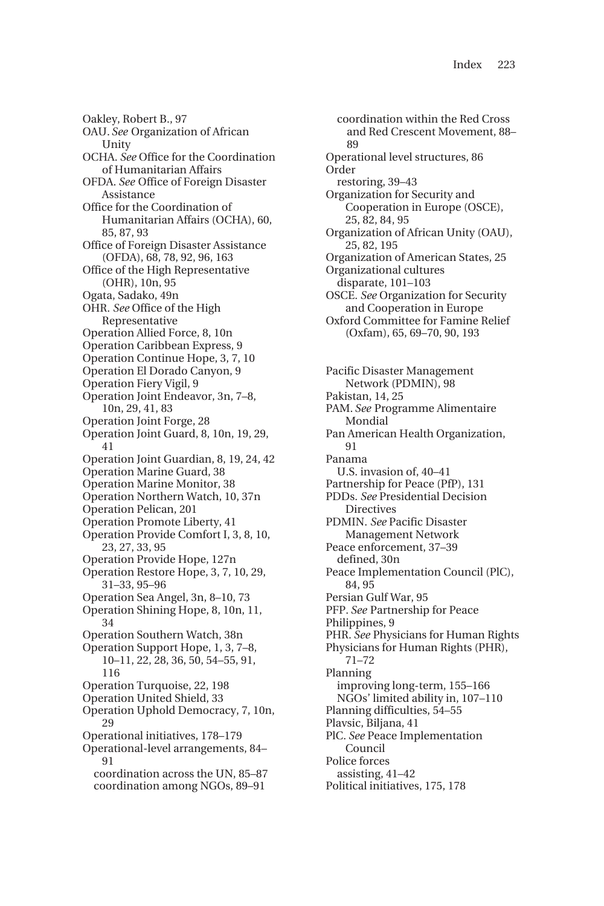Oakley, Robert B., 97
OAU. *See* Organization of African Unity
OCHA. *See* Office for the Coordination of Humanitarian Affairs
OFDA. *See* Office of Foreign Disaster Assistance
Office for the Coordination of Humanitarian Affairs (OCHA), 60, 85, 87, 93
Office of Foreign Disaster Assistance (OFDA), 68, 78, 92, 96, 163
Office of the High Representative (OHR), 10n, 95
Ogata, Sadako, 49n
OHR. *See* Office of the High Representative
Operation Allied Force, 8, 10n
Operation Caribbean Express, 9
Operation Continue Hope, 3, 7, 10
Operation El Dorado Canyon, 9
Operation Fiery Vigil, 9
Operation Joint Endeavor, 3n, 7–8, 10n, 29, 41, 83
Operation Joint Forge, 28
Operation Joint Guard, 8, 10n, 19, 29, 41
Operation Joint Guardian, 8, 19, 24, 42
Operation Marine Guard, 38
Operation Marine Monitor, 38
Operation Northern Watch, 10, 37n
Operation Pelican, 201
Operation Promote Liberty, 41
Operation Provide Comfort I, 3, 8, 10, 23, 27, 33, 95
Operation Provide Hope, 127n
Operation Restore Hope, 3, 7, 10, 29, 31–33, 95–96
Operation Sea Angel, 3n, 8–10, 73
Operation Shining Hope, 8, 10n, 11, 34
Operation Southern Watch, 38n
Operation Support Hope, 1, 3, 7–8, 10–11, 22, 28, 36, 50, 54–55, 91, 116
Operation Turquoise, 22, 198
Operation United Shield, 33
Operation Uphold Democracy, 7, 10n, 29
Operational initiatives, 178–179
Operational-level arrangements, 84–91
  coordination across the UN, 85–87
  coordination among NGOs, 89–91
  coordination within the Red Cross and Red Crescent Movement, 88–89
Operational level structures, 86
Order
  restoring, 39–43
Organization for Security and Cooperation in Europe (OSCE), 25, 82, 84, 95
Organization of African Unity (OAU), 25, 82, 195
Organization of American States, 25
Organizational cultures
  disparate, 101–103
OSCE. *See* Organization for Security and Cooperation in Europe
Oxford Committee for Famine Relief (Oxfam), 65, 69–70, 90, 193

Pacific Disaster Management Network (PDMIN), 98
Pakistan, 14, 25
PAM. *See* Programme Alimentaire Mondial
Pan American Health Organization, 91
Panama
  U.S. invasion of, 40–41
Partnership for Peace (PfP), 131
PDDs. *See* Presidential Decision Directives
PDMIN. *See* Pacific Disaster Management Network
Peace enforcement, 37–39
  defined, 30n
Peace Implementation Council (PlC), 84, 95
Persian Gulf War, 95
PFP. *See* Partnership for Peace
Philippines, 9
PHR. *See* Physicians for Human Rights
Physicians for Human Rights (PHR), 71–72
Planning
  improving long-term, 155–166
  NGOs' limited ability in, 107–110
Planning difficulties, 54–55
Plavsic, Biljana, 41
PlC. *See* Peace Implementation Council
Police forces
  assisting, 41–42
Political initiatives, 175, 178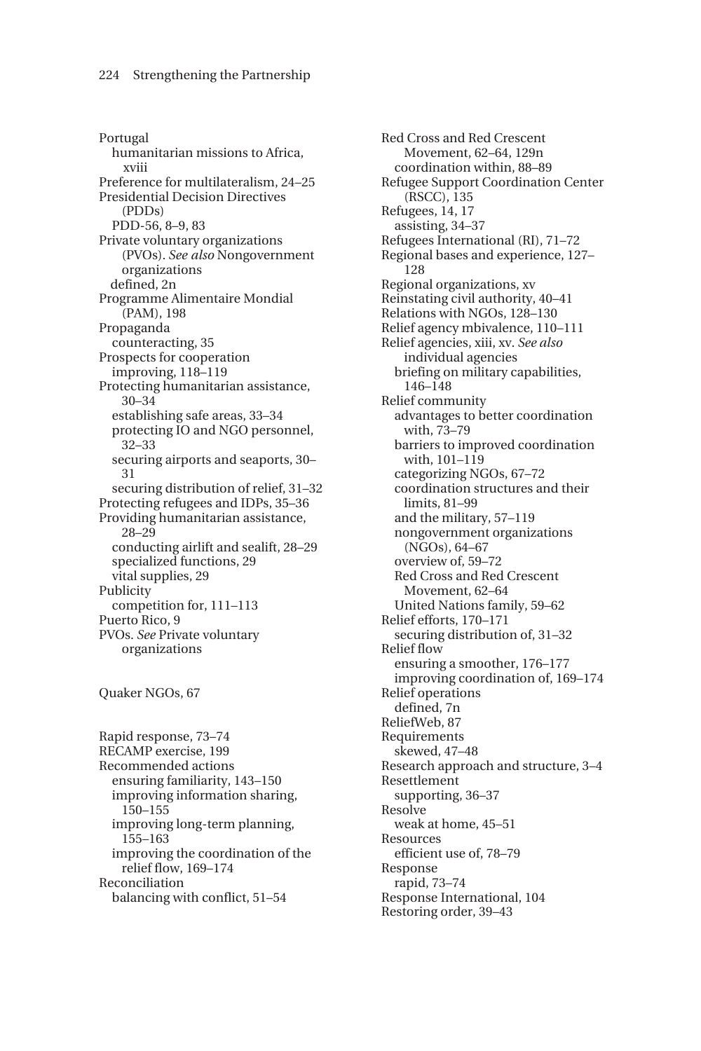Portugal
  humanitarian missions to Africa, xviii
Preference for multilateralism, 24–25
Presidential Decision Directives (PDDs)
  PDD-56, 8–9, 83
Private voluntary organizations (PVOs). *See also* Nongovernment organizations
  defined, 2n
Programme Alimentaire Mondial (PAM), 198
Propaganda
  counteracting, 35
Prospects for cooperation
  improving, 118–119
Protecting humanitarian assistance, 30–34
  establishing safe areas, 33–34
  protecting IO and NGO personnel, 32–33
  securing airports and seaports, 30–31
  securing distribution of relief, 31–32
Protecting refugees and IDPs, 35–36
Providing humanitarian assistance, 28–29
  conducting airlift and sealift, 28–29
  specialized functions, 29
  vital supplies, 29
Publicity
  competition for, 111–113
Puerto Rico, 9
PVOs. *See* Private voluntary organizations

Quaker NGOs, 67

Rapid response, 73–74
RECAMP exercise, 199
Recommended actions
  ensuring familiarity, 143–150
  improving information sharing, 150–155
  improving long-term planning, 155–163
  improving the coordination of the relief flow, 169–174
Reconciliation
  balancing with conflict, 51–54
Red Cross and Red Crescent Movement, 62–64, 129n
  coordination within, 88–89
Refugee Support Coordination Center (RSCC), 135
Refugees, 14, 17
  assisting, 34–37
Refugees International (RI), 71–72
Regional bases and experience, 127–128
Regional organizations, xv
Reinstating civil authority, 40–41
Relations with NGOs, 128–130
Relief agency mbivalence, 110–111
Relief agencies, xiii, xv. *See also* individual agencies
  briefing on military capabilities, 146–148
Relief community
  advantages to better coordination with, 73–79
  barriers to improved coordination with, 101–119
  categorizing NGOs, 67–72
  coordination structures and their limits, 81–99
  and the military, 57–119
  nongovernment organizations (NGOs), 64–67
  overview of, 59–72
  Red Cross and Red Crescent Movement, 62–64
  United Nations family, 59–62
Relief efforts, 170–171
  securing distribution of, 31–32
Relief flow
  ensuring a smoother, 176–177
  improving coordination of, 169–174
Relief operations
  defined, 7n
ReliefWeb, 87
Requirements
  skewed, 47–48
Research approach and structure, 3–4
Resettlement
  supporting, 36–37
Resolve
  weak at home, 45–51
Resources
  efficient use of, 78–79
Response
  rapid, 73–74
Response International, 104
Restoring order, 39–43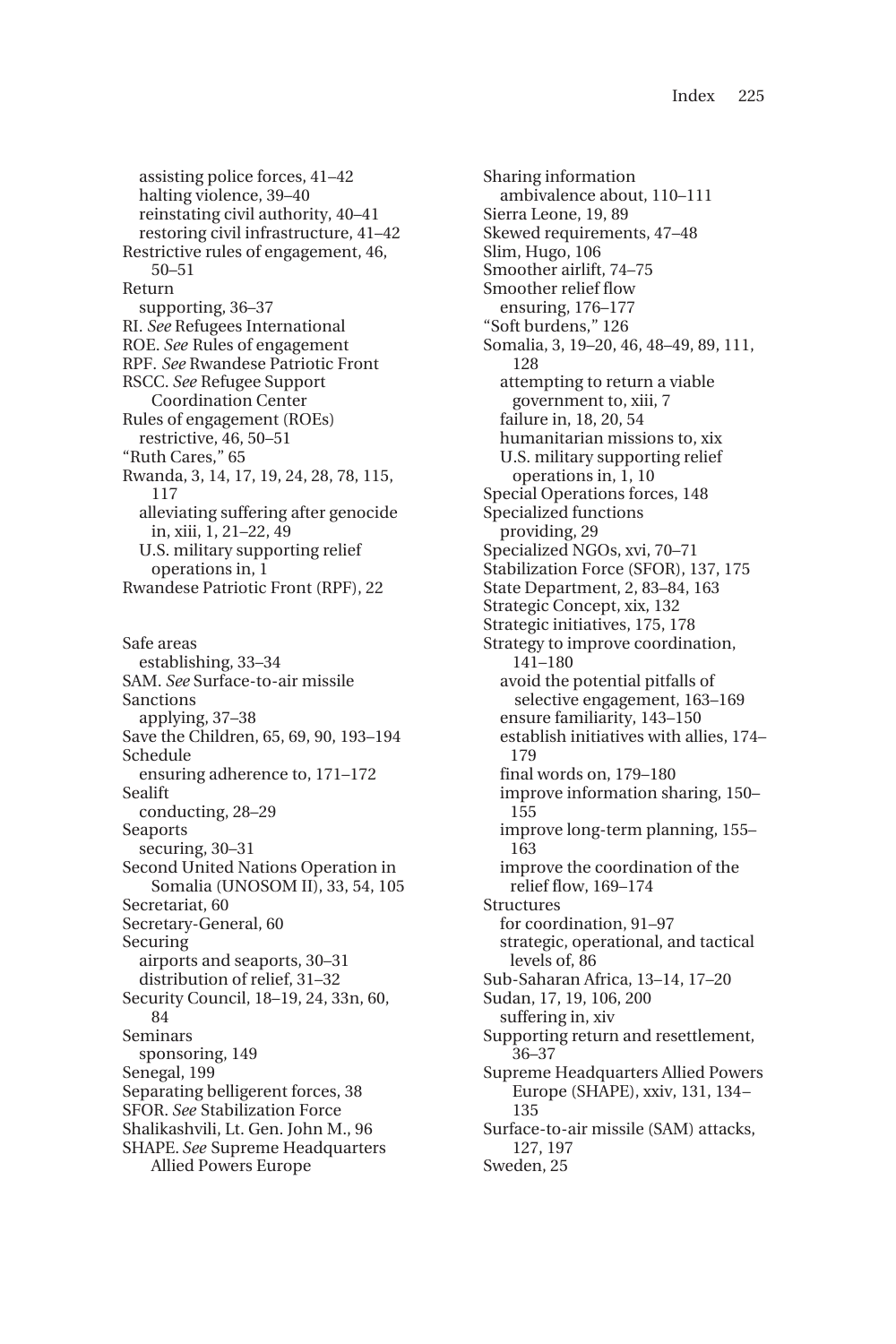assisting police forces, 41–42
halting violence, 39–40
reinstating civil authority, 40–41
restoring civil infrastructure, 41–42
Restrictive rules of engagement, 46, 50–51
Return
supporting, 36–37
RI. *See* Refugees International
ROE. *See* Rules of engagement
RPF. *See* Rwandese Patriotic Front
RSCC. *See* Refugee Support Coordination Center
Rules of engagement (ROEs)
restrictive, 46, 50–51
"Ruth Cares," 65
Rwanda, 3, 14, 17, 19, 24, 28, 78, 115, 117
alleviating suffering after genocide in, xiii, 1, 21–22, 49
U.S. military supporting relief operations in, 1
Rwandese Patriotic Front (RPF), 22

Safe areas
establishing, 33–34
SAM. *See* Surface-to-air missile
Sanctions
applying, 37–38
Save the Children, 65, 69, 90, 193–194
Schedule
ensuring adherence to, 171–172
Sealift
conducting, 28–29
Seaports
securing, 30–31
Second United Nations Operation in Somalia (UNOSOM II), 33, 54, 105
Secretariat, 60
Secretary-General, 60
Securing
airports and seaports, 30–31
distribution of relief, 31–32
Security Council, 18–19, 24, 33n, 60, 84
Seminars
sponsoring, 149
Senegal, 199
Separating belligerent forces, 38
SFOR. *See* Stabilization Force
Shalikashvili, Lt. Gen. John M., 96
SHAPE. *See* Supreme Headquarters Allied Powers Europe
Sharing information
ambivalence about, 110–111
Sierra Leone, 19, 89
Skewed requirements, 47–48
Slim, Hugo, 106
Smoother airlift, 74–75
Smoother relief flow
ensuring, 176–177
"Soft burdens," 126
Somalia, 3, 19–20, 46, 48–49, 89, 111, 128
attempting to return a viable government to, xiii, 7
failure in, 18, 20, 54
humanitarian missions to, xix
U.S. military supporting relief operations in, 1, 10
Special Operations forces, 148
Specialized functions
providing, 29
Specialized NGOs, xvi, 70–71
Stabilization Force (SFOR), 137, 175
State Department, 2, 83–84, 163
Strategic Concept, xix, 132
Strategic initiatives, 175, 178
Strategy to improve coordination, 141–180
avoid the potential pitfalls of selective engagement, 163–169
ensure familiarity, 143–150
establish initiatives with allies, 174–179
final words on, 179–180
improve information sharing, 150–155
improve long-term planning, 155–163
improve the coordination of the relief flow, 169–174
Structures
for coordination, 91–97
strategic, operational, and tactical levels of, 86
Sub-Saharan Africa, 13–14, 17–20
Sudan, 17, 19, 106, 200
suffering in, xiv
Supporting return and resettlement, 36–37
Supreme Headquarters Allied Powers Europe (SHAPE), xxiv, 131, 134–135
Surface-to-air missile (SAM) attacks, 127, 197
Sweden, 25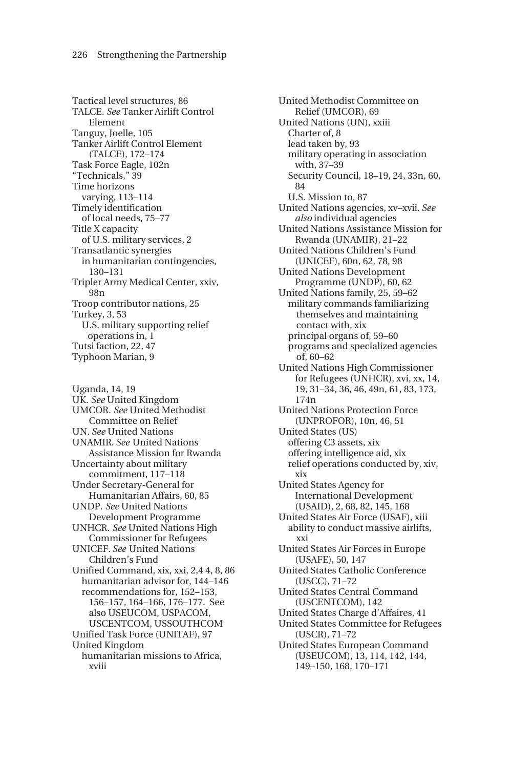Tactical level structures, 86
TALCE. *See* Tanker Airlift Control Element
Tanguy, Joelle, 105
Tanker Airlift Control Element (TALCE), 172–174
Task Force Eagle, 102n
"Technicals," 39
Time horizons
  varying, 113–114
Timely identification
  of local needs, 75–77
Title X capacity
  of U.S. military services, 2
Transatlantic synergies
  in humanitarian contingencies, 130–131
Tripler Army Medical Center, xxiv, 98n
Troop contributor nations, 25
Turkey, 3, 53
  U.S. military supporting relief operations in, 1
Tutsi faction, 22, 47
Typhoon Marian, 9

Uganda, 14, 19
UK. *See* United Kingdom
UMCOR. *See* United Methodist Committee on Relief
UN. *See* United Nations
UNAMIR. *See* United Nations Assistance Mission for Rwanda
Uncertainty about military commitment, 117–118
Under Secretary-General for Humanitarian Affairs, 60, 85
UNDP. *See* United Nations Development Programme
UNHCR. *See* United Nations High Commissioner for Refugees
UNICEF. *See* United Nations Children's Fund
Unified Command, xix, xxi, 2,4 4, 8, 86
  humanitarian advisor for, 144–146
  recommendations for, 152–153, 156–157, 164–166, 176–177. See also USEUCOM, USPACOM, USCENTCOM, USSOUTHCOM
Unified Task Force (UNITAF), 97
United Kingdom
  humanitarian missions to Africa, xviii
United Methodist Committee on Relief (UMCOR), 69
United Nations (UN), xxiii
  Charter of, 8
  lead taken by, 93
  military operating in association with, 37–39
  Security Council, 18–19, 24, 33n, 60, 84
  U.S. Mission to, 87
United Nations agencies, xv–xvii. *See also* individual agencies
United Nations Assistance Mission for Rwanda (UNAMIR), 21–22
United Nations Children's Fund (UNICEF), 60n, 62, 78, 98
United Nations Development Programme (UNDP), 60, 62
United Nations family, 25, 59–62
  military commands familiarizing themselves and maintaining contact with, xix
  principal organs of, 59–60
  programs and specialized agencies of, 60–62
United Nations High Commissioner for Refugees (UNHCR), xvi, xx, 14, 19, 31–34, 36, 46, 49n, 61, 83, 173, 174n
United Nations Protection Force (UNPROFOR), 10n, 46, 51
United States (US)
  offering C3 assets, xix
  offering intelligence aid, xix
  relief operations conducted by, xiv, xix
United States Agency for International Development (USAID), 2, 68, 82, 145, 168
United States Air Force (USAF), xiii
  ability to conduct massive airlifts, xxi
United States Air Forces in Europe (USAFE), 50, 147
United States Catholic Conference (USCC), 71–72
United States Central Command (USCENTCOM), 142
United States Charge d'Affaires, 41
United States Committee for Refugees (USCR), 71–72
United States European Command (USEUCOM), 13, 114, 142, 144, 149–150, 168, 170–171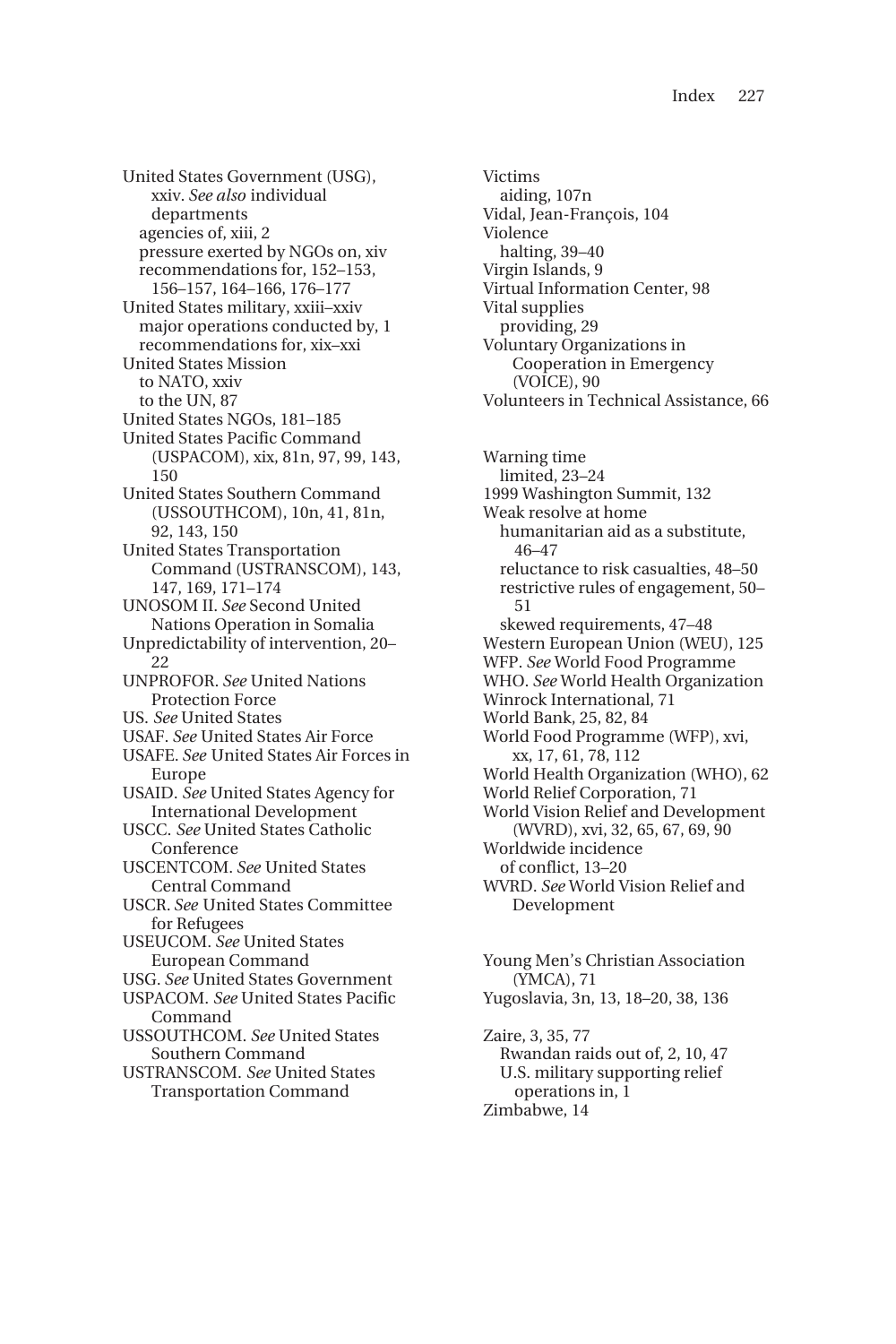United States Government (USG), xxiv. *See also* individual departments
  agencies of, xiii, 2
  pressure exerted by NGOs on, xiv
  recommendations for, 152–153, 156–157, 164–166, 176–177
United States military, xxiii–xxiv
  major operations conducted by, 1
  recommendations for, xix–xxi
United States Mission
  to NATO, xxiv
  to the UN, 87
United States NGOs, 181–185
United States Pacific Command (USPACOM), xix, 81n, 97, 99, 143, 150
United States Southern Command (USSOUTHCOM), 10n, 41, 81n, 92, 143, 150
United States Transportation Command (USTRANSCOM), 143, 147, 169, 171–174
UNOSOM II. *See* Second United Nations Operation in Somalia
Unpredictability of intervention, 20–22
UNPROFOR. *See* United Nations Protection Force
US. *See* United States
USAF. *See* United States Air Force
USAFE. *See* United States Air Forces in Europe
USAID. *See* United States Agency for International Development
USCC. *See* United States Catholic Conference
USCENTCOM. *See* United States Central Command
USCR. *See* United States Committee for Refugees
USEUCOM. *See* United States European Command
USG. *See* United States Government
USPACOM. *See* United States Pacific Command
USSOUTHCOM. *See* United States Southern Command
USTRANSCOM. *See* United States Transportation Command

Victims
  aiding, 107n
Vidal, Jean-François, 104
Violence
  halting, 39–40
Virgin Islands, 9
Virtual Information Center, 98
Vital supplies
  providing, 29
Voluntary Organizations in Cooperation in Emergency (VOICE), 90
Volunteers in Technical Assistance, 66

Warning time
  limited, 23–24
1999 Washington Summit, 132
Weak resolve at home
  humanitarian aid as a substitute, 46–47
  reluctance to risk casualties, 48–50
  restrictive rules of engagement, 50–51
  skewed requirements, 47–48
Western European Union (WEU), 125
WFP. *See* World Food Programme
WHO. *See* World Health Organization
Winrock International, 71
World Bank, 25, 82, 84
World Food Programme (WFP), xvi, xx, 17, 61, 78, 112
World Health Organization (WHO), 62
World Relief Corporation, 71
World Vision Relief and Development (WVRD), xvi, 32, 65, 67, 69, 90
Worldwide incidence
  of conflict, 13–20
WVRD. *See* World Vision Relief and Development

Young Men's Christian Association (YMCA), 71
Yugoslavia, 3n, 13, 18–20, 38, 136

Zaire, 3, 35, 77
  Rwandan raids out of, 2, 10, 47
  U.S. military supporting relief operations in, 1
Zimbabwe, 14